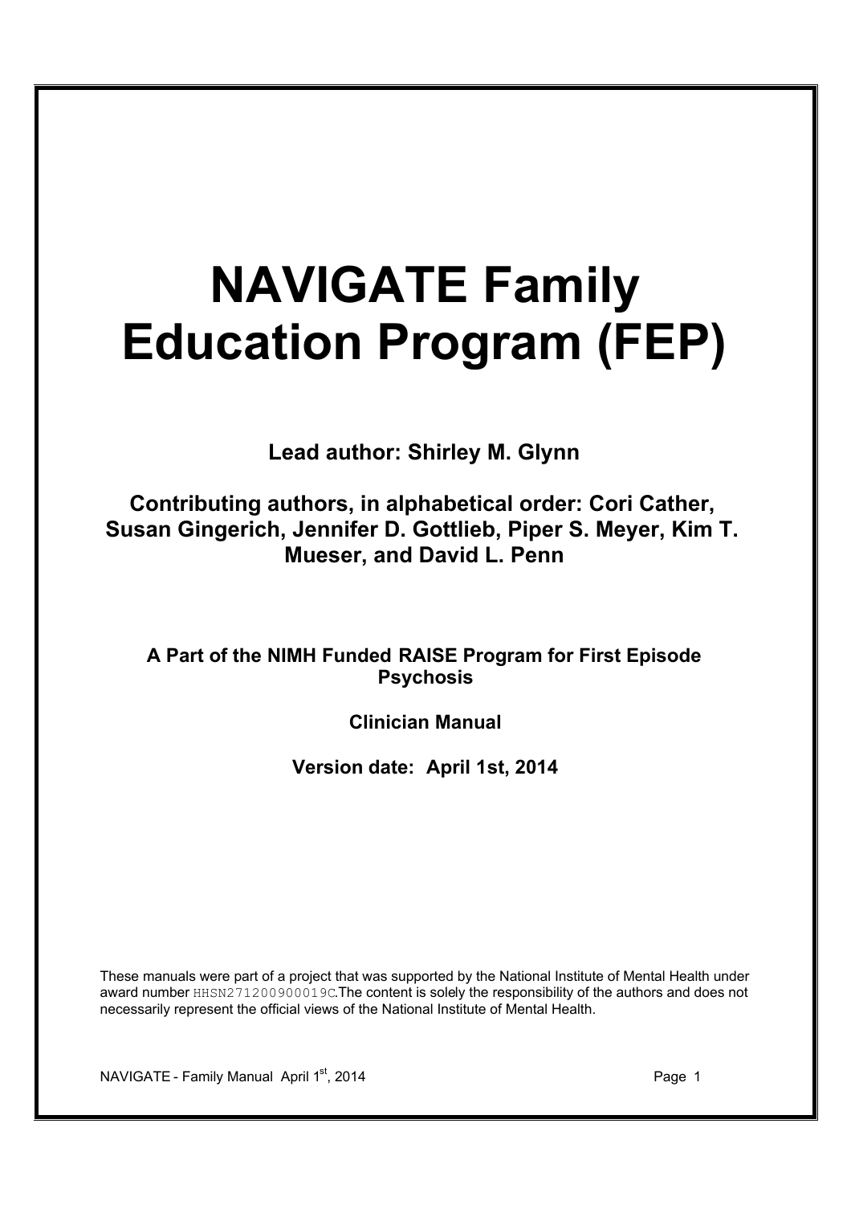# NAVIGATE Family Education Program (FEP)

**Lead author: Shirley M. Glynn**

**Contributing authors, in alphabetical order: Cori Cather, Susan Gingerich, Jennifer D. Gottlieb, Piper S. Meyer, Kim T. Mueser, and David L. Penn**

**A Part of the NIMH Funded RAISE Program for First Episode Psychosis**

**Clinician Manual**

**Version date: April 1st, 2014**

These manuals were part of a project that was supported by the National Institute of Mental Health under award number HHSN271200900019C.The content is solely the responsibility of the authors and does not necessarily represent the official views of the National Institute of Mental Health.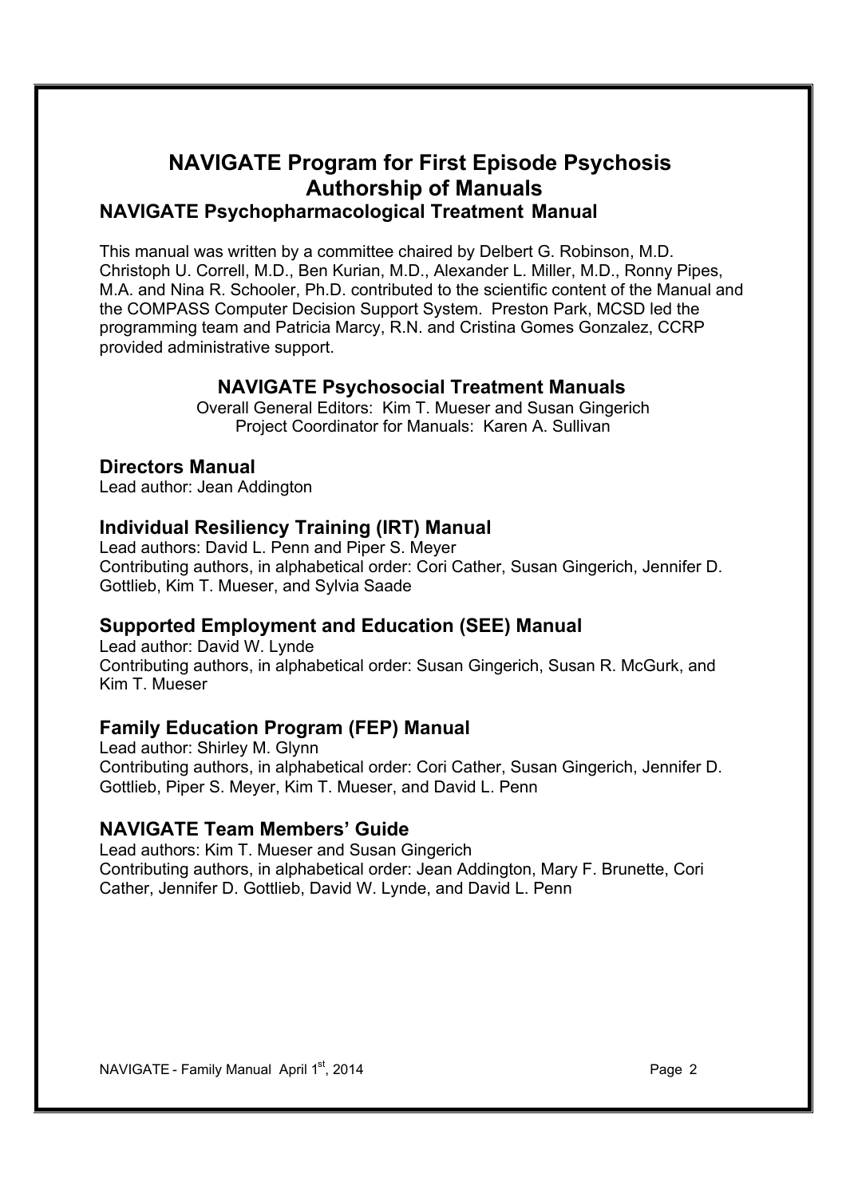# NAVIGATE Program for First Episode Psychosis
# Authorship of Manuals

## NAVIGATE Psychopharmacological Treatment Manual

This manual was written by a committee chaired by Delbert G. Robinson, M.D. Christoph U. Correll, M.D., Ben Kurian, M.D., Alexander L. Miller, M.D., Ronny Pipes, M.A. and Nina R. Schooler, Ph.D. contributed to the scientific content of the Manual and the COMPASS Computer Decision Support System. Preston Park, MCSD led the programming team and Patricia Marcy, R.N. and Cristina Gomes Gonzalez, CCRP provided administrative support.

## NAVIGATE Psychosocial Treatment Manuals

Overall General Editors: Kim T. Mueser and Susan Gingerich
Project Coordinator for Manuals: Karen A. Sullivan

## Directors Manual

Lead author: Jean Addington

## Individual Resiliency Training (IRT) Manual

Lead authors: David L. Penn and Piper S. Meyer
Contributing authors, in alphabetical order: Cori Cather, Susan Gingerich, Jennifer D. Gottlieb, Kim T. Mueser, and Sylvia Saade

## Supported Employment and Education (SEE) Manual

Lead author: David W. Lynde
Contributing authors, in alphabetical order: Susan Gingerich, Susan R. McGurk, and Kim T. Mueser

## Family Education Program (FEP) Manual

Lead author: Shirley M. Glynn
Contributing authors, in alphabetical order: Cori Cather, Susan Gingerich, Jennifer D. Gottlieb, Piper S. Meyer, Kim T. Mueser, and David L. Penn

## NAVIGATE Team Members' Guide

Lead authors: Kim T. Mueser and Susan Gingerich
Contributing authors, in alphabetical order: Jean Addington, Mary F. Brunette, Cori Cather, Jennifer D. Gottlieb, David W. Lynde, and David L. Penn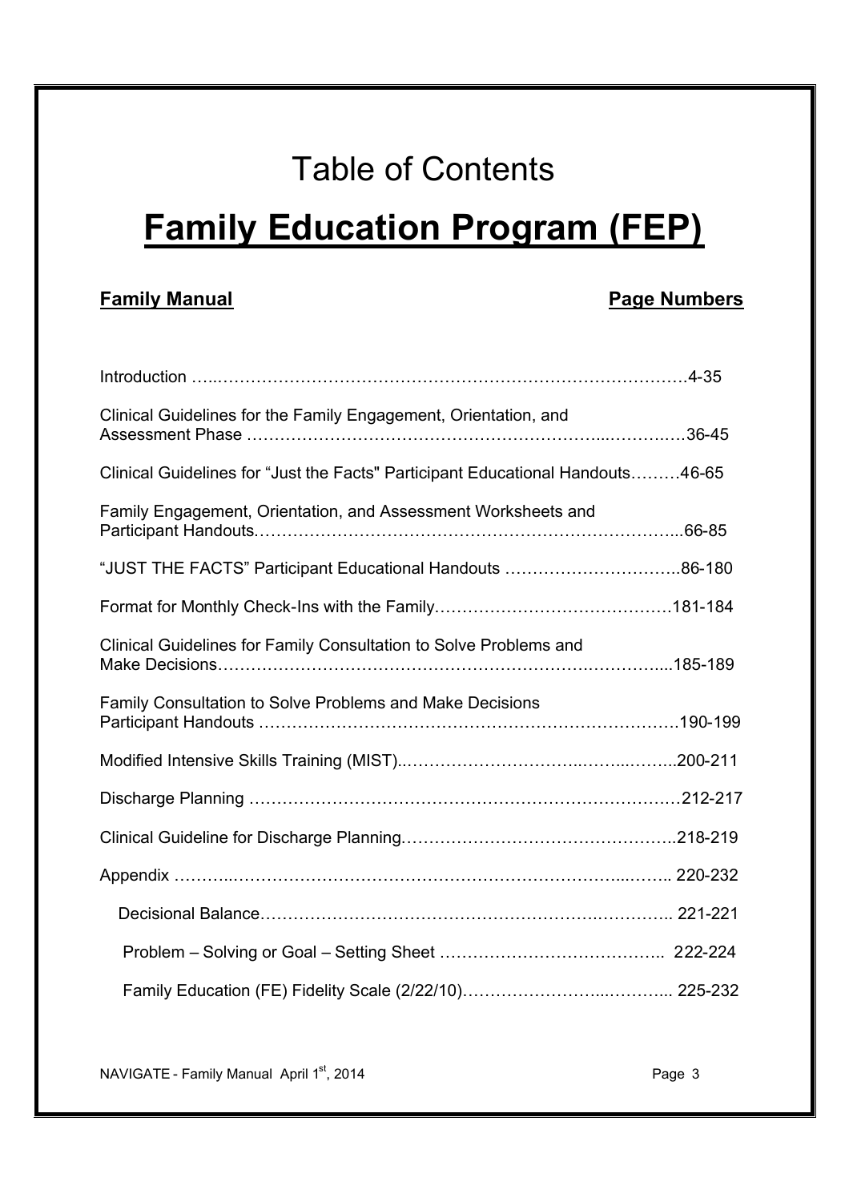# Table of Contents

# Family Education Program (FEP)

| Family Manual | Page Numbers |
|---|---|
| Introduction | 4-35 |
| Clinical Guidelines for the Family Engagement, Orientation, and Assessment Phase | 36-45 |
| Clinical Guidelines for "Just the Facts" Participant Educational Handouts | 46-65 |
| Family Engagement, Orientation, and Assessment Worksheets and Participant Handouts. | 66-85 |
| "JUST THE FACTS" Participant Educational Handouts | 86-180 |
| Format for Monthly Check-Ins with the Family | 181-184 |
| Clinical Guidelines for Family Consultation to Solve Problems and Make Decisions | 185-189 |
| Family Consultation to Solve Problems and Make Decisions Participant Handouts | 190-199 |
| Modified Intensive Skills Training (MIST). | 200-211 |
| Discharge Planning | 212-217 |
| Clinical Guideline for Discharge Planning. | 218-219 |
| Appendix | 220-232 |
| Decisional Balance | 221-221 |
| Problem – Solving or Goal – Setting Sheet | 222-224 |
| Family Education (FE) Fidelity Scale (2/22/10) | 225-232 |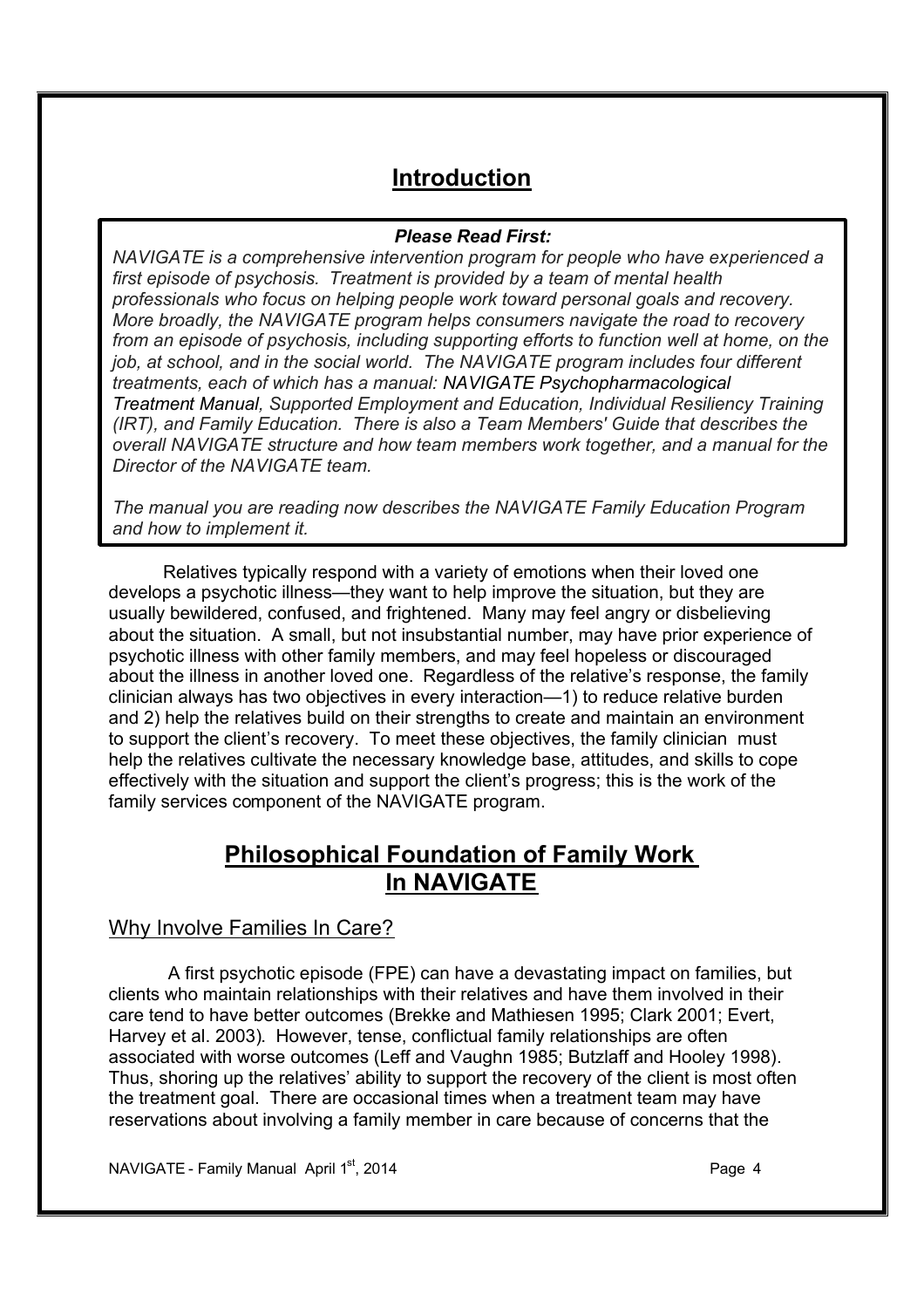# Introduction

***Please Read First:***

*NAVIGATE is a comprehensive intervention program for people who have experienced a first episode of psychosis. Treatment is provided by a team of mental health professionals who focus on helping people work toward personal goals and recovery. More broadly, the NAVIGATE program helps consumers navigate the road to recovery from an episode of psychosis, including supporting efforts to function well at home, on the job, at school, and in the social world. The NAVIGATE program includes four different treatments, each of which has a manual: NAVIGATE Psychopharmacological Treatment Manual, Supported Employment and Education, Individual Resiliency Training (IRT), and Family Education. There is also a Team Members' Guide that describes the overall NAVIGATE structure and how team members work together, and a manual for the Director of the NAVIGATE team.*

*The manual you are reading now describes the NAVIGATE Family Education Program and how to implement it.*

Relatives typically respond with a variety of emotions when their loved one develops a psychotic illness—they want to help improve the situation, but they are usually bewildered, confused, and frightened. Many may feel angry or disbelieving about the situation. A small, but not insubstantial number, may have prior experience of psychotic illness with other family members, and may feel hopeless or discouraged about the illness in another loved one. Regardless of the relative's response, the family clinician always has two objectives in every interaction—1) to reduce relative burden and 2) help the relatives build on their strengths to create and maintain an environment to support the client's recovery. To meet these objectives, the family clinician must help the relatives cultivate the necessary knowledge base, attitudes, and skills to cope effectively with the situation and support the client's progress; this is the work of the family services component of the NAVIGATE program.

# Philosophical Foundation of Family Work In NAVIGATE

## Why Involve Families In Care?

A first psychotic episode (FPE) can have a devastating impact on families, but clients who maintain relationships with their relatives and have them involved in their care tend to have better outcomes (Brekke and Mathiesen 1995; Clark 2001; Evert, Harvey et al. 2003). However, tense, conflictual family relationships are often associated with worse outcomes (Leff and Vaughn 1985; Butzlaff and Hooley 1998). Thus, shoring up the relatives' ability to support the recovery of the client is most often the treatment goal. There are occasional times when a treatment team may have reservations about involving a family member in care because of concerns that the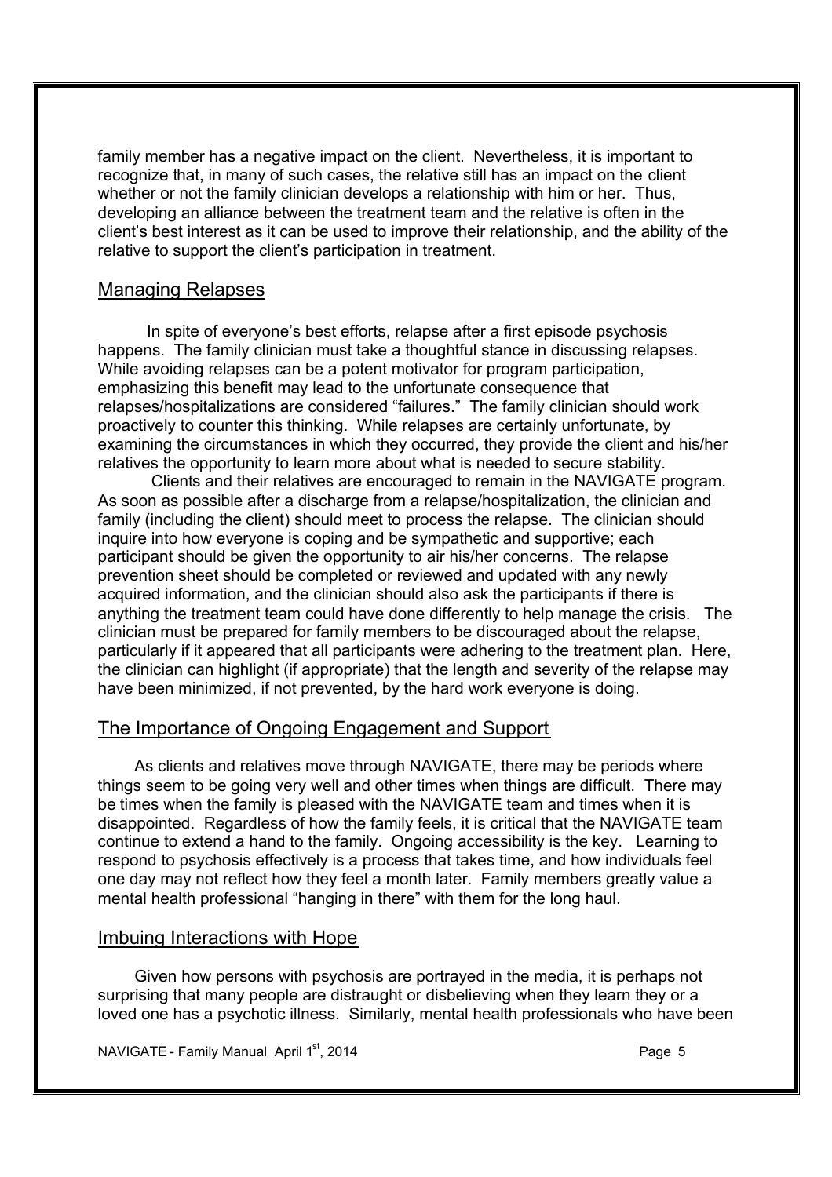family member has a negative impact on the client. Nevertheless, it is important to recognize that, in many of such cases, the relative still has an impact on the client whether or not the family clinician develops a relationship with him or her. Thus, developing an alliance between the treatment team and the relative is often in the client's best interest as it can be used to improve their relationship, and the ability of the relative to support the client's participation in treatment.

## Managing Relapses

In spite of everyone's best efforts, relapse after a first episode psychosis happens. The family clinician must take a thoughtful stance in discussing relapses. While avoiding relapses can be a potent motivator for program participation, emphasizing this benefit may lead to the unfortunate consequence that relapses/hospitalizations are considered "failures." The family clinician should work proactively to counter this thinking. While relapses are certainly unfortunate, by examining the circumstances in which they occurred, they provide the client and his/her relatives the opportunity to learn more about what is needed to secure stability.

Clients and their relatives are encouraged to remain in the NAVIGATE program. As soon as possible after a discharge from a relapse/hospitalization, the clinician and family (including the client) should meet to process the relapse. The clinician should inquire into how everyone is coping and be sympathetic and supportive; each participant should be given the opportunity to air his/her concerns. The relapse prevention sheet should be completed or reviewed and updated with any newly acquired information, and the clinician should also ask the participants if there is anything the treatment team could have done differently to help manage the crisis. The clinician must be prepared for family members to be discouraged about the relapse, particularly if it appeared that all participants were adhering to the treatment plan. Here, the clinician can highlight (if appropriate) that the length and severity of the relapse may have been minimized, if not prevented, by the hard work everyone is doing.

## The Importance of Ongoing Engagement and Support

As clients and relatives move through NAVIGATE, there may be periods where things seem to be going very well and other times when things are difficult. There may be times when the family is pleased with the NAVIGATE team and times when it is disappointed. Regardless of how the family feels, it is critical that the NAVIGATE team continue to extend a hand to the family. Ongoing accessibility is the key. Learning to respond to psychosis effectively is a process that takes time, and how individuals feel one day may not reflect how they feel a month later. Family members greatly value a mental health professional "hanging in there" with them for the long haul.

## Imbuing Interactions with Hope

Given how persons with psychosis are portrayed in the media, it is perhaps not surprising that many people are distraught or disbelieving when they learn they or a loved one has a psychotic illness. Similarly, mental health professionals who have been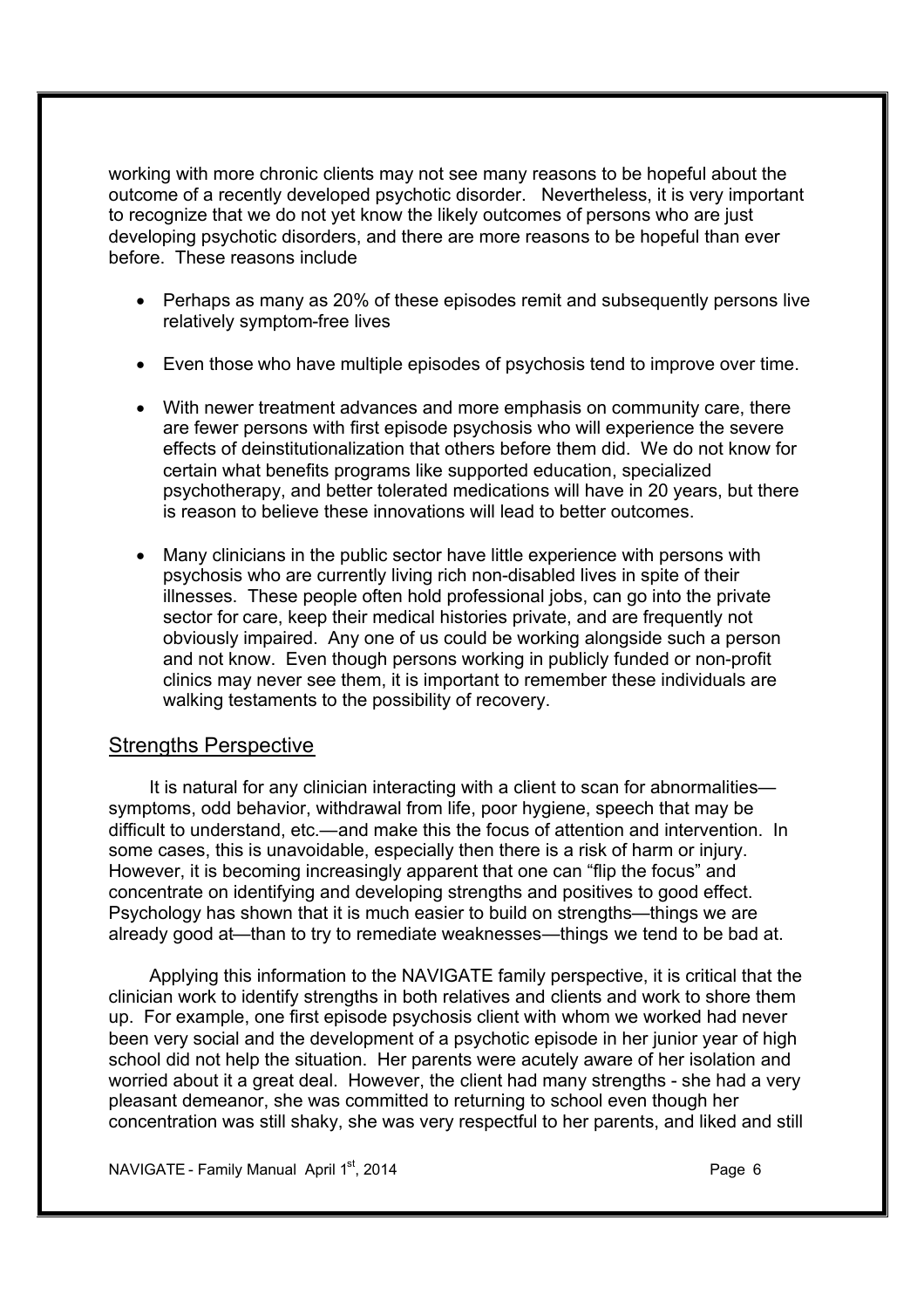working with more chronic clients may not see many reasons to be hopeful about the outcome of a recently developed psychotic disorder. Nevertheless, it is very important to recognize that we do not yet know the likely outcomes of persons who are just developing psychotic disorders, and there are more reasons to be hopeful than ever before. These reasons include

- Perhaps as many as 20% of these episodes remit and subsequently persons live relatively symptom-free lives
- Even those who have multiple episodes of psychosis tend to improve over time.
- With newer treatment advances and more emphasis on community care, there are fewer persons with first episode psychosis who will experience the severe effects of deinstitutionalization that others before them did. We do not know for certain what benefits programs like supported education, specialized psychotherapy, and better tolerated medications will have in 20 years, but there is reason to believe these innovations will lead to better outcomes.
- Many clinicians in the public sector have little experience with persons with psychosis who are currently living rich non-disabled lives in spite of their illnesses. These people often hold professional jobs, can go into the private sector for care, keep their medical histories private, and are frequently not obviously impaired. Any one of us could be working alongside such a person and not know. Even though persons working in publicly funded or non-profit clinics may never see them, it is important to remember these individuals are walking testaments to the possibility of recovery.

## Strengths Perspective

It is natural for any clinician interacting with a client to scan for abnormalities—symptoms, odd behavior, withdrawal from life, poor hygiene, speech that may be difficult to understand, etc.—and make this the focus of attention and intervention. In some cases, this is unavoidable, especially then there is a risk of harm or injury. However, it is becoming increasingly apparent that one can "flip the focus" and concentrate on identifying and developing strengths and positives to good effect. Psychology has shown that it is much easier to build on strengths—things we are already good at—than to try to remediate weaknesses—things we tend to be bad at.

Applying this information to the NAVIGATE family perspective, it is critical that the clinician work to identify strengths in both relatives and clients and work to shore them up. For example, one first episode psychosis client with whom we worked had never been very social and the development of a psychotic episode in her junior year of high school did not help the situation. Her parents were acutely aware of her isolation and worried about it a great deal. However, the client had many strengths - she had a very pleasant demeanor, she was committed to returning to school even though her concentration was still shaky, she was very respectful to her parents, and liked and still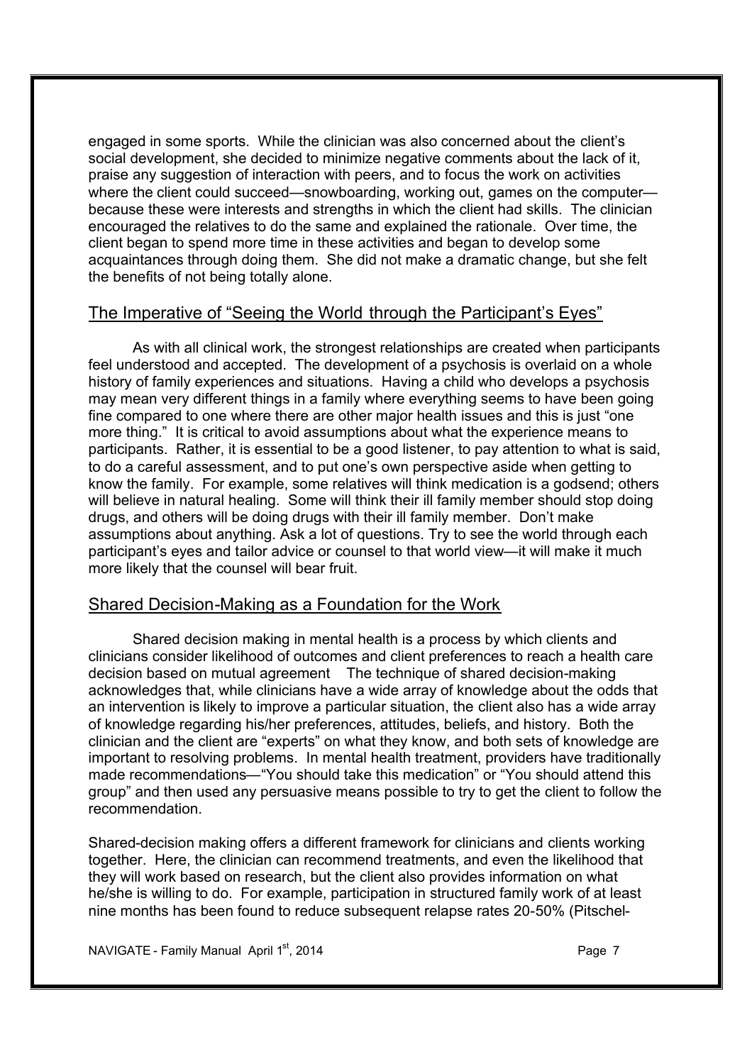engaged in some sports. While the clinician was also concerned about the client's social development, she decided to minimize negative comments about the lack of it, praise any suggestion of interaction with peers, and to focus the work on activities where the client could succeed—snowboarding, working out, games on the computer—because these were interests and strengths in which the client had skills. The clinician encouraged the relatives to do the same and explained the rationale. Over time, the client began to spend more time in these activities and began to develop some acquaintances through doing them. She did not make a dramatic change, but she felt the benefits of not being totally alone.

## The Imperative of "Seeing the World through the Participant's Eyes"

As with all clinical work, the strongest relationships are created when participants feel understood and accepted. The development of a psychosis is overlaid on a whole history of family experiences and situations. Having a child who develops a psychosis may mean very different things in a family where everything seems to have been going fine compared to one where there are other major health issues and this is just "one more thing." It is critical to avoid assumptions about what the experience means to participants. Rather, it is essential to be a good listener, to pay attention to what is said, to do a careful assessment, and to put one's own perspective aside when getting to know the family. For example, some relatives will think medication is a godsend; others will believe in natural healing. Some will think their ill family member should stop doing drugs, and others will be doing drugs with their ill family member. Don't make assumptions about anything. Ask a lot of questions. Try to see the world through each participant's eyes and tailor advice or counsel to that world view—it will make it much more likely that the counsel will bear fruit.

## Shared Decision-Making as a Foundation for the Work

Shared decision making in mental health is a process by which clients and clinicians consider likelihood of outcomes and client preferences to reach a health care decision based on mutual agreement The technique of shared decision-making acknowledges that, while clinicians have a wide array of knowledge about the odds that an intervention is likely to improve a particular situation, the client also has a wide array of knowledge regarding his/her preferences, attitudes, beliefs, and history. Both the clinician and the client are "experts" on what they know, and both sets of knowledge are important to resolving problems. In mental health treatment, providers have traditionally made recommendations—"You should take this medication" or "You should attend this group" and then used any persuasive means possible to try to get the client to follow the recommendation.

Shared-decision making offers a different framework for clinicians and clients working together. Here, the clinician can recommend treatments, and even the likelihood that they will work based on research, but the client also provides information on what he/she is willing to do. For example, participation in structured family work of at least nine months has been found to reduce subsequent relapse rates 20-50% (Pitschel-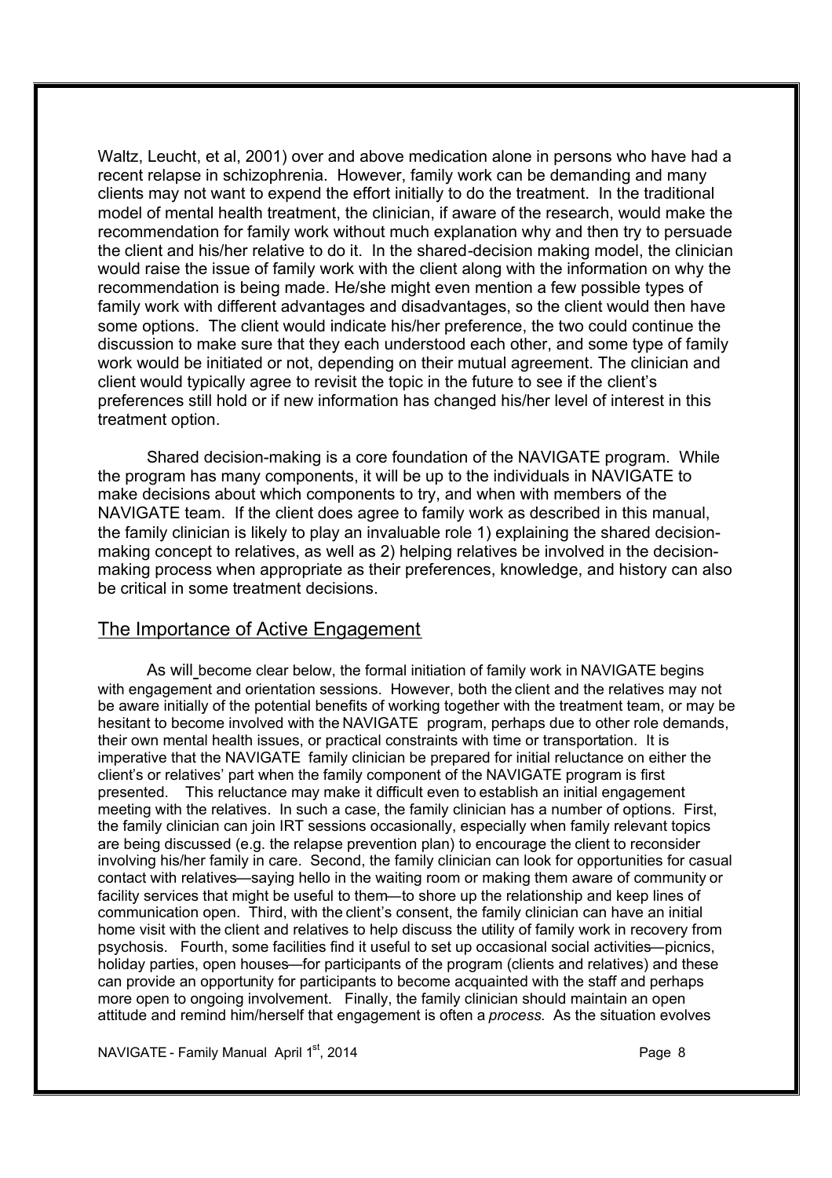Waltz, Leucht, et al, 2001) over and above medication alone in persons who have had a recent relapse in schizophrenia. However, family work can be demanding and many clients may not want to expend the effort initially to do the treatment. In the traditional model of mental health treatment, the clinician, if aware of the research, would make the recommendation for family work without much explanation why and then try to persuade the client and his/her relative to do it. In the shared-decision making model, the clinician would raise the issue of family work with the client along with the information on why the recommendation is being made. He/she might even mention a few possible types of family work with different advantages and disadvantages, so the client would then have some options. The client would indicate his/her preference, the two could continue the discussion to make sure that they each understood each other, and some type of family work would be initiated or not, depending on their mutual agreement. The clinician and client would typically agree to revisit the topic in the future to see if the client's preferences still hold or if new information has changed his/her level of interest in this treatment option.

Shared decision-making is a core foundation of the NAVIGATE program. While the program has many components, it will be up to the individuals in NAVIGATE to make decisions about which components to try, and when with members of the NAVIGATE team. If the client does agree to family work as described in this manual, the family clinician is likely to play an invaluable role 1) explaining the shared decision-making concept to relatives, as well as 2) helping relatives be involved in the decision-making process when appropriate as their preferences, knowledge, and history can also be critical in some treatment decisions.

## The Importance of Active Engagement

As will become clear below, the formal initiation of family work in NAVIGATE begins with engagement and orientation sessions. However, both the client and the relatives may not be aware initially of the potential benefits of working together with the treatment team, or may be hesitant to become involved with the NAVIGATE program, perhaps due to other role demands, their own mental health issues, or practical constraints with time or transportation. It is imperative that the NAVIGATE family clinician be prepared for initial reluctance on either the client's or relatives' part when the family component of the NAVIGATE program is first presented. This reluctance may make it difficult even to establish an initial engagement meeting with the relatives. In such a case, the family clinician has a number of options. First, the family clinician can join IRT sessions occasionally, especially when family relevant topics are being discussed (e.g. the relapse prevention plan) to encourage the client to reconsider involving his/her family in care. Second, the family clinician can look for opportunities for casual contact with relatives—saying hello in the waiting room or making them aware of community or facility services that might be useful to them—to shore up the relationship and keep lines of communication open. Third, with the client's consent, the family clinician can have an initial home visit with the client and relatives to help discuss the utility of family work in recovery from psychosis. Fourth, some facilities find it useful to set up occasional social activities—picnics, holiday parties, open houses—for participants of the program (clients and relatives) and these can provide an opportunity for participants to become acquainted with the staff and perhaps more open to ongoing involvement. Finally, the family clinician should maintain an open attitude and remind him/herself that engagement is often a *process*. As the situation evolves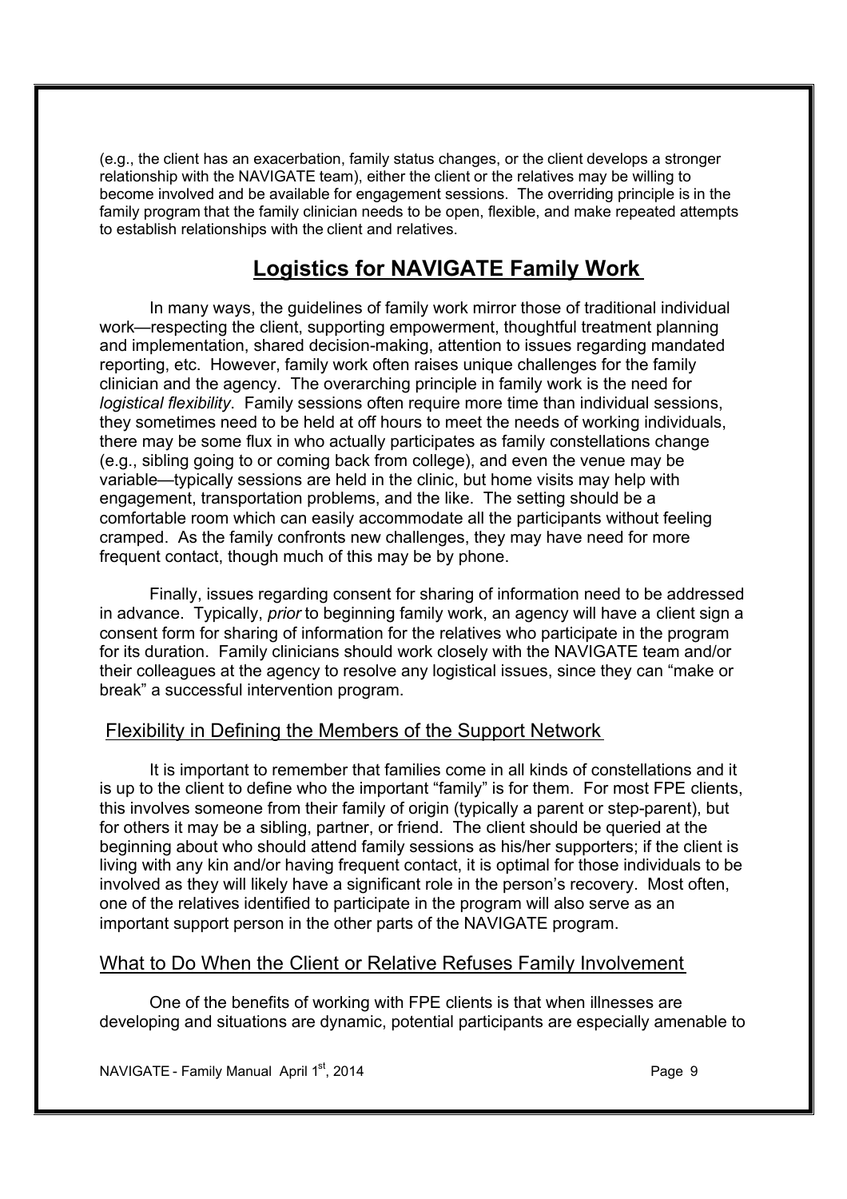(e.g., the client has an exacerbation, family status changes, or the client develops a stronger relationship with the NAVIGATE team), either the client or the relatives may be willing to become involved and be available for engagement sessions. The overriding principle is in the family program that the family clinician needs to be open, flexible, and make repeated attempts to establish relationships with the client and relatives.

## Logistics for NAVIGATE Family Work

In many ways, the guidelines of family work mirror those of traditional individual work—respecting the client, supporting empowerment, thoughtful treatment planning and implementation, shared decision-making, attention to issues regarding mandated reporting, etc. However, family work often raises unique challenges for the family clinician and the agency. The overarching principle in family work is the need for *logistical flexibility*. Family sessions often require more time than individual sessions, they sometimes need to be held at off hours to meet the needs of working individuals, there may be some flux in who actually participates as family constellations change (e.g., sibling going to or coming back from college), and even the venue may be variable—typically sessions are held in the clinic, but home visits may help with engagement, transportation problems, and the like. The setting should be a comfortable room which can easily accommodate all the participants without feeling cramped. As the family confronts new challenges, they may have need for more frequent contact, though much of this may be by phone.

Finally, issues regarding consent for sharing of information need to be addressed in advance. Typically, *prior* to beginning family work, an agency will have a client sign a consent form for sharing of information for the relatives who participate in the program for its duration. Family clinicians should work closely with the NAVIGATE team and/or their colleagues at the agency to resolve any logistical issues, since they can "make or break" a successful intervention program.

### Flexibility in Defining the Members of the Support Network

It is important to remember that families come in all kinds of constellations and it is up to the client to define who the important "family" is for them. For most FPE clients, this involves someone from their family of origin (typically a parent or step-parent), but for others it may be a sibling, partner, or friend. The client should be queried at the beginning about who should attend family sessions as his/her supporters; if the client is living with any kin and/or having frequent contact, it is optimal for those individuals to be involved as they will likely have a significant role in the person's recovery. Most often, one of the relatives identified to participate in the program will also serve as an important support person in the other parts of the NAVIGATE program.

### What to Do When the Client or Relative Refuses Family Involvement

One of the benefits of working with FPE clients is that when illnesses are developing and situations are dynamic, potential participants are especially amenable to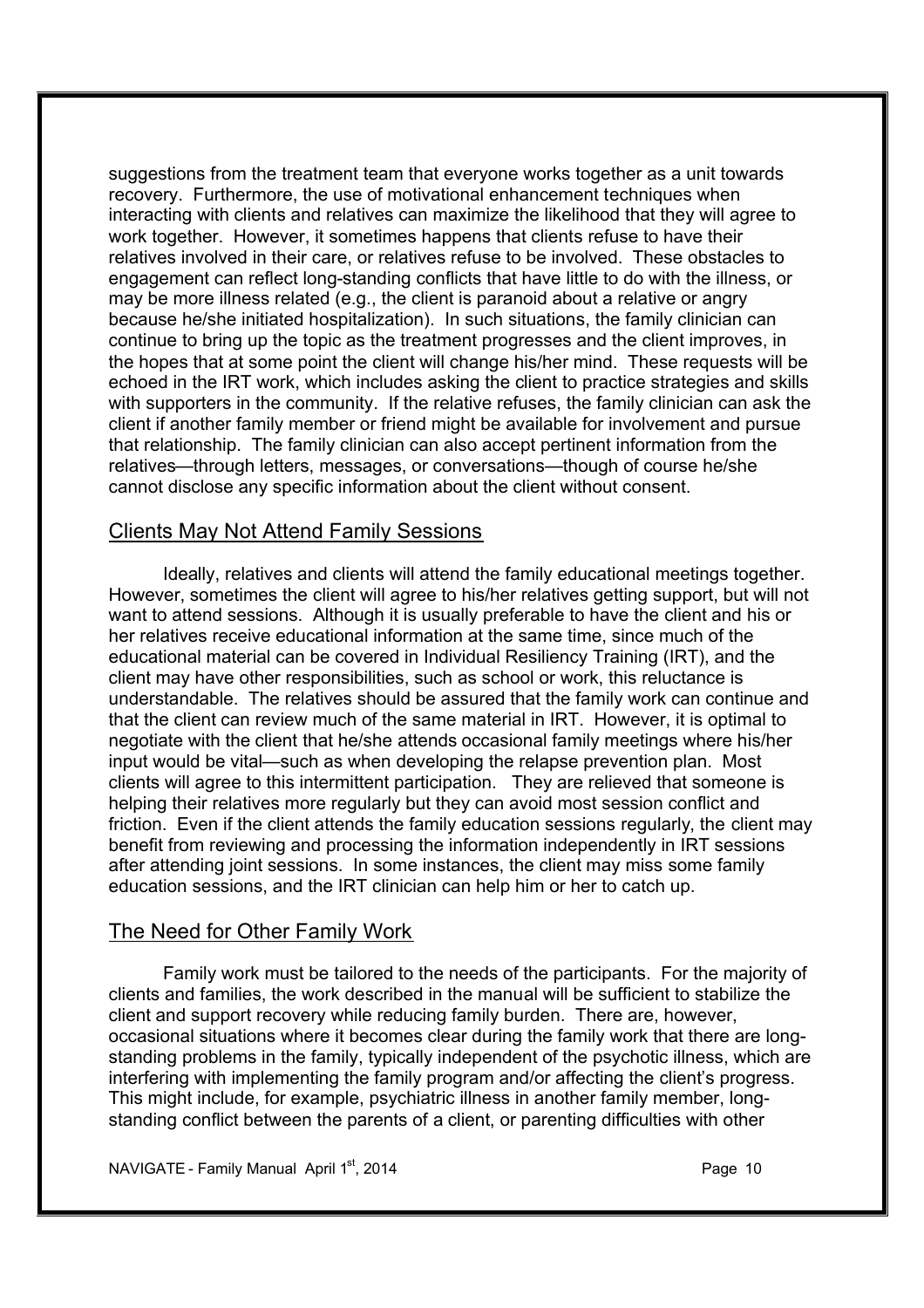suggestions from the treatment team that everyone works together as a unit towards recovery. Furthermore, the use of motivational enhancement techniques when interacting with clients and relatives can maximize the likelihood that they will agree to work together. However, it sometimes happens that clients refuse to have their relatives involved in their care, or relatives refuse to be involved. These obstacles to engagement can reflect long-standing conflicts that have little to do with the illness, or may be more illness related (e.g., the client is paranoid about a relative or angry because he/she initiated hospitalization). In such situations, the family clinician can continue to bring up the topic as the treatment progresses and the client improves, in the hopes that at some point the client will change his/her mind. These requests will be echoed in the IRT work, which includes asking the client to practice strategies and skills with supporters in the community. If the relative refuses, the family clinician can ask the client if another family member or friend might be available for involvement and pursue that relationship. The family clinician can also accept pertinent information from the relatives—through letters, messages, or conversations—though of course he/she cannot disclose any specific information about the client without consent.

## Clients May Not Attend Family Sessions

Ideally, relatives and clients will attend the family educational meetings together. However, sometimes the client will agree to his/her relatives getting support, but will not want to attend sessions. Although it is usually preferable to have the client and his or her relatives receive educational information at the same time, since much of the educational material can be covered in Individual Resiliency Training (IRT), and the client may have other responsibilities, such as school or work, this reluctance is understandable. The relatives should be assured that the family work can continue and that the client can review much of the same material in IRT. However, it is optimal to negotiate with the client that he/she attends occasional family meetings where his/her input would be vital—such as when developing the relapse prevention plan. Most clients will agree to this intermittent participation. They are relieved that someone is helping their relatives more regularly but they can avoid most session conflict and friction. Even if the client attends the family education sessions regularly, the client may benefit from reviewing and processing the information independently in IRT sessions after attending joint sessions. In some instances, the client may miss some family education sessions, and the IRT clinician can help him or her to catch up.

## The Need for Other Family Work

Family work must be tailored to the needs of the participants. For the majority of clients and families, the work described in the manual will be sufficient to stabilize the client and support recovery while reducing family burden. There are, however, occasional situations where it becomes clear during the family work that there are long-standing problems in the family, typically independent of the psychotic illness, which are interfering with implementing the family program and/or affecting the client's progress. This might include, for example, psychiatric illness in another family member, long-standing conflict between the parents of a client, or parenting difficulties with other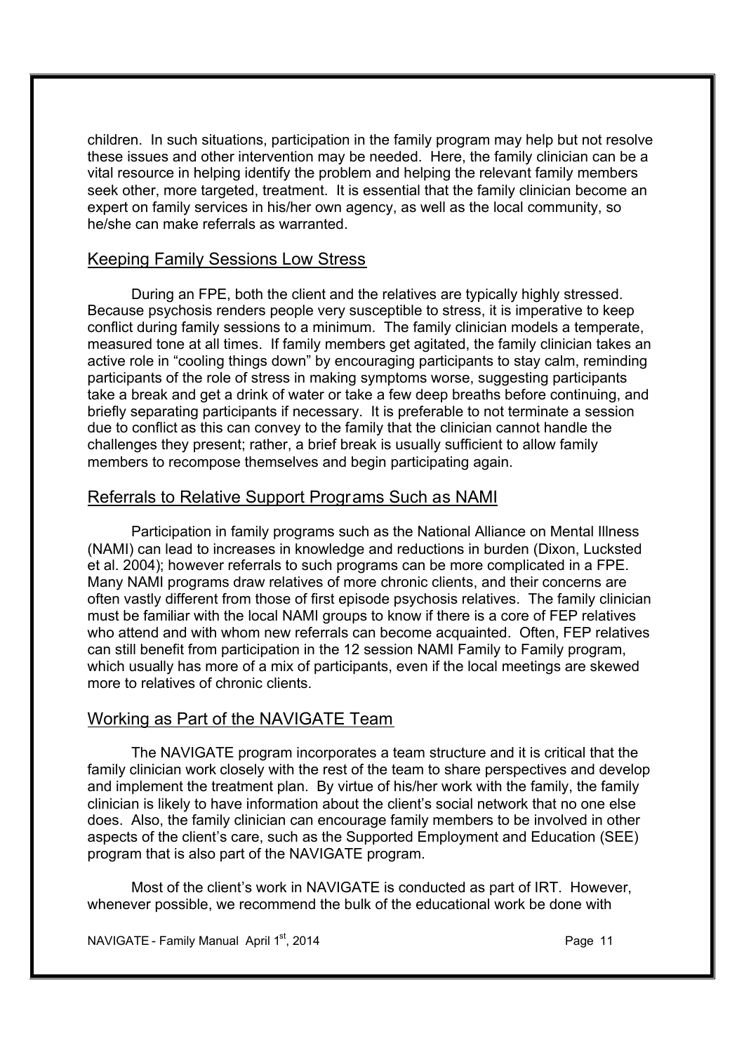children. In such situations, participation in the family program may help but not resolve these issues and other intervention may be needed. Here, the family clinician can be a vital resource in helping identify the problem and helping the relevant family members seek other, more targeted, treatment. It is essential that the family clinician become an expert on family services in his/her own agency, as well as the local community, so he/she can make referrals as warranted.

## Keeping Family Sessions Low Stress

During an FPE, both the client and the relatives are typically highly stressed. Because psychosis renders people very susceptible to stress, it is imperative to keep conflict during family sessions to a minimum. The family clinician models a temperate, measured tone at all times. If family members get agitated, the family clinician takes an active role in "cooling things down" by encouraging participants to stay calm, reminding participants of the role of stress in making symptoms worse, suggesting participants take a break and get a drink of water or take a few deep breaths before continuing, and briefly separating participants if necessary. It is preferable to not terminate a session due to conflict as this can convey to the family that the clinician cannot handle the challenges they present; rather, a brief break is usually sufficient to allow family members to recompose themselves and begin participating again.

## Referrals to Relative Support Programs Such as NAMI

Participation in family programs such as the National Alliance on Mental Illness (NAMI) can lead to increases in knowledge and reductions in burden (Dixon, Lucksted et al. 2004); however referrals to such programs can be more complicated in a FPE. Many NAMI programs draw relatives of more chronic clients, and their concerns are often vastly different from those of first episode psychosis relatives. The family clinician must be familiar with the local NAMI groups to know if there is a core of FEP relatives who attend and with whom new referrals can become acquainted. Often, FEP relatives can still benefit from participation in the 12 session NAMI Family to Family program, which usually has more of a mix of participants, even if the local meetings are skewed more to relatives of chronic clients.

## Working as Part of the NAVIGATE Team

The NAVIGATE program incorporates a team structure and it is critical that the family clinician work closely with the rest of the team to share perspectives and develop and implement the treatment plan. By virtue of his/her work with the family, the family clinician is likely to have information about the client's social network that no one else does. Also, the family clinician can encourage family members to be involved in other aspects of the client's care, such as the Supported Employment and Education (SEE) program that is also part of the NAVIGATE program.

Most of the client's work in NAVIGATE is conducted as part of IRT. However, whenever possible, we recommend the bulk of the educational work be done with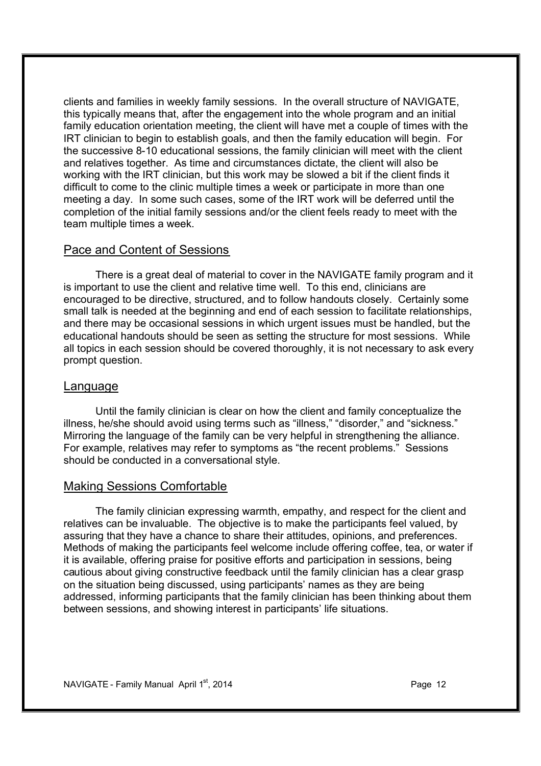clients and families in weekly family sessions. In the overall structure of NAVIGATE, this typically means that, after the engagement into the whole program and an initial family education orientation meeting, the client will have met a couple of times with the IRT clinician to begin to establish goals, and then the family education will begin. For the successive 8-10 educational sessions, the family clinician will meet with the client and relatives together. As time and circumstances dictate, the client will also be working with the IRT clinician, but this work may be slowed a bit if the client finds it difficult to come to the clinic multiple times a week or participate in more than one meeting a day. In some such cases, some of the IRT work will be deferred until the completion of the initial family sessions and/or the client feels ready to meet with the team multiple times a week.

## Pace and Content of Sessions

There is a great deal of material to cover in the NAVIGATE family program and it is important to use the client and relative time well. To this end, clinicians are encouraged to be directive, structured, and to follow handouts closely. Certainly some small talk is needed at the beginning and end of each session to facilitate relationships, and there may be occasional sessions in which urgent issues must be handled, but the educational handouts should be seen as setting the structure for most sessions. While all topics in each session should be covered thoroughly, it is not necessary to ask every prompt question.

## Language

Until the family clinician is clear on how the client and family conceptualize the illness, he/she should avoid using terms such as "illness," "disorder," and "sickness." Mirroring the language of the family can be very helpful in strengthening the alliance. For example, relatives may refer to symptoms as "the recent problems." Sessions should be conducted in a conversational style.

## Making Sessions Comfortable

The family clinician expressing warmth, empathy, and respect for the client and relatives can be invaluable. The objective is to make the participants feel valued, by assuring that they have a chance to share their attitudes, opinions, and preferences. Methods of making the participants feel welcome include offering coffee, tea, or water if it is available, offering praise for positive efforts and participation in sessions, being cautious about giving constructive feedback until the family clinician has a clear grasp on the situation being discussed, using participants' names as they are being addressed, informing participants that the family clinician has been thinking about them between sessions, and showing interest in participants' life situations.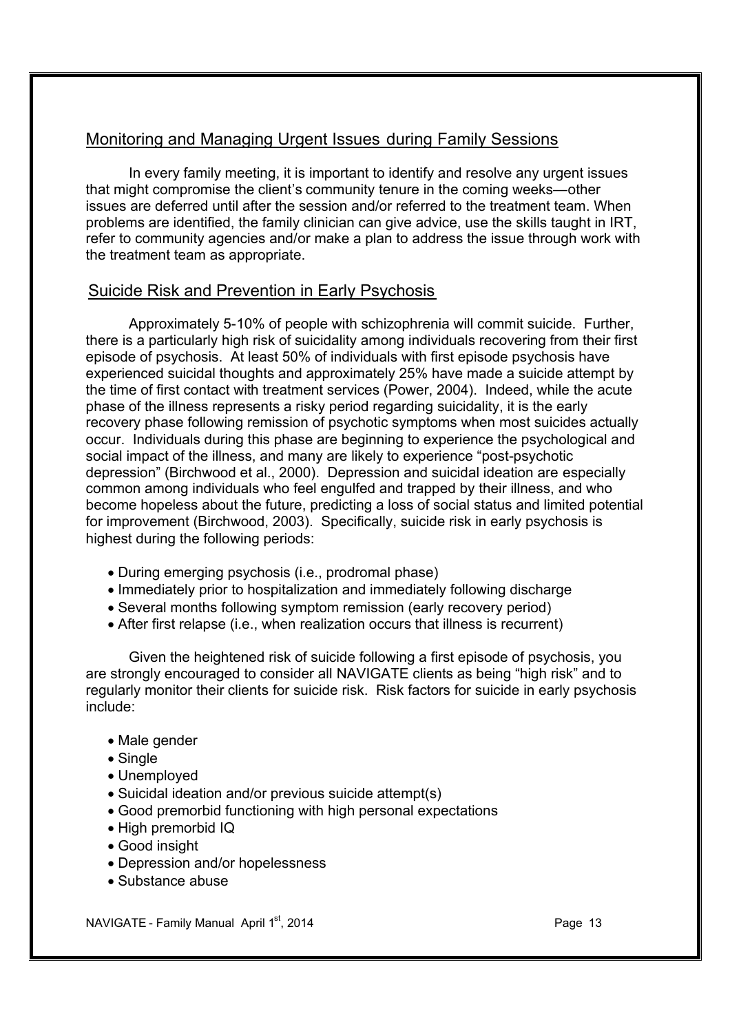## Monitoring and Managing Urgent Issues during Family Sessions

In every family meeting, it is important to identify and resolve any urgent issues that might compromise the client's community tenure in the coming weeks—other issues are deferred until after the session and/or referred to the treatment team. When problems are identified, the family clinician can give advice, use the skills taught in IRT, refer to community agencies and/or make a plan to address the issue through work with the treatment team as appropriate.

## Suicide Risk and Prevention in Early Psychosis

Approximately 5-10% of people with schizophrenia will commit suicide. Further, there is a particularly high risk of suicidality among individuals recovering from their first episode of psychosis. At least 50% of individuals with first episode psychosis have experienced suicidal thoughts and approximately 25% have made a suicide attempt by the time of first contact with treatment services (Power, 2004). Indeed, while the acute phase of the illness represents a risky period regarding suicidality, it is the early recovery phase following remission of psychotic symptoms when most suicides actually occur. Individuals during this phase are beginning to experience the psychological and social impact of the illness, and many are likely to experience "post-psychotic depression" (Birchwood et al., 2000). Depression and suicidal ideation are especially common among individuals who feel engulfed and trapped by their illness, and who become hopeless about the future, predicting a loss of social status and limited potential for improvement (Birchwood, 2003). Specifically, suicide risk in early psychosis is highest during the following periods:

- During emerging psychosis (i.e., prodromal phase)
- Immediately prior to hospitalization and immediately following discharge
- Several months following symptom remission (early recovery period)
- After first relapse (i.e., when realization occurs that illness is recurrent)

Given the heightened risk of suicide following a first episode of psychosis, you are strongly encouraged to consider all NAVIGATE clients as being "high risk" and to regularly monitor their clients for suicide risk. Risk factors for suicide in early psychosis include:

- Male gender
- Single
- Unemployed
- Suicidal ideation and/or previous suicide attempt(s)
- Good premorbid functioning with high personal expectations
- High premorbid IQ
- Good insight
- Depression and/or hopelessness
- Substance abuse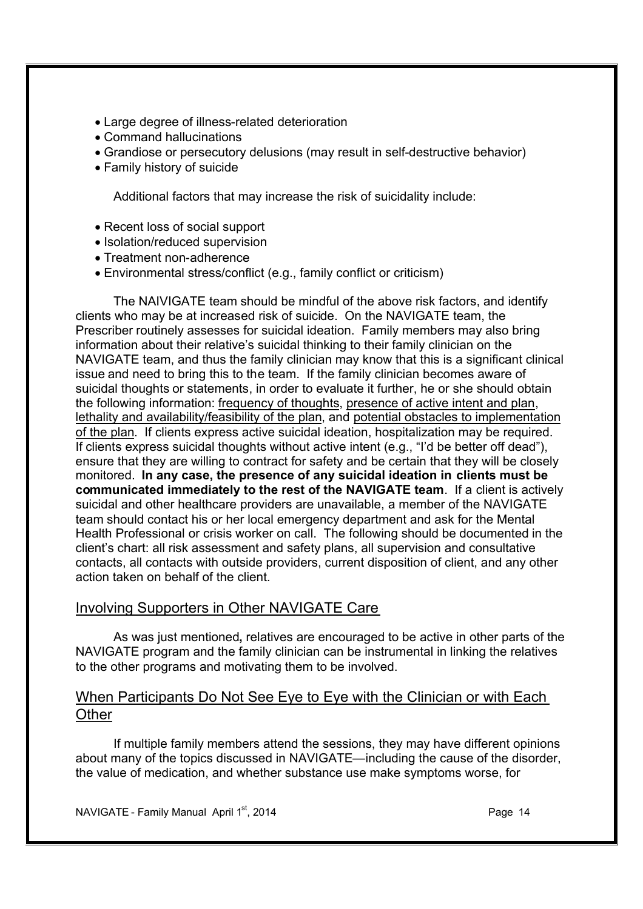- Large degree of illness-related deterioration
- Command hallucinations
- Grandiose or persecutory delusions (may result in self-destructive behavior)
- Family history of suicide

Additional factors that may increase the risk of suicidality include:

- Recent loss of social support
- Isolation/reduced supervision
- Treatment non-adherence
- Environmental stress/conflict (e.g., family conflict or criticism)

The NAIVIGATE team should be mindful of the above risk factors, and identify clients who may be at increased risk of suicide. On the NAVIGATE team, the Prescriber routinely assesses for suicidal ideation. Family members may also bring information about their relative's suicidal thinking to their family clinician on the NAVIGATE team, and thus the family clinician may know that this is a significant clinical issue and need to bring this to the team. If the family clinician becomes aware of suicidal thoughts or statements, in order to evaluate it further, he or she should obtain the following information: <u>frequency of thoughts</u>, <u>presence of active intent and plan</u>, <u>lethality and availability/feasibility of the plan</u>, and <u>potential obstacles to implementation of the plan</u>. If clients express active suicidal ideation, hospitalization may be required. If clients express suicidal thoughts without active intent (e.g., "I'd be better off dead"), ensure that they are willing to contract for safety and be certain that they will be closely monitored. **In any case, the presence of any suicidal ideation in clients must be communicated immediately to the rest of the NAVIGATE team**. If a client is actively suicidal and other healthcare providers are unavailable, a member of the NAVIGATE team should contact his or her local emergency department and ask for the Mental Health Professional or crisis worker on call. The following should be documented in the client's chart: all risk assessment and safety plans, all supervision and consultative contacts, all contacts with outside providers, current disposition of client, and any other action taken on behalf of the client.

## Involving Supporters in Other NAVIGATE Care

As was just mentioned**,** relatives are encouraged to be active in other parts of the NAVIGATE program and the family clinician can be instrumental in linking the relatives to the other programs and motivating them to be involved.

## When Participants Do Not See Eye to Eye with the Clinician or with Each Other

If multiple family members attend the sessions, they may have different opinions about many of the topics discussed in NAVIGATE—including the cause of the disorder, the value of medication, and whether substance use make symptoms worse, for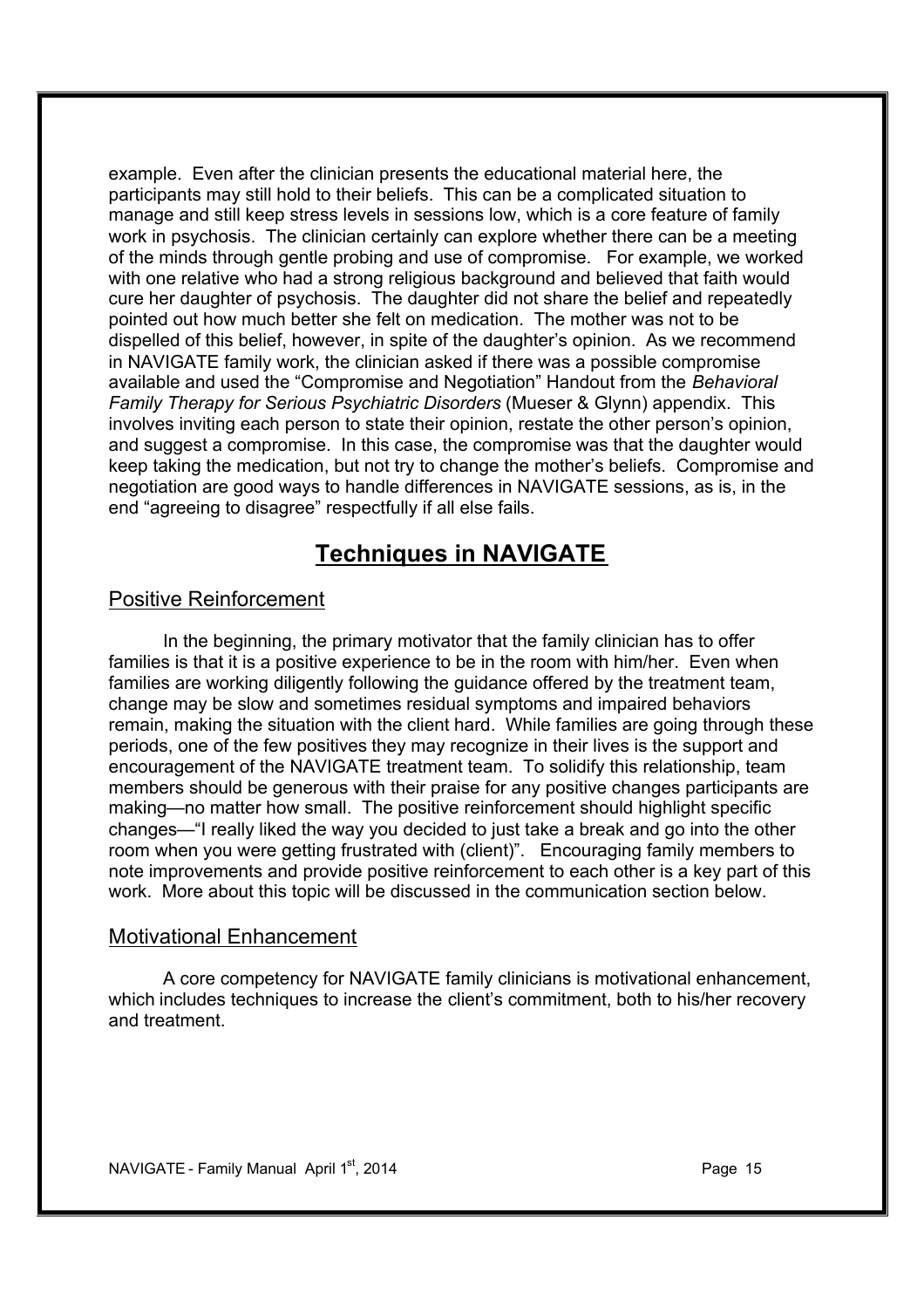example. Even after the clinician presents the educational material here, the participants may still hold to their beliefs. This can be a complicated situation to manage and still keep stress levels in sessions low, which is a core feature of family work in psychosis. The clinician certainly can explore whether there can be a meeting of the minds through gentle probing and use of compromise. For example, we worked with one relative who had a strong religious background and believed that faith would cure her daughter of psychosis. The daughter did not share the belief and repeatedly pointed out how much better she felt on medication. The mother was not to be dispelled of this belief, however, in spite of the daughter's opinion. As we recommend in NAVIGATE family work, the clinician asked if there was a possible compromise available and used the "Compromise and Negotiation" Handout from the *Behavioral Family Therapy for Serious Psychiatric Disorders* (Mueser & Glynn) appendix. This involves inviting each person to state their opinion, restate the other person's opinion, and suggest a compromise. In this case, the compromise was that the daughter would keep taking the medication, but not try to change the mother's beliefs. Compromise and negotiation are good ways to handle differences in NAVIGATE sessions, as is, in the end "agreeing to disagree" respectfully if all else fails.

# Techniques in NAVIGATE

## Positive Reinforcement

In the beginning, the primary motivator that the family clinician has to offer families is that it is a positive experience to be in the room with him/her. Even when families are working diligently following the guidance offered by the treatment team, change may be slow and sometimes residual symptoms and impaired behaviors remain, making the situation with the client hard. While families are going through these periods, one of the few positives they may recognize in their lives is the support and encouragement of the NAVIGATE treatment team. To solidify this relationship, team members should be generous with their praise for any positive changes participants are making—no matter how small. The positive reinforcement should highlight specific changes—"I really liked the way you decided to just take a break and go into the other room when you were getting frustrated with (client)". Encouraging family members to note improvements and provide positive reinforcement to each other is a key part of this work. More about this topic will be discussed in the communication section below.

## Motivational Enhancement

A core competency for NAVIGATE family clinicians is motivational enhancement, which includes techniques to increase the client's commitment, both to his/her recovery and treatment.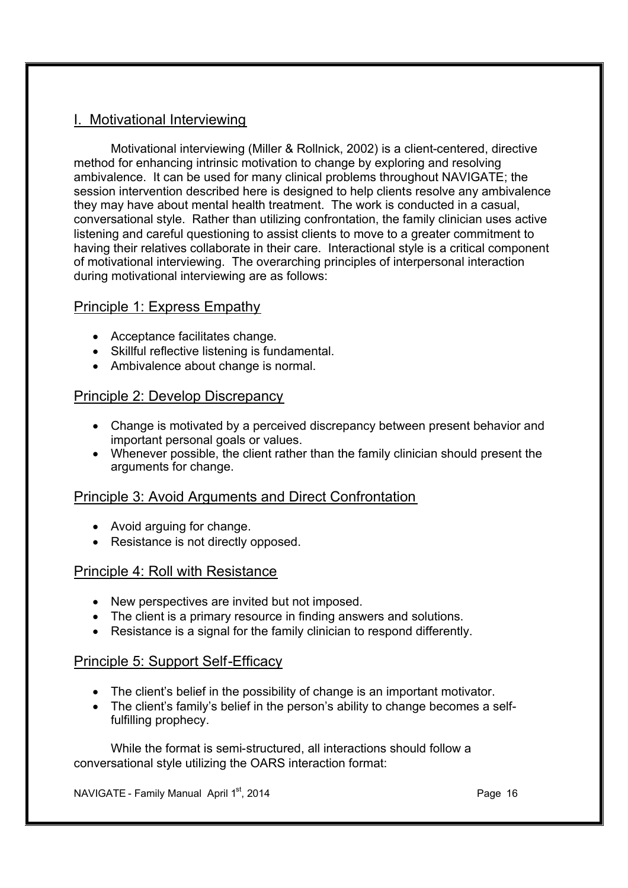## I. Motivational Interviewing

Motivational interviewing (Miller & Rollnick, 2002) is a client-centered, directive method for enhancing intrinsic motivation to change by exploring and resolving ambivalence. It can be used for many clinical problems throughout NAVIGATE; the session intervention described here is designed to help clients resolve any ambivalence they may have about mental health treatment. The work is conducted in a casual, conversational style. Rather than utilizing confrontation, the family clinician uses active listening and careful questioning to assist clients to move to a greater commitment to having their relatives collaborate in their care. Interactional style is a critical component of motivational interviewing. The overarching principles of interpersonal interaction during motivational interviewing are as follows:

### Principle 1: Express Empathy

- Acceptance facilitates change.
- Skillful reflective listening is fundamental.
- Ambivalence about change is normal.

### Principle 2: Develop Discrepancy

- Change is motivated by a perceived discrepancy between present behavior and important personal goals or values.
- Whenever possible, the client rather than the family clinician should present the arguments for change.

### Principle 3: Avoid Arguments and Direct Confrontation

- Avoid arguing for change.
- Resistance is not directly opposed.

### Principle 4: Roll with Resistance

- New perspectives are invited but not imposed.
- The client is a primary resource in finding answers and solutions.
- Resistance is a signal for the family clinician to respond differently.

### Principle 5: Support Self-Efficacy

- The client's belief in the possibility of change is an important motivator.
- The client's family's belief in the person's ability to change becomes a self-fulfilling prophecy.

While the format is semi-structured, all interactions should follow a conversational style utilizing the OARS interaction format: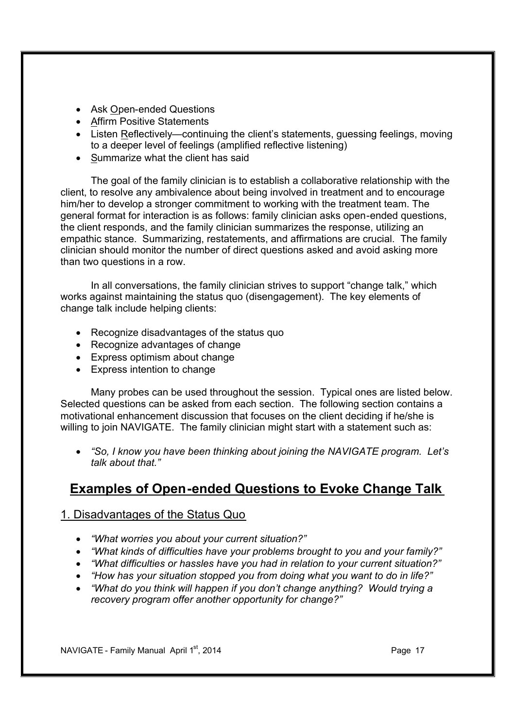- Ask <u>O</u>pen-ended Questions
- <u>A</u>ffirm Positive Statements
- Listen <u>R</u>eflectively—continuing the client's statements, guessing feelings, moving to a deeper level of feelings (amplified reflective listening)
- <u>S</u>ummarize what the client has said

The goal of the family clinician is to establish a collaborative relationship with the client, to resolve any ambivalence about being involved in treatment and to encourage him/her to develop a stronger commitment to working with the treatment team. The general format for interaction is as follows: family clinician asks open-ended questions, the client responds, and the family clinician summarizes the response, utilizing an empathic stance. Summarizing, restatements, and affirmations are crucial. The family clinician should monitor the number of direct questions asked and avoid asking more than two questions in a row.

In all conversations, the family clinician strives to support "change talk," which works against maintaining the status quo (disengagement). The key elements of change talk include helping clients:

- Recognize disadvantages of the status quo
- Recognize advantages of change
- Express optimism about change
- Express intention to change

Many probes can be used throughout the session. Typical ones are listed below. Selected questions can be asked from each section. The following section contains a motivational enhancement discussion that focuses on the client deciding if he/she is willing to join NAVIGATE. The family clinician might start with a statement such as:

- *"So, I know you have been thinking about joining the NAVIGATE program. Let's talk about that."*

## Examples of Open-ended Questions to Evoke Change Talk

### 1. Disadvantages of the Status Quo

- *"What worries you about your current situation?"*
- *"What kinds of difficulties have your problems brought to you and your family?"*
- *"What difficulties or hassles have you had in relation to your current situation?"*
- *"How has your situation stopped you from doing what you want to do in life?"*
- *"What do you think will happen if you don't change anything? Would trying a recovery program offer another opportunity for change?"*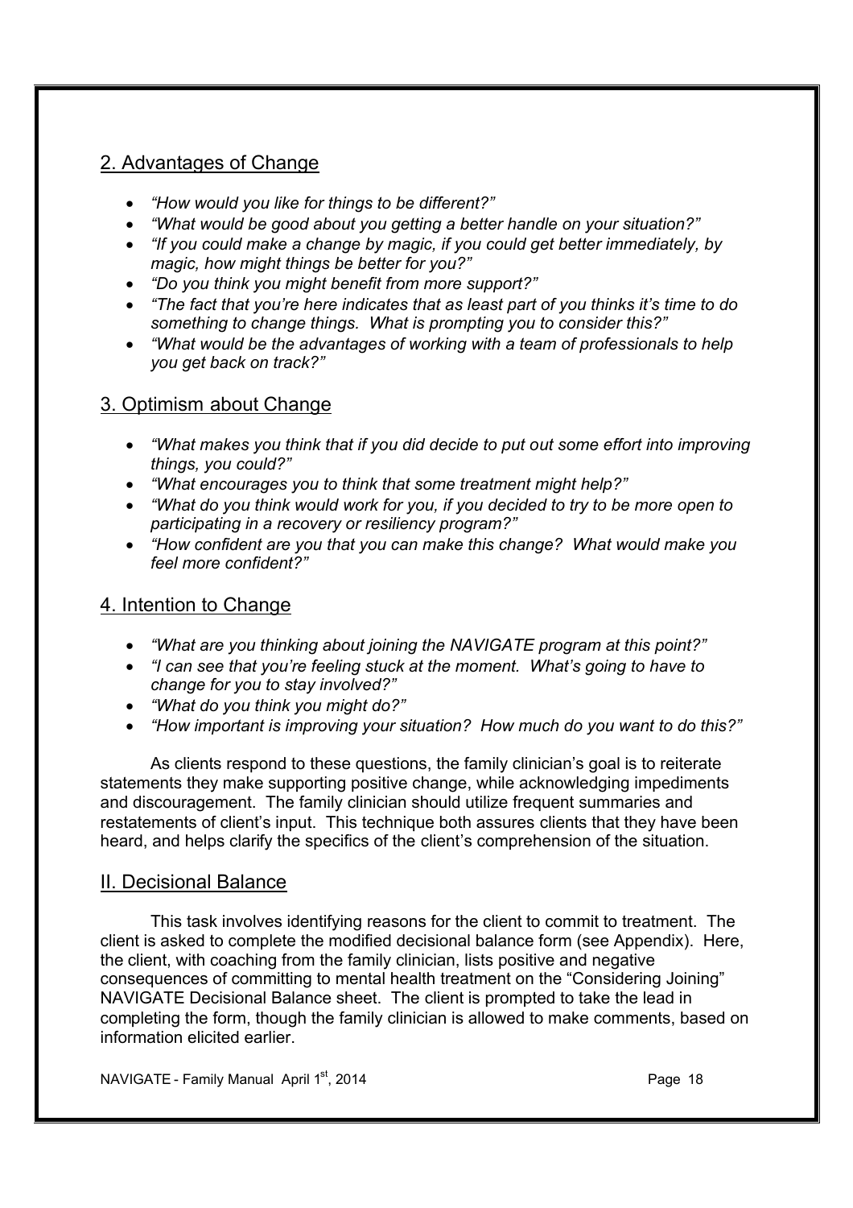## 2. Advantages of Change

- *"How would you like for things to be different?"*
- *"What would be good about you getting a better handle on your situation?"*
- *"If you could make a change by magic, if you could get better immediately, by magic, how might things be better for you?"*
- *"Do you think you might benefit from more support?"*
- *"The fact that you're here indicates that as least part of you thinks it's time to do something to change things. What is prompting you to consider this?"*
- *"What would be the advantages of working with a team of professionals to help you get back on track?"*

## 3. Optimism about Change

- *"What makes you think that if you did decide to put out some effort into improving things, you could?"*
- *"What encourages you to think that some treatment might help?"*
- *"What do you think would work for you, if you decided to try to be more open to participating in a recovery or resiliency program?"*
- *"How confident are you that you can make this change? What would make you feel more confident?"*

## 4. Intention to Change

- *"What are you thinking about joining the NAVIGATE program at this point?"*
- *"I can see that you're feeling stuck at the moment. What's going to have to change for you to stay involved?"*
- *"What do you think you might do?"*
- *"How important is improving your situation? How much do you want to do this?"*

As clients respond to these questions, the family clinician's goal is to reiterate statements they make supporting positive change, while acknowledging impediments and discouragement. The family clinician should utilize frequent summaries and restatements of client's input. This technique both assures clients that they have been heard, and helps clarify the specifics of the client's comprehension of the situation.

## II. Decisional Balance

This task involves identifying reasons for the client to commit to treatment. The client is asked to complete the modified decisional balance form (see Appendix). Here, the client, with coaching from the family clinician, lists positive and negative consequences of committing to mental health treatment on the "Considering Joining" NAVIGATE Decisional Balance sheet. The client is prompted to take the lead in completing the form, though the family clinician is allowed to make comments, based on information elicited earlier.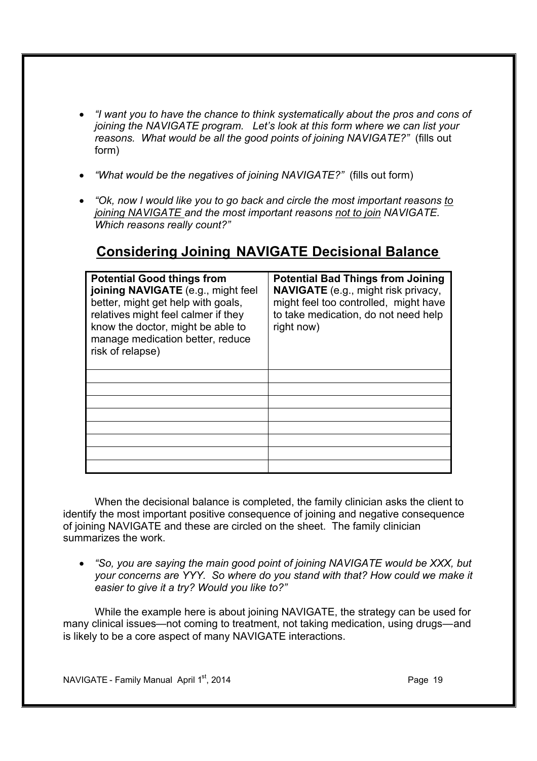- *"I want you to have the chance to think systematically about the pros and cons of joining the NAVIGATE program. Let's look at this form where we can list your reasons. What would be all the good points of joining NAVIGATE?"* (fills out form)

- *"What would be the negatives of joining NAVIGATE?"* (fills out form)

- *"Ok, now I would like you to go back and circle the most important reasons to joining NAVIGATE and the most important reasons not to join NAVIGATE. Which reasons really count?"*

## Considering Joining NAVIGATE Decisional Balance

| **Potential Good things from joining NAVIGATE** (e.g., might feel better, might get help with goals, relatives might feel calmer if they know the doctor, might be able to manage medication better, reduce risk of relapse) | **Potential Bad Things from Joining NAVIGATE** (e.g., might risk privacy, might feel too controlled, might have to take medication, do not need help right now) |
|---|---|
| | |
| | |
| | |
| | |
| | |
| | |
| | |
| | |

When the decisional balance is completed, the family clinician asks the client to identify the most important positive consequence of joining and negative consequence of joining NAVIGATE and these are circled on the sheet. The family clinician summarizes the work.

- *"So, you are saying the main good point of joining NAVIGATE would be XXX, but your concerns are YYY. So where do you stand with that? How could we make it easier to give it a try? Would you like to?"*

While the example here is about joining NAVIGATE, the strategy can be used for many clinical issues—not coming to treatment, not taking medication, using drugs—and is likely to be a core aspect of many NAVIGATE interactions.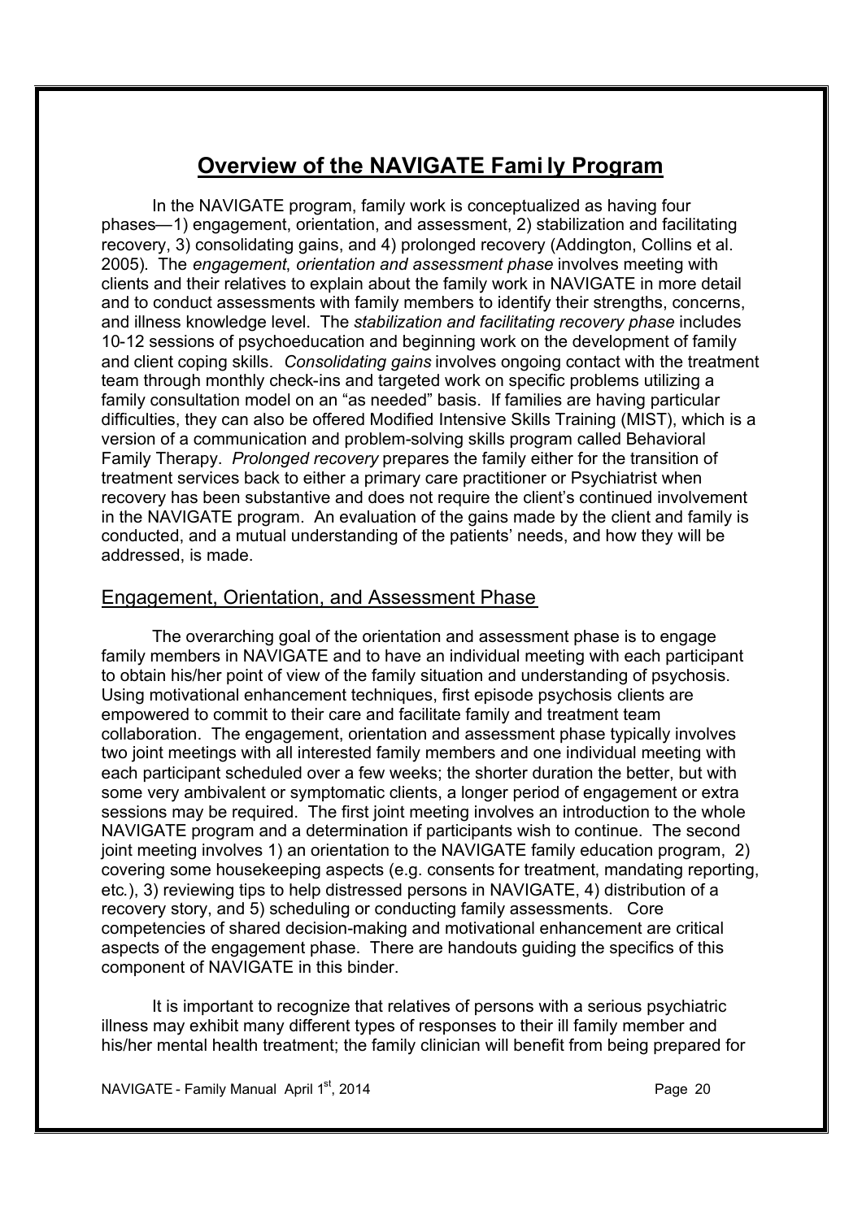# Overview of the NAVIGATE Family Program

In the NAVIGATE program, family work is conceptualized as having four phases—1) engagement, orientation, and assessment, 2) stabilization and facilitating recovery, 3) consolidating gains, and 4) prolonged recovery (Addington, Collins et al. 2005). The *engagement*, *orientation and assessment phase* involves meeting with clients and their relatives to explain about the family work in NAVIGATE in more detail and to conduct assessments with family members to identify their strengths, concerns, and illness knowledge level. The *stabilization and facilitating recovery phase* includes 10-12 sessions of psychoeducation and beginning work on the development of family and client coping skills. *Consolidating gains* involves ongoing contact with the treatment team through monthly check-ins and targeted work on specific problems utilizing a family consultation model on an "as needed" basis. If families are having particular difficulties, they can also be offered Modified Intensive Skills Training (MIST), which is a version of a communication and problem-solving skills program called Behavioral Family Therapy. *Prolonged recovery* prepares the family either for the transition of treatment services back to either a primary care practitioner or Psychiatrist when recovery has been substantive and does not require the client's continued involvement in the NAVIGATE program. An evaluation of the gains made by the client and family is conducted, and a mutual understanding of the patients' needs, and how they will be addressed, is made.

## Engagement, Orientation, and Assessment Phase

The overarching goal of the orientation and assessment phase is to engage family members in NAVIGATE and to have an individual meeting with each participant to obtain his/her point of view of the family situation and understanding of psychosis. Using motivational enhancement techniques, first episode psychosis clients are empowered to commit to their care and facilitate family and treatment team collaboration. The engagement, orientation and assessment phase typically involves two joint meetings with all interested family members and one individual meeting with each participant scheduled over a few weeks; the shorter duration the better, but with some very ambivalent or symptomatic clients, a longer period of engagement or extra sessions may be required. The first joint meeting involves an introduction to the whole NAVIGATE program and a determination if participants wish to continue. The second joint meeting involves 1) an orientation to the NAVIGATE family education program, 2) covering some housekeeping aspects (e.g. consents for treatment, mandating reporting, etc.), 3) reviewing tips to help distressed persons in NAVIGATE, 4) distribution of a recovery story, and 5) scheduling or conducting family assessments. Core competencies of shared decision-making and motivational enhancement are critical aspects of the engagement phase. There are handouts guiding the specifics of this component of NAVIGATE in this binder.

It is important to recognize that relatives of persons with a serious psychiatric illness may exhibit many different types of responses to their ill family member and his/her mental health treatment; the family clinician will benefit from being prepared for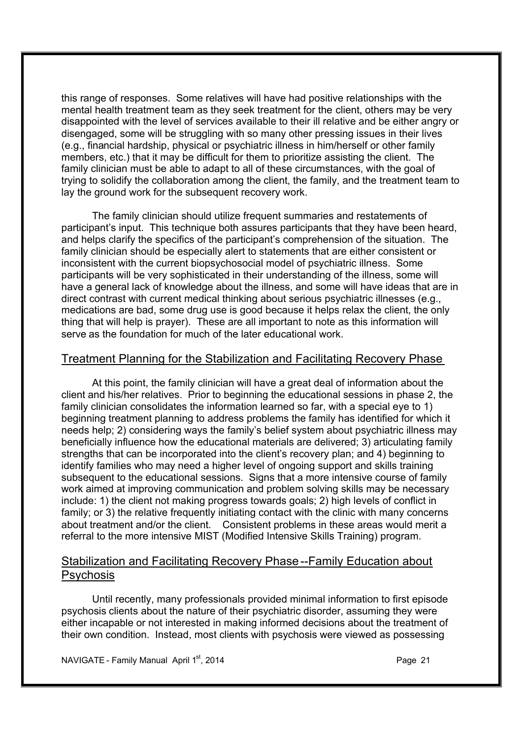this range of responses. Some relatives will have had positive relationships with the mental health treatment team as they seek treatment for the client, others may be very disappointed with the level of services available to their ill relative and be either angry or disengaged, some will be struggling with so many other pressing issues in their lives (e.g., financial hardship, physical or psychiatric illness in him/herself or other family members, etc.) that it may be difficult for them to prioritize assisting the client. The family clinician must be able to adapt to all of these circumstances, with the goal of trying to solidify the collaboration among the client, the family, and the treatment team to lay the ground work for the subsequent recovery work.

The family clinician should utilize frequent summaries and restatements of participant's input. This technique both assures participants that they have been heard, and helps clarify the specifics of the participant's comprehension of the situation. The family clinician should be especially alert to statements that are either consistent or inconsistent with the current biopsychosocial model of psychiatric illness. Some participants will be very sophisticated in their understanding of the illness, some will have a general lack of knowledge about the illness, and some will have ideas that are in direct contrast with current medical thinking about serious psychiatric illnesses (e.g., medications are bad, some drug use is good because it helps relax the client, the only thing that will help is prayer). These are all important to note as this information will serve as the foundation for much of the later educational work.

## Treatment Planning for the Stabilization and Facilitating Recovery Phase

At this point, the family clinician will have a great deal of information about the client and his/her relatives. Prior to beginning the educational sessions in phase 2, the family clinician consolidates the information learned so far, with a special eye to 1) beginning treatment planning to address problems the family has identified for which it needs help; 2) considering ways the family's belief system about psychiatric illness may beneficially influence how the educational materials are delivered; 3) articulating family strengths that can be incorporated into the client's recovery plan; and 4) beginning to identify families who may need a higher level of ongoing support and skills training subsequent to the educational sessions. Signs that a more intensive course of family work aimed at improving communication and problem solving skills may be necessary include: 1) the client not making progress towards goals; 2) high levels of conflict in family; or 3) the relative frequently initiating contact with the clinic with many concerns about treatment and/or the client. Consistent problems in these areas would merit a referral to the more intensive MIST (Modified Intensive Skills Training) program.

## Stabilization and Facilitating Recovery Phase--Family Education about Psychosis

Until recently, many professionals provided minimal information to first episode psychosis clients about the nature of their psychiatric disorder, assuming they were either incapable or not interested in making informed decisions about the treatment of their own condition. Instead, most clients with psychosis were viewed as possessing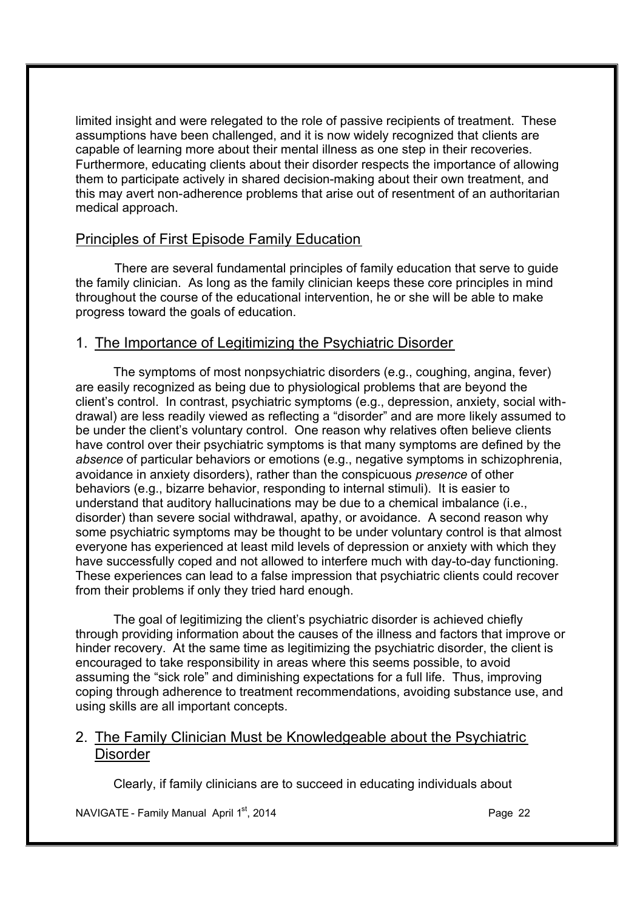limited insight and were relegated to the role of passive recipients of treatment. These assumptions have been challenged, and it is now widely recognized that clients are capable of learning more about their mental illness as one step in their recoveries. Furthermore, educating clients about their disorder respects the importance of allowing them to participate actively in shared decision-making about their own treatment, and this may avert non-adherence problems that arise out of resentment of an authoritarian medical approach.

## Principles of First Episode Family Education

There are several fundamental principles of family education that serve to guide the family clinician. As long as the family clinician keeps these core principles in mind throughout the course of the educational intervention, he or she will be able to make progress toward the goals of education.

### 1. The Importance of Legitimizing the Psychiatric Disorder

The symptoms of most nonpsychiatric disorders (e.g., coughing, angina, fever) are easily recognized as being due to physiological problems that are beyond the client's control. In contrast, psychiatric symptoms (e.g., depression, anxiety, social withdrawal) are less readily viewed as reflecting a "disorder" and are more likely assumed to be under the client's voluntary control. One reason why relatives often believe clients have control over their psychiatric symptoms is that many symptoms are defined by the *absence* of particular behaviors or emotions (e.g., negative symptoms in schizophrenia, avoidance in anxiety disorders), rather than the conspicuous *presence* of other behaviors (e.g., bizarre behavior, responding to internal stimuli). It is easier to understand that auditory hallucinations may be due to a chemical imbalance (i.e., disorder) than severe social withdrawal, apathy, or avoidance. A second reason why some psychiatric symptoms may be thought to be under voluntary control is that almost everyone has experienced at least mild levels of depression or anxiety with which they have successfully coped and not allowed to interfere much with day-to-day functioning. These experiences can lead to a false impression that psychiatric clients could recover from their problems if only they tried hard enough.

The goal of legitimizing the client's psychiatric disorder is achieved chiefly through providing information about the causes of the illness and factors that improve or hinder recovery. At the same time as legitimizing the psychiatric disorder, the client is encouraged to take responsibility in areas where this seems possible, to avoid assuming the "sick role" and diminishing expectations for a full life. Thus, improving coping through adherence to treatment recommendations, avoiding substance use, and using skills are all important concepts.

### 2. The Family Clinician Must be Knowledgeable about the Psychiatric Disorder

Clearly, if family clinicians are to succeed in educating individuals about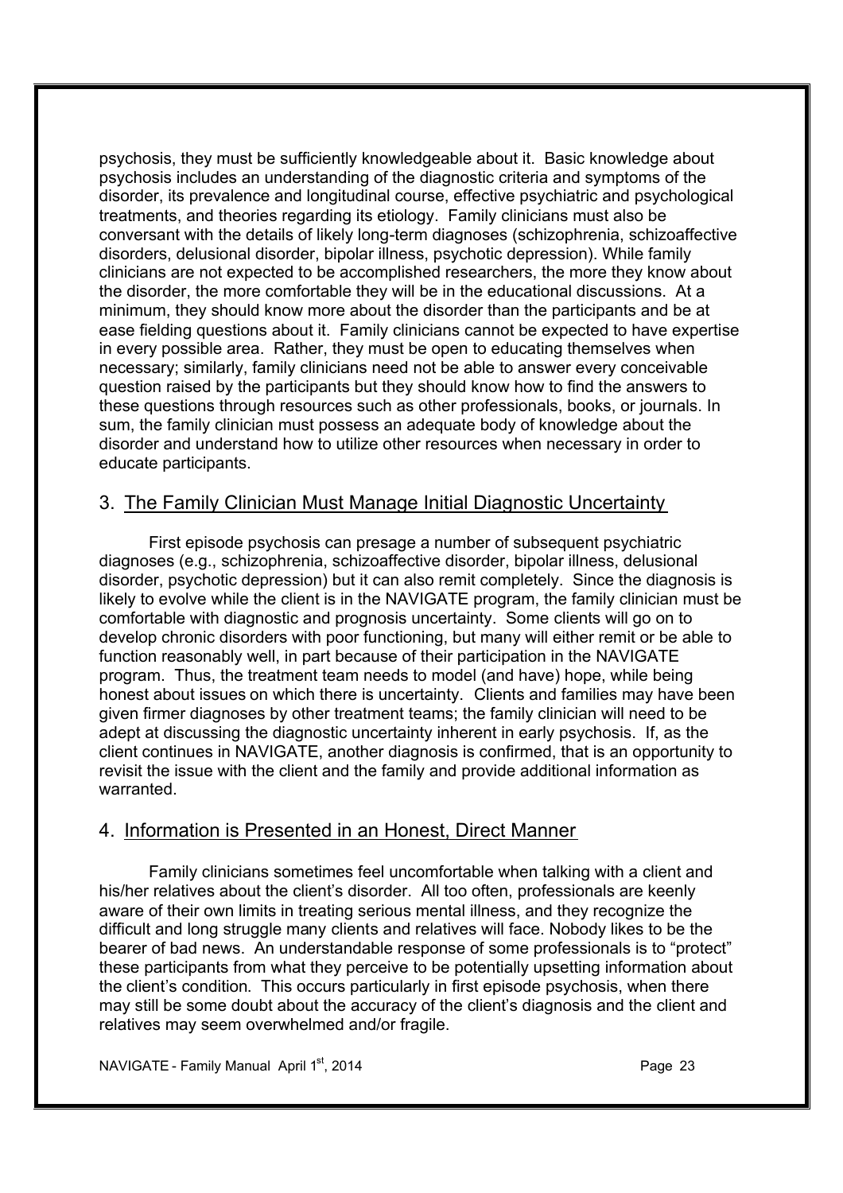psychosis, they must be sufficiently knowledgeable about it. Basic knowledge about psychosis includes an understanding of the diagnostic criteria and symptoms of the disorder, its prevalence and longitudinal course, effective psychiatric and psychological treatments, and theories regarding its etiology. Family clinicians must also be conversant with the details of likely long-term diagnoses (schizophrenia, schizoaffective disorders, delusional disorder, bipolar illness, psychotic depression). While family clinicians are not expected to be accomplished researchers, the more they know about the disorder, the more comfortable they will be in the educational discussions. At a minimum, they should know more about the disorder than the participants and be at ease fielding questions about it. Family clinicians cannot be expected to have expertise in every possible area. Rather, they must be open to educating themselves when necessary; similarly, family clinicians need not be able to answer every conceivable question raised by the participants but they should know how to find the answers to these questions through resources such as other professionals, books, or journals. In sum, the family clinician must possess an adequate body of knowledge about the disorder and understand how to utilize other resources when necessary in order to educate participants.

## 3. The Family Clinician Must Manage Initial Diagnostic Uncertainty

First episode psychosis can presage a number of subsequent psychiatric diagnoses (e.g., schizophrenia, schizoaffective disorder, bipolar illness, delusional disorder, psychotic depression) but it can also remit completely. Since the diagnosis is likely to evolve while the client is in the NAVIGATE program, the family clinician must be comfortable with diagnostic and prognosis uncertainty. Some clients will go on to develop chronic disorders with poor functioning, but many will either remit or be able to function reasonably well, in part because of their participation in the NAVIGATE program. Thus, the treatment team needs to model (and have) hope, while being honest about issues on which there is uncertainty. Clients and families may have been given firmer diagnoses by other treatment teams; the family clinician will need to be adept at discussing the diagnostic uncertainty inherent in early psychosis. If, as the client continues in NAVIGATE, another diagnosis is confirmed, that is an opportunity to revisit the issue with the client and the family and provide additional information as warranted.

## 4. Information is Presented in an Honest, Direct Manner

Family clinicians sometimes feel uncomfortable when talking with a client and his/her relatives about the client's disorder. All too often, professionals are keenly aware of their own limits in treating serious mental illness, and they recognize the difficult and long struggle many clients and relatives will face. Nobody likes to be the bearer of bad news. An understandable response of some professionals is to "protect" these participants from what they perceive to be potentially upsetting information about the client's condition. This occurs particularly in first episode psychosis, when there may still be some doubt about the accuracy of the client's diagnosis and the client and relatives may seem overwhelmed and/or fragile.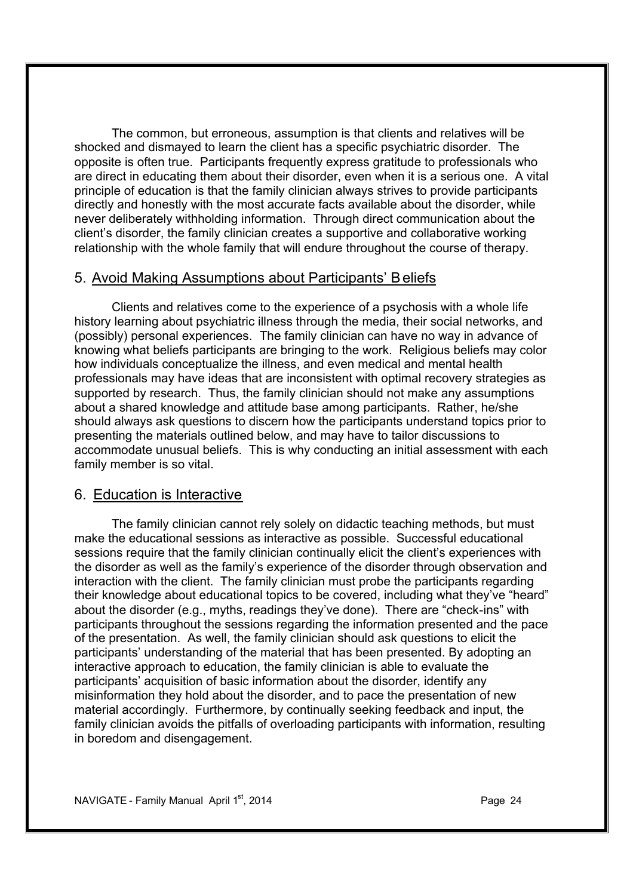The common, but erroneous, assumption is that clients and relatives will be shocked and dismayed to learn the client has a specific psychiatric disorder. The opposite is often true. Participants frequently express gratitude to professionals who are direct in educating them about their disorder, even when it is a serious one. A vital principle of education is that the family clinician always strives to provide participants directly and honestly with the most accurate facts available about the disorder, while never deliberately withholding information. Through direct communication about the client's disorder, the family clinician creates a supportive and collaborative working relationship with the whole family that will endure throughout the course of therapy.

## 5. Avoid Making Assumptions about Participants' Beliefs

Clients and relatives come to the experience of a psychosis with a whole life history learning about psychiatric illness through the media, their social networks, and (possibly) personal experiences. The family clinician can have no way in advance of knowing what beliefs participants are bringing to the work. Religious beliefs may color how individuals conceptualize the illness, and even medical and mental health professionals may have ideas that are inconsistent with optimal recovery strategies as supported by research. Thus, the family clinician should not make any assumptions about a shared knowledge and attitude base among participants. Rather, he/she should always ask questions to discern how the participants understand topics prior to presenting the materials outlined below, and may have to tailor discussions to accommodate unusual beliefs. This is why conducting an initial assessment with each family member is so vital.

## 6. Education is Interactive

The family clinician cannot rely solely on didactic teaching methods, but must make the educational sessions as interactive as possible. Successful educational sessions require that the family clinician continually elicit the client's experiences with the disorder as well as the family's experience of the disorder through observation and interaction with the client. The family clinician must probe the participants regarding their knowledge about educational topics to be covered, including what they've "heard" about the disorder (e.g., myths, readings they've done). There are "check-ins" with participants throughout the sessions regarding the information presented and the pace of the presentation. As well, the family clinician should ask questions to elicit the participants' understanding of the material that has been presented. By adopting an interactive approach to education, the family clinician is able to evaluate the participants' acquisition of basic information about the disorder, identify any misinformation they hold about the disorder, and to pace the presentation of new material accordingly. Furthermore, by continually seeking feedback and input, the family clinician avoids the pitfalls of overloading participants with information, resulting in boredom and disengagement.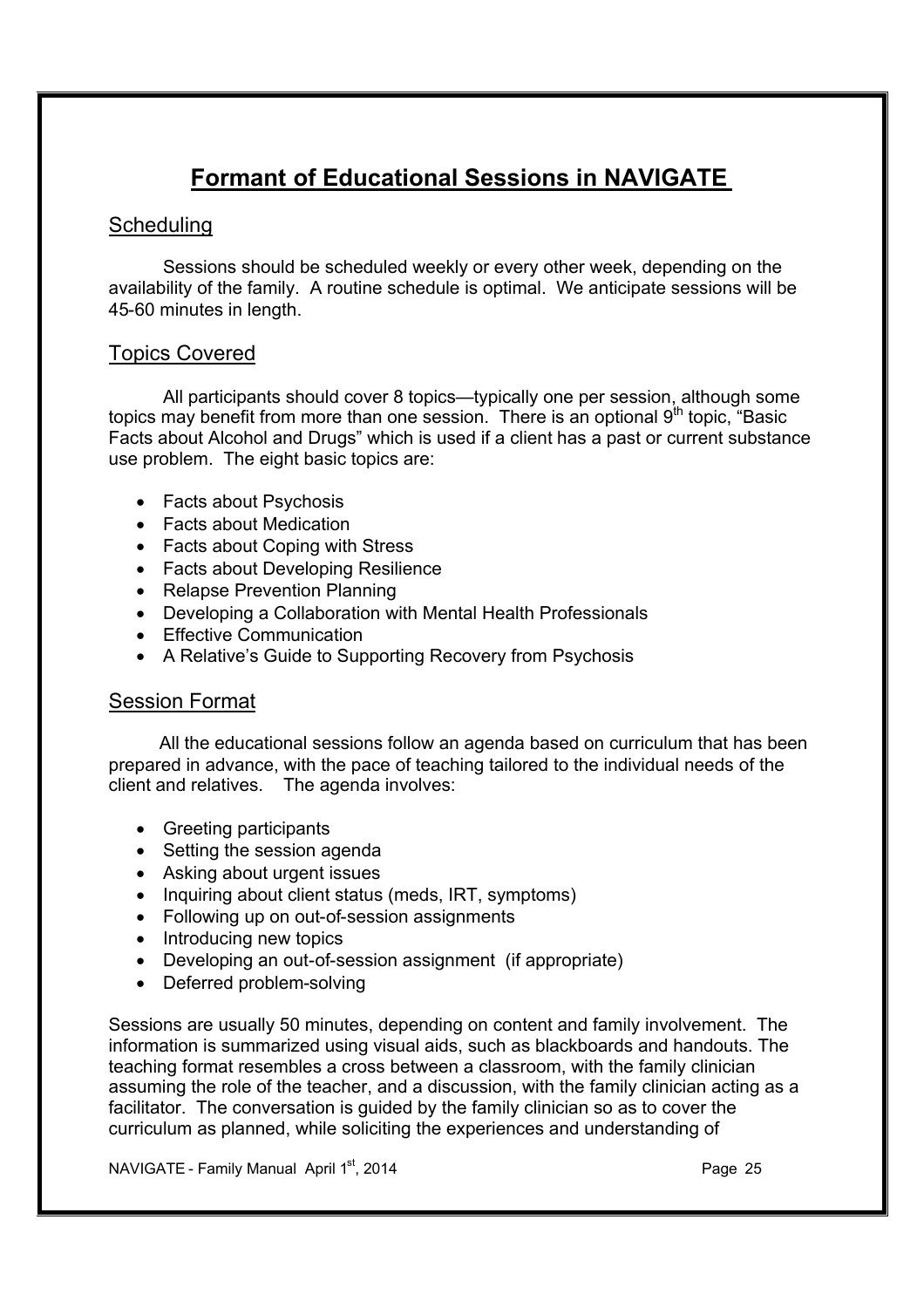# Formant of Educational Sessions in NAVIGATE

## Scheduling

Sessions should be scheduled weekly or every other week, depending on the availability of the family. A routine schedule is optimal. We anticipate sessions will be 45-60 minutes in length.

## Topics Covered

All participants should cover 8 topics—typically one per session, although some topics may benefit from more than one session. There is an optional 9th topic, "Basic Facts about Alcohol and Drugs" which is used if a client has a past or current substance use problem. The eight basic topics are:

- Facts about Psychosis
- Facts about Medication
- Facts about Coping with Stress
- Facts about Developing Resilience
- Relapse Prevention Planning
- Developing a Collaboration with Mental Health Professionals
- Effective Communication
- A Relative's Guide to Supporting Recovery from Psychosis

## Session Format

All the educational sessions follow an agenda based on curriculum that has been prepared in advance, with the pace of teaching tailored to the individual needs of the client and relatives. The agenda involves:

- Greeting participants
- Setting the session agenda
- Asking about urgent issues
- Inquiring about client status (meds, IRT, symptoms)
- Following up on out-of-session assignments
- Introducing new topics
- Developing an out-of-session assignment (if appropriate)
- Deferred problem-solving

Sessions are usually 50 minutes, depending on content and family involvement. The information is summarized using visual aids, such as blackboards and handouts. The teaching format resembles a cross between a classroom, with the family clinician assuming the role of the teacher, and a discussion, with the family clinician acting as a facilitator. The conversation is guided by the family clinician so as to cover the curriculum as planned, while soliciting the experiences and understanding of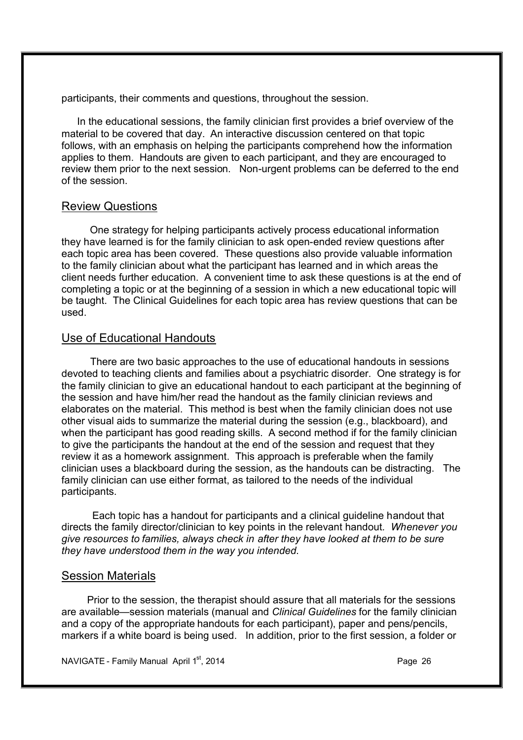participants, their comments and questions, throughout the session.

In the educational sessions, the family clinician first provides a brief overview of the material to be covered that day. An interactive discussion centered on that topic follows, with an emphasis on helping the participants comprehend how the information applies to them. Handouts are given to each participant, and they are encouraged to review them prior to the next session. Non-urgent problems can be deferred to the end of the session.

## Review Questions

One strategy for helping participants actively process educational information they have learned is for the family clinician to ask open-ended review questions after each topic area has been covered. These questions also provide valuable information to the family clinician about what the participant has learned and in which areas the client needs further education. A convenient time to ask these questions is at the end of completing a topic or at the beginning of a session in which a new educational topic will be taught. The Clinical Guidelines for each topic area has review questions that can be used.

## Use of Educational Handouts

There are two basic approaches to the use of educational handouts in sessions devoted to teaching clients and families about a psychiatric disorder. One strategy is for the family clinician to give an educational handout to each participant at the beginning of the session and have him/her read the handout as the family clinician reviews and elaborates on the material. This method is best when the family clinician does not use other visual aids to summarize the material during the session (e.g., blackboard), and when the participant has good reading skills. A second method if for the family clinician to give the participants the handout at the end of the session and request that they review it as a homework assignment. This approach is preferable when the family clinician uses a blackboard during the session, as the handouts can be distracting. The family clinician can use either format, as tailored to the needs of the individual participants.

Each topic has a handout for participants and a clinical guideline handout that directs the family director/clinician to key points in the relevant handout. *Whenever you give resources to families, always check in after they have looked at them to be sure they have understood them in the way you intended.*

## Session Materials

Prior to the session, the therapist should assure that all materials for the sessions are available—session materials (manual and *Clinical Guidelines* for the family clinician and a copy of the appropriate handouts for each participant), paper and pens/pencils, markers if a white board is being used. In addition, prior to the first session, a folder or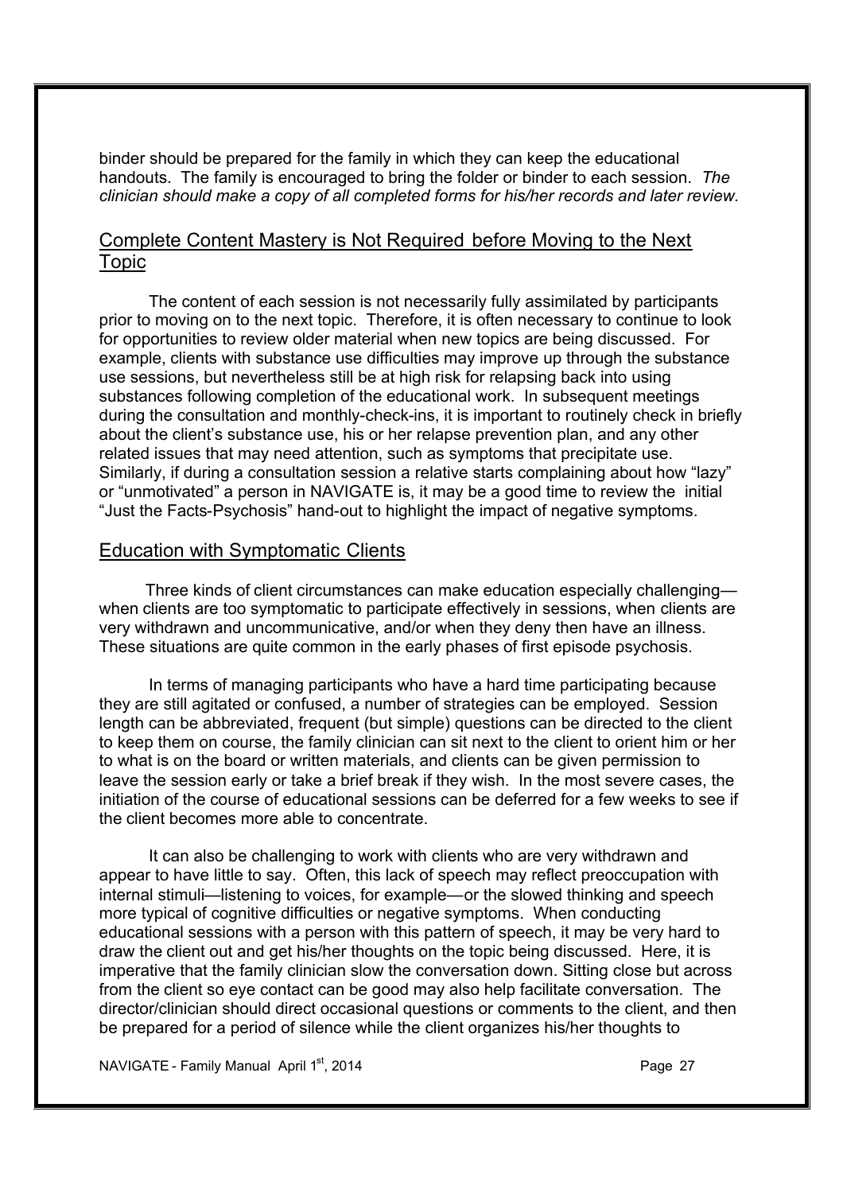binder should be prepared for the family in which they can keep the educational handouts. The family is encouraged to bring the folder or binder to each session. *The clinician should make a copy of all completed forms for his/her records and later review.*

## Complete Content Mastery is Not Required before Moving to the Next Topic

The content of each session is not necessarily fully assimilated by participants prior to moving on to the next topic. Therefore, it is often necessary to continue to look for opportunities to review older material when new topics are being discussed. For example, clients with substance use difficulties may improve up through the substance use sessions, but nevertheless still be at high risk for relapsing back into using substances following completion of the educational work. In subsequent meetings during the consultation and monthly-check-ins, it is important to routinely check in briefly about the client's substance use, his or her relapse prevention plan, and any other related issues that may need attention, such as symptoms that precipitate use. Similarly, if during a consultation session a relative starts complaining about how "lazy" or "unmotivated" a person in NAVIGATE is, it may be a good time to review the initial "Just the Facts-Psychosis" hand-out to highlight the impact of negative symptoms.

## Education with Symptomatic Clients

Three kinds of client circumstances can make education especially challenging—when clients are too symptomatic to participate effectively in sessions, when clients are very withdrawn and uncommunicative, and/or when they deny then have an illness. These situations are quite common in the early phases of first episode psychosis.

In terms of managing participants who have a hard time participating because they are still agitated or confused, a number of strategies can be employed. Session length can be abbreviated, frequent (but simple) questions can be directed to the client to keep them on course, the family clinician can sit next to the client to orient him or her to what is on the board or written materials, and clients can be given permission to leave the session early or take a brief break if they wish. In the most severe cases, the initiation of the course of educational sessions can be deferred for a few weeks to see if the client becomes more able to concentrate.

It can also be challenging to work with clients who are very withdrawn and appear to have little to say. Often, this lack of speech may reflect preoccupation with internal stimuli—listening to voices, for example—or the slowed thinking and speech more typical of cognitive difficulties or negative symptoms. When conducting educational sessions with a person with this pattern of speech, it may be very hard to draw the client out and get his/her thoughts on the topic being discussed. Here, it is imperative that the family clinician slow the conversation down. Sitting close but across from the client so eye contact can be good may also help facilitate conversation. The director/clinician should direct occasional questions or comments to the client, and then be prepared for a period of silence while the client organizes his/her thoughts to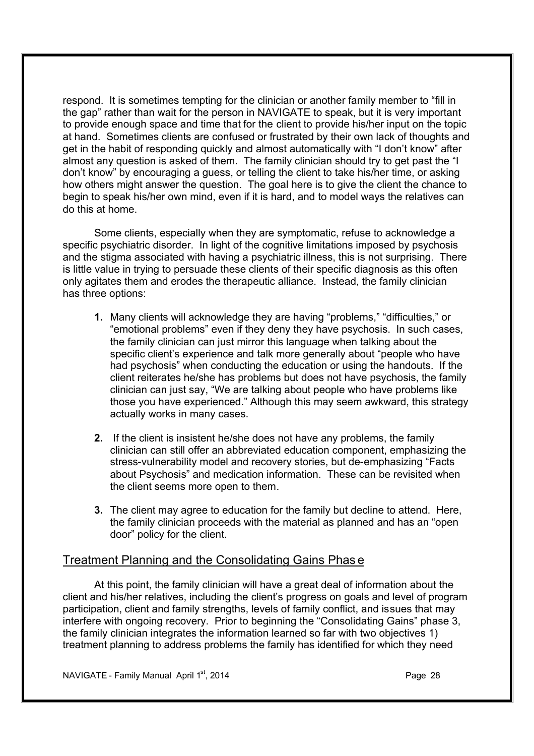respond. It is sometimes tempting for the clinician or another family member to "fill in the gap" rather than wait for the person in NAVIGATE to speak, but it is very important to provide enough space and time that for the client to provide his/her input on the topic at hand. Sometimes clients are confused or frustrated by their own lack of thoughts and get in the habit of responding quickly and almost automatically with "I don't know" after almost any question is asked of them. The family clinician should try to get past the "I don't know" by encouraging a guess, or telling the client to take his/her time, or asking how others might answer the question. The goal here is to give the client the chance to begin to speak his/her own mind, even if it is hard, and to model ways the relatives can do this at home.

Some clients, especially when they are symptomatic, refuse to acknowledge a specific psychiatric disorder. In light of the cognitive limitations imposed by psychosis and the stigma associated with having a psychiatric illness, this is not surprising. There is little value in trying to persuade these clients of their specific diagnosis as this often only agitates them and erodes the therapeutic alliance. Instead, the family clinician has three options:

1. Many clients will acknowledge they are having "problems," "difficulties," or "emotional problems" even if they deny they have psychosis. In such cases, the family clinician can just mirror this language when talking about the specific client's experience and talk more generally about "people who have had psychosis" when conducting the education or using the handouts. If the client reiterates he/she has problems but does not have psychosis, the family clinician can just say, "We are talking about people who have problems like those you have experienced." Although this may seem awkward, this strategy actually works in many cases.

2. If the client is insistent he/she does not have any problems, the family clinician can still offer an abbreviated education component, emphasizing the stress-vulnerability model and recovery stories, but de-emphasizing "Facts about Psychosis" and medication information. These can be revisited when the client seems more open to them.

3. The client may agree to education for the family but decline to attend. Here, the family clinician proceeds with the material as planned and has an "open door" policy for the client.

## Treatment Planning and the Consolidating Gains Phase

At this point, the family clinician will have a great deal of information about the client and his/her relatives, including the client's progress on goals and level of program participation, client and family strengths, levels of family conflict, and issues that may interfere with ongoing recovery. Prior to beginning the "Consolidating Gains" phase 3, the family clinician integrates the information learned so far with two objectives 1) treatment planning to address problems the family has identified for which they need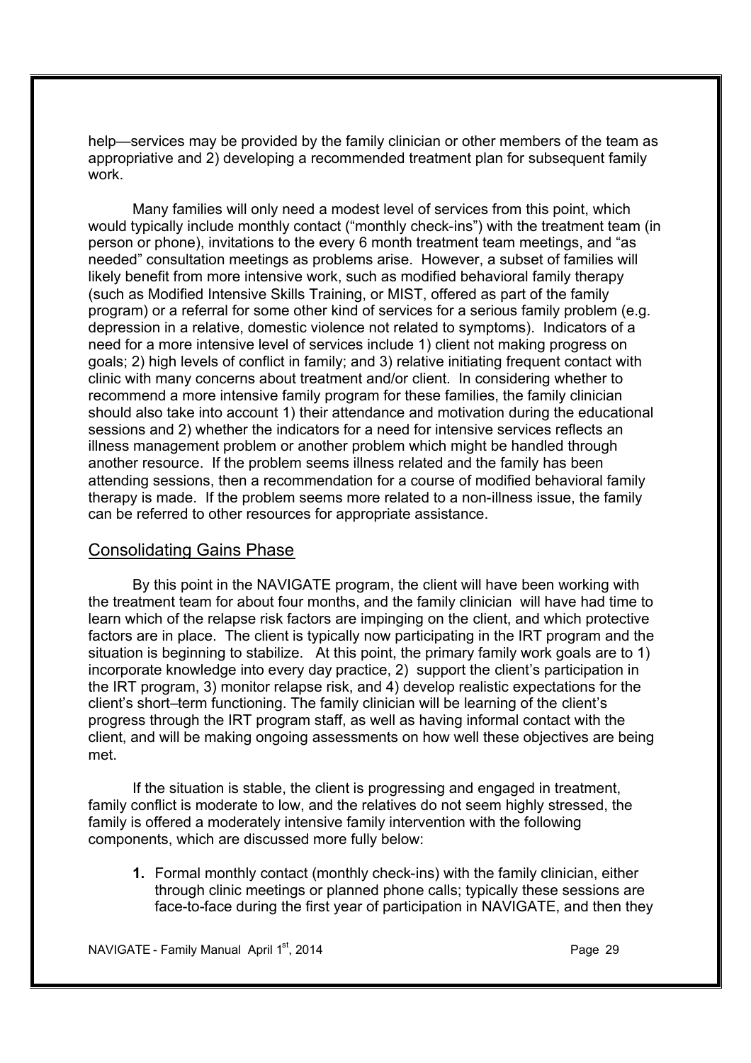help—services may be provided by the family clinician or other members of the team as appropriative and 2) developing a recommended treatment plan for subsequent family work.

Many families will only need a modest level of services from this point, which would typically include monthly contact ("monthly check-ins") with the treatment team (in person or phone), invitations to the every 6 month treatment team meetings, and "as needed" consultation meetings as problems arise. However, a subset of families will likely benefit from more intensive work, such as modified behavioral family therapy (such as Modified Intensive Skills Training, or MIST, offered as part of the family program) or a referral for some other kind of services for a serious family problem (e.g. depression in a relative, domestic violence not related to symptoms). Indicators of a need for a more intensive level of services include 1) client not making progress on goals; 2) high levels of conflict in family; and 3) relative initiating frequent contact with clinic with many concerns about treatment and/or client. In considering whether to recommend a more intensive family program for these families, the family clinician should also take into account 1) their attendance and motivation during the educational sessions and 2) whether the indicators for a need for intensive services reflects an illness management problem or another problem which might be handled through another resource. If the problem seems illness related and the family has been attending sessions, then a recommendation for a course of modified behavioral family therapy is made. If the problem seems more related to a non-illness issue, the family can be referred to other resources for appropriate assistance.

## Consolidating Gains Phase

By this point in the NAVIGATE program, the client will have been working with the treatment team for about four months, and the family clinician will have had time to learn which of the relapse risk factors are impinging on the client, and which protective factors are in place. The client is typically now participating in the IRT program and the situation is beginning to stabilize. At this point, the primary family work goals are to 1) incorporate knowledge into every day practice, 2) support the client's participation in the IRT program, 3) monitor relapse risk, and 4) develop realistic expectations for the client's short–term functioning. The family clinician will be learning of the client's progress through the IRT program staff, as well as having informal contact with the client, and will be making ongoing assessments on how well these objectives are being met.

If the situation is stable, the client is progressing and engaged in treatment, family conflict is moderate to low, and the relatives do not seem highly stressed, the family is offered a moderately intensive family intervention with the following components, which are discussed more fully below:

1. Formal monthly contact (monthly check-ins) with the family clinician, either through clinic meetings or planned phone calls; typically these sessions are face-to-face during the first year of participation in NAVIGATE, and then they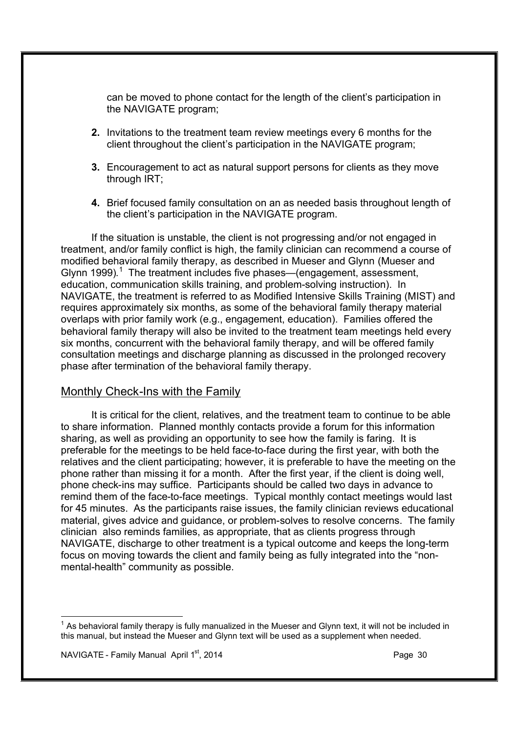can be moved to phone contact for the length of the client's participation in the NAVIGATE program;

2. Invitations to the treatment team review meetings every 6 months for the client throughout the client's participation in the NAVIGATE program;

3. Encouragement to act as natural support persons for clients as they move through IRT;

4. Brief focused family consultation on an as needed basis throughout length of the client's participation in the NAVIGATE program.

If the situation is unstable, the client is not progressing and/or not engaged in treatment, and/or family conflict is high, the family clinician can recommend a course of modified behavioral family therapy, as described in Mueser and Glynn (Mueser and Glynn 1999).[1] The treatment includes five phases—(engagement, assessment, education, communication skills training, and problem-solving instruction). In NAVIGATE, the treatment is referred to as Modified Intensive Skills Training (MIST) and requires approximately six months, as some of the behavioral family therapy material overlaps with prior family work (e.g., engagement, education). Families offered the behavioral family therapy will also be invited to the treatment team meetings held every six months, concurrent with the behavioral family therapy, and will be offered family consultation meetings and discharge planning as discussed in the prolonged recovery phase after termination of the behavioral family therapy.

## Monthly Check-Ins with the Family

It is critical for the client, relatives, and the treatment team to continue to be able to share information. Planned monthly contacts provide a forum for this information sharing, as well as providing an opportunity to see how the family is faring. It is preferable for the meetings to be held face-to-face during the first year, with both the relatives and the client participating; however, it is preferable to have the meeting on the phone rather than missing it for a month. After the first year, if the client is doing well, phone check-ins may suffice. Participants should be called two days in advance to remind them of the face-to-face meetings. Typical monthly contact meetings would last for 45 minutes. As the participants raise issues, the family clinician reviews educational material, gives advice and guidance, or problem-solves to resolve concerns. The family clinician also reminds families, as appropriate, that as clients progress through NAVIGATE, discharge to other treatment is a typical outcome and keeps the long-term focus on moving towards the client and family being as fully integrated into the "non-mental-health" community as possible.

[1] As behavioral family therapy is fully manualized in the Mueser and Glynn text, it will not be included in this manual, but instead the Mueser and Glynn text will be used as a supplement when needed.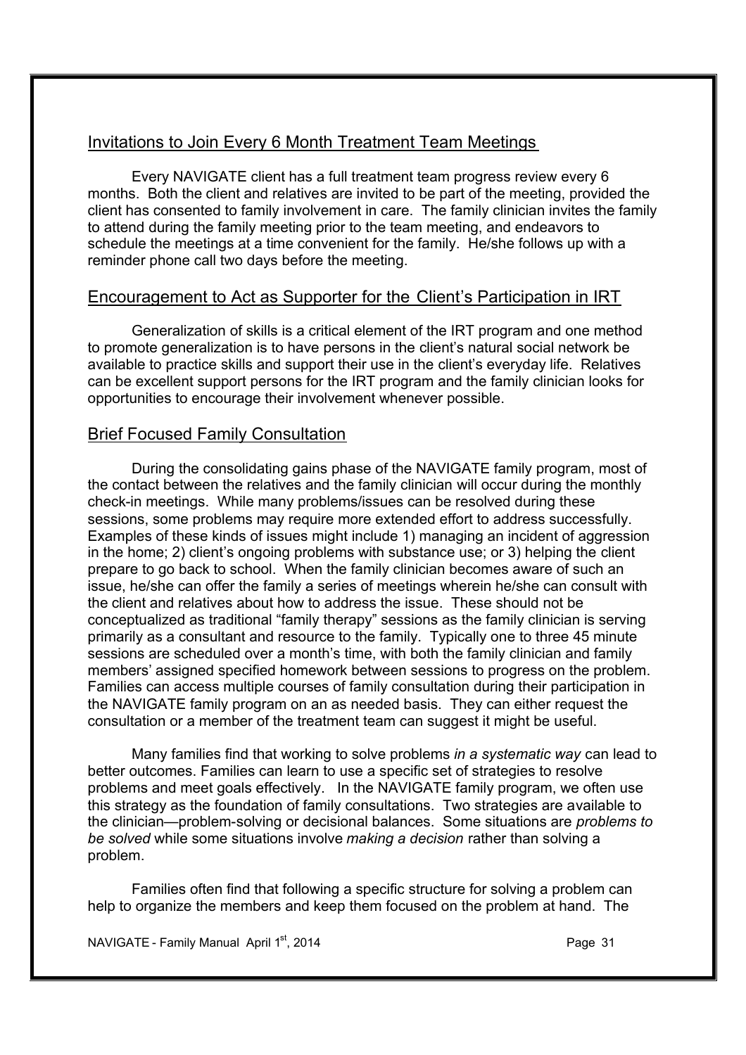## Invitations to Join Every 6 Month Treatment Team Meetings

Every NAVIGATE client has a full treatment team progress review every 6 months. Both the client and relatives are invited to be part of the meeting, provided the client has consented to family involvement in care. The family clinician invites the family to attend during the family meeting prior to the team meeting, and endeavors to schedule the meetings at a time convenient for the family. He/she follows up with a reminder phone call two days before the meeting.

## Encouragement to Act as Supporter for the Client's Participation in IRT

Generalization of skills is a critical element of the IRT program and one method to promote generalization is to have persons in the client's natural social network be available to practice skills and support their use in the client's everyday life. Relatives can be excellent support persons for the IRT program and the family clinician looks for opportunities to encourage their involvement whenever possible.

## Brief Focused Family Consultation

During the consolidating gains phase of the NAVIGATE family program, most of the contact between the relatives and the family clinician will occur during the monthly check-in meetings. While many problems/issues can be resolved during these sessions, some problems may require more extended effort to address successfully. Examples of these kinds of issues might include 1) managing an incident of aggression in the home; 2) client's ongoing problems with substance use; or 3) helping the client prepare to go back to school. When the family clinician becomes aware of such an issue, he/she can offer the family a series of meetings wherein he/she can consult with the client and relatives about how to address the issue. These should not be conceptualized as traditional "family therapy" sessions as the family clinician is serving primarily as a consultant and resource to the family. Typically one to three 45 minute sessions are scheduled over a month's time, with both the family clinician and family members' assigned specified homework between sessions to progress on the problem. Families can access multiple courses of family consultation during their participation in the NAVIGATE family program on an as needed basis. They can either request the consultation or a member of the treatment team can suggest it might be useful.

Many families find that working to solve problems *in a systematic way* can lead to better outcomes. Families can learn to use a specific set of strategies to resolve problems and meet goals effectively. In the NAVIGATE family program, we often use this strategy as the foundation of family consultations. Two strategies are available to the clinician—problem-solving or decisional balances. Some situations are *problems to be solved* while some situations involve *making a decision* rather than solving a problem.

Families often find that following a specific structure for solving a problem can help to organize the members and keep them focused on the problem at hand. The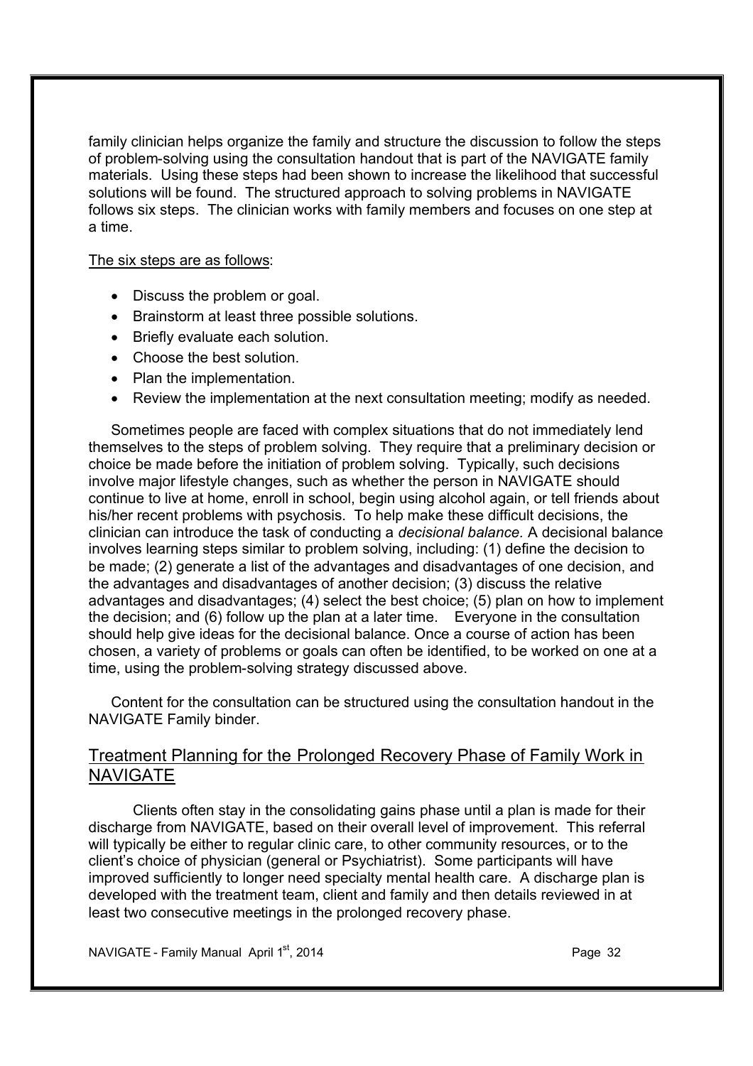family clinician helps organize the family and structure the discussion to follow the steps of problem-solving using the consultation handout that is part of the NAVIGATE family materials. Using these steps had been shown to increase the likelihood that successful solutions will be found. The structured approach to solving problems in NAVIGATE follows six steps. The clinician works with family members and focuses on one step at a time.

The six steps are as follows:

- Discuss the problem or goal.
- Brainstorm at least three possible solutions.
- Briefly evaluate each solution.
- Choose the best solution.
- Plan the implementation.
- Review the implementation at the next consultation meeting; modify as needed.

Sometimes people are faced with complex situations that do not immediately lend themselves to the steps of problem solving. They require that a preliminary decision or choice be made before the initiation of problem solving. Typically, such decisions involve major lifestyle changes, such as whether the person in NAVIGATE should continue to live at home, enroll in school, begin using alcohol again, or tell friends about his/her recent problems with psychosis. To help make these difficult decisions, the clinician can introduce the task of conducting a *decisional balance.* A decisional balance involves learning steps similar to problem solving, including: (1) define the decision to be made; (2) generate a list of the advantages and disadvantages of one decision, and the advantages and disadvantages of another decision; (3) discuss the relative advantages and disadvantages; (4) select the best choice; (5) plan on how to implement the decision; and (6) follow up the plan at a later time. Everyone in the consultation should help give ideas for the decisional balance. Once a course of action has been chosen, a variety of problems or goals can often be identified, to be worked on one at a time, using the problem-solving strategy discussed above.

Content for the consultation can be structured using the consultation handout in the NAVIGATE Family binder.

## Treatment Planning for the Prolonged Recovery Phase of Family Work in NAVIGATE

Clients often stay in the consolidating gains phase until a plan is made for their discharge from NAVIGATE, based on their overall level of improvement. This referral will typically be either to regular clinic care, to other community resources, or to the client's choice of physician (general or Psychiatrist). Some participants will have improved sufficiently to longer need specialty mental health care. A discharge plan is developed with the treatment team, client and family and then details reviewed in at least two consecutive meetings in the prolonged recovery phase.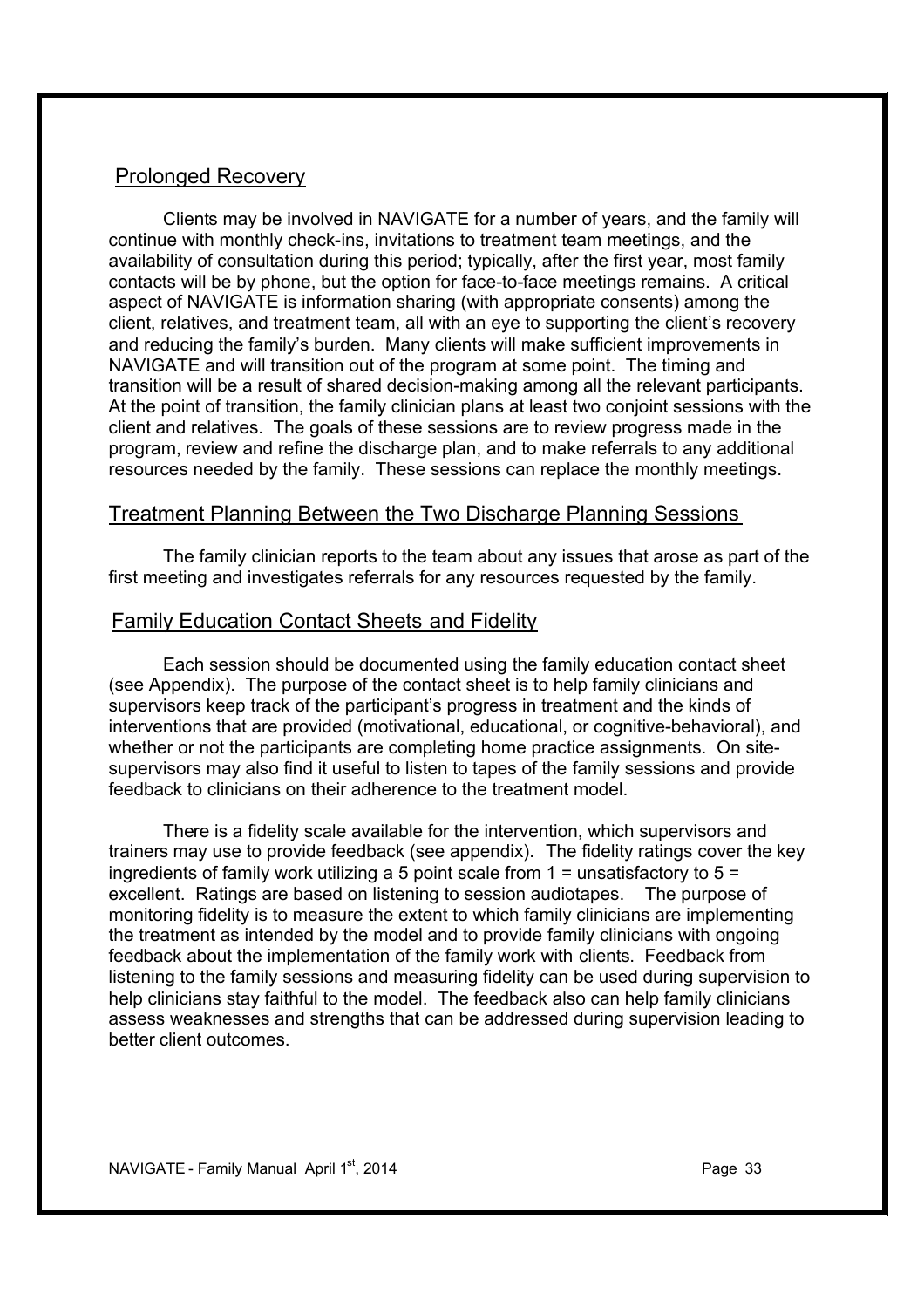## Prolonged Recovery

Clients may be involved in NAVIGATE for a number of years, and the family will continue with monthly check-ins, invitations to treatment team meetings, and the availability of consultation during this period; typically, after the first year, most family contacts will be by phone, but the option for face-to-face meetings remains. A critical aspect of NAVIGATE is information sharing (with appropriate consents) among the client, relatives, and treatment team, all with an eye to supporting the client's recovery and reducing the family's burden. Many clients will make sufficient improvements in NAVIGATE and will transition out of the program at some point. The timing and transition will be a result of shared decision-making among all the relevant participants. At the point of transition, the family clinician plans at least two conjoint sessions with the client and relatives. The goals of these sessions are to review progress made in the program, review and refine the discharge plan, and to make referrals to any additional resources needed by the family. These sessions can replace the monthly meetings.

## Treatment Planning Between the Two Discharge Planning Sessions

The family clinician reports to the team about any issues that arose as part of the first meeting and investigates referrals for any resources requested by the family.

## Family Education Contact Sheets and Fidelity

Each session should be documented using the family education contact sheet (see Appendix). The purpose of the contact sheet is to help family clinicians and supervisors keep track of the participant's progress in treatment and the kinds of interventions that are provided (motivational, educational, or cognitive-behavioral), and whether or not the participants are completing home practice assignments. On site-supervisors may also find it useful to listen to tapes of the family sessions and provide feedback to clinicians on their adherence to the treatment model.

There is a fidelity scale available for the intervention, which supervisors and trainers may use to provide feedback (see appendix). The fidelity ratings cover the key ingredients of family work utilizing a 5 point scale from 1 = unsatisfactory to 5 = excellent. Ratings are based on listening to session audiotapes. The purpose of monitoring fidelity is to measure the extent to which family clinicians are implementing the treatment as intended by the model and to provide family clinicians with ongoing feedback about the implementation of the family work with clients. Feedback from listening to the family sessions and measuring fidelity can be used during supervision to help clinicians stay faithful to the model. The feedback also can help family clinicians assess weaknesses and strengths that can be addressed during supervision leading to better client outcomes.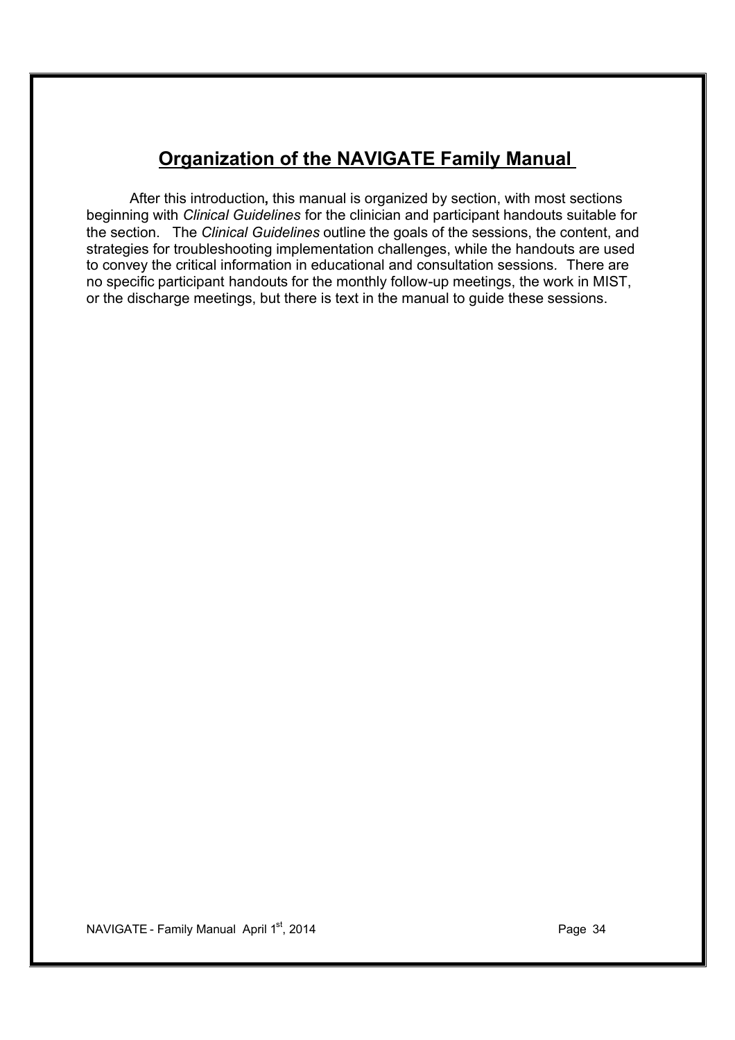## Organization of the NAVIGATE Family Manual

After this introduction**,** this manual is organized by section, with most sections beginning with *Clinical Guidelines* for the clinician and participant handouts suitable for the section. The *Clinical Guidelines* outline the goals of the sessions, the content, and strategies for troubleshooting implementation challenges, while the handouts are used to convey the critical information in educational and consultation sessions. There are no specific participant handouts for the monthly follow-up meetings, the work in MIST, or the discharge meetings, but there is text in the manual to guide these sessions.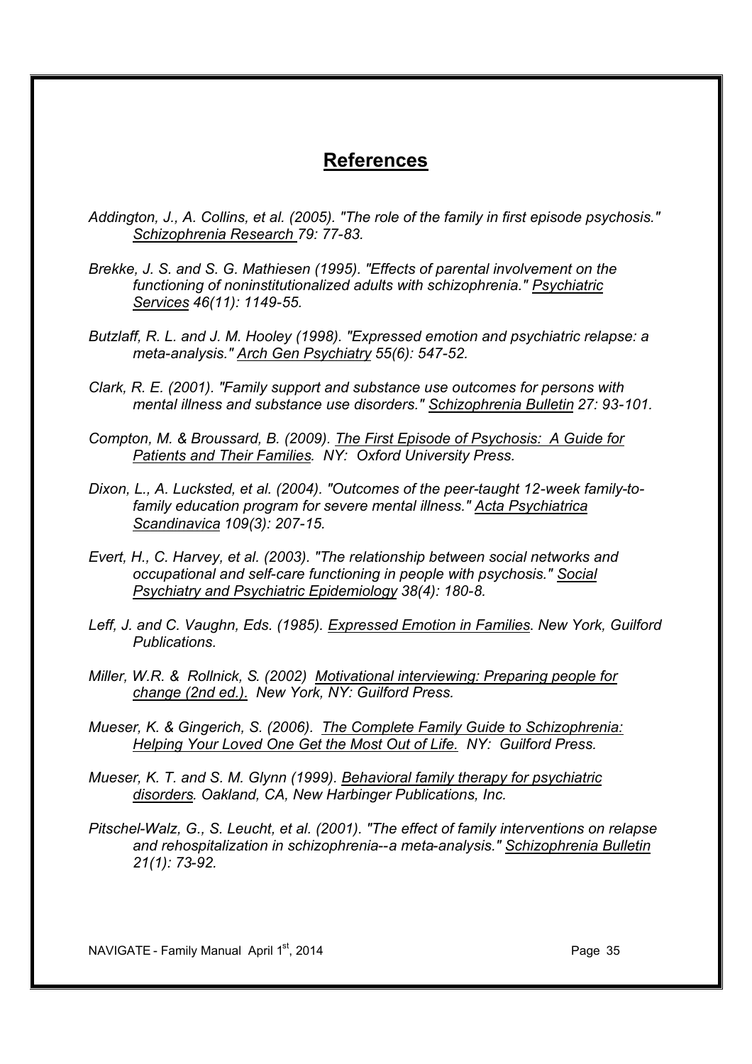## References

*Addington, J., A. Collins, et al. (2005). "The role of the family in first episode psychosis." Schizophrenia Research 79: 77-83.*

*Brekke, J. S. and S. G. Mathiesen (1995). "Effects of parental involvement on the functioning of noninstitutionalized adults with schizophrenia." Psychiatric Services 46(11): 1149-55.*

*Butzlaff, R. L. and J. M. Hooley (1998). "Expressed emotion and psychiatric relapse: a meta-analysis." Arch Gen Psychiatry 55(6): 547-52.*

*Clark, R. E. (2001). "Family support and substance use outcomes for persons with mental illness and substance use disorders." Schizophrenia Bulletin 27: 93-101.*

*Compton, M. & Broussard, B. (2009). The First Episode of Psychosis: A Guide for Patients and Their Families. NY: Oxford University Press.*

*Dixon, L., A. Lucksted, et al. (2004). "Outcomes of the peer-taught 12-week family-to-family education program for severe mental illness." Acta Psychiatrica Scandinavica 109(3): 207-15.*

*Evert, H., C. Harvey, et al. (2003). "The relationship between social networks and occupational and self-care functioning in people with psychosis." Social Psychiatry and Psychiatric Epidemiology 38(4): 180-8.*

*Leff, J. and C. Vaughn, Eds. (1985). Expressed Emotion in Families. New York, Guilford Publications.*

*Miller, W.R. & Rollnick, S. (2002) Motivational interviewing: Preparing people for change (2nd ed.). New York, NY: Guilford Press.*

*Mueser, K. & Gingerich, S. (2006). The Complete Family Guide to Schizophrenia: Helping Your Loved One Get the Most Out of Life. NY: Guilford Press.*

*Mueser, K. T. and S. M. Glynn (1999). Behavioral family therapy for psychiatric disorders. Oakland, CA, New Harbinger Publications, Inc.*

*Pitschel-Walz, G., S. Leucht, et al. (2001). "The effect of family interventions on relapse and rehospitalization in schizophrenia--a meta-analysis." Schizophrenia Bulletin 21(1): 73-92.*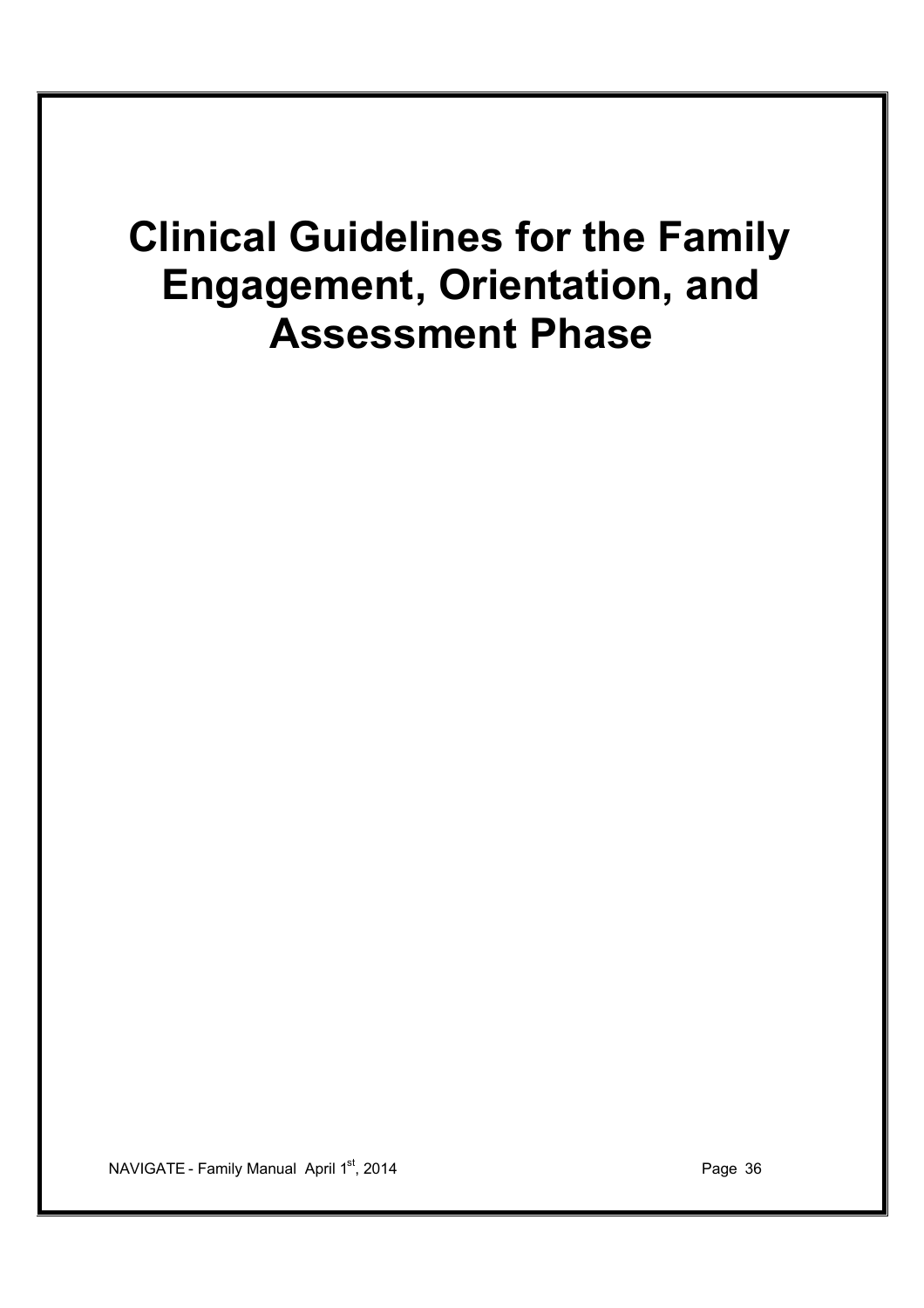# Clinical Guidelines for the Family Engagement, Orientation, and Assessment Phase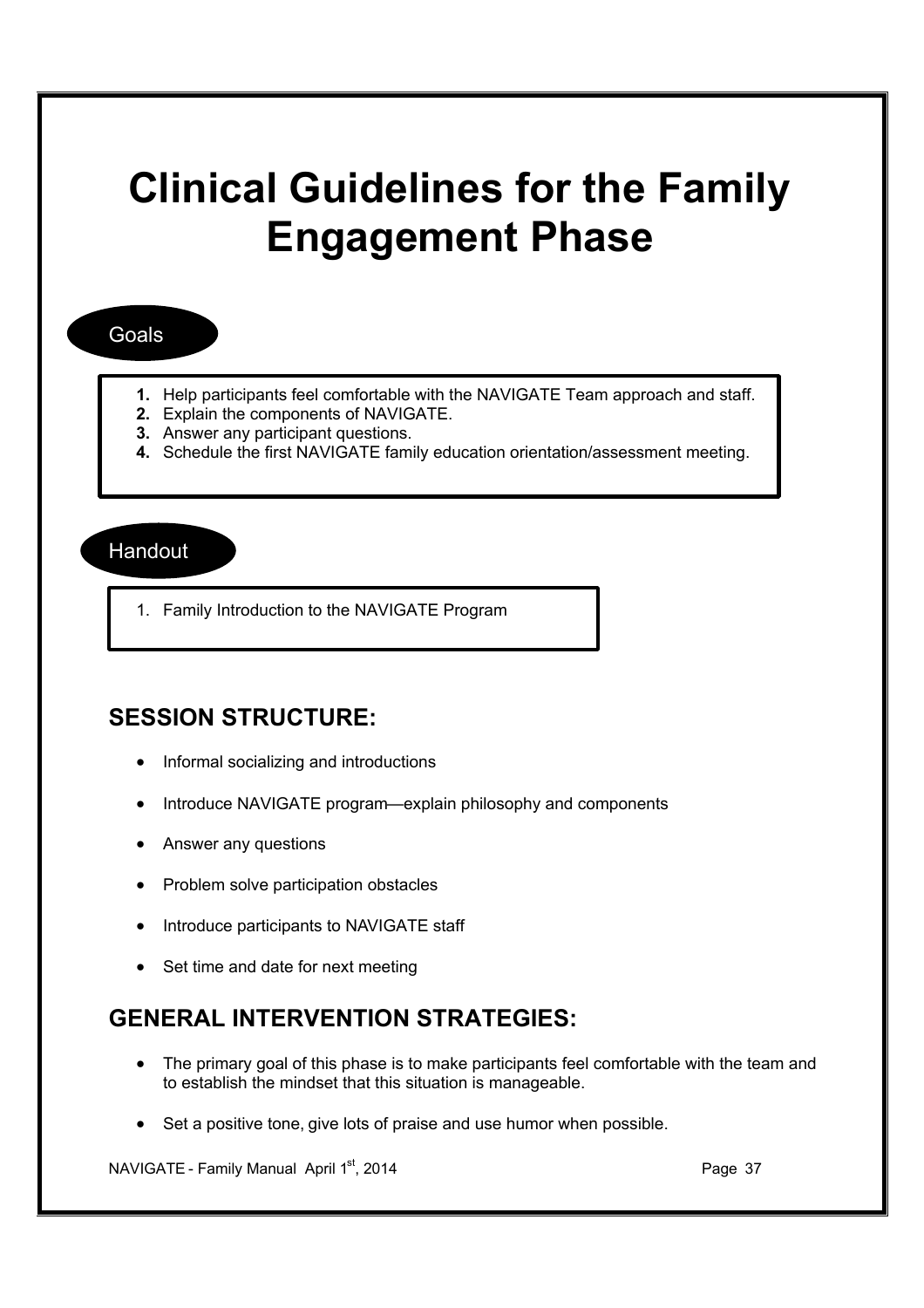# Clinical Guidelines for the Family Engagement Phase

## Goals

1. Help participants feel comfortable with the NAVIGATE Team approach and staff.
2. Explain the components of NAVIGATE.
3. Answer any participant questions.
4. Schedule the first NAVIGATE family education orientation/assessment meeting.

## Handout

1. Family Introduction to the NAVIGATE Program

## SESSION STRUCTURE:

- Informal socializing and introductions
- Introduce NAVIGATE program—explain philosophy and components
- Answer any questions
- Problem solve participation obstacles
- Introduce participants to NAVIGATE staff
- Set time and date for next meeting

## GENERAL INTERVENTION STRATEGIES:

- The primary goal of this phase is to make participants feel comfortable with the team and to establish the mindset that this situation is manageable.
- Set a positive tone, give lots of praise and use humor when possible.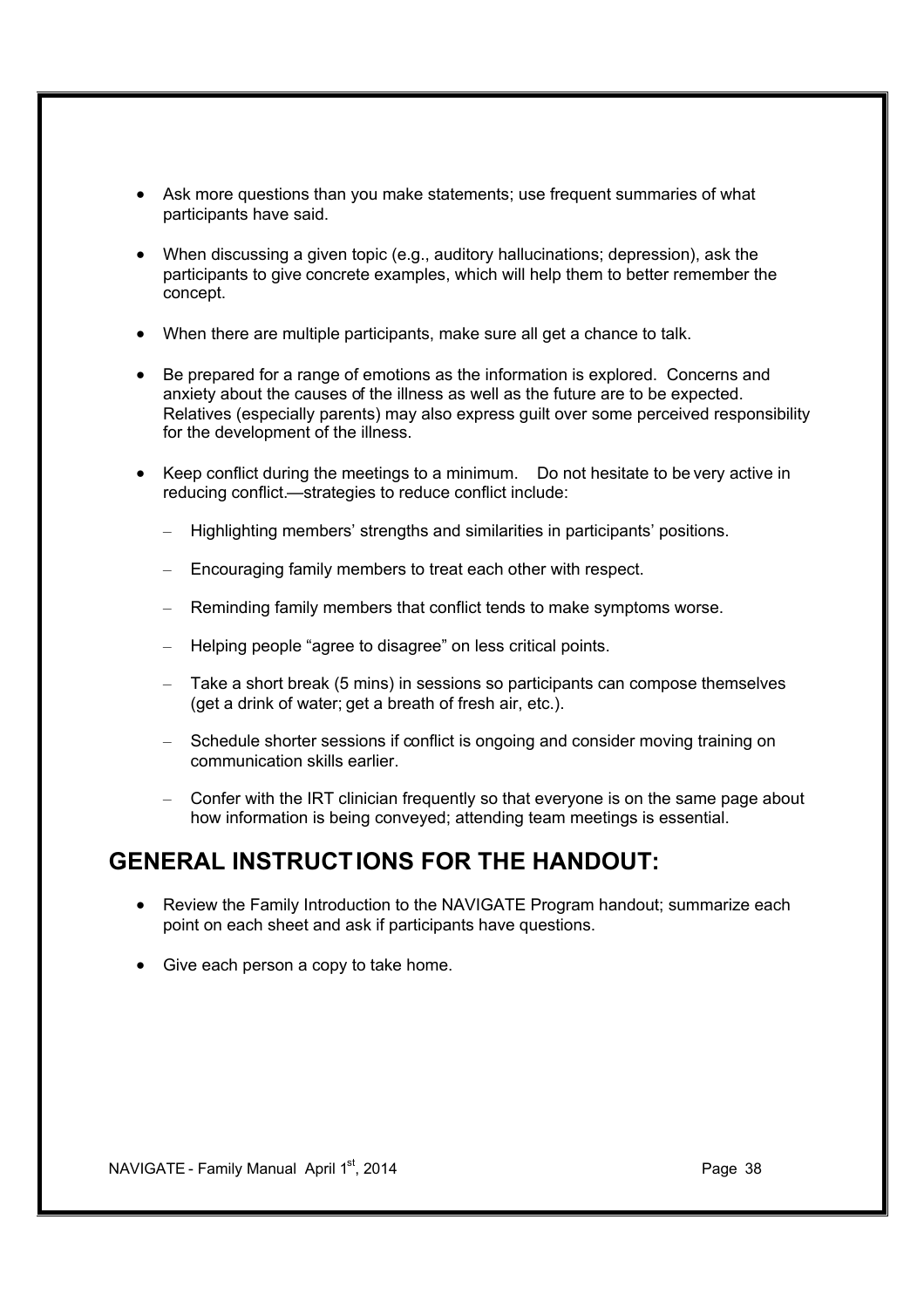- Ask more questions than you make statements; use frequent summaries of what participants have said.

- When discussing a given topic (e.g., auditory hallucinations; depression), ask the participants to give concrete examples, which will help them to better remember the concept.

- When there are multiple participants, make sure all get a chance to talk.

- Be prepared for a range of emotions as the information is explored. Concerns and anxiety about the causes of the illness as well as the future are to be expected. Relatives (especially parents) may also express guilt over some perceived responsibility for the development of the illness.

- Keep conflict during the meetings to a minimum. Do not hesitate to be very active in reducing conflict.—strategies to reduce conflict include:

  - Highlighting members' strengths and similarities in participants' positions.

  - Encouraging family members to treat each other with respect.

  - Reminding family members that conflict tends to make symptoms worse.

  - Helping people "agree to disagree" on less critical points.

  - Take a short break (5 mins) in sessions so participants can compose themselves (get a drink of water; get a breath of fresh air, etc.).

  - Schedule shorter sessions if conflict is ongoing and consider moving training on communication skills earlier.

  - Confer with the IRT clinician frequently so that everyone is on the same page about how information is being conveyed; attending team meetings is essential.

## GENERAL INSTRUCTIONS FOR THE HANDOUT:

- Review the Family Introduction to the NAVIGATE Program handout; summarize each point on each sheet and ask if participants have questions.

- Give each person a copy to take home.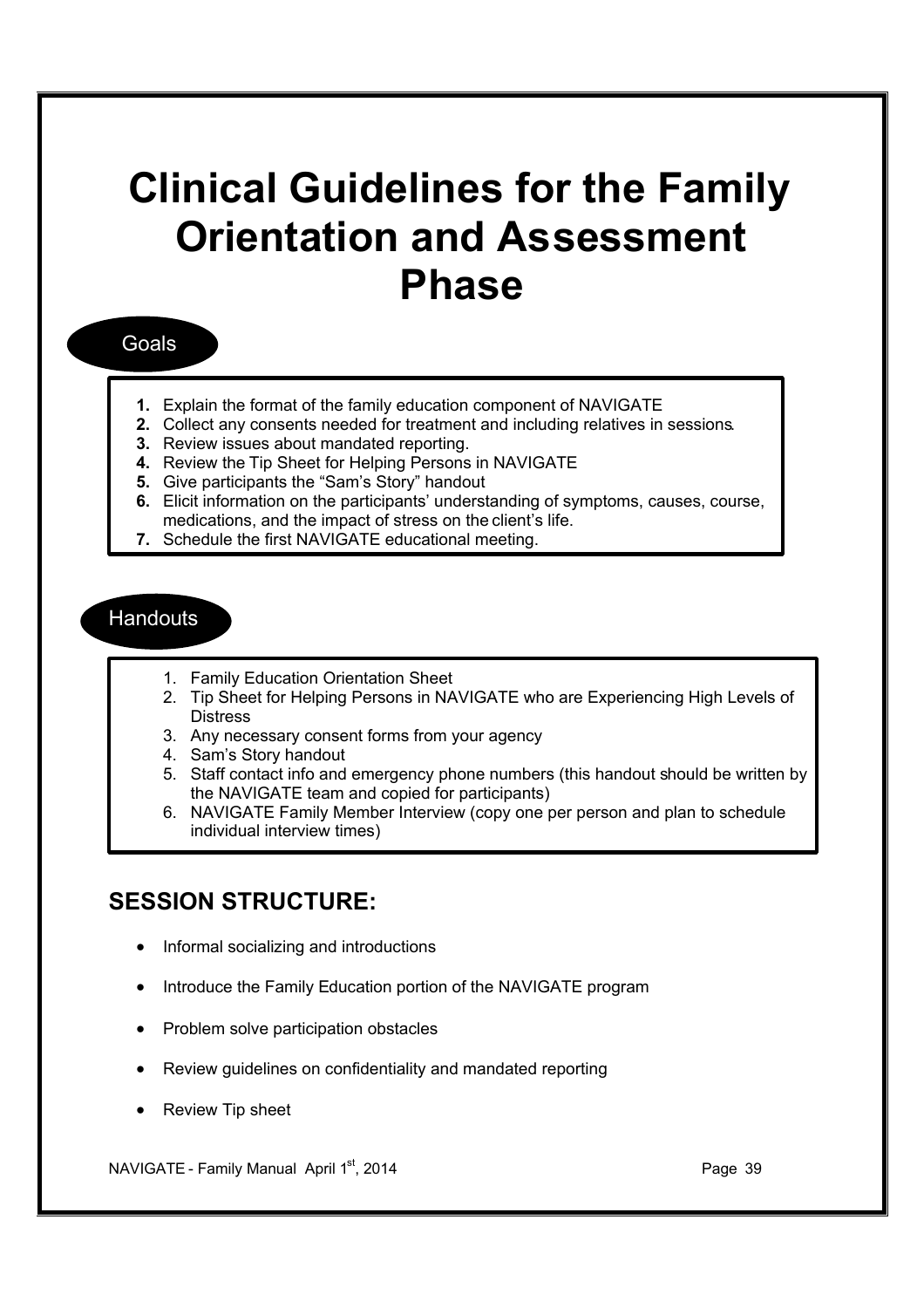# Clinical Guidelines for the Family Orientation and Assessment Phase

## Goals

1. Explain the format of the family education component of NAVIGATE
2. Collect any consents needed for treatment and including relatives in sessions.
3. Review issues about mandated reporting.
4. Review the Tip Sheet for Helping Persons in NAVIGATE
5. Give participants the "Sam's Story" handout
6. Elicit information on the participants' understanding of symptoms, causes, course, medications, and the impact of stress on the client's life.
7. Schedule the first NAVIGATE educational meeting.

## Handouts

1. Family Education Orientation Sheet
2. Tip Sheet for Helping Persons in NAVIGATE who are Experiencing High Levels of Distress
3. Any necessary consent forms from your agency
4. Sam's Story handout
5. Staff contact info and emergency phone numbers (this handout should be written by the NAVIGATE team and copied for participants)
6. NAVIGATE Family Member Interview (copy one per person and plan to schedule individual interview times)

## SESSION STRUCTURE:

- Informal socializing and introductions
- Introduce the Family Education portion of the NAVIGATE program
- Problem solve participation obstacles
- Review guidelines on confidentiality and mandated reporting
- Review Tip sheet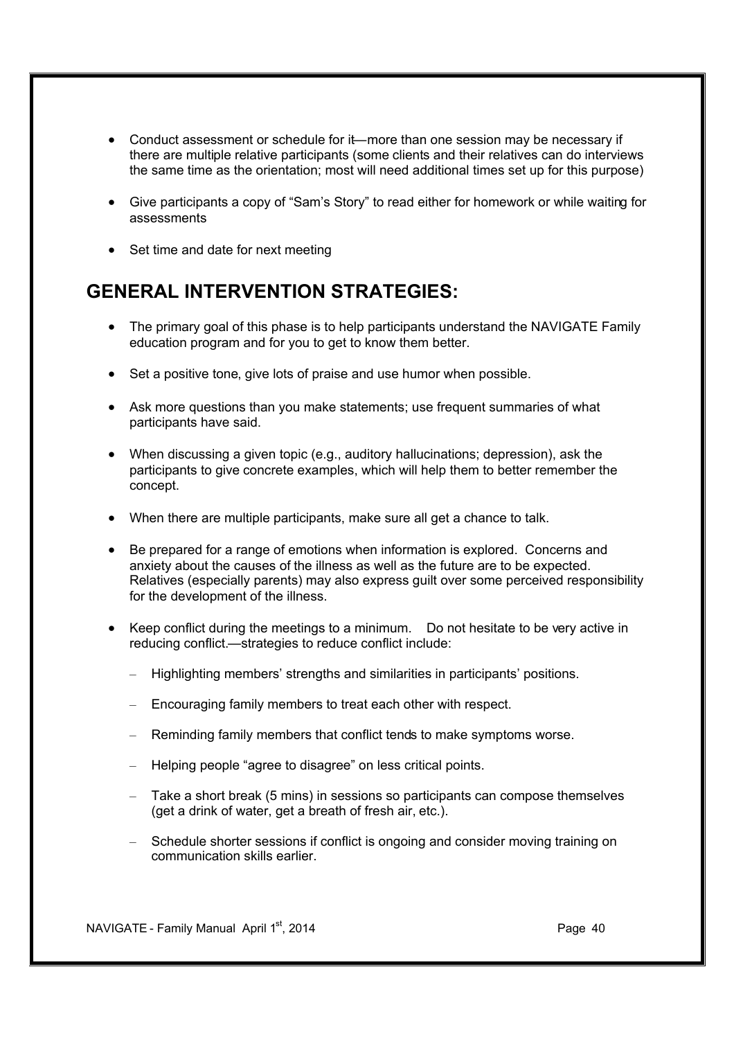- Conduct assessment or schedule for it—more than one session may be necessary if there are multiple relative participants (some clients and their relatives can do interviews the same time as the orientation; most will need additional times set up for this purpose)
- Give participants a copy of "Sam's Story" to read either for homework or while waiting for assessments
- Set time and date for next meeting

## GENERAL INTERVENTION STRATEGIES:

- The primary goal of this phase is to help participants understand the NAVIGATE Family education program and for you to get to know them better.
- Set a positive tone, give lots of praise and use humor when possible.
- Ask more questions than you make statements; use frequent summaries of what participants have said.
- When discussing a given topic (e.g., auditory hallucinations; depression), ask the participants to give concrete examples, which will help them to better remember the concept.
- When there are multiple participants, make sure all get a chance to talk.
- Be prepared for a range of emotions when information is explored. Concerns and anxiety about the causes of the illness as well as the future are to be expected. Relatives (especially parents) may also express guilt over some perceived responsibility for the development of the illness.
- Keep conflict during the meetings to a minimum. Do not hesitate to be very active in reducing conflict.—strategies to reduce conflict include:
  - Highlighting members' strengths and similarities in participants' positions.
  - Encouraging family members to treat each other with respect.
  - Reminding family members that conflict tends to make symptoms worse.
  - Helping people "agree to disagree" on less critical points.
  - Take a short break (5 mins) in sessions so participants can compose themselves (get a drink of water, get a breath of fresh air, etc.).
  - Schedule shorter sessions if conflict is ongoing and consider moving training on communication skills earlier.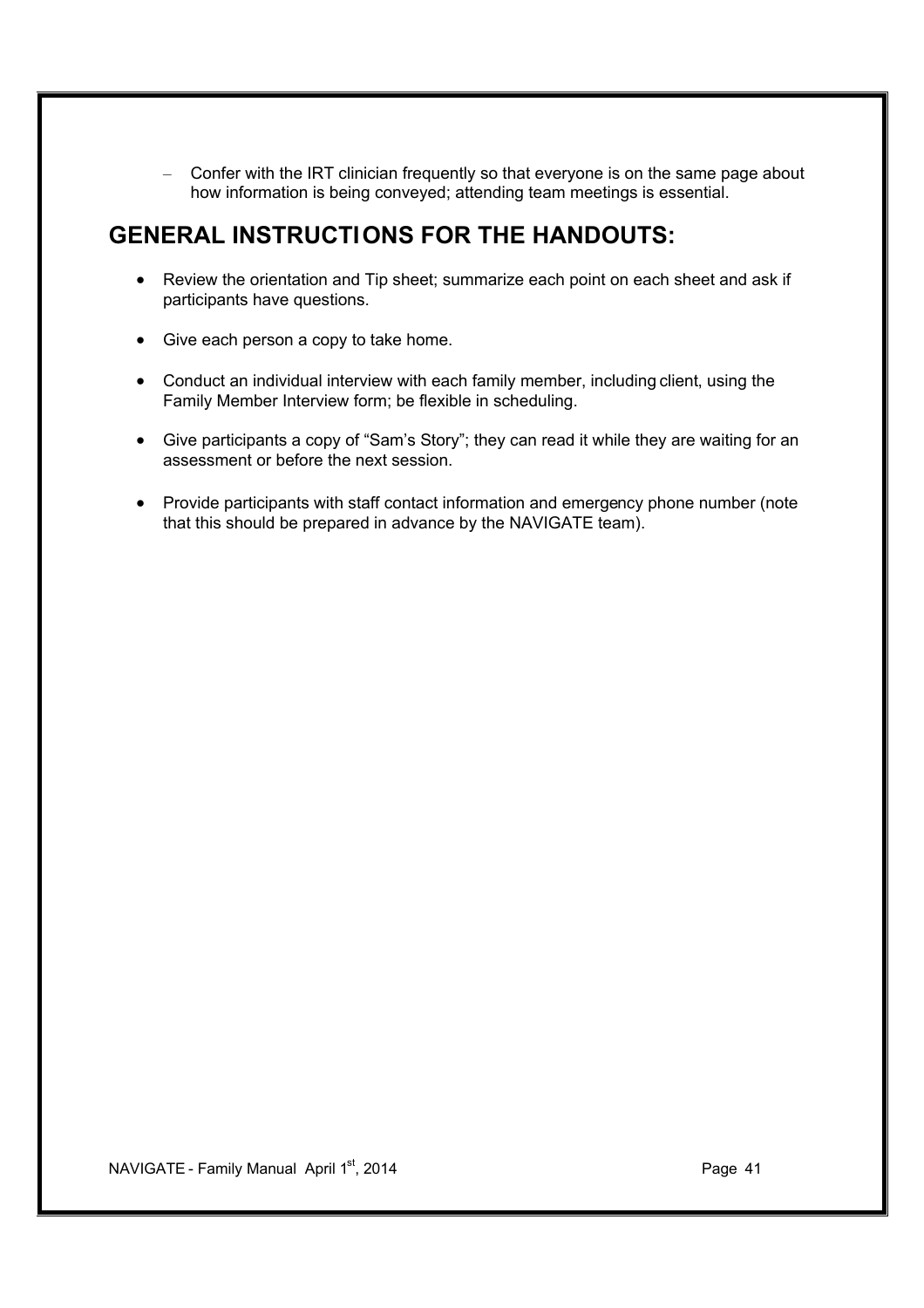- Confer with the IRT clinician frequently so that everyone is on the same page about how information is being conveyed; attending team meetings is essential.

## GENERAL INSTRUCTIONS FOR THE HANDOUTS:

- Review the orientation and Tip sheet; summarize each point on each sheet and ask if participants have questions.
- Give each person a copy to take home.
- Conduct an individual interview with each family member, including client, using the Family Member Interview form; be flexible in scheduling.
- Give participants a copy of "Sam's Story"; they can read it while they are waiting for an assessment or before the next session.
- Provide participants with staff contact information and emergency phone number (note that this should be prepared in advance by the NAVIGATE team).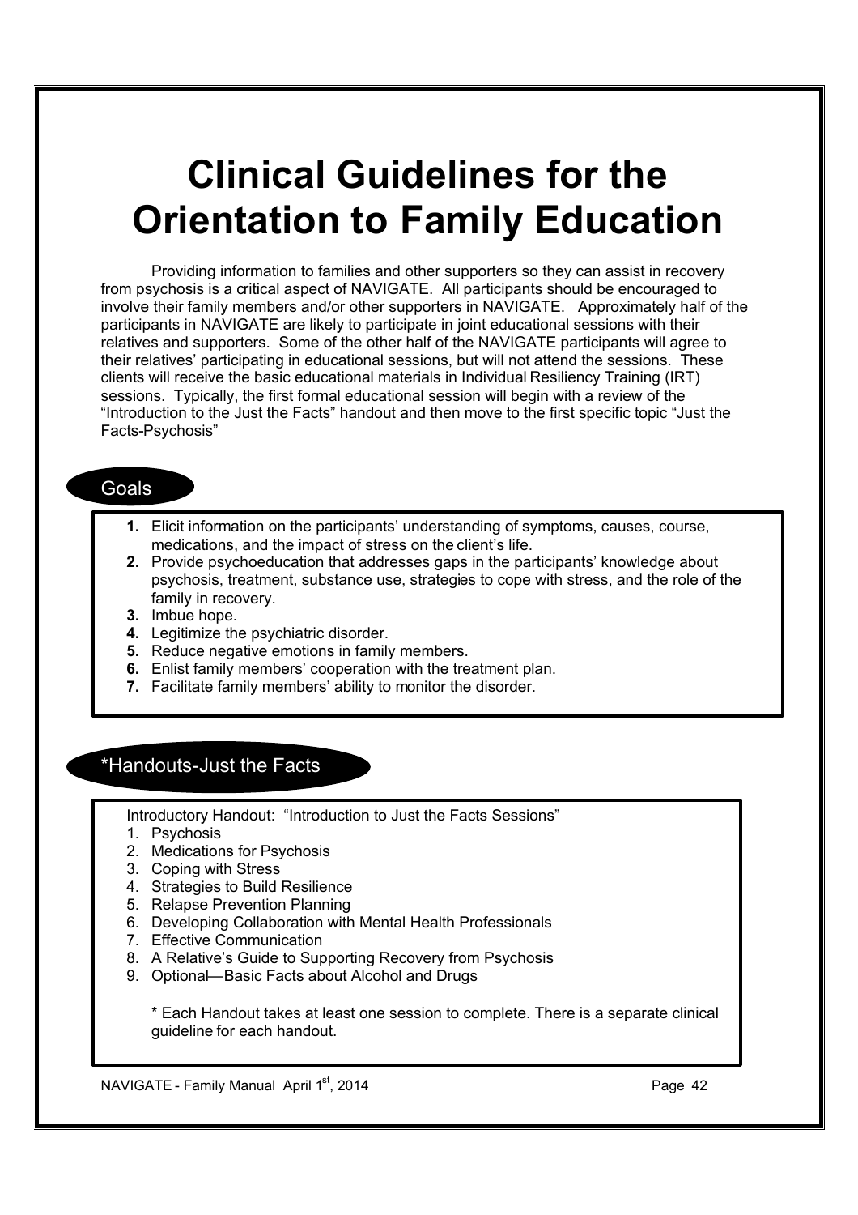# Clinical Guidelines for the Orientation to Family Education

Providing information to families and other supporters so they can assist in recovery from psychosis is a critical aspect of NAVIGATE. All participants should be encouraged to involve their family members and/or other supporters in NAVIGATE. Approximately half of the participants in NAVIGATE are likely to participate in joint educational sessions with their relatives and supporters. Some of the other half of the NAVIGATE participants will agree to their relatives' participating in educational sessions, but will not attend the sessions. These clients will receive the basic educational materials in Individual Resiliency Training (IRT) sessions. Typically, the first formal educational session will begin with a review of the "Introduction to the Just the Facts" handout and then move to the first specific topic "Just the Facts-Psychosis"

## Goals

1. Elicit information on the participants' understanding of symptoms, causes, course, medications, and the impact of stress on the client's life.
2. Provide psychoeducation that addresses gaps in the participants' knowledge about psychosis, treatment, substance use, strategies to cope with stress, and the role of the family in recovery.
3. Imbue hope.
4. Legitimize the psychiatric disorder.
5. Reduce negative emotions in family members.
6. Enlist family members' cooperation with the treatment plan.
7. Facilitate family members' ability to monitor the disorder.

## *Handouts-Just the Facts

Introductory Handout: "Introduction to Just the Facts Sessions"

1. Psychosis
2. Medications for Psychosis
3. Coping with Stress
4. Strategies to Build Resilience
5. Relapse Prevention Planning
6. Developing Collaboration with Mental Health Professionals
7. Effective Communication
8. A Relative's Guide to Supporting Recovery from Psychosis
9. Optional—Basic Facts about Alcohol and Drugs

\* Each Handout takes at least one session to complete. There is a separate clinical guideline for each handout.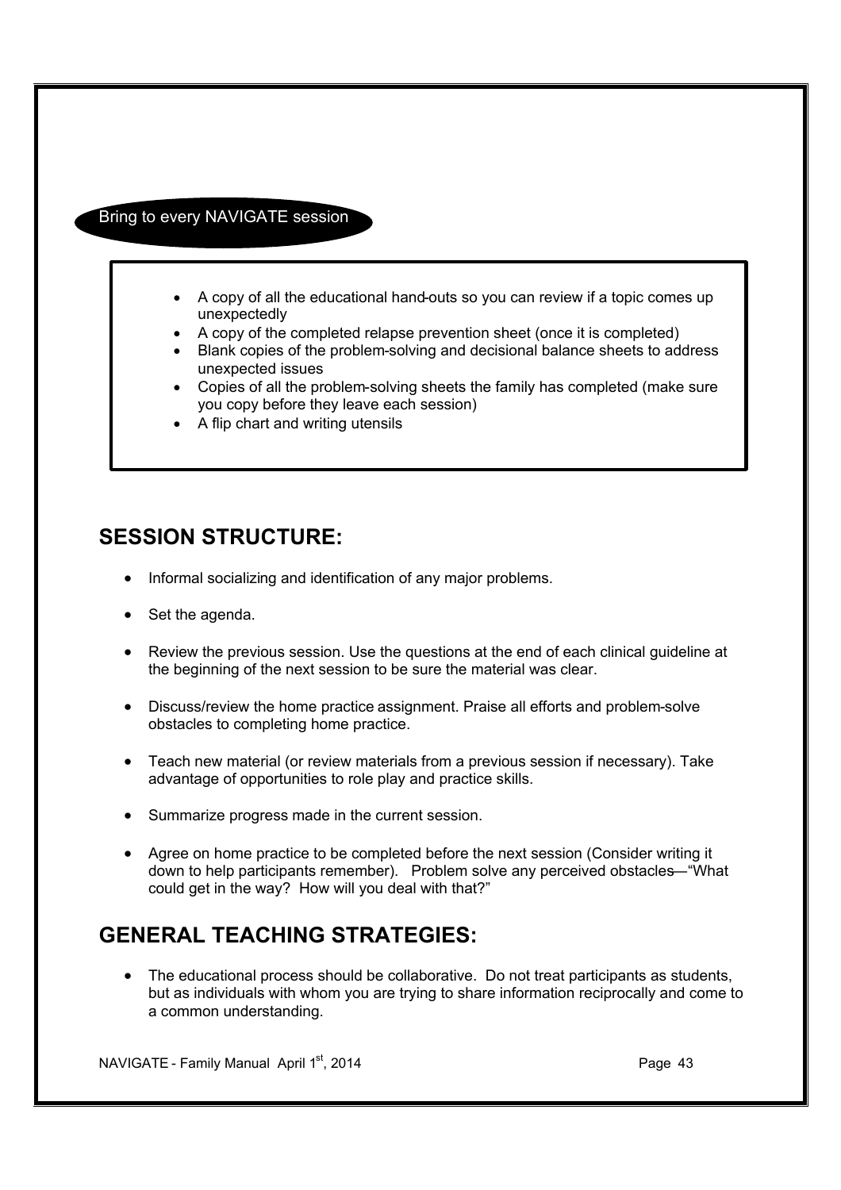**Bring to every NAVIGATE session**

- A copy of all the educational hand-outs so you can review if a topic comes up unexpectedly
- A copy of the completed relapse prevention sheet (once it is completed)
- Blank copies of the problem-solving and decisional balance sheets to address unexpected issues
- Copies of all the problem-solving sheets the family has completed (make sure you copy before they leave each session)
- A flip chart and writing utensils

## SESSION STRUCTURE:

- Informal socializing and identification of any major problems.
- Set the agenda.
- Review the previous session. Use the questions at the end of each clinical guideline at the beginning of the next session to be sure the material was clear.
- Discuss/review the home practice assignment. Praise all efforts and problem-solve obstacles to completing home practice.
- Teach new material (or review materials from a previous session if necessary). Take advantage of opportunities to role play and practice skills.
- Summarize progress made in the current session.
- Agree on home practice to be completed before the next session (Consider writing it down to help participants remember). Problem solve any perceived obstacles—"What could get in the way? How will you deal with that?"

## GENERAL TEACHING STRATEGIES:

- The educational process should be collaborative. Do not treat participants as students, but as individuals with whom you are trying to share information reciprocally and come to a common understanding.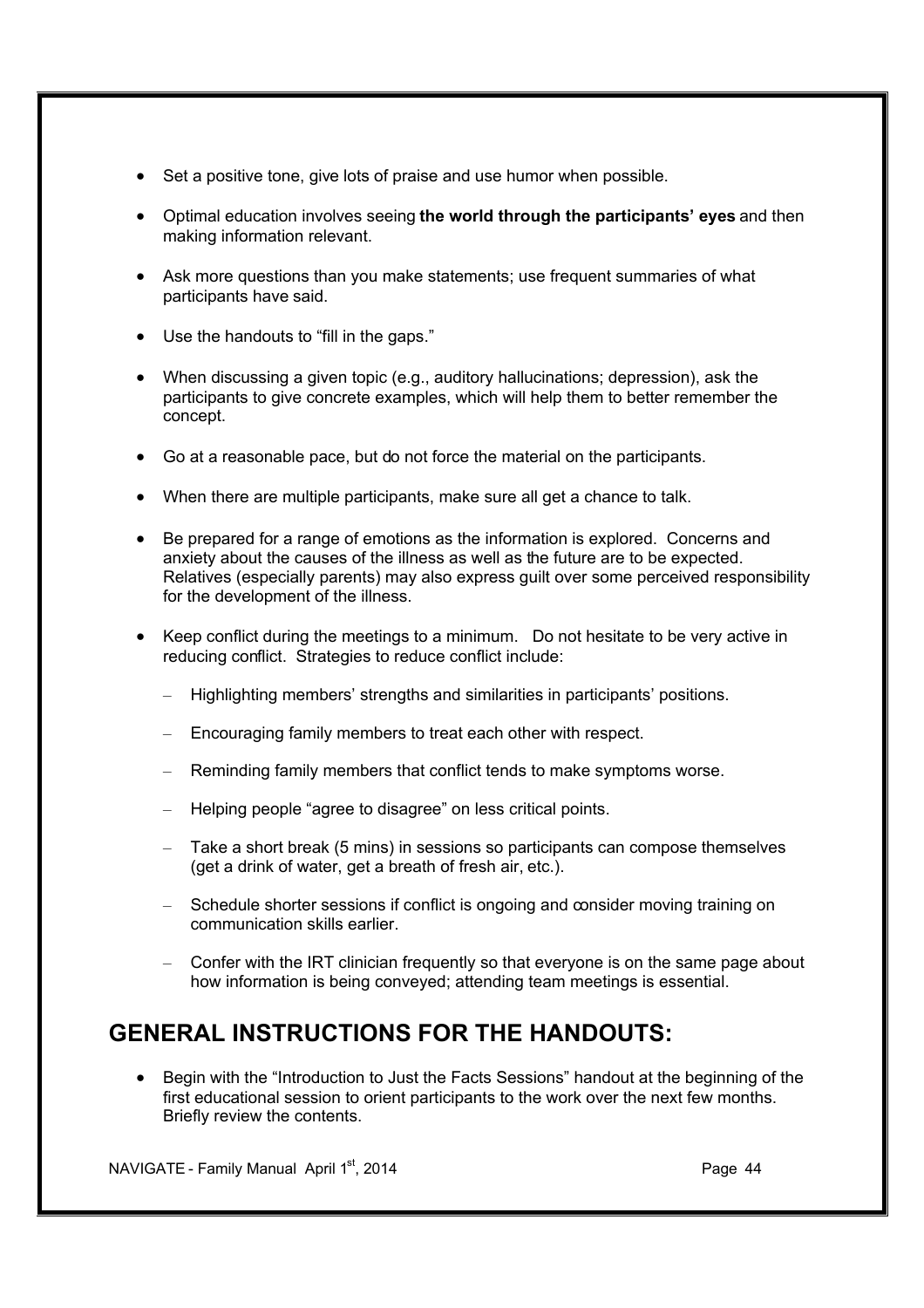- Set a positive tone, give lots of praise and use humor when possible.
- Optimal education involves seeing **the world through the participants' eyes** and then making information relevant.
- Ask more questions than you make statements; use frequent summaries of what participants have said.
- Use the handouts to "fill in the gaps."
- When discussing a given topic (e.g., auditory hallucinations; depression), ask the participants to give concrete examples, which will help them to better remember the concept.
- Go at a reasonable pace, but do not force the material on the participants.
- When there are multiple participants, make sure all get a chance to talk.
- Be prepared for a range of emotions as the information is explored. Concerns and anxiety about the causes of the illness as well as the future are to be expected. Relatives (especially parents) may also express guilt over some perceived responsibility for the development of the illness.
- Keep conflict during the meetings to a minimum. Do not hesitate to be very active in reducing conflict. Strategies to reduce conflict include:
  - Highlighting members' strengths and similarities in participants' positions.
  - Encouraging family members to treat each other with respect.
  - Reminding family members that conflict tends to make symptoms worse.
  - Helping people "agree to disagree" on less critical points.
  - Take a short break (5 mins) in sessions so participants can compose themselves (get a drink of water, get a breath of fresh air, etc.).
  - Schedule shorter sessions if conflict is ongoing and consider moving training on communication skills earlier.
  - Confer with the IRT clinician frequently so that everyone is on the same page about how information is being conveyed; attending team meetings is essential.

## GENERAL INSTRUCTIONS FOR THE HANDOUTS:

- Begin with the "Introduction to Just the Facts Sessions" handout at the beginning of the first educational session to orient participants to the work over the next few months. Briefly review the contents.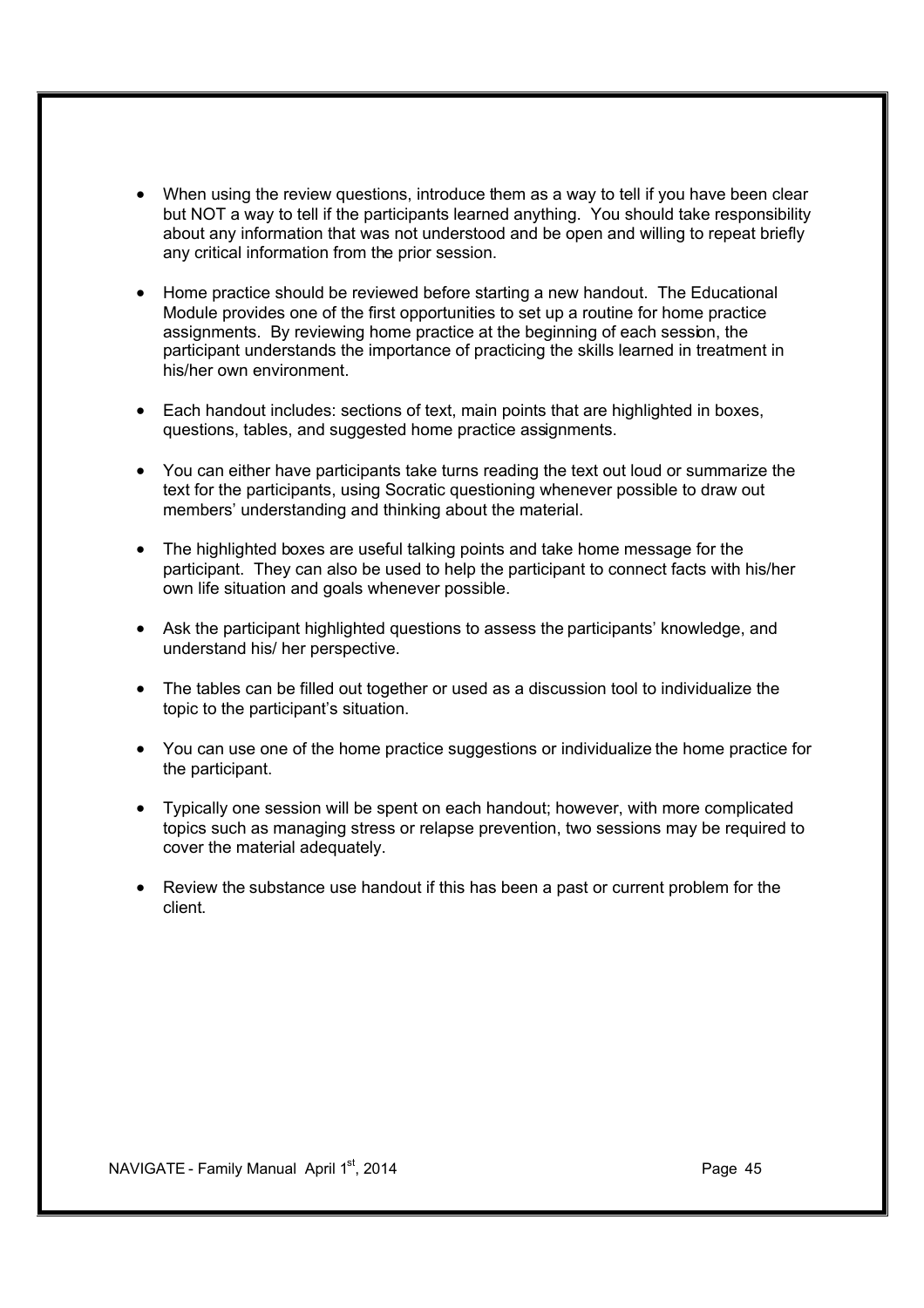- When using the review questions, introduce them as a way to tell if you have been clear but NOT a way to tell if the participants learned anything. You should take responsibility about any information that was not understood and be open and willing to repeat briefly any critical information from the prior session.

- Home practice should be reviewed before starting a new handout. The Educational Module provides one of the first opportunities to set up a routine for home practice assignments. By reviewing home practice at the beginning of each session, the participant understands the importance of practicing the skills learned in treatment in his/her own environment.

- Each handout includes: sections of text, main points that are highlighted in boxes, questions, tables, and suggested home practice assignments.

- You can either have participants take turns reading the text out loud or summarize the text for the participants, using Socratic questioning whenever possible to draw out members' understanding and thinking about the material.

- The highlighted boxes are useful talking points and take home message for the participant. They can also be used to help the participant to connect facts with his/her own life situation and goals whenever possible.

- Ask the participant highlighted questions to assess the participants' knowledge, and understand his/ her perspective.

- The tables can be filled out together or used as a discussion tool to individualize the topic to the participant's situation.

- You can use one of the home practice suggestions or individualize the home practice for the participant.

- Typically one session will be spent on each handout; however, with more complicated topics such as managing stress or relapse prevention, two sessions may be required to cover the material adequately.

- Review the substance use handout if this has been a past or current problem for the client.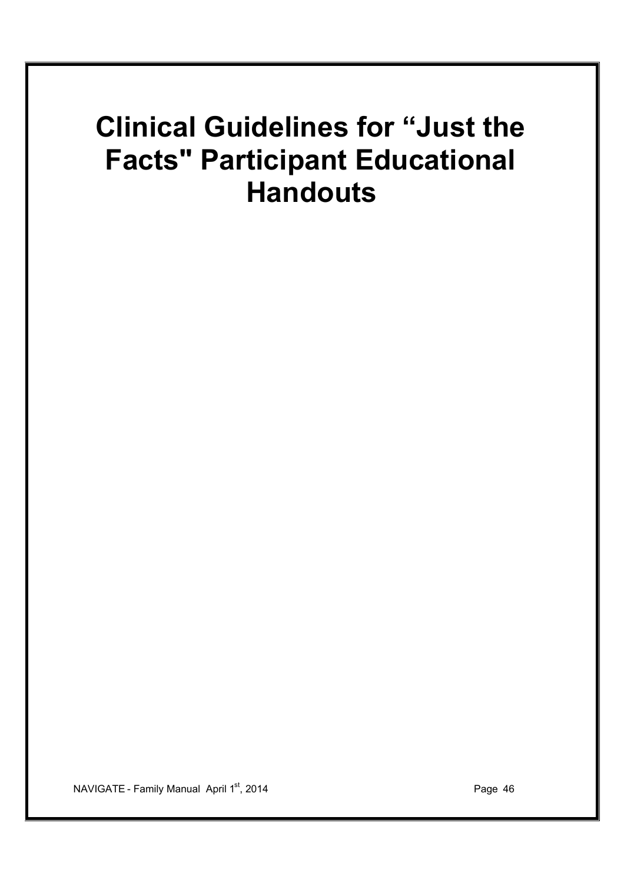# Clinical Guidelines for “Just the Facts" Participant Educational Handouts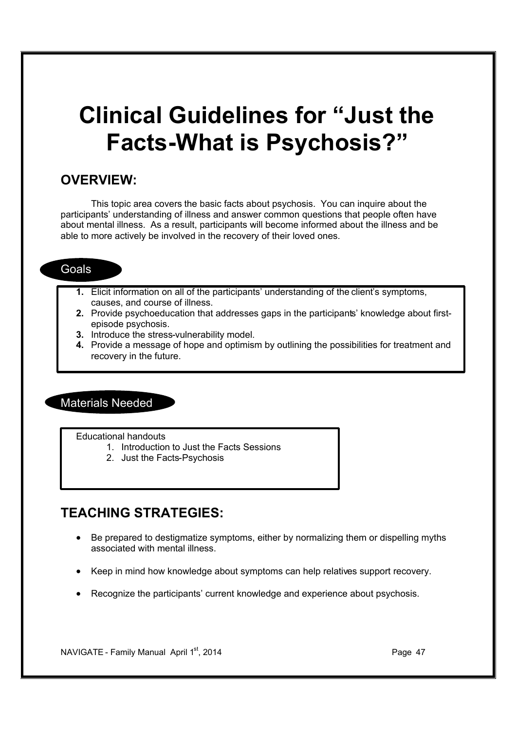# Clinical Guidelines for "Just the Facts-What is Psychosis?"

## OVERVIEW:

This topic area covers the basic facts about psychosis. You can inquire about the participants' understanding of illness and answer common questions that people often have about mental illness. As a result, participants will become informed about the illness and be able to more actively be involved in the recovery of their loved ones.

### Goals

1. Elicit information on all of the participants' understanding of the client's symptoms, causes, and course of illness.
2. Provide psychoeducation that addresses gaps in the participants' knowledge about first-episode psychosis.
3. Introduce the stress-vulnerability model.
4. Provide a message of hope and optimism by outlining the possibilities for treatment and recovery in the future.

### Materials Needed

Educational handouts

1. Introduction to Just the Facts Sessions
2. Just the Facts-Psychosis

## TEACHING STRATEGIES:

- Be prepared to destigmatize symptoms, either by normalizing them or dispelling myths associated with mental illness.
- Keep in mind how knowledge about symptoms can help relatives support recovery.
- Recognize the participants' current knowledge and experience about psychosis.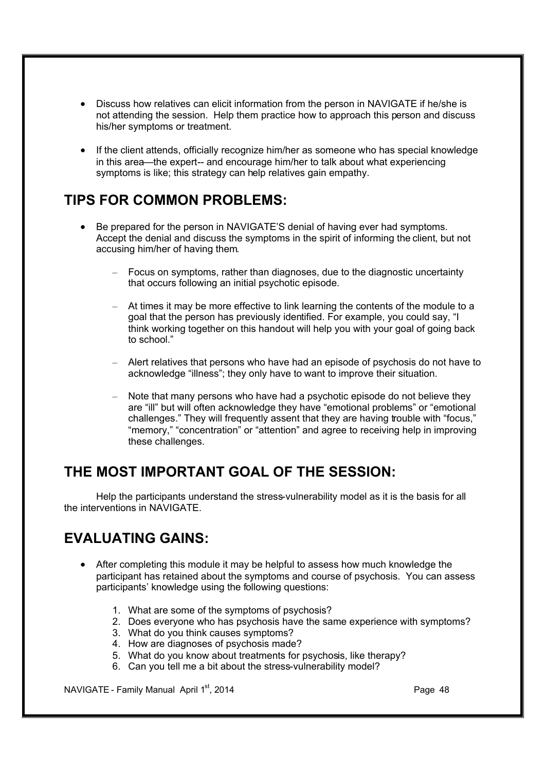- Discuss how relatives can elicit information from the person in NAVIGATE if he/she is not attending the session. Help them practice how to approach this person and discuss his/her symptoms or treatment.

- If the client attends, officially recognize him/her as someone who has special knowledge in this area—the expert-- and encourage him/her to talk about what experiencing symptoms is like; this strategy can help relatives gain empathy.

## TIPS FOR COMMON PROBLEMS:

- Be prepared for the person in NAVIGATE'S denial of having ever had symptoms. Accept the denial and discuss the symptoms in the spirit of informing the client, but not accusing him/her of having them.

  - Focus on symptoms, rather than diagnoses, due to the diagnostic uncertainty that occurs following an initial psychotic episode.

  - At times it may be more effective to link learning the contents of the module to a goal that the person has previously identified. For example, you could say, "I think working together on this handout will help you with your goal of going back to school."

  - Alert relatives that persons who have had an episode of psychosis do not have to acknowledge "illness"; they only have to want to improve their situation.

  - Note that many persons who have had a psychotic episode do not believe they are "ill" but will often acknowledge they have "emotional problems" or "emotional challenges." They will frequently assent that they are having trouble with "focus," "memory," "concentration" or "attention" and agree to receiving help in improving these challenges.

## THE MOST IMPORTANT GOAL OF THE SESSION:

Help the participants understand the stress-vulnerability model as it is the basis for all the interventions in NAVIGATE.

## EVALUATING GAINS:

- After completing this module it may be helpful to assess how much knowledge the participant has retained about the symptoms and course of psychosis. You can assess participants' knowledge using the following questions:

  1. What are some of the symptoms of psychosis?
  2. Does everyone who has psychosis have the same experience with symptoms?
  3. What do you think causes symptoms?
  4. How are diagnoses of psychosis made?
  5. What do you know about treatments for psychosis, like therapy?
  6. Can you tell me a bit about the stress-vulnerability model?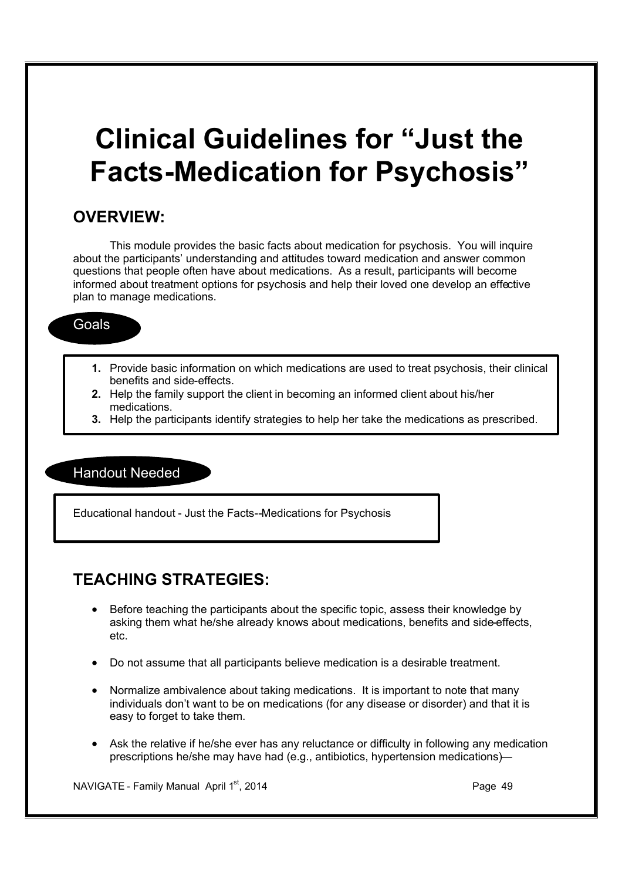# Clinical Guidelines for "Just the Facts-Medication for Psychosis"

## OVERVIEW:

This module provides the basic facts about medication for psychosis. You will inquire about the participants' understanding and attitudes toward medication and answer common questions that people often have about medications. As a result, participants will become informed about treatment options for psychosis and help their loved one develop an effective plan to manage medications.

### Goals

1. Provide basic information on which medications are used to treat psychosis, their clinical benefits and side-effects.
2. Help the family support the client in becoming an informed client about his/her medications.
3. Help the participants identify strategies to help her take the medications as prescribed.

### Handout Needed

Educational handout - Just the Facts--Medications for Psychosis

## TEACHING STRATEGIES:

- Before teaching the participants about the specific topic, assess their knowledge by asking them what he/she already knows about medications, benefits and side-effects, etc.
- Do not assume that all participants believe medication is a desirable treatment.
- Normalize ambivalence about taking medications. It is important to note that many individuals don't want to be on medications (for any disease or disorder) and that it is easy to forget to take them.
- Ask the relative if he/she ever has any reluctance or difficulty in following any medication prescriptions he/she may have had (e.g., antibiotics, hypertension medications)—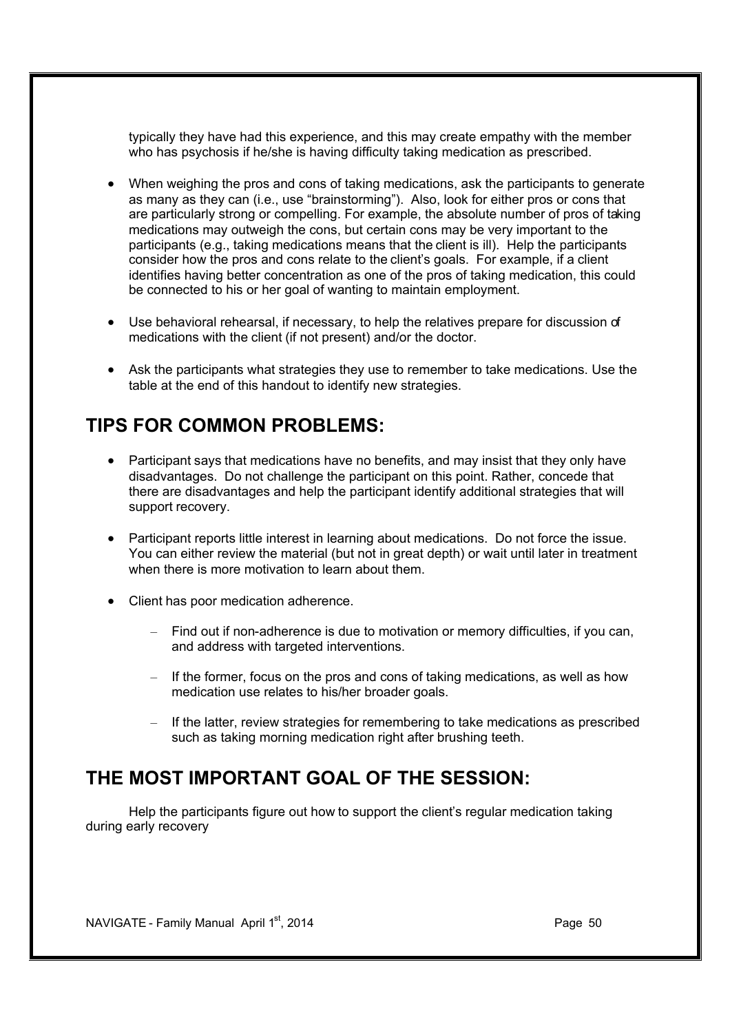typically they have had this experience, and this may create empathy with the member who has psychosis if he/she is having difficulty taking medication as prescribed.

- When weighing the pros and cons of taking medications, ask the participants to generate as many as they can (i.e., use "brainstorming"). Also, look for either pros or cons that are particularly strong or compelling. For example, the absolute number of pros of taking medications may outweigh the cons, but certain cons may be very important to the participants (e.g., taking medications means that the client is ill). Help the participants consider how the pros and cons relate to the client's goals. For example, if a client identifies having better concentration as one of the pros of taking medication, this could be connected to his or her goal of wanting to maintain employment.

- Use behavioral rehearsal, if necessary, to help the relatives prepare for discussion of medications with the client (if not present) and/or the doctor.

- Ask the participants what strategies they use to remember to take medications. Use the table at the end of this handout to identify new strategies.

## TIPS FOR COMMON PROBLEMS:

- Participant says that medications have no benefits, and may insist that they only have disadvantages. Do not challenge the participant on this point. Rather, concede that there are disadvantages and help the participant identify additional strategies that will support recovery.

- Participant reports little interest in learning about medications. Do not force the issue. You can either review the material (but not in great depth) or wait until later in treatment when there is more motivation to learn about them.

- Client has poor medication adherence.
  - Find out if non-adherence is due to motivation or memory difficulties, if you can, and address with targeted interventions.
  - If the former, focus on the pros and cons of taking medications, as well as how medication use relates to his/her broader goals.
  - If the latter, review strategies for remembering to take medications as prescribed such as taking morning medication right after brushing teeth.

## THE MOST IMPORTANT GOAL OF THE SESSION:

Help the participants figure out how to support the client's regular medication taking during early recovery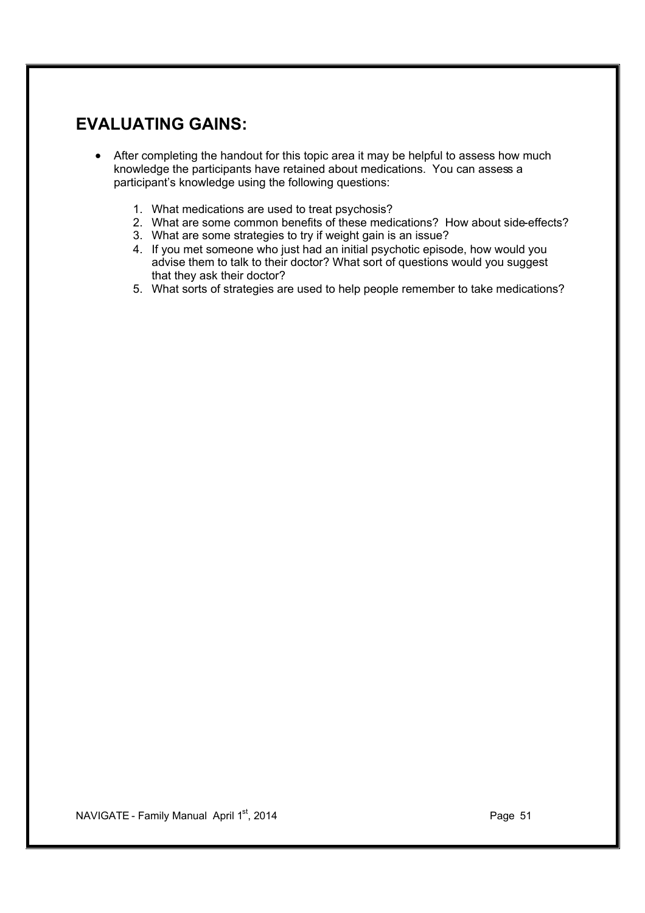## EVALUATING GAINS:

- After completing the handout for this topic area it may be helpful to assess how much knowledge the participants have retained about medications. You can assess a participant's knowledge using the following questions:

  1. What medications are used to treat psychosis?
  2. What are some common benefits of these medications? How about side-effects?
  3. What are some strategies to try if weight gain is an issue?
  4. If you met someone who just had an initial psychotic episode, how would you advise them to talk to their doctor? What sort of questions would you suggest that they ask their doctor?
  5. What sorts of strategies are used to help people remember to take medications?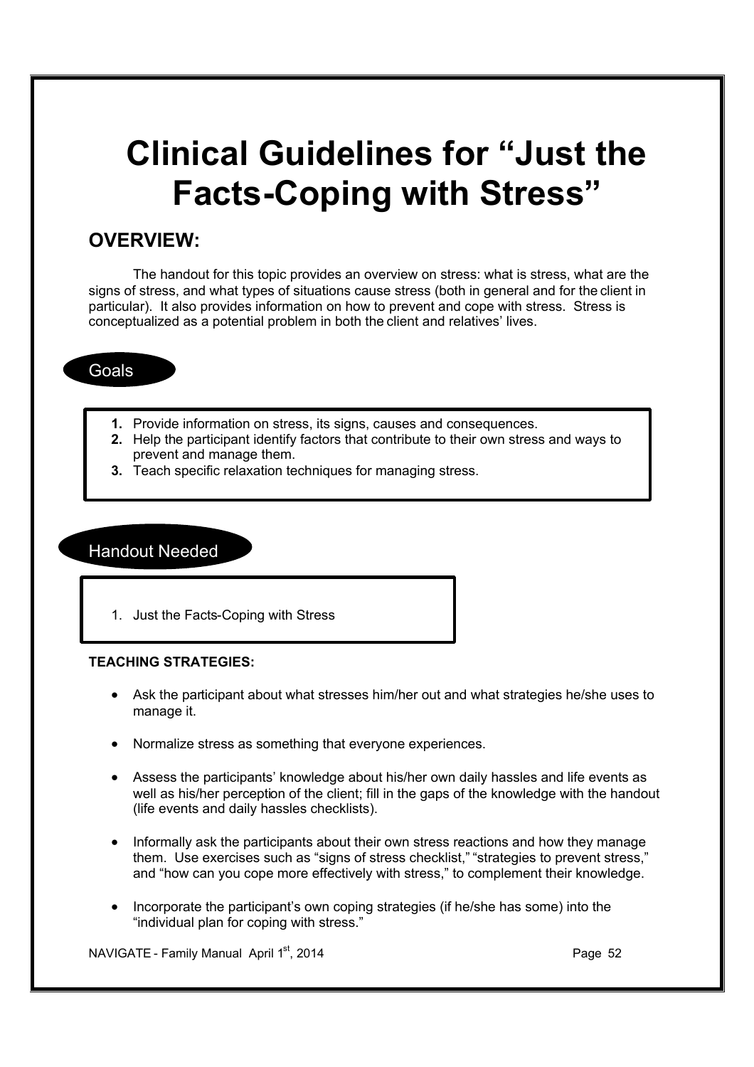# Clinical Guidelines for "Just the Facts-Coping with Stress"

## OVERVIEW:

The handout for this topic provides an overview on stress: what is stress, what are the signs of stress, and what types of situations cause stress (both in general and for the client in particular). It also provides information on how to prevent and cope with stress. Stress is conceptualized as a potential problem in both the client and relatives' lives.

### Goals

1. Provide information on stress, its signs, causes and consequences.
2. Help the participant identify factors that contribute to their own stress and ways to prevent and manage them.
3. Teach specific relaxation techniques for managing stress.

### Handout Needed

1. Just the Facts-Coping with Stress

**TEACHING STRATEGIES:**

- Ask the participant about what stresses him/her out and what strategies he/she uses to manage it.
- Normalize stress as something that everyone experiences.
- Assess the participants' knowledge about his/her own daily hassles and life events as well as his/her perception of the client; fill in the gaps of the knowledge with the handout (life events and daily hassles checklists).
- Informally ask the participants about their own stress reactions and how they manage them. Use exercises such as "signs of stress checklist," "strategies to prevent stress," and "how can you cope more effectively with stress," to complement their knowledge.
- Incorporate the participant's own coping strategies (if he/she has some) into the "individual plan for coping with stress."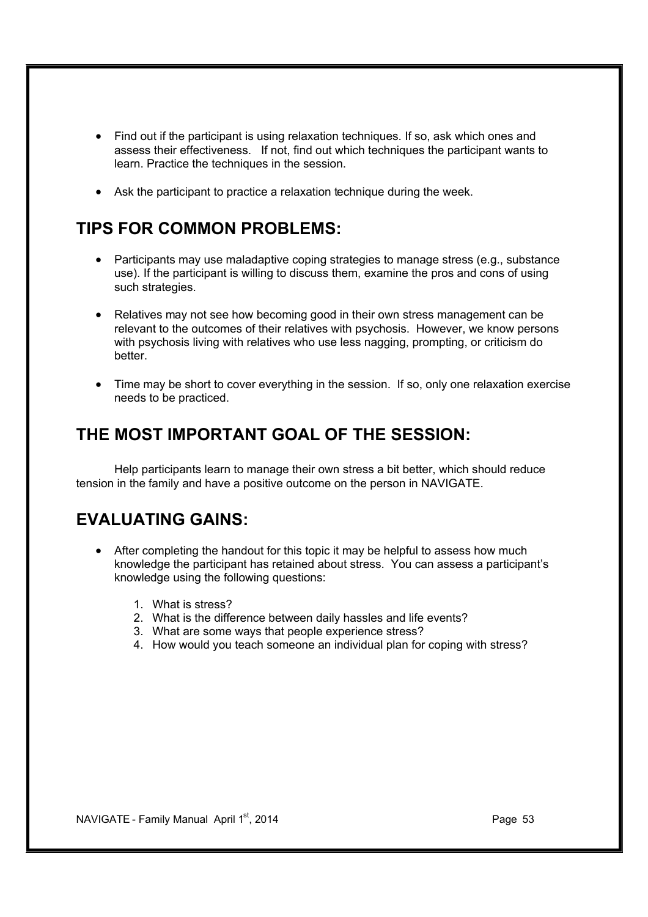- Find out if the participant is using relaxation techniques. If so, ask which ones and assess their effectiveness. If not, find out which techniques the participant wants to learn. Practice the techniques in the session.

- Ask the participant to practice a relaxation technique during the week.

## TIPS FOR COMMON PROBLEMS:

- Participants may use maladaptive coping strategies to manage stress (e.g., substance use). If the participant is willing to discuss them, examine the pros and cons of using such strategies.

- Relatives may not see how becoming good in their own stress management can be relevant to the outcomes of their relatives with psychosis. However, we know persons with psychosis living with relatives who use less nagging, prompting, or criticism do better.

- Time may be short to cover everything in the session. If so, only one relaxation exercise needs to be practiced.

## THE MOST IMPORTANT GOAL OF THE SESSION:

Help participants learn to manage their own stress a bit better, which should reduce tension in the family and have a positive outcome on the person in NAVIGATE.

## EVALUATING GAINS:

- After completing the handout for this topic it may be helpful to assess how much knowledge the participant has retained about stress. You can assess a participant's knowledge using the following questions:

  1. What is stress?
  2. What is the difference between daily hassles and life events?
  3. What are some ways that people experience stress?
  4. How would you teach someone an individual plan for coping with stress?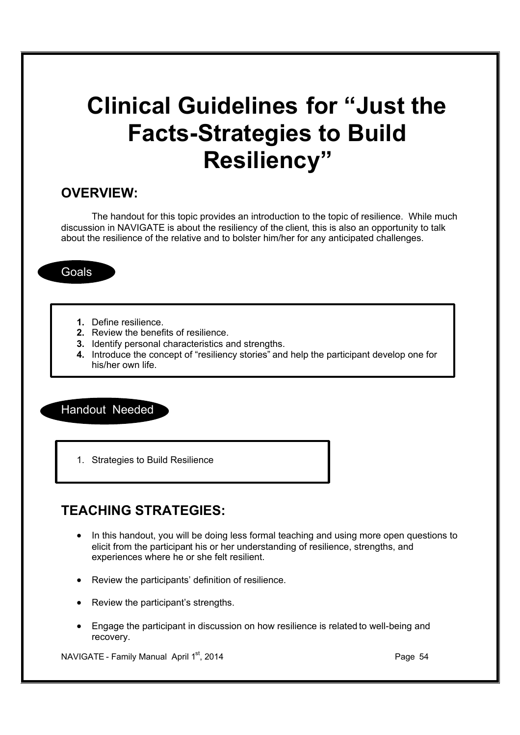# Clinical Guidelines for "Just the Facts-Strategies to Build Resiliency"

## OVERVIEW:

The handout for this topic provides an introduction to the topic of resilience. While much discussion in NAVIGATE is about the resiliency of the client, this is also an opportunity to talk about the resilience of the relative and to bolster him/her for any anticipated challenges.

### Goals

1. Define resilience.
2. Review the benefits of resilience.
3. Identify personal characteristics and strengths.
4. Introduce the concept of "resiliency stories" and help the participant develop one for his/her own life.

### Handout Needed

1. Strategies to Build Resilience

## TEACHING STRATEGIES:

- In this handout, you will be doing less formal teaching and using more open questions to elicit from the participant his or her understanding of resilience, strengths, and experiences where he or she felt resilient.
- Review the participants' definition of resilience.
- Review the participant's strengths.
- Engage the participant in discussion on how resilience is related to well-being and recovery.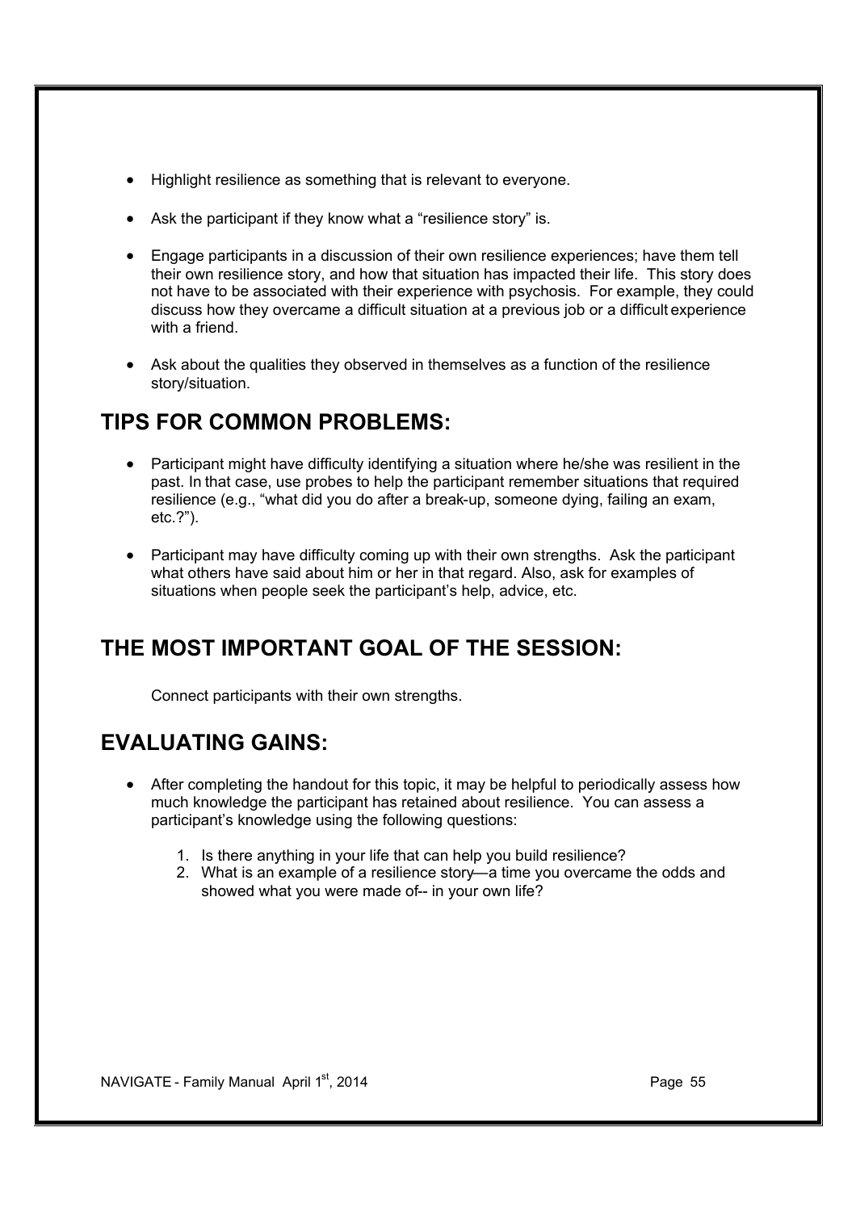- Highlight resilience as something that is relevant to everyone.

- Ask the participant if they know what a "resilience story" is.

- Engage participants in a discussion of their own resilience experiences; have them tell their own resilience story, and how that situation has impacted their life. This story does not have to be associated with their experience with psychosis. For example, they could discuss how they overcame a difficult situation at a previous job or a difficult experience with a friend.

- Ask about the qualities they observed in themselves as a function of the resilience story/situation.

## TIPS FOR COMMON PROBLEMS:

- Participant might have difficulty identifying a situation where he/she was resilient in the past. In that case, use probes to help the participant remember situations that required resilience (e.g., "what did you do after a break-up, someone dying, failing an exam, etc.?").

- Participant may have difficulty coming up with their own strengths. Ask the participant what others have said about him or her in that regard. Also, ask for examples of situations when people seek the participant's help, advice, etc.

## THE MOST IMPORTANT GOAL OF THE SESSION:

Connect participants with their own strengths.

## EVALUATING GAINS:

- After completing the handout for this topic, it may be helpful to periodically assess how much knowledge the participant has retained about resilience. You can assess a participant's knowledge using the following questions:

  1. Is there anything in your life that can help you build resilience?
  2. What is an example of a resilience story—a time you overcame the odds and showed what you were made of-- in your own life?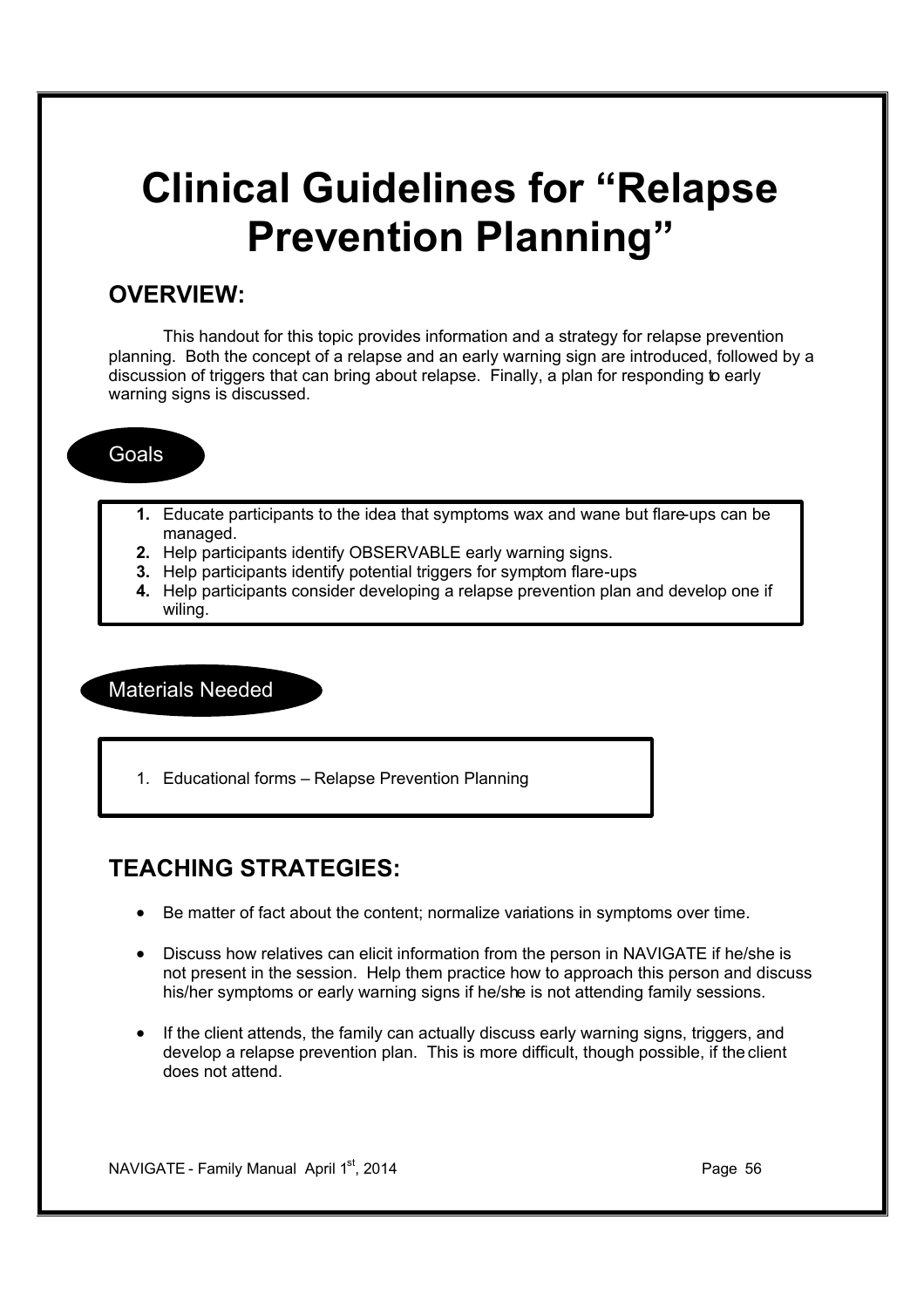# Clinical Guidelines for "Relapse Prevention Planning"

## OVERVIEW:

This handout for this topic provides information and a strategy for relapse prevention planning. Both the concept of a relapse and an early warning sign are introduced, followed by a discussion of triggers that can bring about relapse. Finally, a plan for responding to early warning signs is discussed.

### Goals

1. Educate participants to the idea that symptoms wax and wane but flare-ups can be managed.
2. Help participants identify OBSERVABLE early warning signs.
3. Help participants identify potential triggers for symptom flare-ups
4. Help participants consider developing a relapse prevention plan and develop one if wiling.

### Materials Needed

1. Educational forms – Relapse Prevention Planning

## TEACHING STRATEGIES:

- Be matter of fact about the content; normalize variations in symptoms over time.
- Discuss how relatives can elicit information from the person in NAVIGATE if he/she is not present in the session. Help them practice how to approach this person and discuss his/her symptoms or early warning signs if he/she is not attending family sessions.
- If the client attends, the family can actually discuss early warning signs, triggers, and develop a relapse prevention plan. This is more difficult, though possible, if the client does not attend.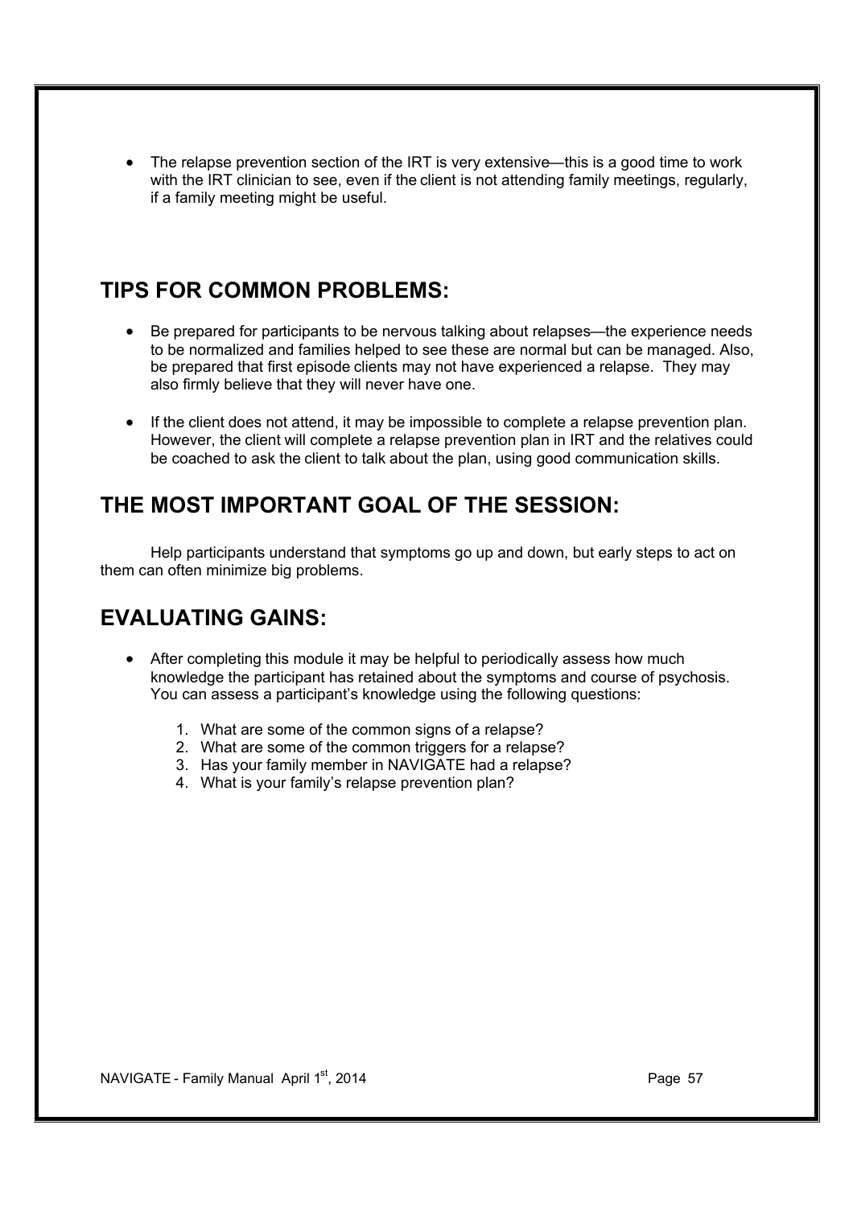- The relapse prevention section of the IRT is very extensive—this is a good time to work with the IRT clinician to see, even if the client is not attending family meetings, regularly, if a family meeting might be useful.

## TIPS FOR COMMON PROBLEMS:

- Be prepared for participants to be nervous talking about relapses—the experience needs to be normalized and families helped to see these are normal but can be managed. Also, be prepared that first episode clients may not have experienced a relapse. They may also firmly believe that they will never have one.
- If the client does not attend, it may be impossible to complete a relapse prevention plan. However, the client will complete a relapse prevention plan in IRT and the relatives could be coached to ask the client to talk about the plan, using good communication skills.

## THE MOST IMPORTANT GOAL OF THE SESSION:

Help participants understand that symptoms go up and down, but early steps to act on them can often minimize big problems.

## EVALUATING GAINS:

- After completing this module it may be helpful to periodically assess how much knowledge the participant has retained about the symptoms and course of psychosis. You can assess a participant's knowledge using the following questions:

  1. What are some of the common signs of a relapse?
  2. What are some of the common triggers for a relapse?
  3. Has your family member in NAVIGATE had a relapse?
  4. What is your family's relapse prevention plan?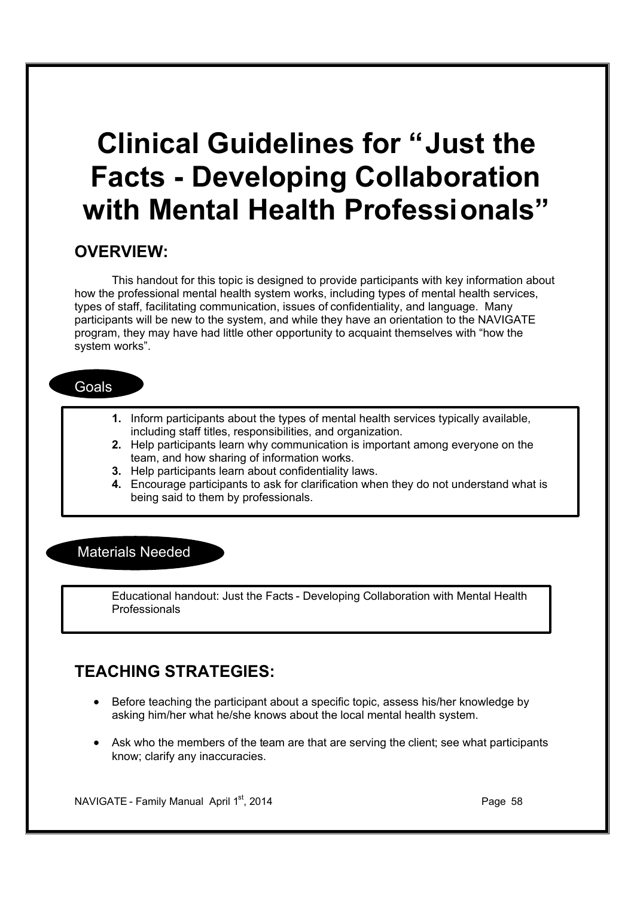# Clinical Guidelines for "Just the Facts - Developing Collaboration with Mental Health Professionals"

## OVERVIEW:

This handout for this topic is designed to provide participants with key information about how the professional mental health system works, including types of mental health services, types of staff, facilitating communication, issues of confidentiality, and language. Many participants will be new to the system, and while they have an orientation to the NAVIGATE program, they may have had little other opportunity to acquaint themselves with "how the system works".

### Goals

1. Inform participants about the types of mental health services typically available, including staff titles, responsibilities, and organization.
2. Help participants learn why communication is important among everyone on the team, and how sharing of information works.
3. Help participants learn about confidentiality laws.
4. Encourage participants to ask for clarification when they do not understand what is being said to them by professionals.

### Materials Needed

Educational handout: Just the Facts - Developing Collaboration with Mental Health Professionals

## TEACHING STRATEGIES:

- Before teaching the participant about a specific topic, assess his/her knowledge by asking him/her what he/she knows about the local mental health system.
- Ask who the members of the team are that are serving the client; see what participants know; clarify any inaccuracies.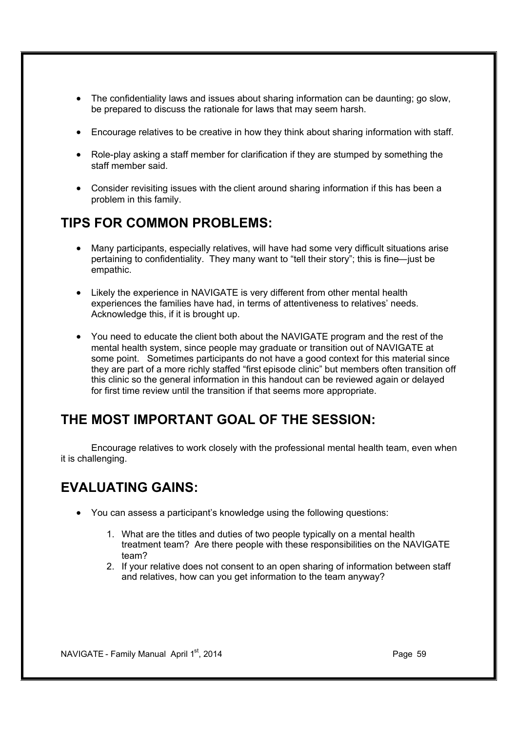- The confidentiality laws and issues about sharing information can be daunting; go slow, be prepared to discuss the rationale for laws that may seem harsh.
- Encourage relatives to be creative in how they think about sharing information with staff.
- Role-play asking a staff member for clarification if they are stumped by something the staff member said.
- Consider revisiting issues with the client around sharing information if this has been a problem in this family.

## TIPS FOR COMMON PROBLEMS:

- Many participants, especially relatives, will have had some very difficult situations arise pertaining to confidentiality. They many want to "tell their story"; this is fine—just be empathic.
- Likely the experience in NAVIGATE is very different from other mental health experiences the families have had, in terms of attentiveness to relatives' needs. Acknowledge this, if it is brought up.
- You need to educate the client both about the NAVIGATE program and the rest of the mental health system, since people may graduate or transition out of NAVIGATE at some point. Sometimes participants do not have a good context for this material since they are part of a more richly staffed "first episode clinic" but members often transition off this clinic so the general information in this handout can be reviewed again or delayed for first time review until the transition if that seems more appropriate.

## THE MOST IMPORTANT GOAL OF THE SESSION:

Encourage relatives to work closely with the professional mental health team, even when it is challenging.

## EVALUATING GAINS:

- You can assess a participant's knowledge using the following questions:
  1. What are the titles and duties of two people typically on a mental health treatment team? Are there people with these responsibilities on the NAVIGATE team?
  2. If your relative does not consent to an open sharing of information between staff and relatives, how can you get information to the team anyway?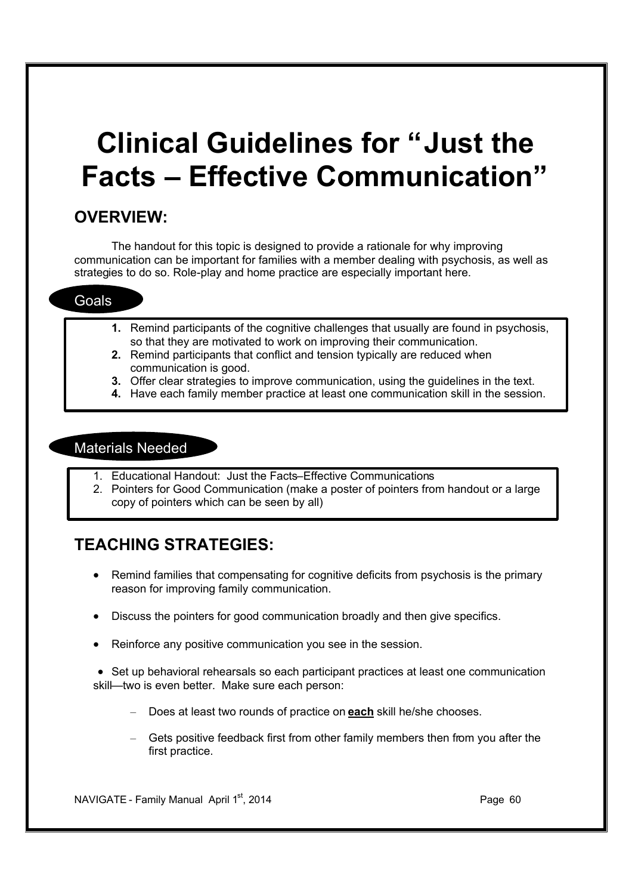# Clinical Guidelines for "Just the Facts – Effective Communication"

## OVERVIEW:

The handout for this topic is designed to provide a rationale for why improving communication can be important for families with a member dealing with psychosis, as well as strategies to do so. Role-play and home practice are especially important here.

### Goals

1. Remind participants of the cognitive challenges that usually are found in psychosis, so that they are motivated to work on improving their communication.
2. Remind participants that conflict and tension typically are reduced when communication is good.
3. Offer clear strategies to improve communication, using the guidelines in the text.
4. Have each family member practice at least one communication skill in the session.

### Materials Needed

1. Educational Handout: Just the Facts–Effective Communications
2. Pointers for Good Communication (make a poster of pointers from handout or a large copy of pointers which can be seen by all)

## TEACHING STRATEGIES:

- Remind families that compensating for cognitive deficits from psychosis is the primary reason for improving family communication.
- Discuss the pointers for good communication broadly and then give specifics.
- Reinforce any positive communication you see in the session.
- Set up behavioral rehearsals so each participant practices at least one communication skill—two is even better. Make sure each person:
  - Does at least two rounds of practice on **each** skill he/she chooses.
  - Gets positive feedback first from other family members then from you after the first practice.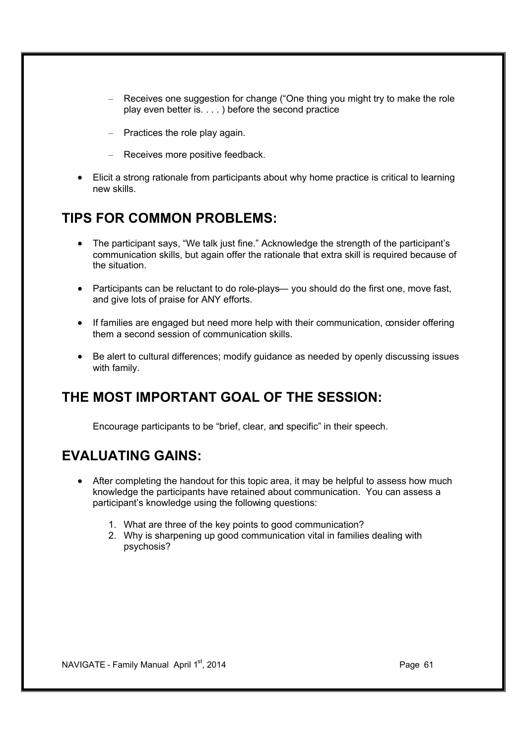- Receives one suggestion for change ("One thing you might try to make the role play even better is. . . . ) before the second practice
  - Practices the role play again.
  - Receives more positive feedback.

- Elicit a strong rationale from participants about why home practice is critical to learning new skills.

## TIPS FOR COMMON PROBLEMS:

- The participant says, "We talk just fine." Acknowledge the strength of the participant's communication skills, but again offer the rationale that extra skill is required because of the situation.
- Participants can be reluctant to do role-plays— you should do the first one, move fast, and give lots of praise for ANY efforts.
- If families are engaged but need more help with their communication, consider offering them a second session of communication skills.
- Be alert to cultural differences; modify guidance as needed by openly discussing issues with family.

## THE MOST IMPORTANT GOAL OF THE SESSION:

Encourage participants to be "brief, clear, and specific" in their speech.

## EVALUATING GAINS:

- After completing the handout for this topic area, it may be helpful to assess how much knowledge the participants have retained about communication. You can assess a participant's knowledge using the following questions:
  1. What are three of the key points to good communication?
  2. Why is sharpening up good communication vital in families dealing with psychosis?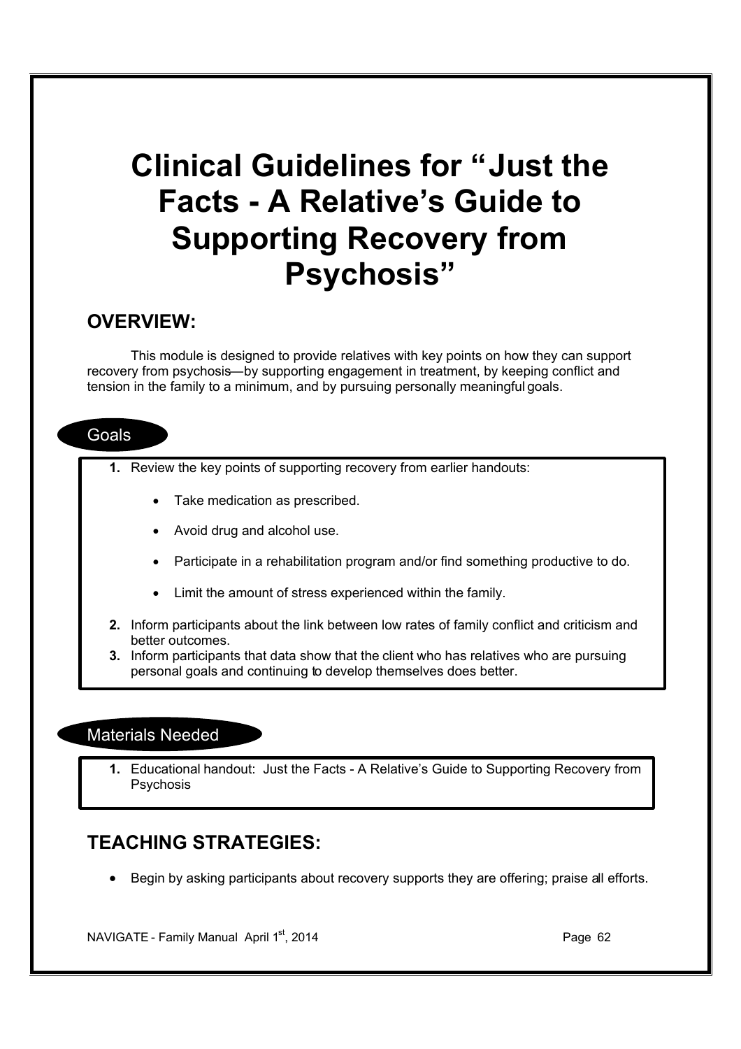# Clinical Guidelines for "Just the Facts - A Relative's Guide to Supporting Recovery from Psychosis"

## OVERVIEW:

This module is designed to provide relatives with key points on how they can support recovery from psychosis—by supporting engagement in treatment, by keeping conflict and tension in the family to a minimum, and by pursuing personally meaningful goals.

### Goals

1. Review the key points of supporting recovery from earlier handouts:
   - Take medication as prescribed.
   - Avoid drug and alcohol use.
   - Participate in a rehabilitation program and/or find something productive to do.
   - Limit the amount of stress experienced within the family.
2. Inform participants about the link between low rates of family conflict and criticism and better outcomes.
3. Inform participants that data show that the client who has relatives who are pursuing personal goals and continuing to develop themselves does better.

### Materials Needed

1. Educational handout: Just the Facts - A Relative's Guide to Supporting Recovery from Psychosis

## TEACHING STRATEGIES:

- Begin by asking participants about recovery supports they are offering; praise all efforts.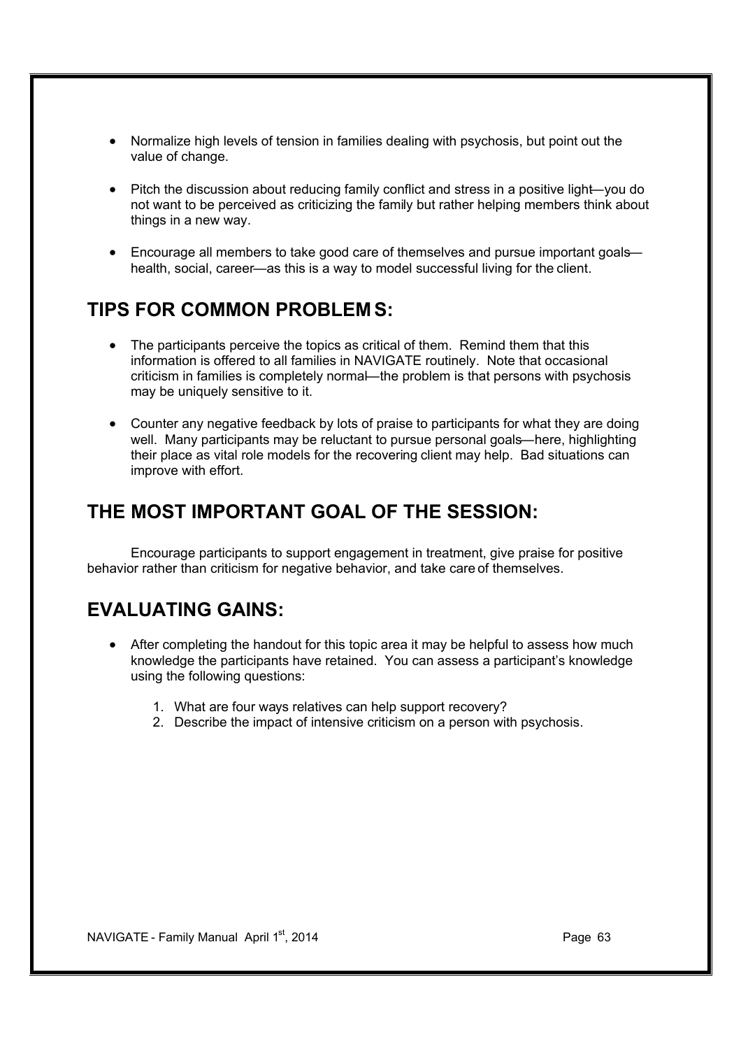- Normalize high levels of tension in families dealing with psychosis, but point out the value of change.

- Pitch the discussion about reducing family conflict and stress in a positive light—you do not want to be perceived as criticizing the family but rather helping members think about things in a new way.

- Encourage all members to take good care of themselves and pursue important goals—health, social, career—as this is a way to model successful living for the client.

## TIPS FOR COMMON PROBLEMS:

- The participants perceive the topics as critical of them. Remind them that this information is offered to all families in NAVIGATE routinely. Note that occasional criticism in families is completely normal—the problem is that persons with psychosis may be uniquely sensitive to it.

- Counter any negative feedback by lots of praise to participants for what they are doing well. Many participants may be reluctant to pursue personal goals—here, highlighting their place as vital role models for the recovering client may help. Bad situations can improve with effort.

## THE MOST IMPORTANT GOAL OF THE SESSION:

Encourage participants to support engagement in treatment, give praise for positive behavior rather than criticism for negative behavior, and take care of themselves.

## EVALUATING GAINS:

- After completing the handout for this topic area it may be helpful to assess how much knowledge the participants have retained. You can assess a participant's knowledge using the following questions:

  1. What are four ways relatives can help support recovery?
  2. Describe the impact of intensive criticism on a person with psychosis.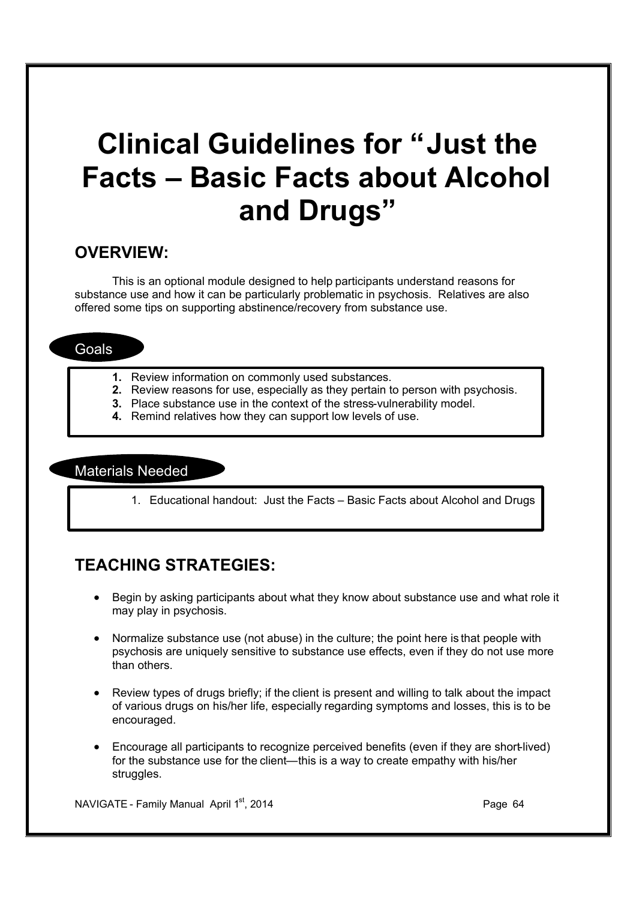# Clinical Guidelines for "Just the Facts – Basic Facts about Alcohol and Drugs"

## OVERVIEW:

This is an optional module designed to help participants understand reasons for substance use and how it can be particularly problematic in psychosis. Relatives are also offered some tips on supporting abstinence/recovery from substance use.

### Goals

1. Review information on commonly used substances.
2. Review reasons for use, especially as they pertain to person with psychosis.
3. Place substance use in the context of the stress-vulnerability model.
4. Remind relatives how they can support low levels of use.

### Materials Needed

1. Educational handout: Just the Facts – Basic Facts about Alcohol and Drugs

## TEACHING STRATEGIES:

- Begin by asking participants about what they know about substance use and what role it may play in psychosis.
- Normalize substance use (not abuse) in the culture; the point here is that people with psychosis are uniquely sensitive to substance use effects, even if they do not use more than others.
- Review types of drugs briefly; if the client is present and willing to talk about the impact of various drugs on his/her life, especially regarding symptoms and losses, this is to be encouraged.
- Encourage all participants to recognize perceived benefits (even if they are short-lived) for the substance use for the client—this is a way to create empathy with his/her struggles.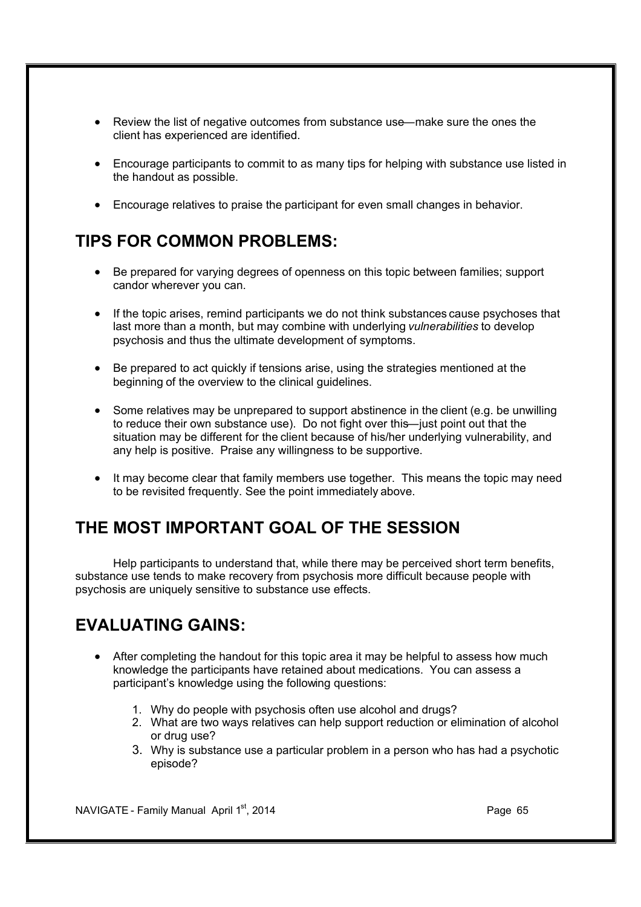- Review the list of negative outcomes from substance use—make sure the ones the client has experienced are identified.
- Encourage participants to commit to as many tips for helping with substance use listed in the handout as possible.
- Encourage relatives to praise the participant for even small changes in behavior.

## TIPS FOR COMMON PROBLEMS:

- Be prepared for varying degrees of openness on this topic between families; support candor wherever you can.
- If the topic arises, remind participants we do not think substances cause psychoses that last more than a month, but may combine with underlying *vulnerabilities* to develop psychosis and thus the ultimate development of symptoms.
- Be prepared to act quickly if tensions arise, using the strategies mentioned at the beginning of the overview to the clinical guidelines.
- Some relatives may be unprepared to support abstinence in the client (e.g. be unwilling to reduce their own substance use). Do not fight over this—just point out that the situation may be different for the client because of his/her underlying vulnerability, and any help is positive. Praise any willingness to be supportive.
- It may become clear that family members use together. This means the topic may need to be revisited frequently. See the point immediately above.

## THE MOST IMPORTANT GOAL OF THE SESSION

Help participants to understand that, while there may be perceived short term benefits, substance use tends to make recovery from psychosis more difficult because people with psychosis are uniquely sensitive to substance use effects.

## EVALUATING GAINS:

- After completing the handout for this topic area it may be helpful to assess how much knowledge the participants have retained about medications. You can assess a participant's knowledge using the following questions:

  1. Why do people with psychosis often use alcohol and drugs?
  2. What are two ways relatives can help support reduction or elimination of alcohol or drug use?
  3. Why is substance use a particular problem in a person who has had a psychotic episode?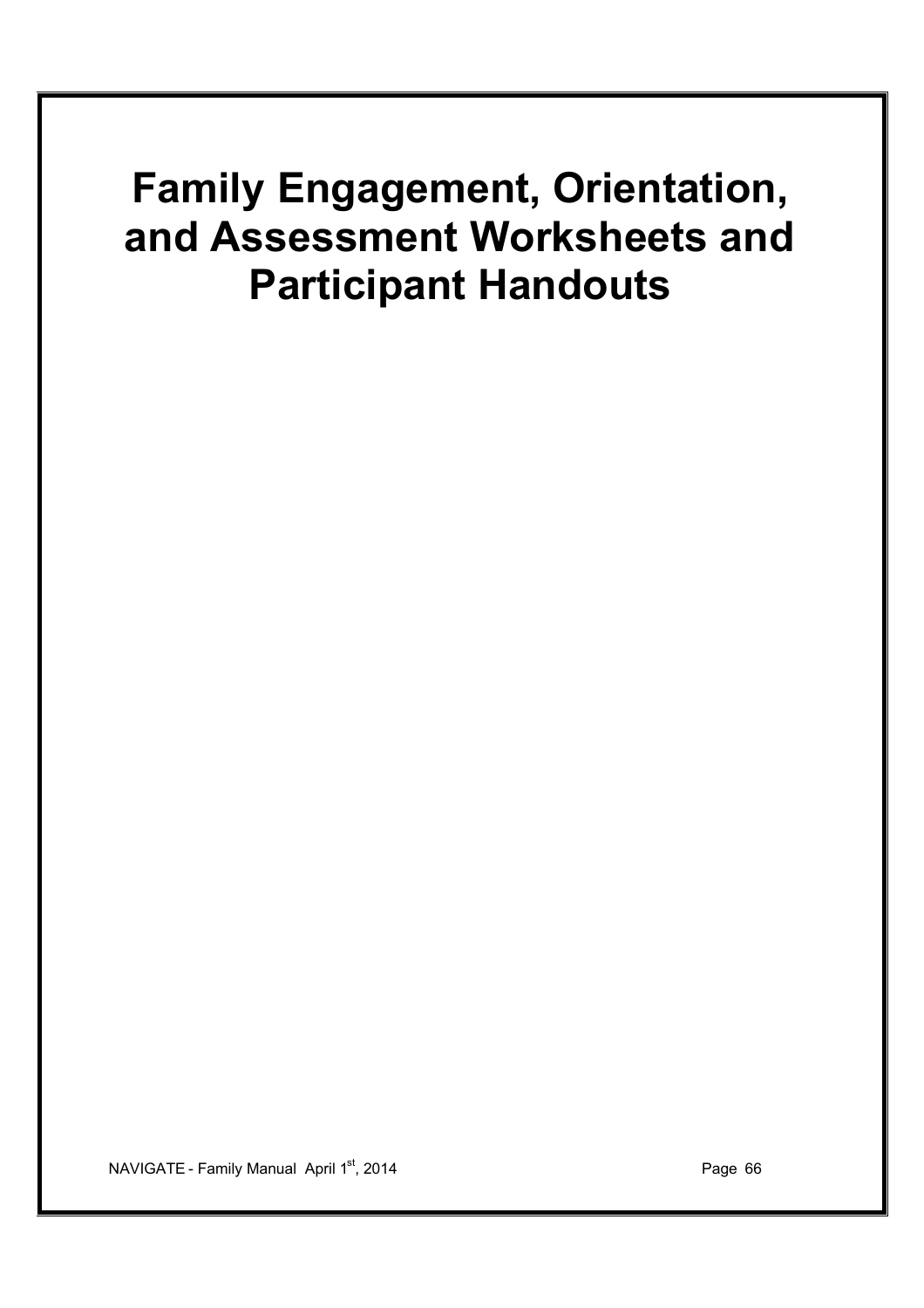# Family Engagement, Orientation, and Assessment Worksheets and Participant Handouts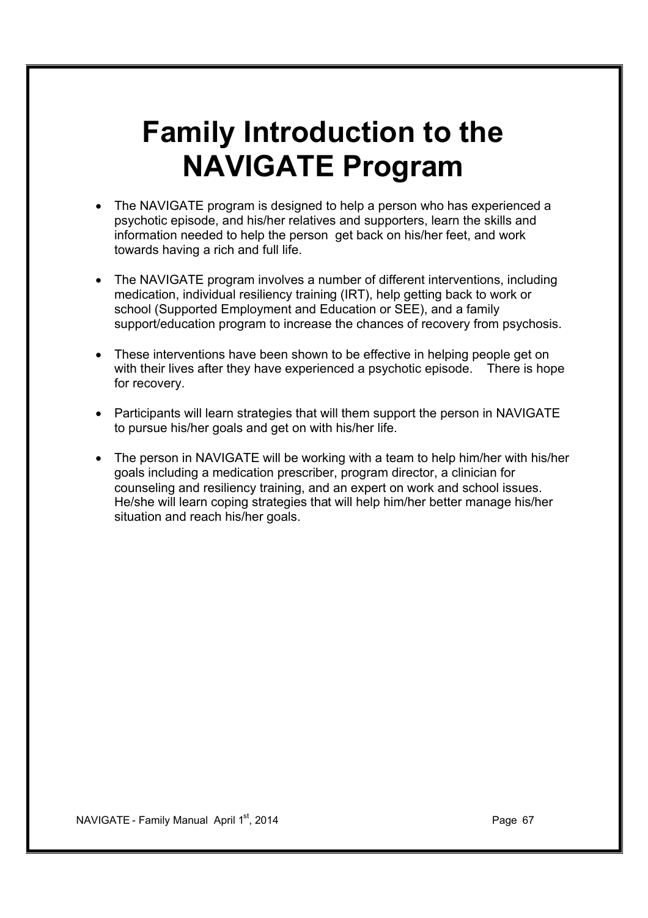# Family Introduction to the NAVIGATE Program

- The NAVIGATE program is designed to help a person who has experienced a psychotic episode, and his/her relatives and supporters, learn the skills and information needed to help the person get back on his/her feet, and work towards having a rich and full life.

- The NAVIGATE program involves a number of different interventions, including medication, individual resiliency training (IRT), help getting back to work or school (Supported Employment and Education or SEE), and a family support/education program to increase the chances of recovery from psychosis.

- These interventions have been shown to be effective in helping people get on with their lives after they have experienced a psychotic episode. There is hope for recovery.

- Participants will learn strategies that will them support the person in NAVIGATE to pursue his/her goals and get on with his/her life.

- The person in NAVIGATE will be working with a team to help him/her with his/her goals including a medication prescriber, program director, a clinician for counseling and resiliency training, and an expert on work and school issues. He/she will learn coping strategies that will help him/her better manage his/her situation and reach his/her goals.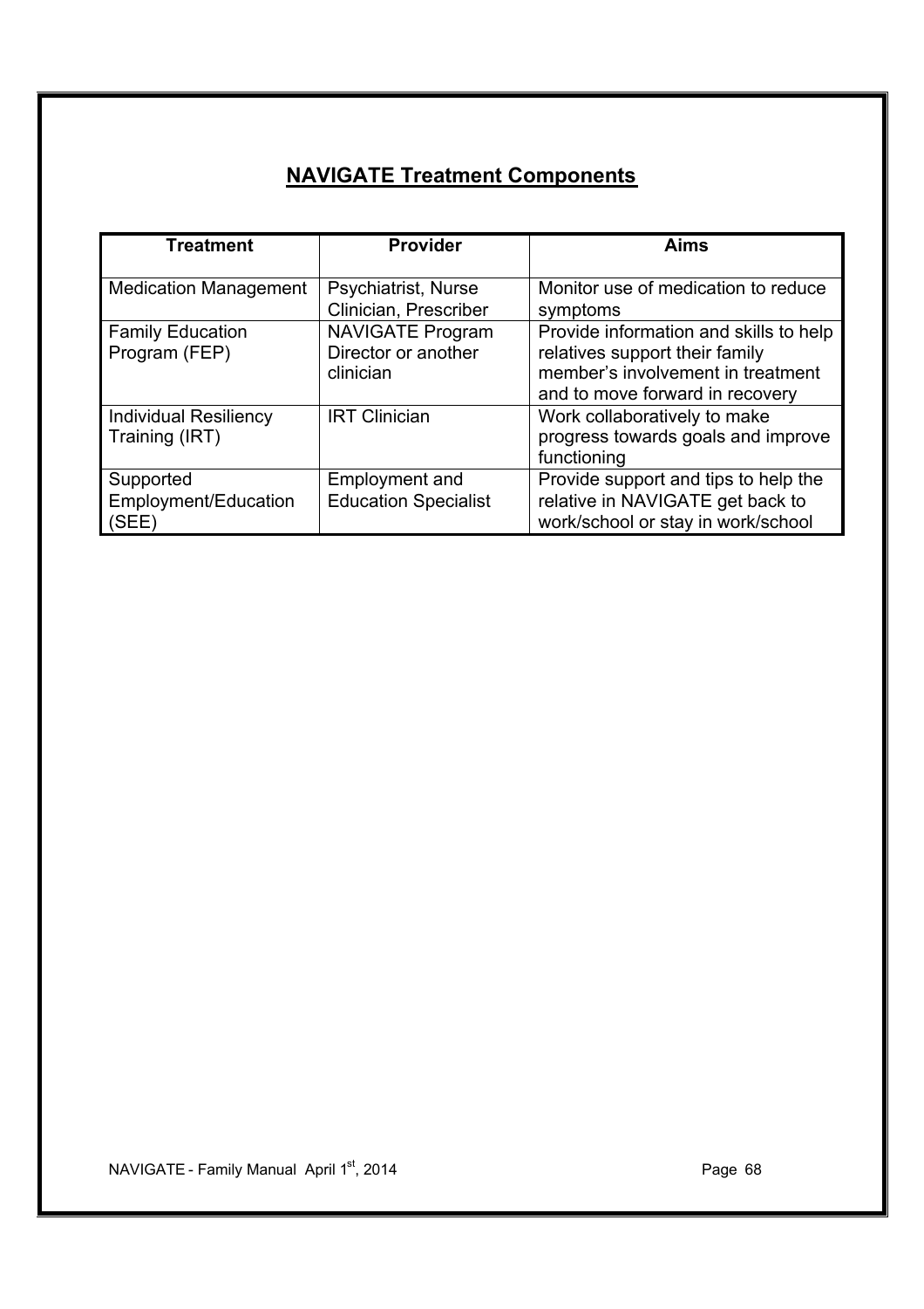## NAVIGATE Treatment Components

| Treatment | Provider | Aims |
|---|---|---|
| Medication Management | Psychiatrist, Nurse Clinician, Prescriber | Monitor use of medication to reduce symptoms |
| Family Education Program (FEP) | NAVIGATE Program Director or another clinician | Provide information and skills to help relatives support their family member's involvement in treatment and to move forward in recovery |
| Individual Resiliency Training (IRT) | IRT Clinician | Work collaboratively to make progress towards goals and improve functioning |
| Supported Employment/Education (SEE) | Employment and Education Specialist | Provide support and tips to help the relative in NAVIGATE get back to work/school or stay in work/school |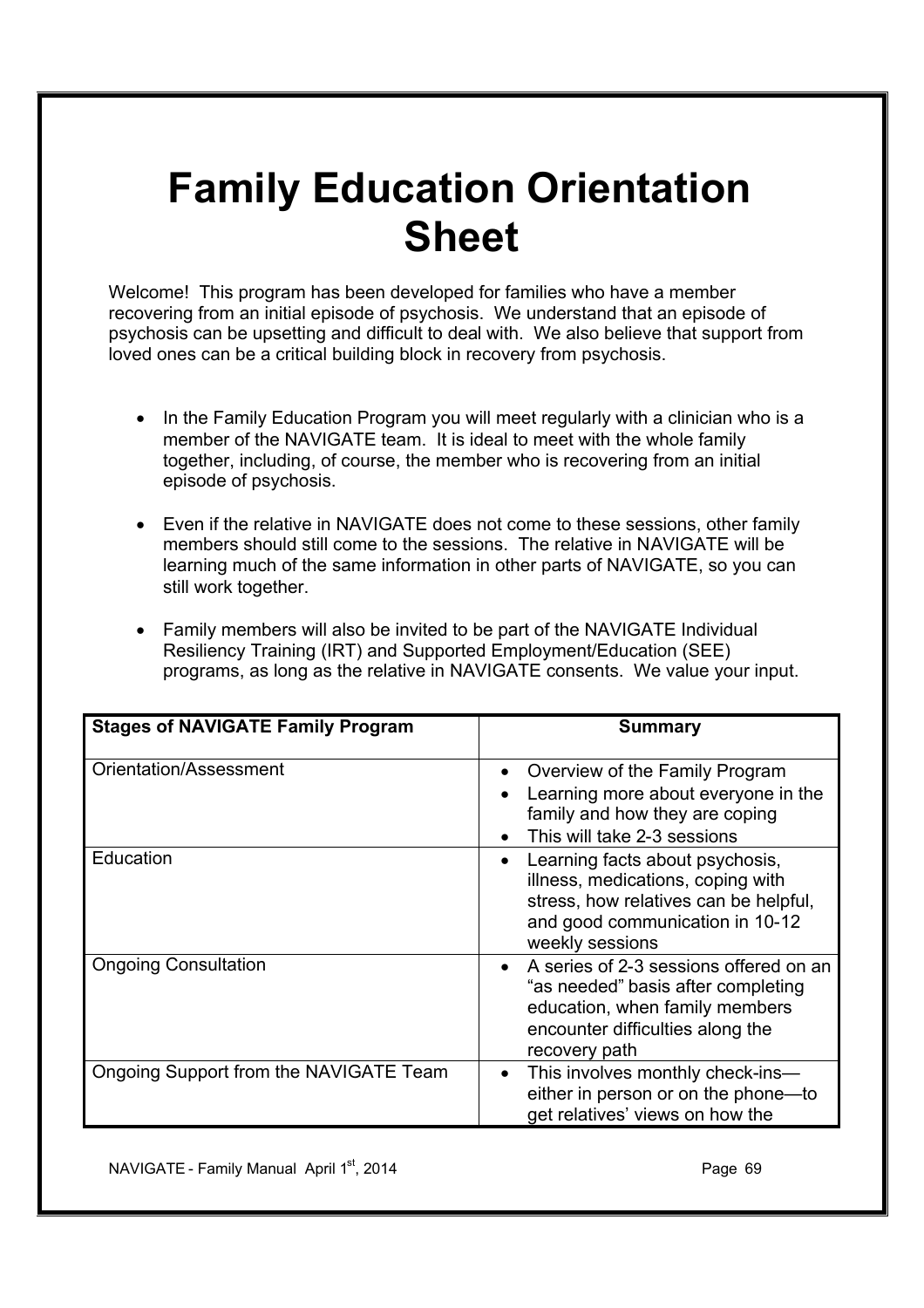# Family Education Orientation Sheet

Welcome! This program has been developed for families who have a member recovering from an initial episode of psychosis. We understand that an episode of psychosis can be upsetting and difficult to deal with. We also believe that support from loved ones can be a critical building block in recovery from psychosis.

- In the Family Education Program you will meet regularly with a clinician who is a member of the NAVIGATE team. It is ideal to meet with the whole family together, including, of course, the member who is recovering from an initial episode of psychosis.
- Even if the relative in NAVIGATE does not come to these sessions, other family members should still come to the sessions. The relative in NAVIGATE will be learning much of the same information in other parts of NAVIGATE, so you can still work together.
- Family members will also be invited to be part of the NAVIGATE Individual Resiliency Training (IRT) and Supported Employment/Education (SEE) programs, as long as the relative in NAVIGATE consents. We value your input.

| Stages of NAVIGATE Family Program | Summary |
|---|---|
| Orientation/Assessment | • Overview of the Family Program<br>• Learning more about everyone in the family and how they are coping<br>• This will take 2-3 sessions |
| Education | • Learning facts about psychosis, illness, medications, coping with stress, how relatives can be helpful, and good communication in 10-12 weekly sessions |
| Ongoing Consultation | • A series of 2-3 sessions offered on an "as needed" basis after completing education, when family members encounter difficulties along the recovery path |
| Ongoing Support from the NAVIGATE Team | • This involves monthly check-ins—either in person or on the phone—to get relatives' views on how the |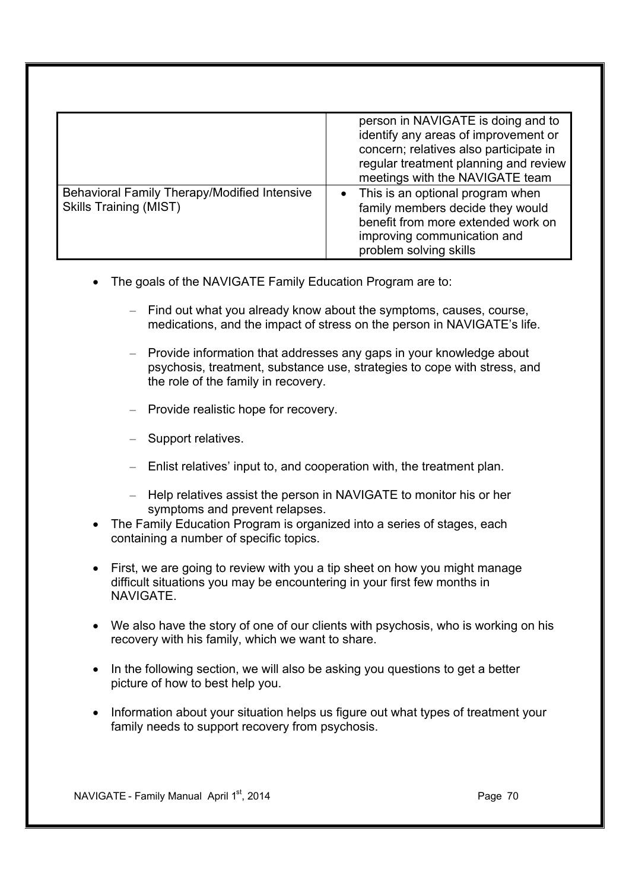| | |
|---|---|
| | person in NAVIGATE is doing and to identify any areas of improvement or concern; relatives also participate in regular treatment planning and review meetings with the NAVIGATE team |
| Behavioral Family Therapy/Modified Intensive Skills Training (MIST) | • This is an optional program when family members decide they would benefit from more extended work on improving communication and problem solving skills |

- The goals of the NAVIGATE Family Education Program are to:
  - Find out what you already know about the symptoms, causes, course, medications, and the impact of stress on the person in NAVIGATE's life.
  - Provide information that addresses any gaps in your knowledge about psychosis, treatment, substance use, strategies to cope with stress, and the role of the family in recovery.
  - Provide realistic hope for recovery.
  - Support relatives.
  - Enlist relatives' input to, and cooperation with, the treatment plan.
  - Help relatives assist the person in NAVIGATE to monitor his or her symptoms and prevent relapses.
- The Family Education Program is organized into a series of stages, each containing a number of specific topics.
- First, we are going to review with you a tip sheet on how you might manage difficult situations you may be encountering in your first few months in NAVIGATE.
- We also have the story of one of our clients with psychosis, who is working on his recovery with his family, which we want to share.
- In the following section, we will also be asking you questions to get a better picture of how to best help you.
- Information about your situation helps us figure out what types of treatment your family needs to support recovery from psychosis.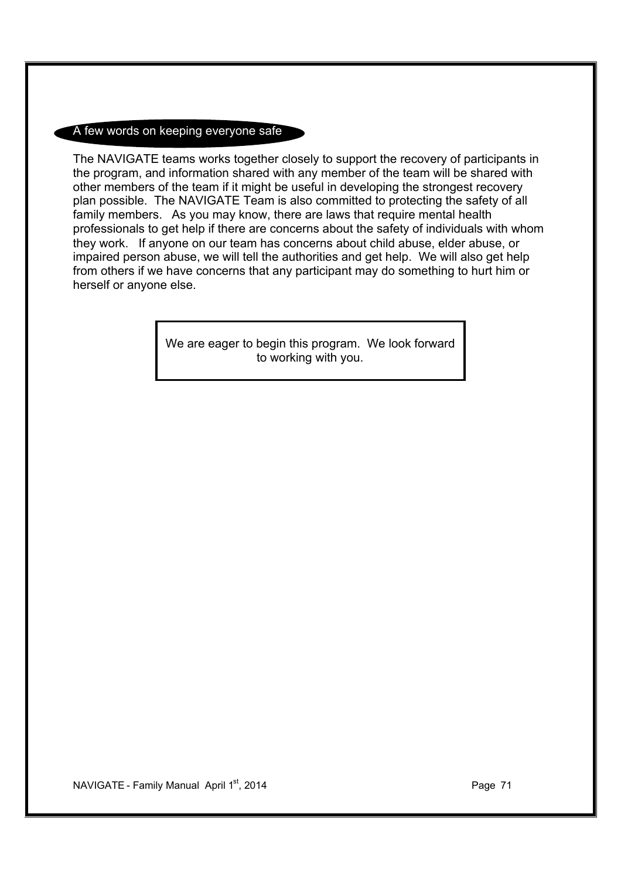## A few words on keeping everyone safe

The NAVIGATE teams works together closely to support the recovery of participants in the program, and information shared with any member of the team will be shared with other members of the team if it might be useful in developing the strongest recovery plan possible. The NAVIGATE Team is also committed to protecting the safety of all family members. As you may know, there are laws that require mental health professionals to get help if there are concerns about the safety of individuals with whom they work. If anyone on our team has concerns about child abuse, elder abuse, or impaired person abuse, we will tell the authorities and get help. We will also get help from others if we have concerns that any participant may do something to hurt him or herself or anyone else.

> We are eager to begin this program. We look forward to working with you.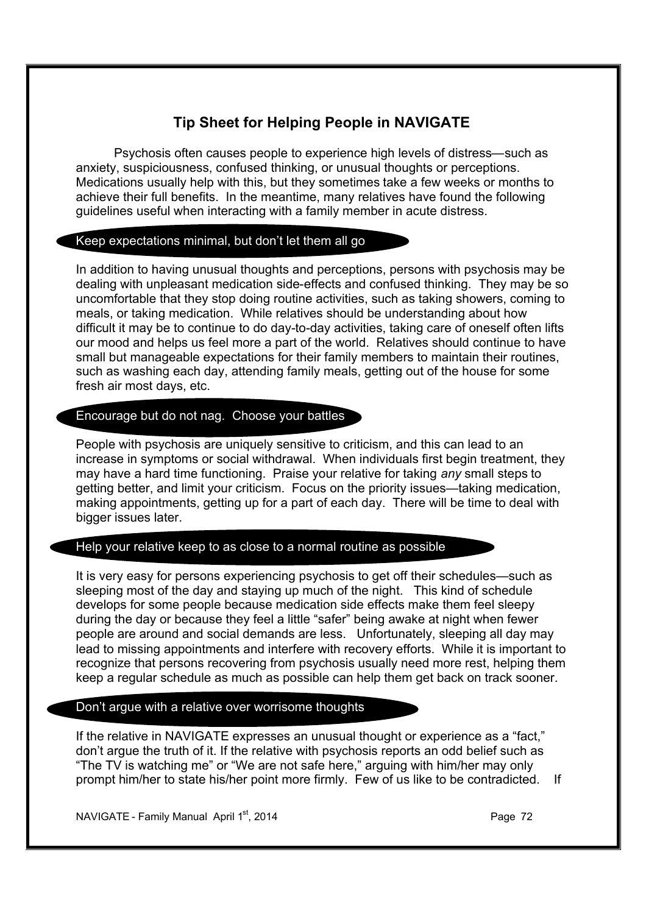## Tip Sheet for Helping People in NAVIGATE

Psychosis often causes people to experience high levels of distress—such as anxiety, suspiciousness, confused thinking, or unusual thoughts or perceptions. Medications usually help with this, but they sometimes take a few weeks or months to achieve their full benefits. In the meantime, many relatives have found the following guidelines useful when interacting with a family member in acute distress.

### Keep expectations minimal, but don't let them all go

In addition to having unusual thoughts and perceptions, persons with psychosis may be dealing with unpleasant medication side-effects and confused thinking. They may be so uncomfortable that they stop doing routine activities, such as taking showers, coming to meals, or taking medication. While relatives should be understanding about how difficult it may be to continue to do day-to-day activities, taking care of oneself often lifts our mood and helps us feel more a part of the world. Relatives should continue to have small but manageable expectations for their family members to maintain their routines, such as washing each day, attending family meals, getting out of the house for some fresh air most days, etc.

### Encourage but do not nag. Choose your battles

People with psychosis are uniquely sensitive to criticism, and this can lead to an increase in symptoms or social withdrawal. When individuals first begin treatment, they may have a hard time functioning. Praise your relative for taking *any* small steps to getting better, and limit your criticism. Focus on the priority issues—taking medication, making appointments, getting up for a part of each day. There will be time to deal with bigger issues later.

### Help your relative keep to as close to a normal routine as possible

It is very easy for persons experiencing psychosis to get off their schedules—such as sleeping most of the day and staying up much of the night. This kind of schedule develops for some people because medication side effects make them feel sleepy during the day or because they feel a little "safer" being awake at night when fewer people are around and social demands are less. Unfortunately, sleeping all day may lead to missing appointments and interfere with recovery efforts. While it is important to recognize that persons recovering from psychosis usually need more rest, helping them keep a regular schedule as much as possible can help them get back on track sooner.

### Don't argue with a relative over worrisome thoughts

If the relative in NAVIGATE expresses an unusual thought or experience as a "fact," don't argue the truth of it. If the relative with psychosis reports an odd belief such as "The TV is watching me" or "We are not safe here," arguing with him/her may only prompt him/her to state his/her point more firmly. Few of us like to be contradicted. If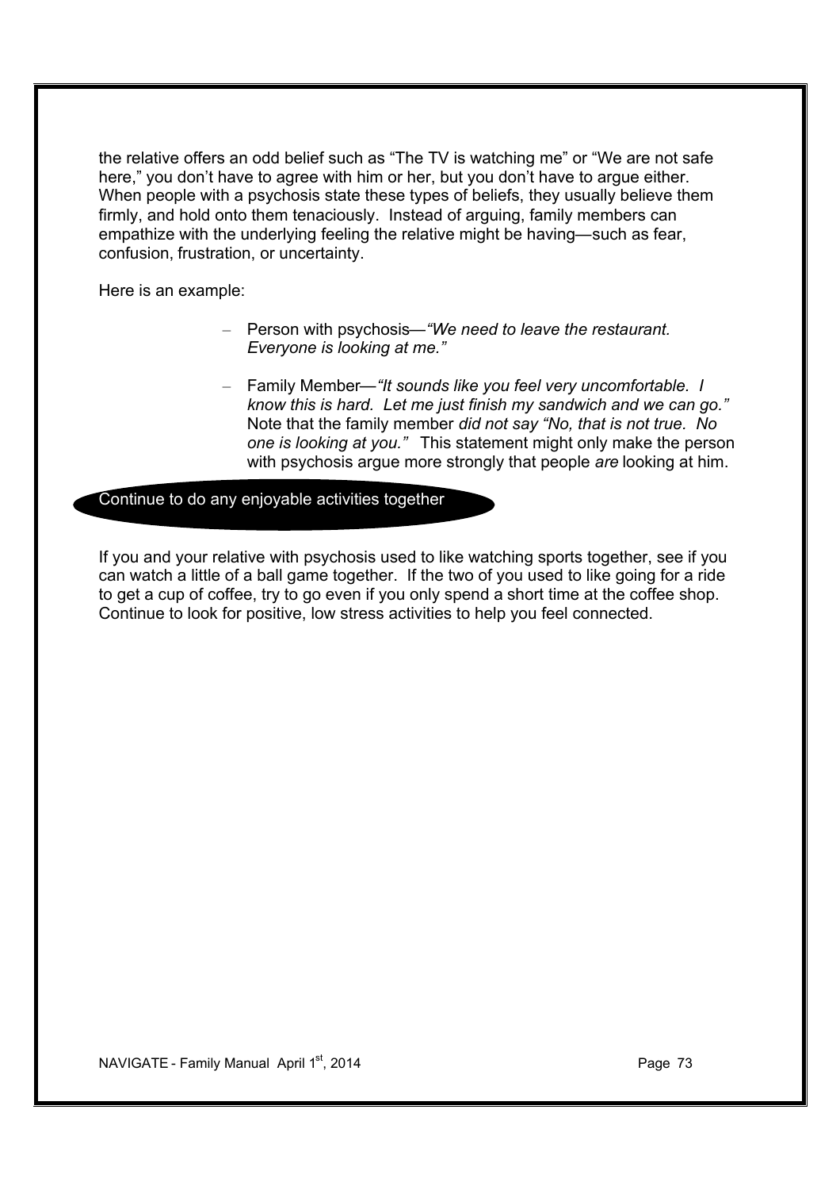the relative offers an odd belief such as "The TV is watching me" or "We are not safe here," you don't have to agree with him or her, but you don't have to argue either. When people with a psychosis state these types of beliefs, they usually believe them firmly, and hold onto them tenaciously. Instead of arguing, family members can empathize with the underlying feeling the relative might be having—such as fear, confusion, frustration, or uncertainty.

Here is an example:

- Person with psychosis—*"We need to leave the restaurant. Everyone is looking at me."*
- Family Member—*"It sounds like you feel very uncomfortable. I know this is hard. Let me just finish my sandwich and we can go."* Note that the family member *did not say "No, that is not true. No one is looking at you."* This statement might only make the person with psychosis argue more strongly that people *are* looking at him.

## Continue to do any enjoyable activities together

If you and your relative with psychosis used to like watching sports together, see if you can watch a little of a ball game together. If the two of you used to like going for a ride to get a cup of coffee, try to go even if you only spend a short time at the coffee shop. Continue to look for positive, low stress activities to help you feel connected.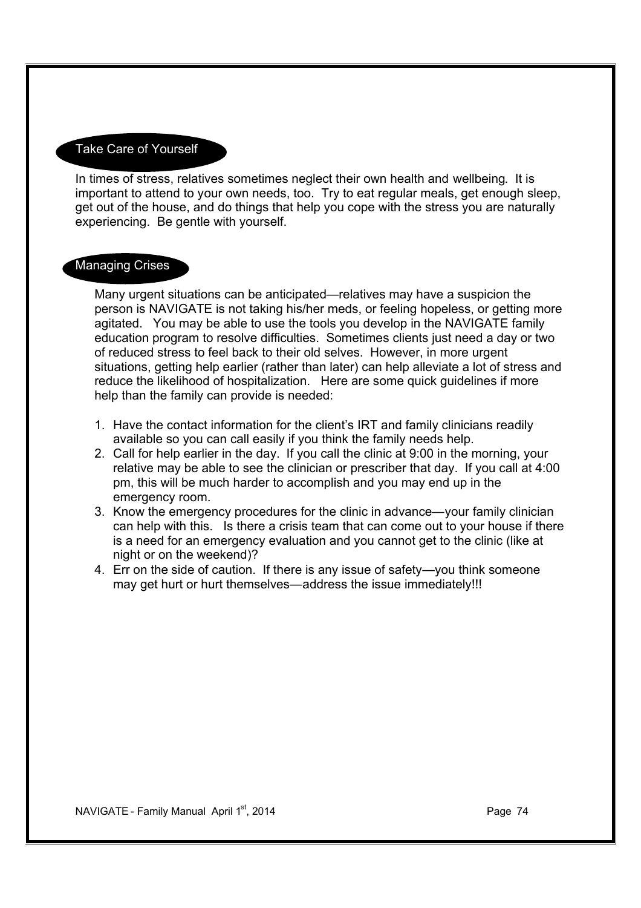## Take Care of Yourself

In times of stress, relatives sometimes neglect their own health and wellbeing. It is important to attend to your own needs, too. Try to eat regular meals, get enough sleep, get out of the house, and do things that help you cope with the stress you are naturally experiencing. Be gentle with yourself.

## Managing Crises

Many urgent situations can be anticipated—relatives may have a suspicion the person is NAVIGATE is not taking his/her meds, or feeling hopeless, or getting more agitated. You may be able to use the tools you develop in the NAVIGATE family education program to resolve difficulties. Sometimes clients just need a day or two of reduced stress to feel back to their old selves. However, in more urgent situations, getting help earlier (rather than later) can help alleviate a lot of stress and reduce the likelihood of hospitalization. Here are some quick guidelines if more help than the family can provide is needed:

1. Have the contact information for the client's IRT and family clinicians readily available so you can call easily if you think the family needs help.
2. Call for help earlier in the day. If you call the clinic at 9:00 in the morning, your relative may be able to see the clinician or prescriber that day. If you call at 4:00 pm, this will be much harder to accomplish and you may end up in the emergency room.
3. Know the emergency procedures for the clinic in advance—your family clinician can help with this. Is there a crisis team that can come out to your house if there is a need for an emergency evaluation and you cannot get to the clinic (like at night or on the weekend)?
4. Err on the side of caution. If there is any issue of safety—you think someone may get hurt or hurt themselves—address the issue immediately!!!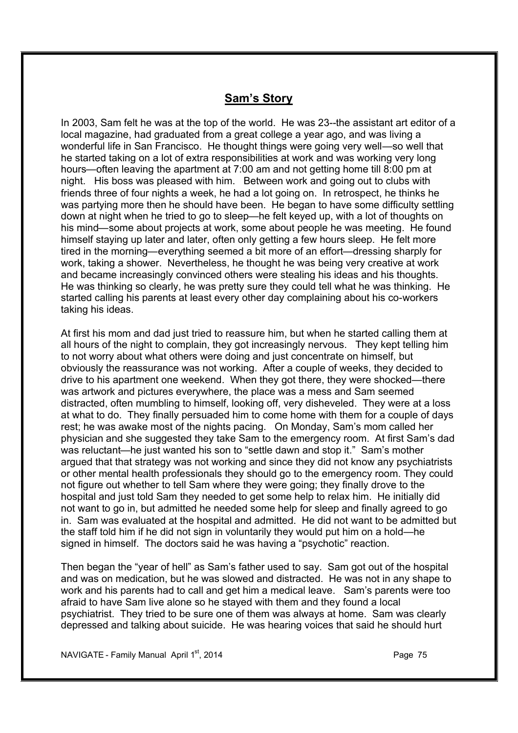## Sam's Story

In 2003, Sam felt he was at the top of the world. He was 23--the assistant art editor of a local magazine, had graduated from a great college a year ago, and was living a wonderful life in San Francisco. He thought things were going very well—so well that he started taking on a lot of extra responsibilities at work and was working very long hours—often leaving the apartment at 7:00 am and not getting home till 8:00 pm at night. His boss was pleased with him. Between work and going out to clubs with friends three of four nights a week, he had a lot going on. In retrospect, he thinks he was partying more then he should have been. He began to have some difficulty settling down at night when he tried to go to sleep—he felt keyed up, with a lot of thoughts on his mind—some about projects at work, some about people he was meeting. He found himself staying up later and later, often only getting a few hours sleep. He felt more tired in the morning—everything seemed a bit more of an effort—dressing sharply for work, taking a shower. Nevertheless, he thought he was being very creative at work and became increasingly convinced others were stealing his ideas and his thoughts. He was thinking so clearly, he was pretty sure they could tell what he was thinking. He started calling his parents at least every other day complaining about his co-workers taking his ideas.

At first his mom and dad just tried to reassure him, but when he started calling them at all hours of the night to complain, they got increasingly nervous. They kept telling him to not worry about what others were doing and just concentrate on himself, but obviously the reassurance was not working. After a couple of weeks, they decided to drive to his apartment one weekend. When they got there, they were shocked—there was artwork and pictures everywhere, the place was a mess and Sam seemed distracted, often mumbling to himself, looking off, very disheveled. They were at a loss at what to do. They finally persuaded him to come home with them for a couple of days rest; he was awake most of the nights pacing. On Monday, Sam's mom called her physician and she suggested they take Sam to the emergency room. At first Sam's dad was reluctant—he just wanted his son to "settle dawn and stop it." Sam's mother argued that that strategy was not working and since they did not know any psychiatrists or other mental health professionals they should go to the emergency room. They could not figure out whether to tell Sam where they were going; they finally drove to the hospital and just told Sam they needed to get some help to relax him. He initially did not want to go in, but admitted he needed some help for sleep and finally agreed to go in. Sam was evaluated at the hospital and admitted. He did not want to be admitted but the staff told him if he did not sign in voluntarily they would put him on a hold—he signed in himself. The doctors said he was having a "psychotic" reaction.

Then began the "year of hell" as Sam's father used to say. Sam got out of the hospital and was on medication, but he was slowed and distracted. He was not in any shape to work and his parents had to call and get him a medical leave. Sam's parents were too afraid to have Sam live alone so he stayed with them and they found a local psychiatrist. They tried to be sure one of them was always at home. Sam was clearly depressed and talking about suicide. He was hearing voices that said he should hurt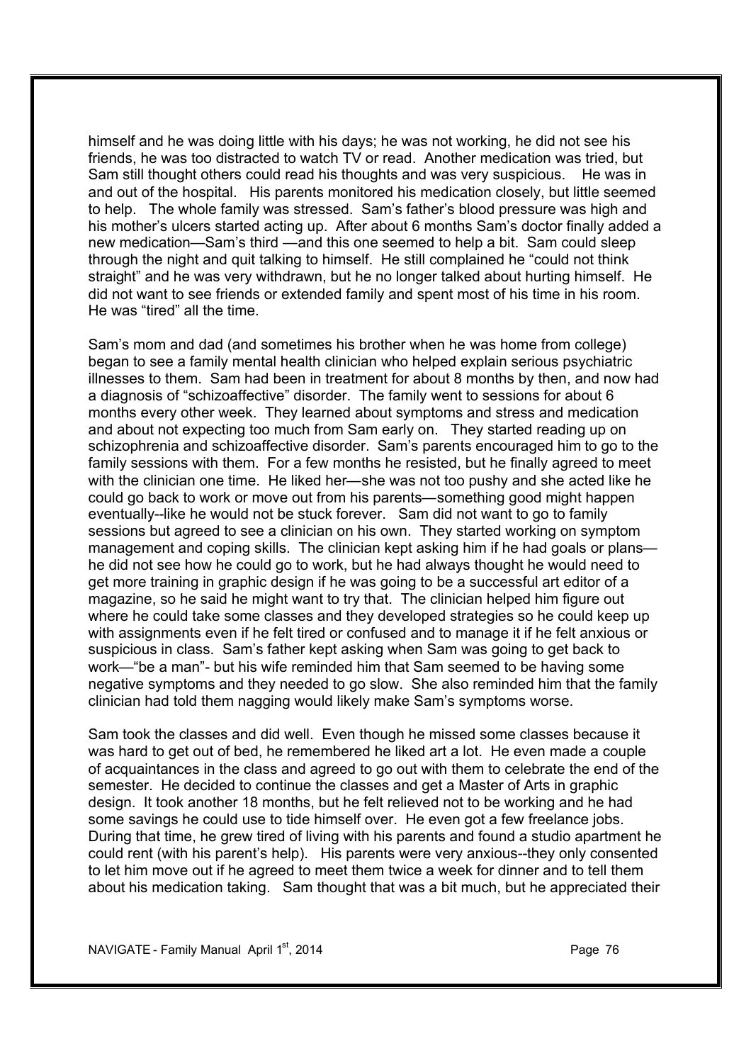himself and he was doing little with his days; he was not working, he did not see his friends, he was too distracted to watch TV or read. Another medication was tried, but Sam still thought others could read his thoughts and was very suspicious. He was in and out of the hospital. His parents monitored his medication closely, but little seemed to help. The whole family was stressed. Sam's father's blood pressure was high and his mother's ulcers started acting up. After about 6 months Sam's doctor finally added a new medication—Sam's third —and this one seemed to help a bit. Sam could sleep through the night and quit talking to himself. He still complained he "could not think straight" and he was very withdrawn, but he no longer talked about hurting himself. He did not want to see friends or extended family and spent most of his time in his room. He was "tired" all the time.

Sam's mom and dad (and sometimes his brother when he was home from college) began to see a family mental health clinician who helped explain serious psychiatric illnesses to them. Sam had been in treatment for about 8 months by then, and now had a diagnosis of "schizoaffective" disorder. The family went to sessions for about 6 months every other week. They learned about symptoms and stress and medication and about not expecting too much from Sam early on. They started reading up on schizophrenia and schizoaffective disorder. Sam's parents encouraged him to go to the family sessions with them. For a few months he resisted, but he finally agreed to meet with the clinician one time. He liked her—she was not too pushy and she acted like he could go back to work or move out from his parents—something good might happen eventually--like he would not be stuck forever. Sam did not want to go to family sessions but agreed to see a clinician on his own. They started working on symptom management and coping skills. The clinician kept asking him if he had goals or plans—he did not see how he could go to work, but he had always thought he would need to get more training in graphic design if he was going to be a successful art editor of a magazine, so he said he might want to try that. The clinician helped him figure out where he could take some classes and they developed strategies so he could keep up with assignments even if he felt tired or confused and to manage it if he felt anxious or suspicious in class. Sam's father kept asking when Sam was going to get back to work—"be a man"- but his wife reminded him that Sam seemed to be having some negative symptoms and they needed to go slow. She also reminded him that the family clinician had told them nagging would likely make Sam's symptoms worse.

Sam took the classes and did well. Even though he missed some classes because it was hard to get out of bed, he remembered he liked art a lot. He even made a couple of acquaintances in the class and agreed to go out with them to celebrate the end of the semester. He decided to continue the classes and get a Master of Arts in graphic design. It took another 18 months, but he felt relieved not to be working and he had some savings he could use to tide himself over. He even got a few freelance jobs. During that time, he grew tired of living with his parents and found a studio apartment he could rent (with his parent's help). His parents were very anxious--they only consented to let him move out if he agreed to meet them twice a week for dinner and to tell them about his medication taking. Sam thought that was a bit much, but he appreciated their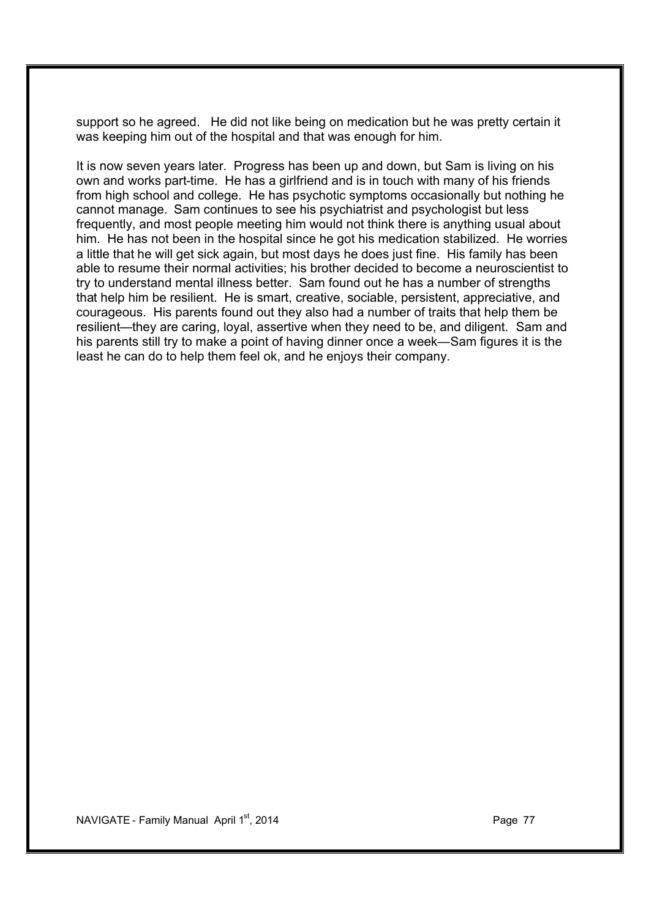support so he agreed. He did not like being on medication but he was pretty certain it was keeping him out of the hospital and that was enough for him.

It is now seven years later. Progress has been up and down, but Sam is living on his own and works part-time. He has a girlfriend and is in touch with many of his friends from high school and college. He has psychotic symptoms occasionally but nothing he cannot manage. Sam continues to see his psychiatrist and psychologist but less frequently, and most people meeting him would not think there is anything usual about him. He has not been in the hospital since he got his medication stabilized. He worries a little that he will get sick again, but most days he does just fine. His family has been able to resume their normal activities; his brother decided to become a neuroscientist to try to understand mental illness better. Sam found out he has a number of strengths that help him be resilient. He is smart, creative, sociable, persistent, appreciative, and courageous. His parents found out they also had a number of traits that help them be resilient—they are caring, loyal, assertive when they need to be, and diligent. Sam and his parents still try to make a point of having dinner once a week—Sam figures it is the least he can do to help them feel ok, and he enjoys their company.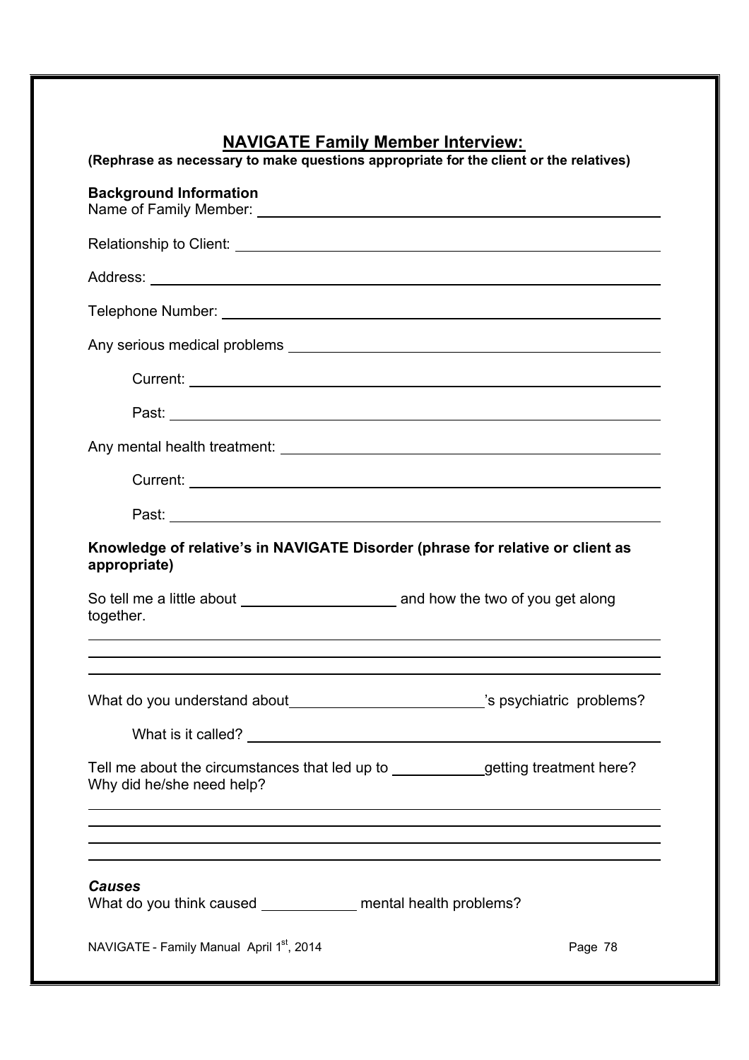## NAVIGATE Family Member Interview:

**(Rephrase as necessary to make questions appropriate for the client or the relatives)**

**Background Information**

Name of Family Member: ____________________________________________

Relationship to Client: ____________________________________________

Address: ____________________________________________

Telephone Number: ____________________________________________

Any serious medical problems ____________________________________________

Current: ____________________________________________

Past: ____________________________________________

Any mental health treatment: ____________________________________________

Current: ____________________________________________

Past: ____________________________________________

**Knowledge of relative's in NAVIGATE Disorder (phrase for relative or client as appropriate)**

So tell me a little about ____________________ and how the two of you get along together.

____________________________________________

____________________________________________

____________________________________________

What do you understand about________________________'s psychiatric problems?

What is it called? ____________________________________________

Tell me about the circumstances that led up to ___________getting treatment here? Why did he/she need help?

____________________________________________

____________________________________________

____________________________________________

____________________________________________

***Causes***

What do you think caused ____________ mental health problems?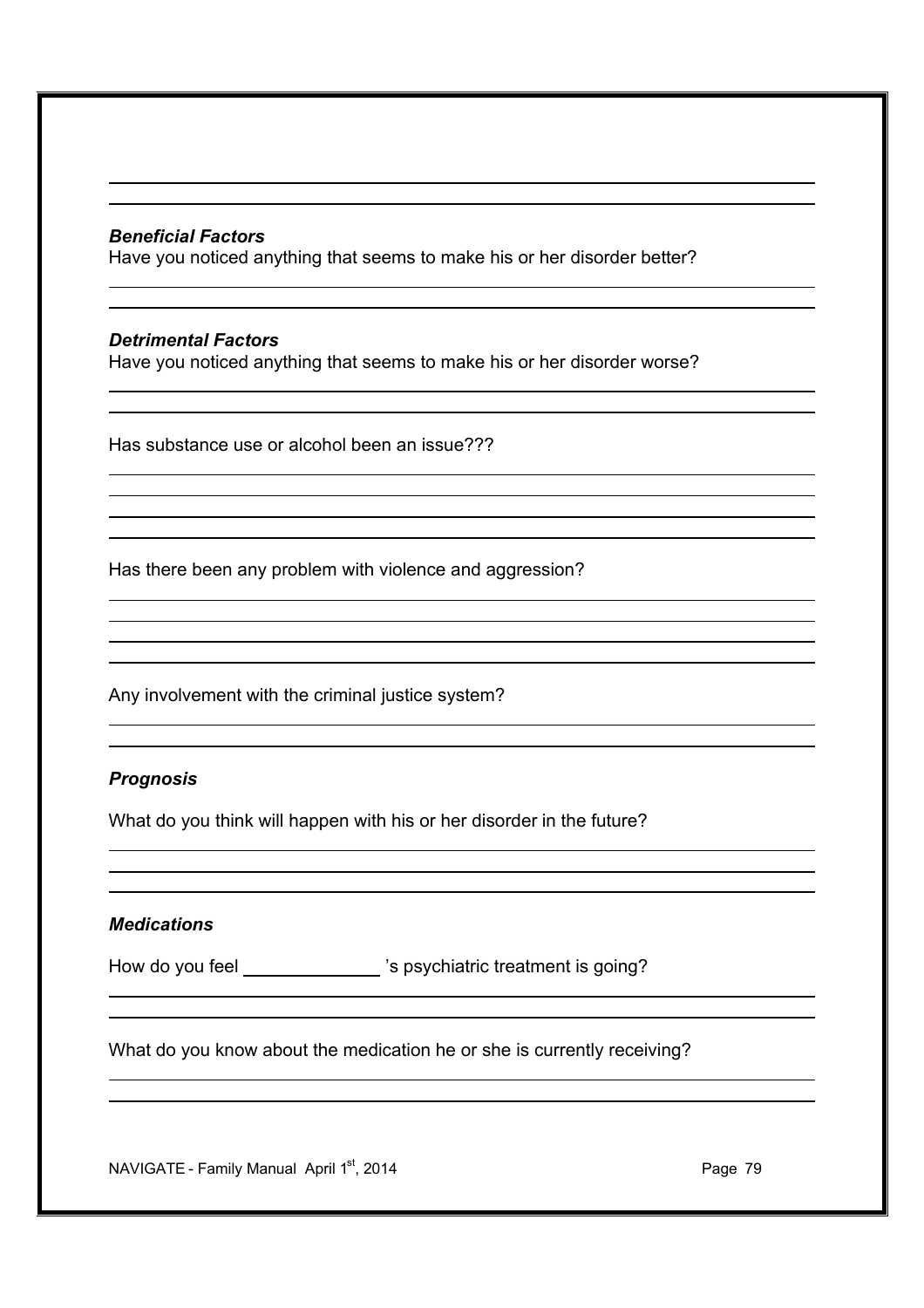***Beneficial Factors***

Have you noticed anything that seems to make his or her disorder better?

***Detrimental Factors***

Have you noticed anything that seems to make his or her disorder worse?

Has substance use or alcohol been an issue???

Has there been any problem with violence and aggression?

Any involvement with the criminal justice system?

***Prognosis***

What do you think will happen with his or her disorder in the future?

***Medications***

How do you feel ______________ 's psychiatric treatment is going?

What do you know about the medication he or she is currently receiving?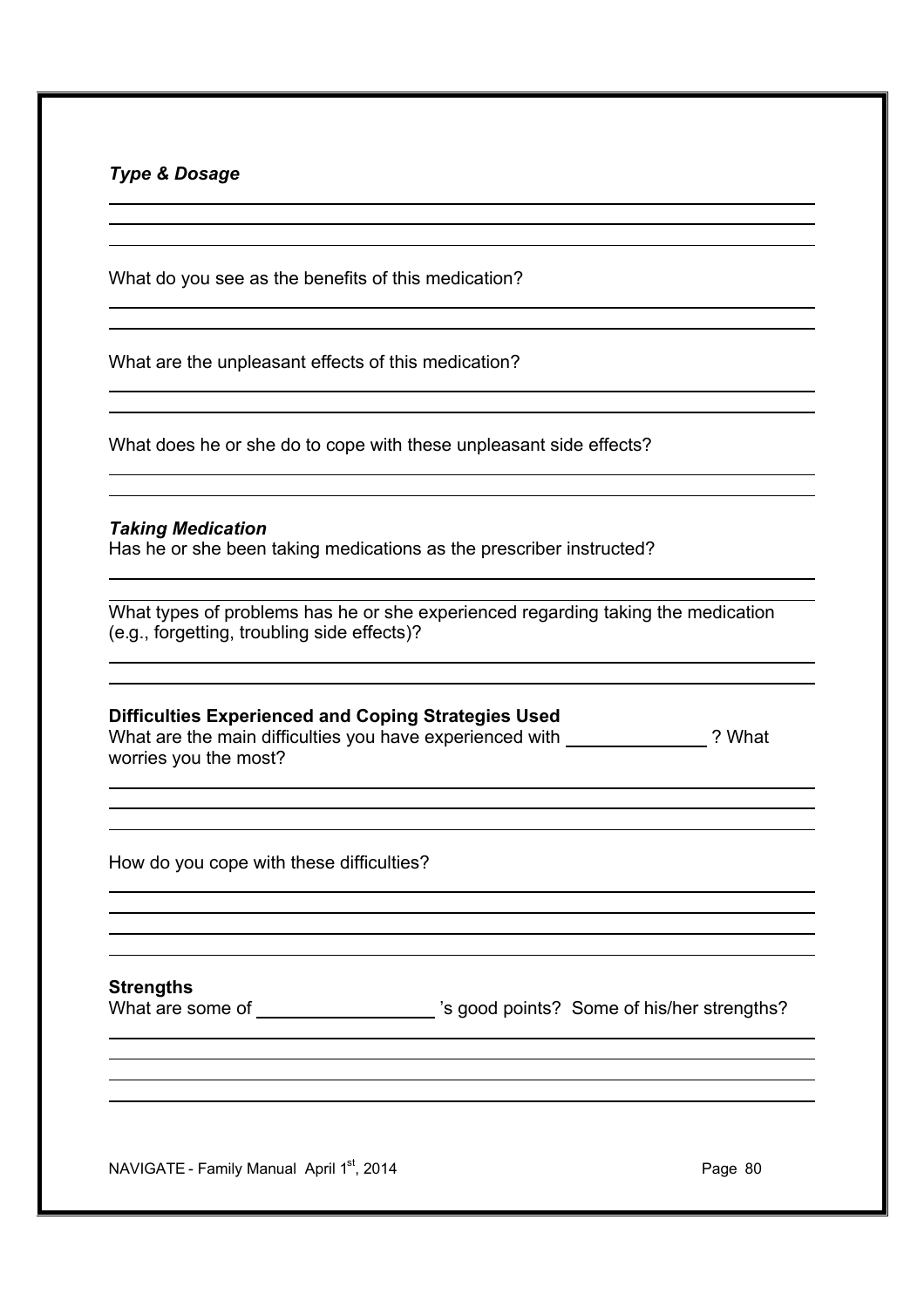***Type & Dosage***

What do you see as the benefits of this medication?

What are the unpleasant effects of this medication?

What does he or she do to cope with these unpleasant side effects?

***Taking Medication***

Has he or she been taking medications as the prescriber instructed?

What types of problems has he or she experienced regarding taking the medication (e.g., forgetting, troubling side effects)?

**Difficulties Experienced and Coping Strategies Used**

What are the main difficulties you have experienced with ______________ ? What worries you the most?

How do you cope with these difficulties?

**Strengths**

What are some of __________________ 's good points? Some of his/her strengths?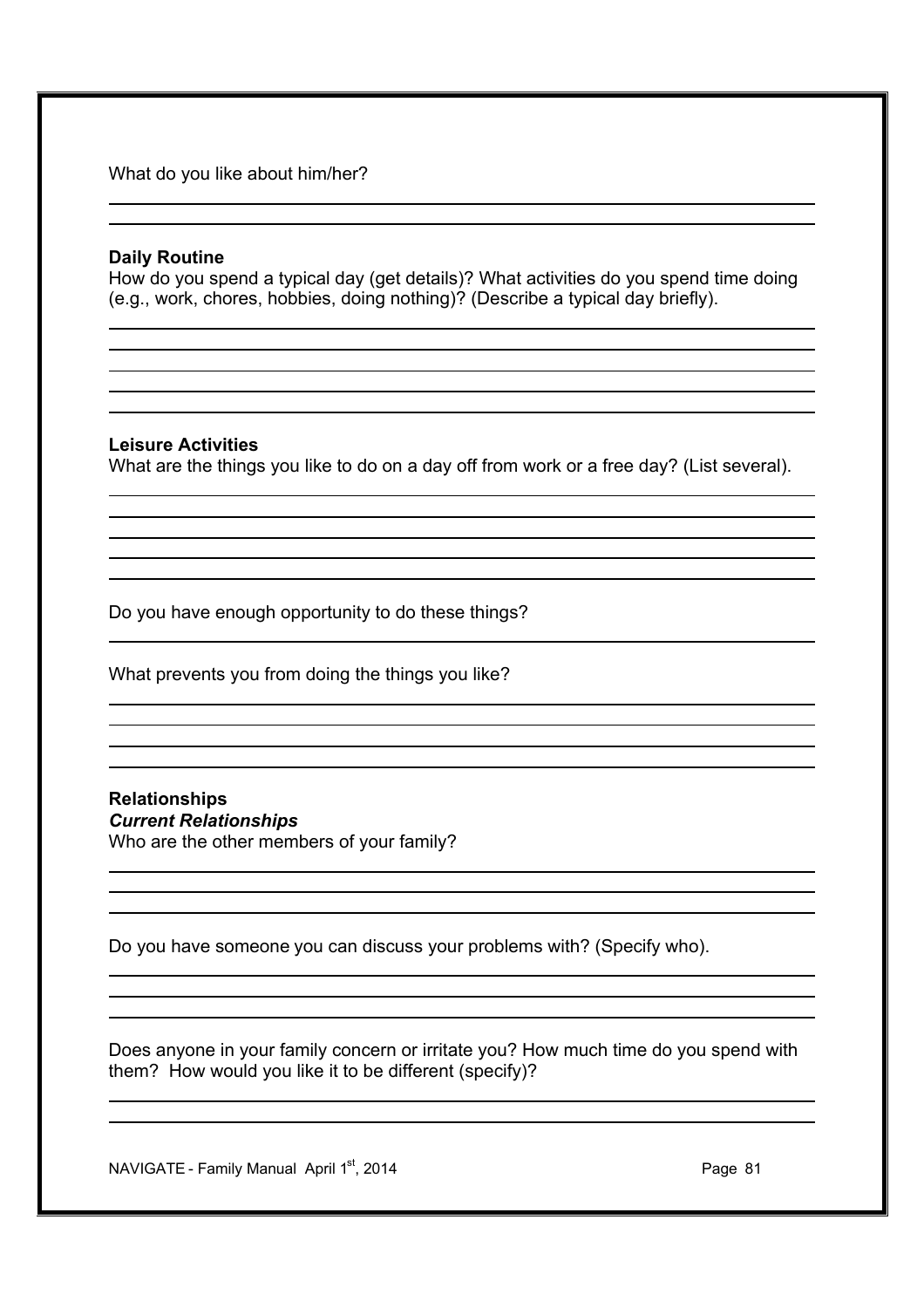What do you like about him/her?

**Daily Routine**

How do you spend a typical day (get details)? What activities do you spend time doing (e.g., work, chores, hobbies, doing nothing)? (Describe a typical day briefly).

**Leisure Activities**

What are the things you like to do on a day off from work or a free day? (List several).

Do you have enough opportunity to do these things?

What prevents you from doing the things you like?

**Relationships**

***Current Relationships***

Who are the other members of your family?

Do you have someone you can discuss your problems with? (Specify who).

Does anyone in your family concern or irritate you? How much time do you spend with them? How would you like it to be different (specify)?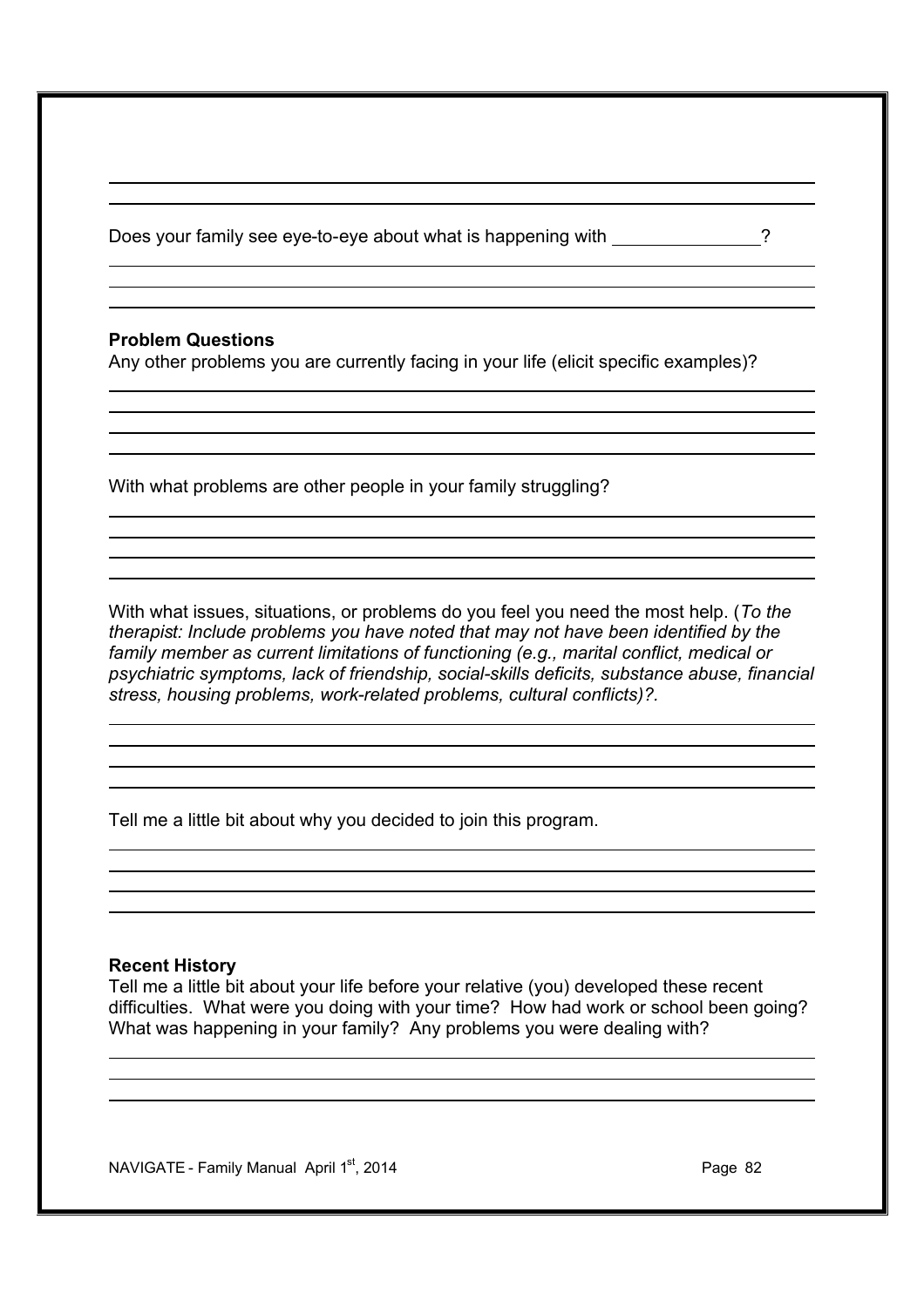Does your family see eye-to-eye about what is happening with _______________?

**Problem Questions**

Any other problems you are currently facing in your life (elicit specific examples)?

With what problems are other people in your family struggling?

With what issues, situations, or problems do you feel you need the most help. (*To the therapist: Include problems you have noted that may not have been identified by the family member as current limitations of functioning (e.g., marital conflict, medical or psychiatric symptoms, lack of friendship, social-skills deficits, substance abuse, financial stress, housing problems, work-related problems, cultural conflicts)?*.

Tell me a little bit about why you decided to join this program.

**Recent History**

Tell me a little bit about your life before your relative (you) developed these recent difficulties. What were you doing with your time? How had work or school been going? What was happening in your family? Any problems you were dealing with?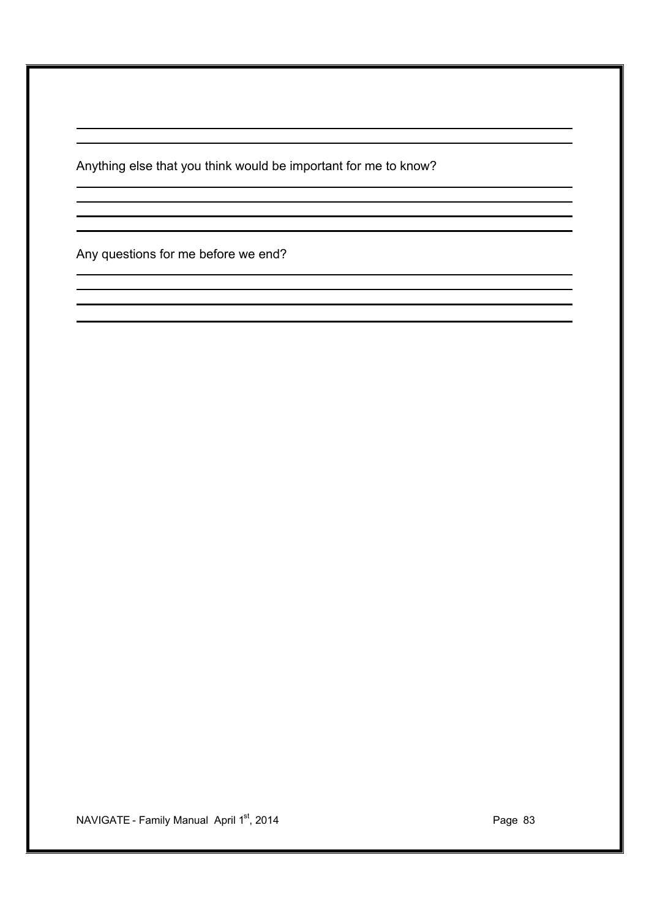Anything else that you think would be important for me to know?

Any questions for me before we end?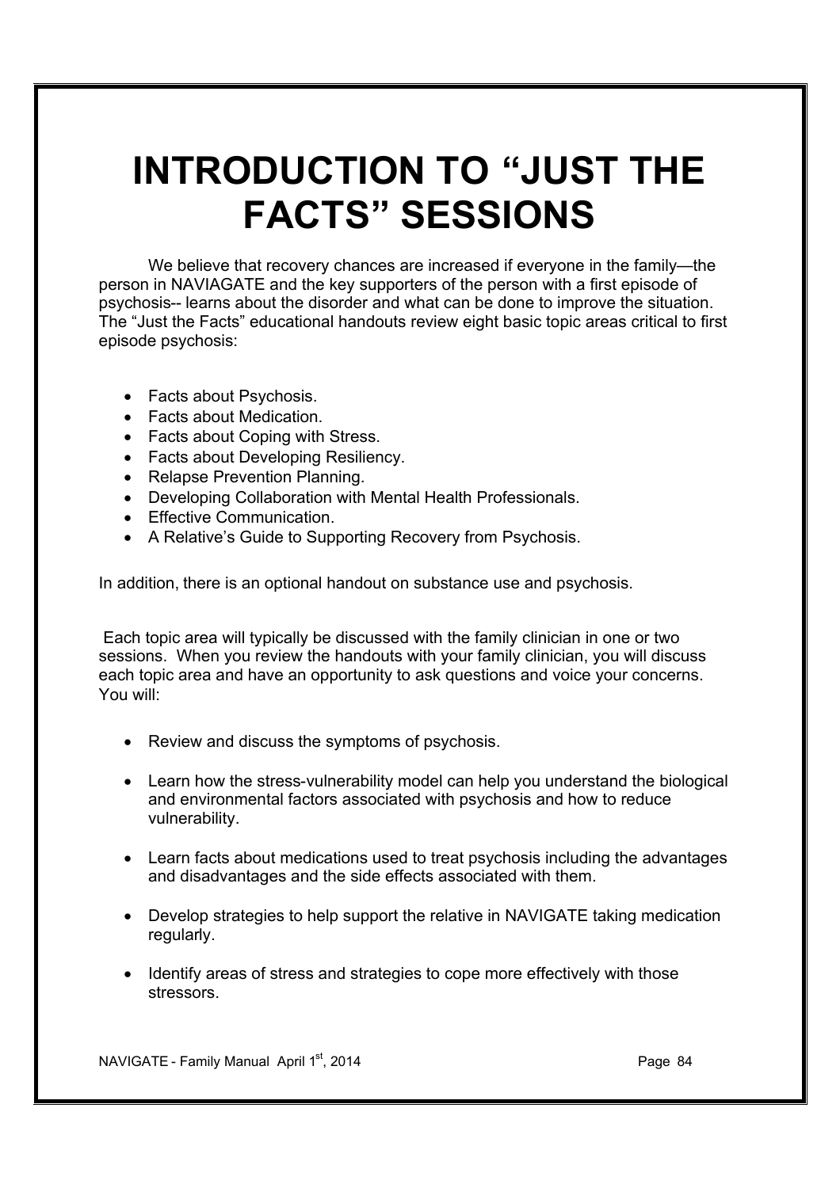# INTRODUCTION TO "JUST THE FACTS" SESSIONS

We believe that recovery chances are increased if everyone in the family—the person in NAVIAGATE and the key supporters of the person with a first episode of psychosis-- learns about the disorder and what can be done to improve the situation. The "Just the Facts" educational handouts review eight basic topic areas critical to first episode psychosis:

- Facts about Psychosis.
- Facts about Medication.
- Facts about Coping with Stress.
- Facts about Developing Resiliency.
- Relapse Prevention Planning.
- Developing Collaboration with Mental Health Professionals.
- Effective Communication.
- A Relative's Guide to Supporting Recovery from Psychosis.

In addition, there is an optional handout on substance use and psychosis.

Each topic area will typically be discussed with the family clinician in one or two sessions. When you review the handouts with your family clinician, you will discuss each topic area and have an opportunity to ask questions and voice your concerns. You will:

- Review and discuss the symptoms of psychosis.
- Learn how the stress-vulnerability model can help you understand the biological and environmental factors associated with psychosis and how to reduce vulnerability.
- Learn facts about medications used to treat psychosis including the advantages and disadvantages and the side effects associated with them.
- Develop strategies to help support the relative in NAVIGATE taking medication regularly.
- Identify areas of stress and strategies to cope more effectively with those stressors.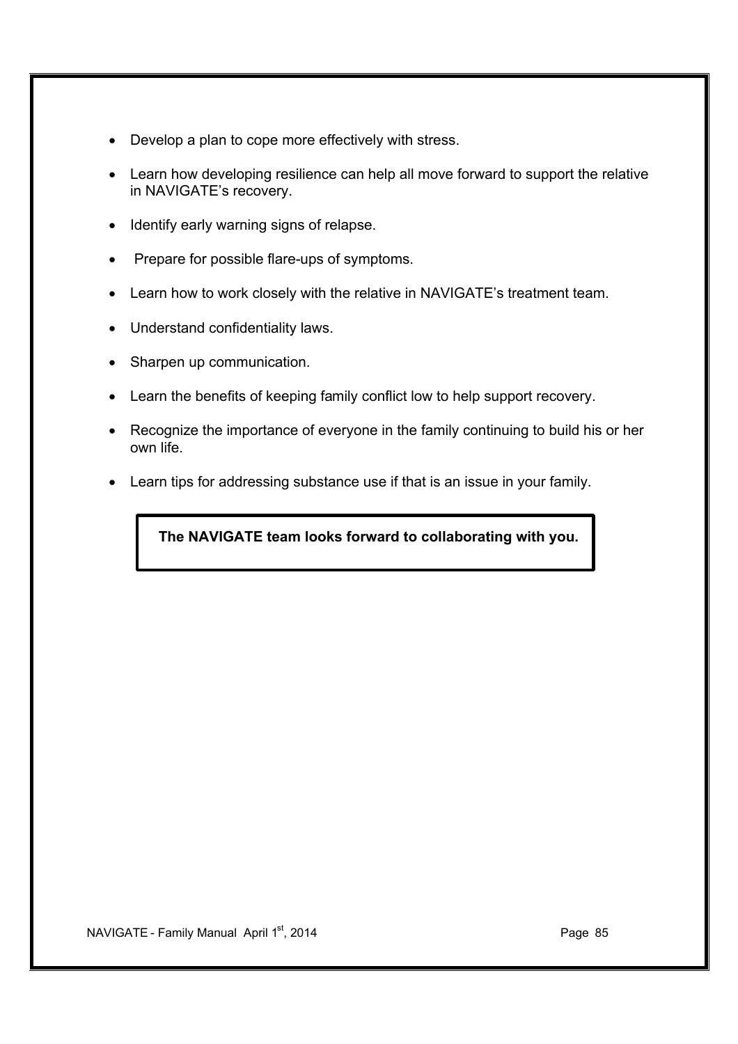- Develop a plan to cope more effectively with stress.
- Learn how developing resilience can help all move forward to support the relative in NAVIGATE's recovery.
- Identify early warning signs of relapse.
- Prepare for possible flare-ups of symptoms.
- Learn how to work closely with the relative in NAVIGATE's treatment team.
- Understand confidentiality laws.
- Sharpen up communication.
- Learn the benefits of keeping family conflict low to help support recovery.
- Recognize the importance of everyone in the family continuing to build his or her own life.
- Learn tips for addressing substance use if that is an issue in your family.

**The NAVIGATE team looks forward to collaborating with you.**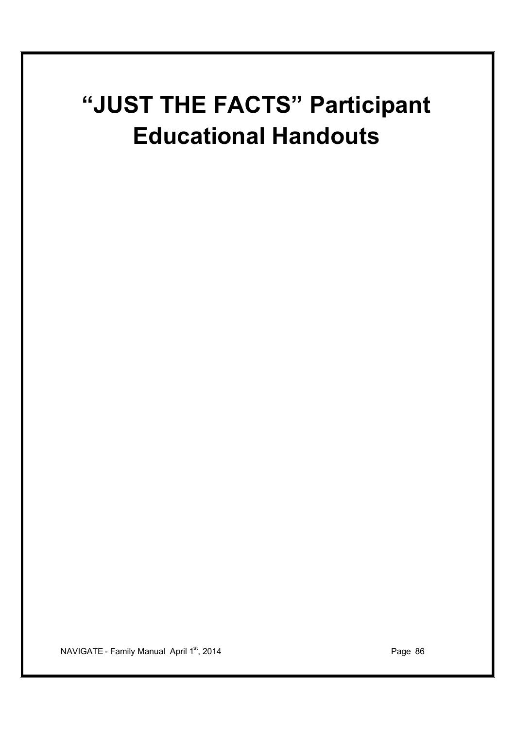# "JUST THE FACTS" Participant Educational Handouts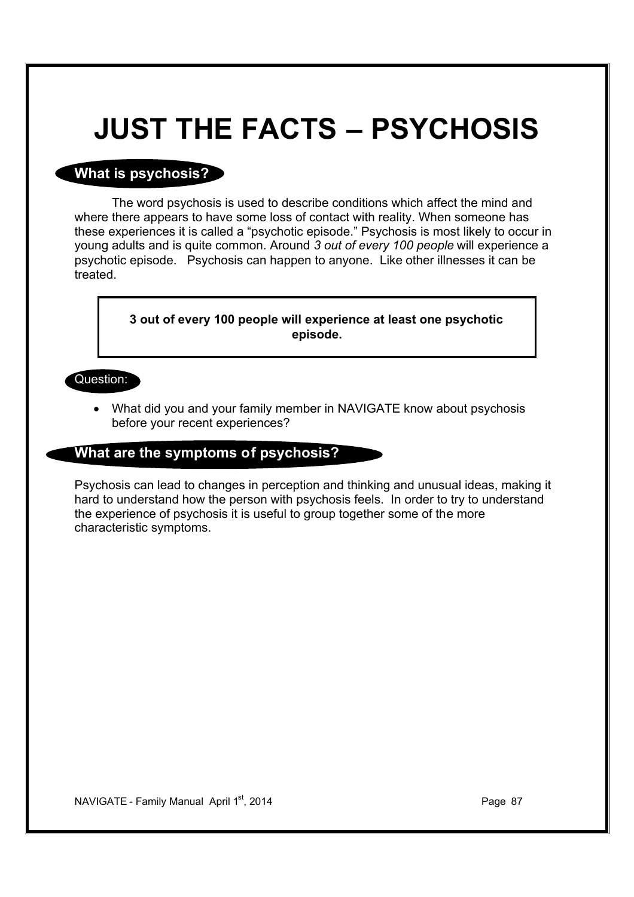# JUST THE FACTS – PSYCHOSIS

## What is psychosis?

The word psychosis is used to describe conditions which affect the mind and where there appears to have some loss of contact with reality. When someone has these experiences it is called a "psychotic episode." Psychosis is most likely to occur in young adults and is quite common. Around *3 out of every 100 people* will experience a psychotic episode. Psychosis can happen to anyone. Like other illnesses it can be treated.

**3 out of every 100 people will experience at least one psychotic episode.**

Question:

- What did you and your family member in NAVIGATE know about psychosis before your recent experiences?

## What are the symptoms of psychosis?

Psychosis can lead to changes in perception and thinking and unusual ideas, making it hard to understand how the person with psychosis feels. In order to try to understand the experience of psychosis it is useful to group together some of the more characteristic symptoms.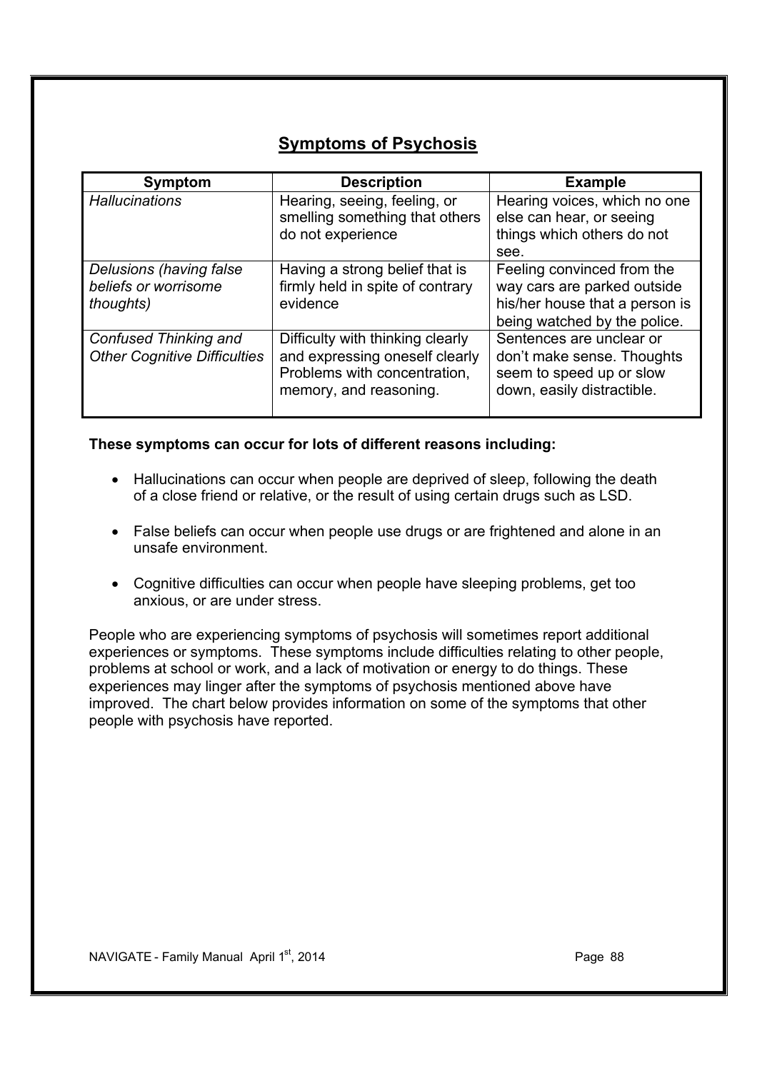## Symptoms of Psychosis

| Symptom | Description | Example |
| --- | --- | --- |
| *Hallucinations* | Hearing, seeing, feeling, or smelling something that others do not experience | Hearing voices, which no one else can hear, or seeing things which others do not see. |
| *Delusions (having false beliefs or worrisome thoughts)* | Having a strong belief that is firmly held in spite of contrary evidence | Feeling convinced from the way cars are parked outside his/her house that a person is being watched by the police. |
| *Confused Thinking and Other Cognitive Difficulties* | Difficulty with thinking clearly and expressing oneself clearly Problems with concentration, memory, and reasoning. | Sentences are unclear or don't make sense. Thoughts seem to speed up or slow down, easily distractible. |

**These symptoms can occur for lots of different reasons including:**

- Hallucinations can occur when people are deprived of sleep, following the death of a close friend or relative, or the result of using certain drugs such as LSD.
- False beliefs can occur when people use drugs or are frightened and alone in an unsafe environment.
- Cognitive difficulties can occur when people have sleeping problems, get too anxious, or are under stress.

People who are experiencing symptoms of psychosis will sometimes report additional experiences or symptoms. These symptoms include difficulties relating to other people, problems at school or work, and a lack of motivation or energy to do things. These experiences may linger after the symptoms of psychosis mentioned above have improved. The chart below provides information on some of the symptoms that other people with psychosis have reported.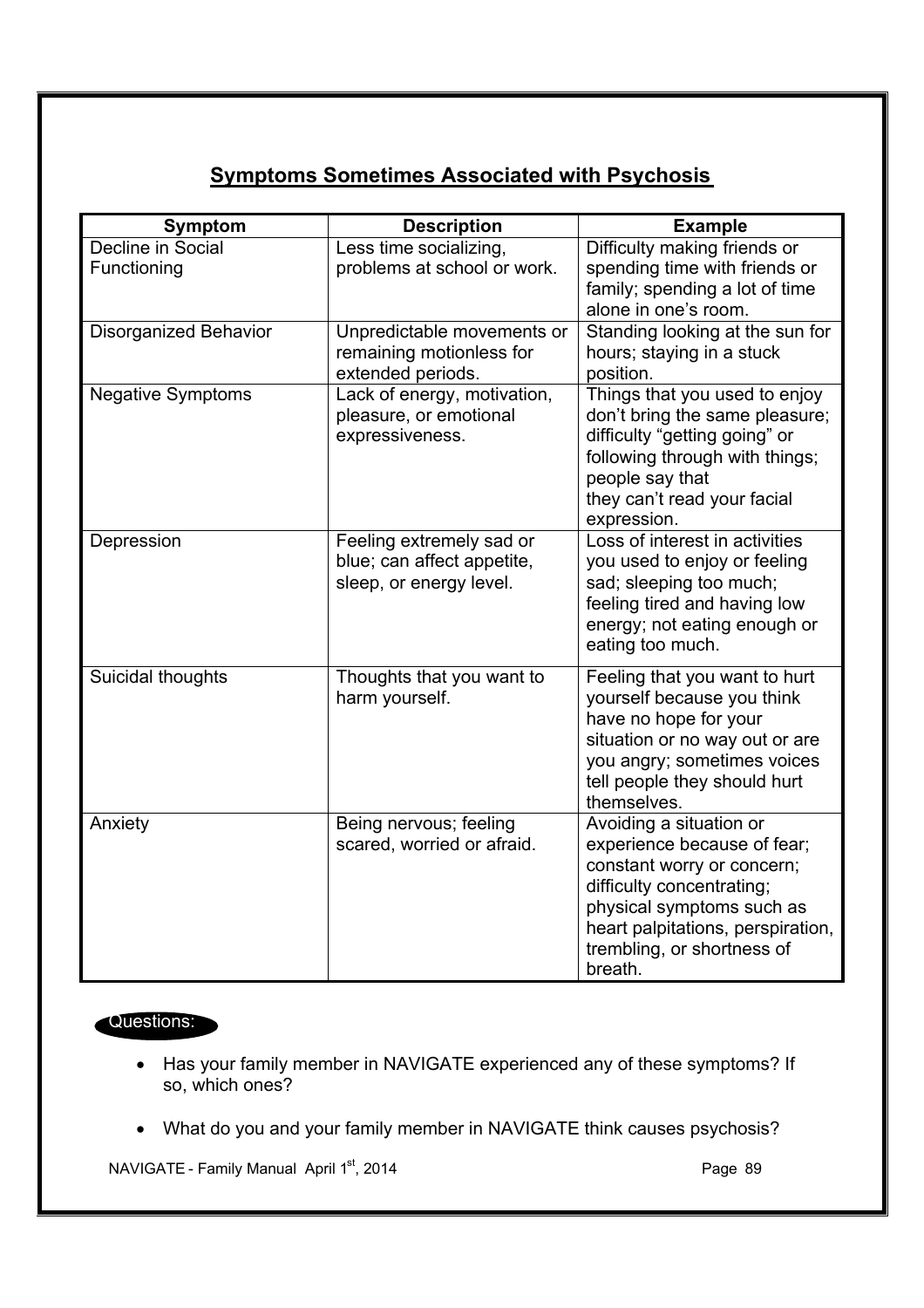## Symptoms Sometimes Associated with Psychosis

| Symptom | Description | Example |
|---|---|---|
| Decline in Social Functioning | Less time socializing, problems at school or work. | Difficulty making friends or spending time with friends or family; spending a lot of time alone in one's room. |
| Disorganized Behavior | Unpredictable movements or remaining motionless for extended periods. | Standing looking at the sun for hours; staying in a stuck position. |
| Negative Symptoms | Lack of energy, motivation, pleasure, or emotional expressiveness. | Things that you used to enjoy don't bring the same pleasure; difficulty "getting going" or following through with things; people say that they can't read your facial expression. |
| Depression | Feeling extremely sad or blue; can affect appetite, sleep, or energy level. | Loss of interest in activities you used to enjoy or feeling sad; sleeping too much; feeling tired and having low energy; not eating enough or eating too much. |
| Suicidal thoughts | Thoughts that you want to harm yourself. | Feeling that you want to hurt yourself because you think have no hope for your situation or no way out or are you angry; sometimes voices tell people they should hurt themselves. |
| Anxiety | Being nervous; feeling scared, worried or afraid. | Avoiding a situation or experience because of fear; constant worry or concern; difficulty concentrating; physical symptoms such as heart palpitations, perspiration, trembling, or shortness of breath. |

**Questions:**

- Has your family member in NAVIGATE experienced any of these symptoms? If so, which ones?
- What do you and your family member in NAVIGATE think causes psychosis?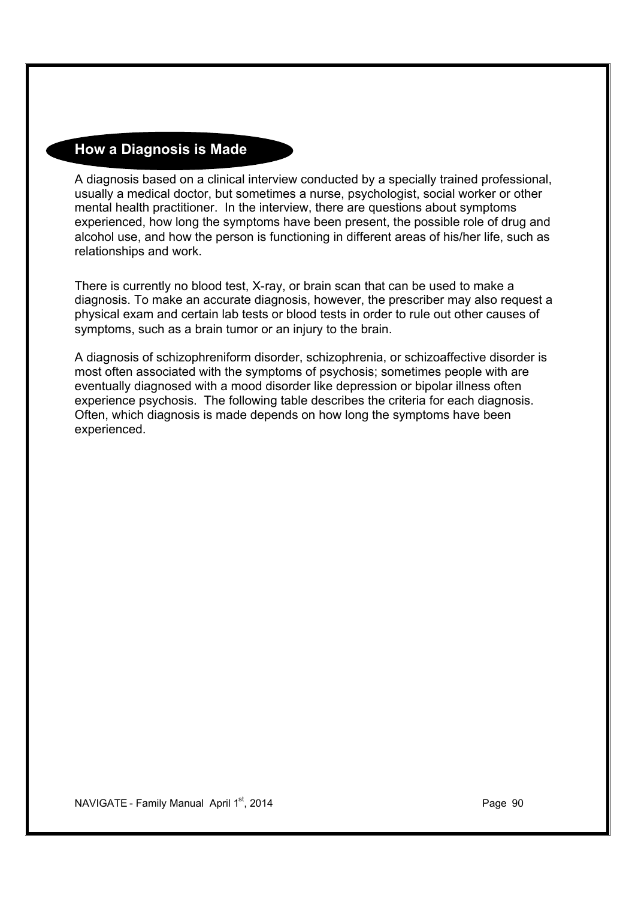## How a Diagnosis is Made

A diagnosis based on a clinical interview conducted by a specially trained professional, usually a medical doctor, but sometimes a nurse, psychologist, social worker or other mental health practitioner. In the interview, there are questions about symptoms experienced, how long the symptoms have been present, the possible role of drug and alcohol use, and how the person is functioning in different areas of his/her life, such as relationships and work.

There is currently no blood test, X-ray, or brain scan that can be used to make a diagnosis. To make an accurate diagnosis, however, the prescriber may also request a physical exam and certain lab tests or blood tests in order to rule out other causes of symptoms, such as a brain tumor or an injury to the brain.

A diagnosis of schizophreniform disorder, schizophrenia, or schizoaffective disorder is most often associated with the symptoms of psychosis; sometimes people with are eventually diagnosed with a mood disorder like depression or bipolar illness often experience psychosis. The following table describes the criteria for each diagnosis. Often, which diagnosis is made depends on how long the symptoms have been experienced.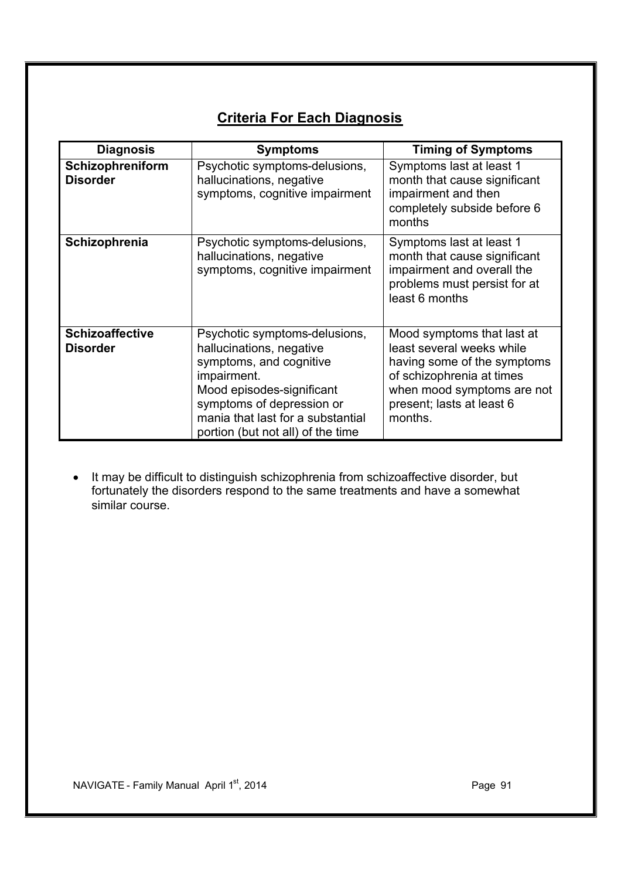## Criteria For Each Diagnosis

| Diagnosis | Symptoms | Timing of Symptoms |
|---|---|---|
| **Schizophreniform Disorder** | Psychotic symptoms-delusions, hallucinations, negative symptoms, cognitive impairment | Symptoms last at least 1 month that cause significant impairment and then completely subside before 6 months |
| **Schizophrenia** | Psychotic symptoms-delusions, hallucinations, negative symptoms, cognitive impairment | Symptoms last at least 1 month that cause significant impairment and overall the problems must persist for at least 6 months |
| **Schizoaffective Disorder** | Psychotic symptoms-delusions, hallucinations, negative symptoms, and cognitive impairment. Mood episodes-significant symptoms of depression or mania that last for a substantial portion (but not all) of the time | Mood symptoms that last at least several weeks while having some of the symptoms of schizophrenia at times when mood symptoms are not present; lasts at least 6 months. |

- It may be difficult to distinguish schizophrenia from schizoaffective disorder, but fortunately the disorders respond to the same treatments and have a somewhat similar course.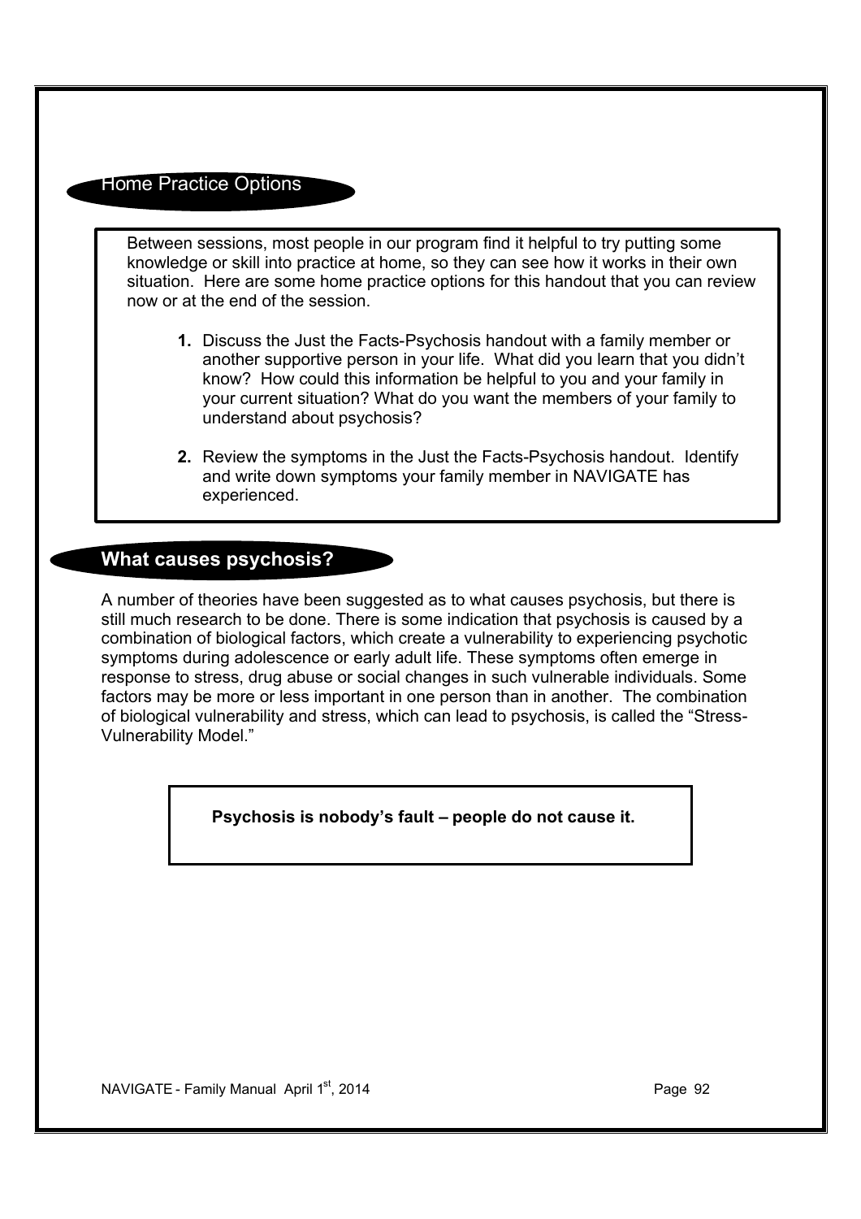## Home Practice Options

Between sessions, most people in our program find it helpful to try putting some knowledge or skill into practice at home, so they can see how it works in their own situation. Here are some home practice options for this handout that you can review now or at the end of the session.

1. Discuss the Just the Facts-Psychosis handout with a family member or another supportive person in your life. What did you learn that you didn't know? How could this information be helpful to you and your family in your current situation? What do you want the members of your family to understand about psychosis?

2. Review the symptoms in the Just the Facts-Psychosis handout. Identify and write down symptoms your family member in NAVIGATE has experienced.

## What causes psychosis?

A number of theories have been suggested as to what causes psychosis, but there is still much research to be done. There is some indication that psychosis is caused by a combination of biological factors, which create a vulnerability to experiencing psychotic symptoms during adolescence or early adult life. These symptoms often emerge in response to stress, drug abuse or social changes in such vulnerable individuals. Some factors may be more or less important in one person than in another. The combination of biological vulnerability and stress, which can lead to psychosis, is called the "Stress-Vulnerability Model."

**Psychosis is nobody's fault – people do not cause it.**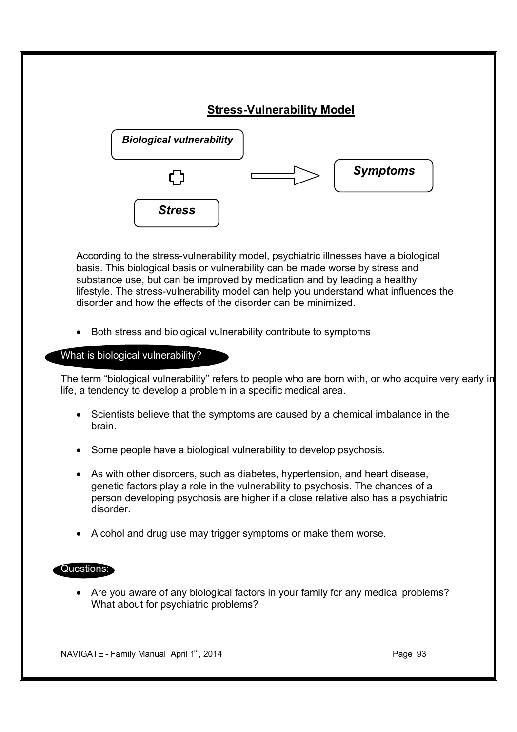## Stress-Vulnerability Model

*Biological vulnerability*

+

*Stress*

→ *Symptoms*

According to the stress-vulnerability model, psychiatric illnesses have a biological basis. This biological basis or vulnerability can be made worse by stress and substance use, but can be improved by medication and by leading a healthy lifestyle. The stress-vulnerability model can help you understand what influences the disorder and how the effects of the disorder can be minimized.

- Both stress and biological vulnerability contribute to symptoms

### What is biological vulnerability?

The term “biological vulnerability” refers to people who are born with, or who acquire very early in life, a tendency to develop a problem in a specific medical area.

- Scientists believe that the symptoms are caused by a chemical imbalance in the brain.
- Some people have a biological vulnerability to develop psychosis.
- As with other disorders, such as diabetes, hypertension, and heart disease, genetic factors play a role in the vulnerability to psychosis. The chances of a person developing psychosis are higher if a close relative also has a psychiatric disorder.
- Alcohol and drug use may trigger symptoms or make them worse.

### Questions:

- Are you aware of any biological factors in your family for any medical problems? What about for psychiatric problems?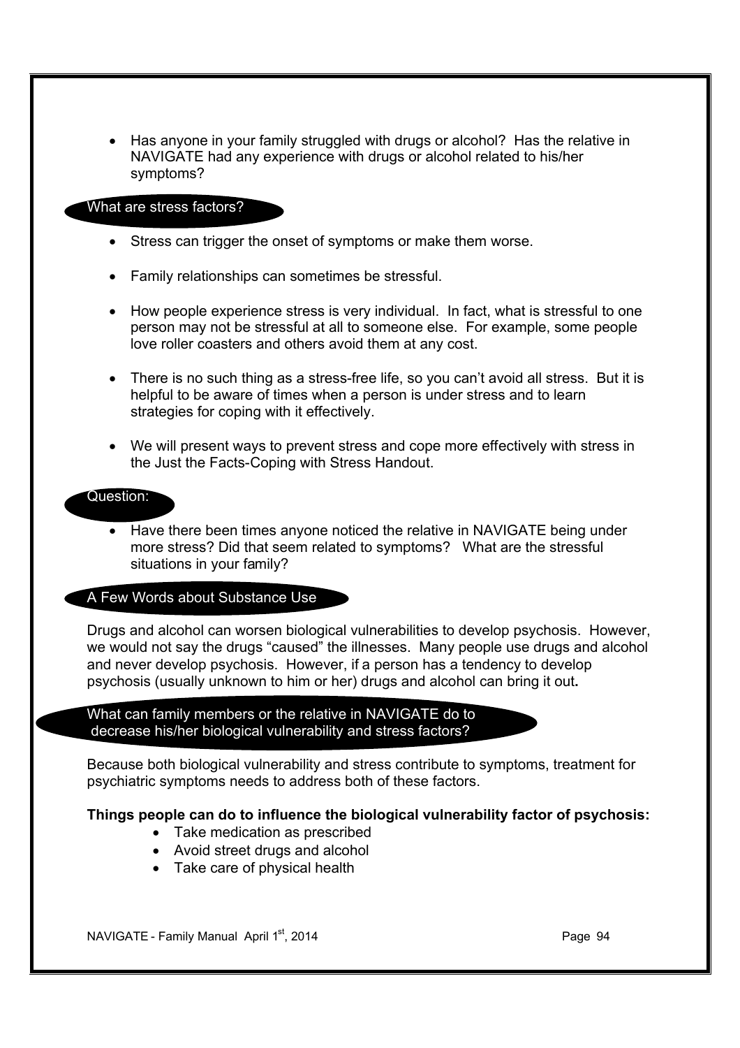- Has anyone in your family struggled with drugs or alcohol? Has the relative in NAVIGATE had any experience with drugs or alcohol related to his/her symptoms?

### What are stress factors?

- Stress can trigger the onset of symptoms or make them worse.
- Family relationships can sometimes be stressful.
- How people experience stress is very individual. In fact, what is stressful to one person may not be stressful at all to someone else. For example, some people love roller coasters and others avoid them at any cost.
- There is no such thing as a stress-free life, so you can't avoid all stress. But it is helpful to be aware of times when a person is under stress and to learn strategies for coping with it effectively.
- We will present ways to prevent stress and cope more effectively with stress in the Just the Facts-Coping with Stress Handout.

### Question:

- Have there been times anyone noticed the relative in NAVIGATE being under more stress? Did that seem related to symptoms? What are the stressful situations in your family?

### A Few Words about Substance Use

Drugs and alcohol can worsen biological vulnerabilities to develop psychosis. However, we would not say the drugs "caused" the illnesses. Many people use drugs and alcohol and never develop psychosis. However, if a person has a tendency to develop psychosis (usually unknown to him or her) drugs and alcohol can bring it out**.**

### What can family members or the relative in NAVIGATE do to decrease his/her biological vulnerability and stress factors?

Because both biological vulnerability and stress contribute to symptoms, treatment for psychiatric symptoms needs to address both of these factors.

**Things people can do to influence the biological vulnerability factor of psychosis:**

- Take medication as prescribed
- Avoid street drugs and alcohol
- Take care of physical health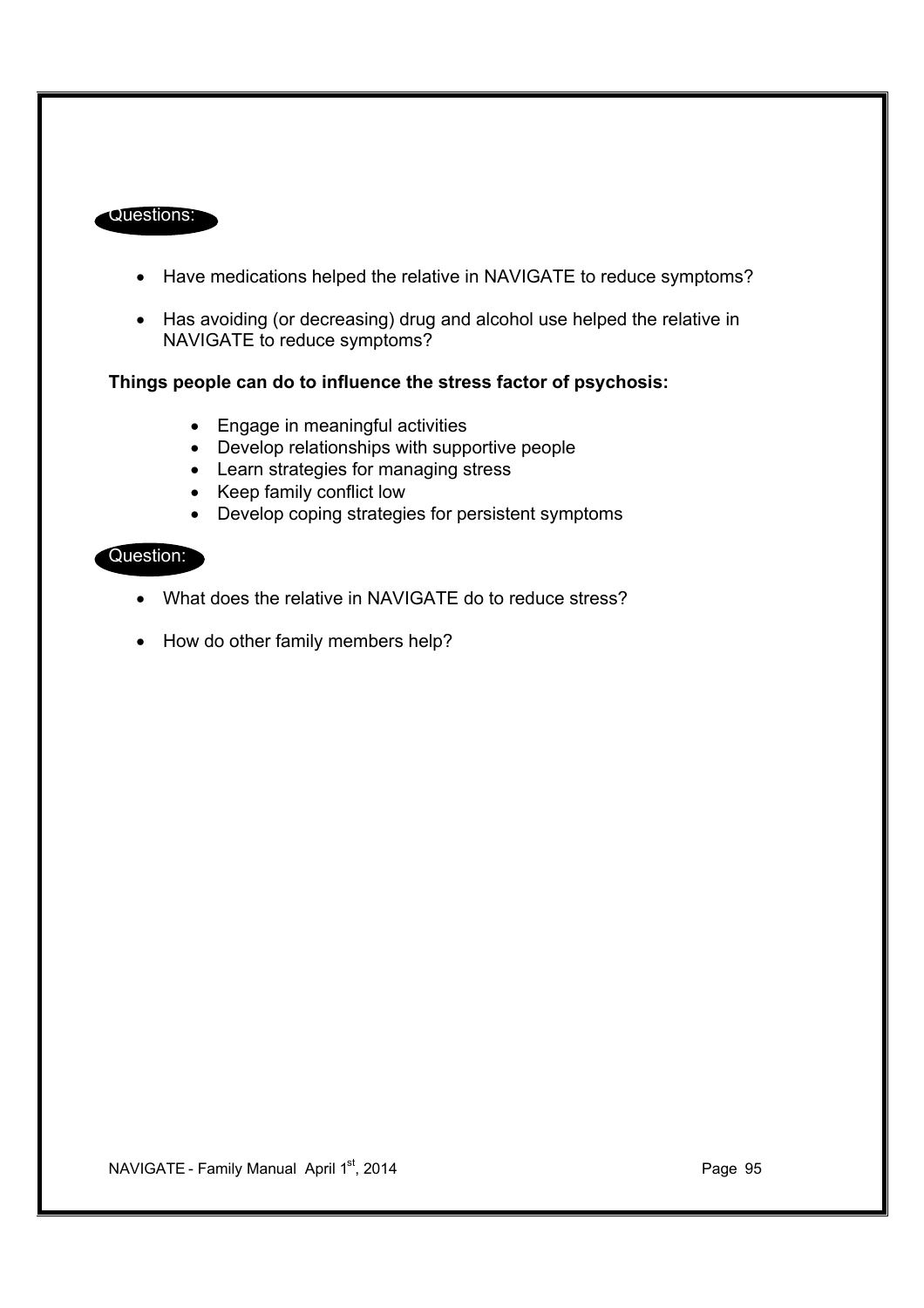**Questions:**

- Have medications helped the relative in NAVIGATE to reduce symptoms?
- Has avoiding (or decreasing) drug and alcohol use helped the relative in NAVIGATE to reduce symptoms?

**Things people can do to influence the stress factor of psychosis:**

- Engage in meaningful activities
- Develop relationships with supportive people
- Learn strategies for managing stress
- Keep family conflict low
- Develop coping strategies for persistent symptoms

**Question:**

- What does the relative in NAVIGATE do to reduce stress?
- How do other family members help?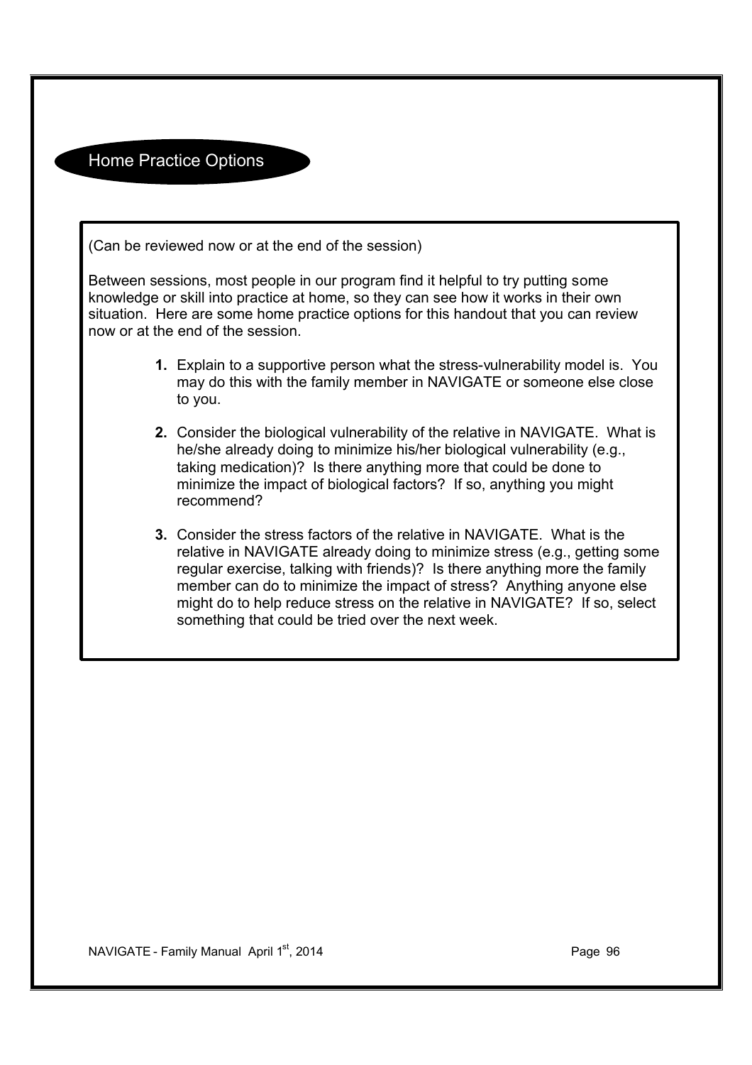## Home Practice Options

(Can be reviewed now or at the end of the session)

Between sessions, most people in our program find it helpful to try putting some knowledge or skill into practice at home, so they can see how it works in their own situation. Here are some home practice options for this handout that you can review now or at the end of the session.

1. Explain to a supportive person what the stress-vulnerability model is. You may do this with the family member in NAVIGATE or someone else close to you.
2. Consider the biological vulnerability of the relative in NAVIGATE. What is he/she already doing to minimize his/her biological vulnerability (e.g., taking medication)? Is there anything more that could be done to minimize the impact of biological factors? If so, anything you might recommend?
3. Consider the stress factors of the relative in NAVIGATE. What is the relative in NAVIGATE already doing to minimize stress (e.g., getting some regular exercise, talking with friends)? Is there anything more the family member can do to minimize the impact of stress? Anything anyone else might do to help reduce stress on the relative in NAVIGATE? If so, select something that could be tried over the next week.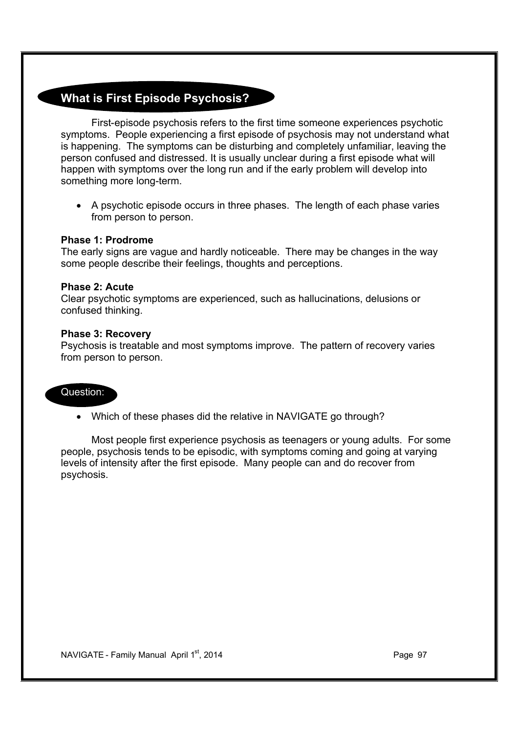## What is First Episode Psychosis?

First-episode psychosis refers to the first time someone experiences psychotic symptoms. People experiencing a first episode of psychosis may not understand what is happening. The symptoms can be disturbing and completely unfamiliar, leaving the person confused and distressed. It is usually unclear during a first episode what will happen with symptoms over the long run and if the early problem will develop into something more long-term.

- A psychotic episode occurs in three phases. The length of each phase varies from person to person.

**Phase 1: Prodrome**
The early signs are vague and hardly noticeable. There may be changes in the way some people describe their feelings, thoughts and perceptions.

**Phase 2: Acute**
Clear psychotic symptoms are experienced, such as hallucinations, delusions or confused thinking.

**Phase 3: Recovery**
Psychosis is treatable and most symptoms improve. The pattern of recovery varies from person to person.

### Question:

- Which of these phases did the relative in NAVIGATE go through?

Most people first experience psychosis as teenagers or young adults. For some people, psychosis tends to be episodic, with symptoms coming and going at varying levels of intensity after the first episode. Many people can and do recover from psychosis.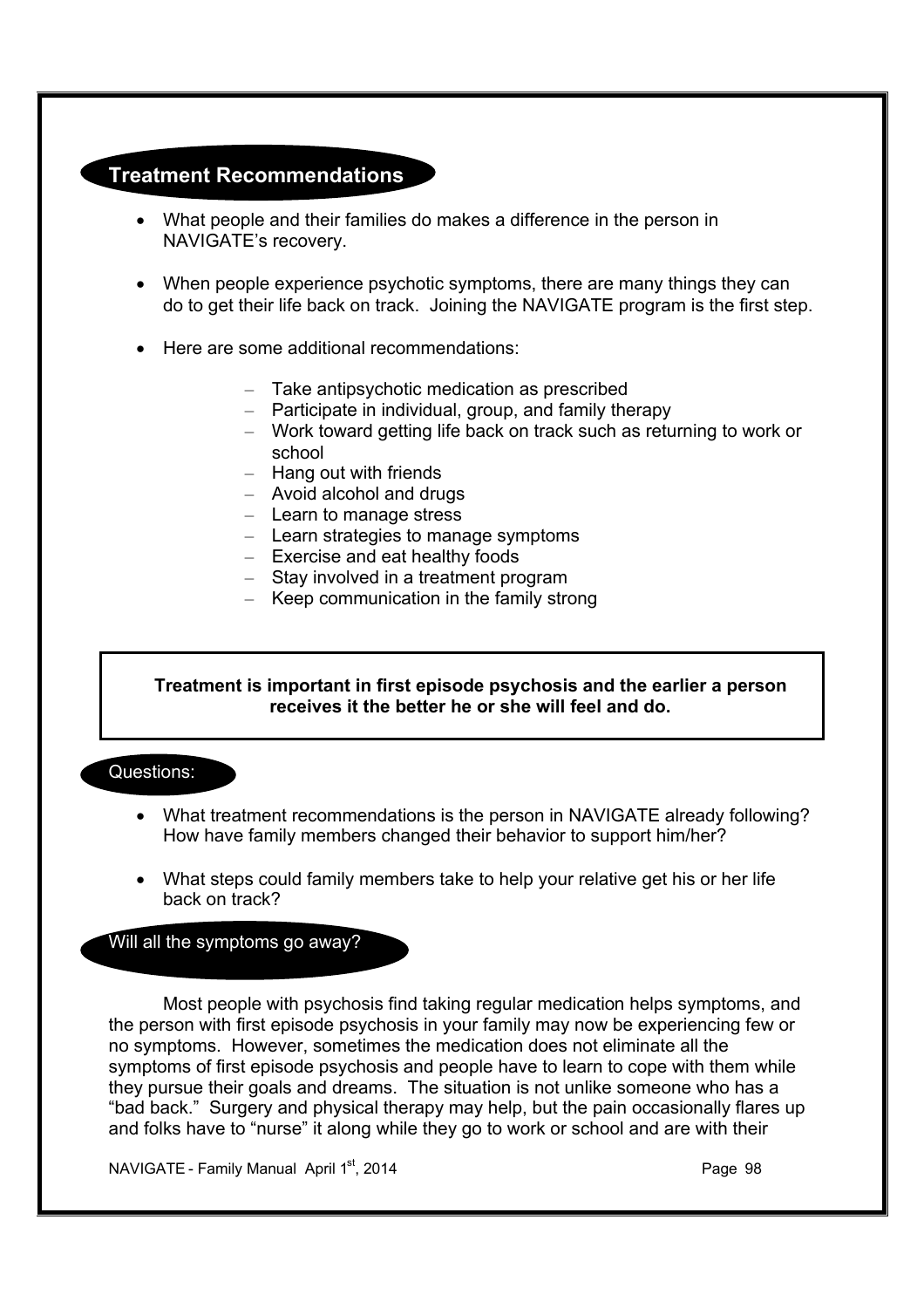## Treatment Recommendations

- What people and their families do makes a difference in the person in NAVIGATE's recovery.
- When people experience psychotic symptoms, there are many things they can do to get their life back on track. Joining the NAVIGATE program is the first step.
- Here are some additional recommendations:
  - Take antipsychotic medication as prescribed
  - Participate in individual, group, and family therapy
  - Work toward getting life back on track such as returning to work or school
  - Hang out with friends
  - Avoid alcohol and drugs
  - Learn to manage stress
  - Learn strategies to manage symptoms
  - Exercise and eat healthy foods
  - Stay involved in a treatment program
  - Keep communication in the family strong

**Treatment is important in first episode psychosis and the earlier a person receives it the better he or she will feel and do.**

### Questions:

- What treatment recommendations is the person in NAVIGATE already following? How have family members changed their behavior to support him/her?
- What steps could family members take to help your relative get his or her life back on track?

### Will all the symptoms go away?

Most people with psychosis find taking regular medication helps symptoms, and the person with first episode psychosis in your family may now be experiencing few or no symptoms. However, sometimes the medication does not eliminate all the symptoms of first episode psychosis and people have to learn to cope with them while they pursue their goals and dreams. The situation is not unlike someone who has a "bad back." Surgery and physical therapy may help, but the pain occasionally flares up and folks have to "nurse" it along while they go to work or school and are with their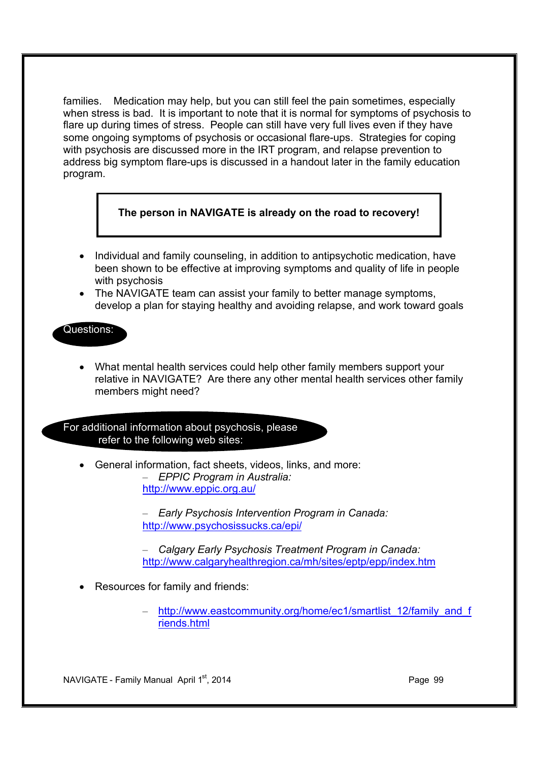families. Medication may help, but you can still feel the pain sometimes, especially when stress is bad. It is important to note that it is normal for symptoms of psychosis to flare up during times of stress. People can still have very full lives even if they have some ongoing symptoms of psychosis or occasional flare-ups. Strategies for coping with psychosis are discussed more in the IRT program, and relapse prevention to address big symptom flare-ups is discussed in a handout later in the family education program.

**The person in NAVIGATE is already on the road to recovery!**

- Individual and family counseling, in addition to antipsychotic medication, have been shown to be effective at improving symptoms and quality of life in people with psychosis
- The NAVIGATE team can assist your family to better manage symptoms, develop a plan for staying healthy and avoiding relapse, and work toward goals

**Questions:**

- What mental health services could help other family members support your relative in NAVIGATE? Are there any other mental health services other family members might need?

**For additional information about psychosis, please refer to the following web sites:**

- General information, fact sheets, videos, links, and more:
  - *EPPIC Program in Australia:* http://www.eppic.org.au/
  - *Early Psychosis Intervention Program in Canada:* http://www.psychosissucks.ca/epi/
  - *Calgary Early Psychosis Treatment Program in Canada:* http://www.calgaryhealthregion.ca/mh/sites/eptp/epp/index.htm
- Resources for family and friends:
  - http://www.eastcommunity.org/home/ec1/smartlist_12/family_and_friends.html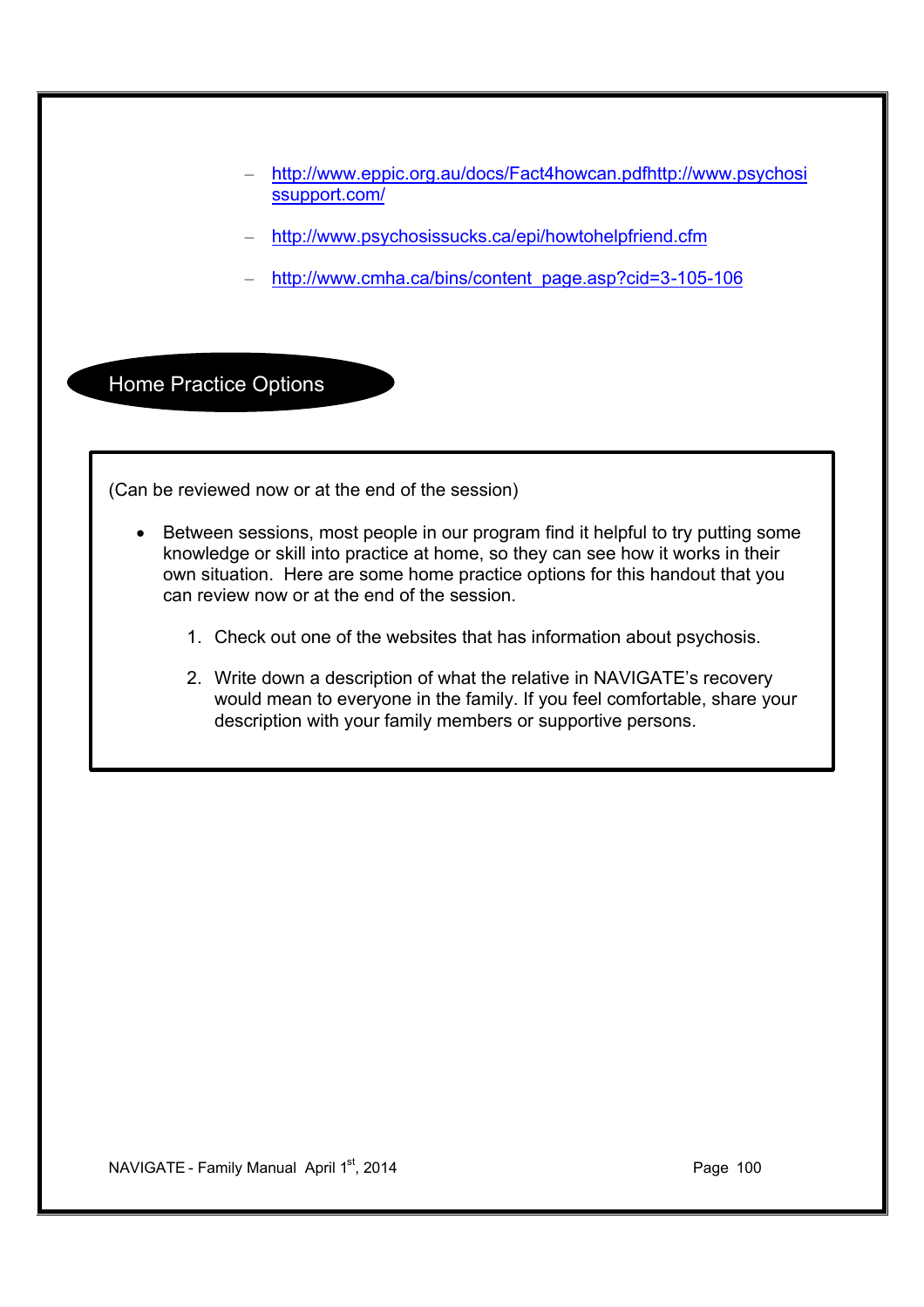- http://www.eppic.org.au/docs/Fact4howcan.pdfhttp://www.psychosissupport.com/
- http://www.psychosissucks.ca/epi/howtohelpfriend.cfm
- http://www.cmha.ca/bins/content_page.asp?cid=3-105-106

## Home Practice Options

(Can be reviewed now or at the end of the session)

- Between sessions, most people in our program find it helpful to try putting some knowledge or skill into practice at home, so they can see how it works in their own situation. Here are some home practice options for this handout that you can review now or at the end of the session.

  1. Check out one of the websites that has information about psychosis.
  2. Write down a description of what the relative in NAVIGATE's recovery would mean to everyone in the family. If you feel comfortable, share your description with your family members or supportive persons.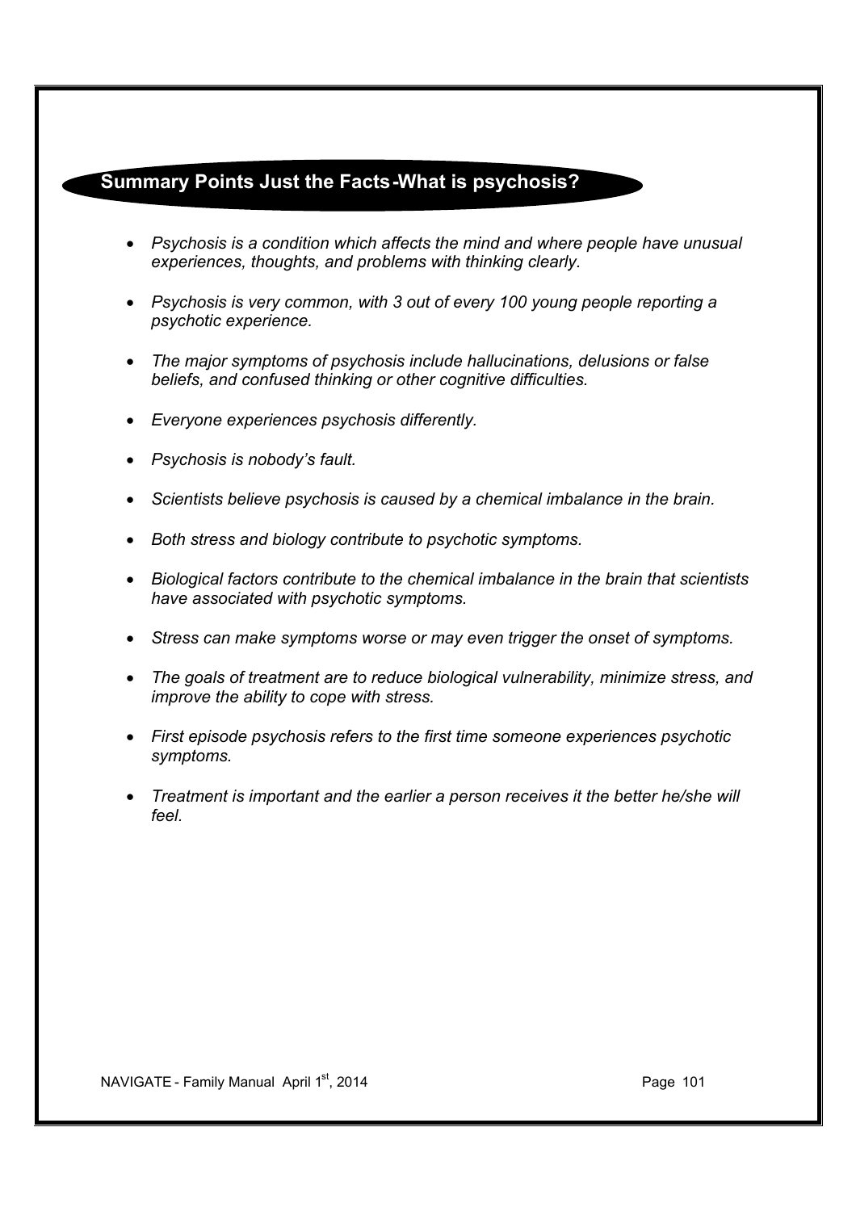## Summary Points Just the Facts-What is psychosis?

- *Psychosis is a condition which affects the mind and where people have unusual experiences, thoughts, and problems with thinking clearly.*
- *Psychosis is very common, with 3 out of every 100 young people reporting a psychotic experience.*
- *The major symptoms of psychosis include hallucinations, delusions or false beliefs, and confused thinking or other cognitive difficulties.*
- *Everyone experiences psychosis differently.*
- *Psychosis is nobody's fault.*
- *Scientists believe psychosis is caused by a chemical imbalance in the brain.*
- *Both stress and biology contribute to psychotic symptoms.*
- *Biological factors contribute to the chemical imbalance in the brain that scientists have associated with psychotic symptoms.*
- *Stress can make symptoms worse or may even trigger the onset of symptoms.*
- *The goals of treatment are to reduce biological vulnerability, minimize stress, and improve the ability to cope with stress.*
- *First episode psychosis refers to the first time someone experiences psychotic symptoms.*
- *Treatment is important and the earlier a person receives it the better he/she will feel.*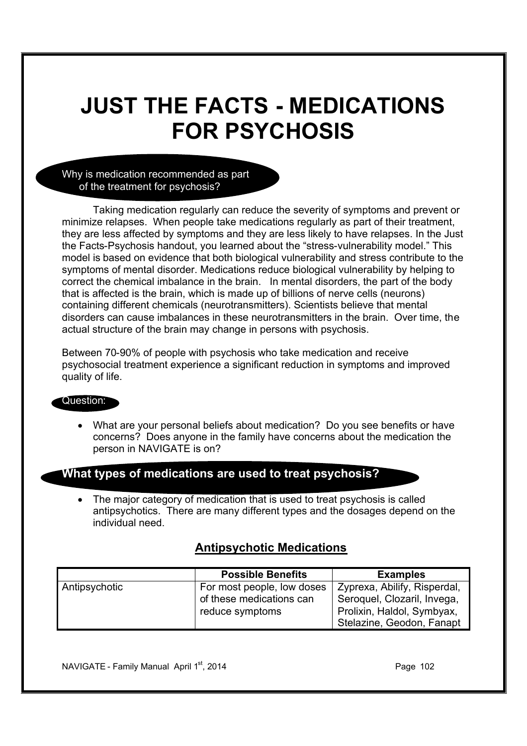# JUST THE FACTS - MEDICATIONS FOR PSYCHOSIS

**Why is medication recommended as part of the treatment for psychosis?**

Taking medication regularly can reduce the severity of symptoms and prevent or minimize relapses. When people take medications regularly as part of their treatment, they are less affected by symptoms and they are less likely to have relapses. In the Just the Facts-Psychosis handout, you learned about the "stress-vulnerability model." This model is based on evidence that both biological vulnerability and stress contribute to the symptoms of mental disorder. Medications reduce biological vulnerability by helping to correct the chemical imbalance in the brain. In mental disorders, the part of the body that is affected is the brain, which is made up of billions of nerve cells (neurons) containing different chemicals (neurotransmitters). Scientists believe that mental disorders can cause imbalances in these neurotransmitters in the brain. Over time, the actual structure of the brain may change in persons with psychosis.

Between 70-90% of people with psychosis who take medication and receive psychosocial treatment experience a significant reduction in symptoms and improved quality of life.

**Question:**

- What are your personal beliefs about medication? Do you see benefits or have concerns? Does anyone in the family have concerns about the medication the person in NAVIGATE is on?

## What types of medications are used to treat psychosis?

- The major category of medication that is used to treat psychosis is called antipsychotics. There are many different types and the dosages depend on the individual need.

### Antipsychotic Medications

| | Possible Benefits | Examples |
|---|---|---|
| Antipsychotic | For most people, low doses of these medications can reduce symptoms | Zyprexa, Abilify, Risperdal, Seroquel, Clozaril, Invega, Prolixin, Haldol, Symbyax, Stelazine, Geodon, Fanapt |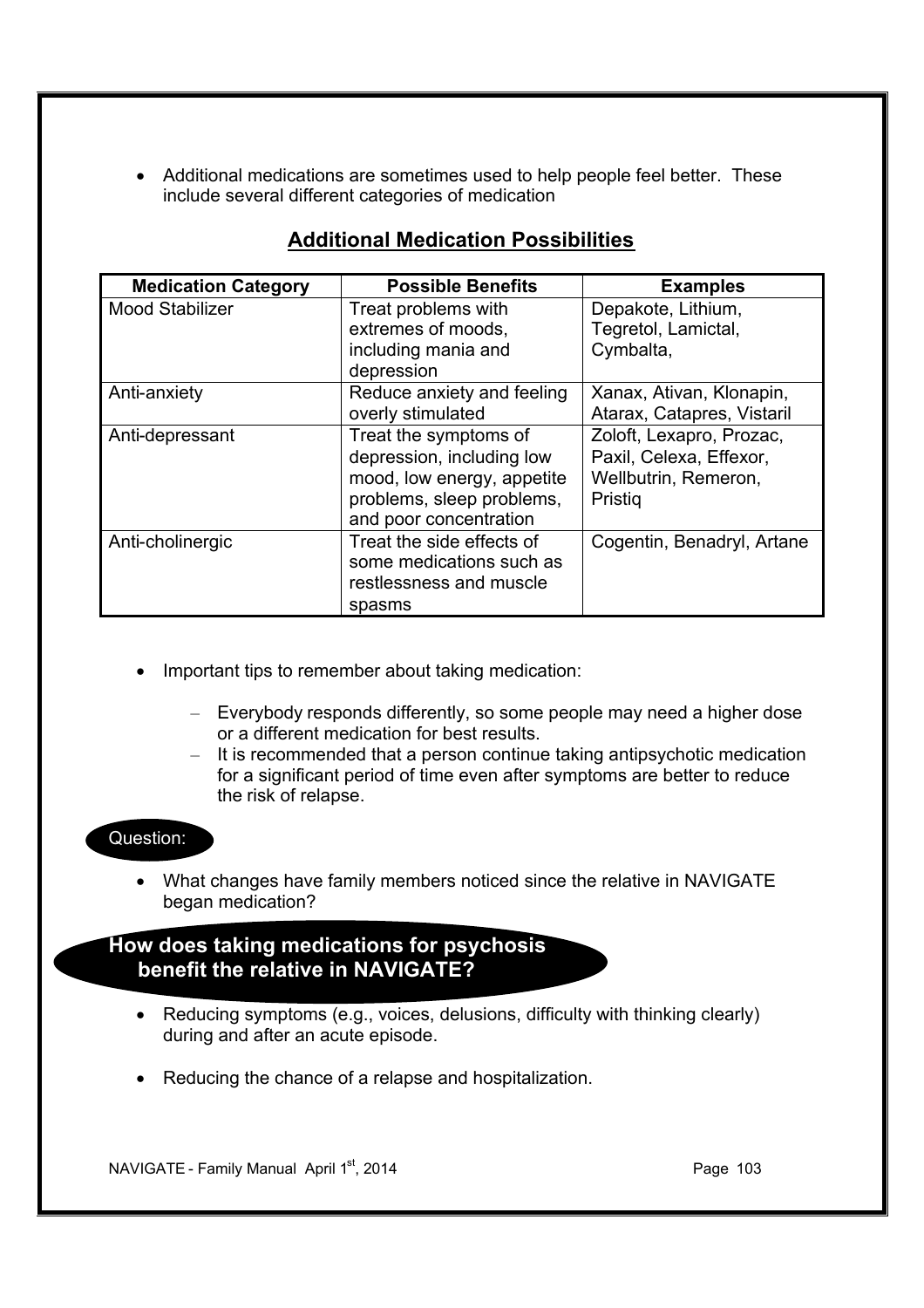- Additional medications are sometimes used to help people feel better. These include several different categories of medication

## Additional Medication Possibilities

| Medication Category | Possible Benefits | Examples |
|---|---|---|
| Mood Stabilizer | Treat problems with extremes of moods, including mania and depression | Depakote, Lithium, Tegretol, Lamictal, Cymbalta, |
| Anti-anxiety | Reduce anxiety and feeling overly stimulated | Xanax, Ativan, Klonapin, Atarax, Catapres, Vistaril |
| Anti-depressant | Treat the symptoms of depression, including low mood, low energy, appetite problems, sleep problems, and poor concentration | Zoloft, Lexapro, Prozac, Paxil, Celexa, Effexor, Wellbutrin, Remeron, Pristiq |
| Anti-cholinergic | Treat the side effects of some medications such as restlessness and muscle spasms | Cogentin, Benadryl, Artane |

- Important tips to remember about taking medication:
    - Everybody responds differently, so some people may need a higher dose or a different medication for best results.
    - It is recommended that a person continue taking antipsychotic medication for a significant period of time even after symptoms are better to reduce the risk of relapse.

**Question:**

- What changes have family members noticed since the relative in NAVIGATE began medication?

## How does taking medications for psychosis benefit the relative in NAVIGATE?

- Reducing symptoms (e.g., voices, delusions, difficulty with thinking clearly) during and after an acute episode.
- Reducing the chance of a relapse and hospitalization.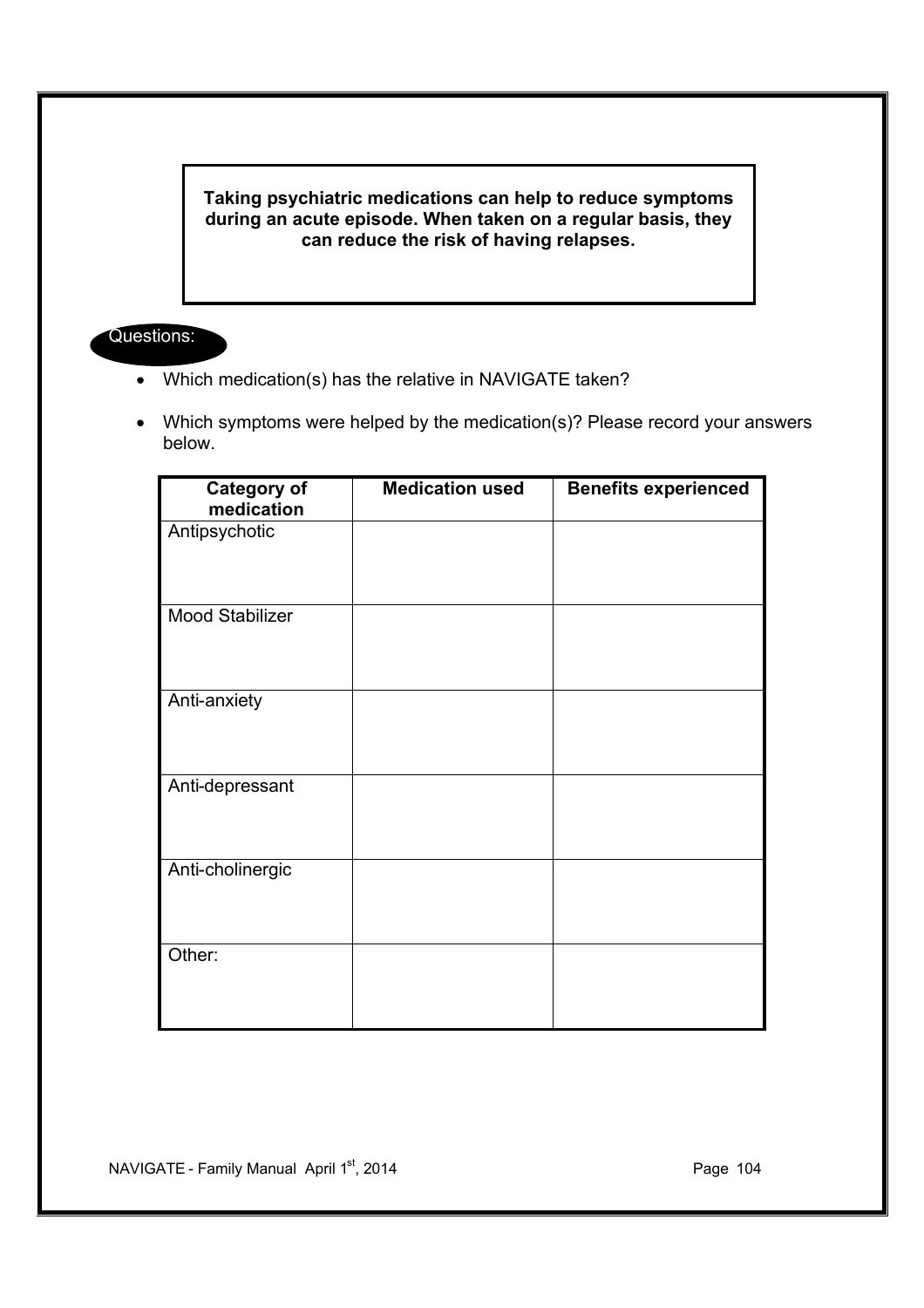**Taking psychiatric medications can help to reduce symptoms during an acute episode. When taken on a regular basis, they can reduce the risk of having relapses.**

Questions:

- Which medication(s) has the relative in NAVIGATE taken?
- Which symptoms were helped by the medication(s)? Please record your answers below.

| Category of medication | Medication used | Benefits experienced |
|---|---|---|
| Antipsychotic | | |
| Mood Stabilizer | | |
| Anti-anxiety | | |
| Anti-depressant | | |
| Anti-cholinergic | | |
| Other: | | |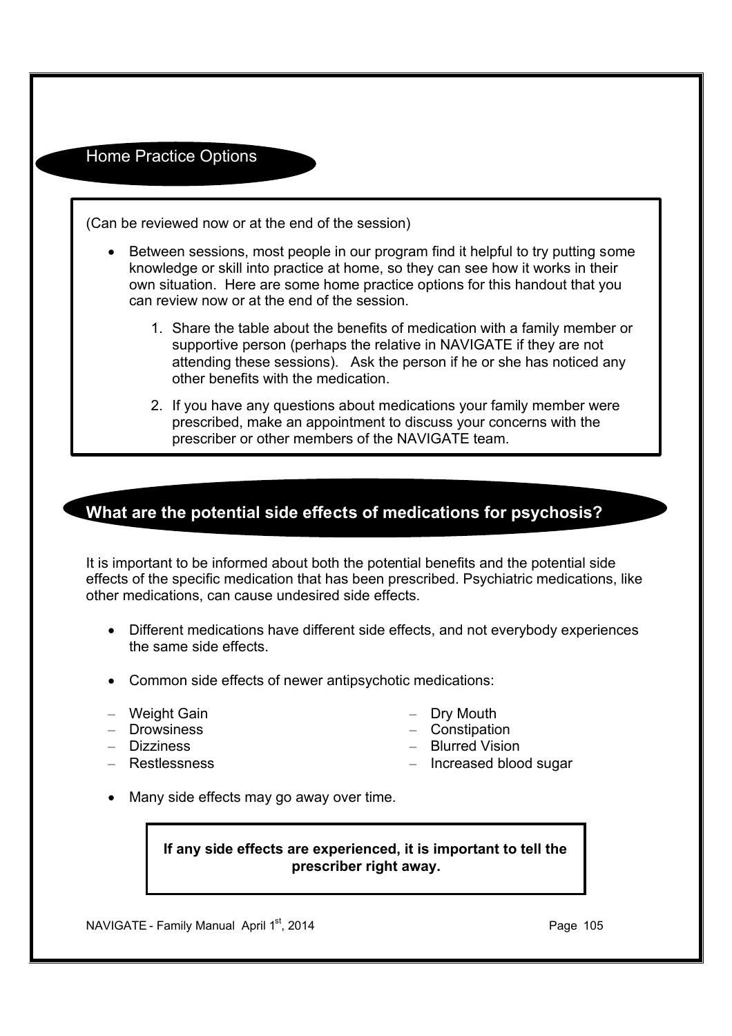## Home Practice Options

(Can be reviewed now or at the end of the session)

- Between sessions, most people in our program find it helpful to try putting some knowledge or skill into practice at home, so they can see how it works in their own situation. Here are some home practice options for this handout that you can review now or at the end of the session.

  1. Share the table about the benefits of medication with a family member or supportive person (perhaps the relative in NAVIGATE if they are not attending these sessions). Ask the person if he or she has noticed any other benefits with the medication.
  2. If you have any questions about medications your family member were prescribed, make an appointment to discuss your concerns with the prescriber or other members of the NAVIGATE team.

## What are the potential side effects of medications for psychosis?

It is important to be informed about both the potential benefits and the potential side effects of the specific medication that has been prescribed. Psychiatric medications, like other medications, can cause undesired side effects.

- Different medications have different side effects, and not everybody experiences the same side effects.
- Common side effects of newer antipsychotic medications:
  - Weight Gain
  - Drowsiness
  - Dizziness
  - Restlessness
  - Dry Mouth
  - Constipation
  - Blurred Vision
  - Increased blood sugar
- Many side effects may go away over time.

**If any side effects are experienced, it is important to tell the prescriber right away.**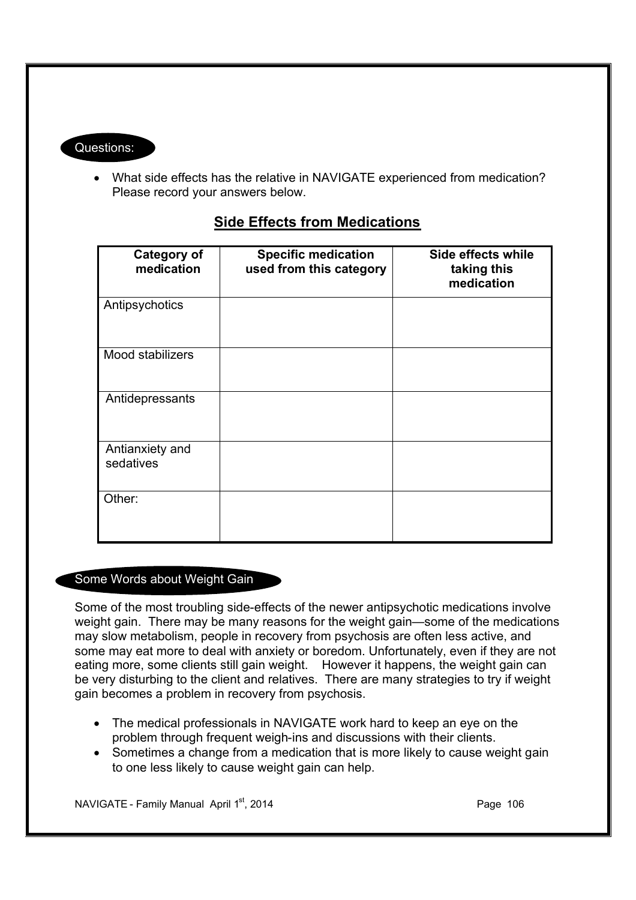### Questions:

- What side effects has the relative in NAVIGATE experienced from medication? Please record your answers below.

## Side Effects from Medications

| Category of medication | Specific medication used from this category | Side effects while taking this medication |
|---|---|---|
| Antipsychotics | | |
| Mood stabilizers | | |
| Antidepressants | | |
| Antianxiety and sedatives | | |
| Other: | | |

### Some Words about Weight Gain

Some of the most troubling side-effects of the newer antipsychotic medications involve weight gain. There may be many reasons for the weight gain—some of the medications may slow metabolism, people in recovery from psychosis are often less active, and some may eat more to deal with anxiety or boredom. Unfortunately, even if they are not eating more, some clients still gain weight. However it happens, the weight gain can be very disturbing to the client and relatives. There are many strategies to try if weight gain becomes a problem in recovery from psychosis.

- The medical professionals in NAVIGATE work hard to keep an eye on the problem through frequent weigh-ins and discussions with their clients.
- Sometimes a change from a medication that is more likely to cause weight gain to one less likely to cause weight gain can help.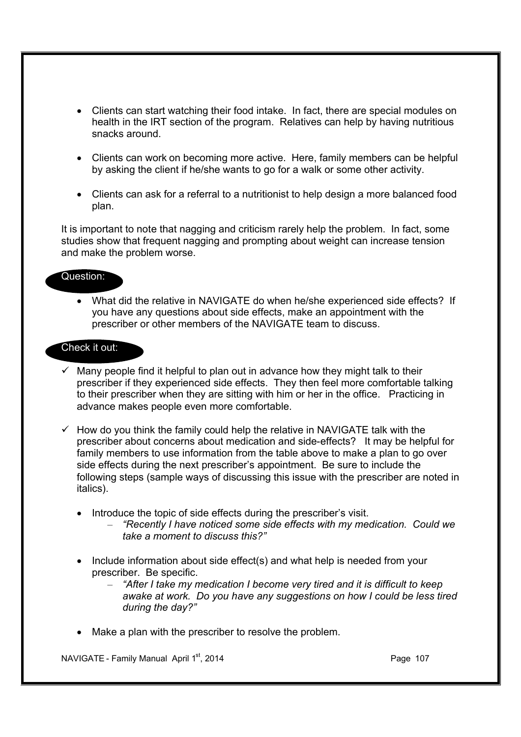- Clients can start watching their food intake. In fact, there are special modules on health in the IRT section of the program. Relatives can help by having nutritious snacks around.

- Clients can work on becoming more active. Here, family members can be helpful by asking the client if he/she wants to go for a walk or some other activity.

- Clients can ask for a referral to a nutritionist to help design a more balanced food plan.

It is important to note that nagging and criticism rarely help the problem. In fact, some studies show that frequent nagging and prompting about weight can increase tension and make the problem worse.

**Question:**

- What did the relative in NAVIGATE do when he/she experienced side effects? If you have any questions about side effects, make an appointment with the prescriber or other members of the NAVIGATE team to discuss.

**Check it out:**

- ✓ Many people find it helpful to plan out in advance how they might talk to their prescriber if they experienced side effects. They then feel more comfortable talking to their prescriber when they are sitting with him or her in the office. Practicing in advance makes people even more comfortable.

- ✓ How do you think the family could help the relative in NAVIGATE talk with the prescriber about concerns about medication and side-effects? It may be helpful for family members to use information from the table above to make a plan to go over side effects during the next prescriber's appointment. Be sure to include the following steps (sample ways of discussing this issue with the prescriber are noted in italics).

  - Introduce the topic of side effects during the prescriber's visit.
    - *"Recently I have noticed some side effects with my medication. Could we take a moment to discuss this?"*

  - Include information about side effect(s) and what help is needed from your prescriber. Be specific.
    - *"After I take my medication I become very tired and it is difficult to keep awake at work. Do you have any suggestions on how I could be less tired during the day?"*

  - Make a plan with the prescriber to resolve the problem.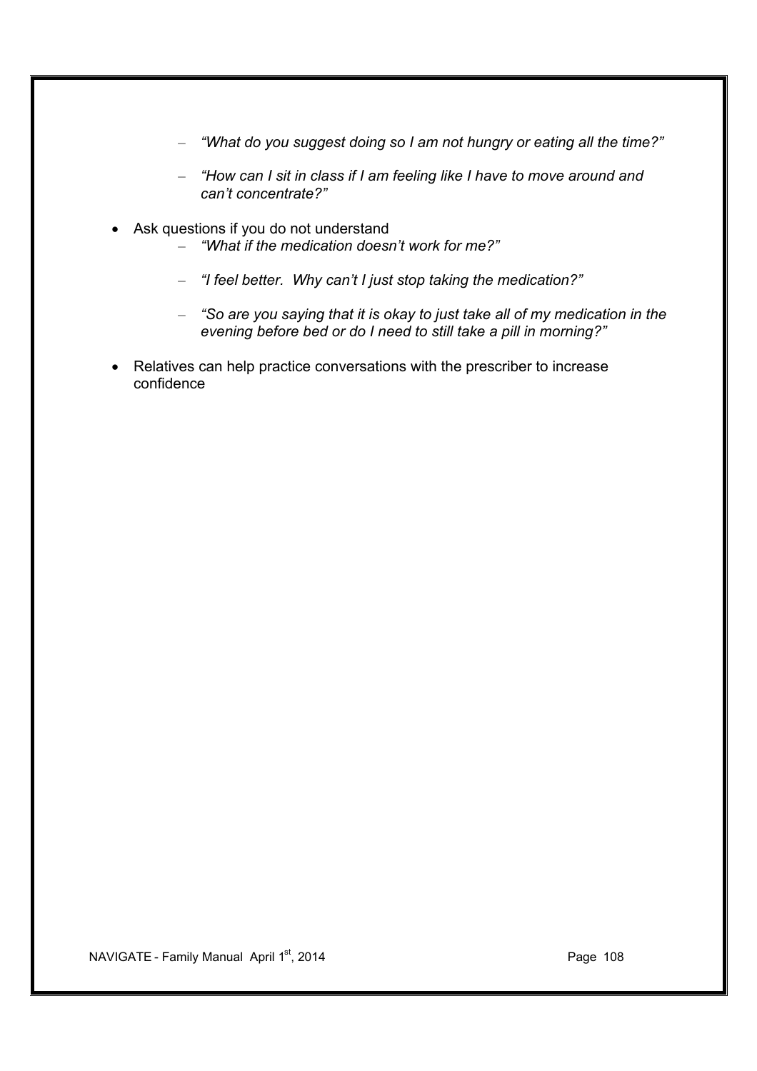- *"What do you suggest doing so I am not hungry or eating all the time?"*
    - *"How can I sit in class if I am feeling like I have to move around and can't concentrate?"*

- Ask questions if you do not understand
    - *"What if the medication doesn't work for me?"*
    - *"I feel better.  Why can't I just stop taking the medication?"*
    - *"So are you saying that it is okay to just take all of my medication in the evening before bed or do I need to still take a pill in morning?"*

- Relatives can help practice conversations with the prescriber to increase confidence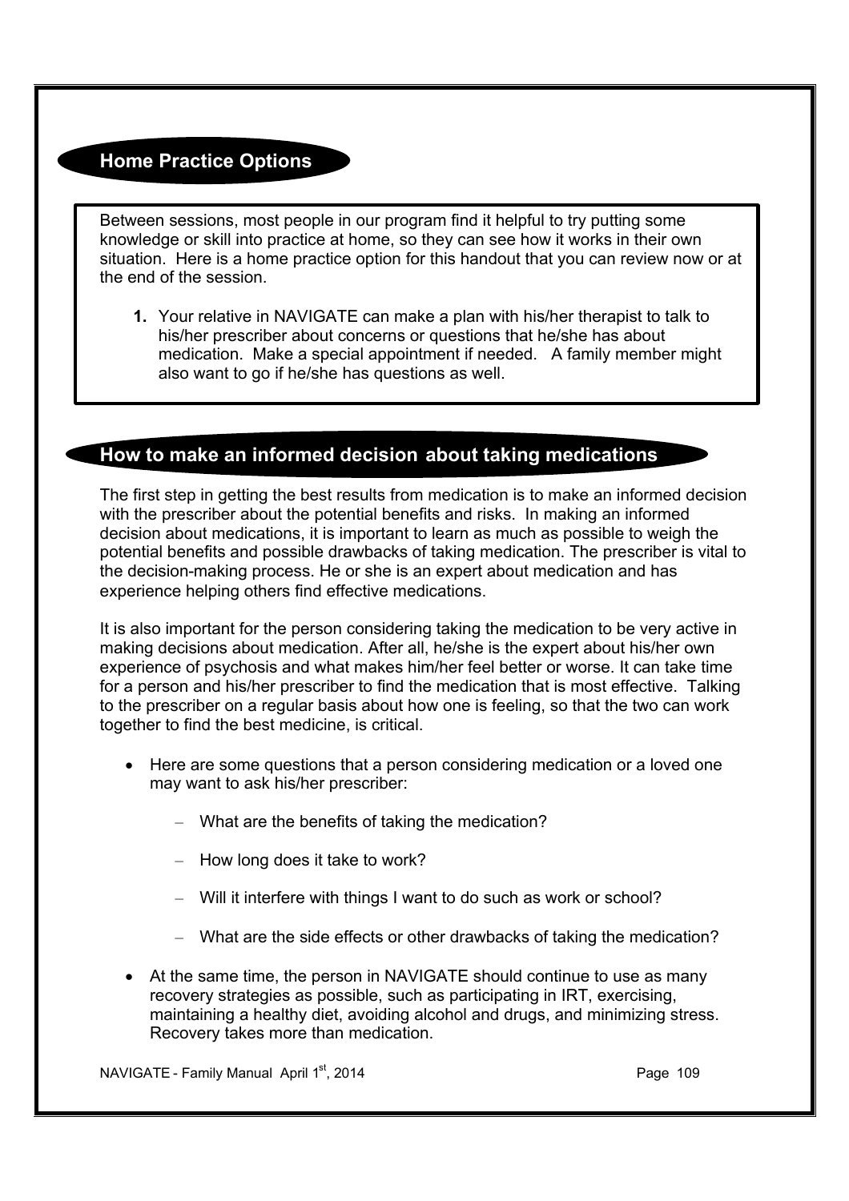## Home Practice Options

Between sessions, most people in our program find it helpful to try putting some knowledge or skill into practice at home, so they can see how it works in their own situation. Here is a home practice option for this handout that you can review now or at the end of the session.

1. Your relative in NAVIGATE can make a plan with his/her therapist to talk to his/her prescriber about concerns or questions that he/she has about medication. Make a special appointment if needed. A family member might also want to go if he/she has questions as well.

## How to make an informed decision about taking medications

The first step in getting the best results from medication is to make an informed decision with the prescriber about the potential benefits and risks. In making an informed decision about medications, it is important to learn as much as possible to weigh the potential benefits and possible drawbacks of taking medication. The prescriber is vital to the decision-making process. He or she is an expert about medication and has experience helping others find effective medications.

It is also important for the person considering taking the medication to be very active in making decisions about medication. After all, he/she is the expert about his/her own experience of psychosis and what makes him/her feel better or worse. It can take time for a person and his/her prescriber to find the medication that is most effective. Talking to the prescriber on a regular basis about how one is feeling, so that the two can work together to find the best medicine, is critical.

- Here are some questions that a person considering medication or a loved one may want to ask his/her prescriber:
  - What are the benefits of taking the medication?
  - How long does it take to work?
  - Will it interfere with things I want to do such as work or school?
  - What are the side effects or other drawbacks of taking the medication?
- At the same time, the person in NAVIGATE should continue to use as many recovery strategies as possible, such as participating in IRT, exercising, maintaining a healthy diet, avoiding alcohol and drugs, and minimizing stress. Recovery takes more than medication.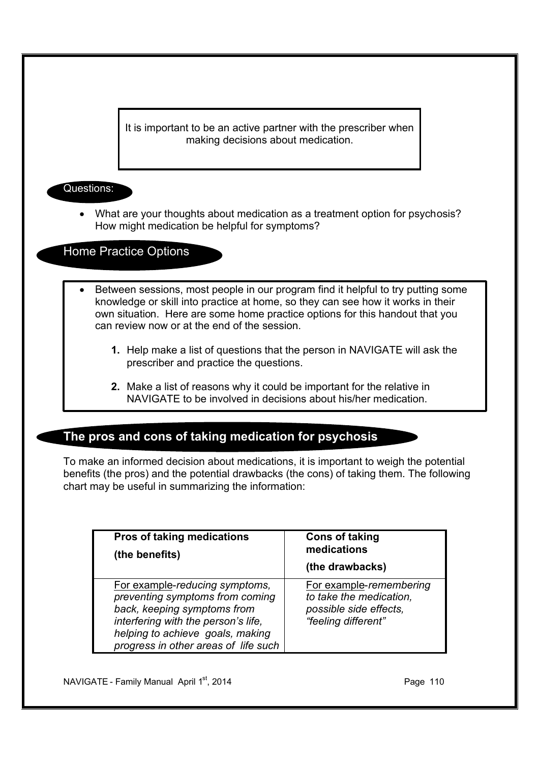It is important to be an active partner with the prescriber when making decisions about medication.

**Questions:**

- What are your thoughts about medication as a treatment option for psychosis? How might medication be helpful for symptoms?

## Home Practice Options

- Between sessions, most people in our program find it helpful to try putting some knowledge or skill into practice at home, so they can see how it works in their own situation. Here are some home practice options for this handout that you can review now or at the end of the session.

  1. Help make a list of questions that the person in NAVIGATE will ask the prescriber and practice the questions.

  2. Make a list of reasons why it could be important for the relative in NAVIGATE to be involved in decisions about his/her medication.

## The pros and cons of taking medication for psychosis

To make an informed decision about medications, it is important to weigh the potential benefits (the pros) and the potential drawbacks (the cons) of taking them. The following chart may be useful in summarizing the information:

| **Pros of taking medications (the benefits)** | **Cons of taking medications (the drawbacks)** |
|---|---|
| For example-*reducing symptoms, preventing symptoms from coming back, keeping symptoms from interfering with the person's life, helping to achieve goals, making progress in other areas of life such* | For example-*remembering to take the medication, possible side effects, "feeling different"* |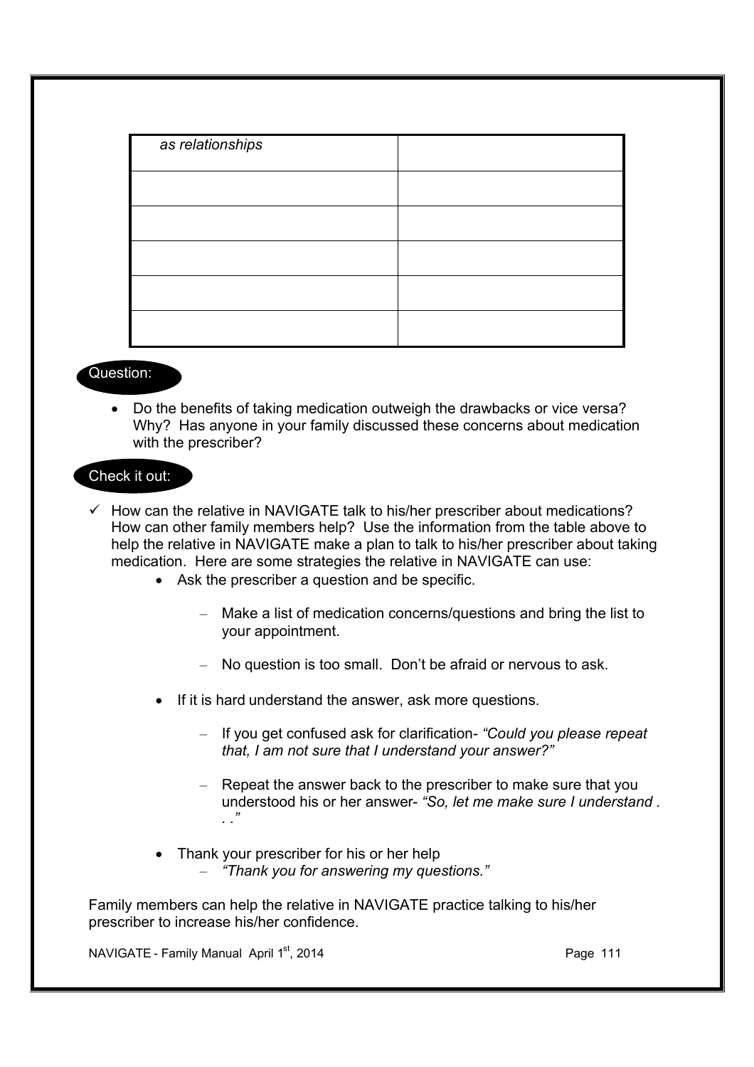| *as relationships* | |
|---|---|
| | |
| | |
| | |
| | |
| | |

**Question:**

- Do the benefits of taking medication outweigh the drawbacks or vice versa? Why? Has anyone in your family discussed these concerns about medication with the prescriber?

**Check it out:**

✓ How can the relative in NAVIGATE talk to his/her prescriber about medications? How can other family members help? Use the information from the table above to help the relative in NAVIGATE make a plan to talk to his/her prescriber about taking medication. Here are some strategies the relative in NAVIGATE can use:

- Ask the prescriber a question and be specific.
  - Make a list of medication concerns/questions and bring the list to your appointment.
  - No question is too small. Don't be afraid or nervous to ask.
- If it is hard understand the answer, ask more questions.
  - If you get confused ask for clarification- *"Could you please repeat that, I am not sure that I understand your answer?"*
  - Repeat the answer back to the prescriber to make sure that you understood his or her answer- *"So, let me make sure I understand . . ."*
- Thank your prescriber for his or her help
  - *"Thank you for answering my questions."*

Family members can help the relative in NAVIGATE practice talking to his/her prescriber to increase his/her confidence.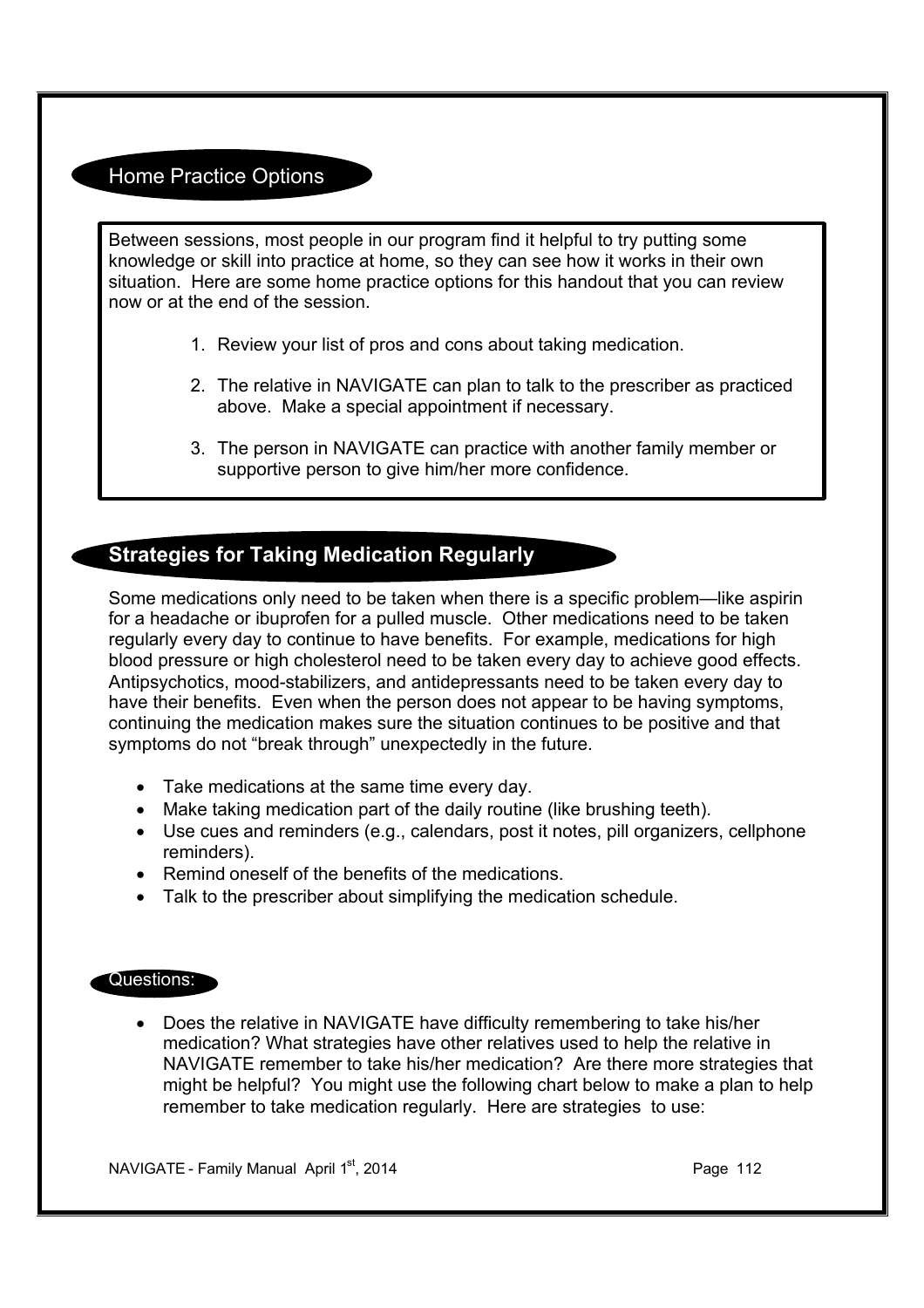## Home Practice Options

Between sessions, most people in our program find it helpful to try putting some knowledge or skill into practice at home, so they can see how it works in their own situation. Here are some home practice options for this handout that you can review now or at the end of the session.

1. Review your list of pros and cons about taking medication.
2. The relative in NAVIGATE can plan to talk to the prescriber as practiced above. Make a special appointment if necessary.
3. The person in NAVIGATE can practice with another family member or supportive person to give him/her more confidence.

## Strategies for Taking Medication Regularly

Some medications only need to be taken when there is a specific problem—like aspirin for a headache or ibuprofen for a pulled muscle. Other medications need to be taken regularly every day to continue to have benefits. For example, medications for high blood pressure or high cholesterol need to be taken every day to achieve good effects. Antipsychotics, mood-stabilizers, and antidepressants need to be taken every day to have their benefits. Even when the person does not appear to be having symptoms, continuing the medication makes sure the situation continues to be positive and that symptoms do not "break through" unexpectedly in the future.

- Take medications at the same time every day.
- Make taking medication part of the daily routine (like brushing teeth).
- Use cues and reminders (e.g., calendars, post it notes, pill organizers, cellphone reminders).
- Remind oneself of the benefits of the medications.
- Talk to the prescriber about simplifying the medication schedule.

### Questions:

- Does the relative in NAVIGATE have difficulty remembering to take his/her medication? What strategies have other relatives used to help the relative in NAVIGATE remember to take his/her medication? Are there more strategies that might be helpful? You might use the following chart below to make a plan to help remember to take medication regularly. Here are strategies to use: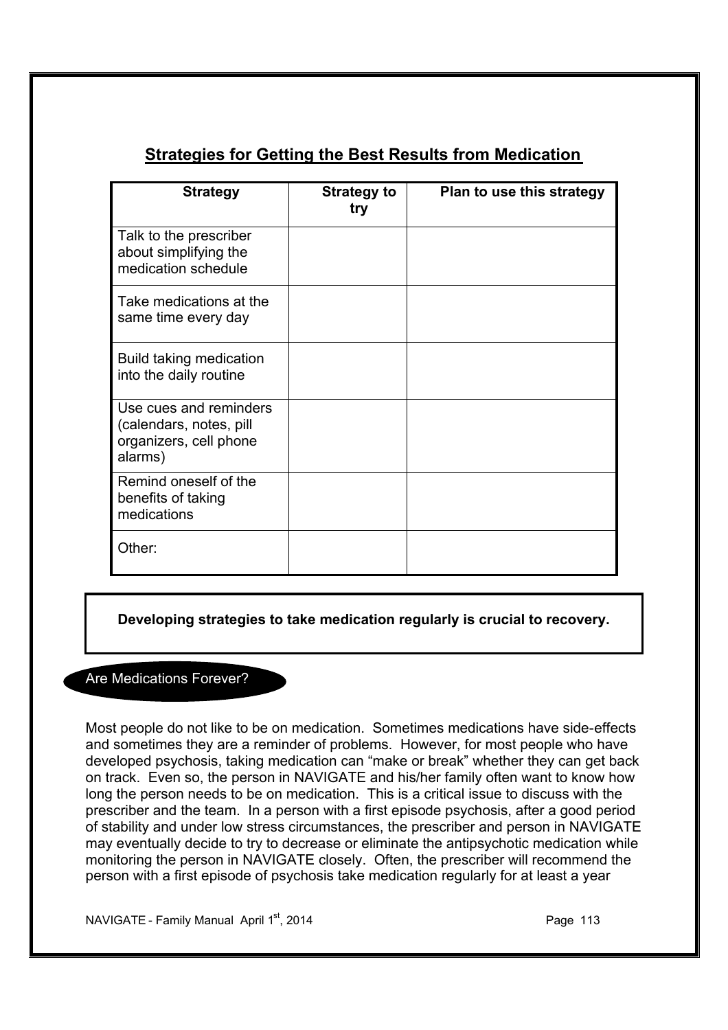## Strategies for Getting the Best Results from Medication

| Strategy | Strategy to try | Plan to use this strategy |
|---|---|---|
| Talk to the prescriber about simplifying the medication schedule | | |
| Take medications at the same time every day | | |
| Build taking medication into the daily routine | | |
| Use cues and reminders (calendars, notes, pill organizers, cell phone alarms) | | |
| Remind oneself of the benefits of taking medications | | |
| Other: | | |

**Developing strategies to take medication regularly is crucial to recovery.**

### Are Medications Forever?

Most people do not like to be on medication. Sometimes medications have side-effects and sometimes they are a reminder of problems. However, for most people who have developed psychosis, taking medication can "make or break" whether they can get back on track. Even so, the person in NAVIGATE and his/her family often want to know how long the person needs to be on medication. This is a critical issue to discuss with the prescriber and the team. In a person with a first episode psychosis, after a good period of stability and under low stress circumstances, the prescriber and person in NAVIGATE may eventually decide to try to decrease or eliminate the antipsychotic medication while monitoring the person in NAVIGATE closely. Often, the prescriber will recommend the person with a first episode of psychosis take medication regularly for at least a year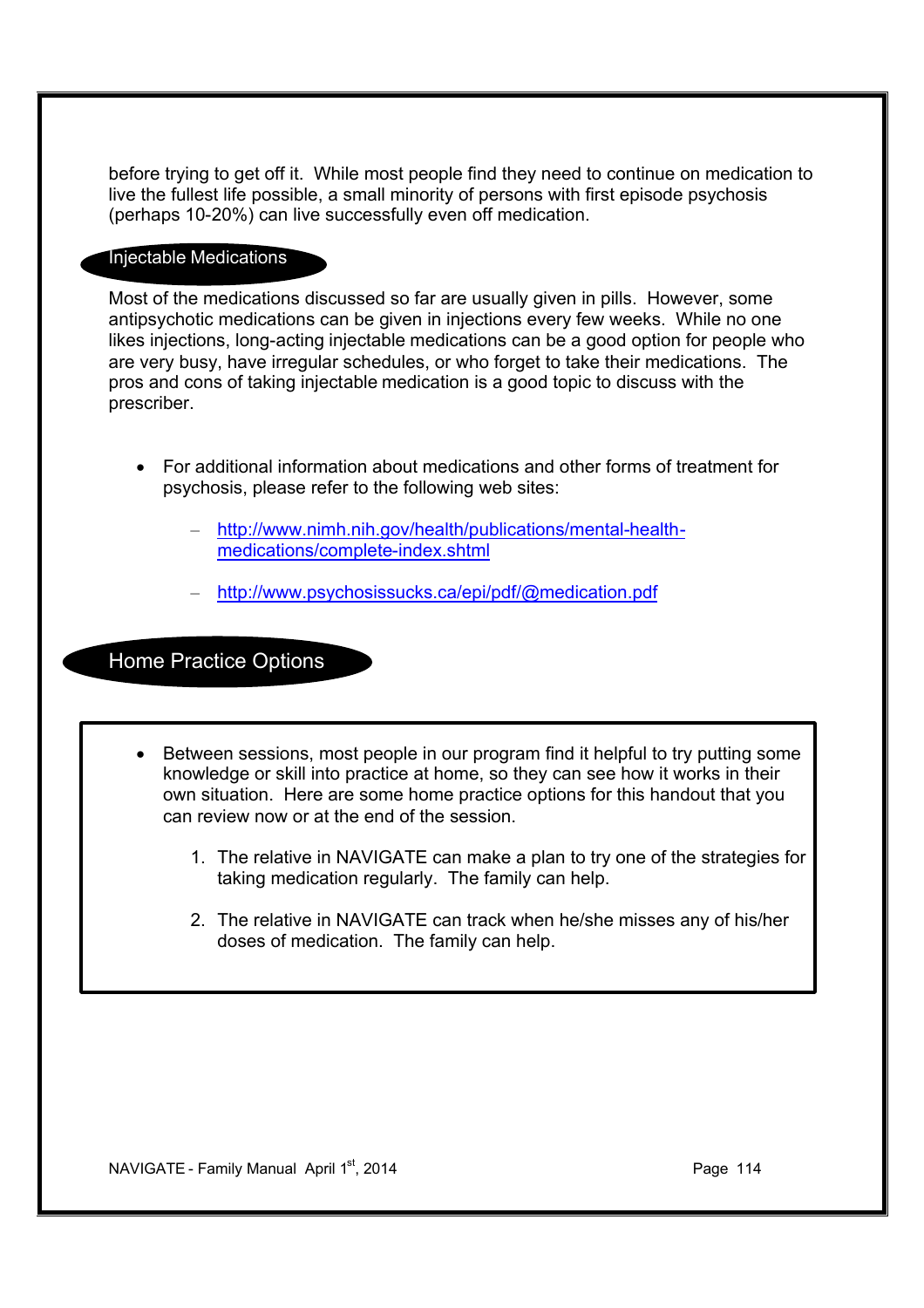before trying to get off it. While most people find they need to continue on medication to live the fullest life possible, a small minority of persons with first episode psychosis (perhaps 10-20%) can live successfully even off medication.

## Injectable Medications

Most of the medications discussed so far are usually given in pills. However, some antipsychotic medications can be given in injections every few weeks. While no one likes injections, long-acting injectable medications can be a good option for people who are very busy, have irregular schedules, or who forget to take their medications. The pros and cons of taking injectable medication is a good topic to discuss with the prescriber.

- For additional information about medications and other forms of treatment for psychosis, please refer to the following web sites:
  - http://www.nimh.nih.gov/health/publications/mental-health-medications/complete-index.shtml
  - http://www.psychosissucks.ca/epi/pdf/@medication.pdf

## Home Practice Options

- Between sessions, most people in our program find it helpful to try putting some knowledge or skill into practice at home, so they can see how it works in their own situation. Here are some home practice options for this handout that you can review now or at the end of the session.

  1. The relative in NAVIGATE can make a plan to try one of the strategies for taking medication regularly. The family can help.
  2. The relative in NAVIGATE can track when he/she misses any of his/her doses of medication. The family can help.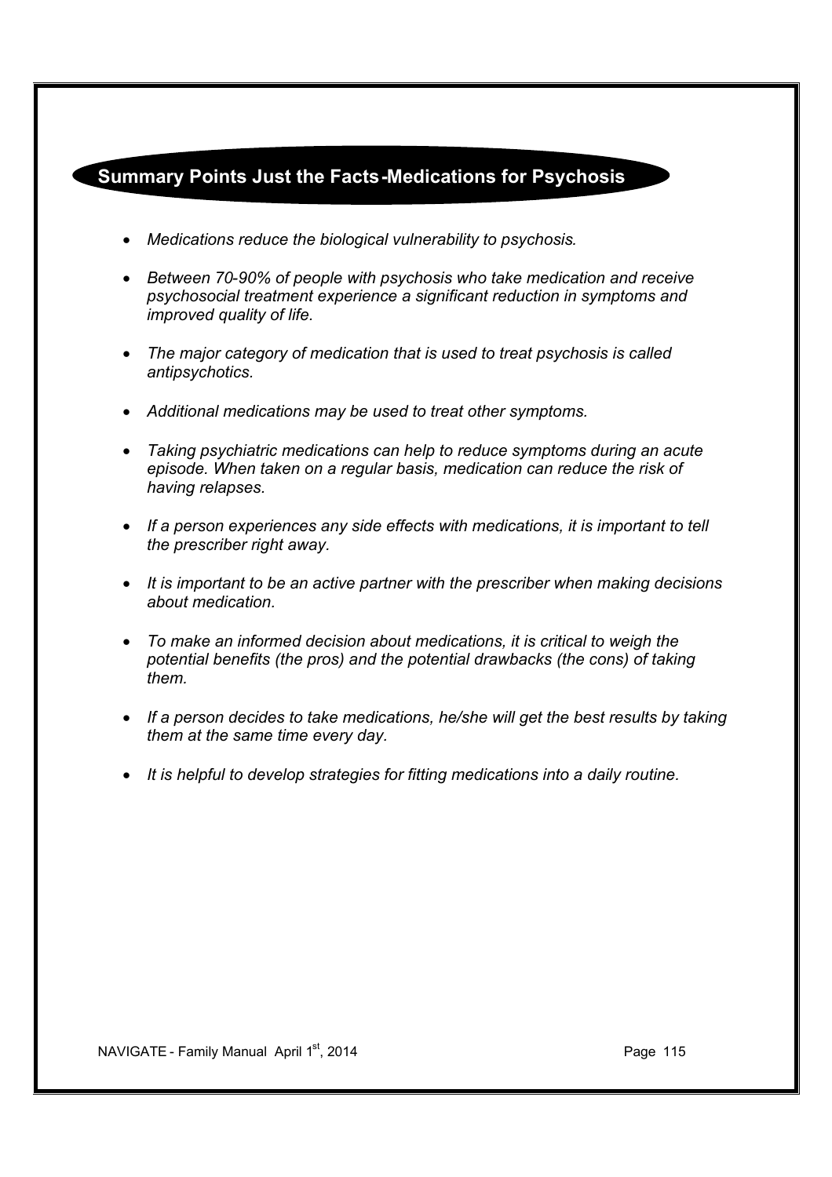## Summary Points Just the Facts-Medications for Psychosis

- *Medications reduce the biological vulnerability to psychosis.*
- *Between 70-90% of people with psychosis who take medication and receive psychosocial treatment experience a significant reduction in symptoms and improved quality of life.*
- *The major category of medication that is used to treat psychosis is called antipsychotics.*
- *Additional medications may be used to treat other symptoms.*
- *Taking psychiatric medications can help to reduce symptoms during an acute episode. When taken on a regular basis, medication can reduce the risk of having relapses.*
- *If a person experiences any side effects with medications, it is important to tell the prescriber right away.*
- *It is important to be an active partner with the prescriber when making decisions about medication.*
- *To make an informed decision about medications, it is critical to weigh the potential benefits (the pros) and the potential drawbacks (the cons) of taking them.*
- *If a person decides to take medications, he/she will get the best results by taking them at the same time every day.*
- *It is helpful to develop strategies for fitting medications into a daily routine.*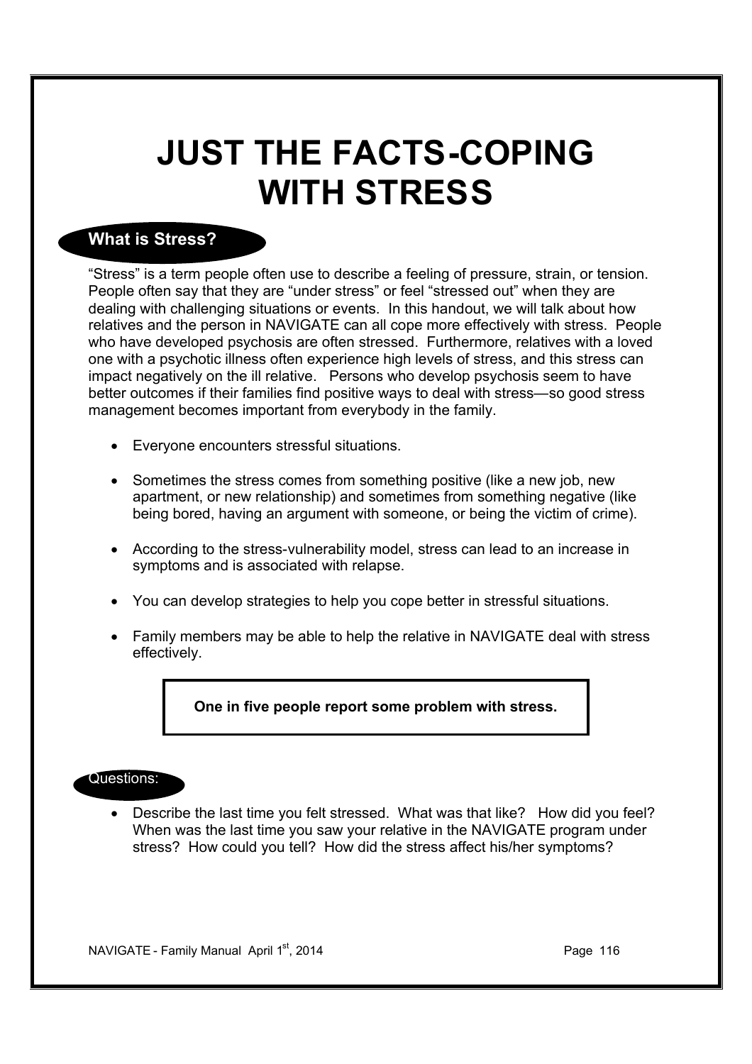# JUST THE FACTS-COPING WITH STRESS

## What is Stress?

"Stress" is a term people often use to describe a feeling of pressure, strain, or tension. People often say that they are "under stress" or feel "stressed out" when they are dealing with challenging situations or events. In this handout, we will talk about how relatives and the person in NAVIGATE can all cope more effectively with stress. People who have developed psychosis are often stressed. Furthermore, relatives with a loved one with a psychotic illness often experience high levels of stress, and this stress can impact negatively on the ill relative. Persons who develop psychosis seem to have better outcomes if their families find positive ways to deal with stress—so good stress management becomes important from everybody in the family.

- Everyone encounters stressful situations.
- Sometimes the stress comes from something positive (like a new job, new apartment, or new relationship) and sometimes from something negative (like being bored, having an argument with someone, or being the victim of crime).
- According to the stress-vulnerability model, stress can lead to an increase in symptoms and is associated with relapse.
- You can develop strategies to help you cope better in stressful situations.
- Family members may be able to help the relative in NAVIGATE deal with stress effectively.

**One in five people report some problem with stress.**

## Questions:

- Describe the last time you felt stressed. What was that like? How did you feel? When was the last time you saw your relative in the NAVIGATE program under stress? How could you tell? How did the stress affect his/her symptoms?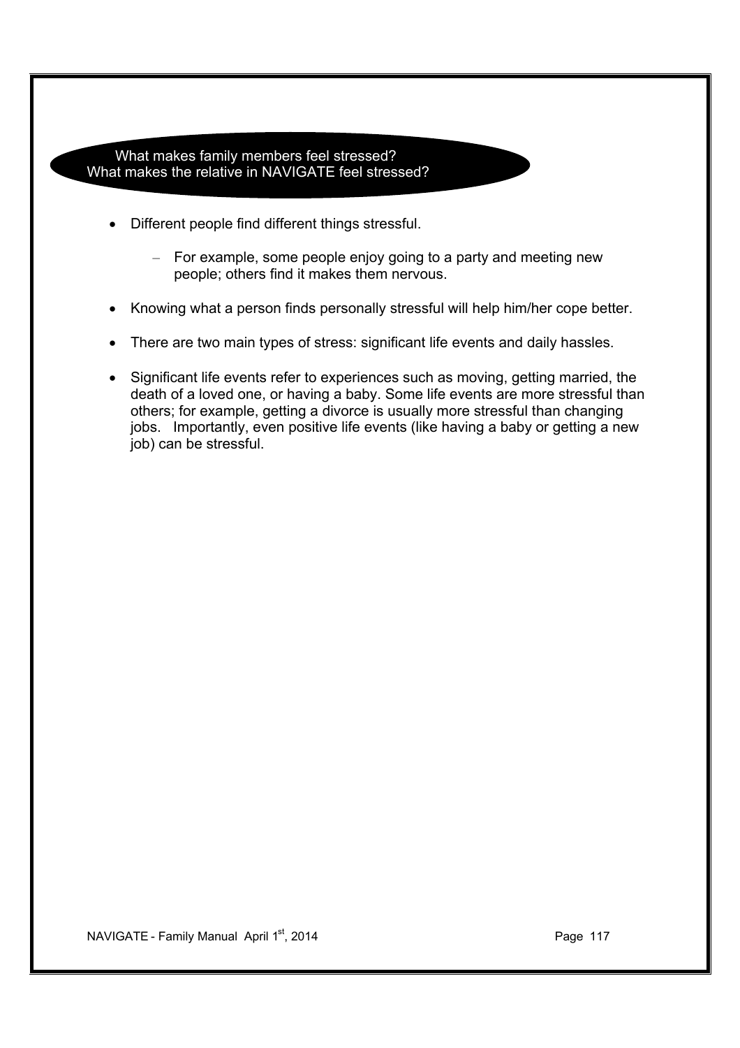## What makes family members feel stressed? What makes the relative in NAVIGATE feel stressed?

- Different people find different things stressful.
  - For example, some people enjoy going to a party and meeting new people; others find it makes them nervous.
- Knowing what a person finds personally stressful will help him/her cope better.
- There are two main types of stress: significant life events and daily hassles.
- Significant life events refer to experiences such as moving, getting married, the death of a loved one, or having a baby. Some life events are more stressful than others; for example, getting a divorce is usually more stressful than changing jobs. Importantly, even positive life events (like having a baby or getting a new job) can be stressful.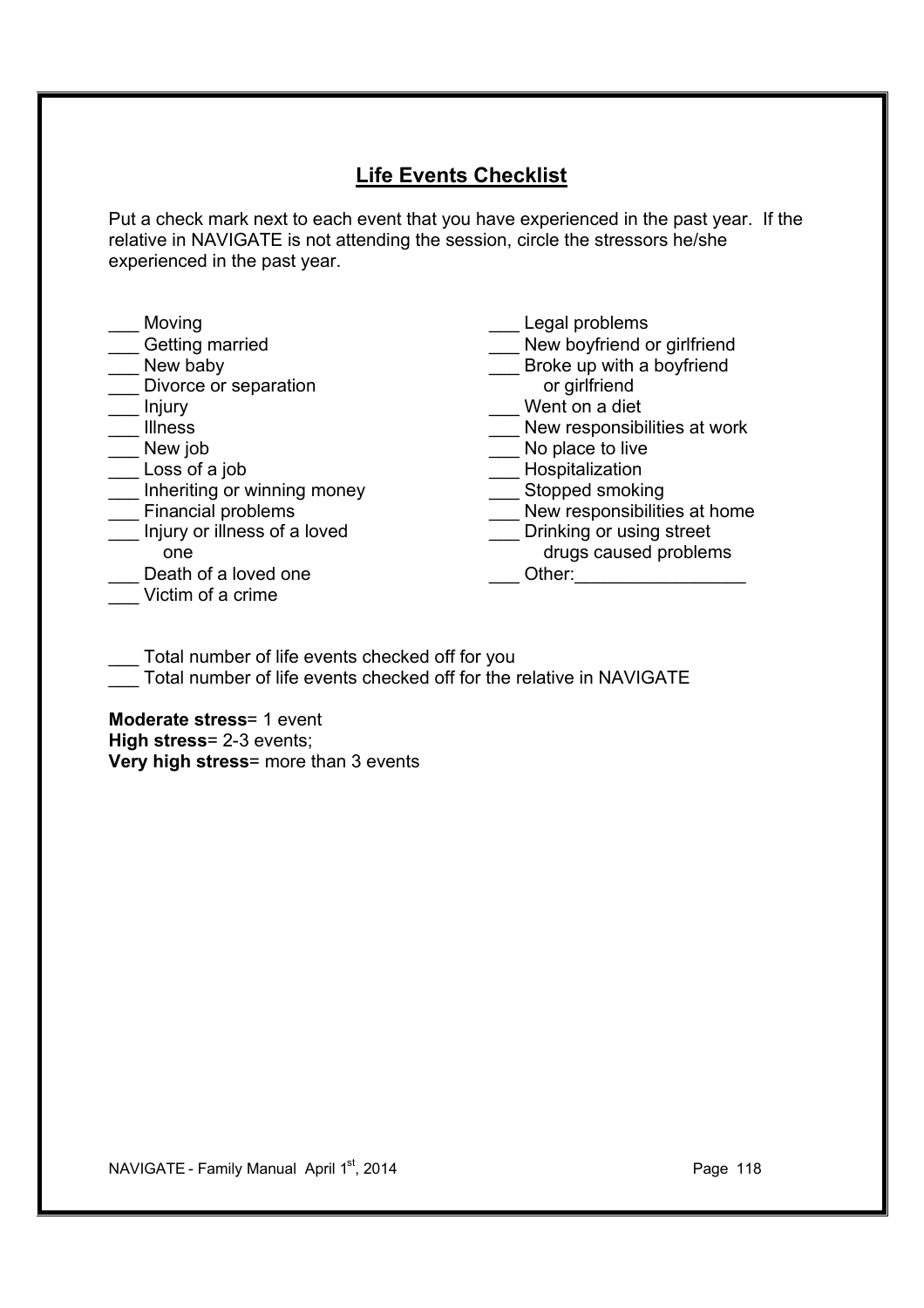## Life Events Checklist

Put a check mark next to each event that you have experienced in the past year. If the relative in NAVIGATE is not attending the session, circle the stressors he/she experienced in the past year.

___ Moving
___ Getting married
___ New baby
___ Divorce or separation
___ Injury
___ Illness
___ New job
___ Loss of a job
___ Inheriting or winning money
___ Financial problems
___ Injury or illness of a loved one
___ Death of a loved one
___ Victim of a crime
___ Legal problems
___ New boyfriend or girlfriend
___ Broke up with a boyfriend or girlfriend
___ Went on a diet
___ New responsibilities at work
___ No place to live
___ Hospitalization
___ Stopped smoking
___ New responsibilities at home
___ Drinking or using street drugs caused problems
___ Other:_________________

___ Total number of life events checked off for you
___ Total number of life events checked off for the relative in NAVIGATE

**Moderate stress**= 1 event
**High stress**= 2-3 events;
**Very high stress**= more than 3 events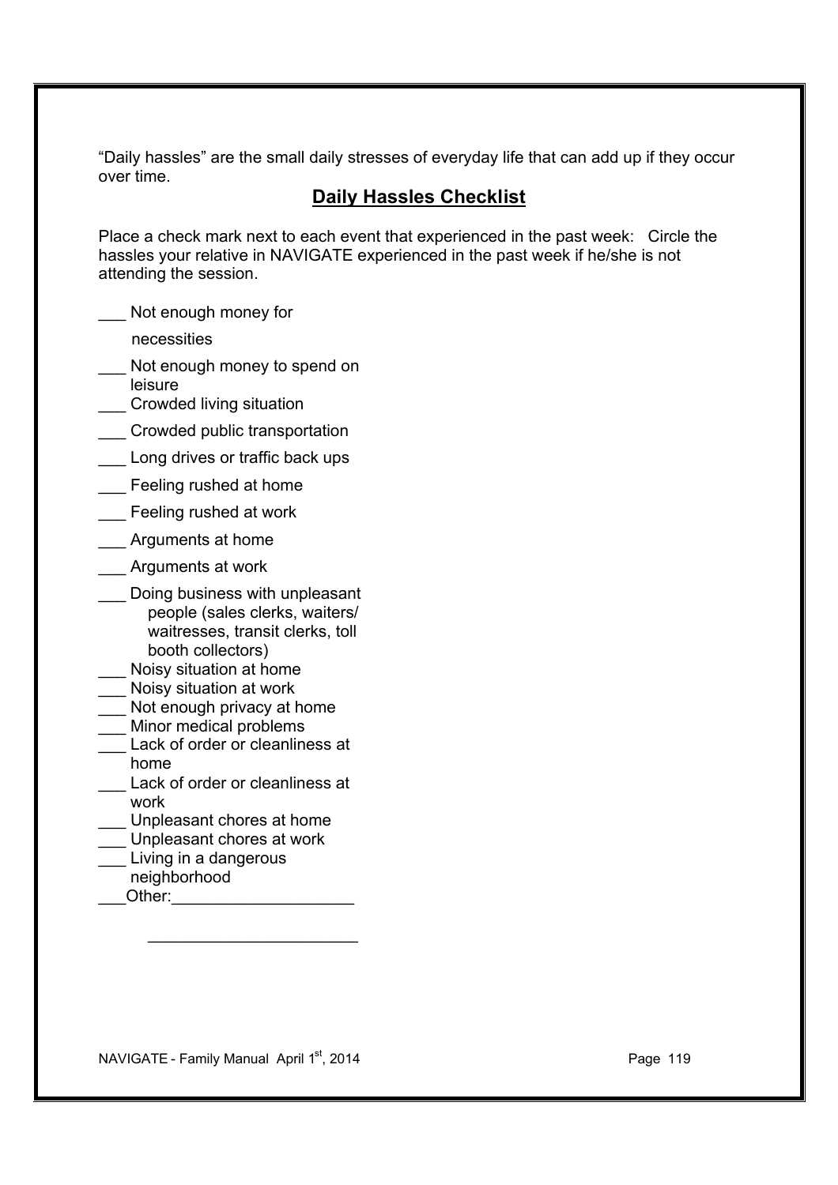"Daily hassles" are the small daily stresses of everyday life that can add up if they occur over time.

## Daily Hassles Checklist

Place a check mark next to each event that experienced in the past week: Circle the hassles your relative in NAVIGATE experienced in the past week if he/she is not attending the session.

___ Not enough money for necessities

___ Not enough money to spend on leisure

___ Crowded living situation

___ Crowded public transportation

___ Long drives or traffic back ups

___ Feeling rushed at home

___ Feeling rushed at work

___ Arguments at home

___ Arguments at work

___ Doing business with unpleasant people (sales clerks, waiters/ waitresses, transit clerks, toll booth collectors)

___ Noisy situation at home

___ Noisy situation at work

___ Not enough privacy at home

___ Minor medical problems

___ Lack of order or cleanliness at home

___ Lack of order or cleanliness at work

___ Unpleasant chores at home

___ Unpleasant chores at work

___ Living in a dangerous neighborhood

___Other:___________________

_______________________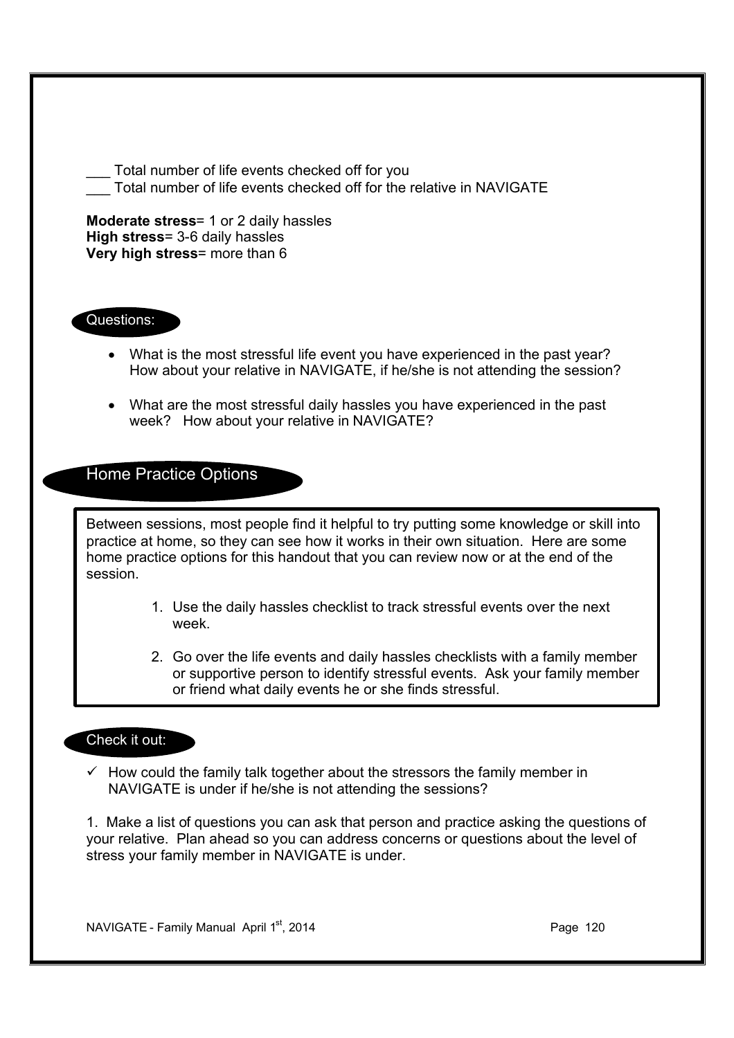___ Total number of life events checked off for you
___ Total number of life events checked off for the relative in NAVIGATE

**Moderate stress**= 1 or 2 daily hassles
**High stress**= 3-6 daily hassles
**Very high stress**= more than 6

**Questions:**

- What is the most stressful life event you have experienced in the past year? How about your relative in NAVIGATE, if he/she is not attending the session?
- What are the most stressful daily hassles you have experienced in the past week? How about your relative in NAVIGATE?

## Home Practice Options

Between sessions, most people find it helpful to try putting some knowledge or skill into practice at home, so they can see how it works in their own situation. Here are some home practice options for this handout that you can review now or at the end of the session.

1. Use the daily hassles checklist to track stressful events over the next week.
2. Go over the life events and daily hassles checklists with a family member or supportive person to identify stressful events. Ask your family member or friend what daily events he or she finds stressful.

**Check it out:**

✓ How could the family talk together about the stressors the family member in NAVIGATE is under if he/she is not attending the sessions?

1. Make a list of questions you can ask that person and practice asking the questions of your relative. Plan ahead so you can address concerns or questions about the level of stress your family member in NAVIGATE is under.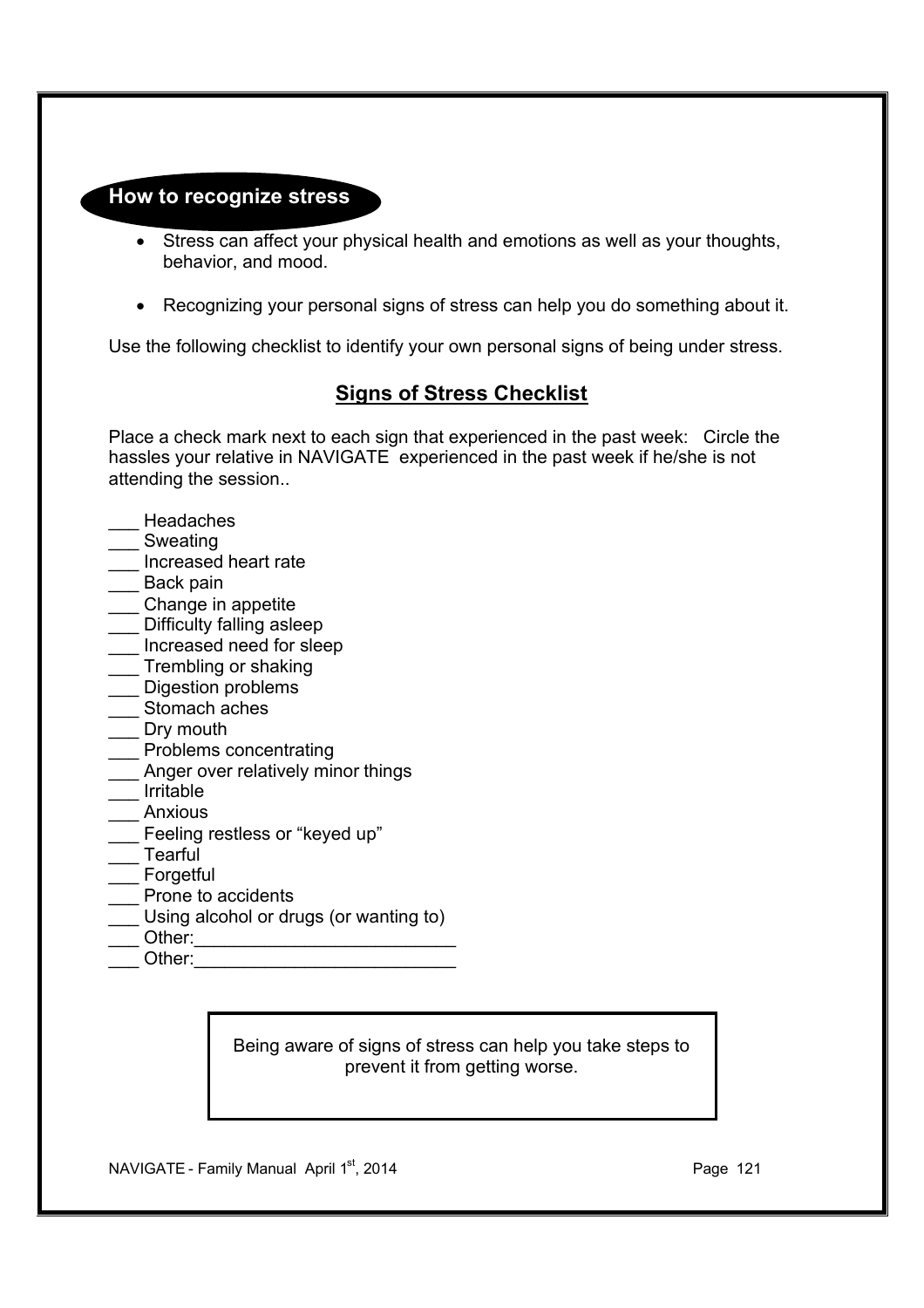## How to recognize stress

- Stress can affect your physical health and emotions as well as your thoughts, behavior, and mood.
- Recognizing your personal signs of stress can help you do something about it.

Use the following checklist to identify your own personal signs of being under stress.

### Signs of Stress Checklist

Place a check mark next to each sign that experienced in the past week: Circle the hassles your relative in NAVIGATE experienced in the past week if he/she is not attending the session..

___ Headaches
___ Sweating
___ Increased heart rate
___ Back pain
___ Change in appetite
___ Difficulty falling asleep
___ Increased need for sleep
___ Trembling or shaking
___ Digestion problems
___ Stomach aches
___ Dry mouth
___ Problems concentrating
___ Anger over relatively minor things
___ Irritable
___ Anxious
___ Feeling restless or "keyed up"
___ Tearful
___ Forgetful
___ Prone to accidents
___ Using alcohol or drugs (or wanting to)
___ Other:__________________________
___ Other:__________________________

> Being aware of signs of stress can help you take steps to prevent it from getting worse.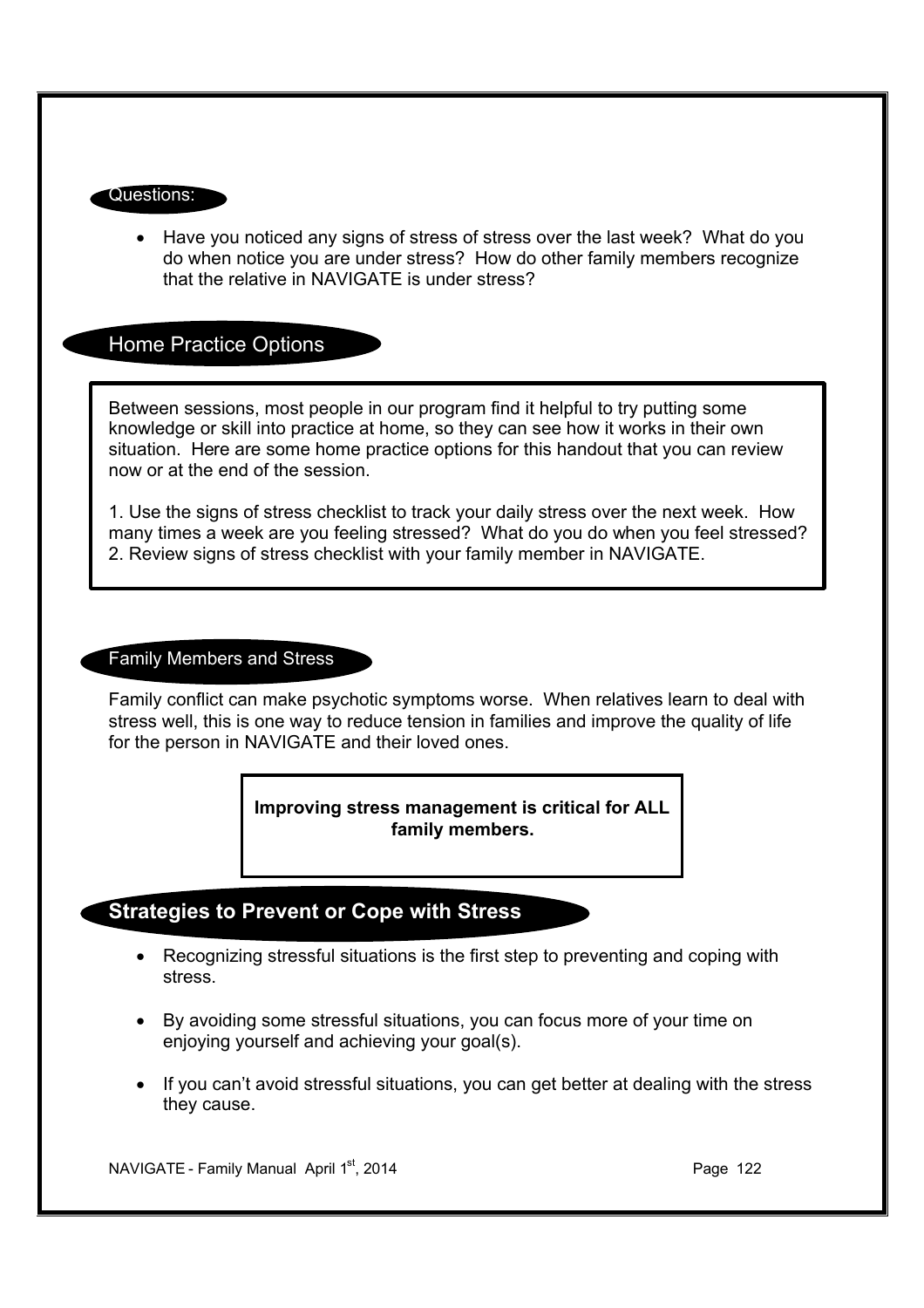### Questions:

- Have you noticed any signs of stress of stress over the last week? What do you do when notice you are under stress? How do other family members recognize that the relative in NAVIGATE is under stress?

## Home Practice Options

Between sessions, most people in our program find it helpful to try putting some knowledge or skill into practice at home, so they can see how it works in their own situation. Here are some home practice options for this handout that you can review now or at the end of the session.

1. Use the signs of stress checklist to track your daily stress over the next week. How many times a week are you feeling stressed? What do you do when you feel stressed?
2. Review signs of stress checklist with your family member in NAVIGATE.

### Family Members and Stress

Family conflict can make psychotic symptoms worse. When relatives learn to deal with stress well, this is one way to reduce tension in families and improve the quality of life for the person in NAVIGATE and their loved ones.

**Improving stress management is critical for ALL family members.**

## Strategies to Prevent or Cope with Stress

- Recognizing stressful situations is the first step to preventing and coping with stress.
- By avoiding some stressful situations, you can focus more of your time on enjoying yourself and achieving your goal(s).
- If you can't avoid stressful situations, you can get better at dealing with the stress they cause.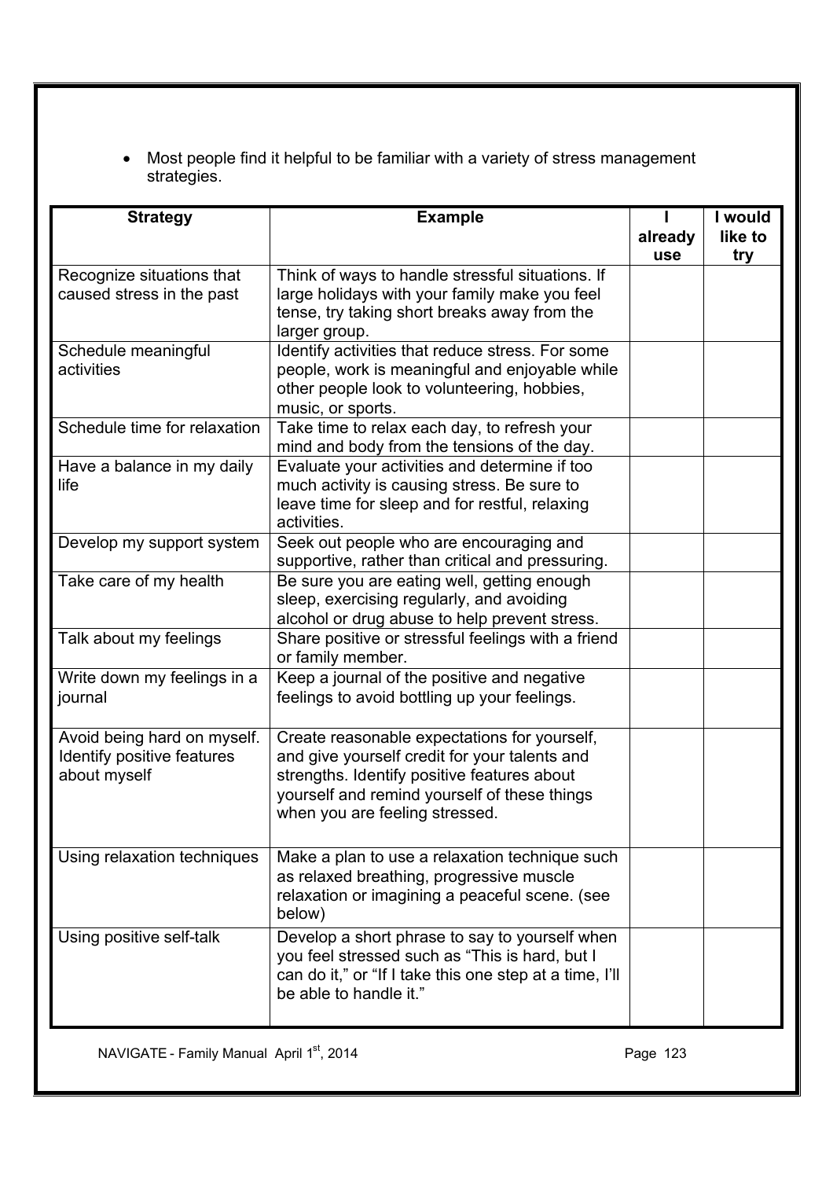- Most people find it helpful to be familiar with a variety of stress management strategies.

| Strategy | Example | I already use | I would like to try |
|---|---|---|---|
| Recognize situations that caused stress in the past | Think of ways to handle stressful situations. If large holidays with your family make you feel tense, try taking short breaks away from the larger group. | | |
| Schedule meaningful activities | Identify activities that reduce stress. For some people, work is meaningful and enjoyable while other people look to volunteering, hobbies, music, or sports. | | |
| Schedule time for relaxation | Take time to relax each day, to refresh your mind and body from the tensions of the day. | | |
| Have a balance in my daily life | Evaluate your activities and determine if too much activity is causing stress. Be sure to leave time for sleep and for restful, relaxing activities. | | |
| Develop my support system | Seek out people who are encouraging and supportive, rather than critical and pressuring. | | |
| Take care of my health | Be sure you are eating well, getting enough sleep, exercising regularly, and avoiding alcohol or drug abuse to help prevent stress. | | |
| Talk about my feelings | Share positive or stressful feelings with a friend or family member. | | |
| Write down my feelings in a journal | Keep a journal of the positive and negative feelings to avoid bottling up your feelings. | | |
| Avoid being hard on myself. Identify positive features about myself | Create reasonable expectations for yourself, and give yourself credit for your talents and strengths. Identify positive features about yourself and remind yourself of these things when you are feeling stressed. | | |
| Using relaxation techniques | Make a plan to use a relaxation technique such as relaxed breathing, progressive muscle relaxation or imagining a peaceful scene. (see below) | | |
| Using positive self-talk | Develop a short phrase to say to yourself when you feel stressed such as "This is hard, but I can do it," or "If I take this one step at a time, I'll be able to handle it." | | |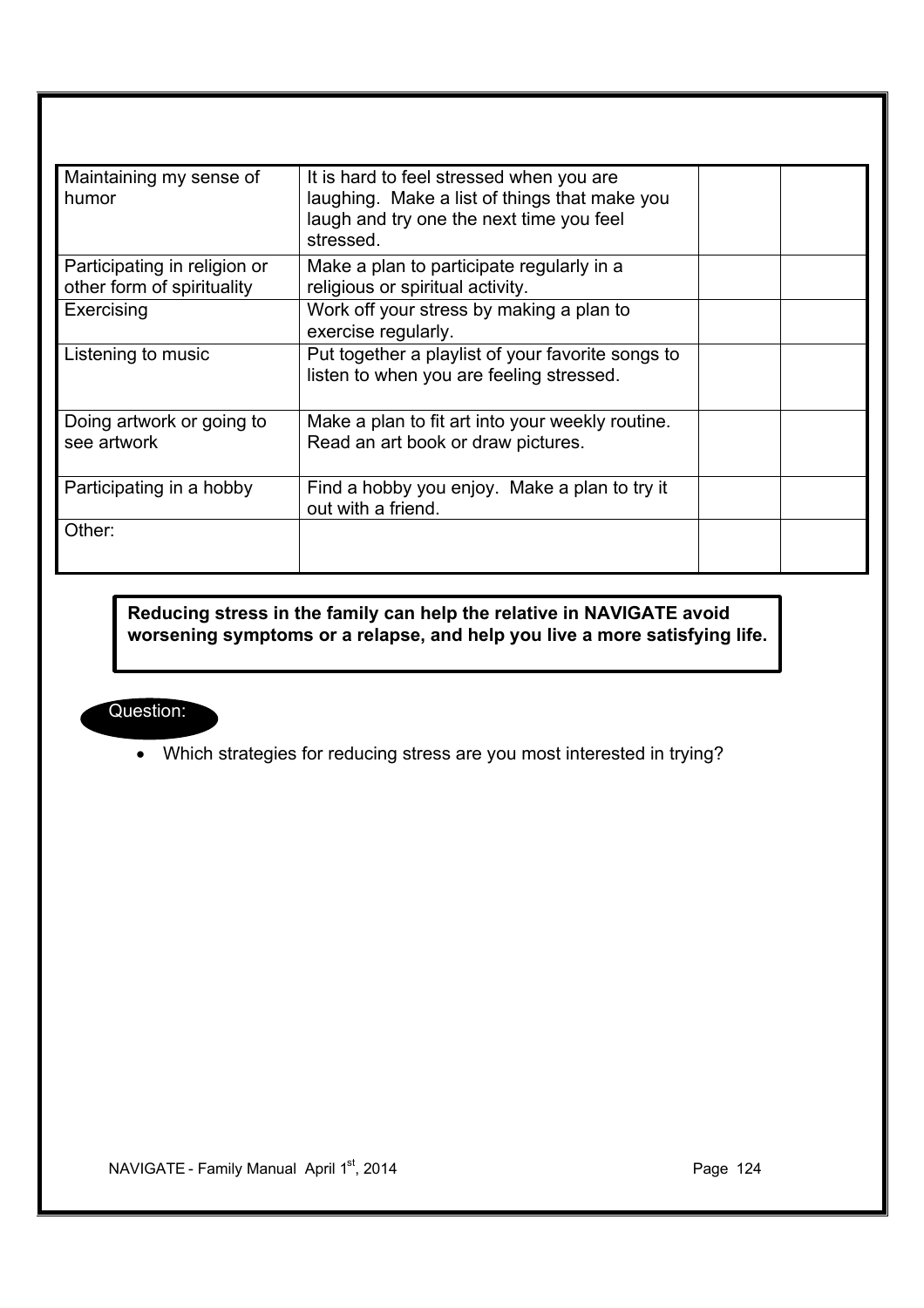| | | | |
|---|---|---|---|
| Maintaining my sense of humor | It is hard to feel stressed when you are laughing. Make a list of things that make you laugh and try one the next time you feel stressed. | | |
| Participating in religion or other form of spirituality | Make a plan to participate regularly in a religious or spiritual activity. | | |
| Exercising | Work off your stress by making a plan to exercise regularly. | | |
| Listening to music | Put together a playlist of your favorite songs to listen to when you are feeling stressed. | | |
| Doing artwork or going to see artwork | Make a plan to fit art into your weekly routine. Read an art book or draw pictures. | | |
| Participating in a hobby | Find a hobby you enjoy. Make a plan to try it out with a friend. | | |
| Other: | | | |

**Reducing stress in the family can help the relative in NAVIGATE avoid worsening symptoms or a relapse, and help you live a more satisfying life.**

Question:

- Which strategies for reducing stress are you most interested in trying?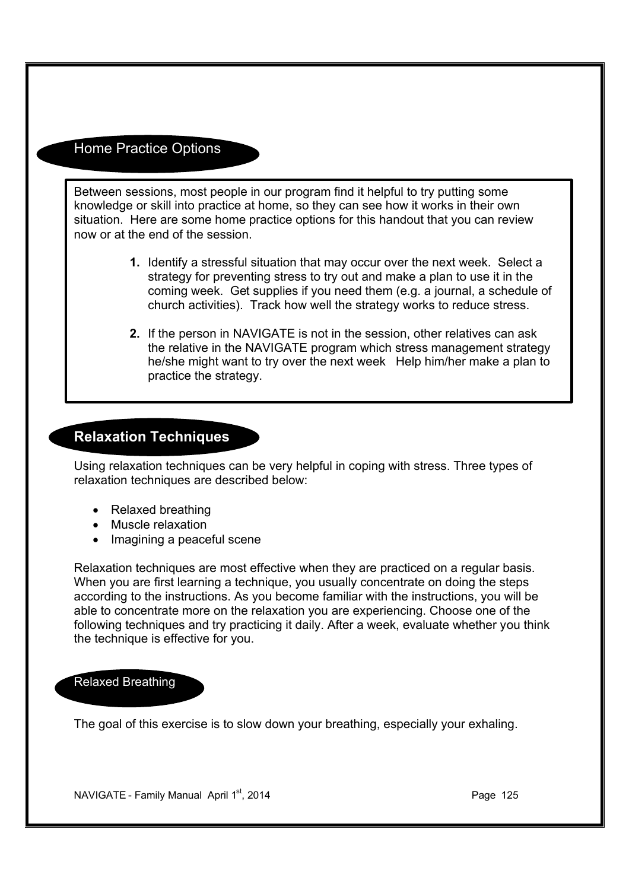## Home Practice Options

Between sessions, most people in our program find it helpful to try putting some knowledge or skill into practice at home, so they can see how it works in their own situation. Here are some home practice options for this handout that you can review now or at the end of the session.

1. Identify a stressful situation that may occur over the next week. Select a strategy for preventing stress to try out and make a plan to use it in the coming week. Get supplies if you need them (e.g. a journal, a schedule of church activities). Track how well the strategy works to reduce stress.

2. If the person in NAVIGATE is not in the session, other relatives can ask the relative in the NAVIGATE program which stress management strategy he/she might want to try over the next week Help him/her make a plan to practice the strategy.

## Relaxation Techniques

Using relaxation techniques can be very helpful in coping with stress. Three types of relaxation techniques are described below:

- Relaxed breathing
- Muscle relaxation
- Imagining a peaceful scene

Relaxation techniques are most effective when they are practiced on a regular basis. When you are first learning a technique, you usually concentrate on doing the steps according to the instructions. As you become familiar with the instructions, you will be able to concentrate more on the relaxation you are experiencing. Choose one of the following techniques and try practicing it daily. After a week, evaluate whether you think the technique is effective for you.

### Relaxed Breathing

The goal of this exercise is to slow down your breathing, especially your exhaling.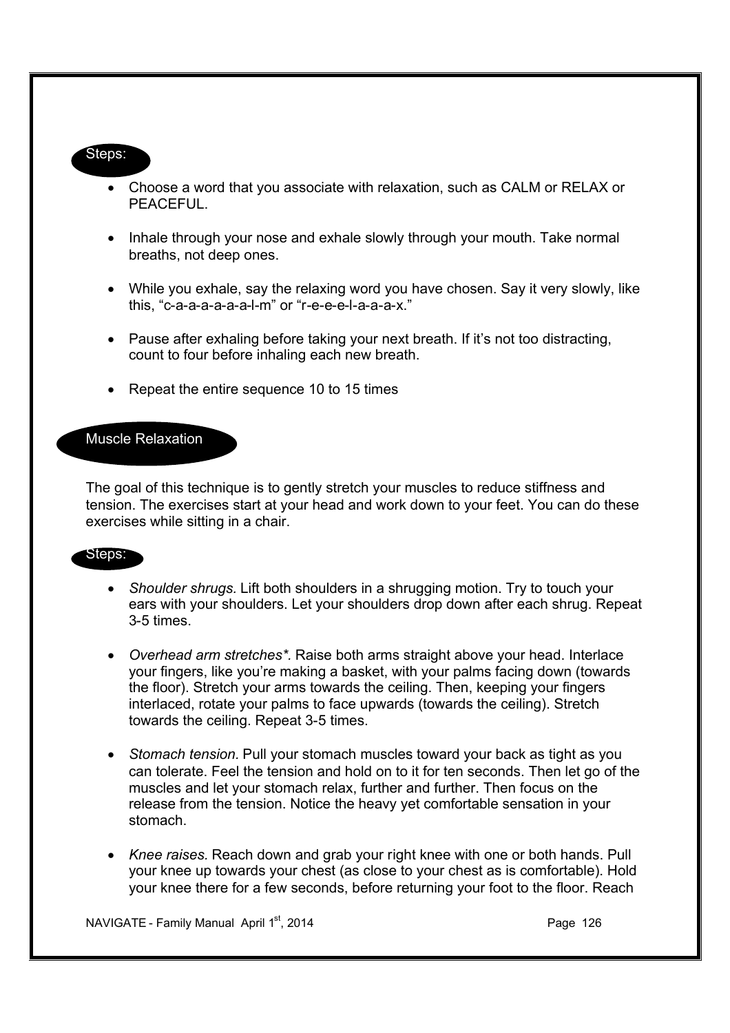**Steps:**

- Choose a word that you associate with relaxation, such as CALM or RELAX or PEACEFUL.
- Inhale through your nose and exhale slowly through your mouth. Take normal breaths, not deep ones.
- While you exhale, say the relaxing word you have chosen. Say it very slowly, like this, "c-a-a-a-a-a-a-l-m" or "r-e-e-e-l-a-a-a-x."
- Pause after exhaling before taking your next breath. If it's not too distracting, count to four before inhaling each new breath.
- Repeat the entire sequence 10 to 15 times

## Muscle Relaxation

The goal of this technique is to gently stretch your muscles to reduce stiffness and tension. The exercises start at your head and work down to your feet. You can do these exercises while sitting in a chair.

**Steps:**

- *Shoulder shrugs.* Lift both shoulders in a shrugging motion. Try to touch your ears with your shoulders. Let your shoulders drop down after each shrug. Repeat 3-5 times.
- *Overhead arm stretches*\*. Raise both arms straight above your head. Interlace your fingers, like you're making a basket, with your palms facing down (towards the floor). Stretch your arms towards the ceiling. Then, keeping your fingers interlaced, rotate your palms to face upwards (towards the ceiling). Stretch towards the ceiling. Repeat 3-5 times.
- *Stomach tension.* Pull your stomach muscles toward your back as tight as you can tolerate. Feel the tension and hold on to it for ten seconds. Then let go of the muscles and let your stomach relax, further and further. Then focus on the release from the tension. Notice the heavy yet comfortable sensation in your stomach.
- *Knee raises.* Reach down and grab your right knee with one or both hands. Pull your knee up towards your chest (as close to your chest as is comfortable). Hold your knee there for a few seconds, before returning your foot to the floor. Reach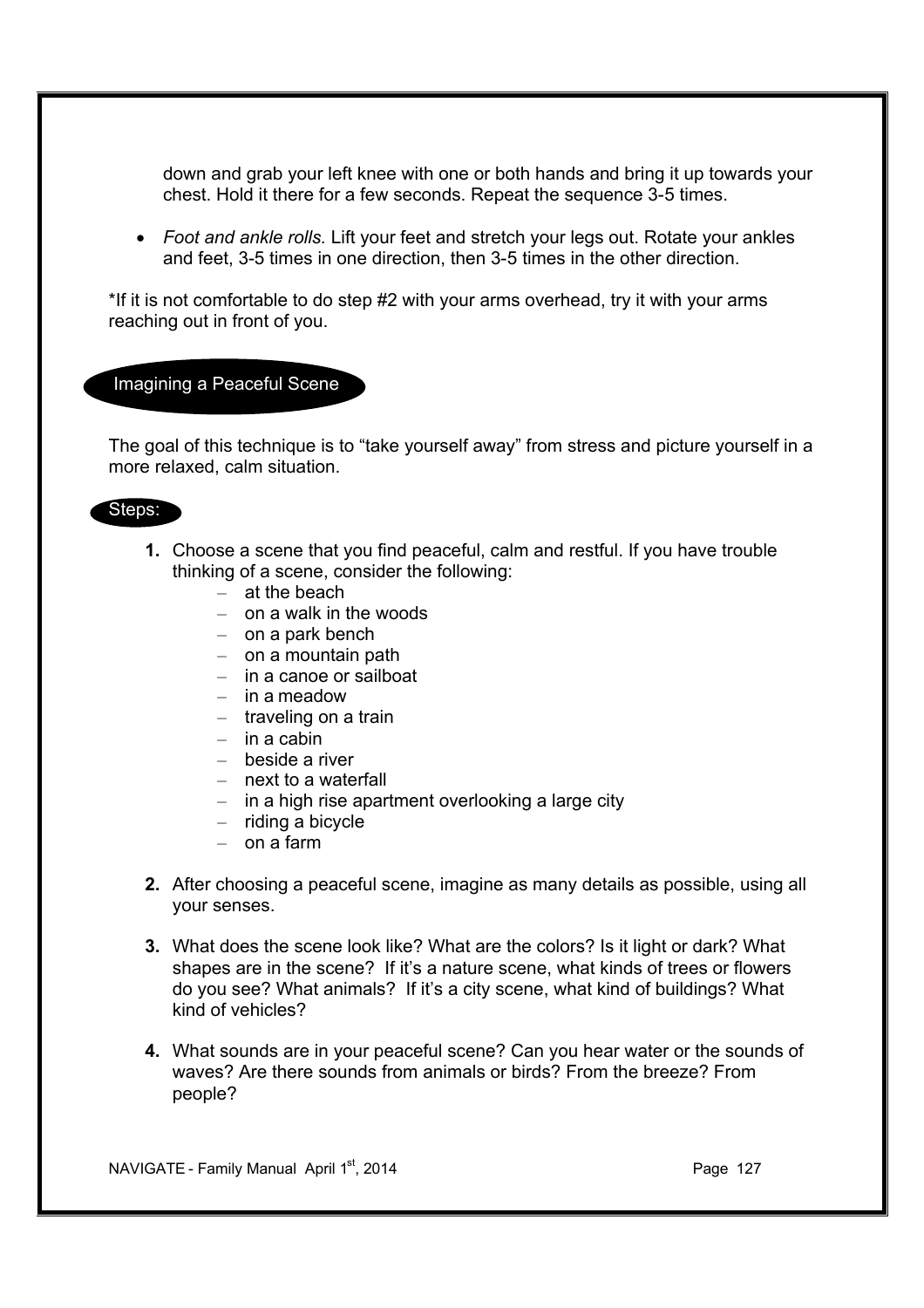down and grab your left knee with one or both hands and bring it up towards your chest. Hold it there for a few seconds. Repeat the sequence 3-5 times.

- *Foot and ankle rolls.* Lift your feet and stretch your legs out. Rotate your ankles and feet, 3-5 times in one direction, then 3-5 times in the other direction.

*If it is not comfortable to do step #2 with your arms overhead, try it with your arms reaching out in front of you.

## Imagining a Peaceful Scene

The goal of this technique is to "take yourself away" from stress and picture yourself in a more relaxed, calm situation.

### Steps:

1. Choose a scene that you find peaceful, calm and restful. If you have trouble thinking of a scene, consider the following:
   - at the beach
   - on a walk in the woods
   - on a park bench
   - on a mountain path
   - in a canoe or sailboat
   - in a meadow
   - traveling on a train
   - in a cabin
   - beside a river
   - next to a waterfall
   - in a high rise apartment overlooking a large city
   - riding a bicycle
   - on a farm

2. After choosing a peaceful scene, imagine as many details as possible, using all your senses.

3. What does the scene look like? What are the colors? Is it light or dark? What shapes are in the scene? If it's a nature scene, what kinds of trees or flowers do you see? What animals? If it's a city scene, what kind of buildings? What kind of vehicles?

4. What sounds are in your peaceful scene? Can you hear water or the sounds of waves? Are there sounds from animals or birds? From the breeze? From people?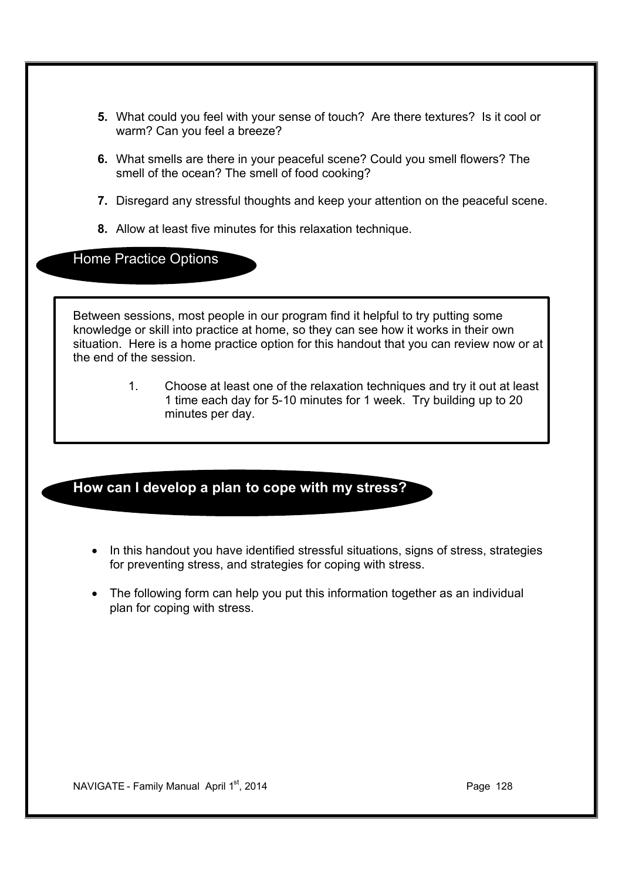5. What could you feel with your sense of touch? Are there textures? Is it cool or warm? Can you feel a breeze?

6. What smells are there in your peaceful scene? Could you smell flowers? The smell of the ocean? The smell of food cooking?

7. Disregard any stressful thoughts and keep your attention on the peaceful scene.

8. Allow at least five minutes for this relaxation technique.

## Home Practice Options

Between sessions, most people in our program find it helpful to try putting some knowledge or skill into practice at home, so they can see how it works in their own situation. Here is a home practice option for this handout that you can review now or at the end of the session.

1. Choose at least one of the relaxation techniques and try it out at least 1 time each day for 5-10 minutes for 1 week. Try building up to 20 minutes per day.

## How can I develop a plan to cope with my stress?

- In this handout you have identified stressful situations, signs of stress, strategies for preventing stress, and strategies for coping with stress.
- The following form can help you put this information together as an individual plan for coping with stress.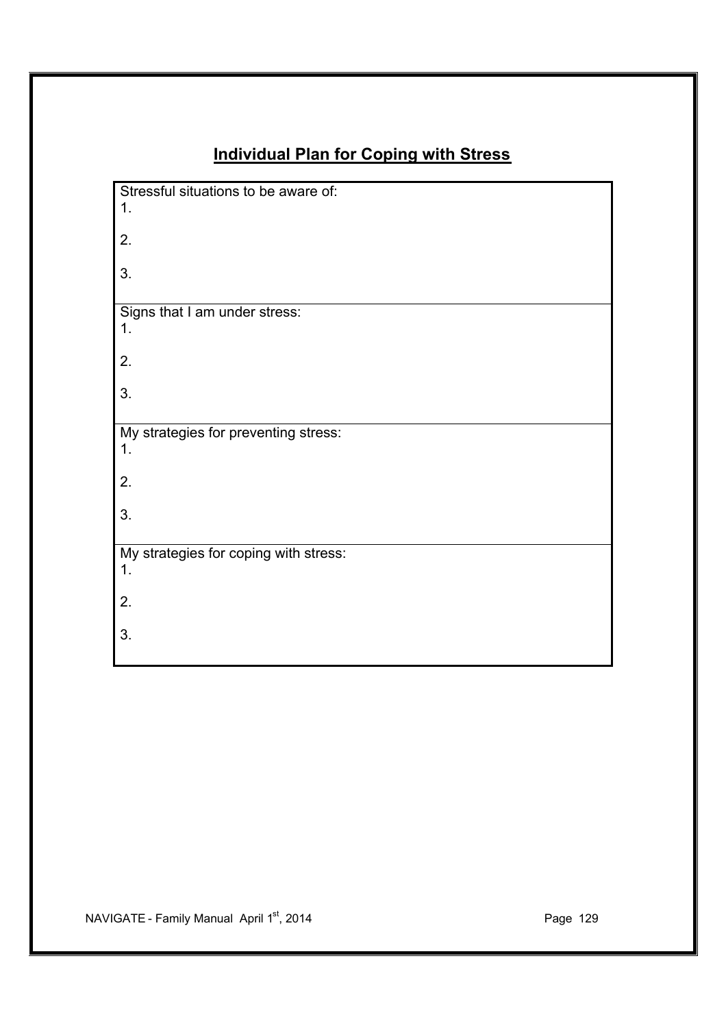## Individual Plan for Coping with Stress

| |
|---|
| Stressful situations to be aware of:<br>1.<br><br>2.<br><br>3. |
| Signs that I am under stress:<br>1.<br><br>2.<br><br>3. |
| My strategies for preventing stress:<br>1.<br><br>2.<br><br>3. |
| My strategies for coping with stress:<br>1.<br><br>2.<br><br>3. |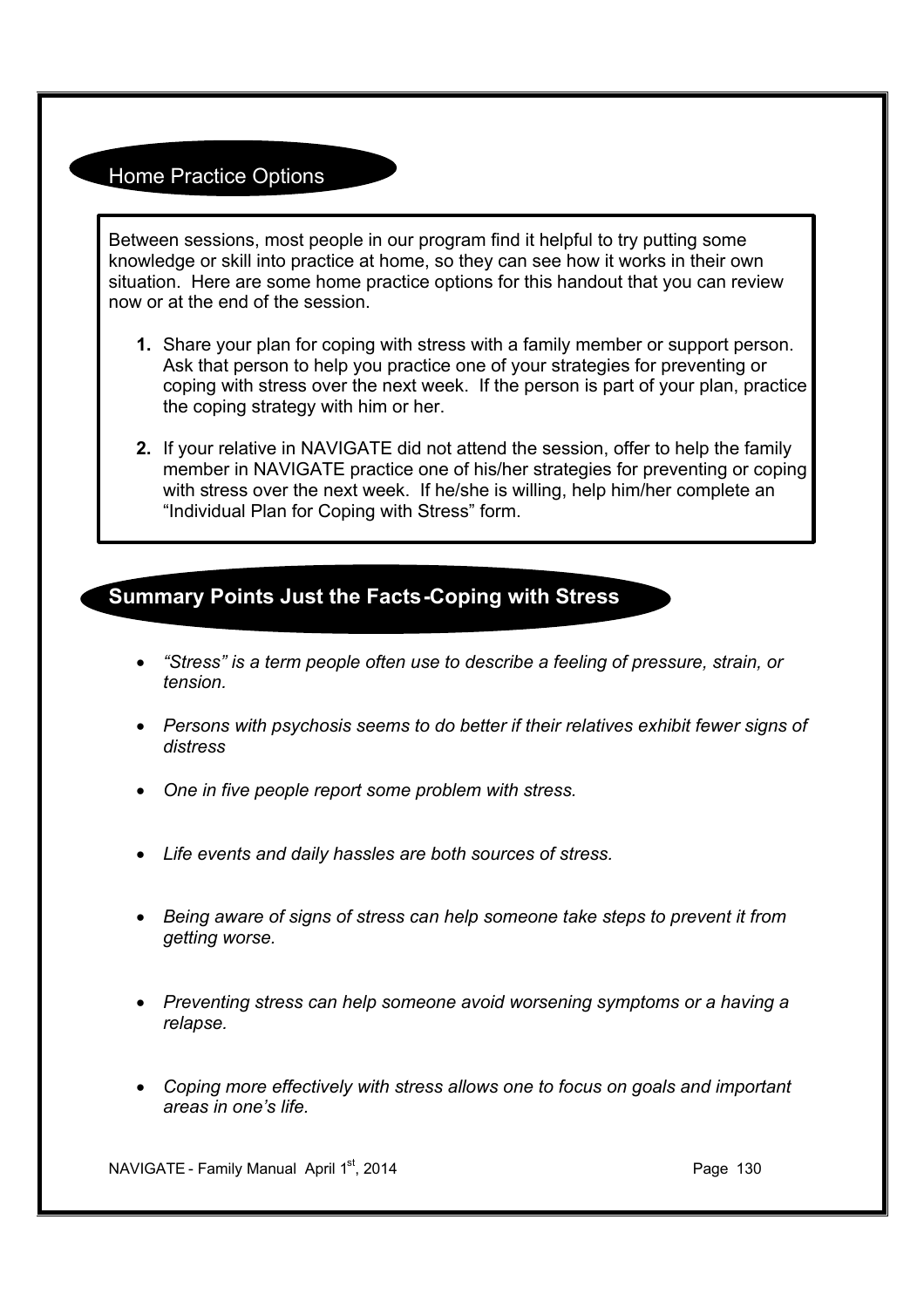## Home Practice Options

Between sessions, most people in our program find it helpful to try putting some knowledge or skill into practice at home, so they can see how it works in their own situation. Here are some home practice options for this handout that you can review now or at the end of the session.

1. Share your plan for coping with stress with a family member or support person. Ask that person to help you practice one of your strategies for preventing or coping with stress over the next week. If the person is part of your plan, practice the coping strategy with him or her.

2. If your relative in NAVIGATE did not attend the session, offer to help the family member in NAVIGATE practice one of his/her strategies for preventing or coping with stress over the next week. If he/she is willing, help him/her complete an "Individual Plan for Coping with Stress" form.

## Summary Points Just the Facts-Coping with Stress

- *"Stress" is a term people often use to describe a feeling of pressure, strain, or tension.*
- *Persons with psychosis seems to do better if their relatives exhibit fewer signs of distress*
- *One in five people report some problem with stress.*
- *Life events and daily hassles are both sources of stress.*
- *Being aware of signs of stress can help someone take steps to prevent it from getting worse.*
- *Preventing stress can help someone avoid worsening symptoms or a having a relapse.*
- *Coping more effectively with stress allows one to focus on goals and important areas in one's life.*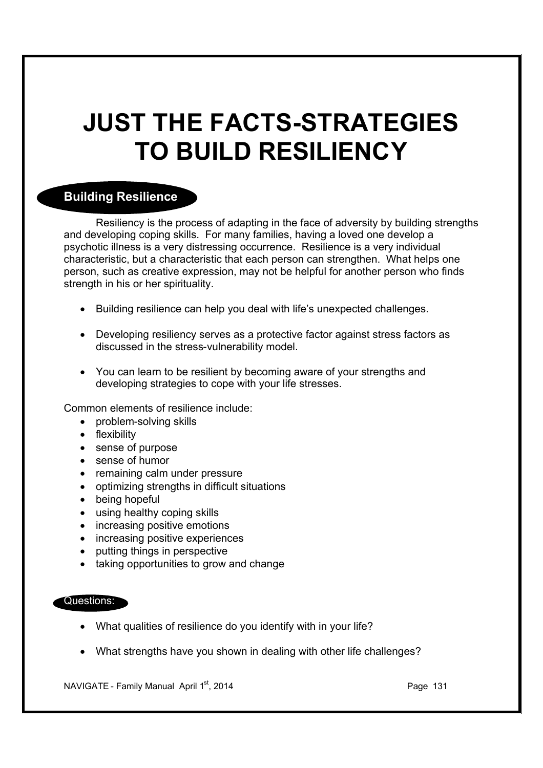# JUST THE FACTS-STRATEGIES TO BUILD RESILIENCY

## Building Resilience

Resiliency is the process of adapting in the face of adversity by building strengths and developing coping skills. For many families, having a loved one develop a psychotic illness is a very distressing occurrence. Resilience is a very individual characteristic, but a characteristic that each person can strengthen. What helps one person, such as creative expression, may not be helpful for another person who finds strength in his or her spirituality.

- Building resilience can help you deal with life's unexpected challenges.
- Developing resiliency serves as a protective factor against stress factors as discussed in the stress-vulnerability model.
- You can learn to be resilient by becoming aware of your strengths and developing strategies to cope with your life stresses.

Common elements of resilience include:

- problem-solving skills
- flexibility
- sense of purpose
- sense of humor
- remaining calm under pressure
- optimizing strengths in difficult situations
- being hopeful
- using healthy coping skills
- increasing positive emotions
- increasing positive experiences
- putting things in perspective
- taking opportunities to grow and change

## Questions:

- What qualities of resilience do you identify with in your life?
- What strengths have you shown in dealing with other life challenges?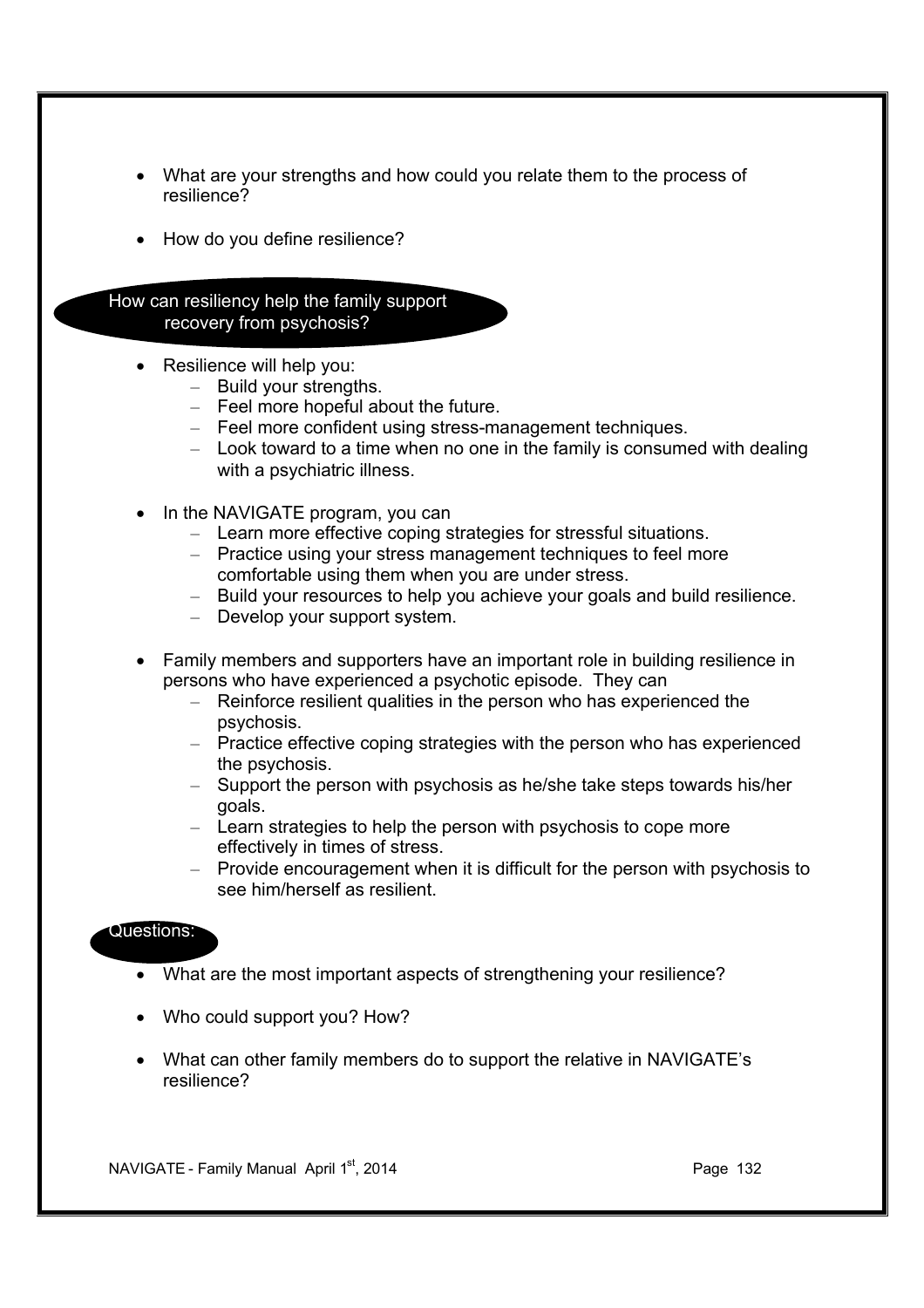- What are your strengths and how could you relate them to the process of resilience?
- How do you define resilience?

## How can resiliency help the family support recovery from psychosis?

- Resilience will help you:
  - Build your strengths.
  - Feel more hopeful about the future.
  - Feel more confident using stress-management techniques.
  - Look toward to a time when no one in the family is consumed with dealing with a psychiatric illness.
- In the NAVIGATE program, you can
  - Learn more effective coping strategies for stressful situations.
  - Practice using your stress management techniques to feel more comfortable using them when you are under stress.
  - Build your resources to help you achieve your goals and build resilience.
  - Develop your support system.
- Family members and supporters have an important role in building resilience in persons who have experienced a psychotic episode. They can
  - Reinforce resilient qualities in the person who has experienced the psychosis.
  - Practice effective coping strategies with the person who has experienced the psychosis.
  - Support the person with psychosis as he/she take steps towards his/her goals.
  - Learn strategies to help the person with psychosis to cope more effectively in times of stress.
  - Provide encouragement when it is difficult for the person with psychosis to see him/herself as resilient.

## Questions:

- What are the most important aspects of strengthening your resilience?
- Who could support you? How?
- What can other family members do to support the relative in NAVIGATE's resilience?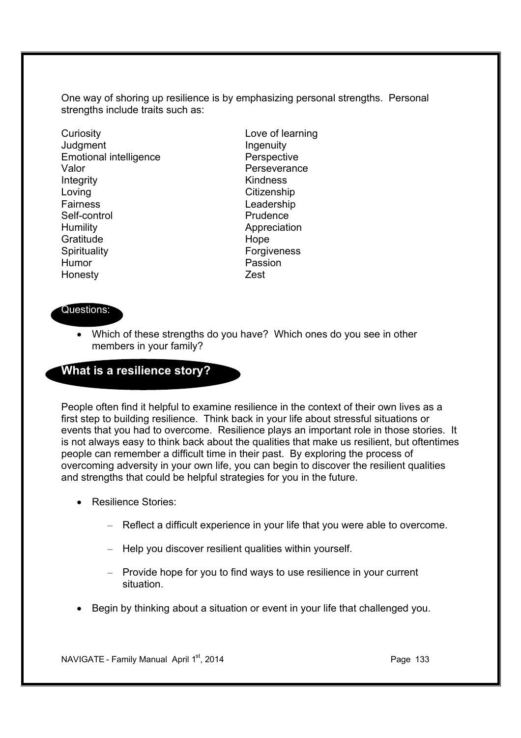One way of shoring up resilience is by emphasizing personal strengths. Personal strengths include traits such as:

- Curiosity
- Judgment
- Emotional intelligence
- Valor
- Integrity
- Loving
- Fairness
- Self-control
- Humility
- Gratitude
- Spirituality
- Humor
- Honesty
- Love of learning
- Ingenuity
- Perspective
- Perseverance
- Kindness
- Citizenship
- Leadership
- Prudence
- Appreciation
- Hope
- Forgiveness
- Passion
- Zest

**Questions:**

- Which of these strengths do you have? Which ones do you see in other members in your family?

## What is a resilience story?

People often find it helpful to examine resilience in the context of their own lives as a first step to building resilience. Think back in your life about stressful situations or events that you had to overcome. Resilience plays an important role in those stories. It is not always easy to think back about the qualities that make us resilient, but oftentimes people can remember a difficult time in their past. By exploring the process of overcoming adversity in your own life, you can begin to discover the resilient qualities and strengths that could be helpful strategies for you in the future.

- Resilience Stories:
  - Reflect a difficult experience in your life that you were able to overcome.
  - Help you discover resilient qualities within yourself.
  - Provide hope for you to find ways to use resilience in your current situation.
- Begin by thinking about a situation or event in your life that challenged you.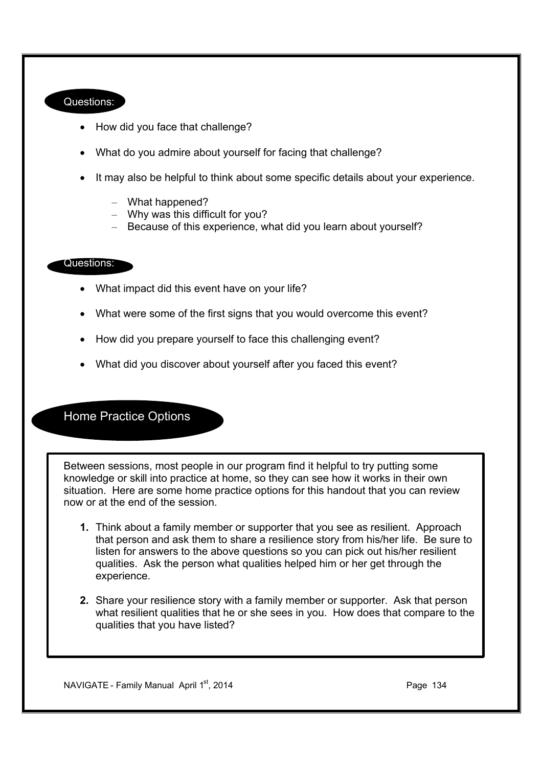### Questions:

- How did you face that challenge?
- What do you admire about yourself for facing that challenge?
- It may also be helpful to think about some specific details about your experience.
  - What happened?
  - Why was this difficult for you?
  - Because of this experience, what did you learn about yourself?

### Questions:

- What impact did this event have on your life?
- What were some of the first signs that you would overcome this event?
- How did you prepare yourself to face this challenging event?
- What did you discover about yourself after you faced this event?

## Home Practice Options

Between sessions, most people in our program find it helpful to try putting some knowledge or skill into practice at home, so they can see how it works in their own situation. Here are some home practice options for this handout that you can review now or at the end of the session.

1. Think about a family member or supporter that you see as resilient. Approach that person and ask them to share a resilience story from his/her life. Be sure to listen for answers to the above questions so you can pick out his/her resilient qualities. Ask the person what qualities helped him or her get through the experience.

2. Share your resilience story with a family member or supporter. Ask that person what resilient qualities that he or she sees in you. How does that compare to the qualities that you have listed?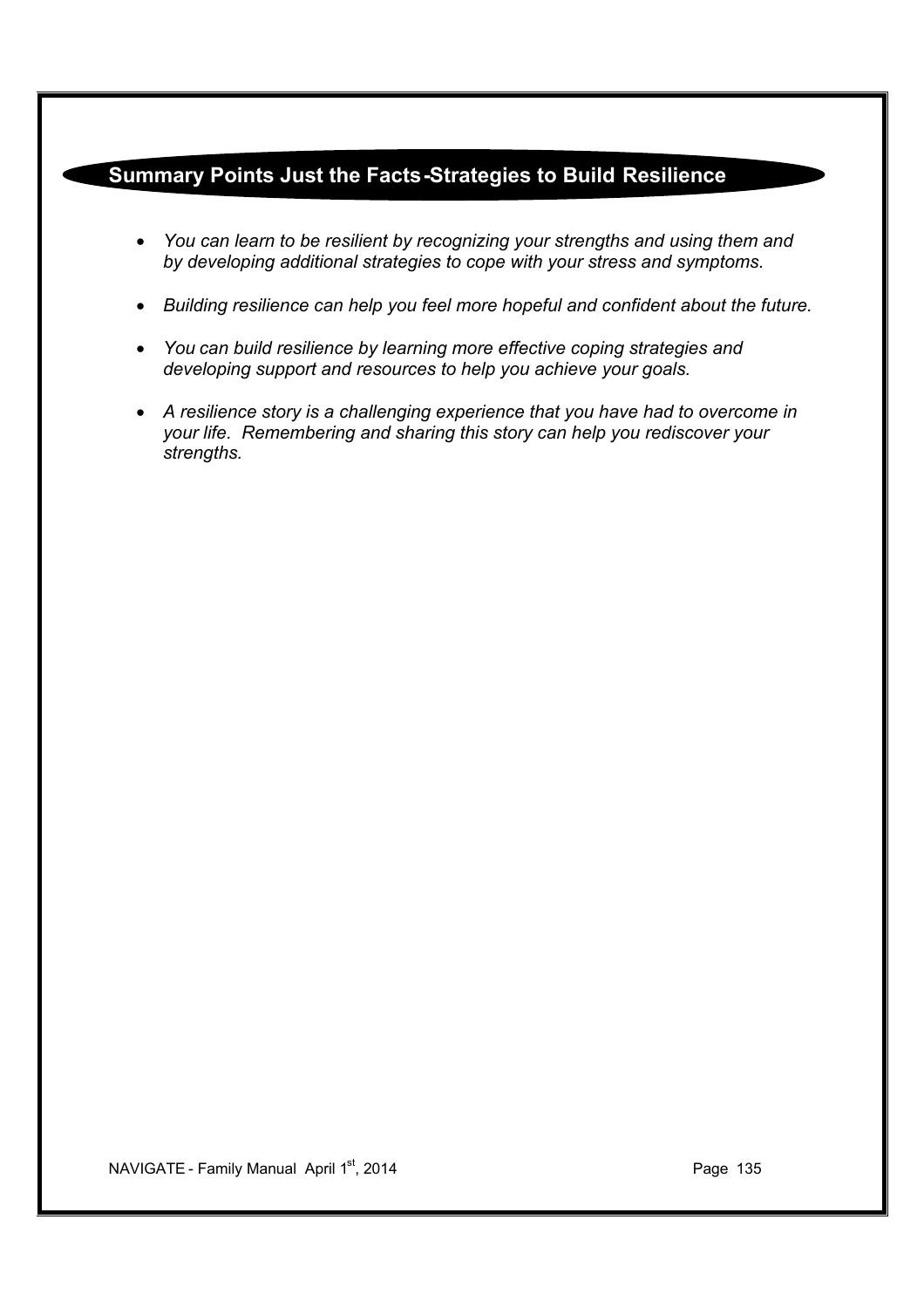## Summary Points Just the Facts-Strategies to Build Resilience

- *You can learn to be resilient by recognizing your strengths and using them and by developing additional strategies to cope with your stress and symptoms.*
- *Building resilience can help you feel more hopeful and confident about the future.*
- *You can build resilience by learning more effective coping strategies and developing support and resources to help you achieve your goals.*
- *A resilience story is a challenging experience that you have had to overcome in your life. Remembering and sharing this story can help you rediscover your strengths.*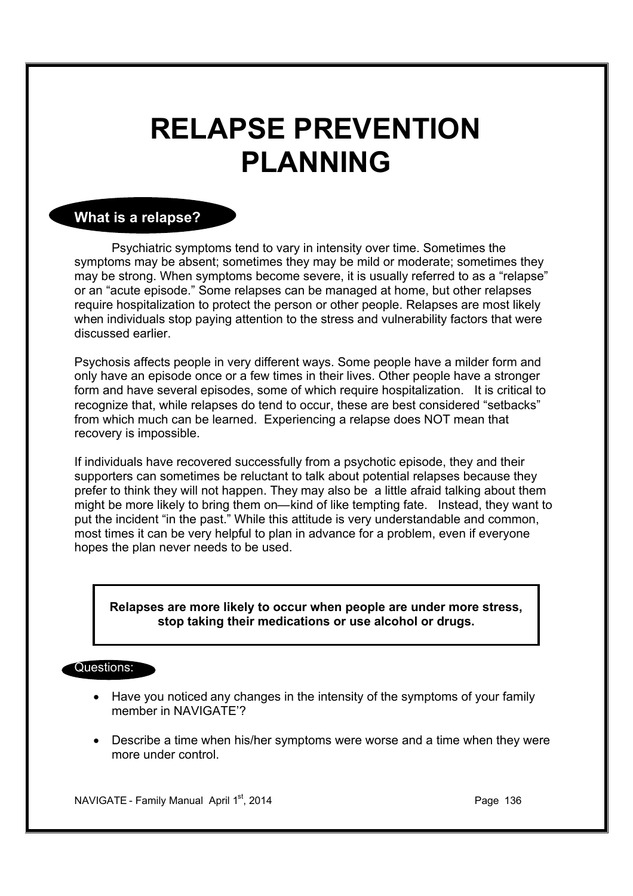# RELAPSE PREVENTION PLANNING

## What is a relapse?

Psychiatric symptoms tend to vary in intensity over time. Sometimes the symptoms may be absent; sometimes they may be mild or moderate; sometimes they may be strong. When symptoms become severe, it is usually referred to as a "relapse" or an "acute episode." Some relapses can be managed at home, but other relapses require hospitalization to protect the person or other people. Relapses are most likely when individuals stop paying attention to the stress and vulnerability factors that were discussed earlier.

Psychosis affects people in very different ways. Some people have a milder form and only have an episode once or a few times in their lives. Other people have a stronger form and have several episodes, some of which require hospitalization. It is critical to recognize that, while relapses do tend to occur, these are best considered "setbacks" from which much can be learned. Experiencing a relapse does NOT mean that recovery is impossible.

If individuals have recovered successfully from a psychotic episode, they and their supporters can sometimes be reluctant to talk about potential relapses because they prefer to think they will not happen. They may also be a little afraid talking about them might be more likely to bring them on—kind of like tempting fate. Instead, they want to put the incident "in the past." While this attitude is very understandable and common, most times it can be very helpful to plan in advance for a problem, even if everyone hopes the plan never needs to be used.

**Relapses are more likely to occur when people are under more stress, stop taking their medications or use alcohol or drugs.**

### Questions:

- Have you noticed any changes in the intensity of the symptoms of your family member in NAVIGATE'?
- Describe a time when his/her symptoms were worse and a time when they were more under control.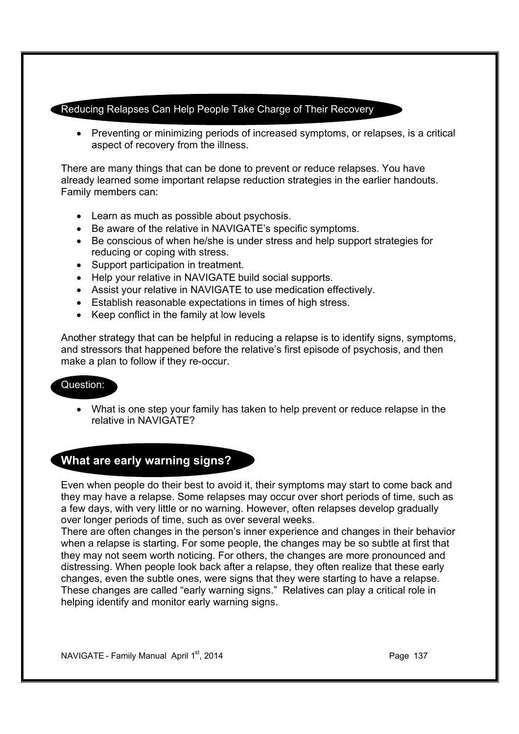## Reducing Relapses Can Help People Take Charge of Their Recovery

- Preventing or minimizing periods of increased symptoms, or relapses, is a critical aspect of recovery from the illness.

There are many things that can be done to prevent or reduce relapses. You have already learned some important relapse reduction strategies in the earlier handouts. Family members can:

- Learn as much as possible about psychosis.
- Be aware of the relative in NAVIGATE's specific symptoms.
- Be conscious of when he/she is under stress and help support strategies for reducing or coping with stress.
- Support participation in treatment.
- Help your relative in NAVIGATE build social supports.
- Assist your relative in NAVIGATE to use medication effectively.
- Establish reasonable expectations in times of high stress.
- Keep conflict in the family at low levels

Another strategy that can be helpful in reducing a relapse is to identify signs, symptoms, and stressors that happened before the relative's first episode of psychosis, and then make a plan to follow if they re-occur.

### Question:

- What is one step your family has taken to help prevent or reduce relapse in the relative in NAVIGATE?

## What are early warning signs?

Even when people do their best to avoid it, their symptoms may start to come back and they may have a relapse. Some relapses may occur over short periods of time, such as a few days, with very little or no warning. However, often relapses develop gradually over longer periods of time, such as over several weeks.

There are often changes in the person's inner experience and changes in their behavior when a relapse is starting. For some people, the changes may be so subtle at first that they may not seem worth noticing. For others, the changes are more pronounced and distressing. When people look back after a relapse, they often realize that these early changes, even the subtle ones, were signs that they were starting to have a relapse. These changes are called "early warning signs." Relatives can play a critical role in helping identify and monitor early warning signs.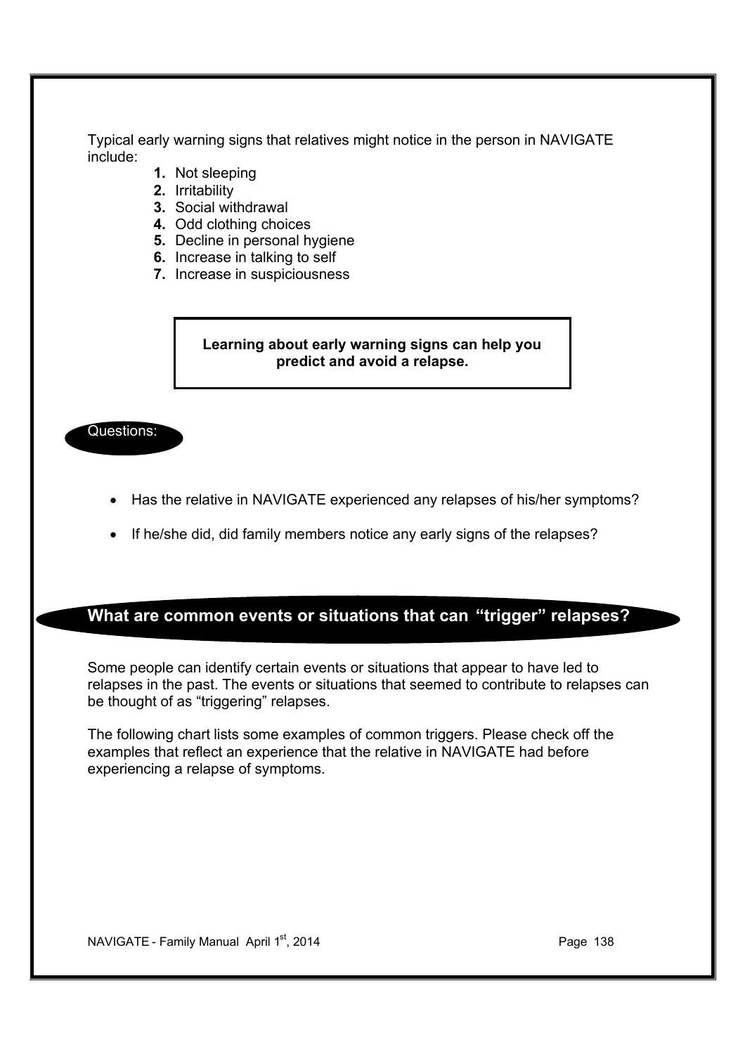Typical early warning signs that relatives might notice in the person in NAVIGATE include:

1. Not sleeping
2. Irritability
3. Social withdrawal
4. Odd clothing choices
5. Decline in personal hygiene
6. Increase in talking to self
7. Increase in suspiciousness

**Learning about early warning signs can help you predict and avoid a relapse.**

Questions:

- Has the relative in NAVIGATE experienced any relapses of his/her symptoms?
- If he/she did, did family members notice any early signs of the relapses?

## What are common events or situations that can "trigger" relapses?

Some people can identify certain events or situations that appear to have led to relapses in the past. The events or situations that seemed to contribute to relapses can be thought of as "triggering" relapses.

The following chart lists some examples of common triggers. Please check off the examples that reflect an experience that the relative in NAVIGATE had before experiencing a relapse of symptoms.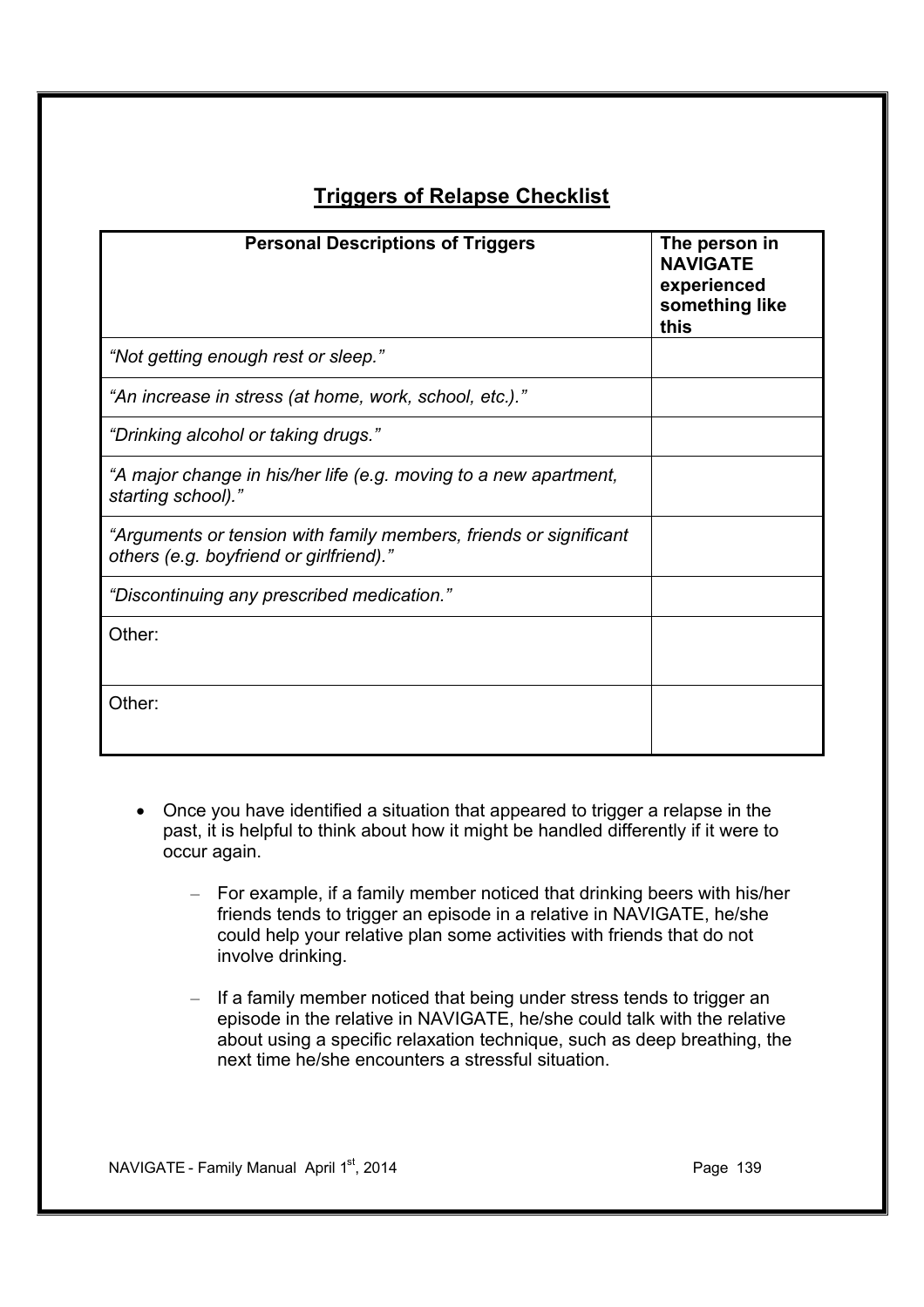## Triggers of Relapse Checklist

| Personal Descriptions of Triggers | The person in NAVIGATE experienced something like this |
|---|---|
| *"Not getting enough rest or sleep."* | |
| *"An increase in stress (at home, work, school, etc.)."* | |
| *"Drinking alcohol or taking drugs."* | |
| *"A major change in his/her life (e.g. moving to a new apartment, starting school)."* | |
| *"Arguments or tension with family members, friends or significant others (e.g. boyfriend or girlfriend)."* | |
| *"Discontinuing any prescribed medication."* | |
| Other: | |
| Other: | |

- Once you have identified a situation that appeared to trigger a relapse in the past, it is helpful to think about how it might be handled differently if it were to occur again.
  - For example, if a family member noticed that drinking beers with his/her friends tends to trigger an episode in a relative in NAVIGATE, he/she could help your relative plan some activities with friends that do not involve drinking.
  - If a family member noticed that being under stress tends to trigger an episode in the relative in NAVIGATE, he/she could talk with the relative about using a specific relaxation technique, such as deep breathing, the next time he/she encounters a stressful situation.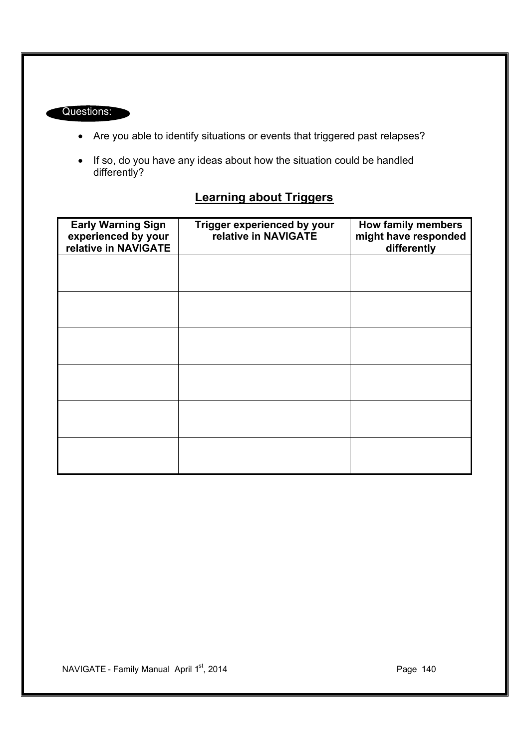Questions:

- Are you able to identify situations or events that triggered past relapses?
- If so, do you have any ideas about how the situation could be handled differently?

## Learning about Triggers

| Early Warning Sign experienced by your relative in NAVIGATE | Trigger experienced by your relative in NAVIGATE | How family members might have responded differently |
|---|---|---|
| | | |
| | | |
| | | |
| | | |
| | | |
| | | |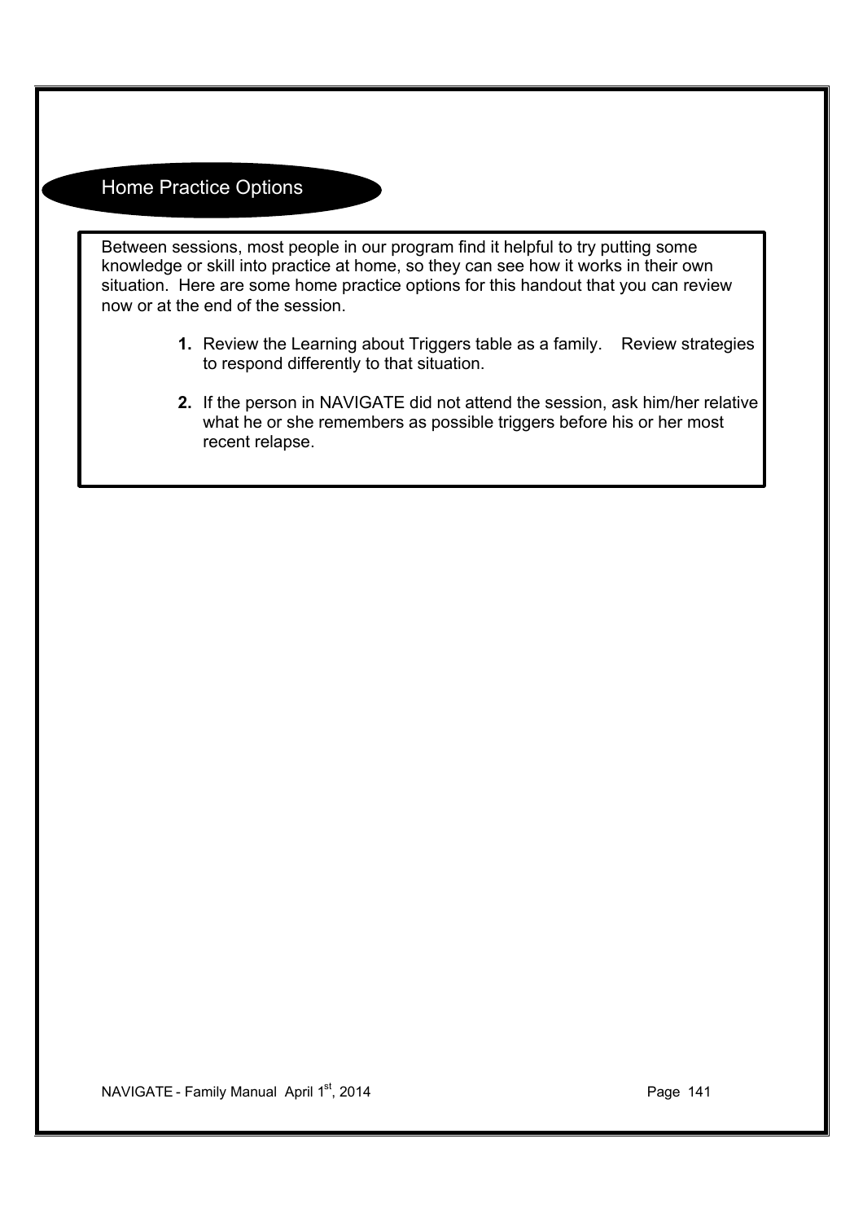## Home Practice Options

Between sessions, most people in our program find it helpful to try putting some knowledge or skill into practice at home, so they can see how it works in their own situation. Here are some home practice options for this handout that you can review now or at the end of the session.

1. Review the Learning about Triggers table as a family. Review strategies to respond differently to that situation.

2. If the person in NAVIGATE did not attend the session, ask him/her relative what he or she remembers as possible triggers before his or her most recent relapse.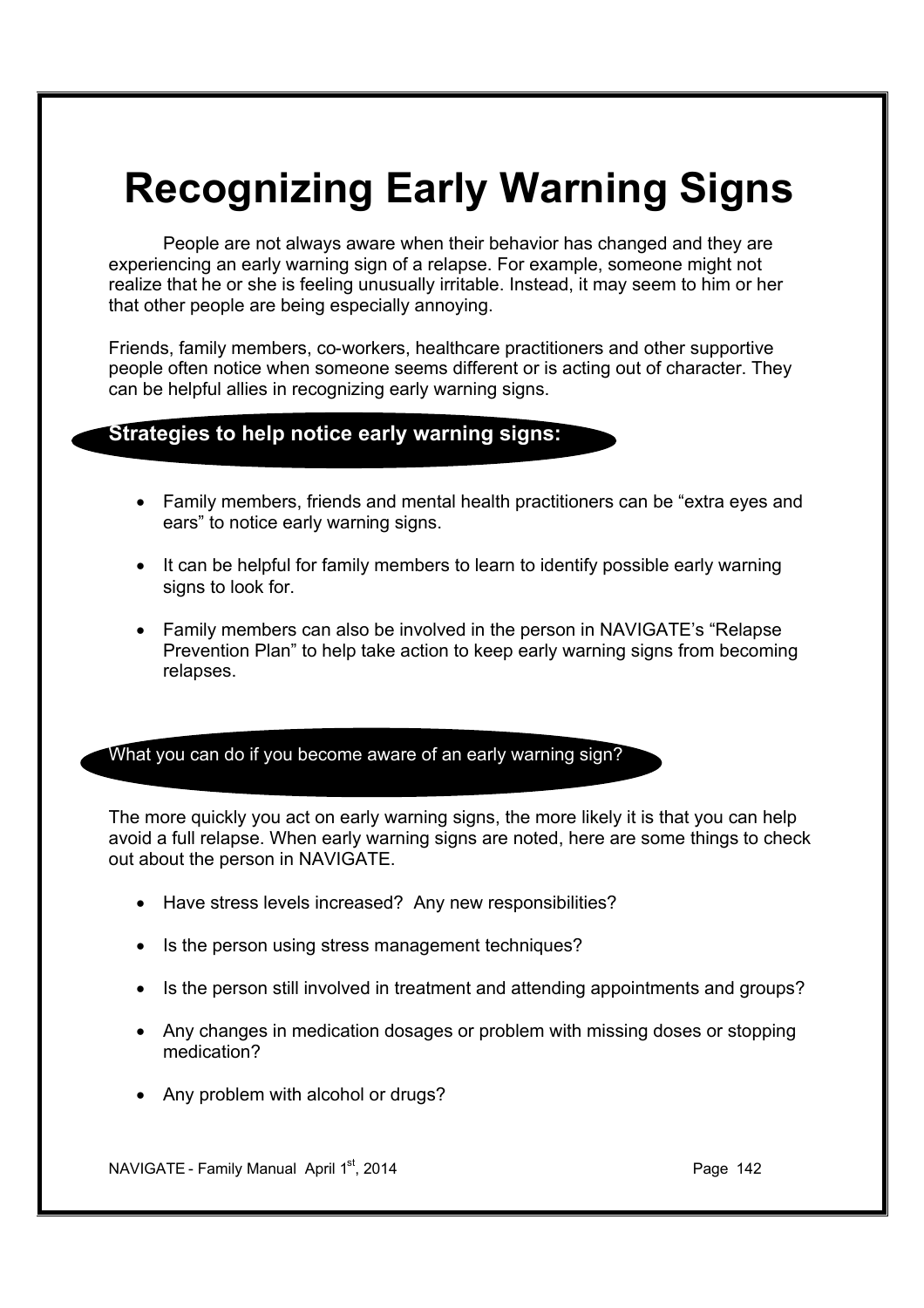# Recognizing Early Warning Signs

People are not always aware when their behavior has changed and they are experiencing an early warning sign of a relapse. For example, someone might not realize that he or she is feeling unusually irritable. Instead, it may seem to him or her that other people are being especially annoying.

Friends, family members, co-workers, healthcare practitioners and other supportive people often notice when someone seems different or is acting out of character. They can be helpful allies in recognizing early warning signs.

## Strategies to help notice early warning signs:

- Family members, friends and mental health practitioners can be "extra eyes and ears" to notice early warning signs.
- It can be helpful for family members to learn to identify possible early warning signs to look for.
- Family members can also be involved in the person in NAVIGATE's "Relapse Prevention Plan" to help take action to keep early warning signs from becoming relapses.

## What you can do if you become aware of an early warning sign?

The more quickly you act on early warning signs, the more likely it is that you can help avoid a full relapse. When early warning signs are noted, here are some things to check out about the person in NAVIGATE.

- Have stress levels increased? Any new responsibilities?
- Is the person using stress management techniques?
- Is the person still involved in treatment and attending appointments and groups?
- Any changes in medication dosages or problem with missing doses or stopping medication?
- Any problem with alcohol or drugs?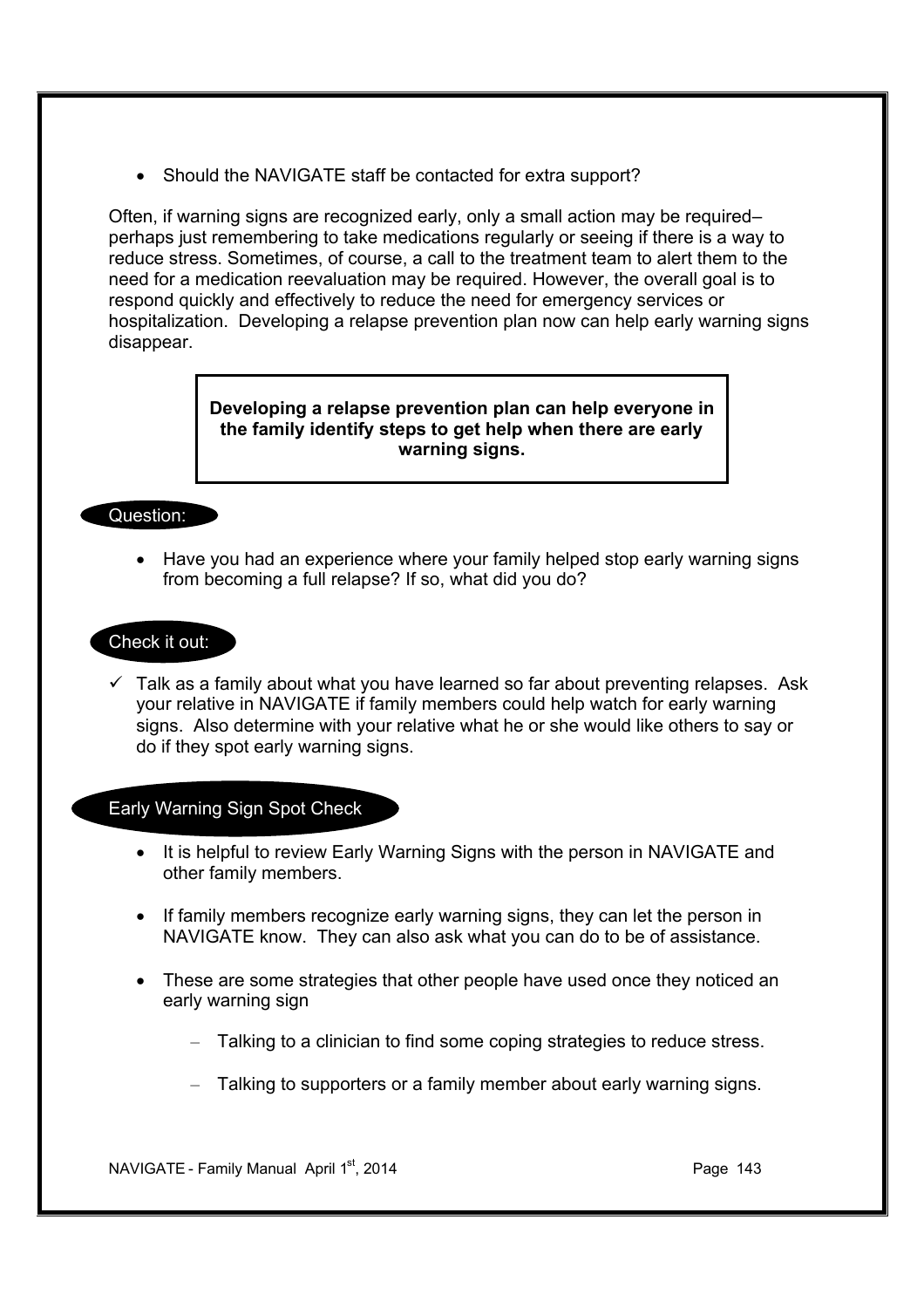- Should the NAVIGATE staff be contacted for extra support?

Often, if warning signs are recognized early, only a small action may be required– perhaps just remembering to take medications regularly or seeing if there is a way to reduce stress. Sometimes, of course, a call to the treatment team to alert them to the need for a medication reevaluation may be required. However, the overall goal is to respond quickly and effectively to reduce the need for emergency services or hospitalization. Developing a relapse prevention plan now can help early warning signs disappear.

> **Developing a relapse prevention plan can help everyone in the family identify steps to get help when there are early warning signs.**

Question:

- Have you had an experience where your family helped stop early warning signs from becoming a full relapse? If so, what did you do?

Check it out:

✓ Talk as a family about what you have learned so far about preventing relapses. Ask your relative in NAVIGATE if family members could help watch for early warning signs. Also determine with your relative what he or she would like others to say or do if they spot early warning signs.

Early Warning Sign Spot Check

- It is helpful to review Early Warning Signs with the person in NAVIGATE and other family members.
- If family members recognize early warning signs, they can let the person in NAVIGATE know. They can also ask what you can do to be of assistance.
- These are some strategies that other people have used once they noticed an early warning sign
  - Talking to a clinician to find some coping strategies to reduce stress.
  - Talking to supporters or a family member about early warning signs.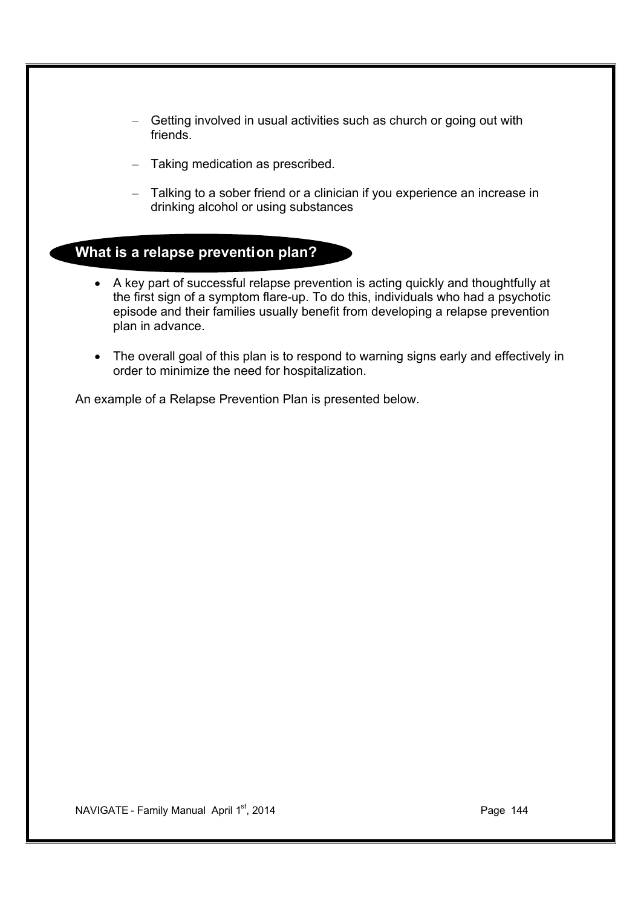- Getting involved in usual activities such as church or going out with friends.
- Taking medication as prescribed.
- Talking to a sober friend or a clinician if you experience an increase in drinking alcohol or using substances

## What is a relapse prevention plan?

- A key part of successful relapse prevention is acting quickly and thoughtfully at the first sign of a symptom flare-up. To do this, individuals who had a psychotic episode and their families usually benefit from developing a relapse prevention plan in advance.
- The overall goal of this plan is to respond to warning signs early and effectively in order to minimize the need for hospitalization.

An example of a Relapse Prevention Plan is presented below.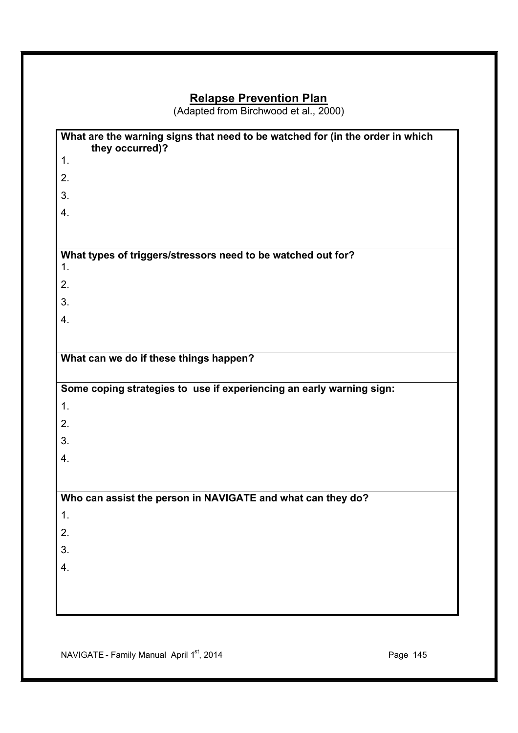## Relapse Prevention Plan

(Adapted from Birchwood et al., 2000)

**What are the warning signs that need to be watched for (in the order in which they occurred)?**

1.
2.
3.
4.

**What types of triggers/stressors need to be watched out for?**

1.
2.
3.
4.

**What can we do if these things happen?**

**Some coping strategies to use if experiencing an early warning sign:**

1.
2.
3.
4.

**Who can assist the person in NAVIGATE and what can they do?**

1.
2.
3.
4.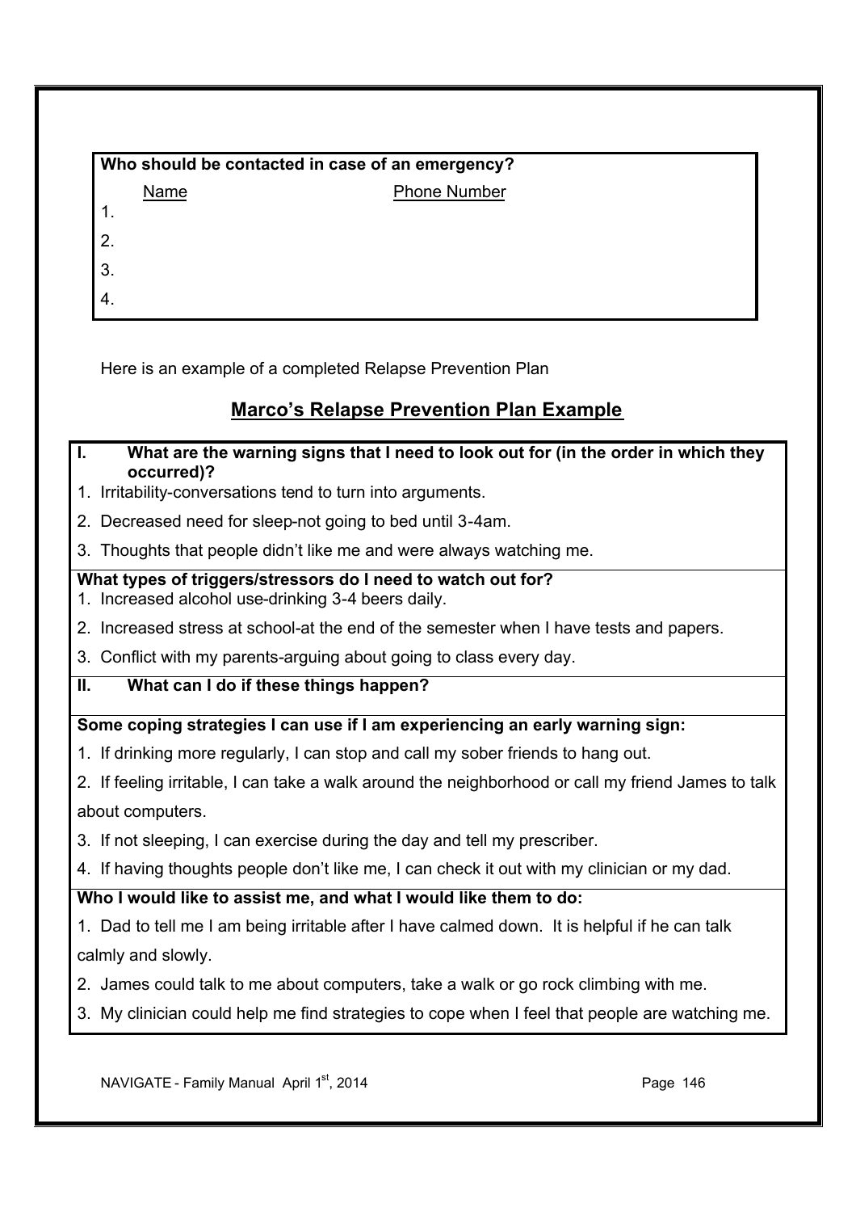**Who should be contacted in case of an emergency?**

| | Name | Phone Number |
|---|---|---|
| 1. | | |
| 2. | | |
| 3. | | |
| 4. | | |

Here is an example of a completed Relapse Prevention Plan

## Marco's Relapse Prevention Plan Example

**I. What are the warning signs that I need to look out for (in the order in which they occurred)?**

1. Irritability-conversations tend to turn into arguments.
2. Decreased need for sleep-not going to bed until 3-4am.
3. Thoughts that people didn't like me and were always watching me.

**What types of triggers/stressors do I need to watch out for?**

1. Increased alcohol use-drinking 3-4 beers daily.
2. Increased stress at school-at the end of the semester when I have tests and papers.
3. Conflict with my parents-arguing about going to class every day.

**II. What can I do if these things happen?**

**Some coping strategies I can use if I am experiencing an early warning sign:**

1. If drinking more regularly, I can stop and call my sober friends to hang out.
2. If feeling irritable, I can take a walk around the neighborhood or call my friend James to talk about computers.
3. If not sleeping, I can exercise during the day and tell my prescriber.
4. If having thoughts people don't like me, I can check it out with my clinician or my dad.

**Who I would like to assist me, and what I would like them to do:**

1. Dad to tell me I am being irritable after I have calmed down. It is helpful if he can talk calmly and slowly.
2. James could talk to me about computers, take a walk or go rock climbing with me.
3. My clinician could help me find strategies to cope when I feel that people are watching me.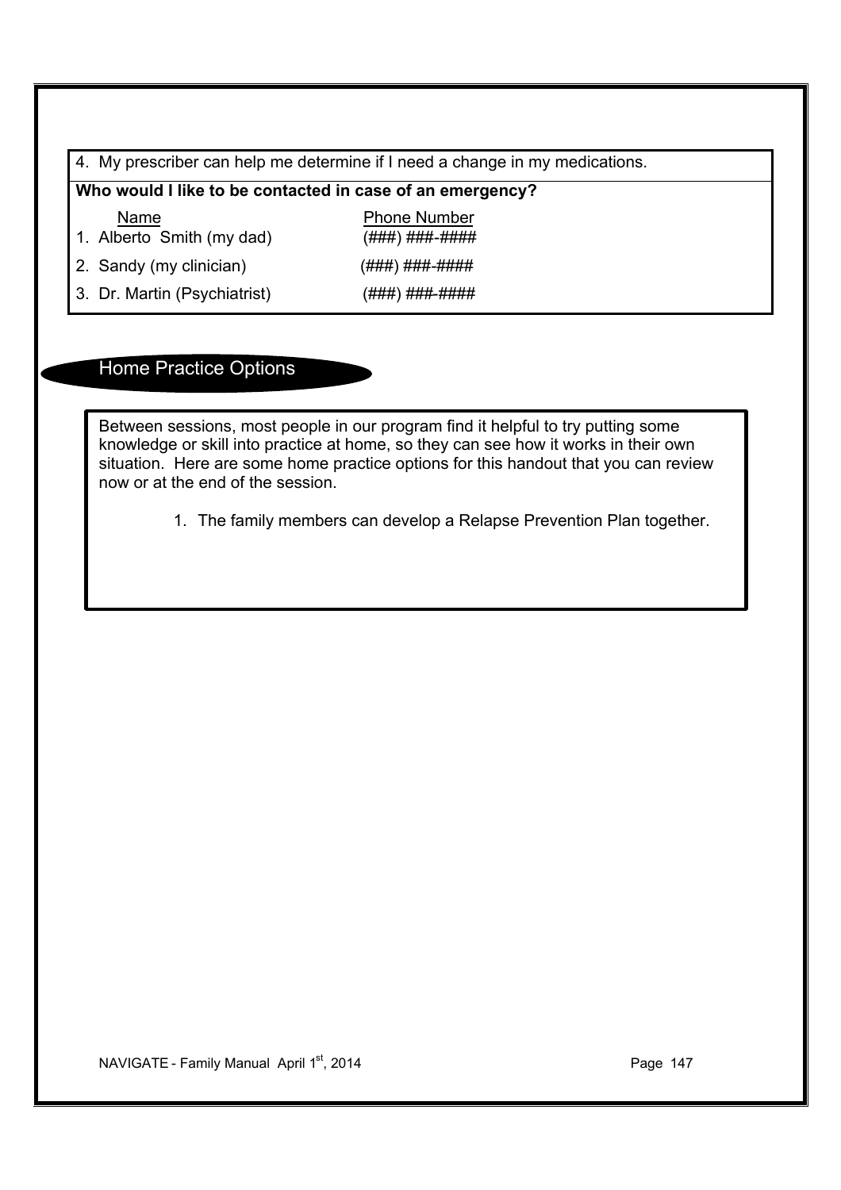4. My prescriber can help me determine if I need a change in my medications.

**Who would I like to be contacted in case of an emergency?**

| Name | Phone Number |
|---|---|
| 1. Alberto Smith (my dad) | (###) ###-#### |
| 2. Sandy (my clinician) | (###) ###-#### |
| 3. Dr. Martin (Psychiatrist) | (###) ###-#### |

## Home Practice Options

Between sessions, most people in our program find it helpful to try putting some knowledge or skill into practice at home, so they can see how it works in their own situation. Here are some home practice options for this handout that you can review now or at the end of the session.

1. The family members can develop a Relapse Prevention Plan together.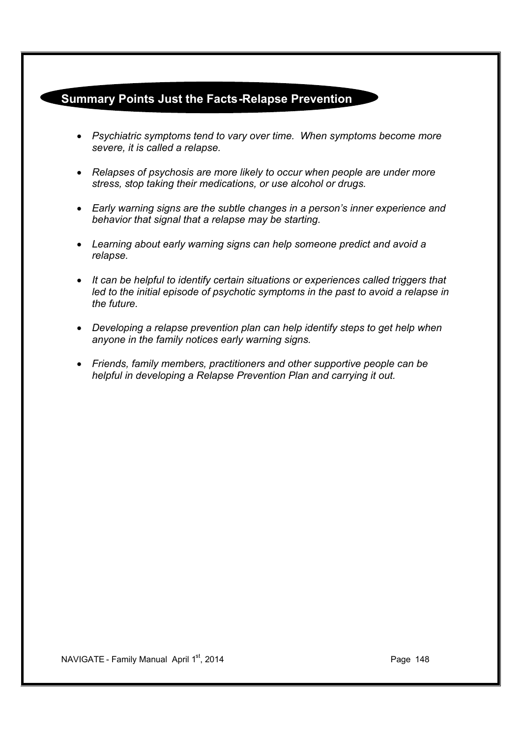## Summary Points Just the Facts-Relapse Prevention

- *Psychiatric symptoms tend to vary over time. When symptoms become more severe, it is called a relapse.*
- *Relapses of psychosis are more likely to occur when people are under more stress, stop taking their medications, or use alcohol or drugs.*
- *Early warning signs are the subtle changes in a person's inner experience and behavior that signal that a relapse may be starting.*
- *Learning about early warning signs can help someone predict and avoid a relapse.*
- *It can be helpful to identify certain situations or experiences called triggers that led to the initial episode of psychotic symptoms in the past to avoid a relapse in the future.*
- *Developing a relapse prevention plan can help identify steps to get help when anyone in the family notices early warning signs.*
- *Friends, family members, practitioners and other supportive people can be helpful in developing a Relapse Prevention Plan and carrying it out.*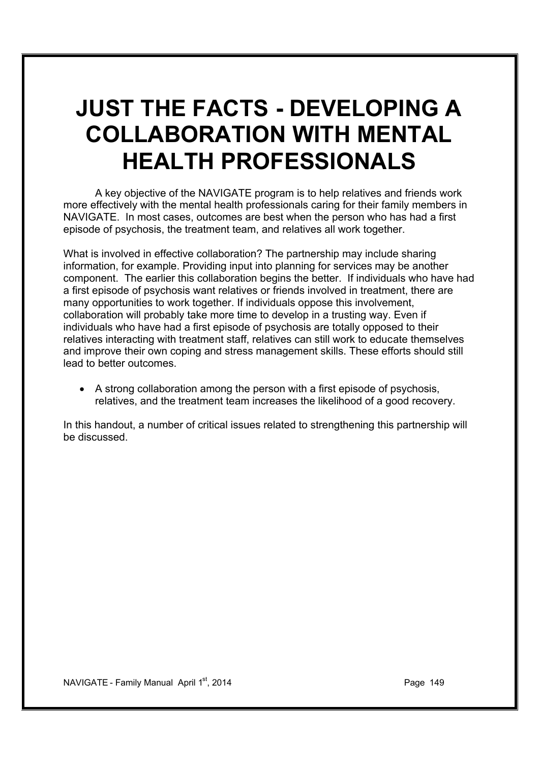# JUST THE FACTS - DEVELOPING A COLLABORATION WITH MENTAL HEALTH PROFESSIONALS

A key objective of the NAVIGATE program is to help relatives and friends work more effectively with the mental health professionals caring for their family members in NAVIGATE. In most cases, outcomes are best when the person who has had a first episode of psychosis, the treatment team, and relatives all work together.

What is involved in effective collaboration? The partnership may include sharing information, for example. Providing input into planning for services may be another component. The earlier this collaboration begins the better. If individuals who have had a first episode of psychosis want relatives or friends involved in treatment, there are many opportunities to work together. If individuals oppose this involvement, collaboration will probably take more time to develop in a trusting way. Even if individuals who have had a first episode of psychosis are totally opposed to their relatives interacting with treatment staff, relatives can still work to educate themselves and improve their own coping and stress management skills. These efforts should still lead to better outcomes.

- A strong collaboration among the person with a first episode of psychosis, relatives, and the treatment team increases the likelihood of a good recovery.

In this handout, a number of critical issues related to strengthening this partnership will be discussed.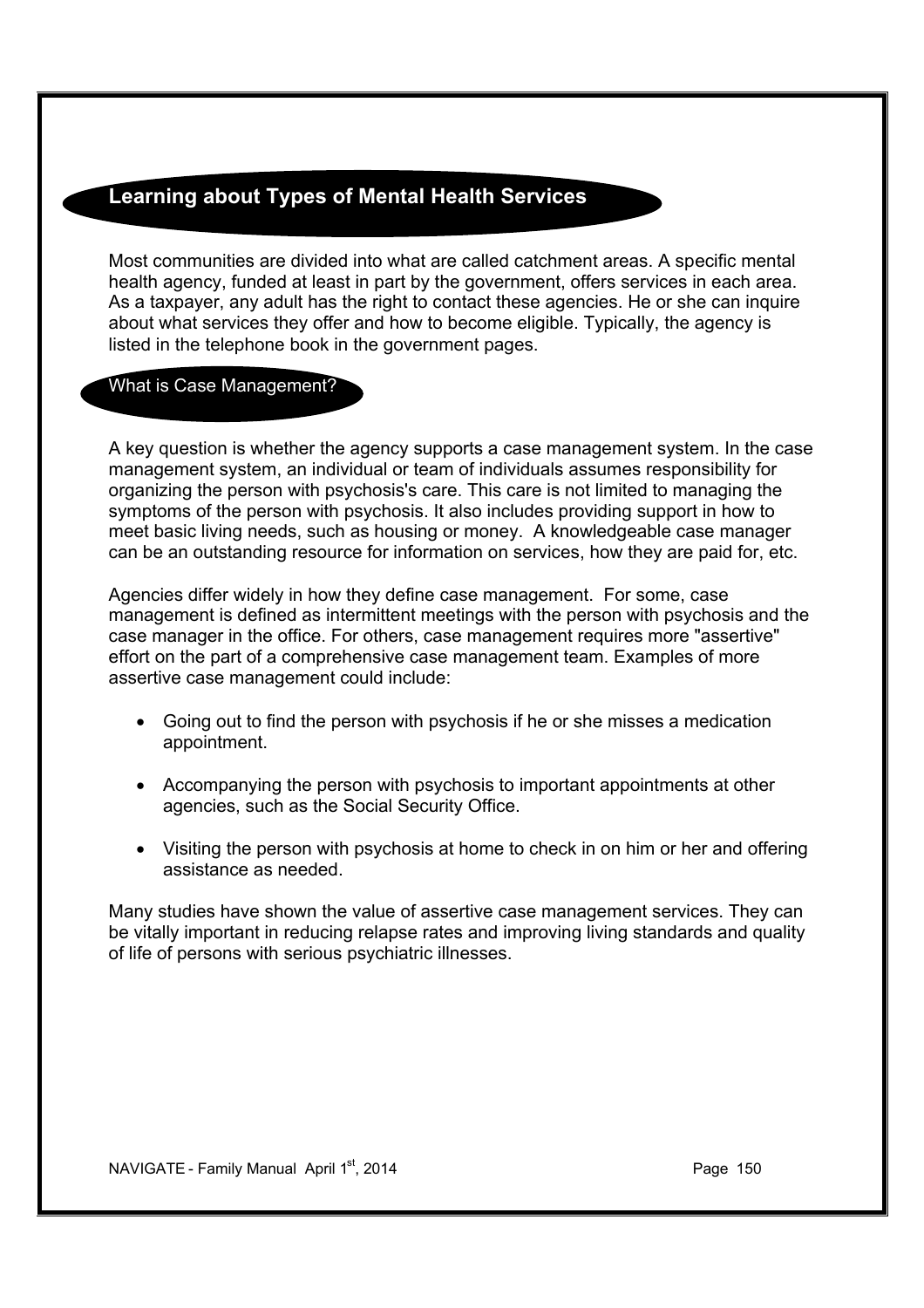## Learning about Types of Mental Health Services

Most communities are divided into what are called catchment areas. A specific mental health agency, funded at least in part by the government, offers services in each area. As a taxpayer, any adult has the right to contact these agencies. He or she can inquire about what services they offer and how to become eligible. Typically, the agency is listed in the telephone book in the government pages.

### What is Case Management?

A key question is whether the agency supports a case management system. In the case management system, an individual or team of individuals assumes responsibility for organizing the person with psychosis's care. This care is not limited to managing the symptoms of the person with psychosis. It also includes providing support in how to meet basic living needs, such as housing or money. A knowledgeable case manager can be an outstanding resource for information on services, how they are paid for, etc.

Agencies differ widely in how they define case management. For some, case management is defined as intermittent meetings with the person with psychosis and the case manager in the office. For others, case management requires more "assertive" effort on the part of a comprehensive case management team. Examples of more assertive case management could include:

- Going out to find the person with psychosis if he or she misses a medication appointment.
- Accompanying the person with psychosis to important appointments at other agencies, such as the Social Security Office.
- Visiting the person with psychosis at home to check in on him or her and offering assistance as needed.

Many studies have shown the value of assertive case management services. They can be vitally important in reducing relapse rates and improving living standards and quality of life of persons with serious psychiatric illnesses.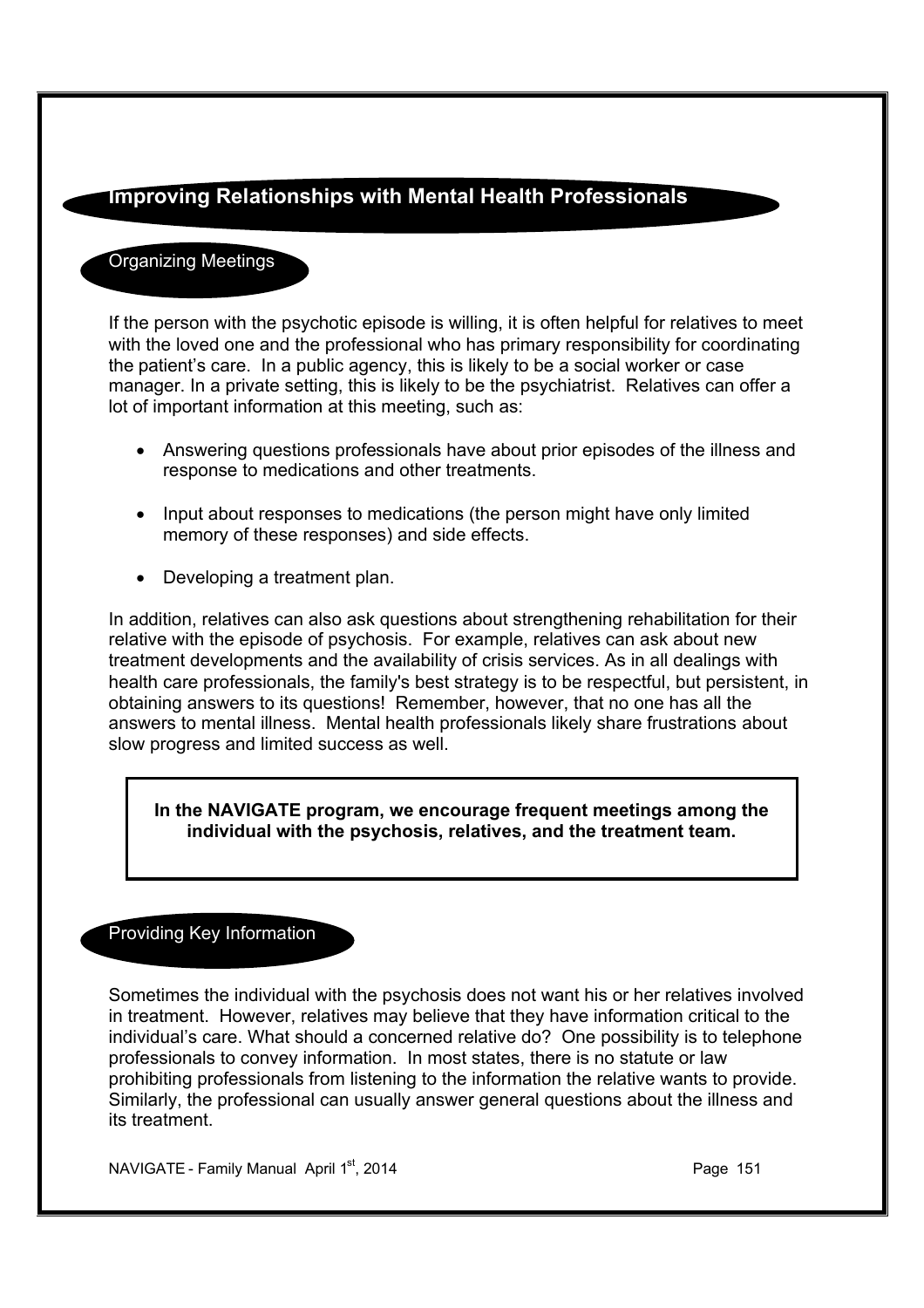## Improving Relationships with Mental Health Professionals

### Organizing Meetings

If the person with the psychotic episode is willing, it is often helpful for relatives to meet with the loved one and the professional who has primary responsibility for coordinating the patient's care. In a public agency, this is likely to be a social worker or case manager. In a private setting, this is likely to be the psychiatrist. Relatives can offer a lot of important information at this meeting, such as:

- Answering questions professionals have about prior episodes of the illness and response to medications and other treatments.
- Input about responses to medications (the person might have only limited memory of these responses) and side effects.
- Developing a treatment plan.

In addition, relatives can also ask questions about strengthening rehabilitation for their relative with the episode of psychosis. For example, relatives can ask about new treatment developments and the availability of crisis services. As in all dealings with health care professionals, the family's best strategy is to be respectful, but persistent, in obtaining answers to its questions! Remember, however, that no one has all the answers to mental illness. Mental health professionals likely share frustrations about slow progress and limited success as well.

> **In the NAVIGATE program, we encourage frequent meetings among the individual with the psychosis, relatives, and the treatment team.**

### Providing Key Information

Sometimes the individual with the psychosis does not want his or her relatives involved in treatment. However, relatives may believe that they have information critical to the individual's care. What should a concerned relative do? One possibility is to telephone professionals to convey information. In most states, there is no statute or law prohibiting professionals from listening to the information the relative wants to provide. Similarly, the professional can usually answer general questions about the illness and its treatment.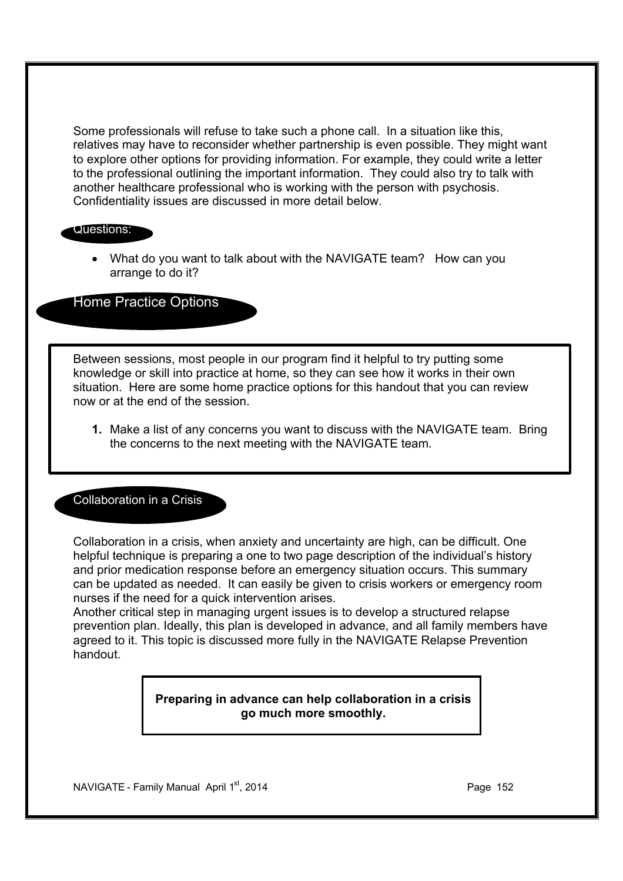Some professionals will refuse to take such a phone call. In a situation like this, relatives may have to reconsider whether partnership is even possible. They might want to explore other options for providing information. For example, they could write a letter to the professional outlining the important information. They could also try to talk with another healthcare professional who is working with the person with psychosis. Confidentiality issues are discussed in more detail below.

### Questions:

- What do you want to talk about with the NAVIGATE team? How can you arrange to do it?

## Home Practice Options

Between sessions, most people in our program find it helpful to try putting some knowledge or skill into practice at home, so they can see how it works in their own situation. Here are some home practice options for this handout that you can review now or at the end of the session.

1. Make a list of any concerns you want to discuss with the NAVIGATE team. Bring the concerns to the next meeting with the NAVIGATE team.

## Collaboration in a Crisis

Collaboration in a crisis, when anxiety and uncertainty are high, can be difficult. One helpful technique is preparing a one to two page description of the individual's history and prior medication response before an emergency situation occurs. This summary can be updated as needed. It can easily be given to crisis workers or emergency room nurses if the need for a quick intervention arises.
Another critical step in managing urgent issues is to develop a structured relapse prevention plan. Ideally, this plan is developed in advance, and all family members have agreed to it. This topic is discussed more fully in the NAVIGATE Relapse Prevention handout.

**Preparing in advance can help collaboration in a crisis go much more smoothly.**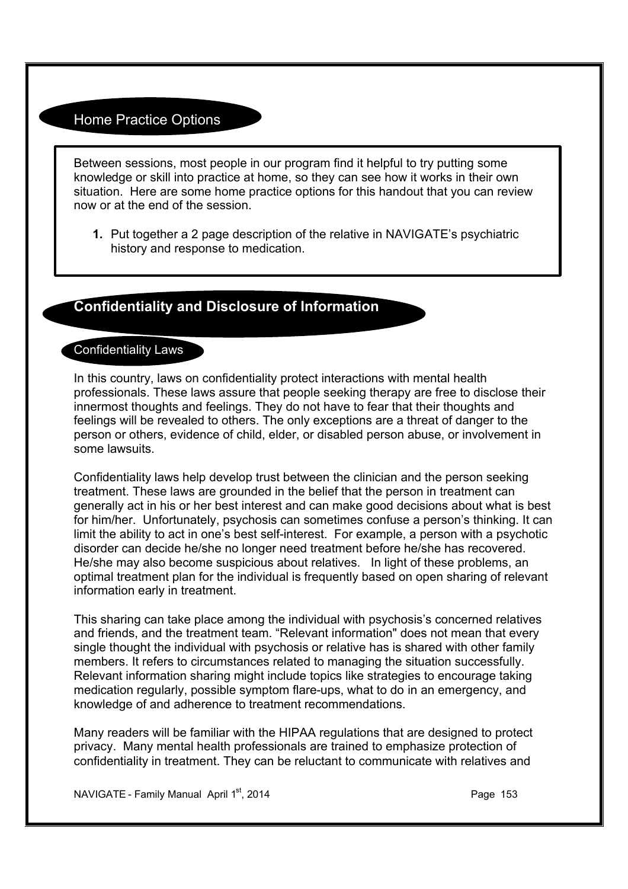### Home Practice Options

Between sessions, most people in our program find it helpful to try putting some knowledge or skill into practice at home, so they can see how it works in their own situation. Here are some home practice options for this handout that you can review now or at the end of the session.

1. Put together a 2 page description of the relative in NAVIGATE's psychiatric history and response to medication.

## Confidentiality and Disclosure of Information

### Confidentiality Laws

In this country, laws on confidentiality protect interactions with mental health professionals. These laws assure that people seeking therapy are free to disclose their innermost thoughts and feelings. They do not have to fear that their thoughts and feelings will be revealed to others. The only exceptions are a threat of danger to the person or others, evidence of child, elder, or disabled person abuse, or involvement in some lawsuits.

Confidentiality laws help develop trust between the clinician and the person seeking treatment. These laws are grounded in the belief that the person in treatment can generally act in his or her best interest and can make good decisions about what is best for him/her. Unfortunately, psychosis can sometimes confuse a person's thinking. It can limit the ability to act in one's best self-interest. For example, a person with a psychotic disorder can decide he/she no longer need treatment before he/she has recovered. He/she may also become suspicious about relatives. In light of these problems, an optimal treatment plan for the individual is frequently based on open sharing of relevant information early in treatment.

This sharing can take place among the individual with psychosis's concerned relatives and friends, and the treatment team. "Relevant information" does not mean that every single thought the individual with psychosis or relative has is shared with other family members. It refers to circumstances related to managing the situation successfully. Relevant information sharing might include topics like strategies to encourage taking medication regularly, possible symptom flare-ups, what to do in an emergency, and knowledge of and adherence to treatment recommendations.

Many readers will be familiar with the HIPAA regulations that are designed to protect privacy. Many mental health professionals are trained to emphasize protection of confidentiality in treatment. They can be reluctant to communicate with relatives and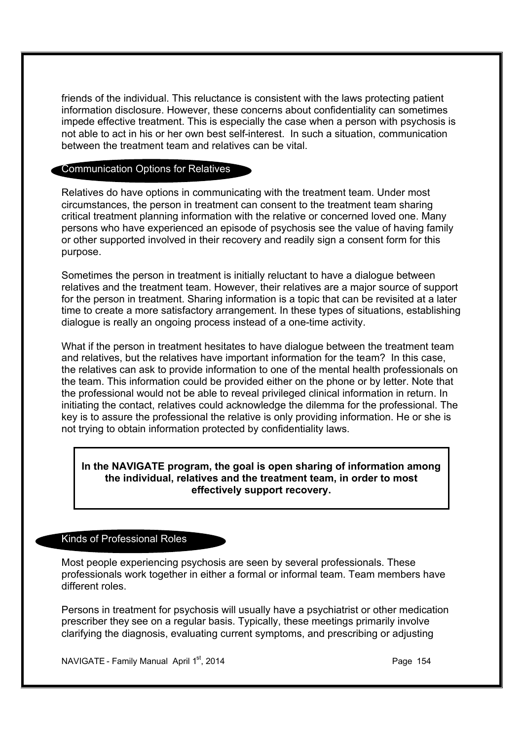friends of the individual. This reluctance is consistent with the laws protecting patient information disclosure. However, these concerns about confidentiality can sometimes impede effective treatment. This is especially the case when a person with psychosis is not able to act in his or her own best self-interest. In such a situation, communication between the treatment team and relatives can be vital.

## Communication Options for Relatives

Relatives do have options in communicating with the treatment team. Under most circumstances, the person in treatment can consent to the treatment team sharing critical treatment planning information with the relative or concerned loved one. Many persons who have experienced an episode of psychosis see the value of having family or other supported involved in their recovery and readily sign a consent form for this purpose.

Sometimes the person in treatment is initially reluctant to have a dialogue between relatives and the treatment team. However, their relatives are a major source of support for the person in treatment. Sharing information is a topic that can be revisited at a later time to create a more satisfactory arrangement. In these types of situations, establishing dialogue is really an ongoing process instead of a one-time activity.

What if the person in treatment hesitates to have dialogue between the treatment team and relatives, but the relatives have important information for the team? In this case, the relatives can ask to provide information to one of the mental health professionals on the team. This information could be provided either on the phone or by letter. Note that the professional would not be able to reveal privileged clinical information in return. In initiating the contact, relatives could acknowledge the dilemma for the professional. The key is to assure the professional the relative is only providing information. He or she is not trying to obtain information protected by confidentiality laws.

**In the NAVIGATE program, the goal is open sharing of information among the individual, relatives and the treatment team, in order to most effectively support recovery.**

## Kinds of Professional Roles

Most people experiencing psychosis are seen by several professionals. These professionals work together in either a formal or informal team. Team members have different roles.

Persons in treatment for psychosis will usually have a psychiatrist or other medication prescriber they see on a regular basis. Typically, these meetings primarily involve clarifying the diagnosis, evaluating current symptoms, and prescribing or adjusting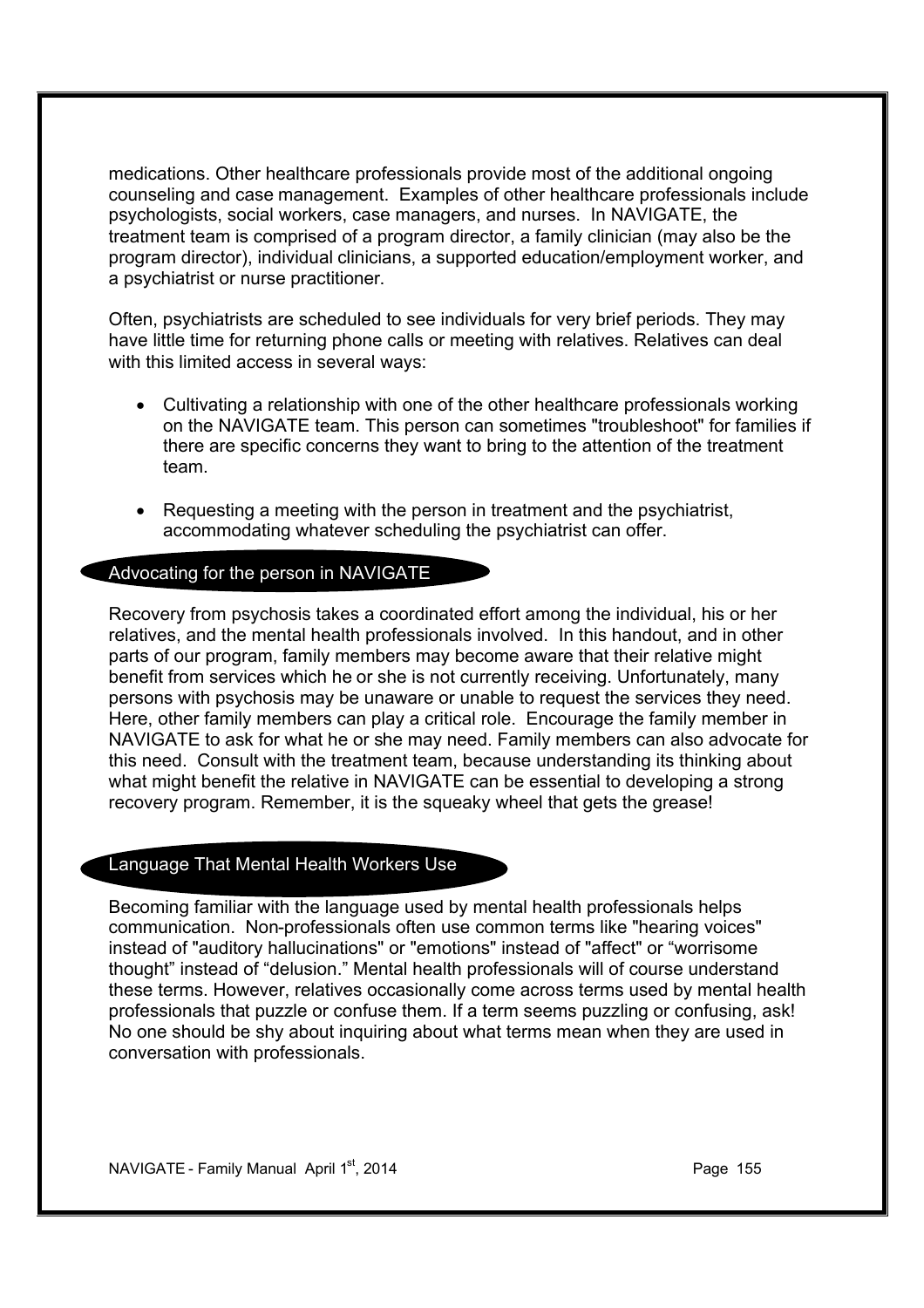medications. Other healthcare professionals provide most of the additional ongoing counseling and case management. Examples of other healthcare professionals include psychologists, social workers, case managers, and nurses. In NAVIGATE, the treatment team is comprised of a program director, a family clinician (may also be the program director), individual clinicians, a supported education/employment worker, and a psychiatrist or nurse practitioner.

Often, psychiatrists are scheduled to see individuals for very brief periods. They may have little time for returning phone calls or meeting with relatives. Relatives can deal with this limited access in several ways:

- Cultivating a relationship with one of the other healthcare professionals working on the NAVIGATE team. This person can sometimes "troubleshoot" for families if there are specific concerns they want to bring to the attention of the treatment team.
- Requesting a meeting with the person in treatment and the psychiatrist, accommodating whatever scheduling the psychiatrist can offer.

## Advocating for the person in NAVIGATE

Recovery from psychosis takes a coordinated effort among the individual, his or her relatives, and the mental health professionals involved. In this handout, and in other parts of our program, family members may become aware that their relative might benefit from services which he or she is not currently receiving. Unfortunately, many persons with psychosis may be unaware or unable to request the services they need. Here, other family members can play a critical role. Encourage the family member in NAVIGATE to ask for what he or she may need. Family members can also advocate for this need. Consult with the treatment team, because understanding its thinking about what might benefit the relative in NAVIGATE can be essential to developing a strong recovery program. Remember, it is the squeaky wheel that gets the grease!

## Language That Mental Health Workers Use

Becoming familiar with the language used by mental health professionals helps communication. Non-professionals often use common terms like "hearing voices" instead of "auditory hallucinations" or "emotions" instead of "affect" or "worrisome thought" instead of "delusion." Mental health professionals will of course understand these terms. However, relatives occasionally come across terms used by mental health professionals that puzzle or confuse them. If a term seems puzzling or confusing, ask! No one should be shy about inquiring about what terms mean when they are used in conversation with professionals.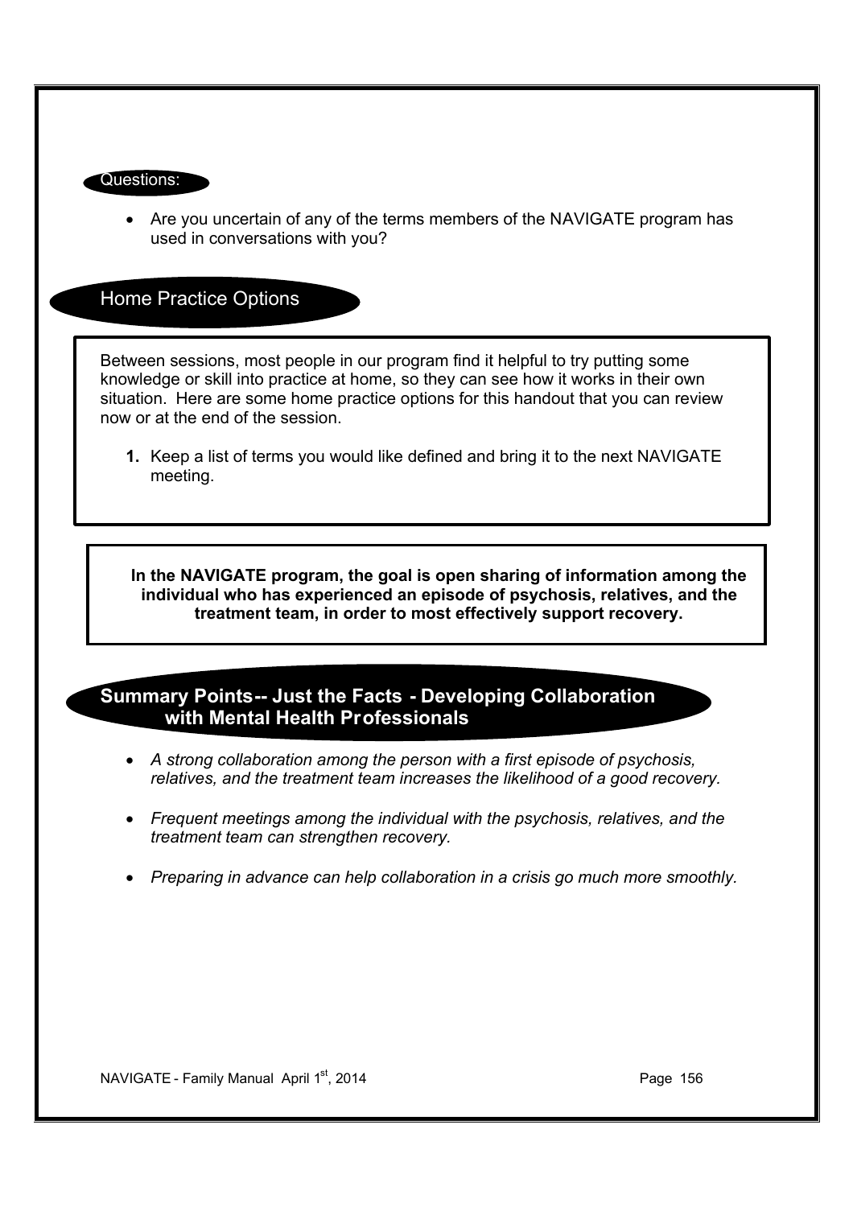Questions:

- Are you uncertain of any of the terms members of the NAVIGATE program has used in conversations with you?

## Home Practice Options

Between sessions, most people in our program find it helpful to try putting some knowledge or skill into practice at home, so they can see how it works in their own situation. Here are some home practice options for this handout that you can review now or at the end of the session.

1. Keep a list of terms you would like defined and bring it to the next NAVIGATE meeting.

**In the NAVIGATE program, the goal is open sharing of information among the individual who has experienced an episode of psychosis, relatives, and the treatment team, in order to most effectively support recovery.**

## Summary Points-- Just the Facts - Developing Collaboration with Mental Health Professionals

- *A strong collaboration among the person with a first episode of psychosis, relatives, and the treatment team increases the likelihood of a good recovery.*
- *Frequent meetings among the individual with the psychosis, relatives, and the treatment team can strengthen recovery.*
- *Preparing in advance can help collaboration in a crisis go much more smoothly.*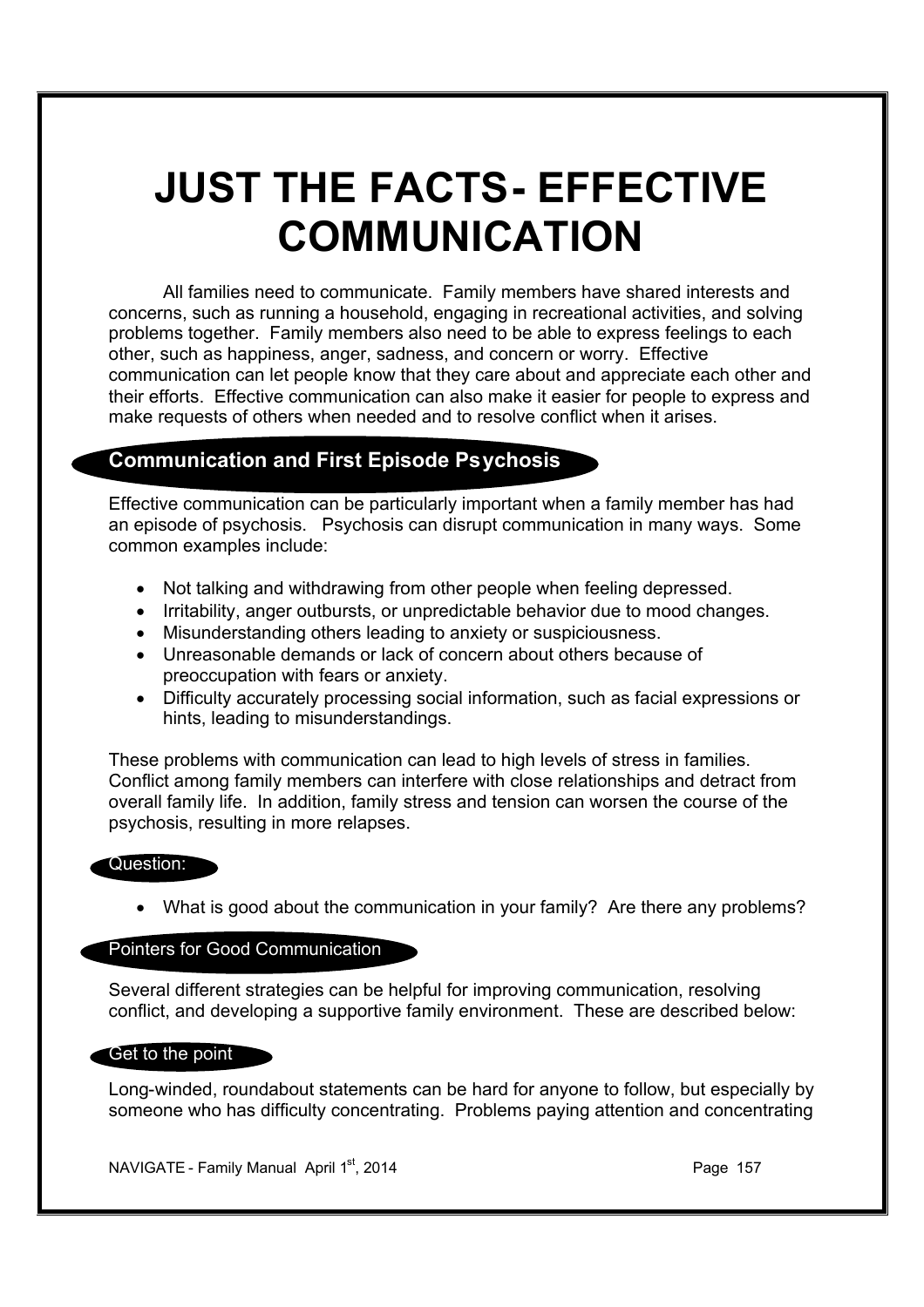# JUST THE FACTS- EFFECTIVE COMMUNICATION

All families need to communicate. Family members have shared interests and concerns, such as running a household, engaging in recreational activities, and solving problems together. Family members also need to be able to express feelings to each other, such as happiness, anger, sadness, and concern or worry. Effective communication can let people know that they care about and appreciate each other and their efforts. Effective communication can also make it easier for people to express and make requests of others when needed and to resolve conflict when it arises.

## Communication and First Episode Psychosis

Effective communication can be particularly important when a family member has had an episode of psychosis. Psychosis can disrupt communication in many ways. Some common examples include:

- Not talking and withdrawing from other people when feeling depressed.
- Irritability, anger outbursts, or unpredictable behavior due to mood changes.
- Misunderstanding others leading to anxiety or suspiciousness.
- Unreasonable demands or lack of concern about others because of preoccupation with fears or anxiety.
- Difficulty accurately processing social information, such as facial expressions or hints, leading to misunderstandings.

These problems with communication can lead to high levels of stress in families. Conflict among family members can interfere with close relationships and detract from overall family life. In addition, family stress and tension can worsen the course of the psychosis, resulting in more relapses.

### Question:

- What is good about the communication in your family? Are there any problems?

### Pointers for Good Communication

Several different strategies can be helpful for improving communication, resolving conflict, and developing a supportive family environment. These are described below:

### Get to the point

Long-winded, roundabout statements can be hard for anyone to follow, but especially by someone who has difficulty concentrating. Problems paying attention and concentrating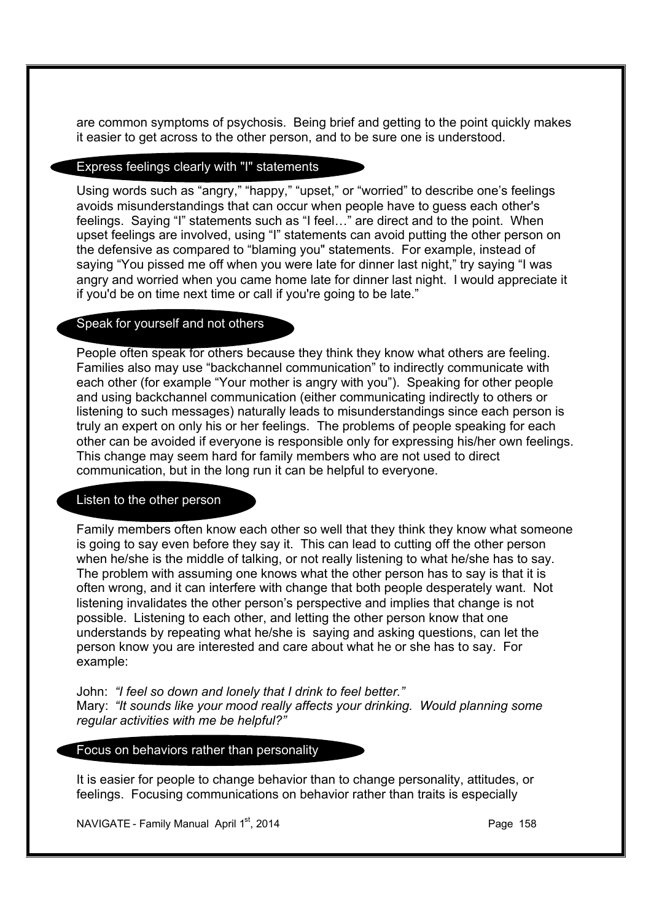are common symptoms of psychosis. Being brief and getting to the point quickly makes it easier to get across to the other person, and to be sure one is understood.

### Express feelings clearly with "I" statements

Using words such as "angry," "happy," "upset," or "worried" to describe one's feelings avoids misunderstandings that can occur when people have to guess each other's feelings. Saying "I" statements such as "I feel…" are direct and to the point. When upset feelings are involved, using "I" statements can avoid putting the other person on the defensive as compared to "blaming you" statements. For example, instead of saying "You pissed me off when you were late for dinner last night," try saying "I was angry and worried when you came home late for dinner last night. I would appreciate it if you'd be on time next time or call if you're going to be late."

### Speak for yourself and not others

People often speak for others because they think they know what others are feeling. Families also may use "backchannel communication" to indirectly communicate with each other (for example "Your mother is angry with you"). Speaking for other people and using backchannel communication (either communicating indirectly to others or listening to such messages) naturally leads to misunderstandings since each person is truly an expert on only his or her feelings. The problems of people speaking for each other can be avoided if everyone is responsible only for expressing his/her own feelings. This change may seem hard for family members who are not used to direct communication, but in the long run it can be helpful to everyone.

### Listen to the other person

Family members often know each other so well that they think they know what someone is going to say even before they say it. This can lead to cutting off the other person when he/she is the middle of talking, or not really listening to what he/she has to say. The problem with assuming one knows what the other person has to say is that it is often wrong, and it can interfere with change that both people desperately want. Not listening invalidates the other person's perspective and implies that change is not possible. Listening to each other, and letting the other person know that one understands by repeating what he/she is saying and asking questions, can let the person know you are interested and care about what he or she has to say. For example:

John: *"I feel so down and lonely that I drink to feel better."*
Mary: *"It sounds like your mood really affects your drinking. Would planning some regular activities with me be helpful?"*

### Focus on behaviors rather than personality

It is easier for people to change behavior than to change personality, attitudes, or feelings. Focusing communications on behavior rather than traits is especially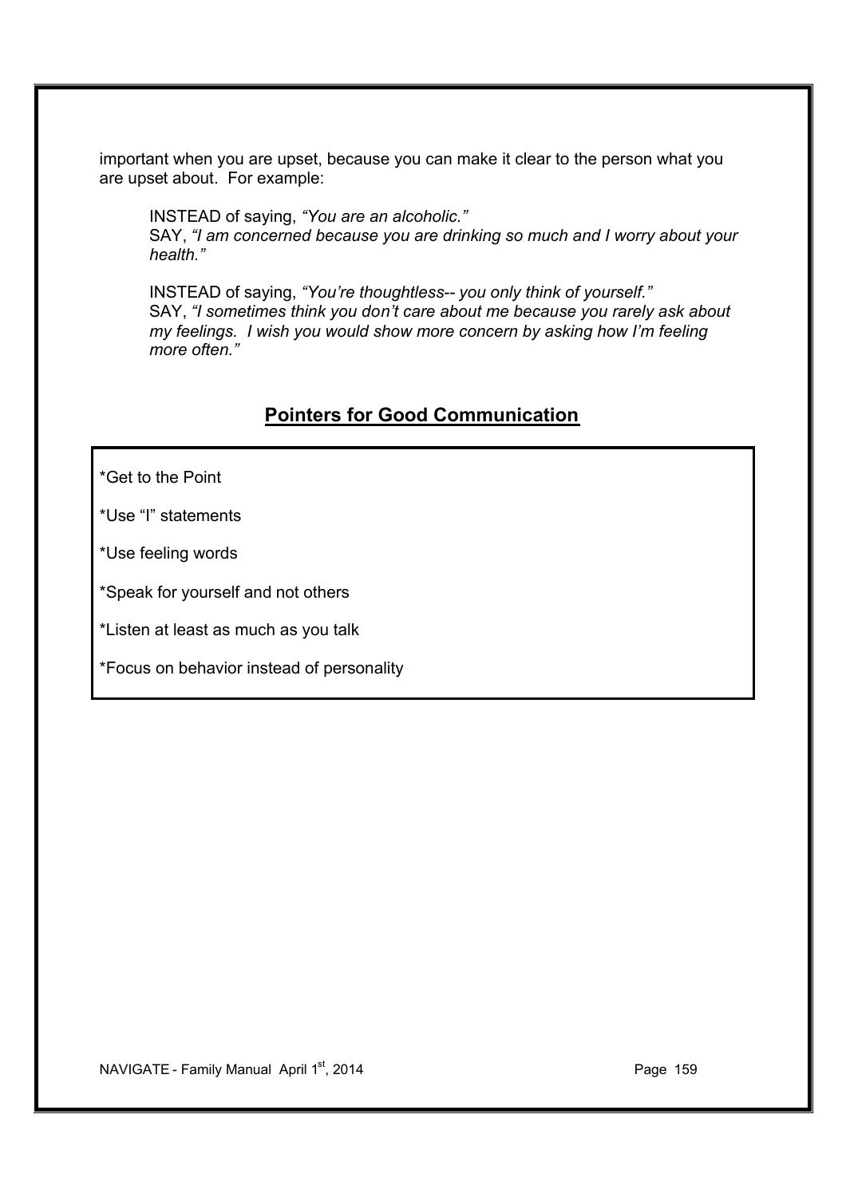important when you are upset, because you can make it clear to the person what you are upset about. For example:

> INSTEAD of saying, *"You are an alcoholic."*
> SAY, *"I am concerned because you are drinking so much and I worry about your health."*
>
> INSTEAD of saying, *"You're thoughtless-- you only think of yourself."*
> SAY, *"I sometimes think you don't care about me because you rarely ask about my feelings. I wish you would show more concern by asking how I'm feeling more often."*

## Pointers for Good Communication

*Get to the Point

*Use "I" statements

*Use feeling words

*Speak for yourself and not others

*Listen at least as much as you talk

*Focus on behavior instead of personality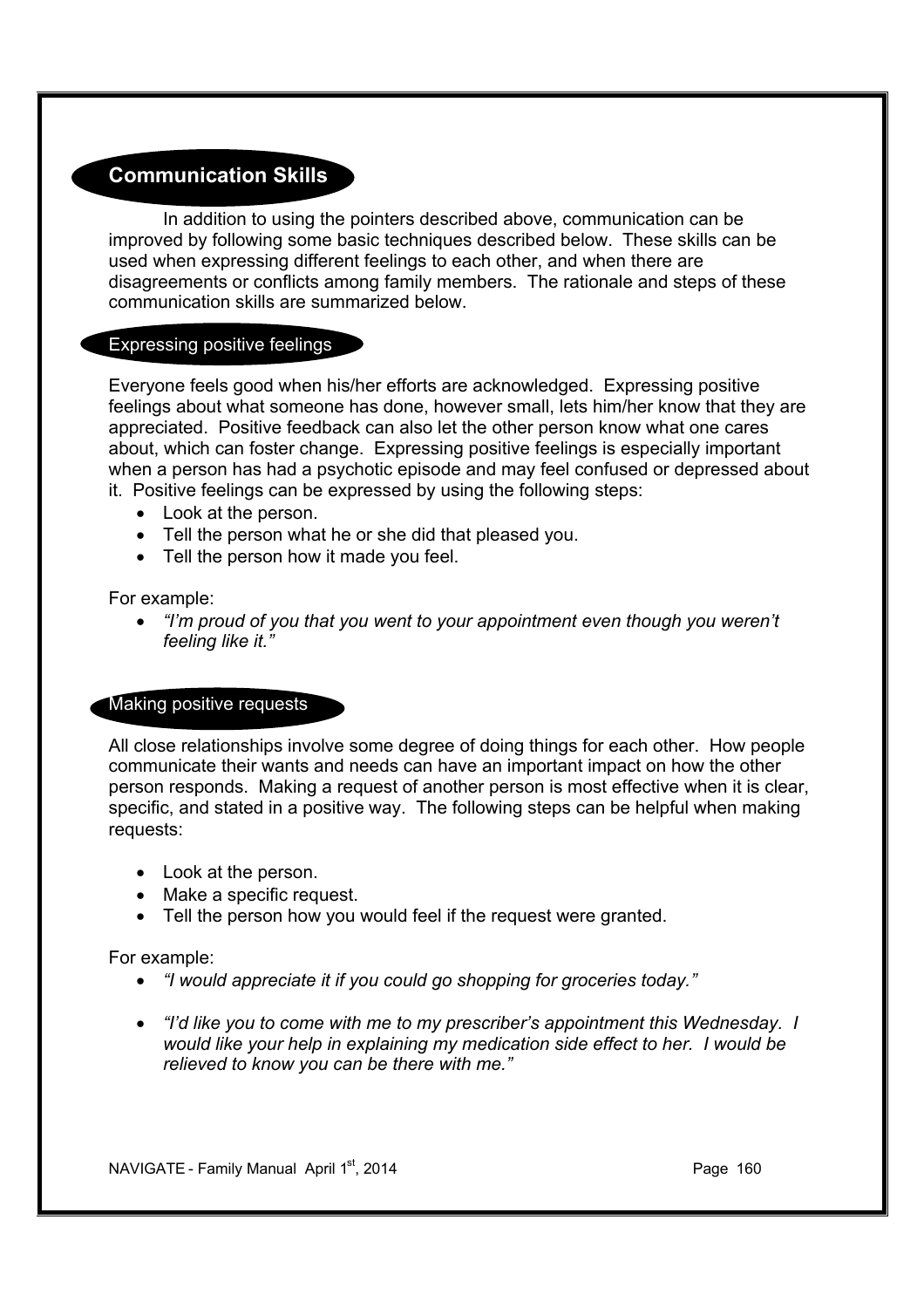## Communication Skills

In addition to using the pointers described above, communication can be improved by following some basic techniques described below. These skills can be used when expressing different feelings to each other, and when there are disagreements or conflicts among family members. The rationale and steps of these communication skills are summarized below.

### Expressing positive feelings

Everyone feels good when his/her efforts are acknowledged. Expressing positive feelings about what someone has done, however small, lets him/her know that they are appreciated. Positive feedback can also let the other person know what one cares about, which can foster change. Expressing positive feelings is especially important when a person has had a psychotic episode and may feel confused or depressed about it. Positive feelings can be expressed by using the following steps:

- Look at the person.
- Tell the person what he or she did that pleased you.
- Tell the person how it made you feel.

For example:

- *"I'm proud of you that you went to your appointment even though you weren't feeling like it."*

### Making positive requests

All close relationships involve some degree of doing things for each other. How people communicate their wants and needs can have an important impact on how the other person responds. Making a request of another person is most effective when it is clear, specific, and stated in a positive way. The following steps can be helpful when making requests:

- Look at the person.
- Make a specific request.
- Tell the person how you would feel if the request were granted.

For example:

- *"I would appreciate it if you could go shopping for groceries today."*
- *"I'd like you to come with me to my prescriber's appointment this Wednesday. I would like your help in explaining my medication side effect to her. I would be relieved to know you can be there with me."*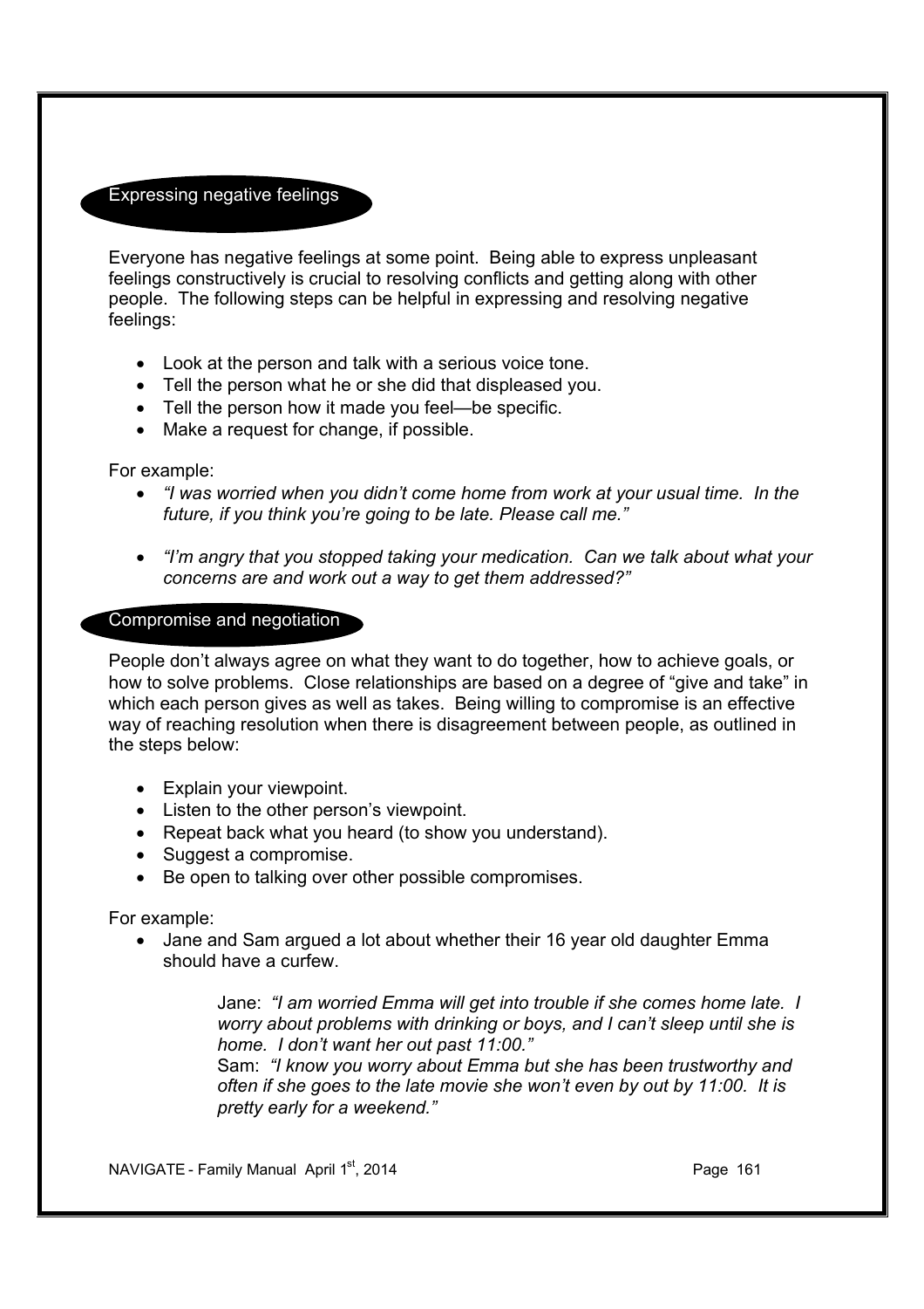## Expressing negative feelings

Everyone has negative feelings at some point. Being able to express unpleasant feelings constructively is crucial to resolving conflicts and getting along with other people. The following steps can be helpful in expressing and resolving negative feelings:

- Look at the person and talk with a serious voice tone.
- Tell the person what he or she did that displeased you.
- Tell the person how it made you feel—be specific.
- Make a request for change, if possible.

For example:

- *"I was worried when you didn't come home from work at your usual time. In the future, if you think you're going to be late. Please call me."*
- *"I'm angry that you stopped taking your medication. Can we talk about what your concerns are and work out a way to get them addressed?"*

## Compromise and negotiation

People don't always agree on what they want to do together, how to achieve goals, or how to solve problems. Close relationships are based on a degree of "give and take" in which each person gives as well as takes. Being willing to compromise is an effective way of reaching resolution when there is disagreement between people, as outlined in the steps below:

- Explain your viewpoint.
- Listen to the other person's viewpoint.
- Repeat back what you heard (to show you understand).
- Suggest a compromise.
- Be open to talking over other possible compromises.

For example:

- Jane and Sam argued a lot about whether their 16 year old daughter Emma should have a curfew.

> Jane: *"I am worried Emma will get into trouble if she comes home late. I worry about problems with drinking or boys, and I can't sleep until she is home. I don't want her out past 11:00."*
> Sam: *"I know you worry about Emma but she has been trustworthy and often if she goes to the late movie she won't even by out by 11:00. It is pretty early for a weekend."*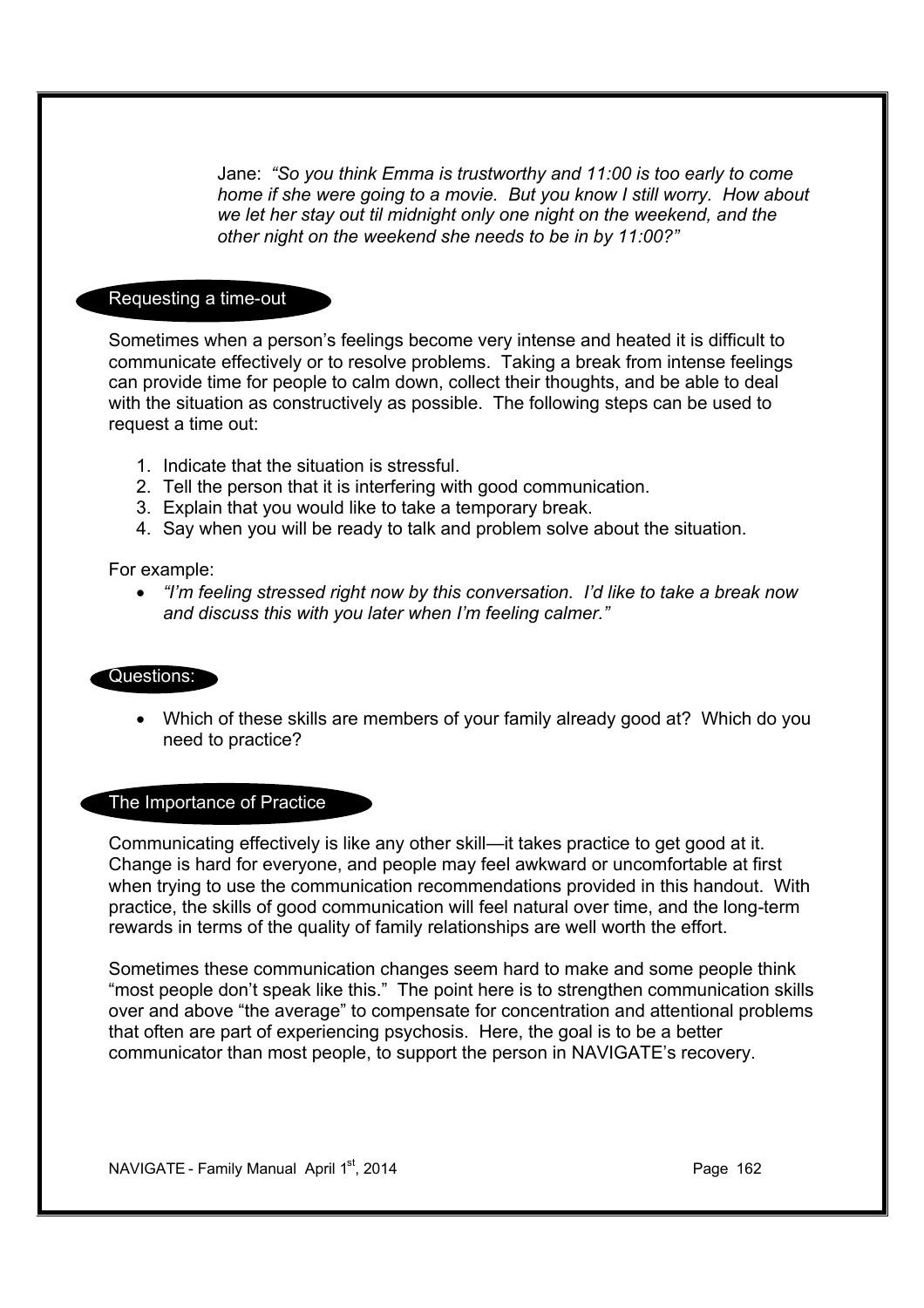Jane: *"So you think Emma is trustworthy and 11:00 is too early to come home if she were going to a movie. But you know I still worry. How about we let her stay out til midnight only one night on the weekend, and the other night on the weekend she needs to be in by 11:00?"*

## Requesting a time-out

Sometimes when a person's feelings become very intense and heated it is difficult to communicate effectively or to resolve problems. Taking a break from intense feelings can provide time for people to calm down, collect their thoughts, and be able to deal with the situation as constructively as possible. The following steps can be used to request a time out:

1. Indicate that the situation is stressful.
2. Tell the person that it is interfering with good communication.
3. Explain that you would like to take a temporary break.
4. Say when you will be ready to talk and problem solve about the situation.

For example:

- *"I'm feeling stressed right now by this conversation. I'd like to take a break now and discuss this with you later when I'm feeling calmer."*

## Questions:

- Which of these skills are members of your family already good at? Which do you need to practice?

## The Importance of Practice

Communicating effectively is like any other skill—it takes practice to get good at it. Change is hard for everyone, and people may feel awkward or uncomfortable at first when trying to use the communication recommendations provided in this handout. With practice, the skills of good communication will feel natural over time, and the long-term rewards in terms of the quality of family relationships are well worth the effort.

Sometimes these communication changes seem hard to make and some people think "most people don't speak like this." The point here is to strengthen communication skills over and above "the average" to compensate for concentration and attentional problems that often are part of experiencing psychosis. Here, the goal is to be a better communicator than most people, to support the person in NAVIGATE's recovery.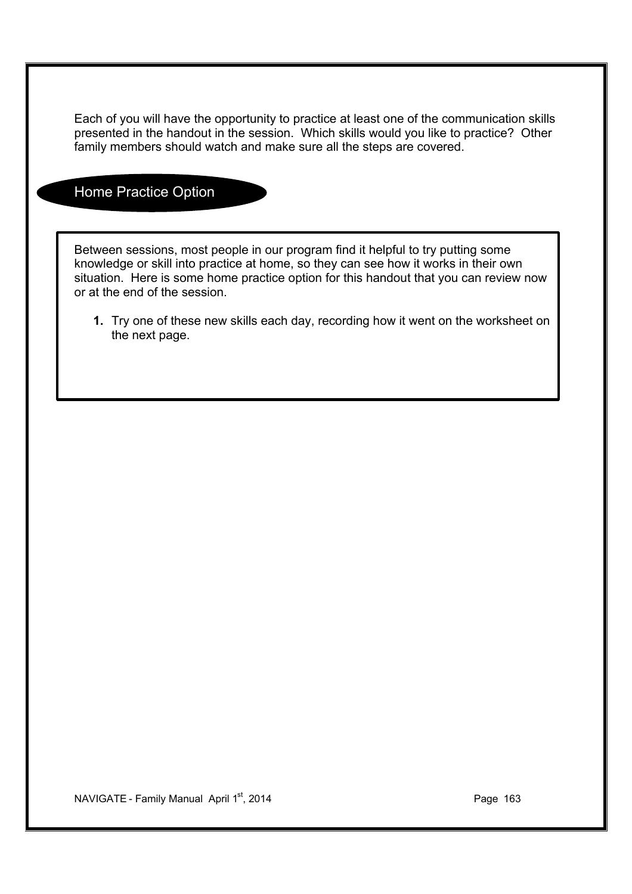Each of you will have the opportunity to practice at least one of the communication skills presented in the handout in the session. Which skills would you like to practice? Other family members should watch and make sure all the steps are covered.

## Home Practice Option

Between sessions, most people in our program find it helpful to try putting some knowledge or skill into practice at home, so they can see how it works in their own situation. Here is some home practice option for this handout that you can review now or at the end of the session.

1. Try one of these new skills each day, recording how it went on the worksheet on the next page.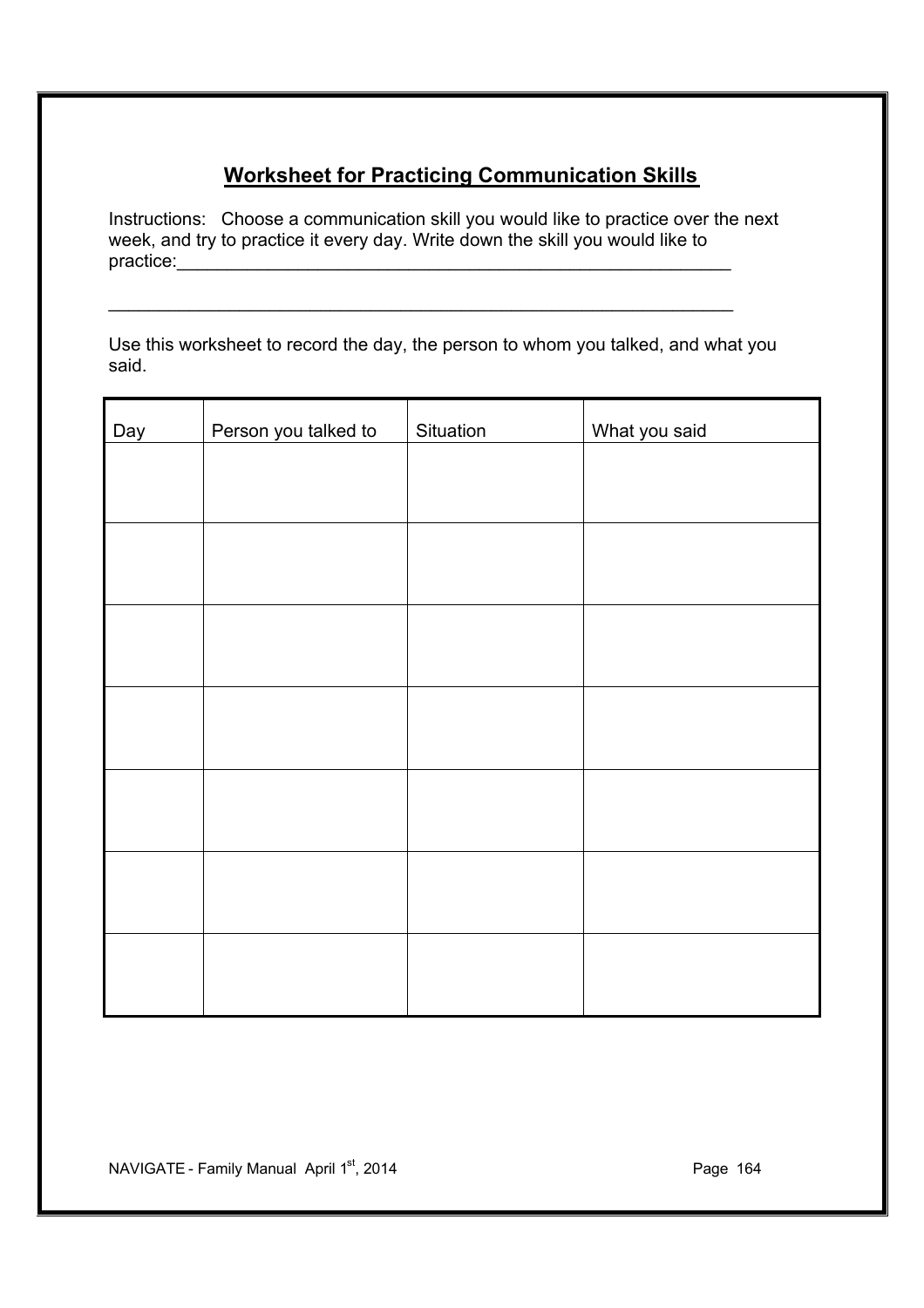## Worksheet for Practicing Communication Skills

Instructions: Choose a communication skill you would like to practice over the next week, and try to practice it every day. Write down the skill you would like to practice:___________________________________________________________

_______________________________________________________________

Use this worksheet to record the day, the person to whom you talked, and what you said.

| Day | Person you talked to | Situation | What you said |
|---|---|---|---|
| | | | |
| | | | |
| | | | |
| | | | |
| | | | |
| | | | |
| | | | |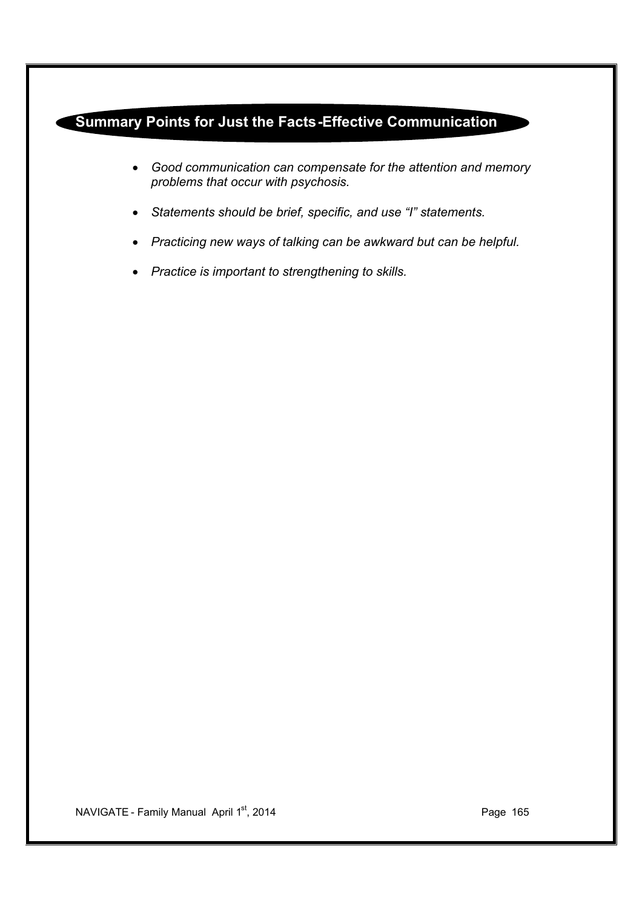## Summary Points for Just the Facts-Effective Communication

- *Good communication can compensate for the attention and memory problems that occur with psychosis.*
- *Statements should be brief, specific, and use "I" statements.*
- *Practicing new ways of talking can be awkward but can be helpful.*
- *Practice is important to strengthening to skills.*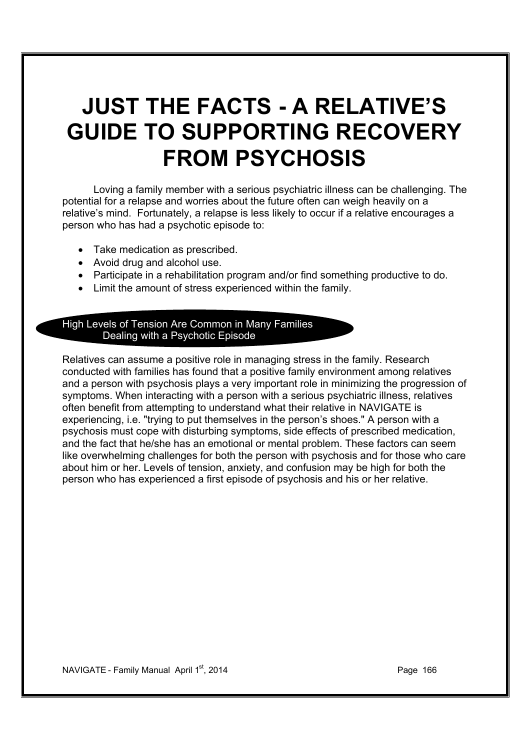# JUST THE FACTS - A RELATIVE'S GUIDE TO SUPPORTING RECOVERY FROM PSYCHOSIS

Loving a family member with a serious psychiatric illness can be challenging. The potential for a relapse and worries about the future often can weigh heavily on a relative's mind. Fortunately, a relapse is less likely to occur if a relative encourages a person who has had a psychotic episode to:

- Take medication as prescribed.
- Avoid drug and alcohol use.
- Participate in a rehabilitation program and/or find something productive to do.
- Limit the amount of stress experienced within the family.

## High Levels of Tension Are Common in Many Families Dealing with a Psychotic Episode

Relatives can assume a positive role in managing stress in the family. Research conducted with families has found that a positive family environment among relatives and a person with psychosis plays a very important role in minimizing the progression of symptoms. When interacting with a person with a serious psychiatric illness, relatives often benefit from attempting to understand what their relative in NAVIGATE is experiencing, i.e. "trying to put themselves in the person's shoes." A person with a psychosis must cope with disturbing symptoms, side effects of prescribed medication, and the fact that he/she has an emotional or mental problem. These factors can seem like overwhelming challenges for both the person with psychosis and for those who care about him or her. Levels of tension, anxiety, and confusion may be high for both the person who has experienced a first episode of psychosis and his or her relative.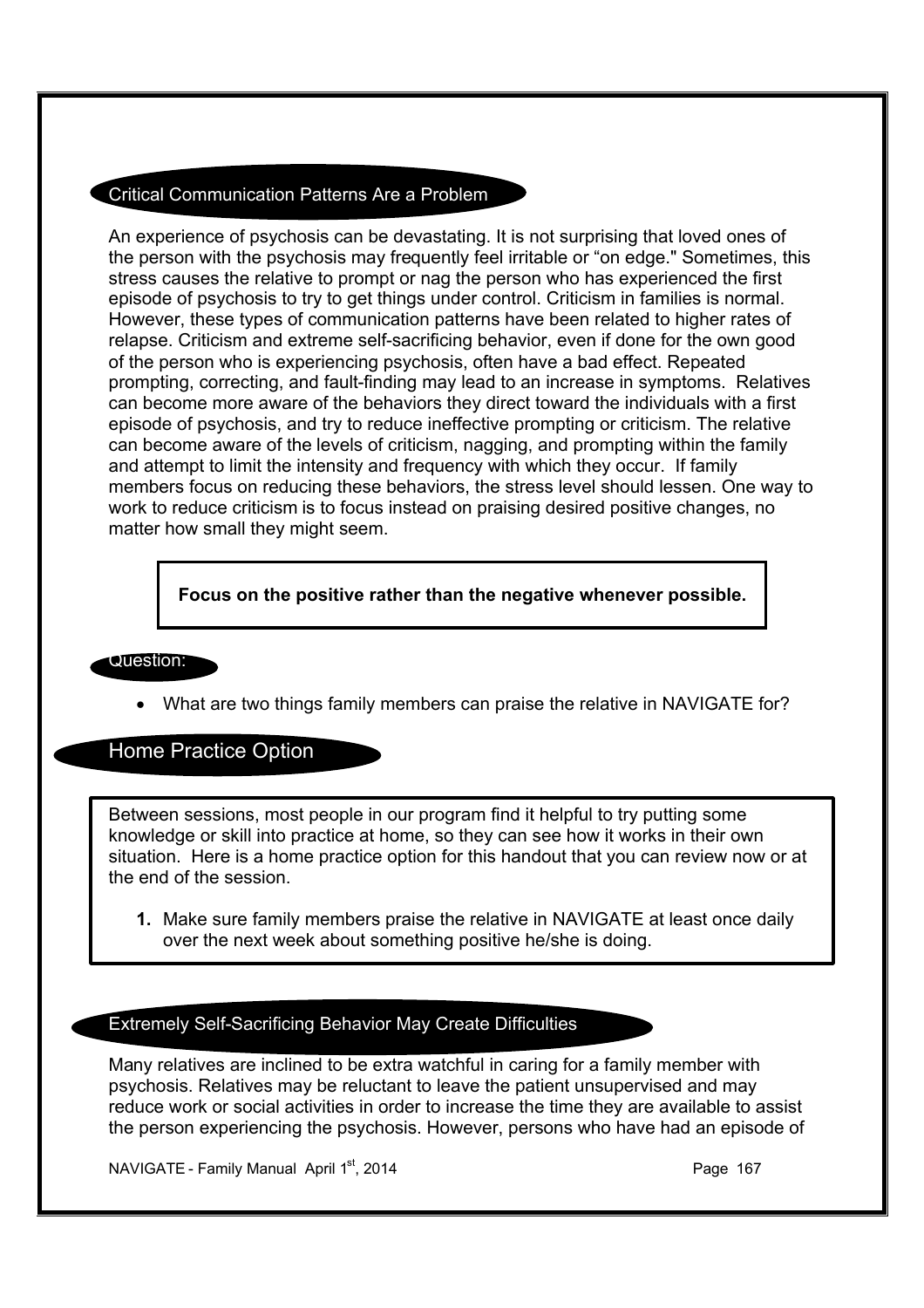## Critical Communication Patterns Are a Problem

An experience of psychosis can be devastating. It is not surprising that loved ones of the person with the psychosis may frequently feel irritable or “on edge." Sometimes, this stress causes the relative to prompt or nag the person who has experienced the first episode of psychosis to try to get things under control. Criticism in families is normal. However, these types of communication patterns have been related to higher rates of relapse. Criticism and extreme self-sacrificing behavior, even if done for the own good of the person who is experiencing psychosis, often have a bad effect. Repeated prompting, correcting, and fault-finding may lead to an increase in symptoms. Relatives can become more aware of the behaviors they direct toward the individuals with a first episode of psychosis, and try to reduce ineffective prompting or criticism. The relative can become aware of the levels of criticism, nagging, and prompting within the family and attempt to limit the intensity and frequency with which they occur. If family members focus on reducing these behaviors, the stress level should lessen. One way to work to reduce criticism is to focus instead on praising desired positive changes, no matter how small they might seem.

**Focus on the positive rather than the negative whenever possible.**

### Question:

- What are two things family members can praise the relative in NAVIGATE for?

## Home Practice Option

Between sessions, most people in our program find it helpful to try putting some knowledge or skill into practice at home, so they can see how it works in their own situation. Here is a home practice option for this handout that you can review now or at the end of the session.

1. Make sure family members praise the relative in NAVIGATE at least once daily over the next week about something positive he/she is doing.

## Extremely Self-Sacrificing Behavior May Create Difficulties

Many relatives are inclined to be extra watchful in caring for a family member with psychosis. Relatives may be reluctant to leave the patient unsupervised and may reduce work or social activities in order to increase the time they are available to assist the person experiencing the psychosis. However, persons who have had an episode of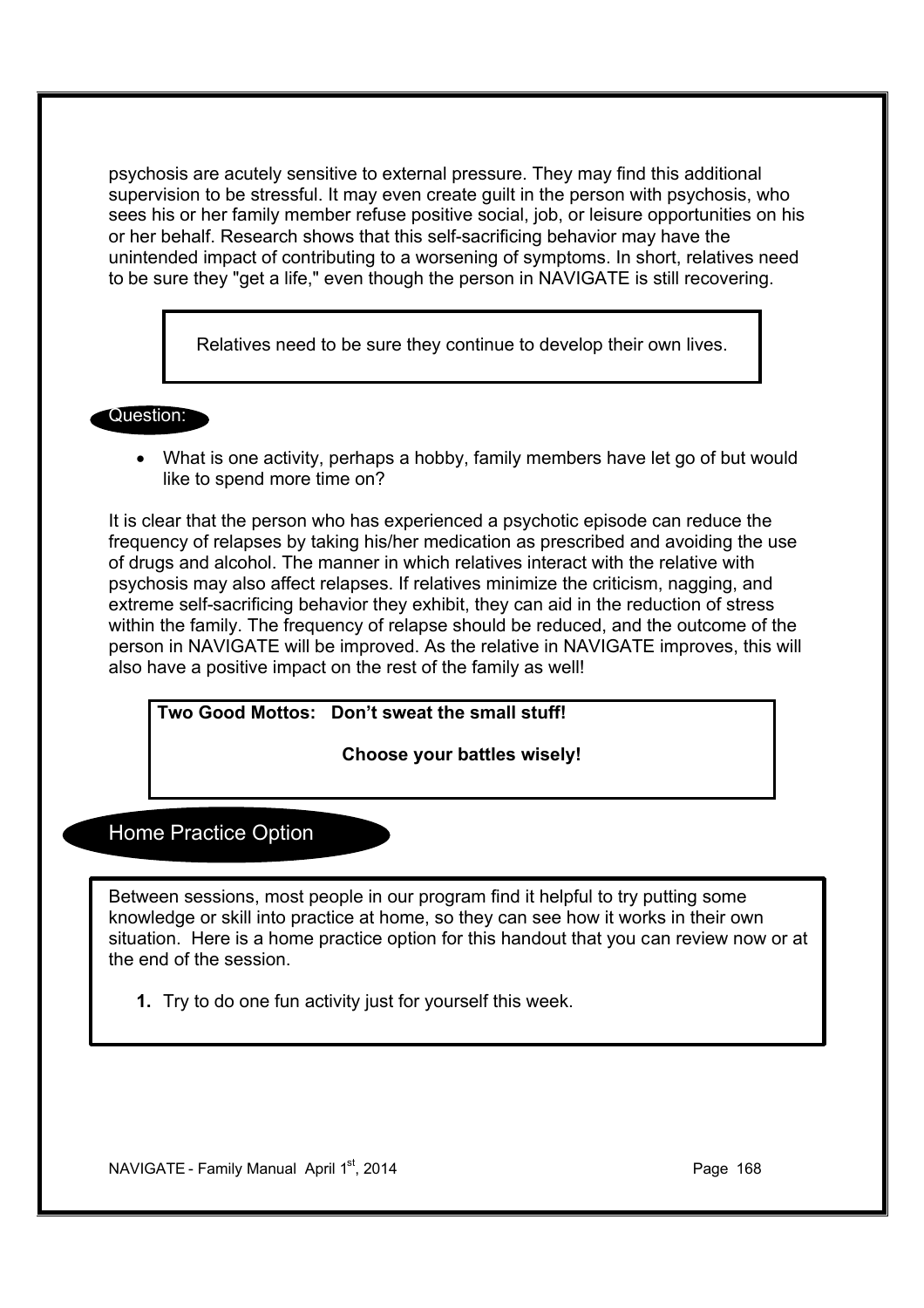psychosis are acutely sensitive to external pressure. They may find this additional supervision to be stressful. It may even create guilt in the person with psychosis, who sees his or her family member refuse positive social, job, or leisure opportunities on his or her behalf. Research shows that this self-sacrificing behavior may have the unintended impact of contributing to a worsening of symptoms. In short, relatives need to be sure they "get a life," even though the person in NAVIGATE is still recovering.

> Relatives need to be sure they continue to develop their own lives.

**Question:**

- What is one activity, perhaps a hobby, family members have let go of but would like to spend more time on?

It is clear that the person who has experienced a psychotic episode can reduce the frequency of relapses by taking his/her medication as prescribed and avoiding the use of drugs and alcohol. The manner in which relatives interact with the relative with psychosis may also affect relapses. If relatives minimize the criticism, nagging, and extreme self-sacrificing behavior they exhibit, they can aid in the reduction of stress within the family. The frequency of relapse should be reduced, and the outcome of the person in NAVIGATE will be improved. As the relative in NAVIGATE improves, this will also have a positive impact on the rest of the family as well!

> **Two Good Mottos: Don't sweat the small stuff!**
>
> **Choose your battles wisely!**

## Home Practice Option

Between sessions, most people in our program find it helpful to try putting some knowledge or skill into practice at home, so they can see how it works in their own situation. Here is a home practice option for this handout that you can review now or at the end of the session.

1. Try to do one fun activity just for yourself this week.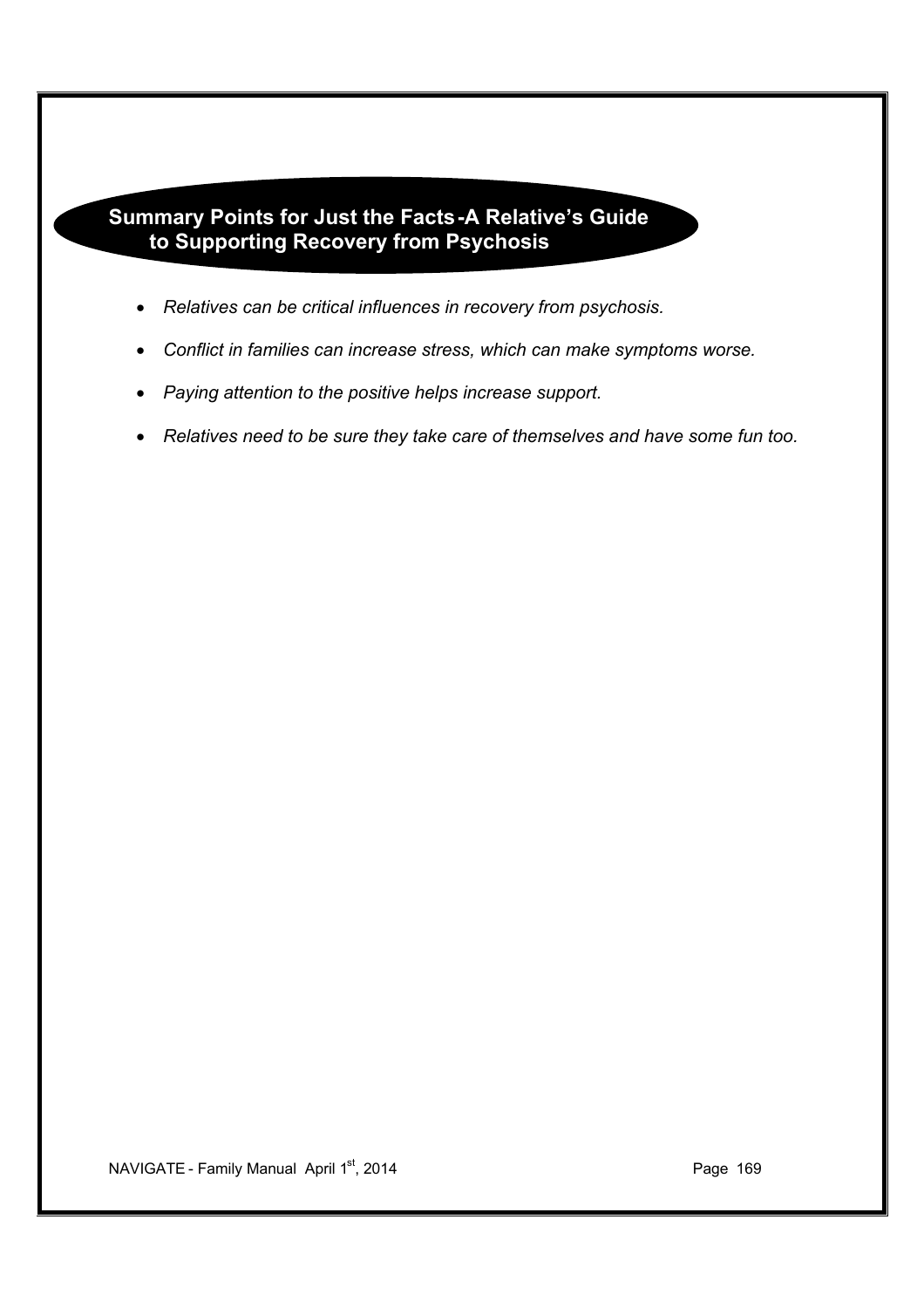## Summary Points for Just the Facts-A Relative's Guide to Supporting Recovery from Psychosis

- *Relatives can be critical influences in recovery from psychosis.*
- *Conflict in families can increase stress, which can make symptoms worse.*
- *Paying attention to the positive helps increase support.*
- *Relatives need to be sure they take care of themselves and have some fun too.*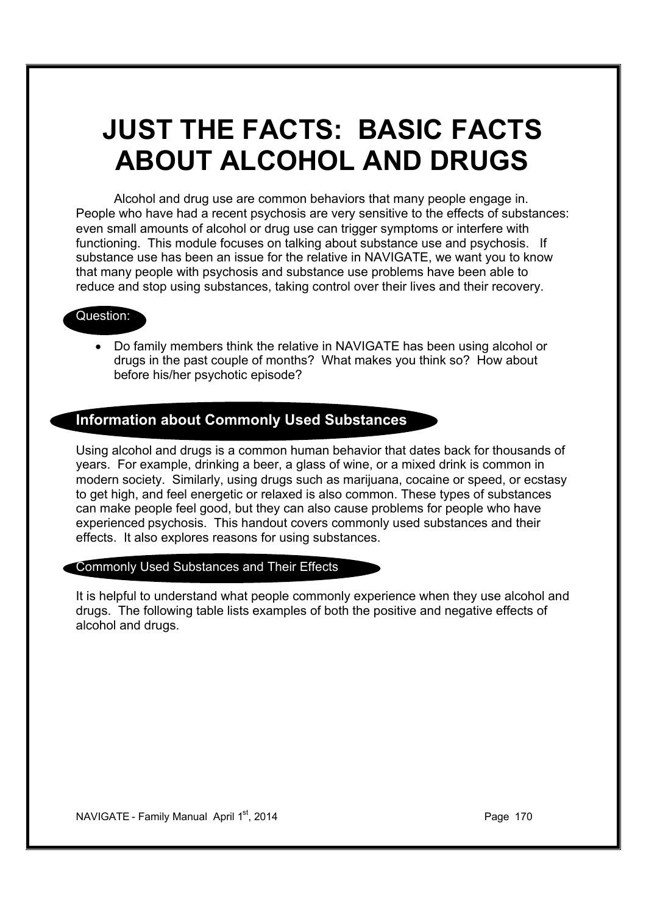# JUST THE FACTS: BASIC FACTS ABOUT ALCOHOL AND DRUGS

Alcohol and drug use are common behaviors that many people engage in. People who have had a recent psychosis are very sensitive to the effects of substances: even small amounts of alcohol or drug use can trigger symptoms or interfere with functioning. This module focuses on talking about substance use and psychosis. If substance use has been an issue for the relative in NAVIGATE, we want you to know that many people with psychosis and substance use problems have been able to reduce and stop using substances, taking control over their lives and their recovery.

**Question:**

- Do family members think the relative in NAVIGATE has been using alcohol or drugs in the past couple of months? What makes you think so? How about before his/her psychotic episode?

## Information about Commonly Used Substances

Using alcohol and drugs is a common human behavior that dates back for thousands of years. For example, drinking a beer, a glass of wine, or a mixed drink is common in modern society. Similarly, using drugs such as marijuana, cocaine or speed, or ecstasy to get high, and feel energetic or relaxed is also common. These types of substances can make people feel good, but they can also cause problems for people who have experienced psychosis. This handout covers commonly used substances and their effects. It also explores reasons for using substances.

### Commonly Used Substances and Their Effects

It is helpful to understand what people commonly experience when they use alcohol and drugs. The following table lists examples of both the positive and negative effects of alcohol and drugs.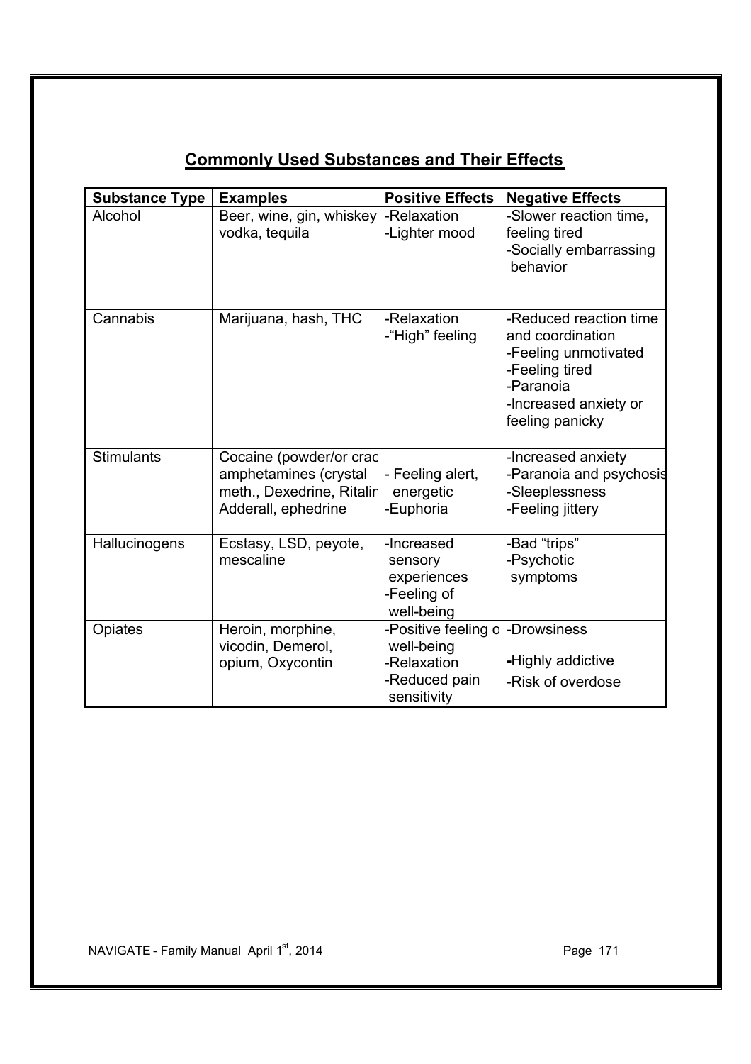## Commonly Used Substances and Their Effects

| Substance Type | Examples | Positive Effects | Negative Effects |
|---|---|---|---|
| Alcohol | Beer, wine, gin, whiskey vodka, tequila | -Relaxation<br>-Lighter mood | -Slower reaction time, feeling tired<br>-Socially embarrassing behavior |
| Cannabis | Marijuana, hash, THC | -Relaxation<br>-"High" feeling | -Reduced reaction time and coordination<br>-Feeling unmotivated<br>-Feeling tired<br>-Paranoia<br>-Increased anxiety or feeling panicky |
| Stimulants | Cocaine (powder/or crac amphetamines (crystal meth., Dexedrine, Ritalin Adderall, ephedrine | - Feeling alert, energetic<br>-Euphoria | -Increased anxiety<br>-Paranoia and psychosis<br>-Sleeplessness<br>-Feeling jittery |
| Hallucinogens | Ecstasy, LSD, peyote, mescaline | -Increased sensory experiences<br>-Feeling of well-being | -Bad "trips"<br>-Psychotic symptoms |
| Opiates | Heroin, morphine, vicodin, Demerol, opium, Oxycontin | -Positive feeling o well-being<br>-Relaxation<br>-Reduced pain sensitivity | -Drowsiness<br>-Highly addictive<br>-Risk of overdose |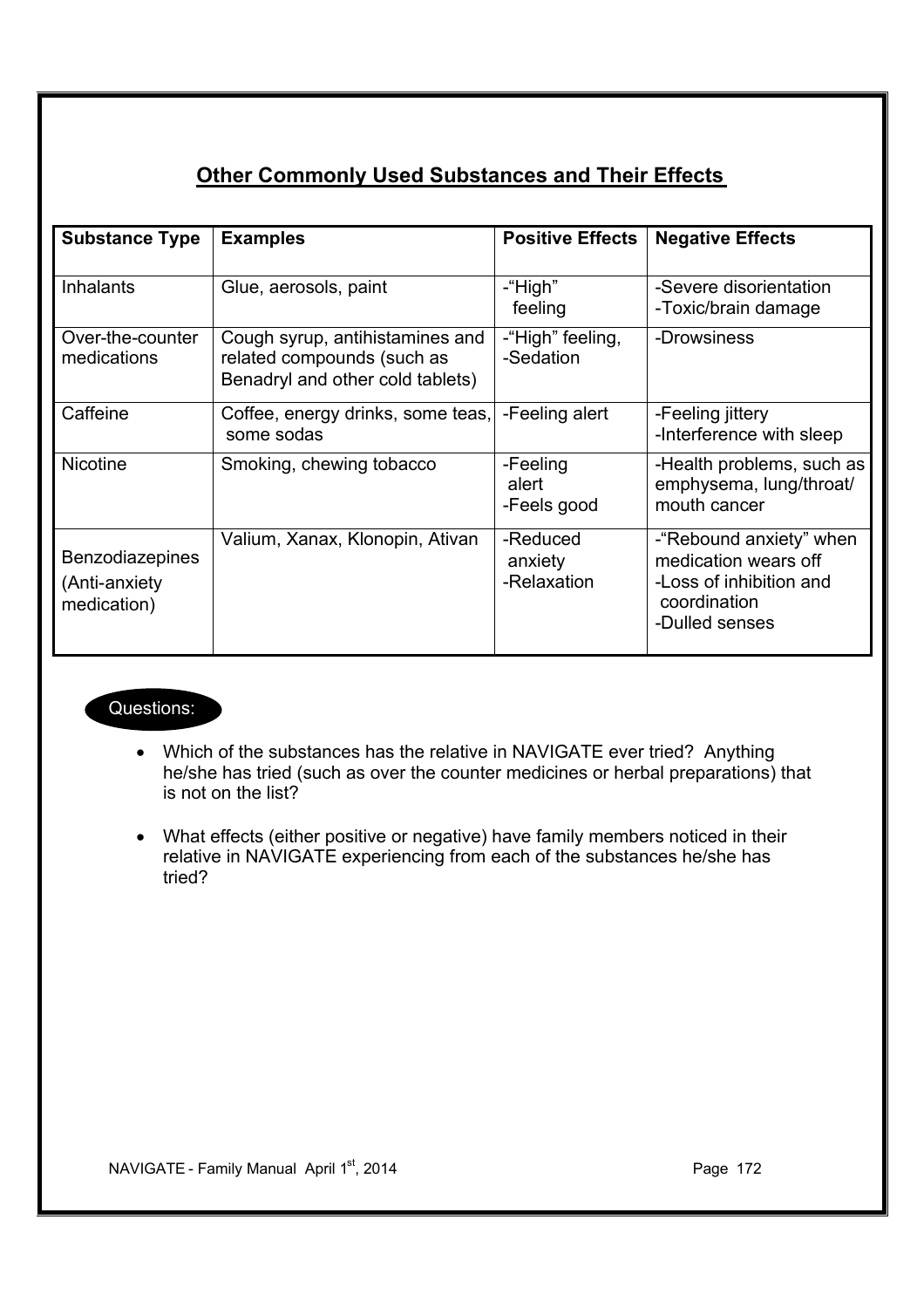## Other Commonly Used Substances and Their Effects

| Substance Type | Examples | Positive Effects | Negative Effects |
|---|---|---|---|
| Inhalants | Glue, aerosols, paint | -"High" feeling | -Severe disorientation<br>-Toxic/brain damage |
| Over-the-counter medications | Cough syrup, antihistamines and related compounds (such as Benadryl and other cold tablets) | -"High" feeling,<br>-Sedation | -Drowsiness |
| Caffeine | Coffee, energy drinks, some teas, some sodas | -Feeling alert | -Feeling jittery<br>-Interference with sleep |
| Nicotine | Smoking, chewing tobacco | -Feeling alert<br>-Feels good | -Health problems, such as emphysema, lung/throat/ mouth cancer |
| Benzodiazepines (Anti-anxiety medication) | Valium, Xanax, Klonopin, Ativan | -Reduced anxiety<br>-Relaxation | -"Rebound anxiety" when medication wears off<br>-Loss of inhibition and coordination<br>-Dulled senses |

**Questions:**

- Which of the substances has the relative in NAVIGATE ever tried? Anything he/she has tried (such as over the counter medicines or herbal preparations) that is not on the list?
- What effects (either positive or negative) have family members noticed in their relative in NAVIGATE experiencing from each of the substances he/she has tried?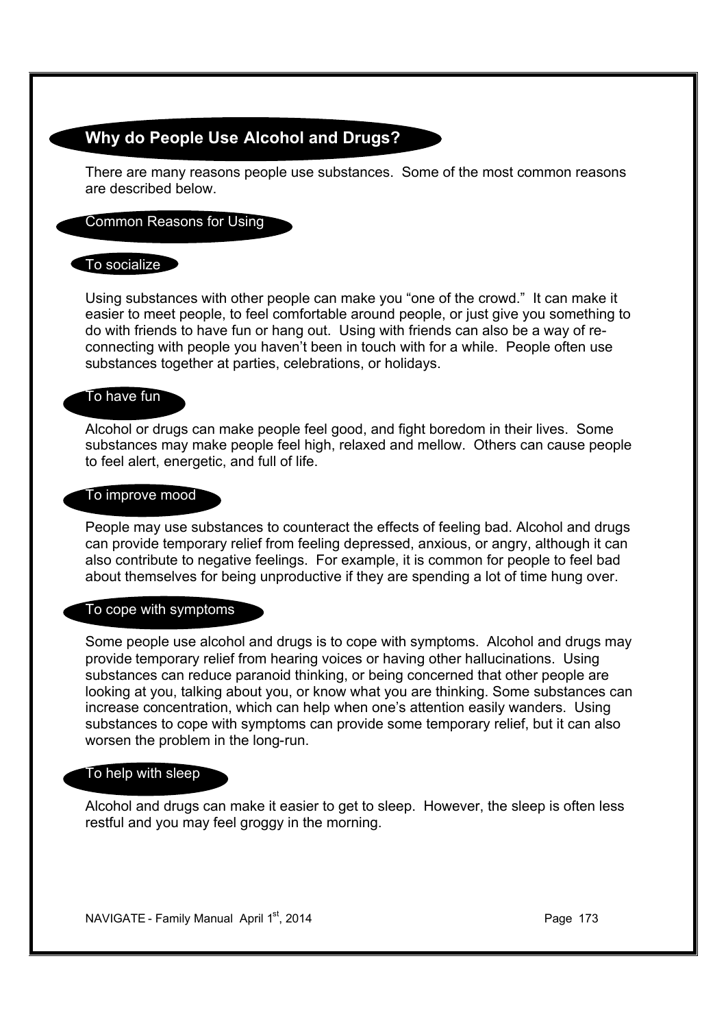## Why do People Use Alcohol and Drugs?

There are many reasons people use substances. Some of the most common reasons are described below.

### Common Reasons for Using

#### To socialize

Using substances with other people can make you "one of the crowd." It can make it easier to meet people, to feel comfortable around people, or just give you something to do with friends to have fun or hang out. Using with friends can also be a way of re-connecting with people you haven't been in touch with for a while. People often use substances together at parties, celebrations, or holidays.

#### To have fun

Alcohol or drugs can make people feel good, and fight boredom in their lives. Some substances may make people feel high, relaxed and mellow. Others can cause people to feel alert, energetic, and full of life.

#### To improve mood

People may use substances to counteract the effects of feeling bad. Alcohol and drugs can provide temporary relief from feeling depressed, anxious, or angry, although it can also contribute to negative feelings. For example, it is common for people to feel bad about themselves for being unproductive if they are spending a lot of time hung over.

#### To cope with symptoms

Some people use alcohol and drugs is to cope with symptoms. Alcohol and drugs may provide temporary relief from hearing voices or having other hallucinations. Using substances can reduce paranoid thinking, or being concerned that other people are looking at you, talking about you, or know what you are thinking. Some substances can increase concentration, which can help when one's attention easily wanders. Using substances to cope with symptoms can provide some temporary relief, but it can also worsen the problem in the long-run.

#### To help with sleep

Alcohol and drugs can make it easier to get to sleep. However, the sleep is often less restful and you may feel groggy in the morning.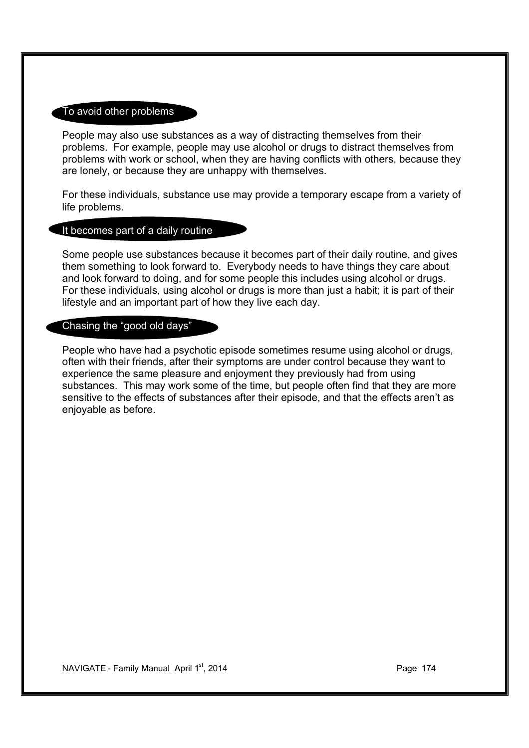### To avoid other problems

People may also use substances as a way of distracting themselves from their problems. For example, people may use alcohol or drugs to distract themselves from problems with work or school, when they are having conflicts with others, because they are lonely, or because they are unhappy with themselves.

For these individuals, substance use may provide a temporary escape from a variety of life problems.

### It becomes part of a daily routine

Some people use substances because it becomes part of their daily routine, and gives them something to look forward to. Everybody needs to have things they care about and look forward to doing, and for some people this includes using alcohol or drugs. For these individuals, using alcohol or drugs is more than just a habit; it is part of their lifestyle and an important part of how they live each day.

### Chasing the "good old days"

People who have had a psychotic episode sometimes resume using alcohol or drugs, often with their friends, after their symptoms are under control because they want to experience the same pleasure and enjoyment they previously had from using substances. This may work some of the time, but people often find that they are more sensitive to the effects of substances after their episode, and that the effects aren't as enjoyable as before.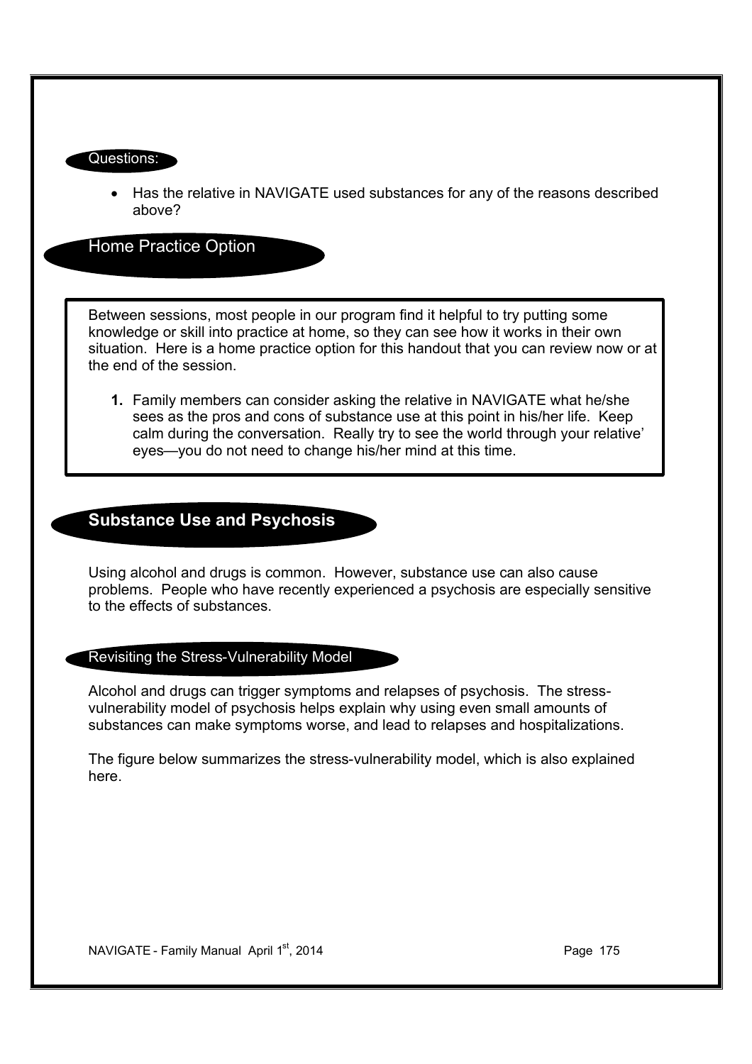### Questions:

- Has the relative in NAVIGATE used substances for any of the reasons described above?

### Home Practice Option

Between sessions, most people in our program find it helpful to try putting some knowledge or skill into practice at home, so they can see how it works in their own situation. Here is a home practice option for this handout that you can review now or at the end of the session.

1. Family members can consider asking the relative in NAVIGATE what he/she sees as the pros and cons of substance use at this point in his/her life. Keep calm during the conversation. Really try to see the world through your relative' eyes—you do not need to change his/her mind at this time.

## Substance Use and Psychosis

Using alcohol and drugs is common. However, substance use can also cause problems. People who have recently experienced a psychosis are especially sensitive to the effects of substances.

### Revisiting the Stress-Vulnerability Model

Alcohol and drugs can trigger symptoms and relapses of psychosis. The stress-vulnerability model of psychosis helps explain why using even small amounts of substances can make symptoms worse, and lead to relapses and hospitalizations.

The figure below summarizes the stress-vulnerability model, which is also explained here.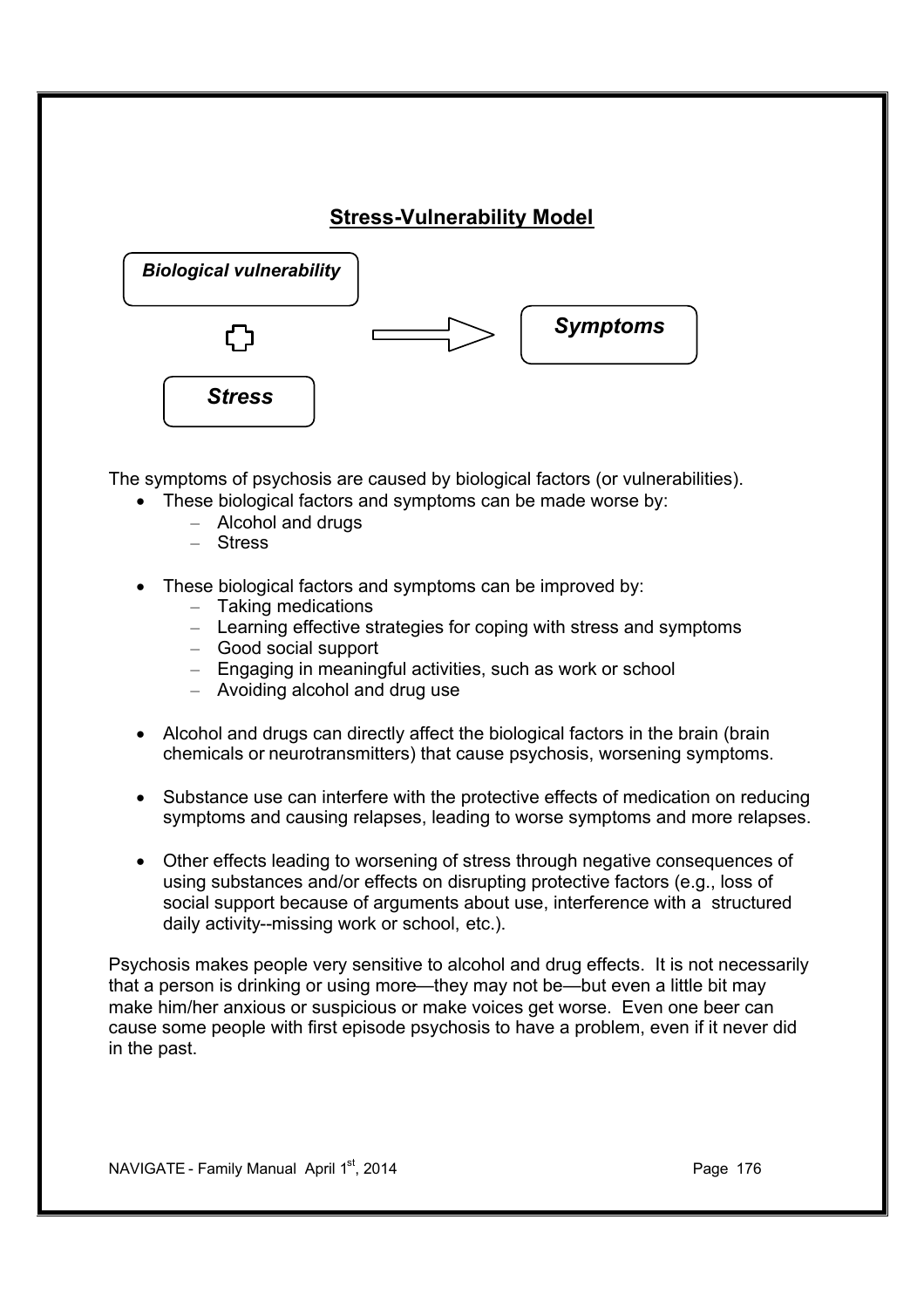## Stress-Vulnerability Model

***Biological vulnerability***

**+**

***Stress***

→ ***Symptoms***

The symptoms of psychosis are caused by biological factors (or vulnerabilities).

- These biological factors and symptoms can be made worse by:
  - Alcohol and drugs
  - Stress

- These biological factors and symptoms can be improved by:
  - Taking medications
  - Learning effective strategies for coping with stress and symptoms
  - Good social support
  - Engaging in meaningful activities, such as work or school
  - Avoiding alcohol and drug use

- Alcohol and drugs can directly affect the biological factors in the brain (brain chemicals or neurotransmitters) that cause psychosis, worsening symptoms.

- Substance use can interfere with the protective effects of medication on reducing symptoms and causing relapses, leading to worse symptoms and more relapses.

- Other effects leading to worsening of stress through negative consequences of using substances and/or effects on disrupting protective factors (e.g., loss of social support because of arguments about use, interference with a structured daily activity--missing work or school, etc.).

Psychosis makes people very sensitive to alcohol and drug effects. It is not necessarily that a person is drinking or using more—they may not be—but even a little bit may make him/her anxious or suspicious or make voices get worse. Even one beer can cause some people with first episode psychosis to have a problem, even if it never did in the past.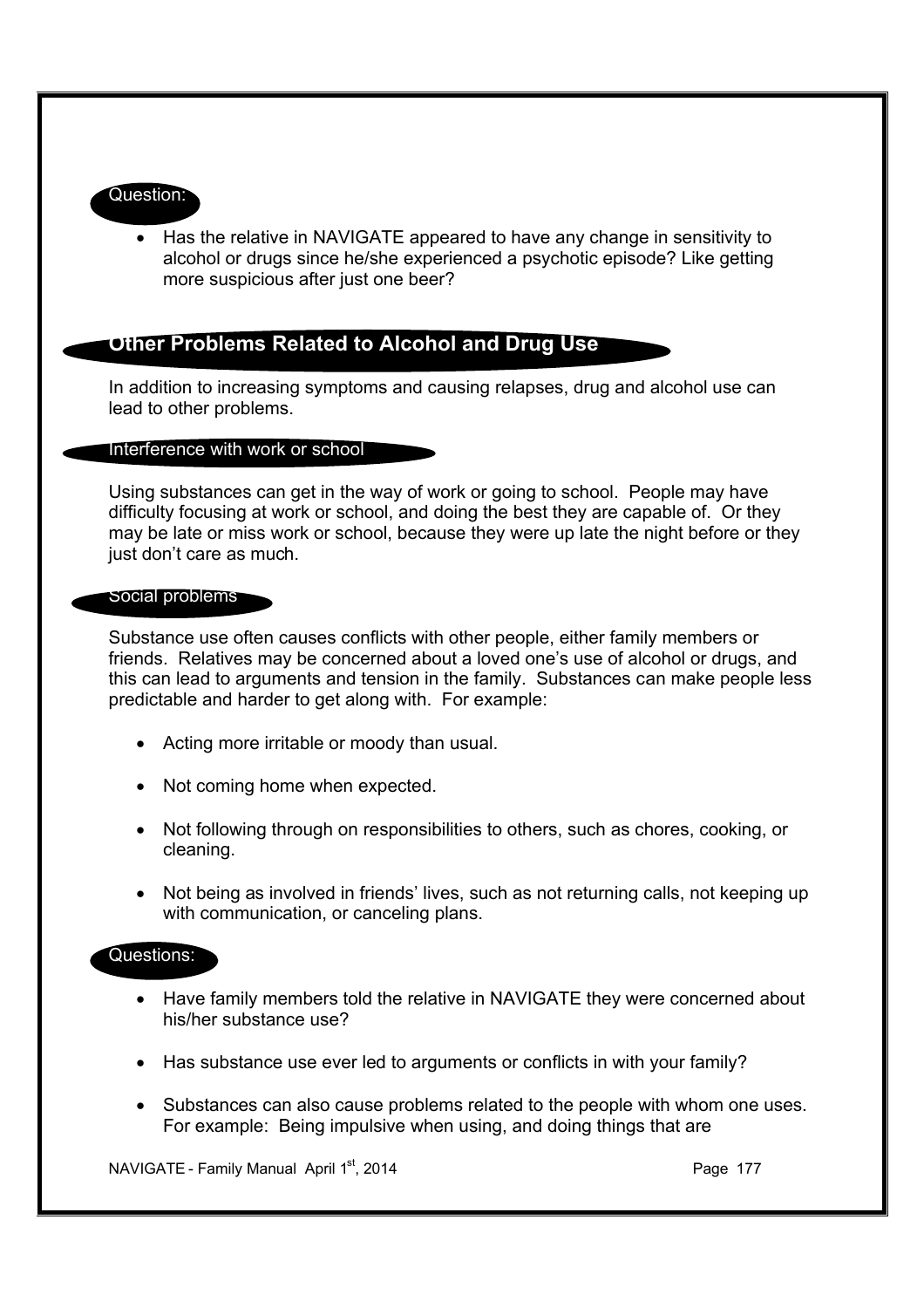**Question:**

- Has the relative in NAVIGATE appeared to have any change in sensitivity to alcohol or drugs since he/she experienced a psychotic episode? Like getting more suspicious after just one beer?

## Other Problems Related to Alcohol and Drug Use

In addition to increasing symptoms and causing relapses, drug and alcohol use can lead to other problems.

### Interference with work or school

Using substances can get in the way of work or going to school. People may have difficulty focusing at work or school, and doing the best they are capable of. Or they may be late or miss work or school, because they were up late the night before or they just don't care as much.

### Social problems

Substance use often causes conflicts with other people, either family members or friends. Relatives may be concerned about a loved one's use of alcohol or drugs, and this can lead to arguments and tension in the family. Substances can make people less predictable and harder to get along with. For example:

- Acting more irritable or moody than usual.
- Not coming home when expected.
- Not following through on responsibilities to others, such as chores, cooking, or cleaning.
- Not being as involved in friends' lives, such as not returning calls, not keeping up with communication, or canceling plans.

**Questions:**

- Have family members told the relative in NAVIGATE they were concerned about his/her substance use?
- Has substance use ever led to arguments or conflicts in with your family?
- Substances can also cause problems related to the people with whom one uses. For example: Being impulsive when using, and doing things that are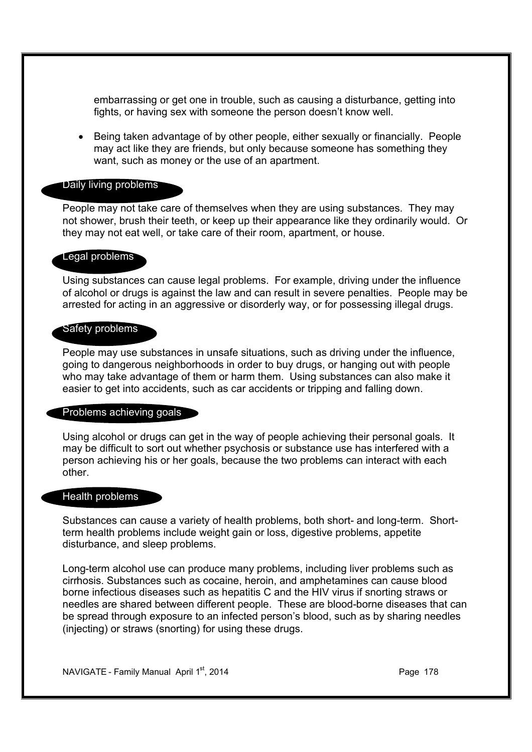embarrassing or get one in trouble, such as causing a disturbance, getting into fights, or having sex with someone the person doesn't know well.

- Being taken advantage of by other people, either sexually or financially. People may act like they are friends, but only because someone has something they want, such as money or the use of an apartment.

### Daily living problems

People may not take care of themselves when they are using substances. They may not shower, brush their teeth, or keep up their appearance like they ordinarily would. Or they may not eat well, or take care of their room, apartment, or house.

### Legal problems

Using substances can cause legal problems. For example, driving under the influence of alcohol or drugs is against the law and can result in severe penalties. People may be arrested for acting in an aggressive or disorderly way, or for possessing illegal drugs.

### Safety problems

People may use substances in unsafe situations, such as driving under the influence, going to dangerous neighborhoods in order to buy drugs, or hanging out with people who may take advantage of them or harm them. Using substances can also make it easier to get into accidents, such as car accidents or tripping and falling down.

### Problems achieving goals

Using alcohol or drugs can get in the way of people achieving their personal goals. It may be difficult to sort out whether psychosis or substance use has interfered with a person achieving his or her goals, because the two problems can interact with each other.

### Health problems

Substances can cause a variety of health problems, both short- and long-term. Short-term health problems include weight gain or loss, digestive problems, appetite disturbance, and sleep problems.

Long-term alcohol use can produce many problems, including liver problems such as cirrhosis. Substances such as cocaine, heroin, and amphetamines can cause blood borne infectious diseases such as hepatitis C and the HIV virus if snorting straws or needles are shared between different people. These are blood-borne diseases that can be spread through exposure to an infected person's blood, such as by sharing needles (injecting) or straws (snorting) for using these drugs.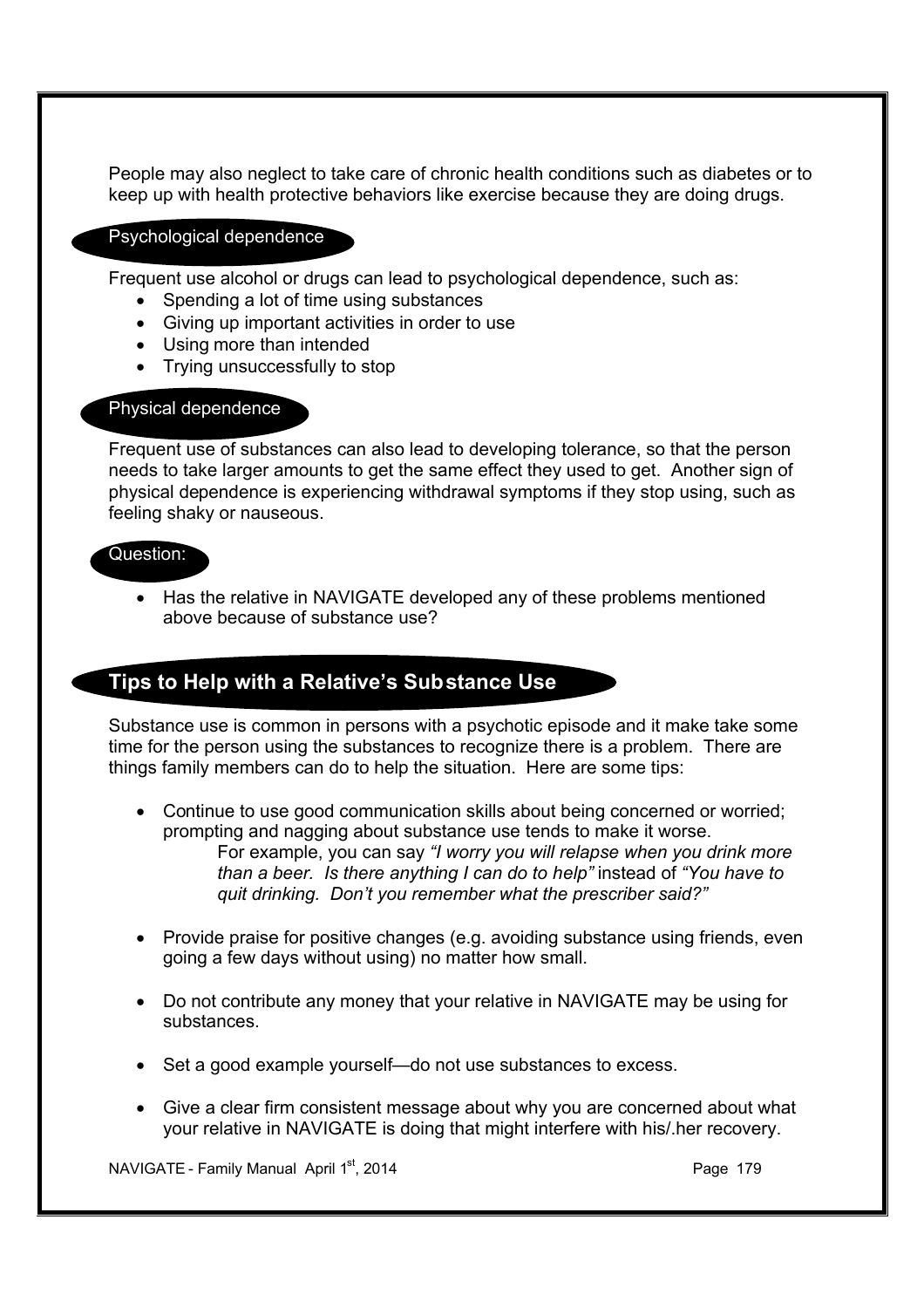People may also neglect to take care of chronic health conditions such as diabetes or to keep up with health protective behaviors like exercise because they are doing drugs.

### Psychological dependence

Frequent use alcohol or drugs can lead to psychological dependence, such as:

- Spending a lot of time using substances
- Giving up important activities in order to use
- Using more than intended
- Trying unsuccessfully to stop

### Physical dependence

Frequent use of substances can also lead to developing tolerance, so that the person needs to take larger amounts to get the same effect they used to get. Another sign of physical dependence is experiencing withdrawal symptoms if they stop using, such as feeling shaky or nauseous.

### Question:

- Has the relative in NAVIGATE developed any of these problems mentioned above because of substance use?

## Tips to Help with a Relative's Substance Use

Substance use is common in persons with a psychotic episode and it make take some time for the person using the substances to recognize there is a problem. There are things family members can do to help the situation. Here are some tips:

- Continue to use good communication skills about being concerned or worried; prompting and nagging about substance use tends to make it worse.

  For example, you can say *"I worry you will relapse when you drink more than a beer. Is there anything I can do to help"* instead of *"You have to quit drinking. Don't you remember what the prescriber said?"*

- Provide praise for positive changes (e.g. avoiding substance using friends, even going a few days without using) no matter how small.

- Do not contribute any money that your relative in NAVIGATE may be using for substances.

- Set a good example yourself—do not use substances to excess.

- Give a clear firm consistent message about why you are concerned about what your relative in NAVIGATE is doing that might interfere with his/.her recovery.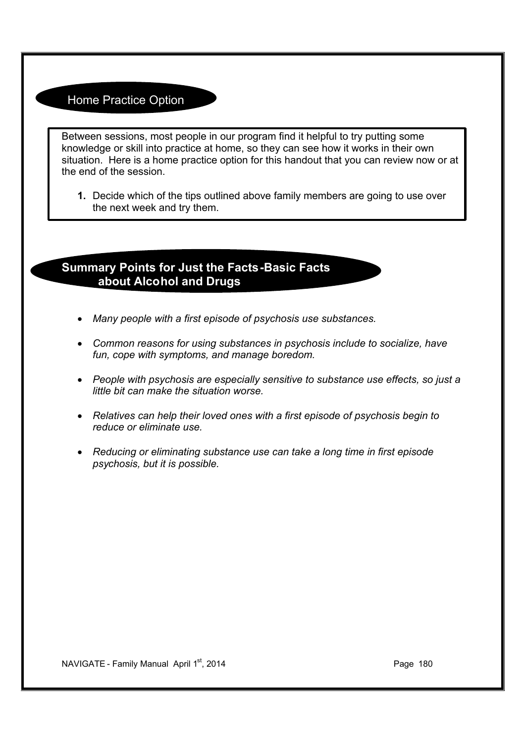## Home Practice Option

Between sessions, most people in our program find it helpful to try putting some knowledge or skill into practice at home, so they can see how it works in their own situation. Here is a home practice option for this handout that you can review now or at the end of the session.

1. Decide which of the tips outlined above family members are going to use over the next week and try them.

## Summary Points for Just the Facts-Basic Facts about Alcohol and Drugs

- *Many people with a first episode of psychosis use substances.*
- *Common reasons for using substances in psychosis include to socialize, have fun, cope with symptoms, and manage boredom.*
- *People with psychosis are especially sensitive to substance use effects, so just a little bit can make the situation worse.*
- *Relatives can help their loved ones with a first episode of psychosis begin to reduce or eliminate use.*
- *Reducing or eliminating substance use can take a long time in first episode psychosis, but it is possible.*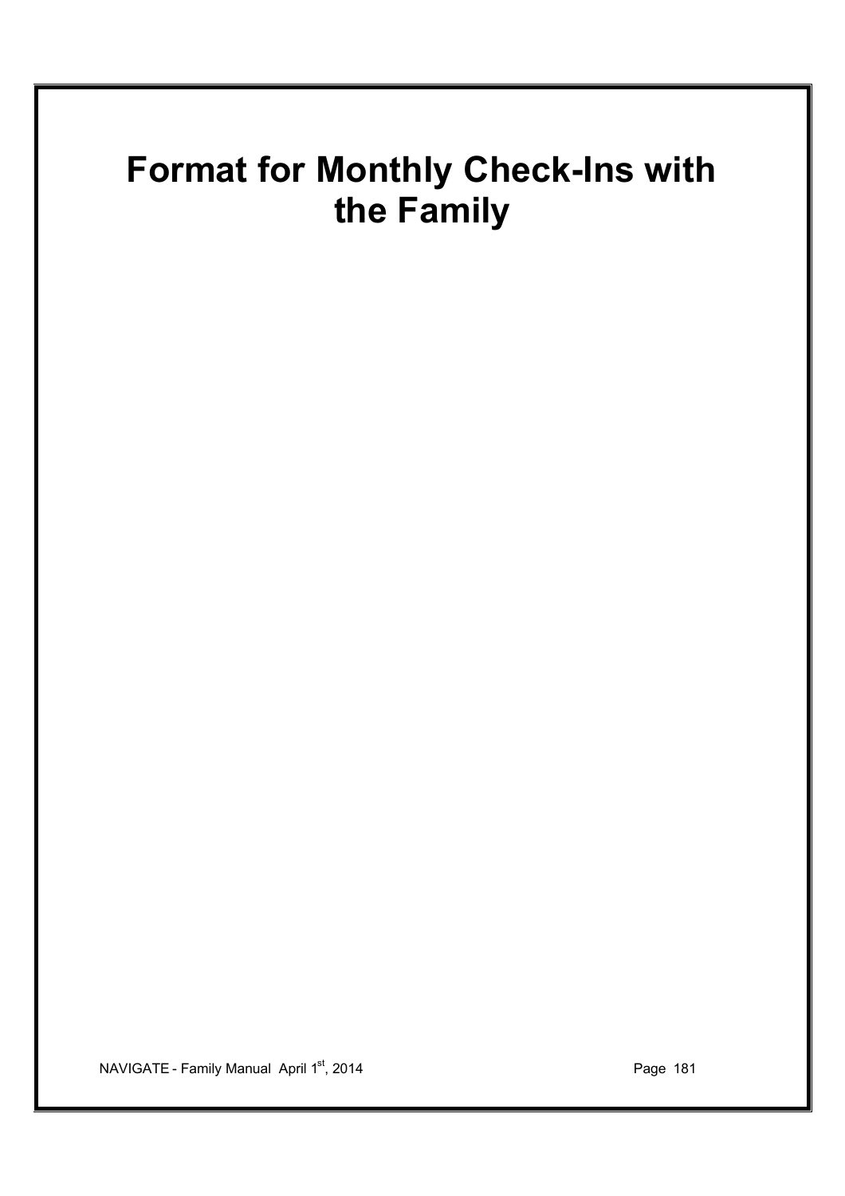# Format for Monthly Check-Ins with the Family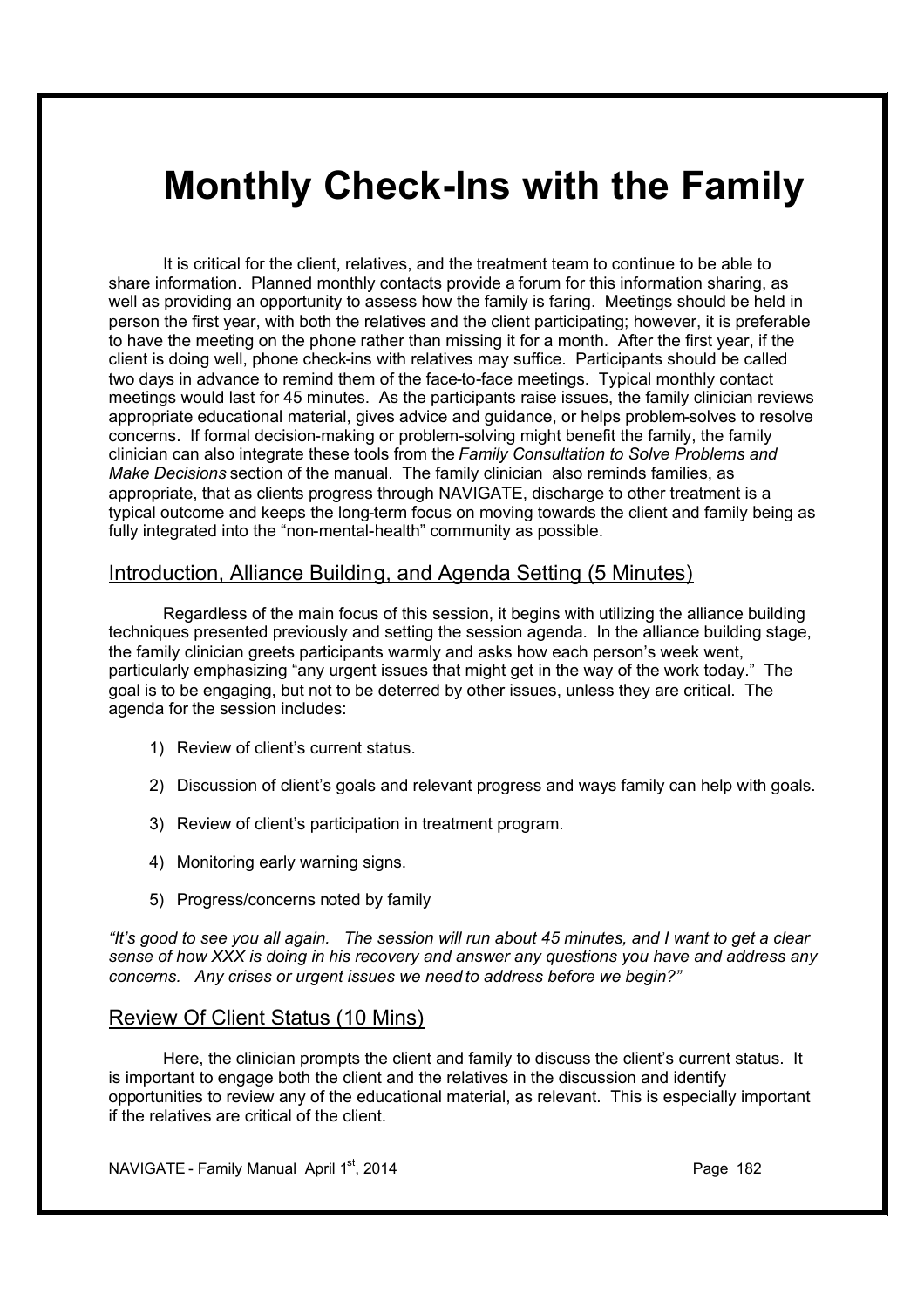# Monthly Check-Ins with the Family

It is critical for the client, relatives, and the treatment team to continue to be able to share information. Planned monthly contacts provide a forum for this information sharing, as well as providing an opportunity to assess how the family is faring. Meetings should be held in person the first year, with both the relatives and the client participating; however, it is preferable to have the meeting on the phone rather than missing it for a month. After the first year, if the client is doing well, phone check-ins with relatives may suffice. Participants should be called two days in advance to remind them of the face-to-face meetings. Typical monthly contact meetings would last for 45 minutes. As the participants raise issues, the family clinician reviews appropriate educational material, gives advice and guidance, or helps problem-solves to resolve concerns. If formal decision-making or problem-solving might benefit the family, the family clinician can also integrate these tools from the *Family Consultation to Solve Problems and Make Decisions* section of the manual. The family clinician also reminds families, as appropriate, that as clients progress through NAVIGATE, discharge to other treatment is a typical outcome and keeps the long-term focus on moving towards the client and family being as fully integrated into the "non-mental-health" community as possible.

## Introduction, Alliance Building, and Agenda Setting (5 Minutes)

Regardless of the main focus of this session, it begins with utilizing the alliance building techniques presented previously and setting the session agenda. In the alliance building stage, the family clinician greets participants warmly and asks how each person's week went, particularly emphasizing "any urgent issues that might get in the way of the work today." The goal is to be engaging, but not to be deterred by other issues, unless they are critical. The agenda for the session includes:

1) Review of client's current status.
2) Discussion of client's goals and relevant progress and ways family can help with goals.
3) Review of client's participation in treatment program.
4) Monitoring early warning signs.
5) Progress/concerns noted by family

*"It's good to see you all again. The session will run about 45 minutes, and I want to get a clear sense of how XXX is doing in his recovery and answer any questions you have and address any concerns. Any crises or urgent issues we need to address before we begin?"*

## Review Of Client Status (10 Mins)

Here, the clinician prompts the client and family to discuss the client's current status. It is important to engage both the client and the relatives in the discussion and identify opportunities to review any of the educational material, as relevant. This is especially important if the relatives are critical of the client.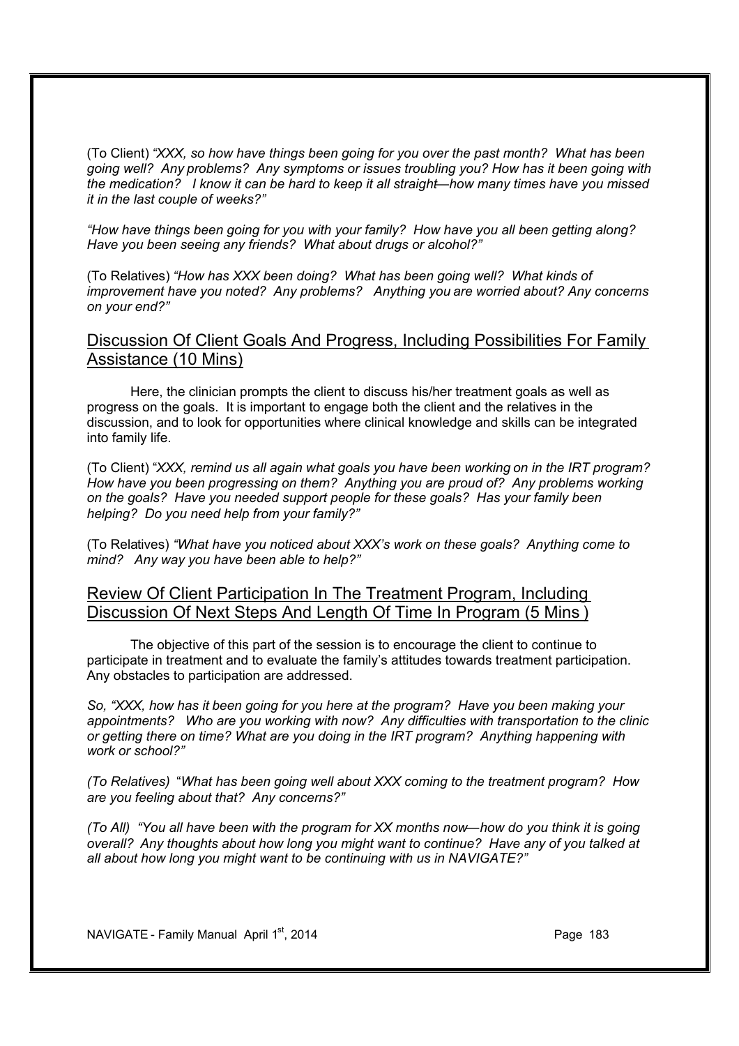(To Client) *"XXX, so how have things been going for you over the past month? What has been going well? Any problems? Any symptoms or issues troubling you? How has it been going with the medication? I know it can be hard to keep it all straight—how many times have you missed it in the last couple of weeks?"*

*"How have things been going for you with your family? How have you all been getting along? Have you been seeing any friends? What about drugs or alcohol?"*

(To Relatives) *"How has XXX been doing? What has been going well? What kinds of improvement have you noted? Any problems? Anything you are worried about? Any concerns on your end?"*

## Discussion Of Client Goals And Progress, Including Possibilities For Family Assistance (10 Mins)

Here, the clinician prompts the client to discuss his/her treatment goals as well as progress on the goals. It is important to engage both the client and the relatives in the discussion, and to look for opportunities where clinical knowledge and skills can be integrated into family life.

(To Client) *"XXX, remind us all again what goals you have been working on in the IRT program? How have you been progressing on them? Anything you are proud of? Any problems working on the goals? Have you needed support people for these goals? Has your family been helping? Do you need help from your family?"*

(To Relatives) *"What have you noticed about XXX's work on these goals? Anything come to mind? Any way you have been able to help?"*

## Review Of Client Participation In The Treatment Program, Including Discussion Of Next Steps And Length Of Time In Program (5 Mins )

The objective of this part of the session is to encourage the client to continue to participate in treatment and to evaluate the family's attitudes towards treatment participation. Any obstacles to participation are addressed.

*So, "XXX, how has it been going for you here at the program? Have you been making your appointments? Who are you working with now? Any difficulties with transportation to the clinic or getting there on time? What are you doing in the IRT program? Anything happening with work or school?"*

*(To Relatives)* "*What has been going well about XXX coming to the treatment program? How are you feeling about that? Any concerns?"*

*(To All) "You all have been with the program for XX months now—how do you think it is going overall? Any thoughts about how long you might want to continue? Have any of you talked at all about how long you might want to be continuing with us in NAVIGATE?"*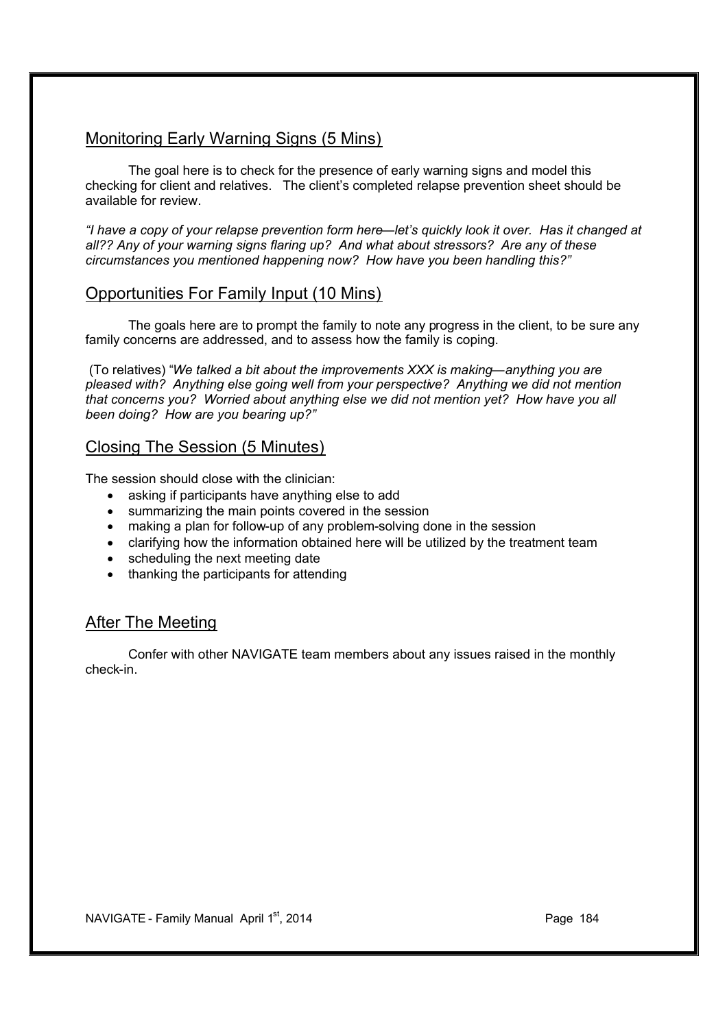## Monitoring Early Warning Signs (5 Mins)

The goal here is to check for the presence of early warning signs and model this checking for client and relatives. The client's completed relapse prevention sheet should be available for review.

*"I have a copy of your relapse prevention form here—let's quickly look it over. Has it changed at all?? Any of your warning signs flaring up? And what about stressors? Are any of these circumstances you mentioned happening now? How have you been handling this?"*

## Opportunities For Family Input (10 Mins)

The goals here are to prompt the family to note any progress in the client, to be sure any family concerns are addressed, and to assess how the family is coping.

(To relatives) "*We talked a bit about the improvements XXX is making—anything you are pleased with? Anything else going well from your perspective? Anything we did not mention that concerns you? Worried about anything else we did not mention yet? How have you all been doing? How are you bearing up?"*

## Closing The Session (5 Minutes)

The session should close with the clinician:

- asking if participants have anything else to add
- summarizing the main points covered in the session
- making a plan for follow-up of any problem-solving done in the session
- clarifying how the information obtained here will be utilized by the treatment team
- scheduling the next meeting date
- thanking the participants for attending

## After The Meeting

Confer with other NAVIGATE team members about any issues raised in the monthly check-in.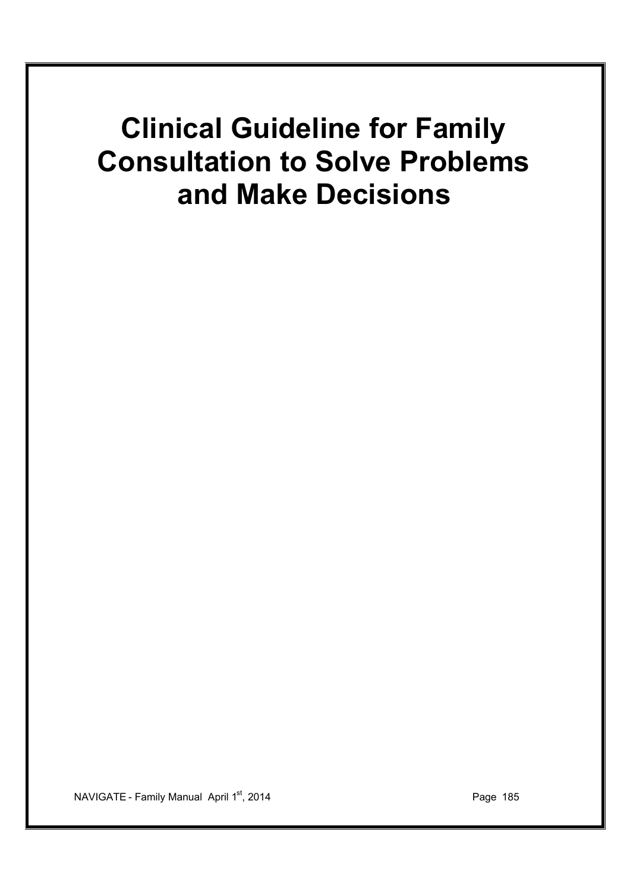# Clinical Guideline for Family Consultation to Solve Problems and Make Decisions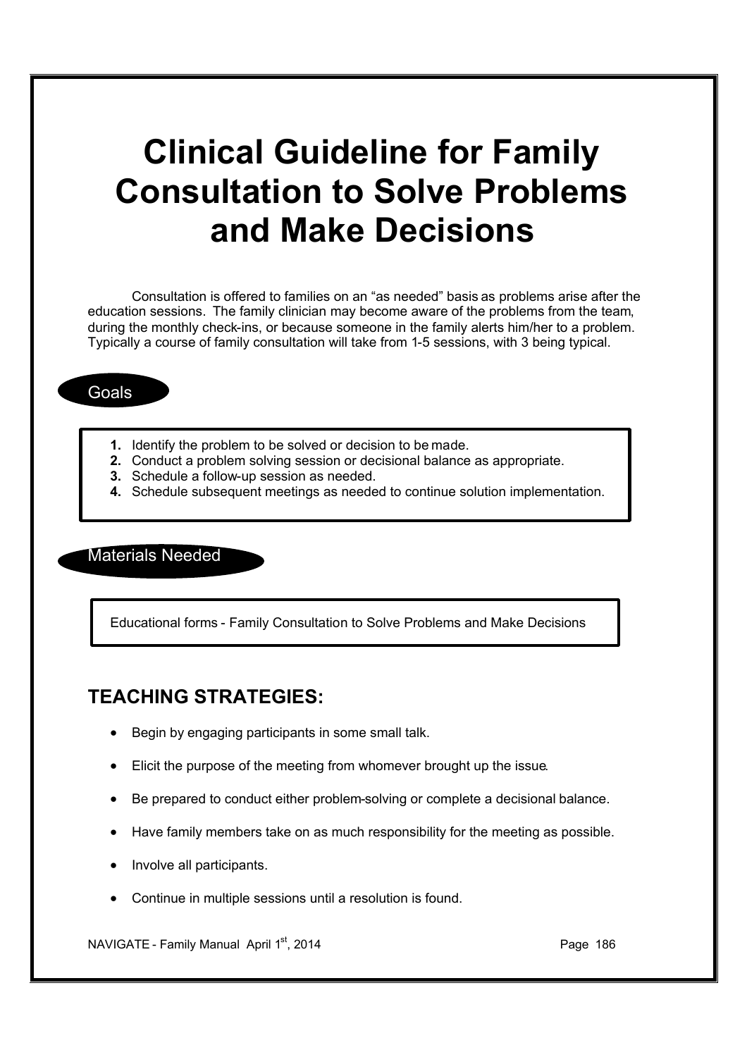# Clinical Guideline for Family Consultation to Solve Problems and Make Decisions

Consultation is offered to families on an "as needed" basis as problems arise after the education sessions. The family clinician may become aware of the problems from the team, during the monthly check-ins, or because someone in the family alerts him/her to a problem. Typically a course of family consultation will take from 1-5 sessions, with 3 being typical.

## Goals

1. Identify the problem to be solved or decision to be made.
2. Conduct a problem solving session or decisional balance as appropriate.
3. Schedule a follow-up session as needed.
4. Schedule subsequent meetings as needed to continue solution implementation.

## Materials Needed

Educational forms - Family Consultation to Solve Problems and Make Decisions

## TEACHING STRATEGIES:

- Begin by engaging participants in some small talk.
- Elicit the purpose of the meeting from whomever brought up the issue.
- Be prepared to conduct either problem-solving or complete a decisional balance.
- Have family members take on as much responsibility for the meeting as possible.
- Involve all participants.
- Continue in multiple sessions until a resolution is found.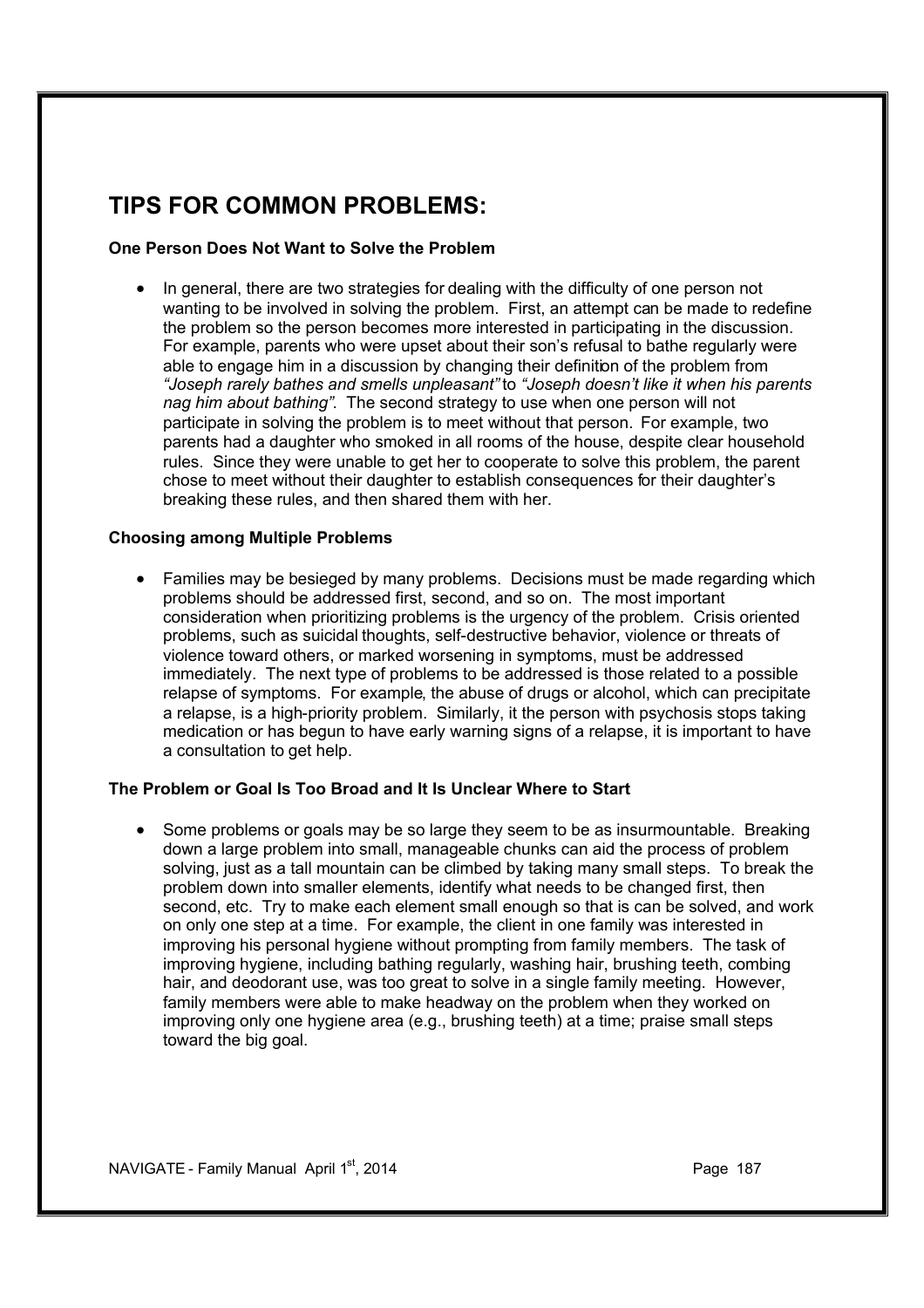## TIPS FOR COMMON PROBLEMS:

**One Person Does Not Want to Solve the Problem**

- In general, there are two strategies for dealing with the difficulty of one person not wanting to be involved in solving the problem. First, an attempt can be made to redefine the problem so the person becomes more interested in participating in the discussion. For example, parents who were upset about their son's refusal to bathe regularly were able to engage him in a discussion by changing their definition of the problem from *"Joseph rarely bathes and smells unpleasant"* to *"Joseph doesn't like it when his parents nag him about bathing"*. The second strategy to use when one person will not participate in solving the problem is to meet without that person. For example, two parents had a daughter who smoked in all rooms of the house, despite clear household rules. Since they were unable to get her to cooperate to solve this problem, the parent chose to meet without their daughter to establish consequences for their daughter's breaking these rules, and then shared them with her.

**Choosing among Multiple Problems**

- Families may be besieged by many problems. Decisions must be made regarding which problems should be addressed first, second, and so on. The most important consideration when prioritizing problems is the urgency of the problem. Crisis oriented problems, such as suicidal thoughts, self-destructive behavior, violence or threats of violence toward others, or marked worsening in symptoms, must be addressed immediately. The next type of problems to be addressed is those related to a possible relapse of symptoms. For example, the abuse of drugs or alcohol, which can precipitate a relapse, is a high-priority problem. Similarly, it the person with psychosis stops taking medication or has begun to have early warning signs of a relapse, it is important to have a consultation to get help.

**The Problem or Goal Is Too Broad and It Is Unclear Where to Start**

- Some problems or goals may be so large they seem to be as insurmountable. Breaking down a large problem into small, manageable chunks can aid the process of problem solving, just as a tall mountain can be climbed by taking many small steps. To break the problem down into smaller elements, identify what needs to be changed first, then second, etc. Try to make each element small enough so that is can be solved, and work on only one step at a time. For example, the client in one family was interested in improving his personal hygiene without prompting from family members. The task of improving hygiene, including bathing regularly, washing hair, brushing teeth, combing hair, and deodorant use, was too great to solve in a single family meeting. However, family members were able to make headway on the problem when they worked on improving only one hygiene area (e.g., brushing teeth) at a time; praise small steps toward the big goal.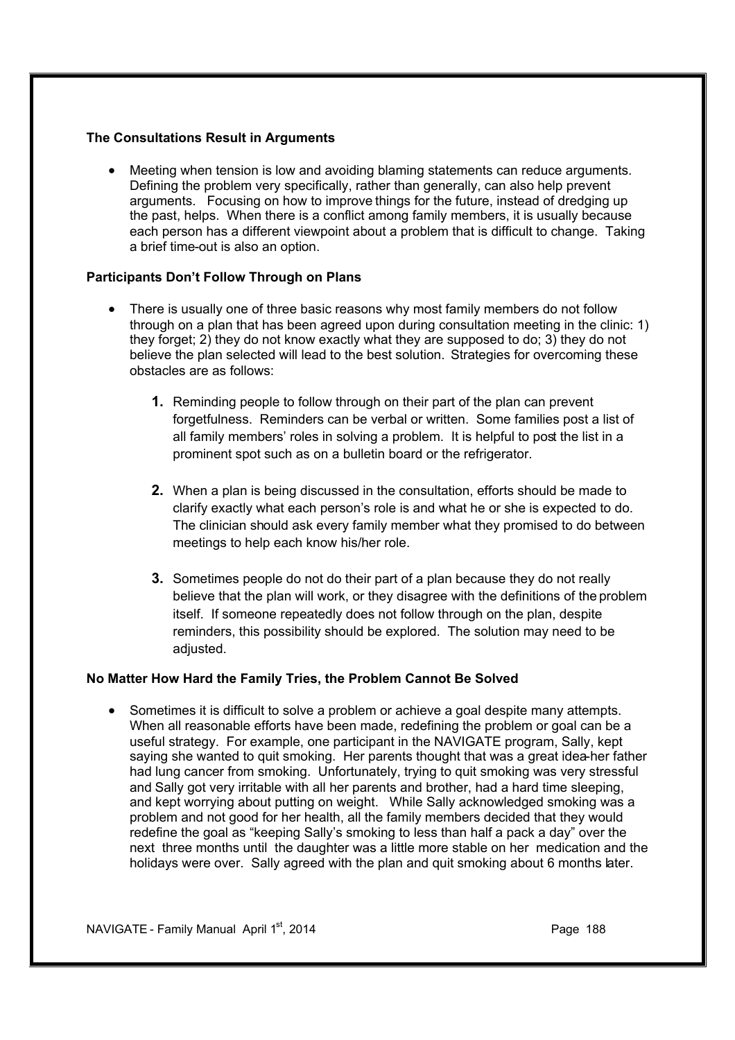**The Consultations Result in Arguments**

- Meeting when tension is low and avoiding blaming statements can reduce arguments. Defining the problem very specifically, rather than generally, can also help prevent arguments. Focusing on how to improve things for the future, instead of dredging up the past, helps. When there is a conflict among family members, it is usually because each person has a different viewpoint about a problem that is difficult to change. Taking a brief time-out is also an option.

**Participants Don't Follow Through on Plans**

- There is usually one of three basic reasons why most family members do not follow through on a plan that has been agreed upon during consultation meeting in the clinic: 1) they forget; 2) they do not know exactly what they are supposed to do; 3) they do not believe the plan selected will lead to the best solution. Strategies for overcoming these obstacles are as follows:

  1. Reminding people to follow through on their part of the plan can prevent forgetfulness. Reminders can be verbal or written. Some families post a list of all family members' roles in solving a problem. It is helpful to post the list in a prominent spot such as on a bulletin board or the refrigerator.

  2. When a plan is being discussed in the consultation, efforts should be made to clarify exactly what each person's role is and what he or she is expected to do. The clinician should ask every family member what they promised to do between meetings to help each know his/her role.

  3. Sometimes people do not do their part of a plan because they do not really believe that the plan will work, or they disagree with the definitions of the problem itself. If someone repeatedly does not follow through on the plan, despite reminders, this possibility should be explored. The solution may need to be adjusted.

**No Matter How Hard the Family Tries, the Problem Cannot Be Solved**

- Sometimes it is difficult to solve a problem or achieve a goal despite many attempts. When all reasonable efforts have been made, redefining the problem or goal can be a useful strategy. For example, one participant in the NAVIGATE program, Sally, kept saying she wanted to quit smoking. Her parents thought that was a great idea-her father had lung cancer from smoking. Unfortunately, trying to quit smoking was very stressful and Sally got very irritable with all her parents and brother, had a hard time sleeping, and kept worrying about putting on weight. While Sally acknowledged smoking was a problem and not good for her health, all the family members decided that they would redefine the goal as "keeping Sally's smoking to less than half a pack a day" over the next three months until the daughter was a little more stable on her medication and the holidays were over. Sally agreed with the plan and quit smoking about 6 months later.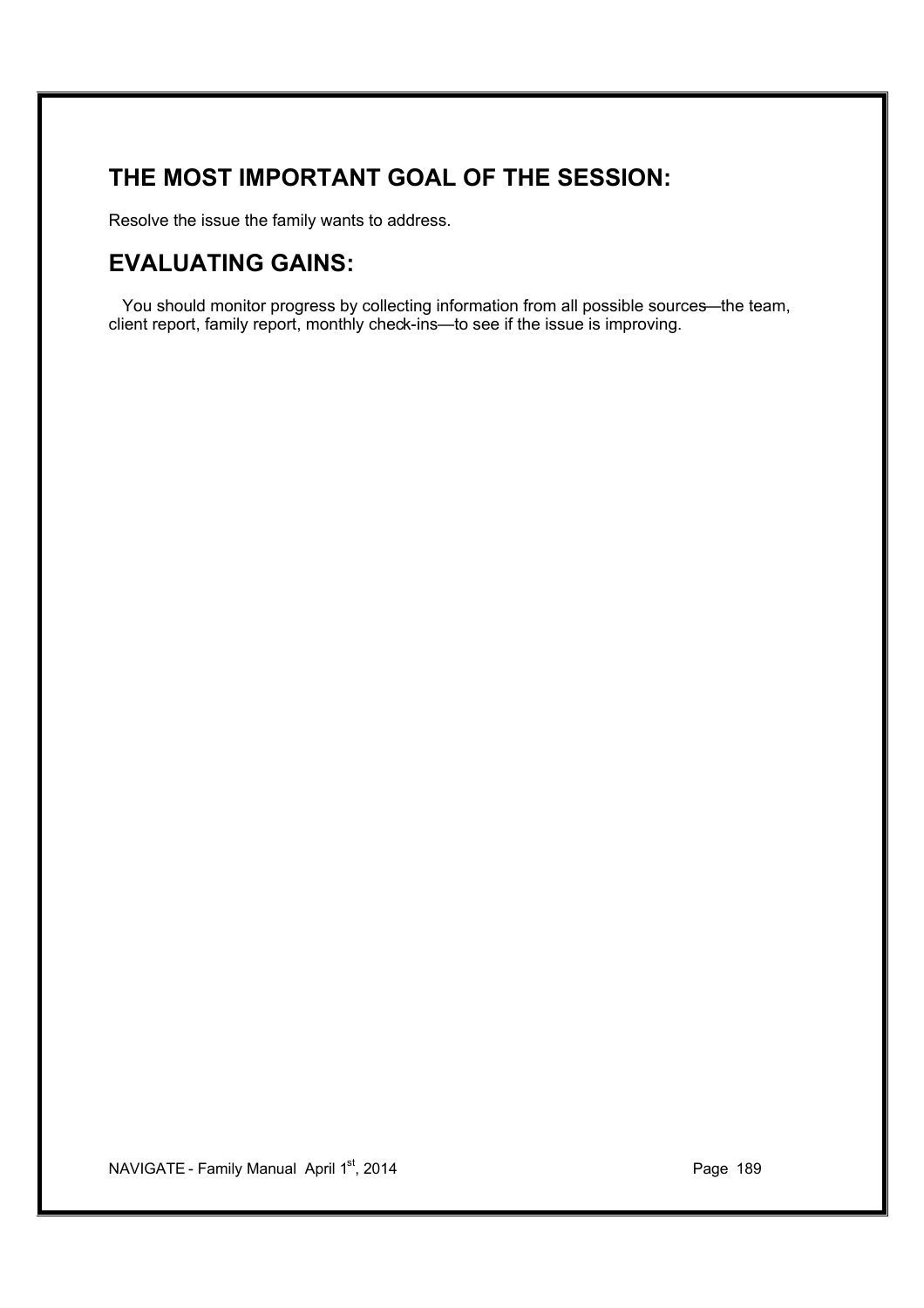## THE MOST IMPORTANT GOAL OF THE SESSION:

Resolve the issue the family wants to address.

## EVALUATING GAINS:

You should monitor progress by collecting information from all possible sources—the team, client report, family report, monthly check-ins—to see if the issue is improving.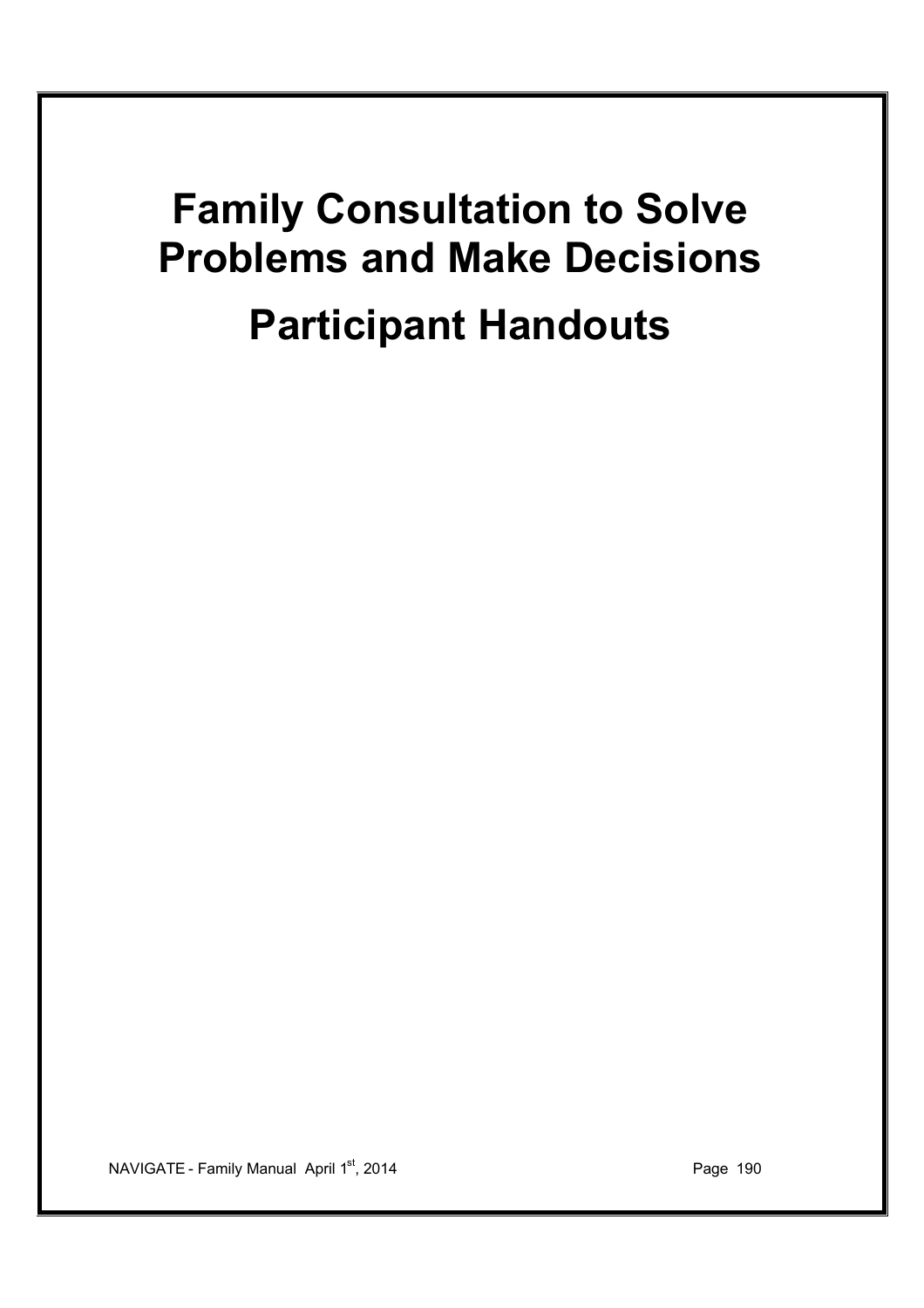# Family Consultation to Solve Problems and Make Decisions

# Participant Handouts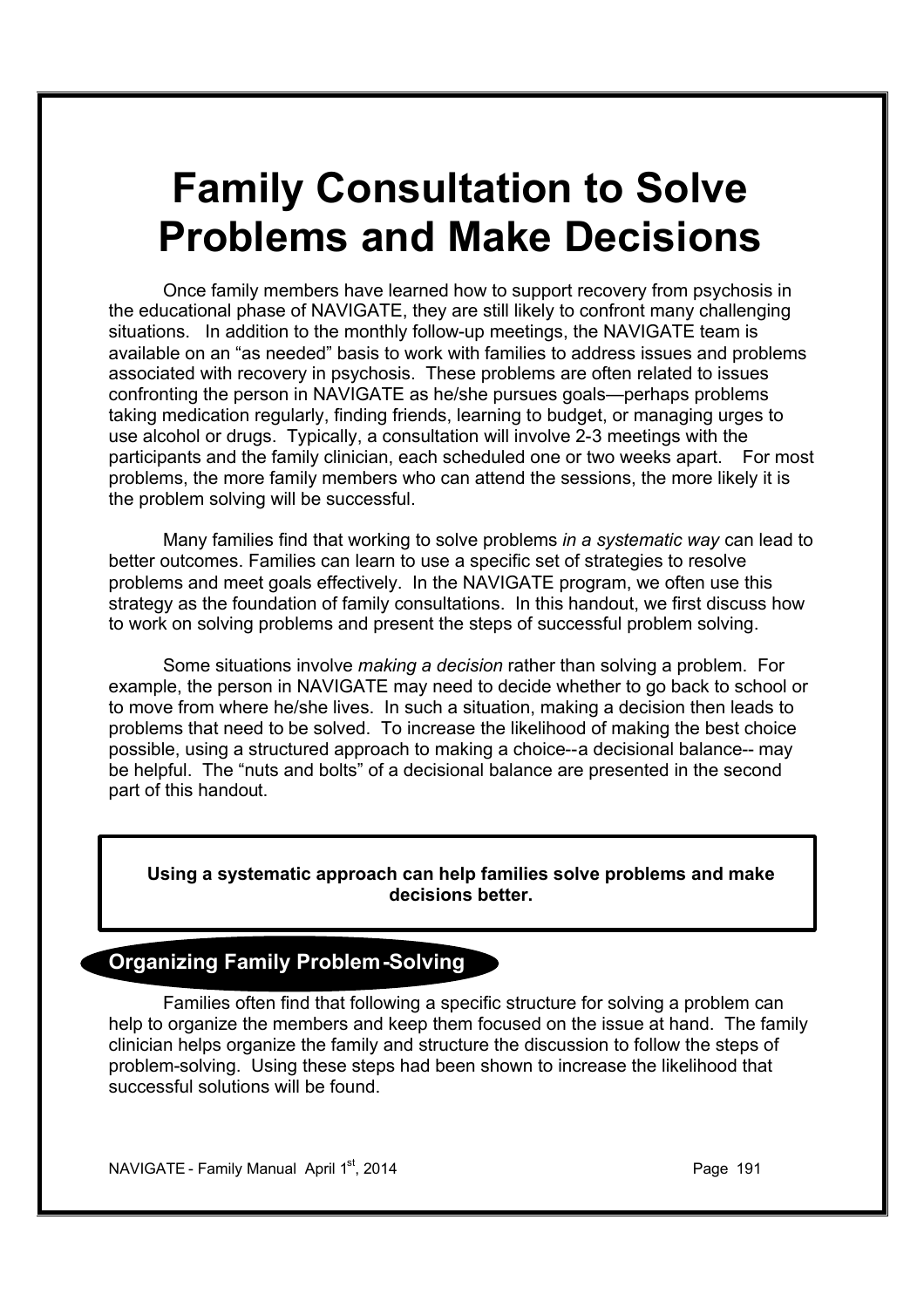# Family Consultation to Solve Problems and Make Decisions

Once family members have learned how to support recovery from psychosis in the educational phase of NAVIGATE, they are still likely to confront many challenging situations. In addition to the monthly follow-up meetings, the NAVIGATE team is available on an "as needed" basis to work with families to address issues and problems associated with recovery in psychosis. These problems are often related to issues confronting the person in NAVIGATE as he/she pursues goals—perhaps problems taking medication regularly, finding friends, learning to budget, or managing urges to use alcohol or drugs. Typically, a consultation will involve 2-3 meetings with the participants and the family clinician, each scheduled one or two weeks apart. For most problems, the more family members who can attend the sessions, the more likely it is the problem solving will be successful.

Many families find that working to solve problems *in a systematic way* can lead to better outcomes. Families can learn to use a specific set of strategies to resolve problems and meet goals effectively. In the NAVIGATE program, we often use this strategy as the foundation of family consultations. In this handout, we first discuss how to work on solving problems and present the steps of successful problem solving.

Some situations involve *making a decision* rather than solving a problem. For example, the person in NAVIGATE may need to decide whether to go back to school or to move from where he/she lives. In such a situation, making a decision then leads to problems that need to be solved. To increase the likelihood of making the best choice possible, using a structured approach to making a choice--a decisional balance-- may be helpful. The "nuts and bolts" of a decisional balance are presented in the second part of this handout.

> **Using a systematic approach can help families solve problems and make decisions better.**

## Organizing Family Problem-Solving

Families often find that following a specific structure for solving a problem can help to organize the members and keep them focused on the issue at hand. The family clinician helps organize the family and structure the discussion to follow the steps of problem-solving. Using these steps had been shown to increase the likelihood that successful solutions will be found.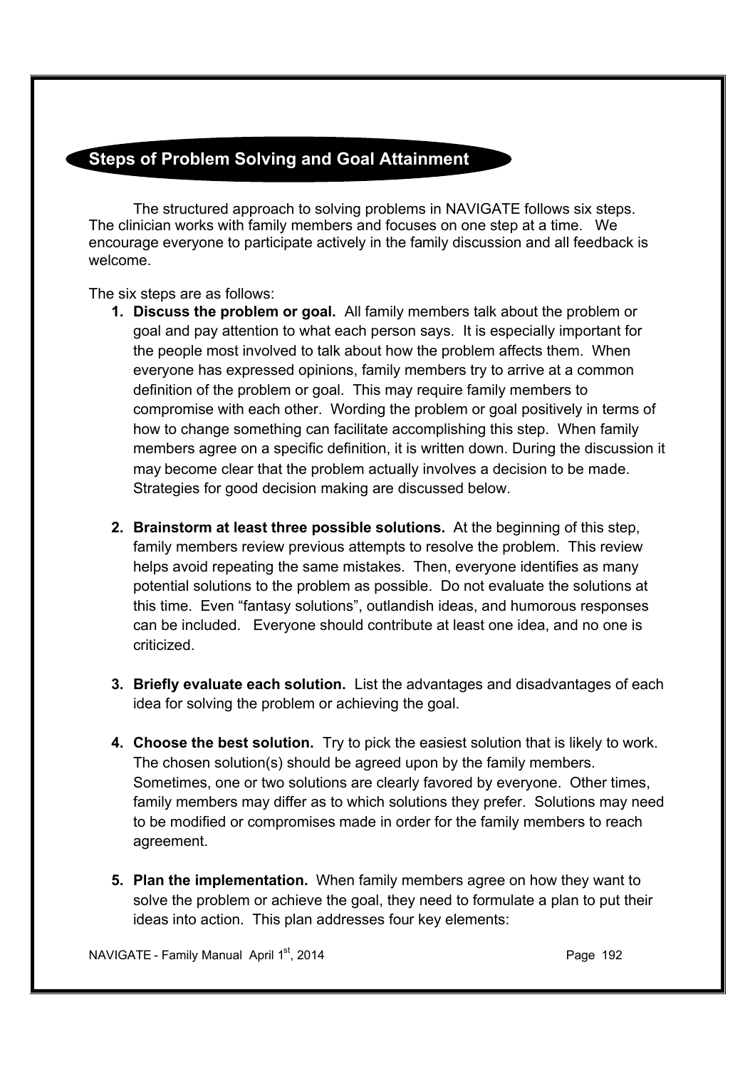## Steps of Problem Solving and Goal Attainment

The structured approach to solving problems in NAVIGATE follows six steps. The clinician works with family members and focuses on one step at a time. We encourage everyone to participate actively in the family discussion and all feedback is welcome.

The six steps are as follows:

1. **Discuss the problem or goal.** All family members talk about the problem or goal and pay attention to what each person says. It is especially important for the people most involved to talk about how the problem affects them. When everyone has expressed opinions, family members try to arrive at a common definition of the problem or goal. This may require family members to compromise with each other. Wording the problem or goal positively in terms of how to change something can facilitate accomplishing this step. When family members agree on a specific definition, it is written down. During the discussion it may become clear that the problem actually involves a decision to be made. Strategies for good decision making are discussed below.

2. **Brainstorm at least three possible solutions.** At the beginning of this step, family members review previous attempts to resolve the problem. This review helps avoid repeating the same mistakes. Then, everyone identifies as many potential solutions to the problem as possible. Do not evaluate the solutions at this time. Even "fantasy solutions", outlandish ideas, and humorous responses can be included. Everyone should contribute at least one idea, and no one is criticized.

3. **Briefly evaluate each solution.** List the advantages and disadvantages of each idea for solving the problem or achieving the goal.

4. **Choose the best solution.** Try to pick the easiest solution that is likely to work. The chosen solution(s) should be agreed upon by the family members. Sometimes, one or two solutions are clearly favored by everyone. Other times, family members may differ as to which solutions they prefer. Solutions may need to be modified or compromises made in order for the family members to reach agreement.

5. **Plan the implementation.** When family members agree on how they want to solve the problem or achieve the goal, they need to formulate a plan to put their ideas into action. This plan addresses four key elements: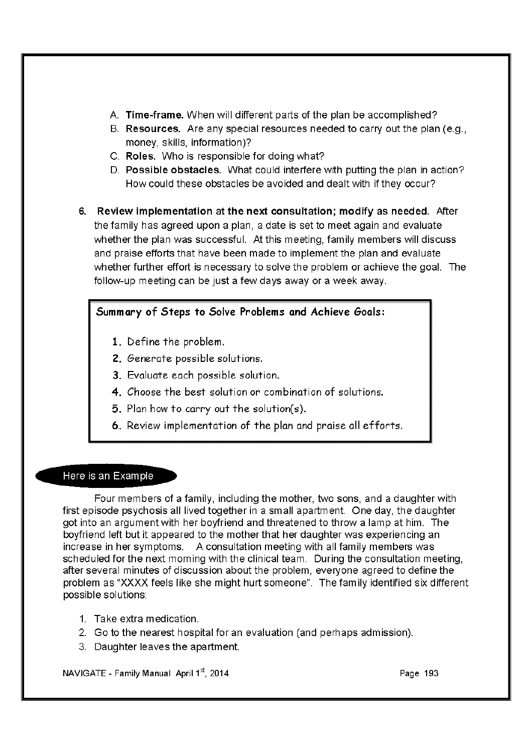A. **Time-frame.** When will different parts of the plan be accomplished?
B. **Resources.** Are any special resources needed to carry out the plan (e.g., money, skills, information)?
C. **Roles.** Who is responsible for doing what?
D. **Possible obstacles.** What could interfere with putting the plan in action? How could these obstacles be avoided and dealt with if they occur?

6. **Review implementation at the next consultation; modify as needed.** After the family has agreed upon a plan, a date is set to meet again and evaluate whether the plan was successful. At this meeting, family members will discuss and praise efforts that have been made to implement the plan and evaluate whether further effort is necessary to solve the problem or achieve the goal. The follow-up meeting can be just a few days away or a week away.

> **Summary of Steps to Solve Problems and Achieve Goals:**
>
> 1. Define the problem.
> 2. Generate possible solutions.
> 3. Evaluate each possible solution.
> 4. Choose the best solution or combination of solutions.
> 5. Plan how to carry out the solution(s).
> 6. Review implementation of the plan and praise all efforts.

**Here is an Example**

Four members of a family, including the mother, two sons, and a daughter with first episode psychosis all lived together in a small apartment. One day, the daughter got into an argument with her boyfriend and threatened to throw a lamp at him. The boyfriend left but it appeared to the mother that her daughter was experiencing an increase in her symptoms. A consultation meeting with all family members was scheduled for the next morning with the clinical team. During the consultation meeting, after several minutes of discussion about the problem, everyone agreed to define the problem as "XXXX feels like she might hurt someone". The family identified six different possible solutions:

1. Take extra medication.
2. Go to the nearest hospital for an evaluation (and perhaps admission).
3. Daughter leaves the apartment.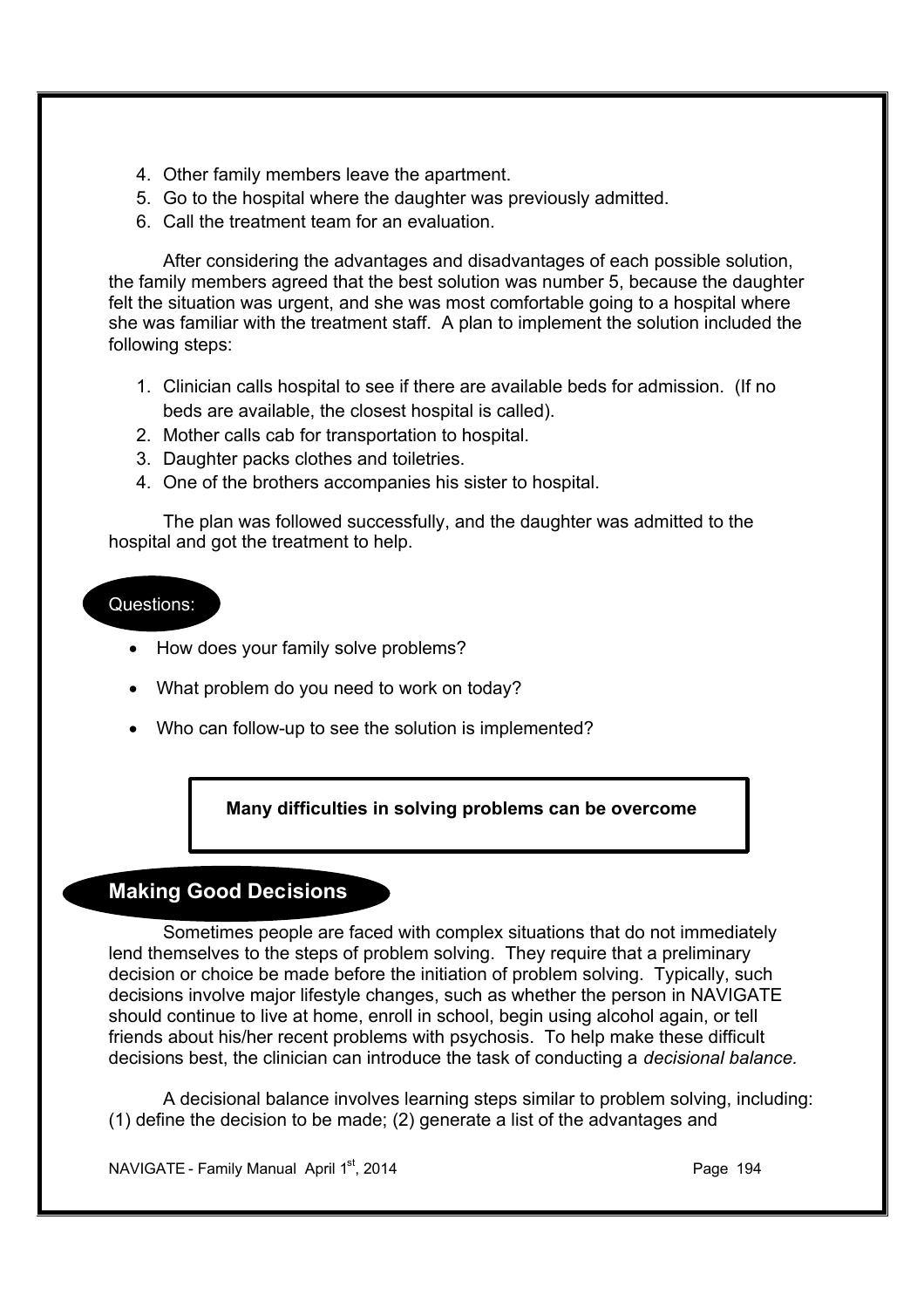4. Other family members leave the apartment.
5. Go to the hospital where the daughter was previously admitted.
6. Call the treatment team for an evaluation.

After considering the advantages and disadvantages of each possible solution, the family members agreed that the best solution was number 5, because the daughter felt the situation was urgent, and she was most comfortable going to a hospital where she was familiar with the treatment staff. A plan to implement the solution included the following steps:

1. Clinician calls hospital to see if there are available beds for admission. (If no beds are available, the closest hospital is called).
2. Mother calls cab for transportation to hospital.
3. Daughter packs clothes and toiletries.
4. One of the brothers accompanies his sister to hospital.

The plan was followed successfully, and the daughter was admitted to the hospital and got the treatment to help.

Questions:

- How does your family solve problems?
- What problem do you need to work on today?
- Who can follow-up to see the solution is implemented?

**Many difficulties in solving problems can be overcome**

## Making Good Decisions

Sometimes people are faced with complex situations that do not immediately lend themselves to the steps of problem solving. They require that a preliminary decision or choice be made before the initiation of problem solving. Typically, such decisions involve major lifestyle changes, such as whether the person in NAVIGATE should continue to live at home, enroll in school, begin using alcohol again, or tell friends about his/her recent problems with psychosis. To help make these difficult decisions best, the clinician can introduce the task of conducting a *decisional balance.*

A decisional balance involves learning steps similar to problem solving, including: (1) define the decision to be made; (2) generate a list of the advantages and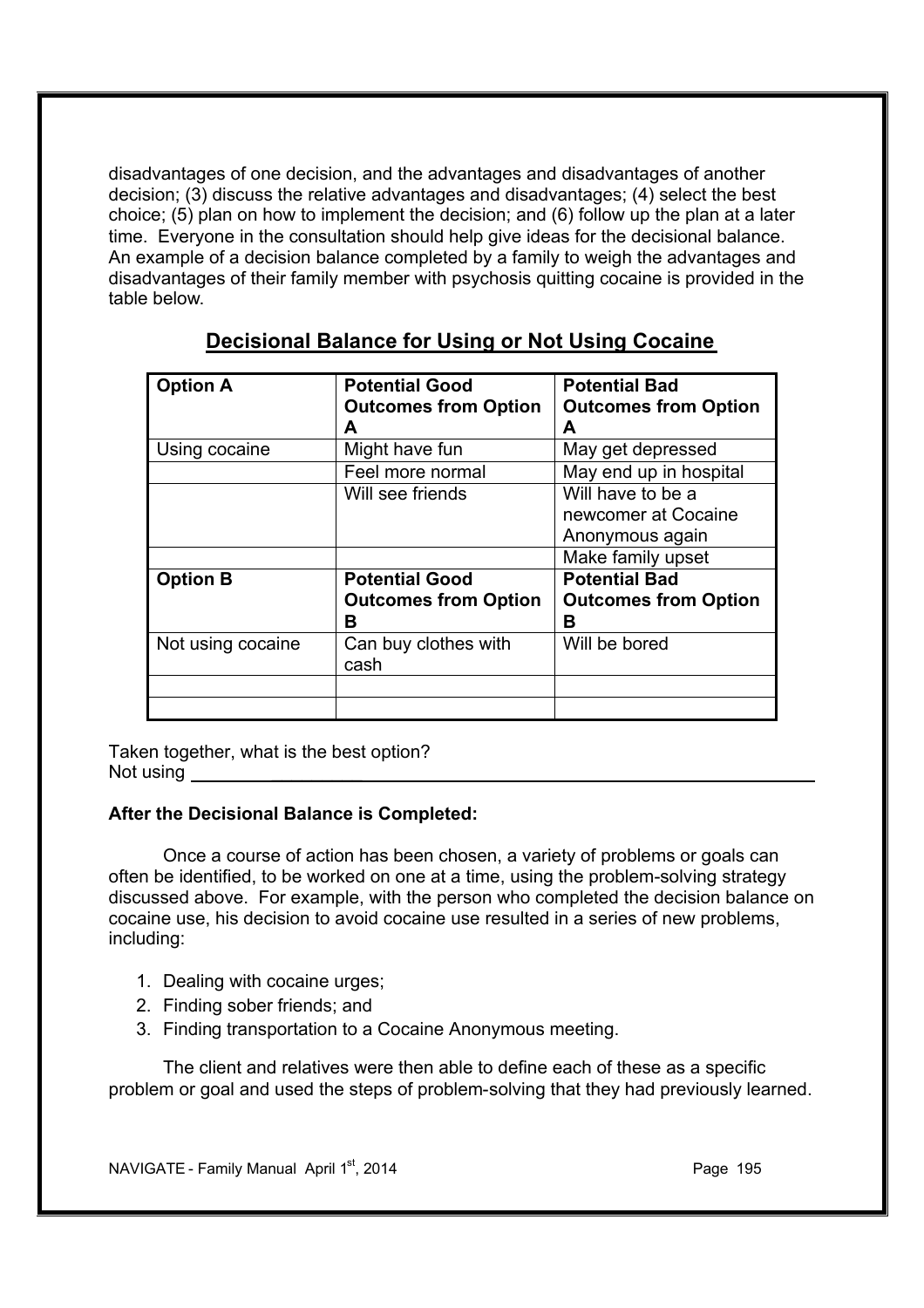disadvantages of one decision, and the advantages and disadvantages of another decision; (3) discuss the relative advantages and disadvantages; (4) select the best choice; (5) plan on how to implement the decision; and (6) follow up the plan at a later time. Everyone in the consultation should help give ideas for the decisional balance. An example of a decision balance completed by a family to weigh the advantages and disadvantages of their family member with psychosis quitting cocaine is provided in the table below.

## Decisional Balance for Using or Not Using Cocaine

| **Option A** | **Potential Good Outcomes from Option A** | **Potential Bad Outcomes from Option A** |
|---|---|---|
| Using cocaine | Might have fun | May get depressed |
| | Feel more normal | May end up in hospital |
| | Will see friends | Will have to be a newcomer at Cocaine Anonymous again |
| | | Make family upset |
| **Option B** | **Potential Good Outcomes from Option B** | **Potential Bad Outcomes from Option B** |
| Not using cocaine | Can buy clothes with cash | Will be bored |
| | | |
| | | |

Taken together, what is the best option?
Not using ______________________________________________

**After the Decisional Balance is Completed:**

Once a course of action has been chosen, a variety of problems or goals can often be identified, to be worked on one at a time, using the problem-solving strategy discussed above. For example, with the person who completed the decision balance on cocaine use, his decision to avoid cocaine use resulted in a series of new problems, including:

1. Dealing with cocaine urges;
2. Finding sober friends; and
3. Finding transportation to a Cocaine Anonymous meeting.

The client and relatives were then able to define each of these as a specific problem or goal and used the steps of problem-solving that they had previously learned.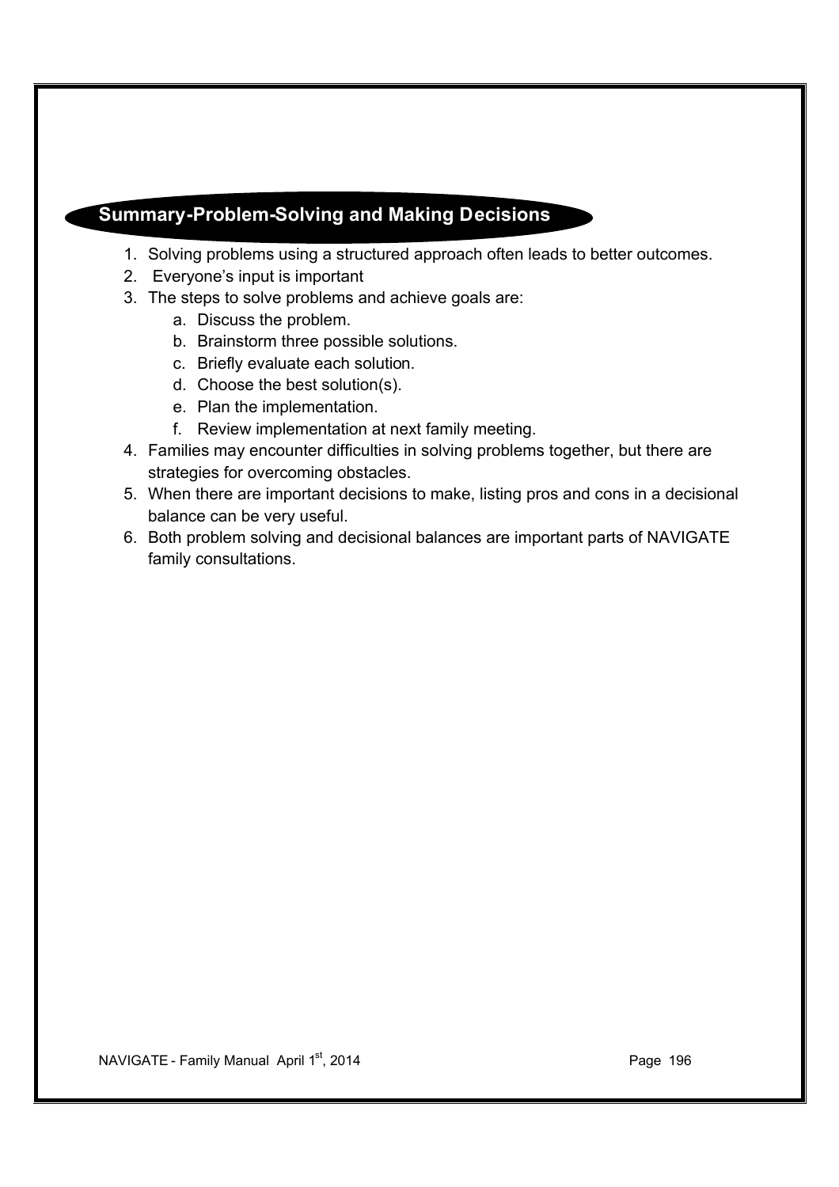## Summary-Problem-Solving and Making Decisions

1. Solving problems using a structured approach often leads to better outcomes.
2. Everyone's input is important
3. The steps to solve problems and achieve goals are:
   a. Discuss the problem.
   b. Brainstorm three possible solutions.
   c. Briefly evaluate each solution.
   d. Choose the best solution(s).
   e. Plan the implementation.
   f. Review implementation at next family meeting.
4. Families may encounter difficulties in solving problems together, but there are strategies for overcoming obstacles.
5. When there are important decisions to make, listing pros and cons in a decisional balance can be very useful.
6. Both problem solving and decisional balances are important parts of NAVIGATE family consultations.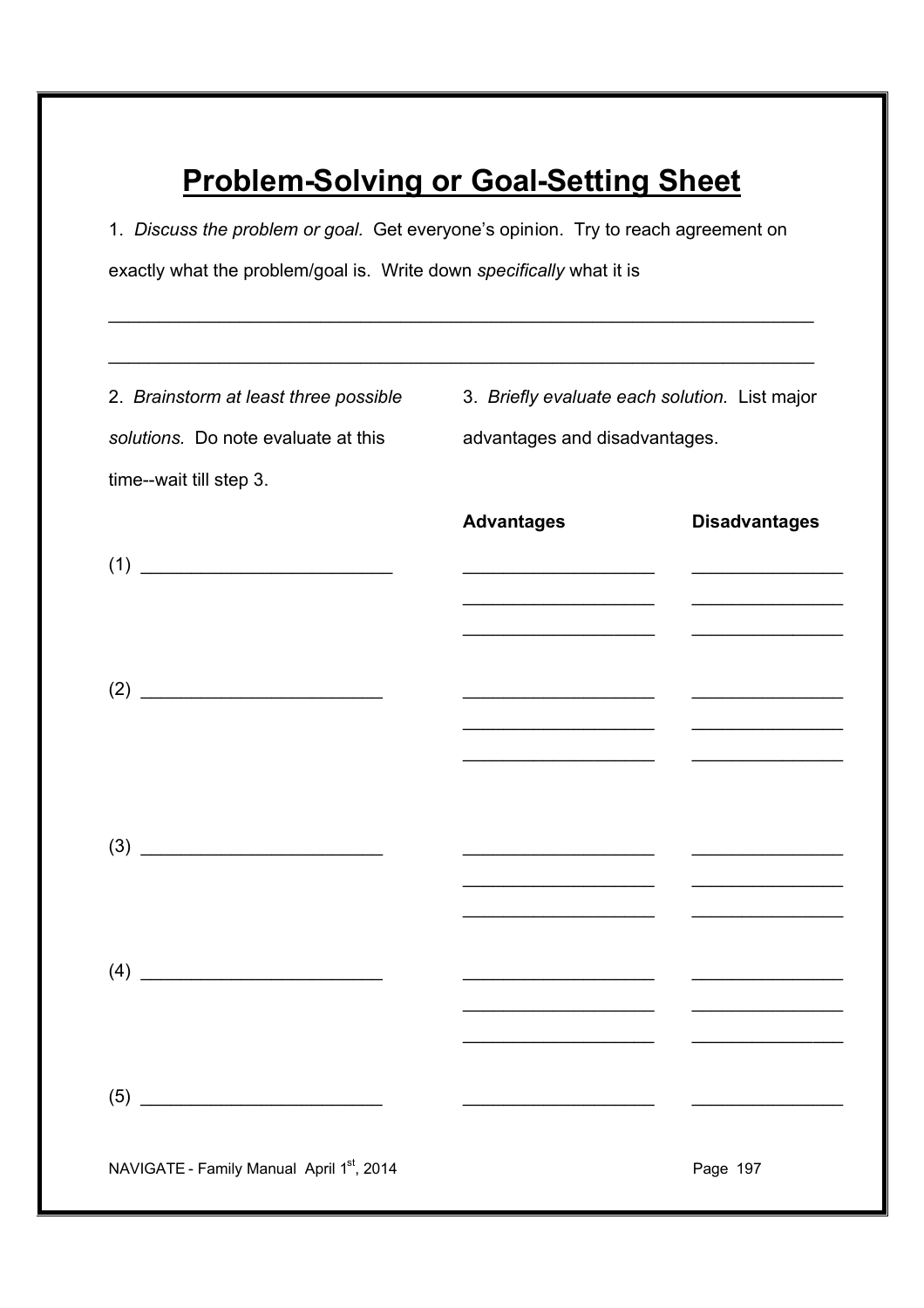# Problem-Solving or Goal-Setting Sheet

1. *Discuss the problem or goal.* Get everyone's opinion. Try to reach agreement on exactly what the problem/goal is. Write down *specifically* what it is

_______________________________________________________________________

_______________________________________________________________________

2. *Brainstorm at least three possible solutions.* Do note evaluate at this time--wait till step 3.

3. *Briefly evaluate each solution.* List major advantages and disadvantages.

| Solution | **Advantages** | **Disadvantages** |
|---|---|---|
| (1) ____________________ | ________________ | ______________ |
| | ________________ | ______________ |
| | ________________ | ______________ |
| (2) ____________________ | ________________ | ______________ |
| | ________________ | ______________ |
| | ________________ | ______________ |
| (3) ____________________ | ________________ | ______________ |
| | ________________ | ______________ |
| | ________________ | ______________ |
| (4) ____________________ | ________________ | ______________ |
| | ________________ | ______________ |
| | ________________ | ______________ |
| (5) ____________________ | ________________ | ______________ |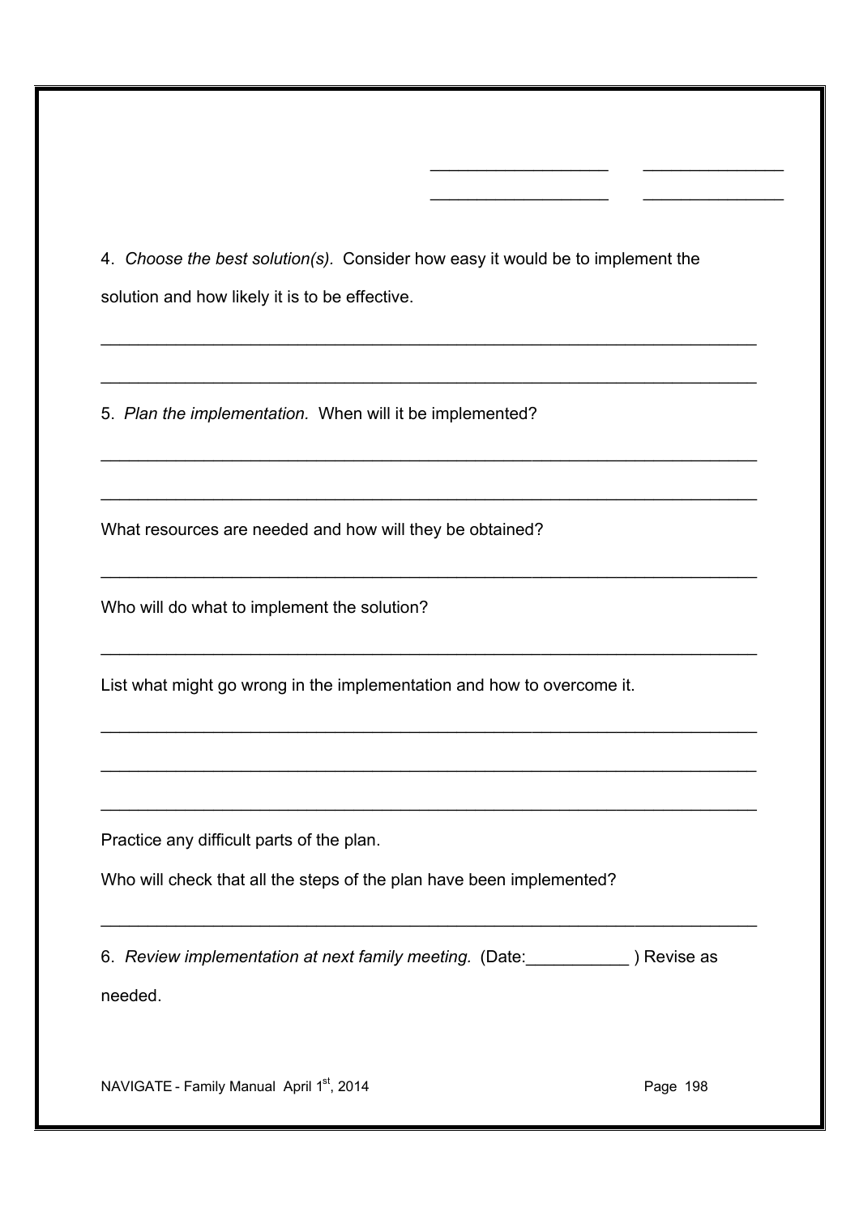\_\_\_\_\_\_\_\_\_\_\_\_\_\_\_\_\_\_\_\_ \_\_\_\_\_\_\_\_\_\_\_\_\_\_\_\_

\_\_\_\_\_\_\_\_\_\_\_\_\_\_\_\_\_\_\_\_ \_\_\_\_\_\_\_\_\_\_\_\_\_\_\_\_

4. *Choose the best solution(s).* Consider how easy it would be to implement the solution and how likely it is to be effective.

\_\_\_\_\_\_\_\_\_\_\_\_\_\_\_\_\_\_\_\_\_\_\_\_\_\_\_\_\_\_\_\_\_\_\_\_\_\_\_\_\_\_\_\_\_\_\_\_\_\_\_\_\_\_\_\_\_\_\_\_\_\_\_\_\_\_\_\_\_\_

\_\_\_\_\_\_\_\_\_\_\_\_\_\_\_\_\_\_\_\_\_\_\_\_\_\_\_\_\_\_\_\_\_\_\_\_\_\_\_\_\_\_\_\_\_\_\_\_\_\_\_\_\_\_\_\_\_\_\_\_\_\_\_\_\_\_\_\_\_\_

5. *Plan the implementation.* When will it be implemented?

\_\_\_\_\_\_\_\_\_\_\_\_\_\_\_\_\_\_\_\_\_\_\_\_\_\_\_\_\_\_\_\_\_\_\_\_\_\_\_\_\_\_\_\_\_\_\_\_\_\_\_\_\_\_\_\_\_\_\_\_\_\_\_\_\_\_\_\_\_\_

\_\_\_\_\_\_\_\_\_\_\_\_\_\_\_\_\_\_\_\_\_\_\_\_\_\_\_\_\_\_\_\_\_\_\_\_\_\_\_\_\_\_\_\_\_\_\_\_\_\_\_\_\_\_\_\_\_\_\_\_\_\_\_\_\_\_\_\_\_\_

What resources are needed and how will they be obtained?

\_\_\_\_\_\_\_\_\_\_\_\_\_\_\_\_\_\_\_\_\_\_\_\_\_\_\_\_\_\_\_\_\_\_\_\_\_\_\_\_\_\_\_\_\_\_\_\_\_\_\_\_\_\_\_\_\_\_\_\_\_\_\_\_\_\_\_\_\_\_

Who will do what to implement the solution?

\_\_\_\_\_\_\_\_\_\_\_\_\_\_\_\_\_\_\_\_\_\_\_\_\_\_\_\_\_\_\_\_\_\_\_\_\_\_\_\_\_\_\_\_\_\_\_\_\_\_\_\_\_\_\_\_\_\_\_\_\_\_\_\_\_\_\_\_\_\_

List what might go wrong in the implementation and how to overcome it.

\_\_\_\_\_\_\_\_\_\_\_\_\_\_\_\_\_\_\_\_\_\_\_\_\_\_\_\_\_\_\_\_\_\_\_\_\_\_\_\_\_\_\_\_\_\_\_\_\_\_\_\_\_\_\_\_\_\_\_\_\_\_\_\_\_\_\_\_\_\_

\_\_\_\_\_\_\_\_\_\_\_\_\_\_\_\_\_\_\_\_\_\_\_\_\_\_\_\_\_\_\_\_\_\_\_\_\_\_\_\_\_\_\_\_\_\_\_\_\_\_\_\_\_\_\_\_\_\_\_\_\_\_\_\_\_\_\_\_\_\_

\_\_\_\_\_\_\_\_\_\_\_\_\_\_\_\_\_\_\_\_\_\_\_\_\_\_\_\_\_\_\_\_\_\_\_\_\_\_\_\_\_\_\_\_\_\_\_\_\_\_\_\_\_\_\_\_\_\_\_\_\_\_\_\_\_\_\_\_\_\_

Practice any difficult parts of the plan.

Who will check that all the steps of the plan have been implemented?

\_\_\_\_\_\_\_\_\_\_\_\_\_\_\_\_\_\_\_\_\_\_\_\_\_\_\_\_\_\_\_\_\_\_\_\_\_\_\_\_\_\_\_\_\_\_\_\_\_\_\_\_\_\_\_\_\_\_\_\_\_\_\_\_\_\_\_\_\_\_

6. *Review implementation at next family meeting.* (Date:\_\_\_\_\_\_\_\_\_\_\_ ) Revise as needed.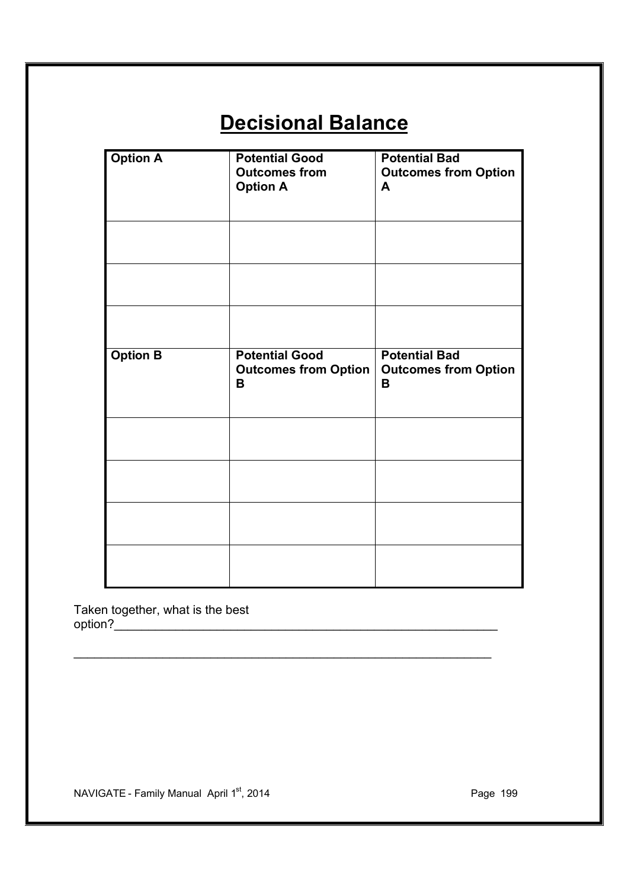# Decisional Balance

| Option A | Potential Good Outcomes from Option A | Potential Bad Outcomes from Option A |
|---|---|---|
| | | |
| | | |
| | | |
| **Option B** | **Potential Good Outcomes from Option B** | **Potential Bad Outcomes from Option B** |
| | | |
| | | |
| | | |
| | | |

Taken together, what is the best option?_______________________________________________________________

_______________________________________________________________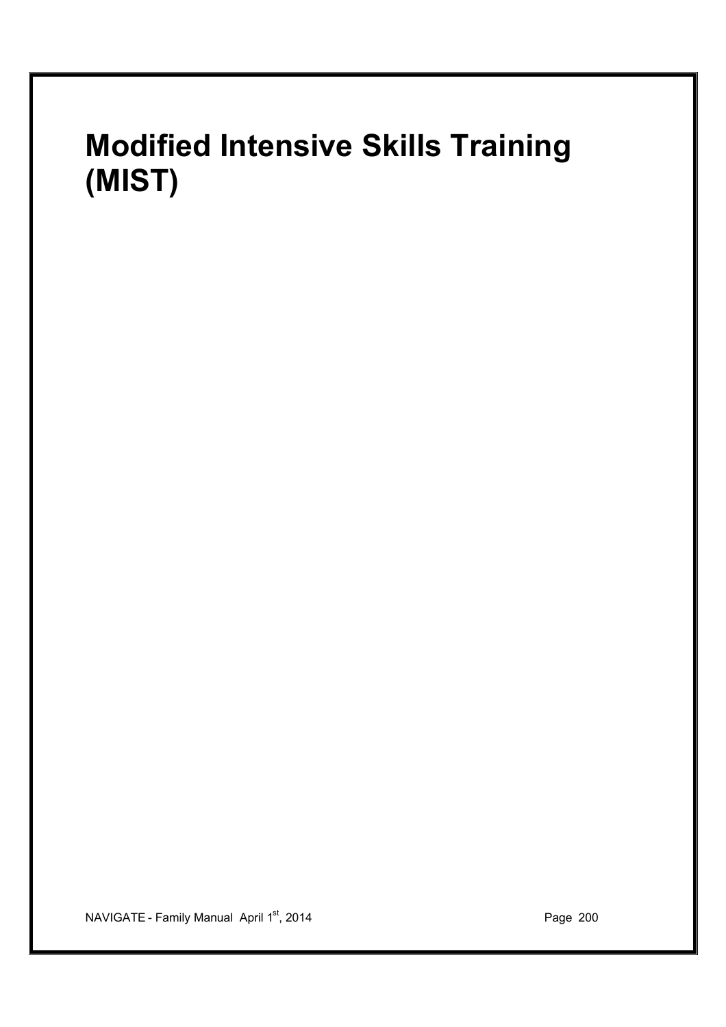# Modified Intensive Skills Training (MIST)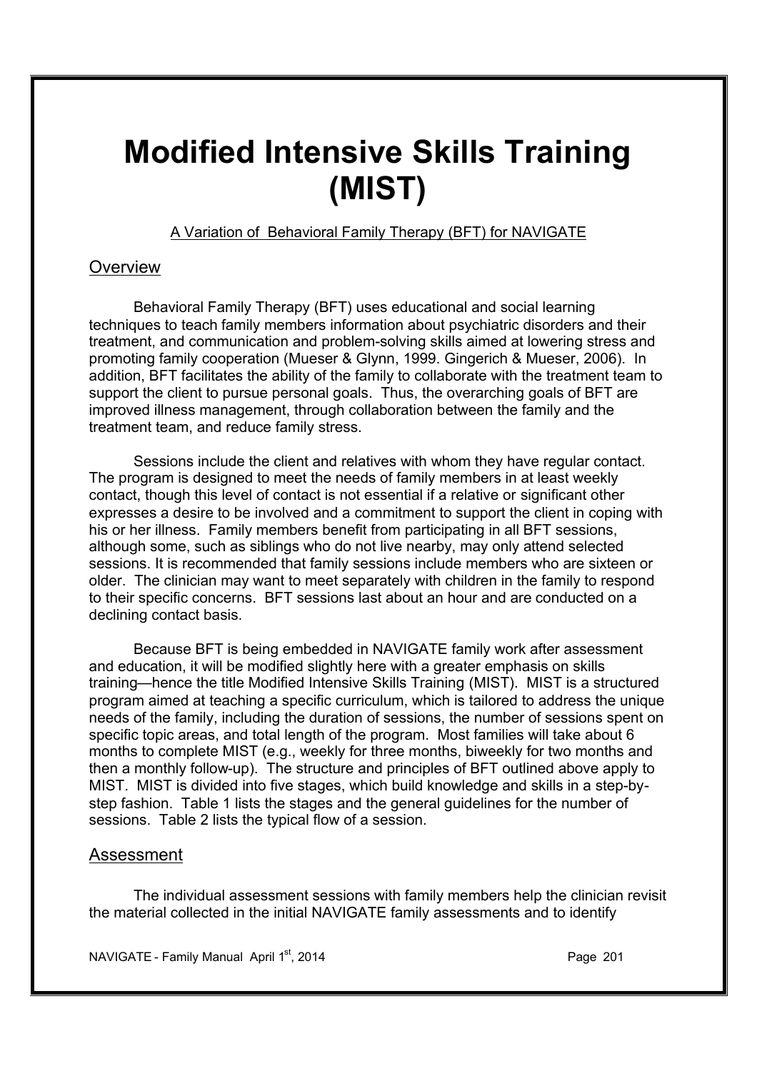# Modified Intensive Skills Training (MIST)

A Variation of Behavioral Family Therapy (BFT) for NAVIGATE

## Overview

Behavioral Family Therapy (BFT) uses educational and social learning techniques to teach family members information about psychiatric disorders and their treatment, and communication and problem-solving skills aimed at lowering stress and promoting family cooperation (Mueser & Glynn, 1999. Gingerich & Mueser, 2006). In addition, BFT facilitates the ability of the family to collaborate with the treatment team to support the client to pursue personal goals. Thus, the overarching goals of BFT are improved illness management, through collaboration between the family and the treatment team, and reduce family stress.

Sessions include the client and relatives with whom they have regular contact. The program is designed to meet the needs of family members in at least weekly contact, though this level of contact is not essential if a relative or significant other expresses a desire to be involved and a commitment to support the client in coping with his or her illness. Family members benefit from participating in all BFT sessions, although some, such as siblings who do not live nearby, may only attend selected sessions. It is recommended that family sessions include members who are sixteen or older. The clinician may want to meet separately with children in the family to respond to their specific concerns. BFT sessions last about an hour and are conducted on a declining contact basis.

Because BFT is being embedded in NAVIGATE family work after assessment and education, it will be modified slightly here with a greater emphasis on skills training—hence the title Modified Intensive Skills Training (MIST). MIST is a structured program aimed at teaching a specific curriculum, which is tailored to address the unique needs of the family, including the duration of sessions, the number of sessions spent on specific topic areas, and total length of the program. Most families will take about 6 months to complete MIST (e.g., weekly for three months, biweekly for two months and then a monthly follow-up). The structure and principles of BFT outlined above apply to MIST. MIST is divided into five stages, which build knowledge and skills in a step-by-step fashion. Table 1 lists the stages and the general guidelines for the number of sessions. Table 2 lists the typical flow of a session.

## Assessment

The individual assessment sessions with family members help the clinician revisit the material collected in the initial NAVIGATE family assessments and to identify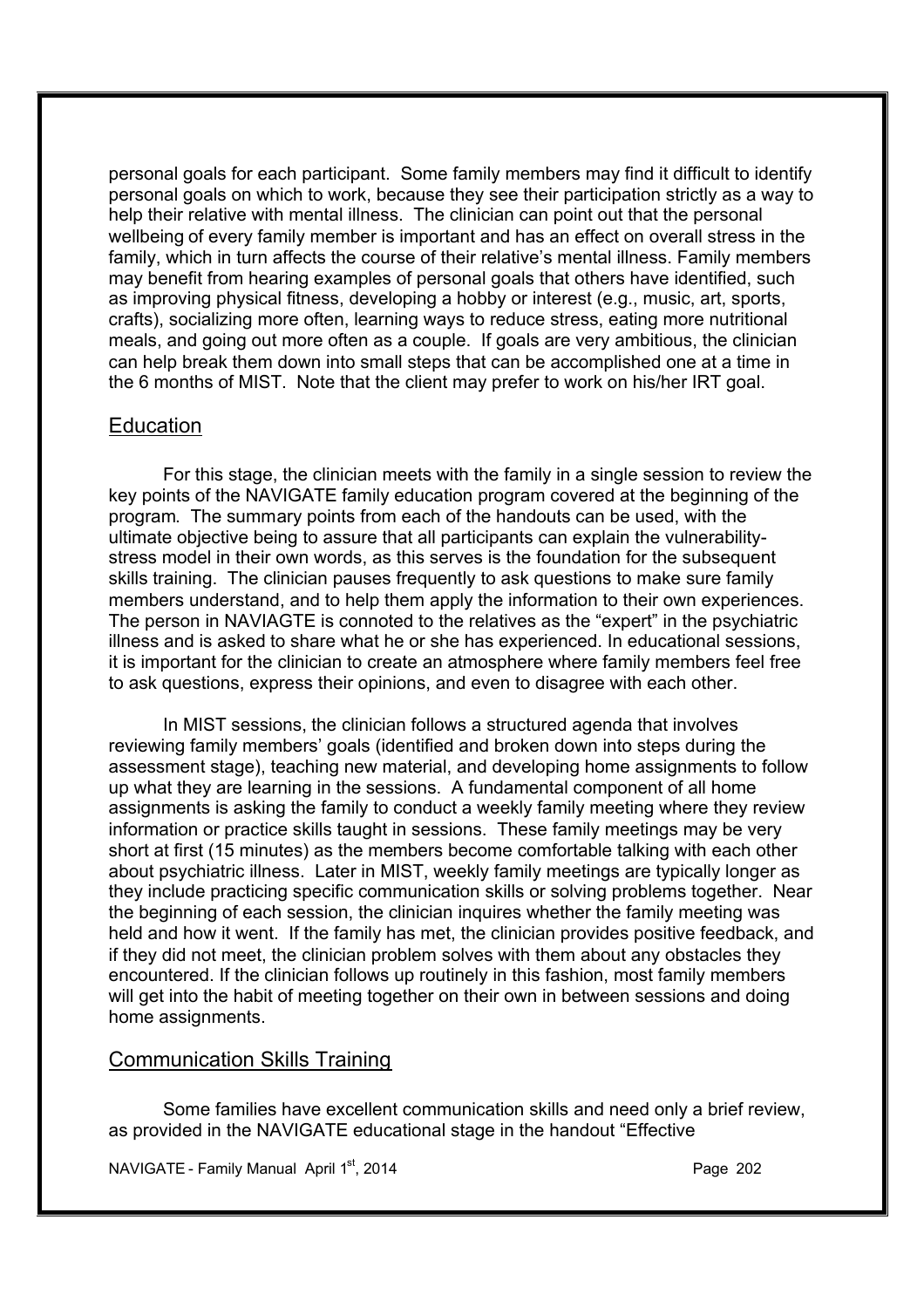personal goals for each participant. Some family members may find it difficult to identify personal goals on which to work, because they see their participation strictly as a way to help their relative with mental illness. The clinician can point out that the personal wellbeing of every family member is important and has an effect on overall stress in the family, which in turn affects the course of their relative's mental illness. Family members may benefit from hearing examples of personal goals that others have identified, such as improving physical fitness, developing a hobby or interest (e.g., music, art, sports, crafts), socializing more often, learning ways to reduce stress, eating more nutritional meals, and going out more often as a couple. If goals are very ambitious, the clinician can help break them down into small steps that can be accomplished one at a time in the 6 months of MIST. Note that the client may prefer to work on his/her IRT goal.

## Education

For this stage, the clinician meets with the family in a single session to review the key points of the NAVIGATE family education program covered at the beginning of the program. The summary points from each of the handouts can be used, with the ultimate objective being to assure that all participants can explain the vulnerability-stress model in their own words, as this serves is the foundation for the subsequent skills training. The clinician pauses frequently to ask questions to make sure family members understand, and to help them apply the information to their own experiences. The person in NAVIAGTE is connoted to the relatives as the "expert" in the psychiatric illness and is asked to share what he or she has experienced. In educational sessions, it is important for the clinician to create an atmosphere where family members feel free to ask questions, express their opinions, and even to disagree with each other.

In MIST sessions, the clinician follows a structured agenda that involves reviewing family members' goals (identified and broken down into steps during the assessment stage), teaching new material, and developing home assignments to follow up what they are learning in the sessions. A fundamental component of all home assignments is asking the family to conduct a weekly family meeting where they review information or practice skills taught in sessions. These family meetings may be very short at first (15 minutes) as the members become comfortable talking with each other about psychiatric illness. Later in MIST, weekly family meetings are typically longer as they include practicing specific communication skills or solving problems together. Near the beginning of each session, the clinician inquires whether the family meeting was held and how it went. If the family has met, the clinician provides positive feedback, and if they did not meet, the clinician problem solves with them about any obstacles they encountered. If the clinician follows up routinely in this fashion, most family members will get into the habit of meeting together on their own in between sessions and doing home assignments.

## Communication Skills Training

Some families have excellent communication skills and need only a brief review, as provided in the NAVIGATE educational stage in the handout "Effective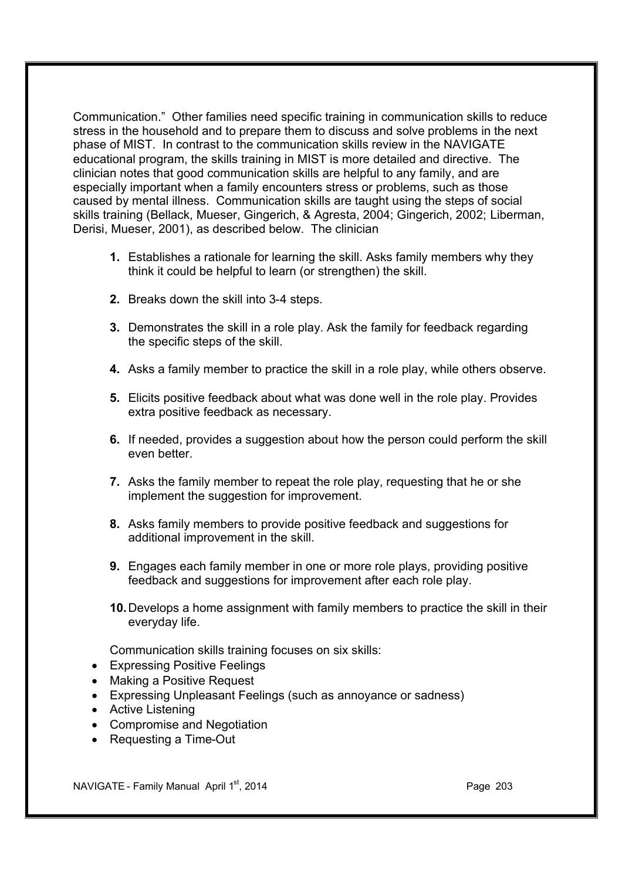Communication." Other families need specific training in communication skills to reduce stress in the household and to prepare them to discuss and solve problems in the next phase of MIST. In contrast to the communication skills review in the NAVIGATE educational program, the skills training in MIST is more detailed and directive. The clinician notes that good communication skills are helpful to any family, and are especially important when a family encounters stress or problems, such as those caused by mental illness. Communication skills are taught using the steps of social skills training (Bellack, Mueser, Gingerich, & Agresta, 2004; Gingerich, 2002; Liberman, Derisi, Mueser, 2001), as described below. The clinician

1. Establishes a rationale for learning the skill. Asks family members why they think it could be helpful to learn (or strengthen) the skill.
2. Breaks down the skill into 3-4 steps.
3. Demonstrates the skill in a role play. Ask the family for feedback regarding the specific steps of the skill.
4. Asks a family member to practice the skill in a role play, while others observe.
5. Elicits positive feedback about what was done well in the role play. Provides extra positive feedback as necessary.
6. If needed, provides a suggestion about how the person could perform the skill even better.
7. Asks the family member to repeat the role play, requesting that he or she implement the suggestion for improvement.
8. Asks family members to provide positive feedback and suggestions for additional improvement in the skill.
9. Engages each family member in one or more role plays, providing positive feedback and suggestions for improvement after each role play.
10. Develops a home assignment with family members to practice the skill in their everyday life.

Communication skills training focuses on six skills:

- Expressing Positive Feelings
- Making a Positive Request
- Expressing Unpleasant Feelings (such as annoyance or sadness)
- Active Listening
- Compromise and Negotiation
- Requesting a Time-Out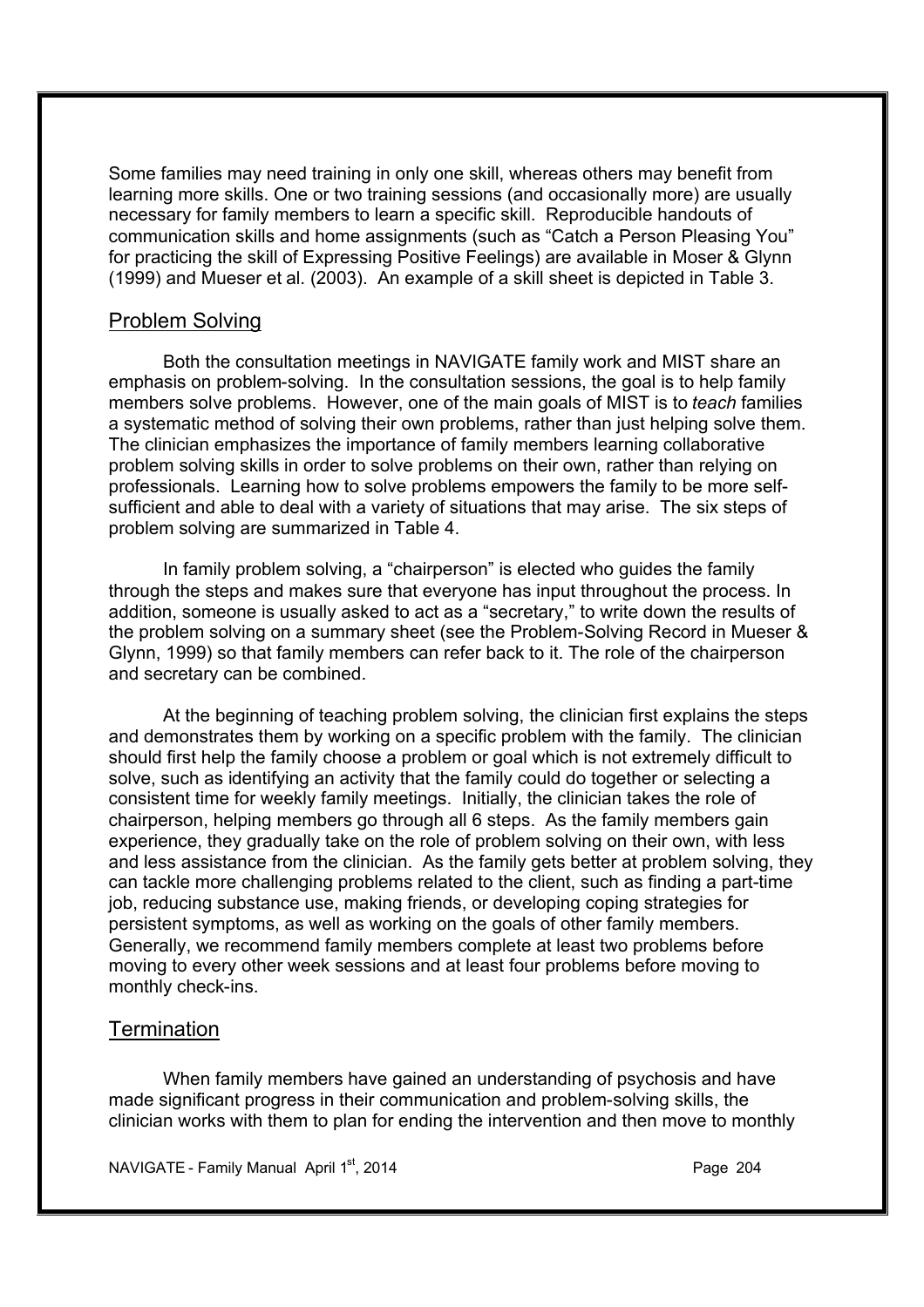Some families may need training in only one skill, whereas others may benefit from learning more skills. One or two training sessions (and occasionally more) are usually necessary for family members to learn a specific skill. Reproducible handouts of communication skills and home assignments (such as "Catch a Person Pleasing You" for practicing the skill of Expressing Positive Feelings) are available in Moser & Glynn (1999) and Mueser et al. (2003). An example of a skill sheet is depicted in Table 3.

## Problem Solving

Both the consultation meetings in NAVIGATE family work and MIST share an emphasis on problem-solving. In the consultation sessions, the goal is to help family members solve problems. However, one of the main goals of MIST is to *teach* families a systematic method of solving their own problems, rather than just helping solve them. The clinician emphasizes the importance of family members learning collaborative problem solving skills in order to solve problems on their own, rather than relying on professionals. Learning how to solve problems empowers the family to be more self-sufficient and able to deal with a variety of situations that may arise. The six steps of problem solving are summarized in Table 4.

In family problem solving, a "chairperson" is elected who guides the family through the steps and makes sure that everyone has input throughout the process. In addition, someone is usually asked to act as a "secretary," to write down the results of the problem solving on a summary sheet (see the Problem-Solving Record in Mueser & Glynn, 1999) so that family members can refer back to it. The role of the chairperson and secretary can be combined.

At the beginning of teaching problem solving, the clinician first explains the steps and demonstrates them by working on a specific problem with the family. The clinician should first help the family choose a problem or goal which is not extremely difficult to solve, such as identifying an activity that the family could do together or selecting a consistent time for weekly family meetings. Initially, the clinician takes the role of chairperson, helping members go through all 6 steps. As the family members gain experience, they gradually take on the role of problem solving on their own, with less and less assistance from the clinician. As the family gets better at problem solving, they can tackle more challenging problems related to the client, such as finding a part-time job, reducing substance use, making friends, or developing coping strategies for persistent symptoms, as well as working on the goals of other family members. Generally, we recommend family members complete at least two problems before moving to every other week sessions and at least four problems before moving to monthly check-ins.

## Termination

When family members have gained an understanding of psychosis and have made significant progress in their communication and problem-solving skills, the clinician works with them to plan for ending the intervention and then move to monthly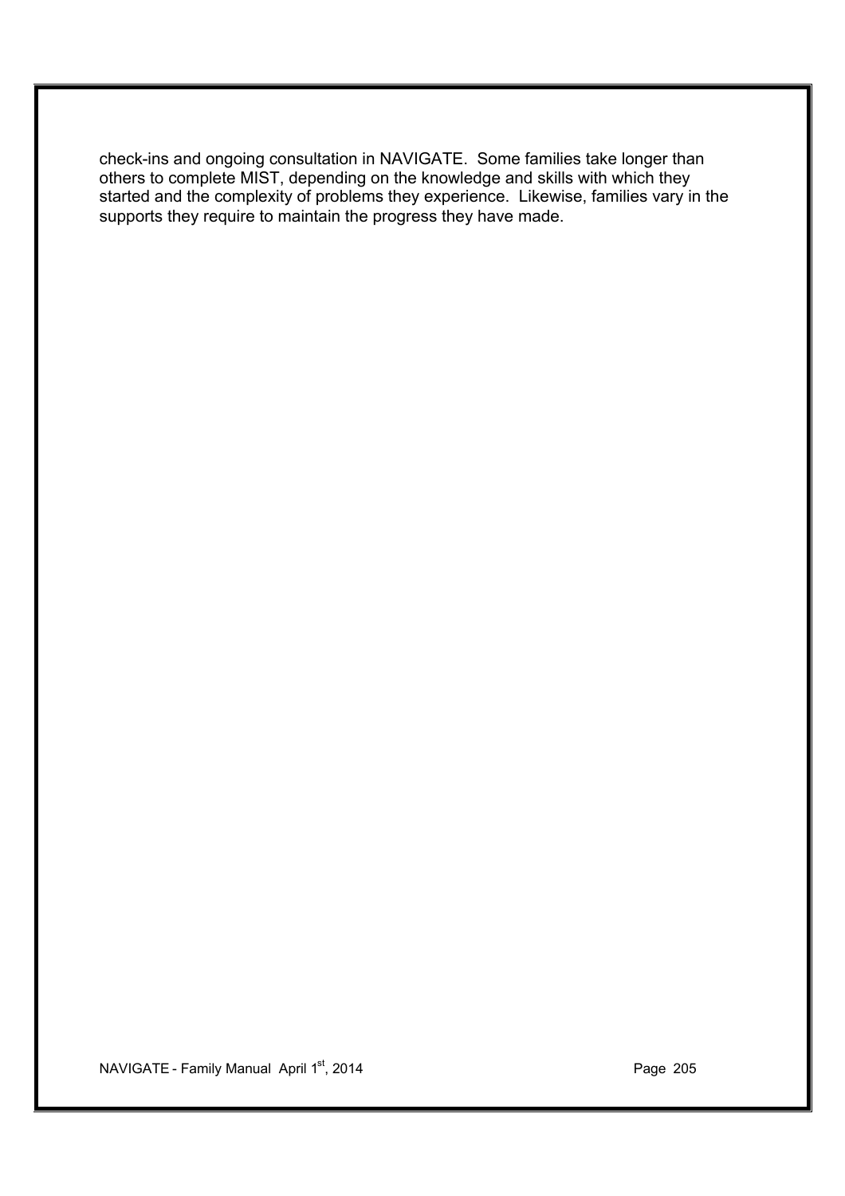check-ins and ongoing consultation in NAVIGATE. Some families take longer than others to complete MIST, depending on the knowledge and skills with which they started and the complexity of problems they experience. Likewise, families vary in the supports they require to maintain the progress they have made.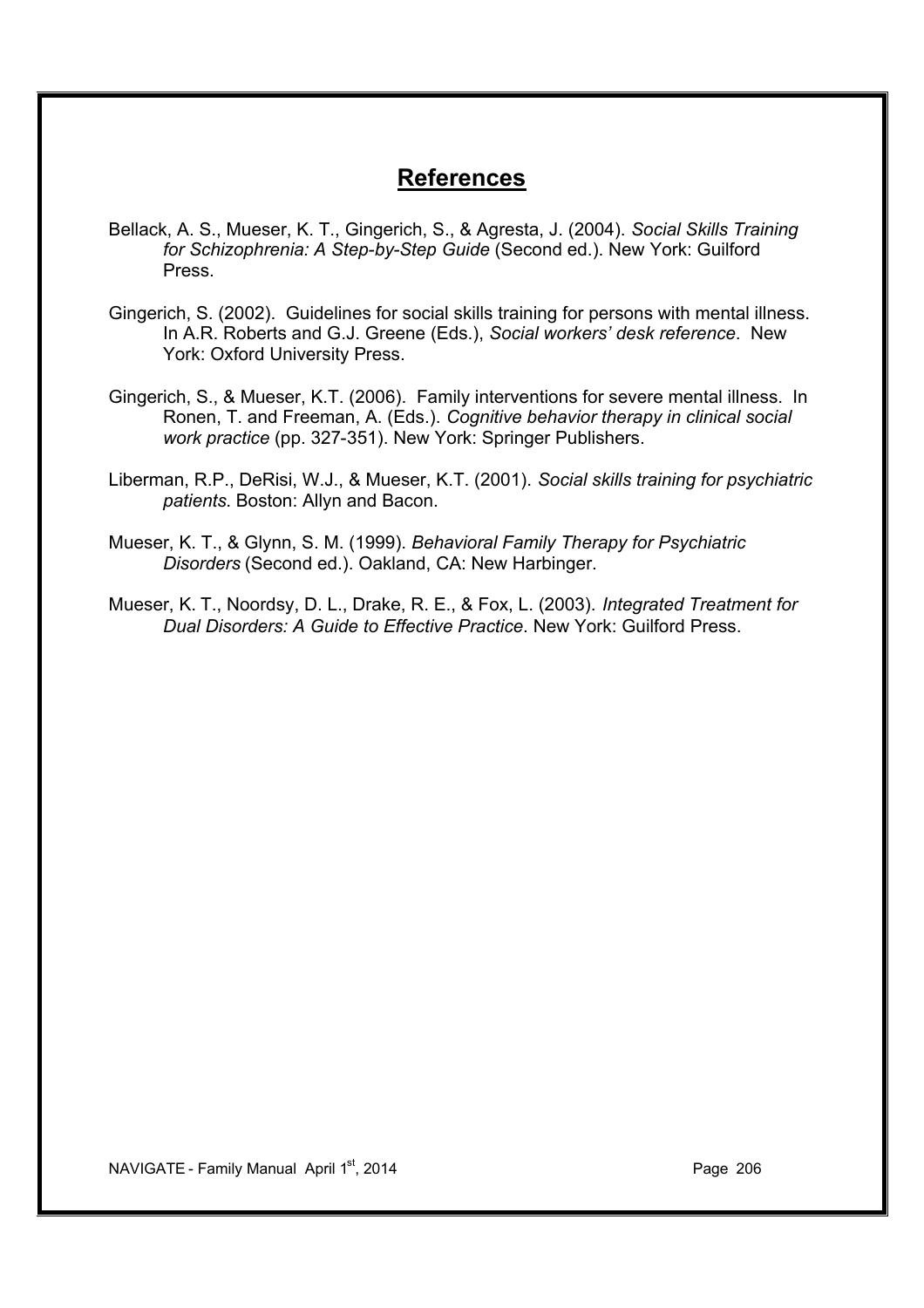# References

Bellack, A. S., Mueser, K. T., Gingerich, S., & Agresta, J. (2004). *Social Skills Training for Schizophrenia: A Step-by-Step Guide* (Second ed.). New York: Guilford Press.

Gingerich, S. (2002). Guidelines for social skills training for persons with mental illness. In A.R. Roberts and G.J. Greene (Eds.), *Social workers' desk reference*. New York: Oxford University Press.

Gingerich, S., & Mueser, K.T. (2006). Family interventions for severe mental illness. In Ronen, T. and Freeman, A. (Eds.). *Cognitive behavior therapy in clinical social work practice* (pp. 327-351). New York: Springer Publishers.

Liberman, R.P., DeRisi, W.J., & Mueser, K.T. (2001). *Social skills training for psychiatric patients*. Boston: Allyn and Bacon.

Mueser, K. T., & Glynn, S. M. (1999). *Behavioral Family Therapy for Psychiatric Disorders* (Second ed.). Oakland, CA: New Harbinger.

Mueser, K. T., Noordsy, D. L., Drake, R. E., & Fox, L. (2003). *Integrated Treatment for Dual Disorders: A Guide to Effective Practice*. New York: Guilford Press.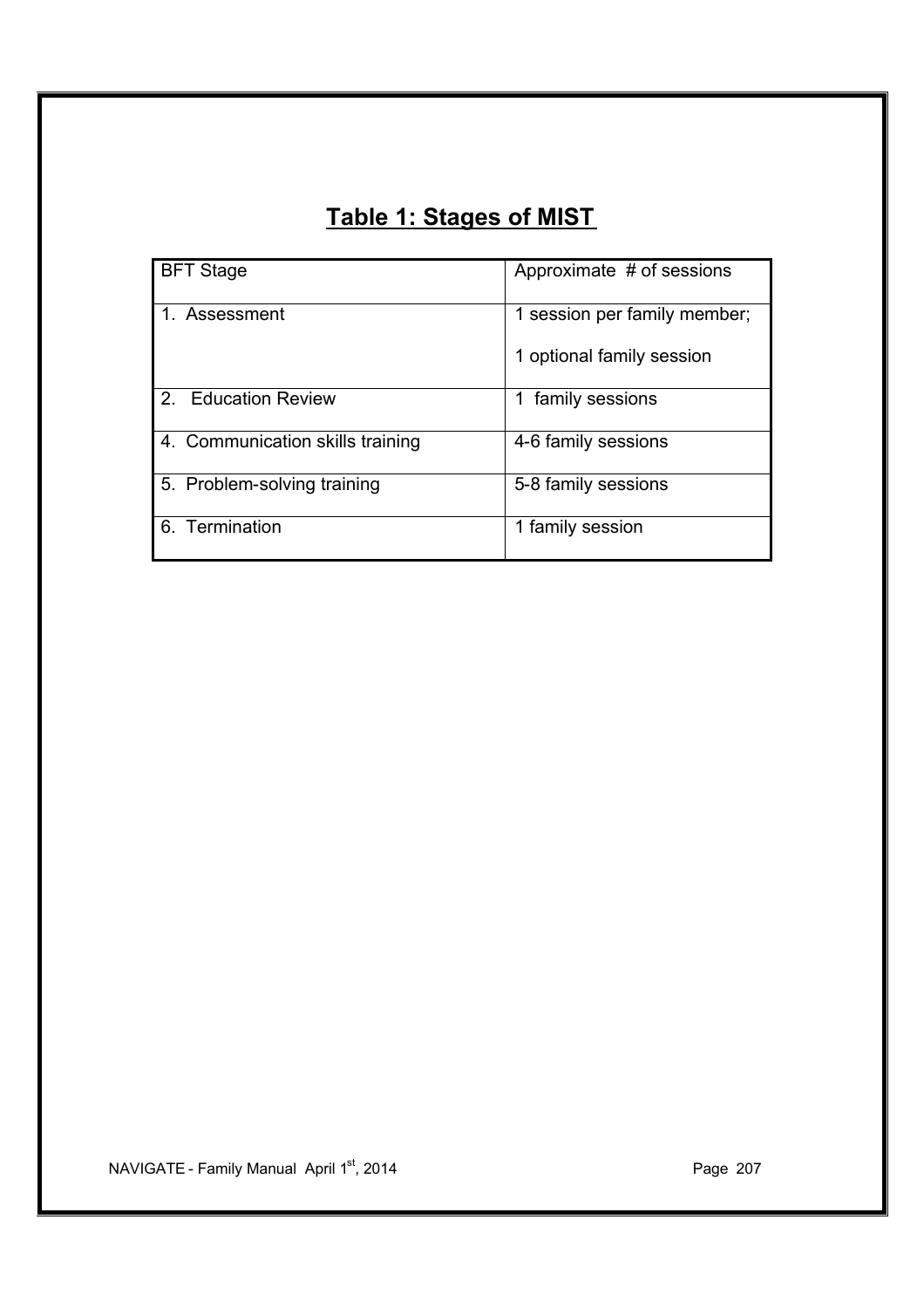## Table 1: Stages of MIST

| BFT Stage | Approximate # of sessions |
|---|---|
| 1. Assessment | 1 session per family member;<br><br>1 optional family session |
| 2. Education Review | 1 family sessions |
| 4. Communication skills training | 4-6 family sessions |
| 5. Problem-solving training | 5-8 family sessions |
| 6. Termination | 1 family session |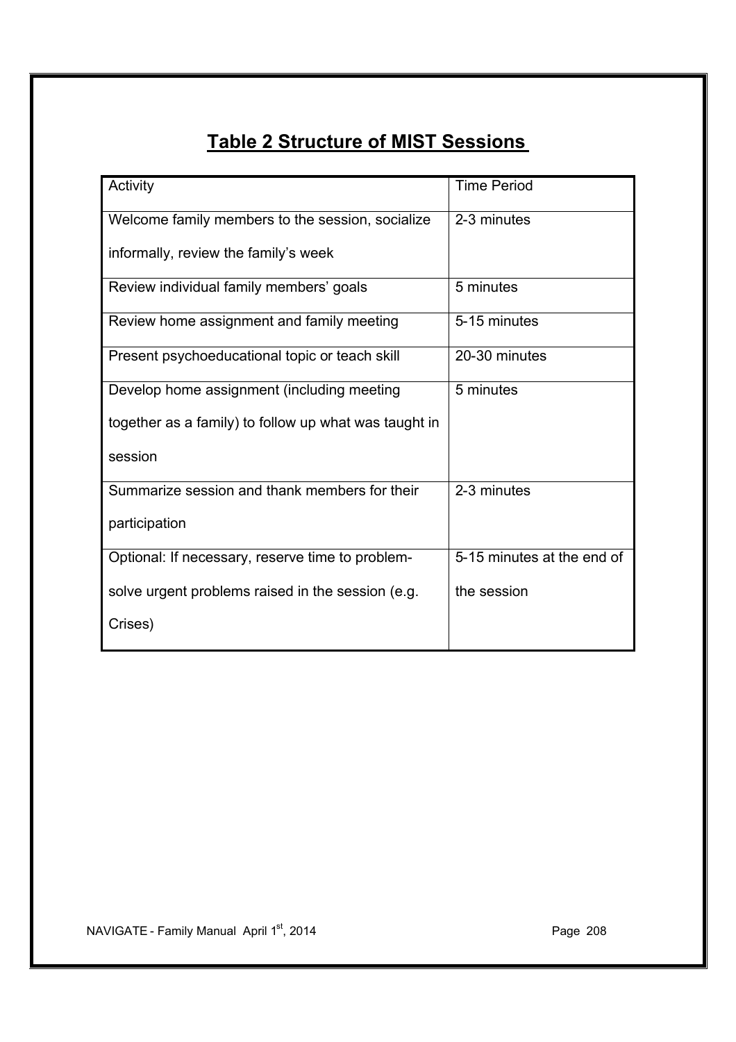## Table 2 Structure of MIST Sessions

| Activity | Time Period |
|---|---|
| Welcome family members to the session, socialize informally, review the family's week | 2-3 minutes |
| Review individual family members' goals | 5 minutes |
| Review home assignment and family meeting | 5-15 minutes |
| Present psychoeducational topic or teach skill | 20-30 minutes |
| Develop home assignment (including meeting together as a family) to follow up what was taught in session | 5 minutes |
| Summarize session and thank members for their participation | 2-3 minutes |
| Optional: If necessary, reserve time to problem-solve urgent problems raised in the session (e.g. Crises) | 5-15 minutes at the end of the session |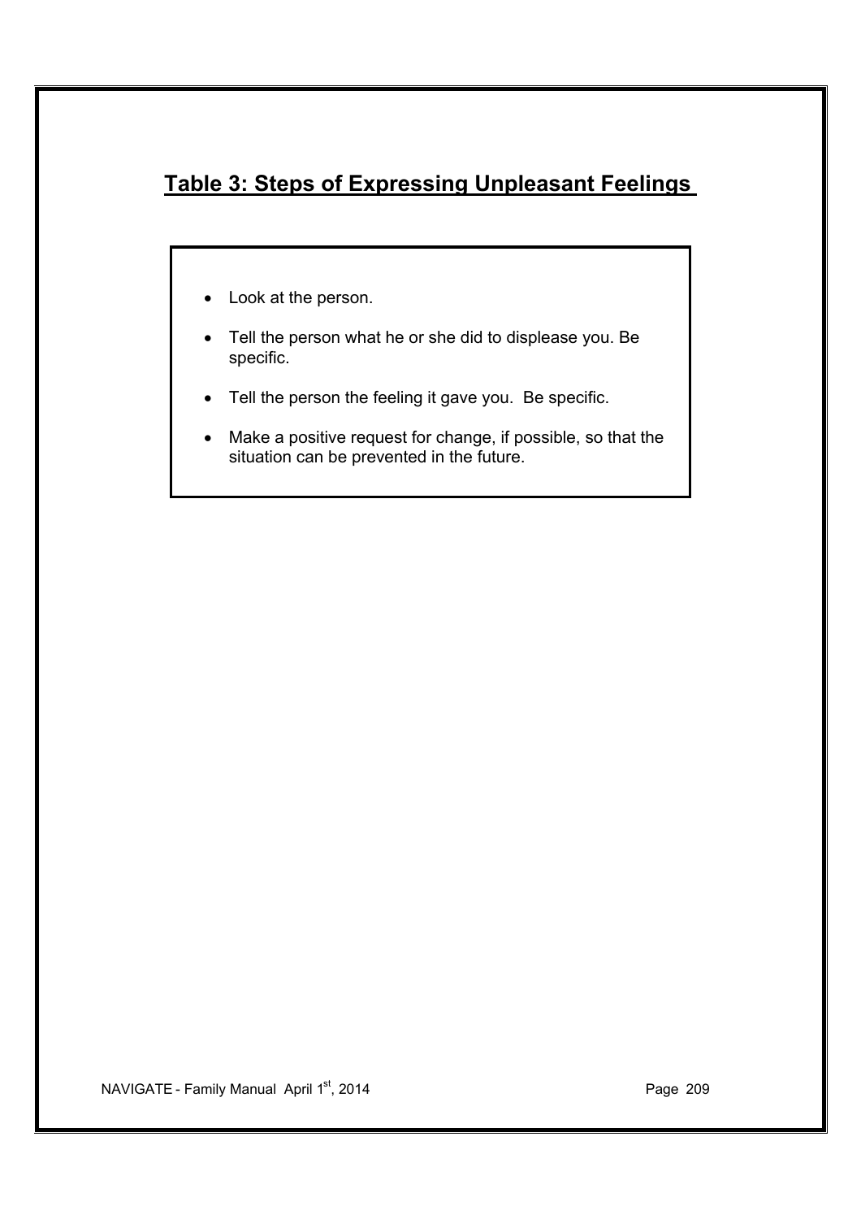## Table 3: Steps of Expressing Unpleasant Feelings

- Look at the person.
- Tell the person what he or she did to displease you. Be specific.
- Tell the person the feeling it gave you. Be specific.
- Make a positive request for change, if possible, so that the situation can be prevented in the future.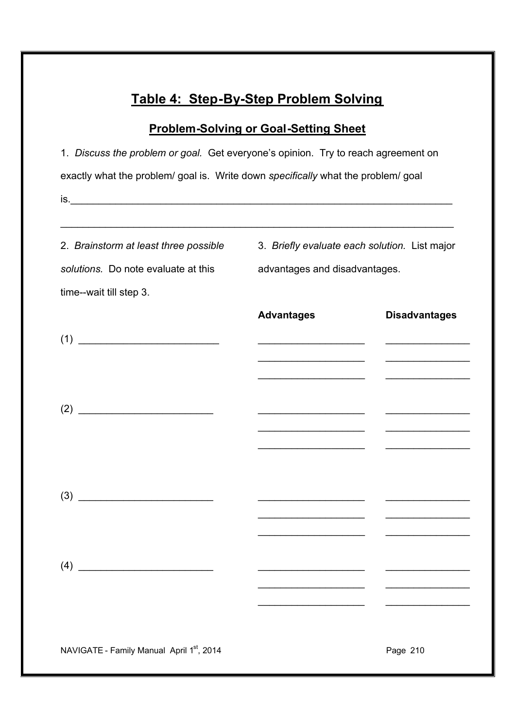## Table 4: Step-By-Step Problem Solving

### Problem-Solving or Goal-Setting Sheet

1. *Discuss the problem or goal.* Get everyone's opinion. Try to reach agreement on exactly what the problem/ goal is. Write down *specifically* what the problem/ goal is.______________________________________________________________________

______________________________________________________________________

2. *Brainstorm at least three possible solutions.* Do note evaluate at this time--wait till step 3.

3. *Briefly evaluate each solution.* List major advantages and disadvantages.

| Solution | Advantages | Disadvantages |
|---|---|---|
| (1) ________________________ | __________________ | ______________ |
| | __________________ | ______________ |
| | __________________ | ______________ |
| (2) ________________________ | __________________ | ______________ |
| | __________________ | ______________ |
| | __________________ | ______________ |
| (3) ________________________ | __________________ | ______________ |
| | __________________ | ______________ |
| | __________________ | ______________ |
| (4) ________________________ | __________________ | ______________ |
| | __________________ | ______________ |
| | __________________ | ______________ |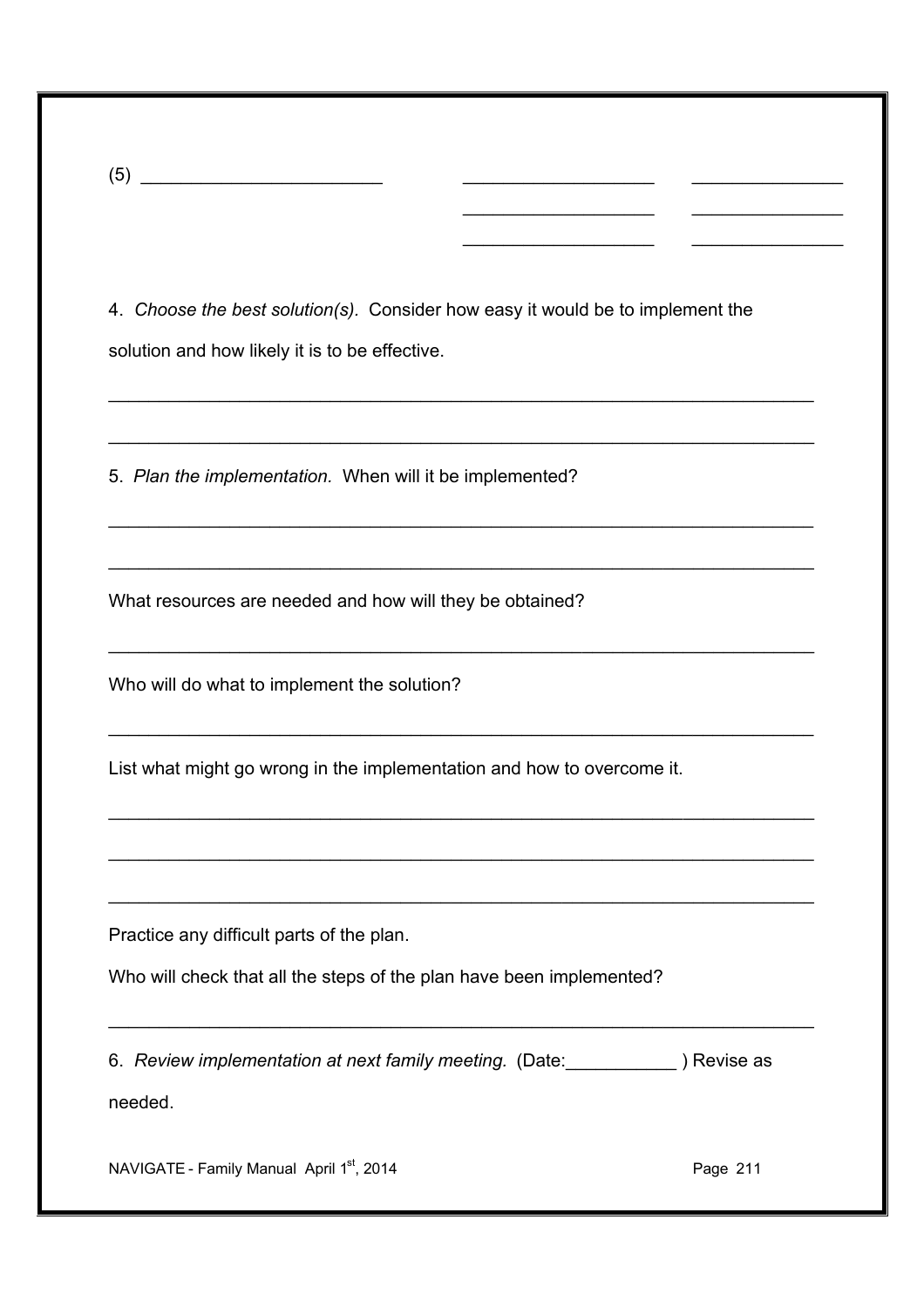(5) ________________________ ___________________ _______________

___________________ _______________

___________________ _______________

4. *Choose the best solution(s).* Consider how easy it would be to implement the solution and how likely it is to be effective.

______________________________________________________________________

______________________________________________________________________

5. *Plan the implementation.* When will it be implemented?

______________________________________________________________________

______________________________________________________________________

What resources are needed and how will they be obtained?

______________________________________________________________________

Who will do what to implement the solution?

______________________________________________________________________

List what might go wrong in the implementation and how to overcome it.

______________________________________________________________________

______________________________________________________________________

______________________________________________________________________

Practice any difficult parts of the plan.

Who will check that all the steps of the plan have been implemented?

______________________________________________________________________

6. *Review implementation at next family meeting.* (Date:___________ ) Revise as needed.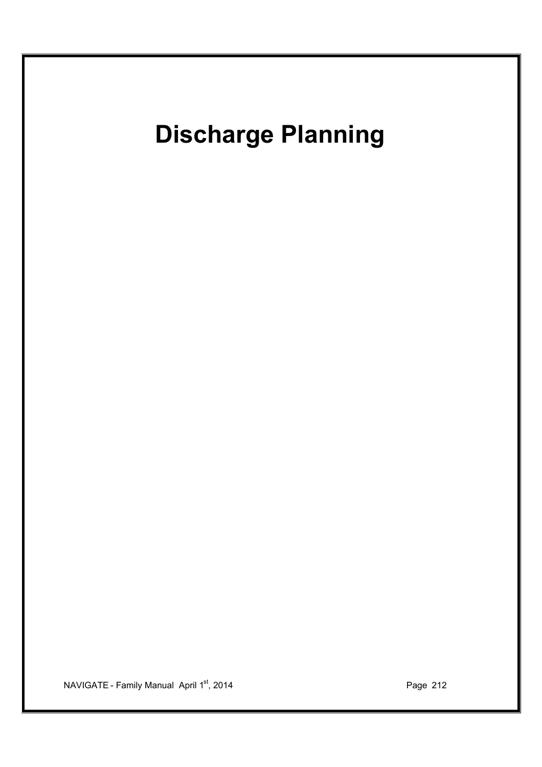# Discharge Planning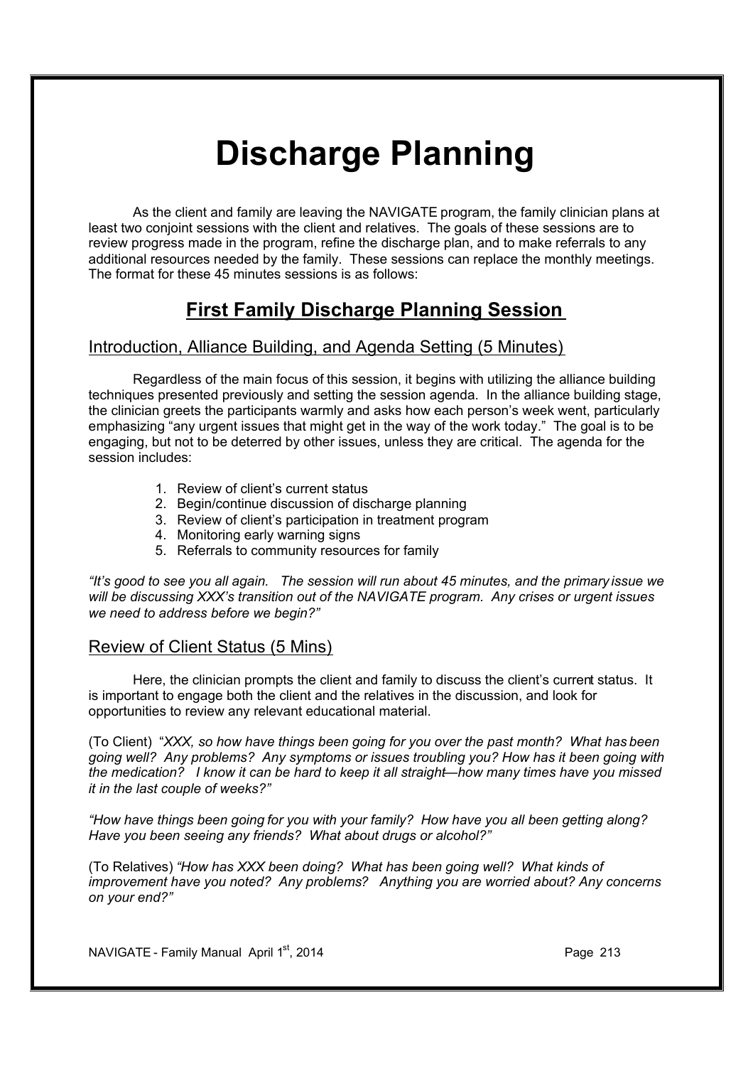# Discharge Planning

As the client and family are leaving the NAVIGATE program, the family clinician plans at least two conjoint sessions with the client and relatives. The goals of these sessions are to review progress made in the program, refine the discharge plan, and to make referrals to any additional resources needed by the family. These sessions can replace the monthly meetings. The format for these 45 minutes sessions is as follows:

## First Family Discharge Planning Session

### Introduction, Alliance Building, and Agenda Setting (5 Minutes)

Regardless of the main focus of this session, it begins with utilizing the alliance building techniques presented previously and setting the session agenda. In the alliance building stage, the clinician greets the participants warmly and asks how each person's week went, particularly emphasizing "any urgent issues that might get in the way of the work today." The goal is to be engaging, but not to be deterred by other issues, unless they are critical. The agenda for the session includes:

1. Review of client's current status
2. Begin/continue discussion of discharge planning
3. Review of client's participation in treatment program
4. Monitoring early warning signs
5. Referrals to community resources for family

*"It's good to see you all again. The session will run about 45 minutes, and the primary issue we will be discussing XXX's transition out of the NAVIGATE program. Any crises or urgent issues we need to address before we begin?"*

### Review of Client Status (5 Mins)

Here, the clinician prompts the client and family to discuss the client's current status. It is important to engage both the client and the relatives in the discussion, and look for opportunities to review any relevant educational material.

(To Client) *"XXX, so how have things been going for you over the past month? What has been going well? Any problems? Any symptoms or issues troubling you? How has it been going with the medication? I know it can be hard to keep it all straight—how many times have you missed it in the last couple of weeks?"*

*"How have things been going for you with your family? How have you all been getting along? Have you been seeing any friends? What about drugs or alcohol?"*

(To Relatives) *"How has XXX been doing? What has been going well? What kinds of improvement have you noted? Any problems? Anything you are worried about? Any concerns on your end?"*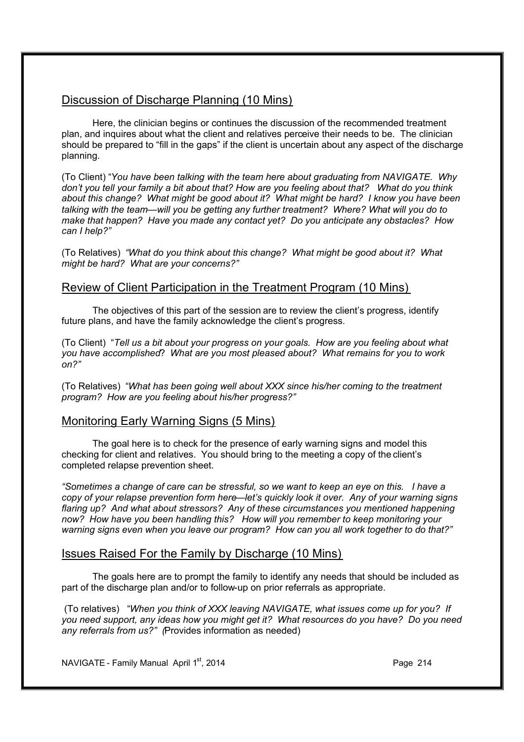## Discussion of Discharge Planning (10 Mins)

Here, the clinician begins or continues the discussion of the recommended treatment plan, and inquires about what the client and relatives perceive their needs to be. The clinician should be prepared to "fill in the gaps" if the client is uncertain about any aspect of the discharge planning.

(To Client) "*You have been talking with the team here about graduating from NAVIGATE. Why don't you tell your family a bit about that? How are you feeling about that? What do you think about this change? What might be good about it? What might be hard? I know you have been talking with the team—will you be getting any further treatment? Where? What will you do to make that happen? Have you made any contact yet? Do you anticipate any obstacles? How can I help?"*

(To Relatives) *"What do you think about this change? What might be good about it? What might be hard? What are your concerns?"*

## Review of Client Participation in the Treatment Program (10 Mins)

The objectives of this part of the session are to review the client's progress, identify future plans, and have the family acknowledge the client's progress.

(To Client) "*Tell us a bit about your progress on your goals. How are you feeling about what you have accomplished? What are you most pleased about? What remains for you to work on?"*

(To Relatives) "*What has been going well about XXX since his/her coming to the treatment program? How are you feeling about his/her progress?"*

## Monitoring Early Warning Signs (5 Mins)

The goal here is to check for the presence of early warning signs and model this checking for client and relatives. You should bring to the meeting a copy of the client's completed relapse prevention sheet.

*"Sometimes a change of care can be stressful, so we want to keep an eye on this. I have a copy of your relapse prevention form here—let's quickly look it over. Any of your warning signs flaring up? And what about stressors? Any of these circumstances you mentioned happening now? How have you been handling this? How will you remember to keep monitoring your warning signs even when you leave our program? How can you all work together to do that?"*

## Issues Raised For the Family by Discharge (10 Mins)

The goals here are to prompt the family to identify any needs that should be included as part of the discharge plan and/or to follow-up on prior referrals as appropriate.

(To relatives) "*When you think of XXX leaving NAVIGATE, what issues come up for you? If you need support, any ideas how you might get it? What resources do you have? Do you need any referrals from us?"* (Provides information as needed)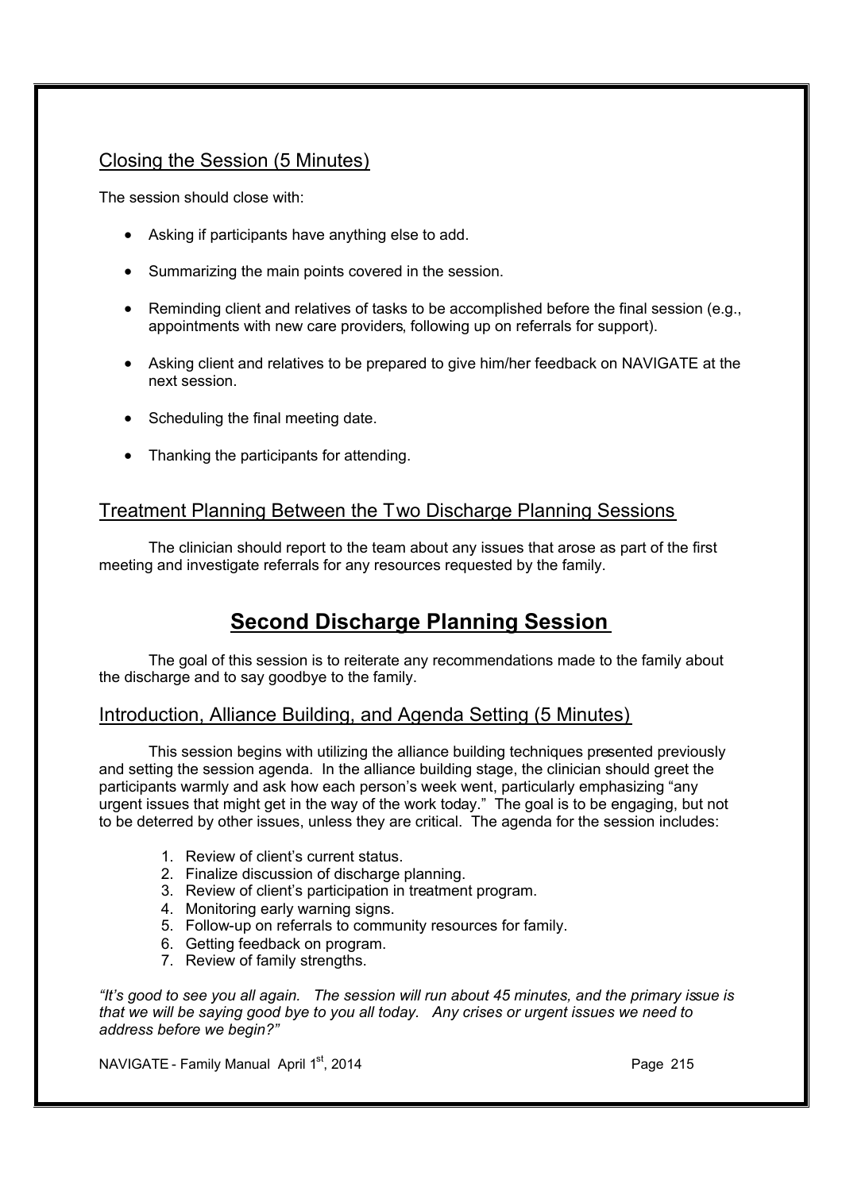## Closing the Session (5 Minutes)

The session should close with:

- Asking if participants have anything else to add.
- Summarizing the main points covered in the session.
- Reminding client and relatives of tasks to be accomplished before the final session (e.g., appointments with new care providers, following up on referrals for support).
- Asking client and relatives to be prepared to give him/her feedback on NAVIGATE at the next session.
- Scheduling the final meeting date.
- Thanking the participants for attending.

## Treatment Planning Between the Two Discharge Planning Sessions

The clinician should report to the team about any issues that arose as part of the first meeting and investigate referrals for any resources requested by the family.

# Second Discharge Planning Session

The goal of this session is to reiterate any recommendations made to the family about the discharge and to say goodbye to the family.

## Introduction, Alliance Building, and Agenda Setting (5 Minutes)

This session begins with utilizing the alliance building techniques presented previously and setting the session agenda. In the alliance building stage, the clinician should greet the participants warmly and ask how each person's week went, particularly emphasizing "any urgent issues that might get in the way of the work today." The goal is to be engaging, but not to be deterred by other issues, unless they are critical. The agenda for the session includes:

1. Review of client's current status.
2. Finalize discussion of discharge planning.
3. Review of client's participation in treatment program.
4. Monitoring early warning signs.
5. Follow-up on referrals to community resources for family.
6. Getting feedback on program.
7. Review of family strengths.

*"It's good to see you all again. The session will run about 45 minutes, and the primary issue is that we will be saying good bye to you all today. Any crises or urgent issues we need to address before we begin?"*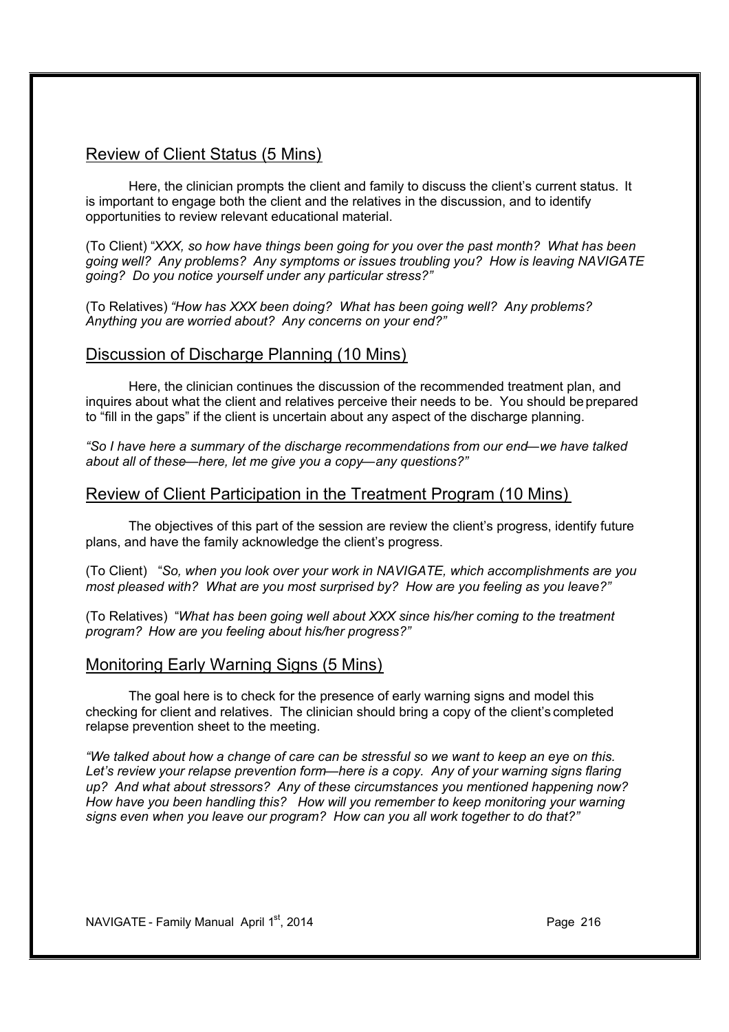## Review of Client Status (5 Mins)

Here, the clinician prompts the client and family to discuss the client's current status. It is important to engage both the client and the relatives in the discussion, and to identify opportunities to review relevant educational material.

(To Client) *"XXX, so how have things been going for you over the past month? What has been going well? Any problems? Any symptoms or issues troubling you? How is leaving NAVIGATE going? Do you notice yourself under any particular stress?"*

(To Relatives) *"How has XXX been doing? What has been going well? Any problems? Anything you are worried about? Any concerns on your end?"*

## Discussion of Discharge Planning (10 Mins)

Here, the clinician continues the discussion of the recommended treatment plan, and inquires about what the client and relatives perceive their needs to be. You should be prepared to "fill in the gaps" if the client is uncertain about any aspect of the discharge planning.

*"So I have here a summary of the discharge recommendations from our end—we have talked about all of these—here, let me give you a copy—any questions?"*

## Review of Client Participation in the Treatment Program (10 Mins)

The objectives of this part of the session are review the client's progress, identify future plans, and have the family acknowledge the client's progress.

(To Client) "*So, when you look over your work in NAVIGATE, which accomplishments are you most pleased with? What are you most surprised by? How are you feeling as you leave?"*

(To Relatives) "*What has been going well about XXX since his/her coming to the treatment program? How are you feeling about his/her progress?"*

## Monitoring Early Warning Signs (5 Mins)

The goal here is to check for the presence of early warning signs and model this checking for client and relatives. The clinician should bring a copy of the client's completed relapse prevention sheet to the meeting.

*"We talked about how a change of care can be stressful so we want to keep an eye on this. Let's review your relapse prevention form—here is a copy. Any of your warning signs flaring up? And what about stressors? Any of these circumstances you mentioned happening now? How have you been handling this? How will you remember to keep monitoring your warning signs even when you leave our program? How can you all work together to do that?"*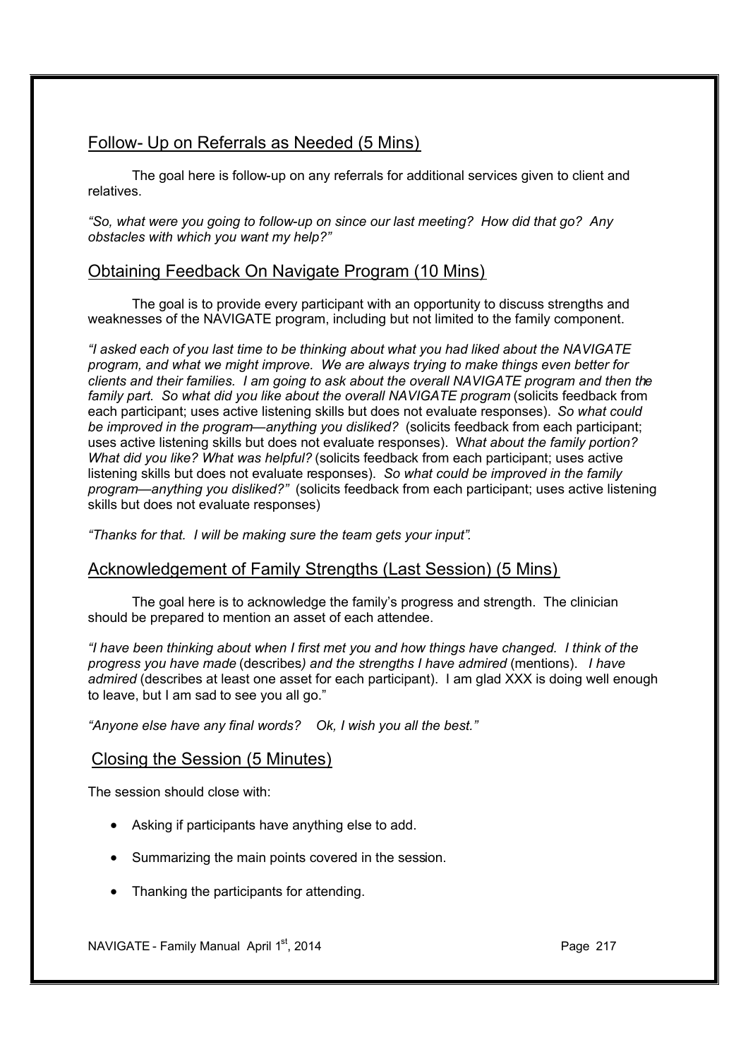## Follow- Up on Referrals as Needed (5 Mins)

The goal here is follow-up on any referrals for additional services given to client and relatives.

*"So, what were you going to follow-up on since our last meeting? How did that go? Any obstacles with which you want my help?"*

## Obtaining Feedback On Navigate Program (10 Mins)

The goal is to provide every participant with an opportunity to discuss strengths and weaknesses of the NAVIGATE program, including but not limited to the family component.

*"I asked each of you last time to be thinking about what you had liked about the NAVIGATE program, and what we might improve. We are always trying to make things even better for clients and their families. I am going to ask about the overall NAVIGATE program and then the family part. So what did you like about the overall NAVIGATE program* (solicits feedback from each participant; uses active listening skills but does not evaluate responses). *So what could be improved in the program—anything you disliked?* (solicits feedback from each participant; uses active listening skills but does not evaluate responses). W*hat about the family portion? What did you like? What was helpful?* (solicits feedback from each participant; uses active listening skills but does not evaluate responses). *So what could be improved in the family program—anything you disliked?"* (solicits feedback from each participant; uses active listening skills but does not evaluate responses)

*"Thanks for that. I will be making sure the team gets your input".*

## Acknowledgement of Family Strengths (Last Session) (5 Mins)

The goal here is to acknowledge the family's progress and strength. The clinician should be prepared to mention an asset of each attendee.

*"I have been thinking about when I first met you and how things have changed. I think of the progress you have made* (describes*) and the strengths I have admired* (mentions). *I have admired* (describes at least one asset for each participant). I am glad XXX is doing well enough to leave, but I am sad to see you all go."

*"Anyone else have any final words? Ok, I wish you all the best."*

## Closing the Session (5 Minutes)

The session should close with:

- Asking if participants have anything else to add.
- Summarizing the main points covered in the session.
- Thanking the participants for attending.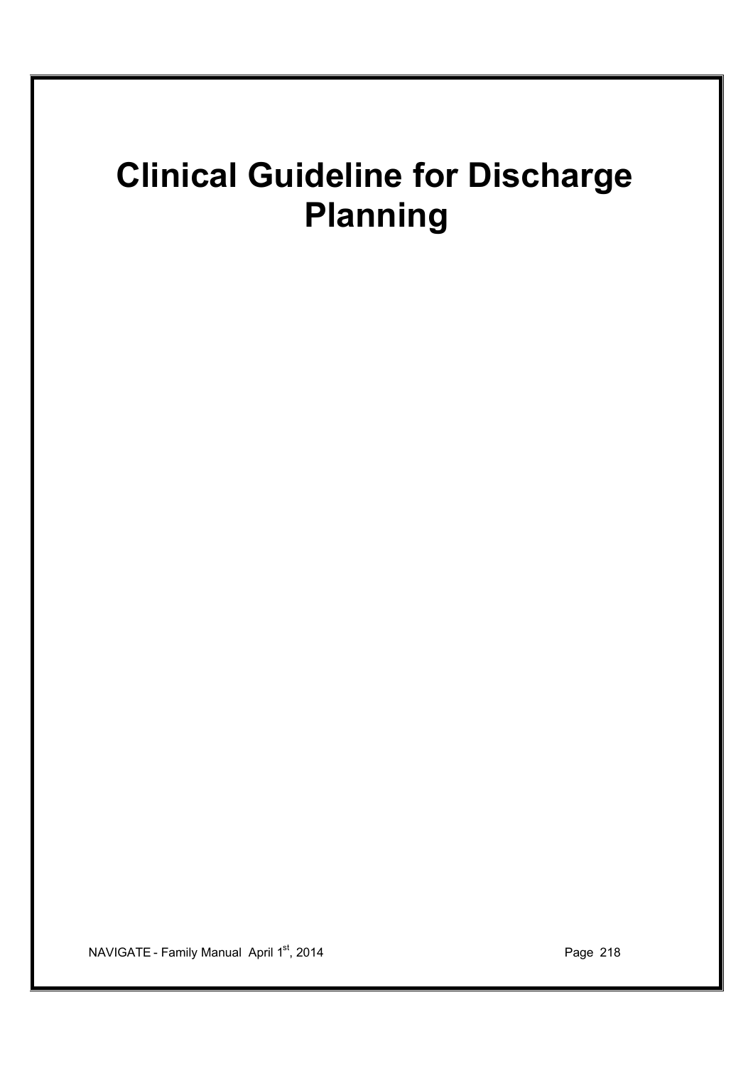# Clinical Guideline for Discharge Planning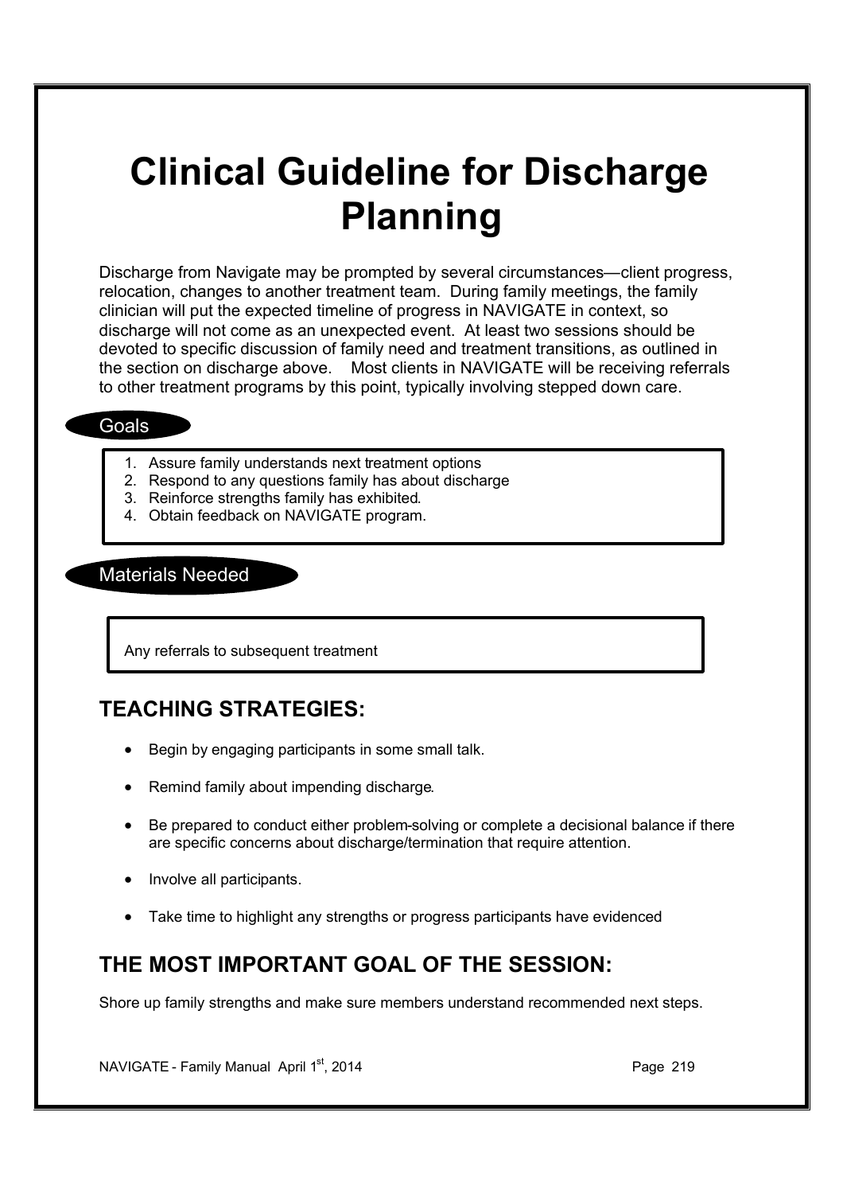# Clinical Guideline for Discharge Planning

Discharge from Navigate may be prompted by several circumstances—client progress, relocation, changes to another treatment team. During family meetings, the family clinician will put the expected timeline of progress in NAVIGATE in context, so discharge will not come as an unexpected event. At least two sessions should be devoted to specific discussion of family need and treatment transitions, as outlined in the section on discharge above. Most clients in NAVIGATE will be receiving referrals to other treatment programs by this point, typically involving stepped down care.

## Goals

1. Assure family understands next treatment options
2. Respond to any questions family has about discharge
3. Reinforce strengths family has exhibited.
4. Obtain feedback on NAVIGATE program.

## Materials Needed

Any referrals to subsequent treatment

## TEACHING STRATEGIES:

- Begin by engaging participants in some small talk.
- Remind family about impending discharge.
- Be prepared to conduct either problem-solving or complete a decisional balance if there are specific concerns about discharge/termination that require attention.
- Involve all participants.
- Take time to highlight any strengths or progress participants have evidenced

## THE MOST IMPORTANT GOAL OF THE SESSION:

Shore up family strengths and make sure members understand recommended next steps.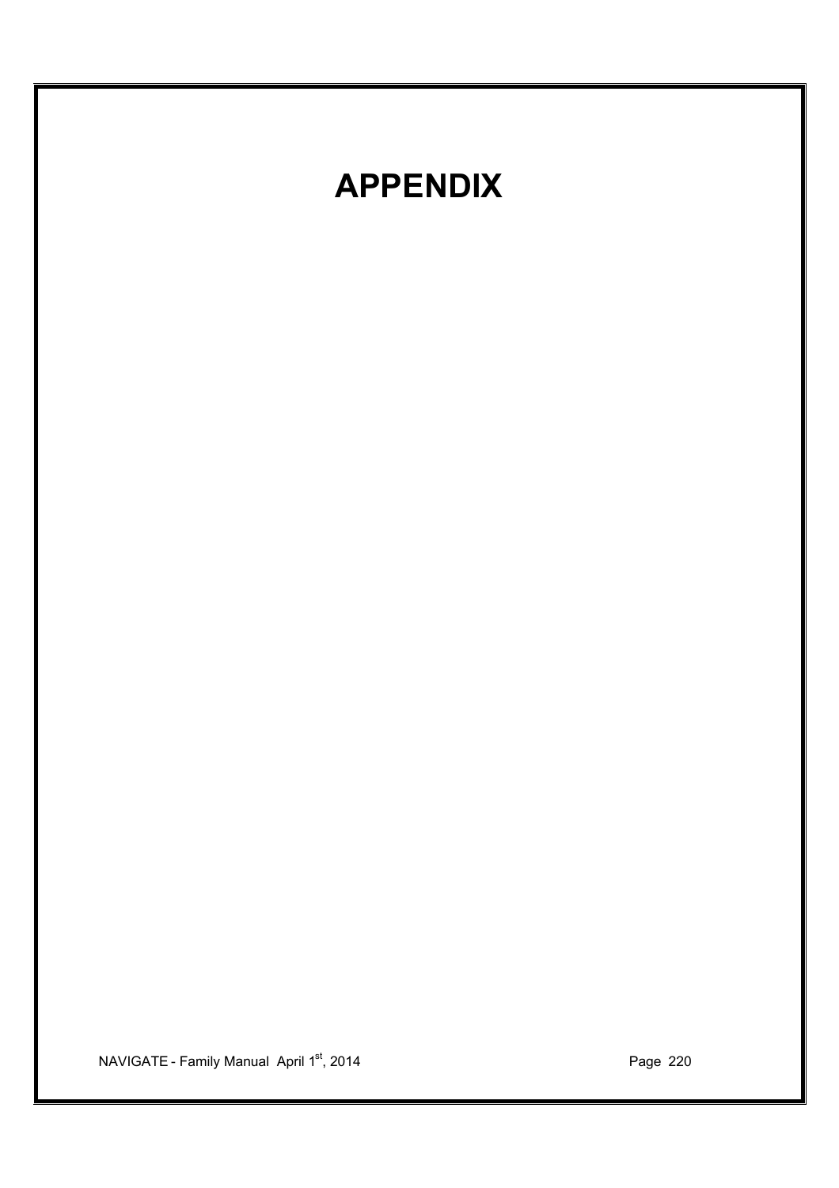# APPENDIX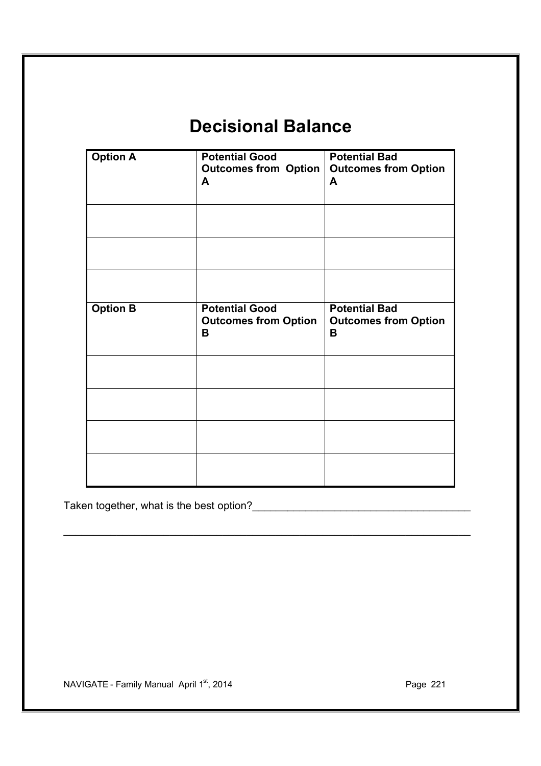# Decisional Balance

| **Option A** | **Potential Good Outcomes from Option A** | **Potential Bad Outcomes from Option A** |
| --- | --- | --- |
| | | |
| | | |
| | | |
| **Option B** | **Potential Good Outcomes from Option B** | **Potential Bad Outcomes from Option B** |
| | | |
| | | |
| | | |
| | | |

Taken together, what is the best option?_____________________________________

_____________________________________________________________________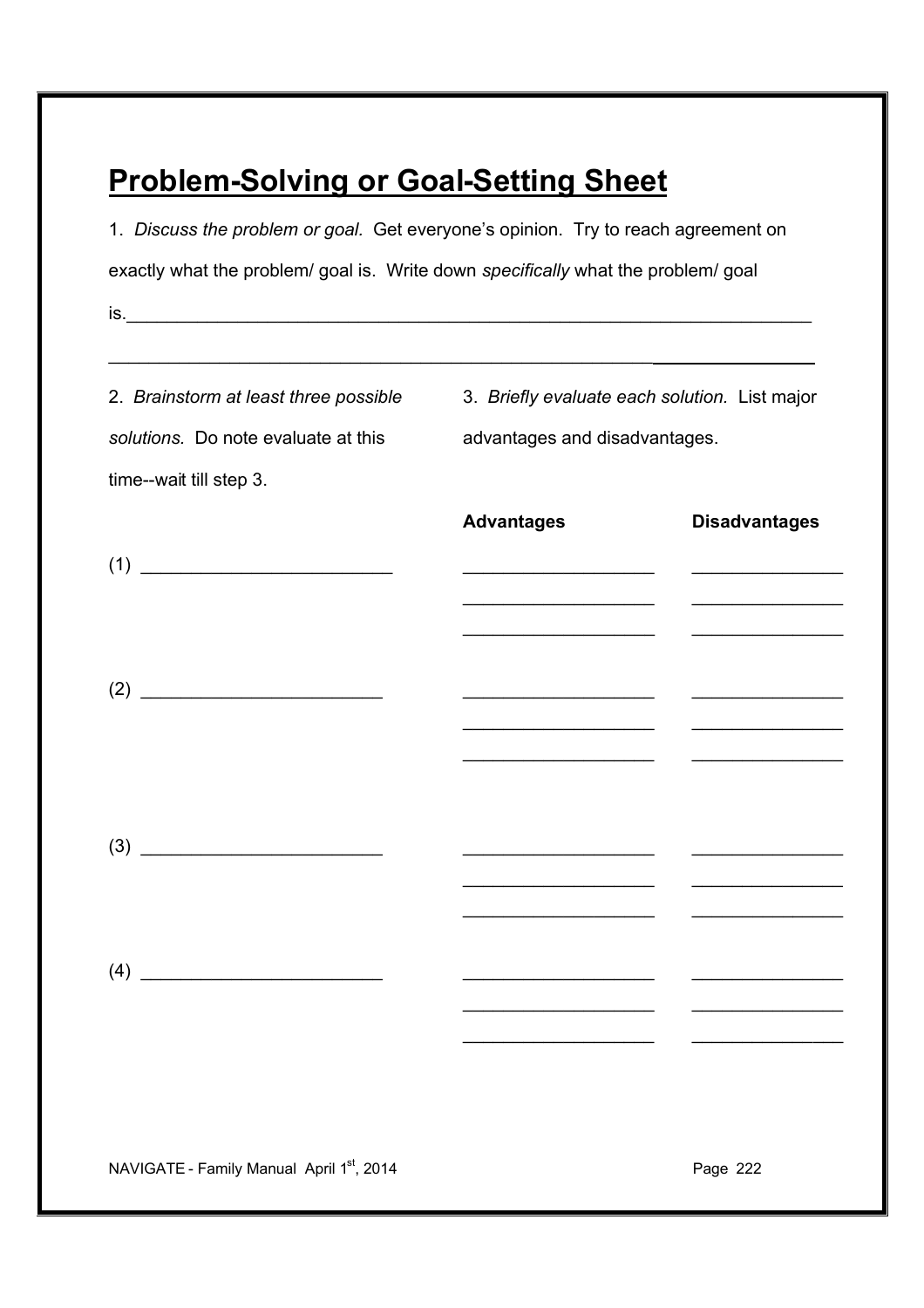# Problem-Solving or Goal-Setting Sheet

1. *Discuss the problem or goal.* Get everyone's opinion. Try to reach agreement on exactly what the problem/ goal is. Write down *specifically* what the problem/ goal is.______________________________________________________________________

________________________________________________________________________

| 2. *Brainstorm at least three possible solutions.* Do note evaluate at this time--wait till step 3. | 3. *Briefly evaluate each solution.* List major advantages and disadvantages. | |
|---|---|---|
| | **Advantages** | **Disadvantages** |
| (1) _________________________ | ___________________ | _______________ |
| | ___________________ | _______________ |
| | ___________________ | _______________ |
| (2) ________________________ | ___________________ | _______________ |
| | ___________________ | _______________ |
| | ___________________ | _______________ |
| (3) ________________________ | ___________________ | _______________ |
| | ___________________ | _______________ |
| | ___________________ | _______________ |
| (4) ________________________ | ___________________ | _______________ |
| | ___________________ | _______________ |
| | ___________________ | _______________ |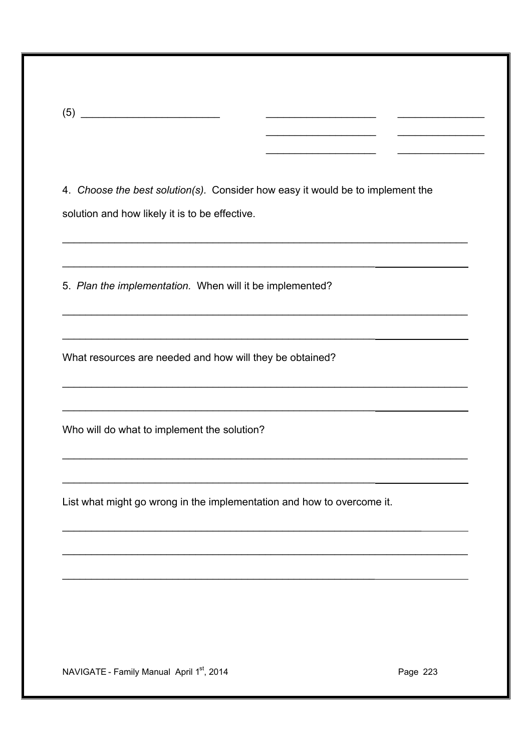(5) ________________________ ___________________ _______________

___________________ _______________

___________________ _______________

4. *Choose the best solution(s).* Consider how easy it would be to implement the solution and how likely it is to be effective.

______________________________________________________________________

______________________________________________________________________

5. *Plan the implementation.* When will it be implemented?

______________________________________________________________________

______________________________________________________________________

What resources are needed and how will they be obtained?

______________________________________________________________________

______________________________________________________________________

Who will do what to implement the solution?

______________________________________________________________________

______________________________________________________________________

List what might go wrong in the implementation and how to overcome it.

______________________________________________________________________

______________________________________________________________________

______________________________________________________________________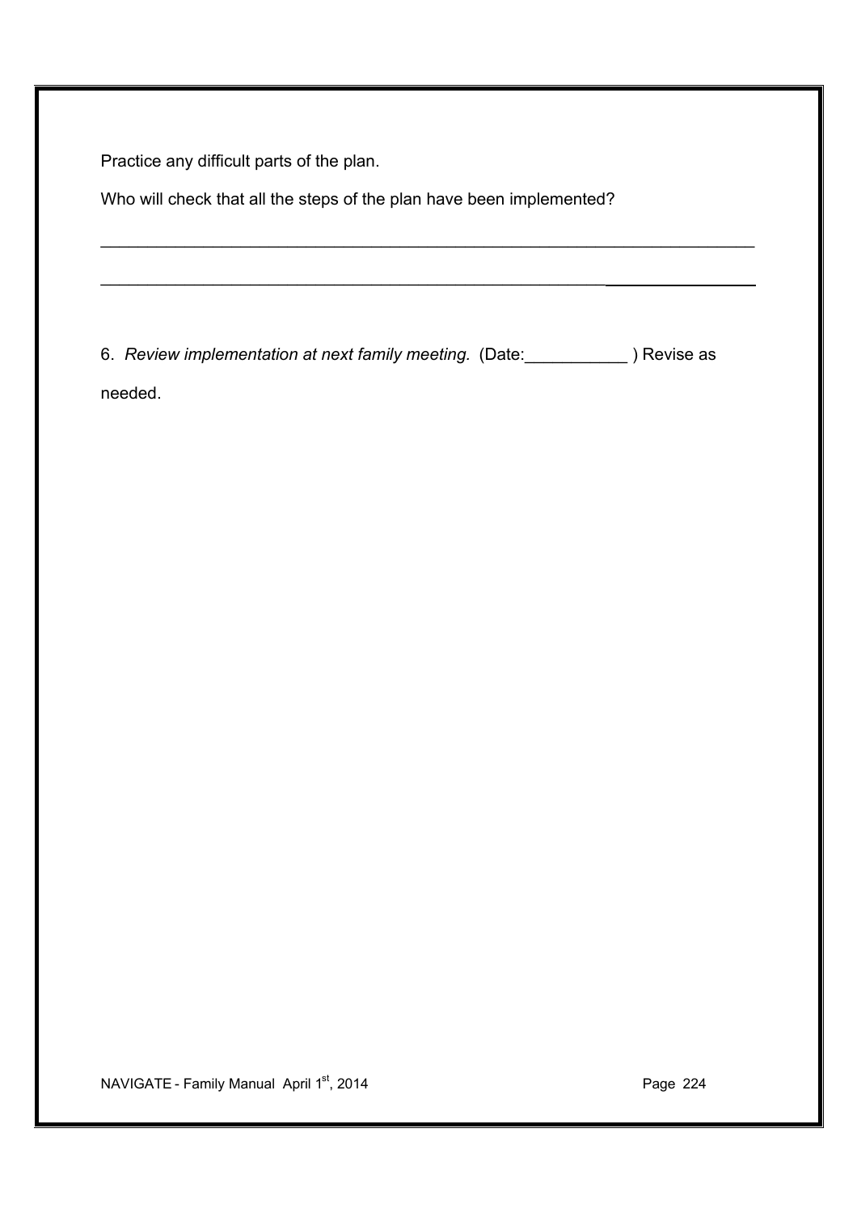Practice any difficult parts of the plan.

Who will check that all the steps of the plan have been implemented?

_______________________________________________________________________

_______________________________________________________________________

6. *Review implementation at next family meeting.* (Date:___________ ) Revise as needed.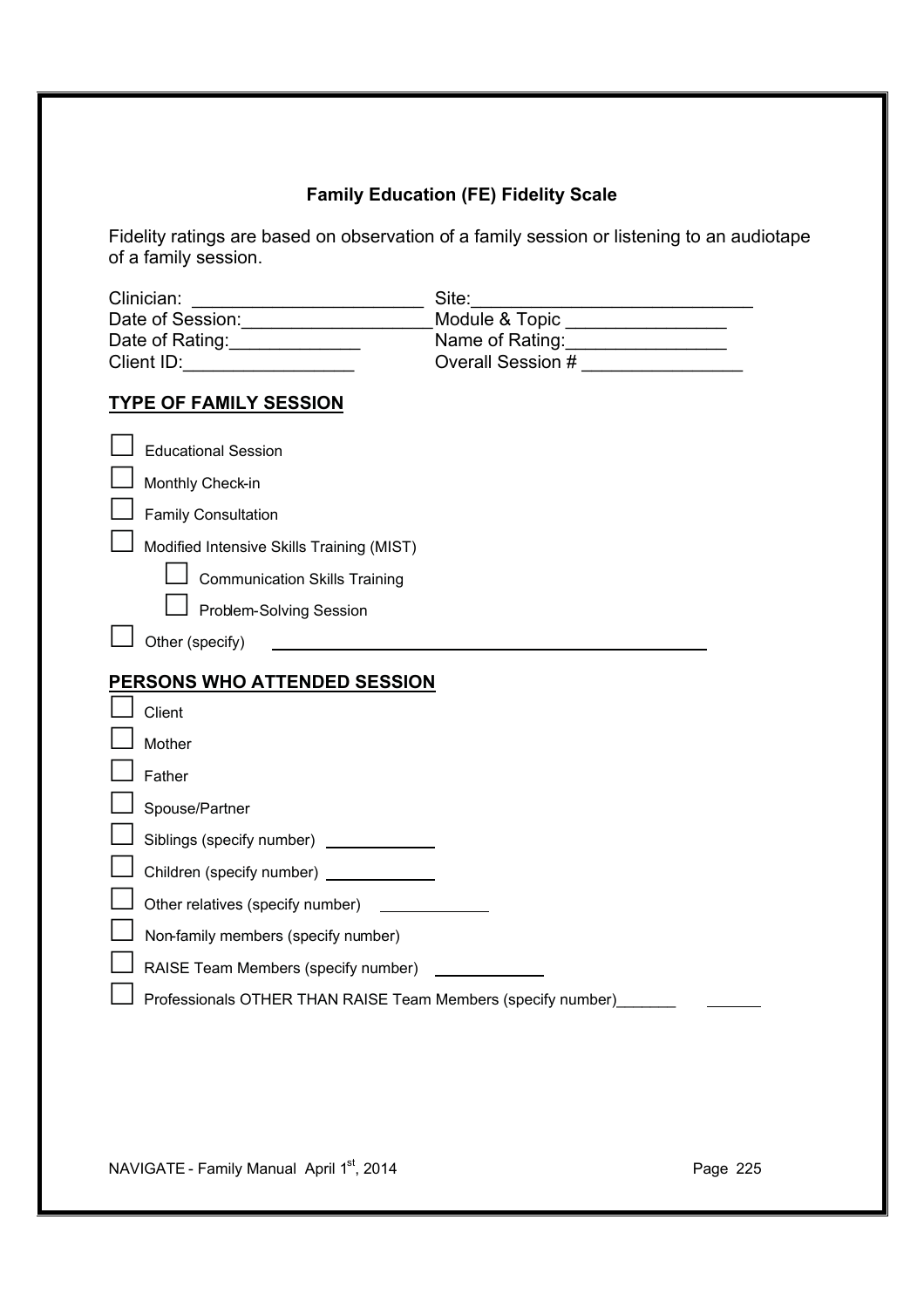## Family Education (FE) Fidelity Scale

Fidelity ratings are based on observation of a family session or listening to an audiotape of a family session.

Clinician: ______________________ Site:___________________________

Date of Session:__________________ Module & Topic _______________

Date of Rating:_____________ Name of Rating:_______________

Client ID:________________ Overall Session # _______________

**TYPE OF FAMILY SESSION**

- ☐ Educational Session
- ☐ Monthly Check-in
- ☐ Family Consultation
- ☐ Modified Intensive Skills Training (MIST)
  - ☐ Communication Skills Training
  - ☐ Problem-Solving Session
- ☐ Other (specify) ____________________________________________

**PERSONS WHO ATTENDED SESSION**

- ☐ Client
- ☐ Mother
- ☐ Father
- ☐ Spouse/Partner
- ☐ Siblings (specify number) ___________
- ☐ Children (specify number) ___________
- ☐ Other relatives (specify number) ___________
- ☐ Non-family members (specify number)
- ☐ RAISE Team Members (specify number) ___________
- ☐ Professionals OTHER THAN RAISE Team Members (specify number)_______ ______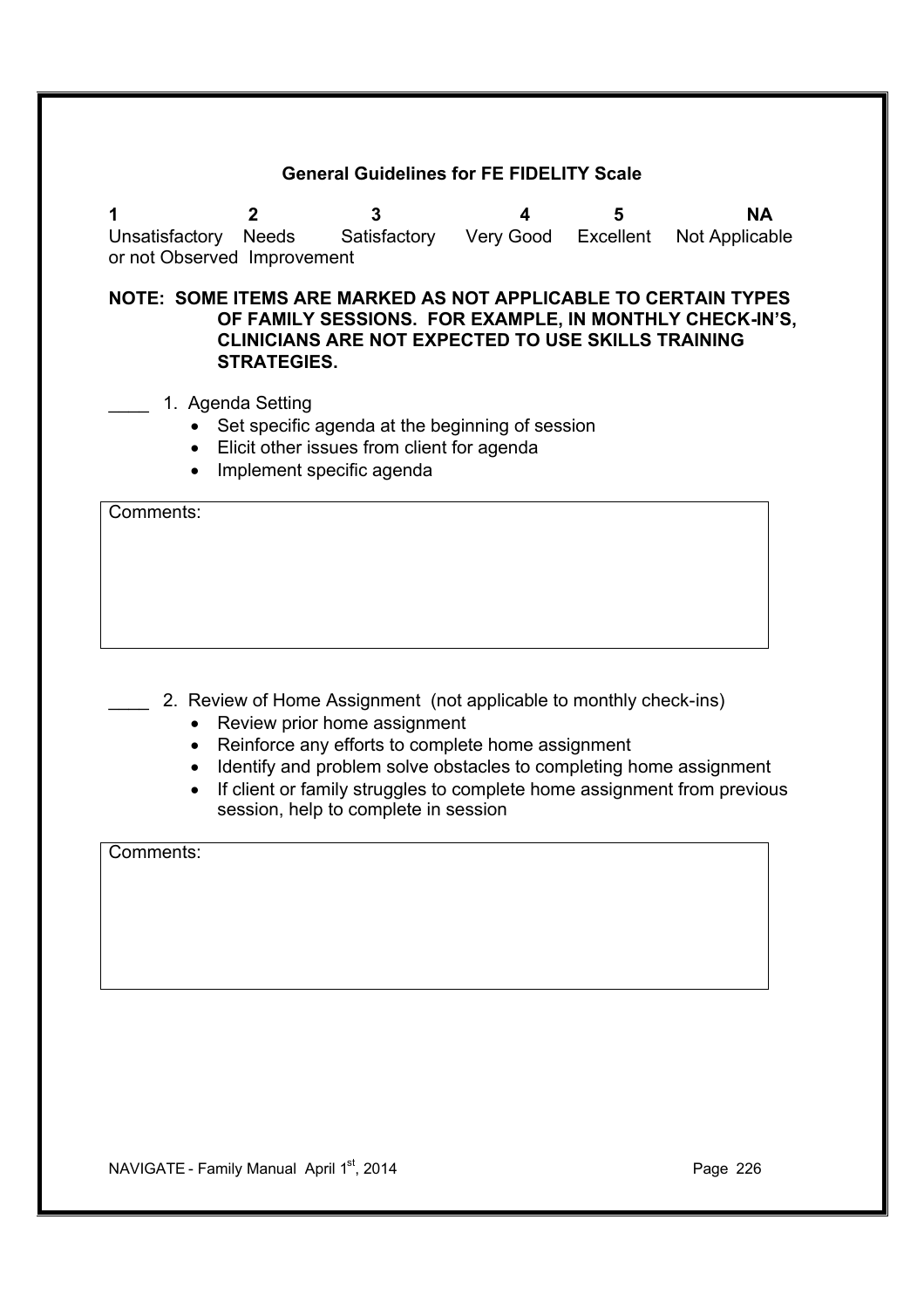### General Guidelines for FE FIDELITY Scale

| 1 | 2 | 3 | 4 | 5 | NA |
|---|---|---|---|---|---|
| Unsatisfactory or not Observed | Needs Improvement | Satisfactory | Very Good | Excellent | Not Applicable |

**NOTE: SOME ITEMS ARE MARKED AS NOT APPLICABLE TO CERTAIN TYPES OF FAMILY SESSIONS. FOR EXAMPLE, IN MONTHLY CHECK-IN'S, CLINICIANS ARE NOT EXPECTED TO USE SKILLS TRAINING STRATEGIES.**

____ 1. Agenda Setting

- Set specific agenda at the beginning of session
- Elicit other issues from client for agenda
- Implement specific agenda

| Comments: |
|---|
| |

____ 2. Review of Home Assignment (not applicable to monthly check-ins)

- Review prior home assignment
- Reinforce any efforts to complete home assignment
- Identify and problem solve obstacles to completing home assignment
- If client or family struggles to complete home assignment from previous session, help to complete in session

| Comments: |
|---|
| |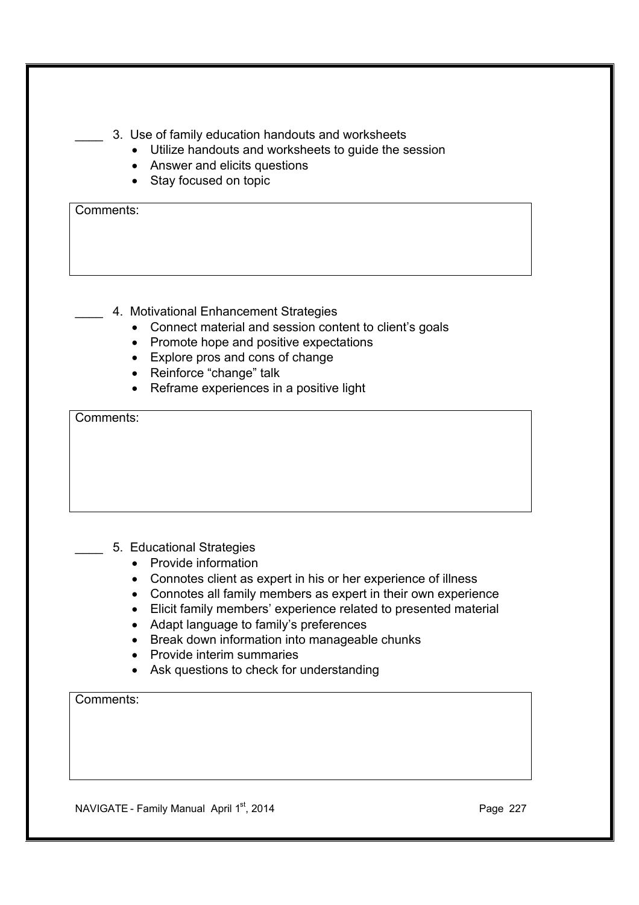____ 3. Use of family education handouts and worksheets

- Utilize handouts and worksheets to guide the session
- Answer and elicits questions
- Stay focused on topic

| Comments: |
|---|
| |

____ 4. Motivational Enhancement Strategies

- Connect material and session content to client's goals
- Promote hope and positive expectations
- Explore pros and cons of change
- Reinforce "change" talk
- Reframe experiences in a positive light

| Comments: |
|---|
| |

____ 5. Educational Strategies

- Provide information
- Connotes client as expert in his or her experience of illness
- Connotes all family members as expert in their own experience
- Elicit family members' experience related to presented material
- Adapt language to family's preferences
- Break down information into manageable chunks
- Provide interim summaries
- Ask questions to check for understanding

| Comments: |
|---|
| |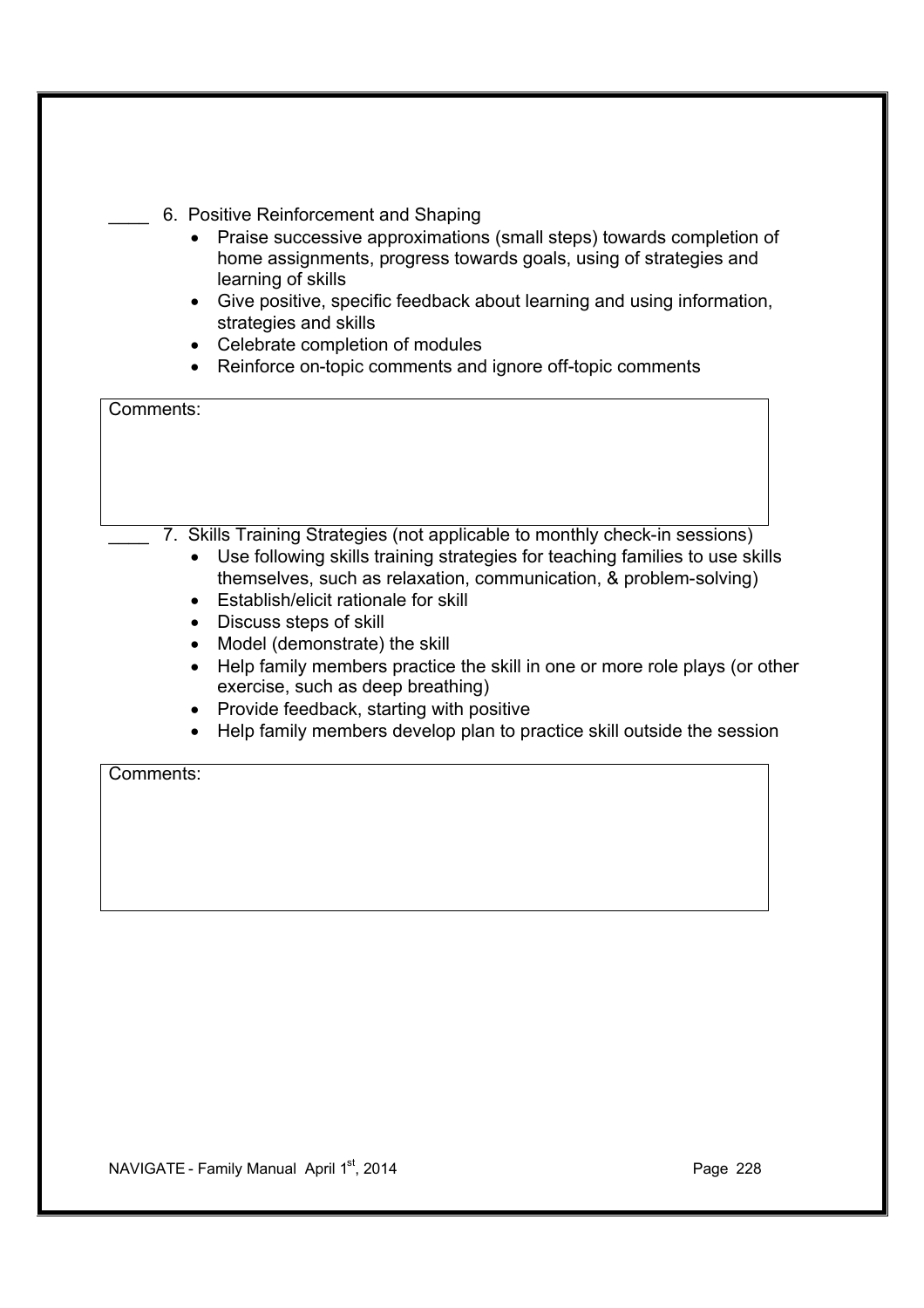____ 6. Positive Reinforcement and Shaping

- Praise successive approximations (small steps) towards completion of home assignments, progress towards goals, using of strategies and learning of skills
- Give positive, specific feedback about learning and using information, strategies and skills
- Celebrate completion of modules
- Reinforce on-topic comments and ignore off-topic comments

| Comments: |
|---|
| |

____ 7. Skills Training Strategies (not applicable to monthly check-in sessions)

- Use following skills training strategies for teaching families to use skills themselves, such as relaxation, communication, & problem-solving)
- Establish/elicit rationale for skill
- Discuss steps of skill
- Model (demonstrate) the skill
- Help family members practice the skill in one or more role plays (or other exercise, such as deep breathing)
- Provide feedback, starting with positive
- Help family members develop plan to practice skill outside the session

| Comments: |
|---|
| |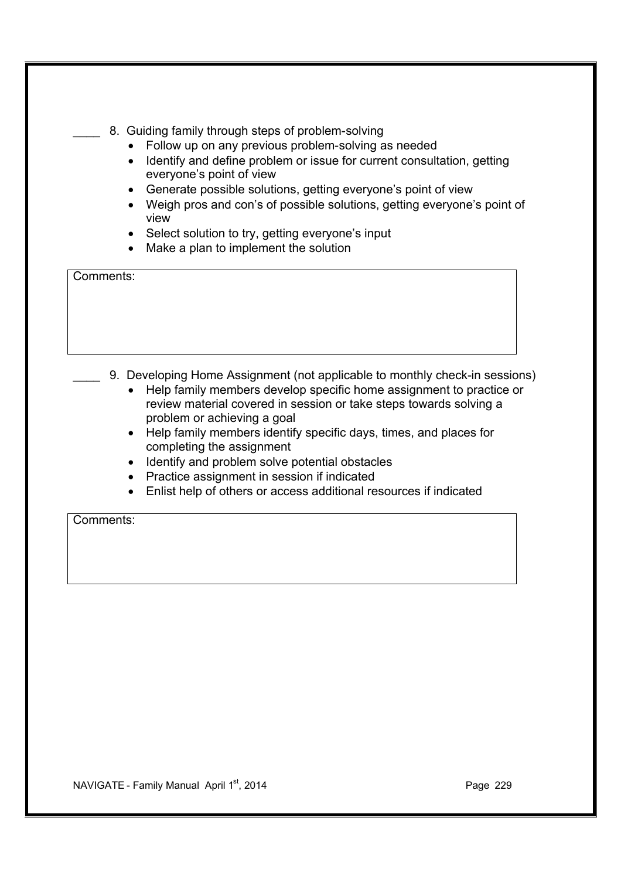____ 8. Guiding family through steps of problem-solving

- Follow up on any previous problem-solving as needed
- Identify and define problem or issue for current consultation, getting everyone's point of view
- Generate possible solutions, getting everyone's point of view
- Weigh pros and con's of possible solutions, getting everyone's point of view
- Select solution to try, getting everyone's input
- Make a plan to implement the solution

| Comments: |
|---|
| |

____ 9. Developing Home Assignment (not applicable to monthly check-in sessions)

- Help family members develop specific home assignment to practice or review material covered in session or take steps towards solving a problem or achieving a goal
- Help family members identify specific days, times, and places for completing the assignment
- Identify and problem solve potential obstacles
- Practice assignment in session if indicated
- Enlist help of others or access additional resources if indicated

| Comments: |
|---|
| |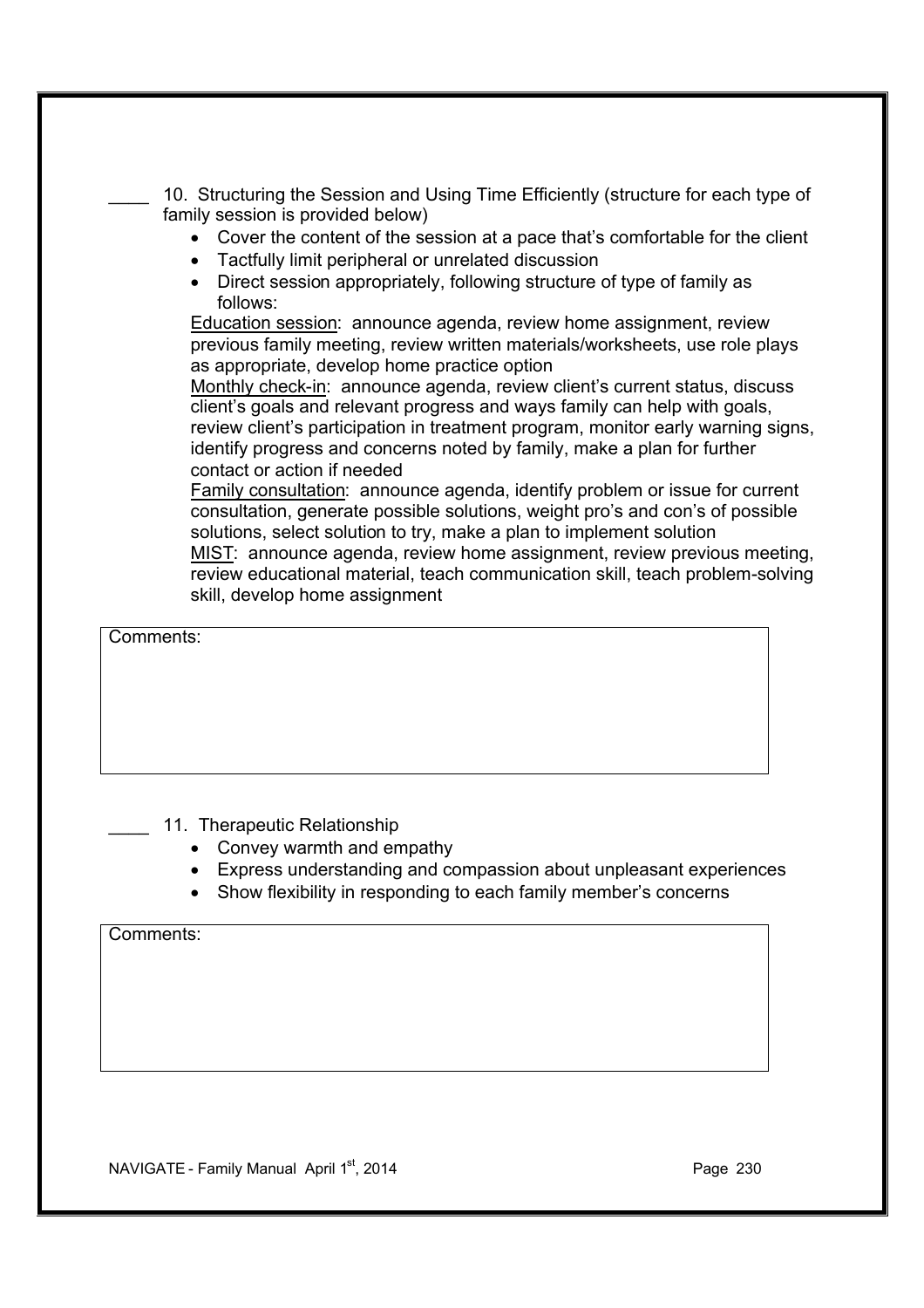____ 10. Structuring the Session and Using Time Efficiently (structure for each type of family session is provided below)

- Cover the content of the session at a pace that's comfortable for the client
- Tactfully limit peripheral or unrelated discussion
- Direct session appropriately, following structure of type of family as follows:

<u>Education session</u>: announce agenda, review home assignment, review previous family meeting, review written materials/worksheets, use role plays as appropriate, develop home practice option

<u>Monthly check-in</u>: announce agenda, review client's current status, discuss client's goals and relevant progress and ways family can help with goals, review client's participation in treatment program, monitor early warning signs, identify progress and concerns noted by family, make a plan for further contact or action if needed

<u>Family consultation</u>: announce agenda, identify problem or issue for current consultation, generate possible solutions, weight pro's and con's of possible solutions, select solution to try, make a plan to implement solution

<u>MIST</u>: announce agenda, review home assignment, review previous meeting, review educational material, teach communication skill, teach problem-solving skill, develop home assignment

| Comments: |
|---|
| |

____ 11. Therapeutic Relationship

- Convey warmth and empathy
- Express understanding and compassion about unpleasant experiences
- Show flexibility in responding to each family member's concerns

| Comments: |
|---|
| |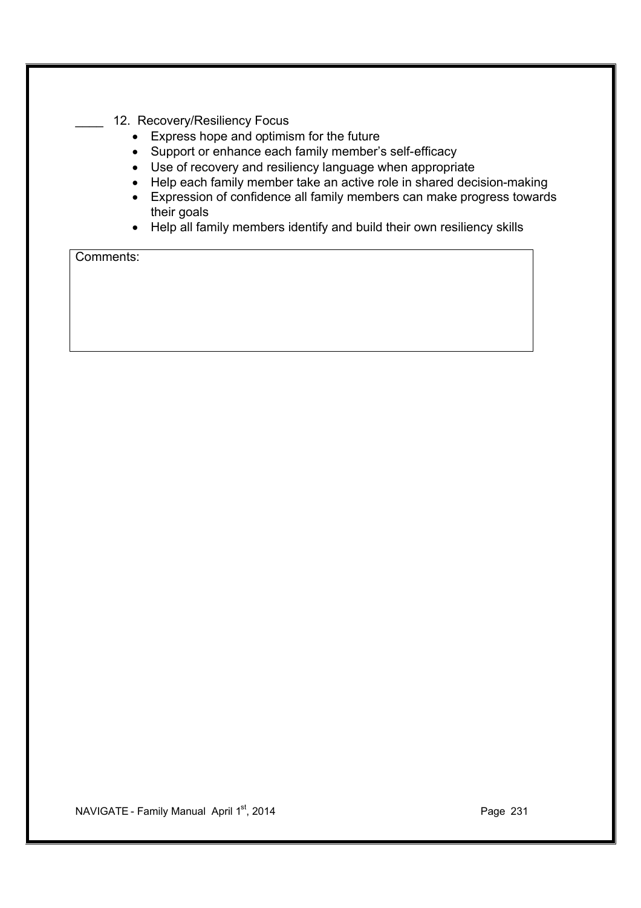____ 12. Recovery/Resiliency Focus

- Express hope and optimism for the future
- Support or enhance each family member's self-efficacy
- Use of recovery and resiliency language when appropriate
- Help each family member take an active role in shared decision-making
- Expression of confidence all family members can make progress towards their goals
- Help all family members identify and build their own resiliency skills

| Comments: |
|---|
| |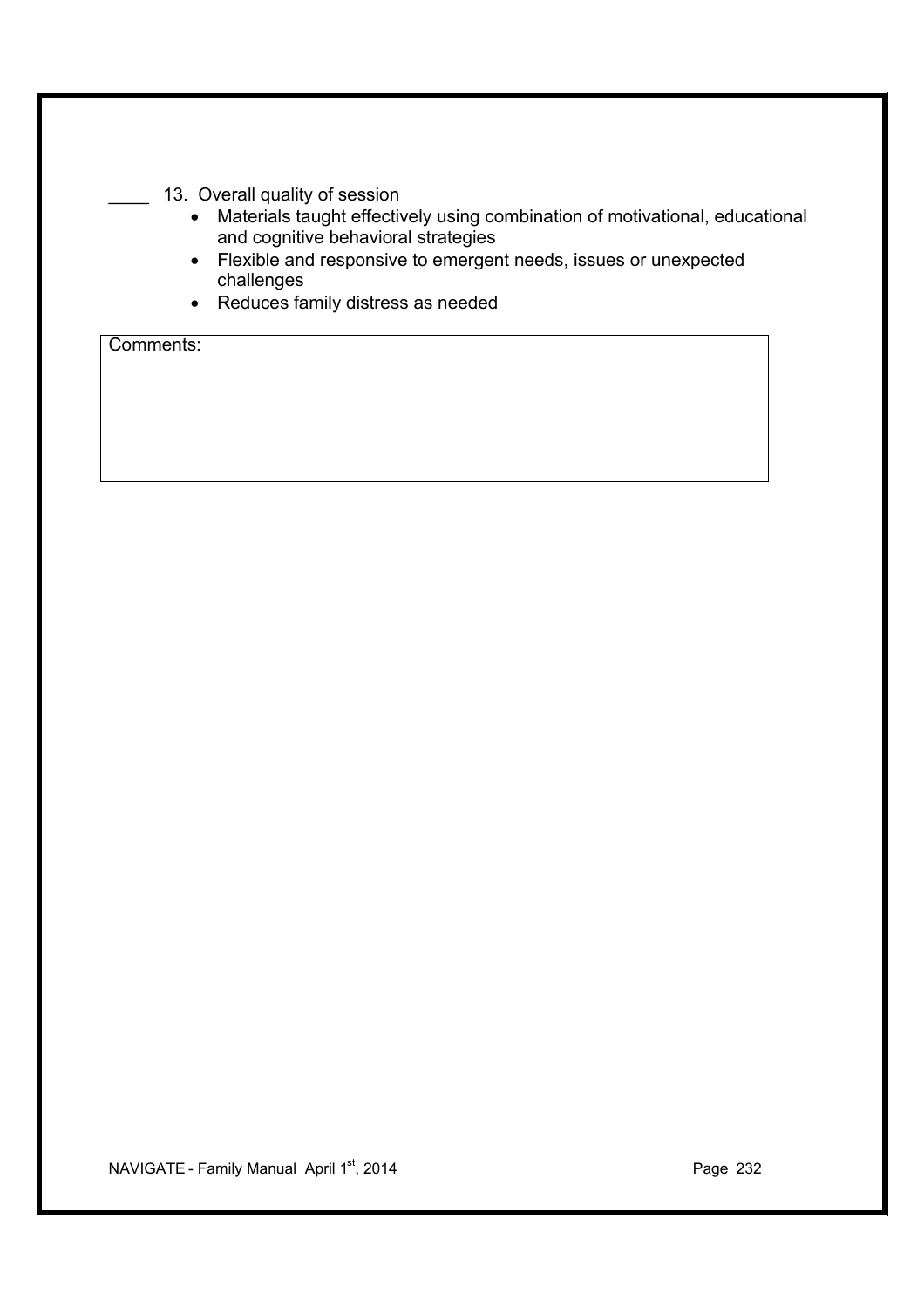____ 13. Overall quality of session

- Materials taught effectively using combination of motivational, educational and cognitive behavioral strategies
- Flexible and responsive to emergent needs, issues or unexpected challenges
- Reduces family distress as needed

| Comments: |
| --- |
| |